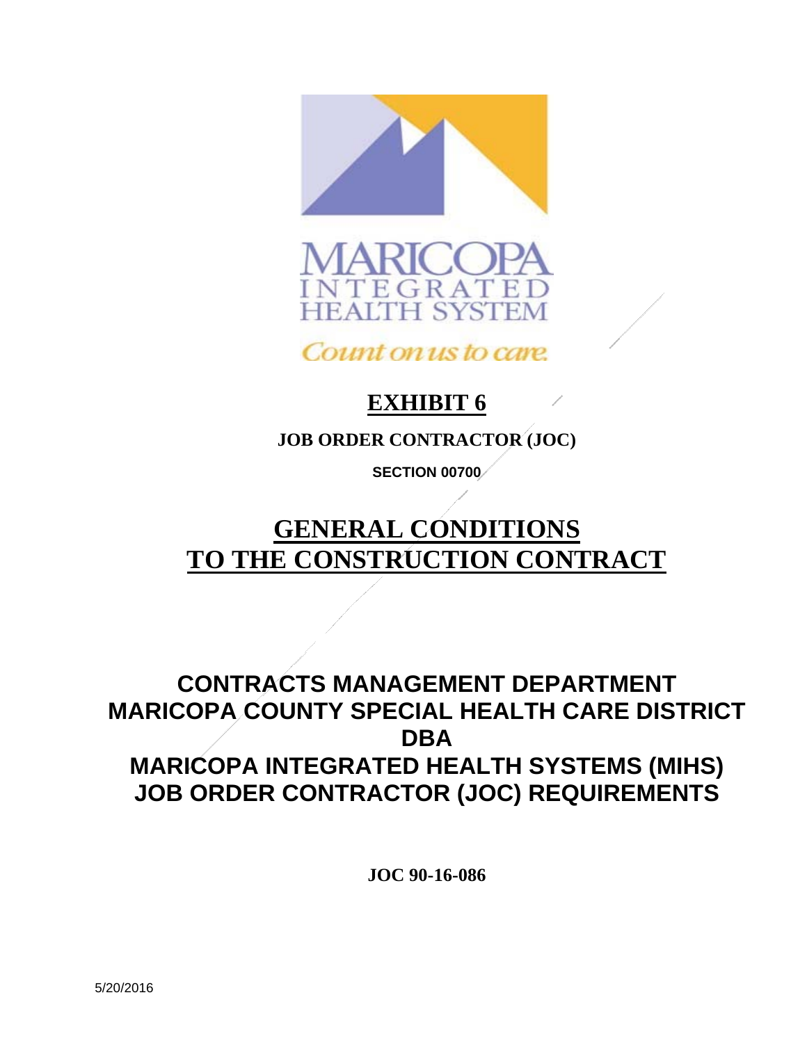MARICOPA
INTEGRATED
HEALTH SYSTEM

*Count on us to care.*

# EXHIBIT 6

**JOB ORDER CONTRACTOR (JOC)**

**SECTION 00700**

# GENERAL CONDITIONS TO THE CONSTRUCTION CONTRACT

## CONTRACTS MANAGEMENT DEPARTMENT
## MARICOPA COUNTY SPECIAL HEALTH CARE DISTRICT
## DBA
## MARICOPA INTEGRATED HEALTH SYSTEMS (MIHS)
## JOB ORDER CONTRACTOR (JOC) REQUIREMENTS

**JOC 90-16-086**

5/20/2016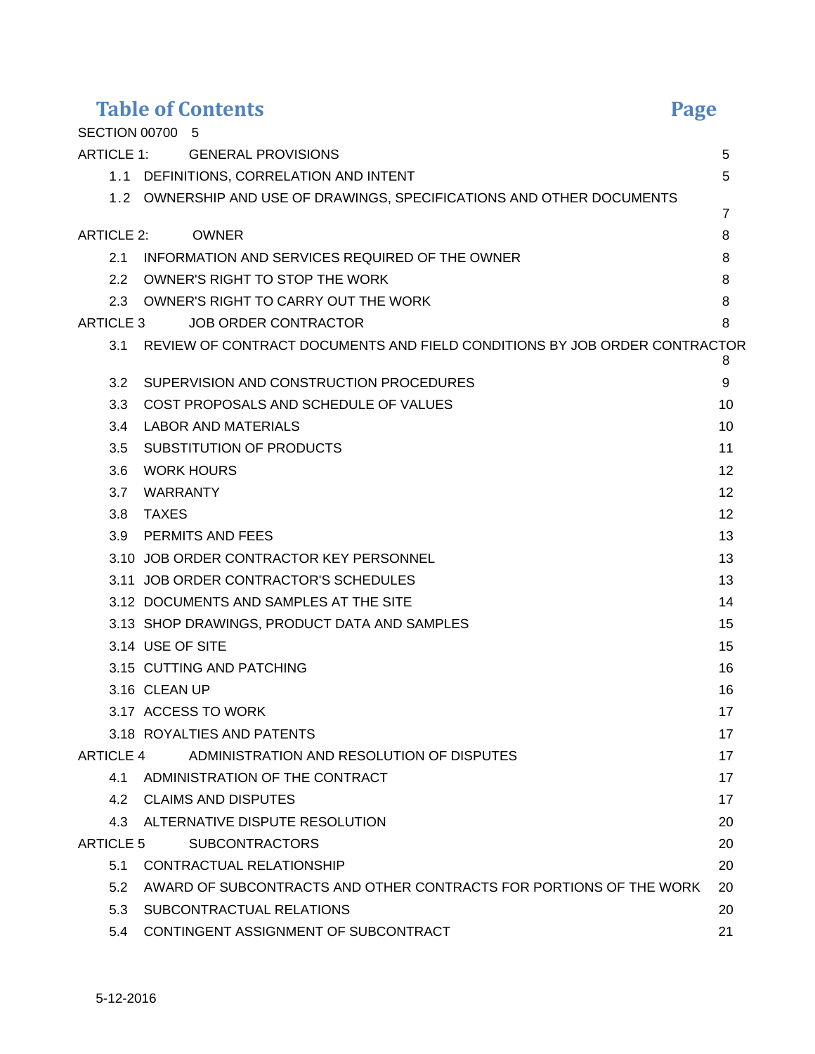# Table of Contents

| | Page |
|---|---|
| SECTION 00700 | 5 |
| ARTICLE 1: GENERAL PROVISIONS | 5 |
| 1.1 DEFINITIONS, CORRELATION AND INTENT | 5 |
| 1.2 OWNERSHIP AND USE OF DRAWINGS, SPECIFICATIONS AND OTHER DOCUMENTS | 7 |
| ARTICLE 2: OWNER | 8 |
| 2.1 INFORMATION AND SERVICES REQUIRED OF THE OWNER | 8 |
| 2.2 OWNER'S RIGHT TO STOP THE WORK | 8 |
| 2.3 OWNER'S RIGHT TO CARRY OUT THE WORK | 8 |
| ARTICLE 3 JOB ORDER CONTRACTOR | 8 |
| 3.1 REVIEW OF CONTRACT DOCUMENTS AND FIELD CONDITIONS BY JOB ORDER CONTRACTOR | 8 |
| 3.2 SUPERVISION AND CONSTRUCTION PROCEDURES | 9 |
| 3.3 COST PROPOSALS AND SCHEDULE OF VALUES | 10 |
| 3.4 LABOR AND MATERIALS | 10 |
| 3.5 SUBSTITUTION OF PRODUCTS | 11 |
| 3.6 WORK HOURS | 12 |
| 3.7 WARRANTY | 12 |
| 3.8 TAXES | 12 |
| 3.9 PERMITS AND FEES | 13 |
| 3.10 JOB ORDER CONTRACTOR KEY PERSONNEL | 13 |
| 3.11 JOB ORDER CONTRACTOR'S SCHEDULES | 13 |
| 3.12 DOCUMENTS AND SAMPLES AT THE SITE | 14 |
| 3.13 SHOP DRAWINGS, PRODUCT DATA AND SAMPLES | 15 |
| 3.14 USE OF SITE | 15 |
| 3.15 CUTTING AND PATCHING | 16 |
| 3.16 CLEAN UP | 16 |
| 3.17 ACCESS TO WORK | 17 |
| 3.18 ROYALTIES AND PATENTS | 17 |
| ARTICLE 4 ADMINISTRATION AND RESOLUTION OF DISPUTES | 17 |
| 4.1 ADMINISTRATION OF THE CONTRACT | 17 |
| 4.2 CLAIMS AND DISPUTES | 17 |
| 4.3 ALTERNATIVE DISPUTE RESOLUTION | 20 |
| ARTICLE 5 SUBCONTRACTORS | 20 |
| 5.1 CONTRACTUAL RELATIONSHIP | 20 |
| 5.2 AWARD OF SUBCONTRACTS AND OTHER CONTRACTS FOR PORTIONS OF THE WORK | 20 |
| 5.3 SUBCONTRACTUAL RELATIONS | 20 |
| 5.4 CONTINGENT ASSIGNMENT OF SUBCONTRACT | 21 |

5-12-2016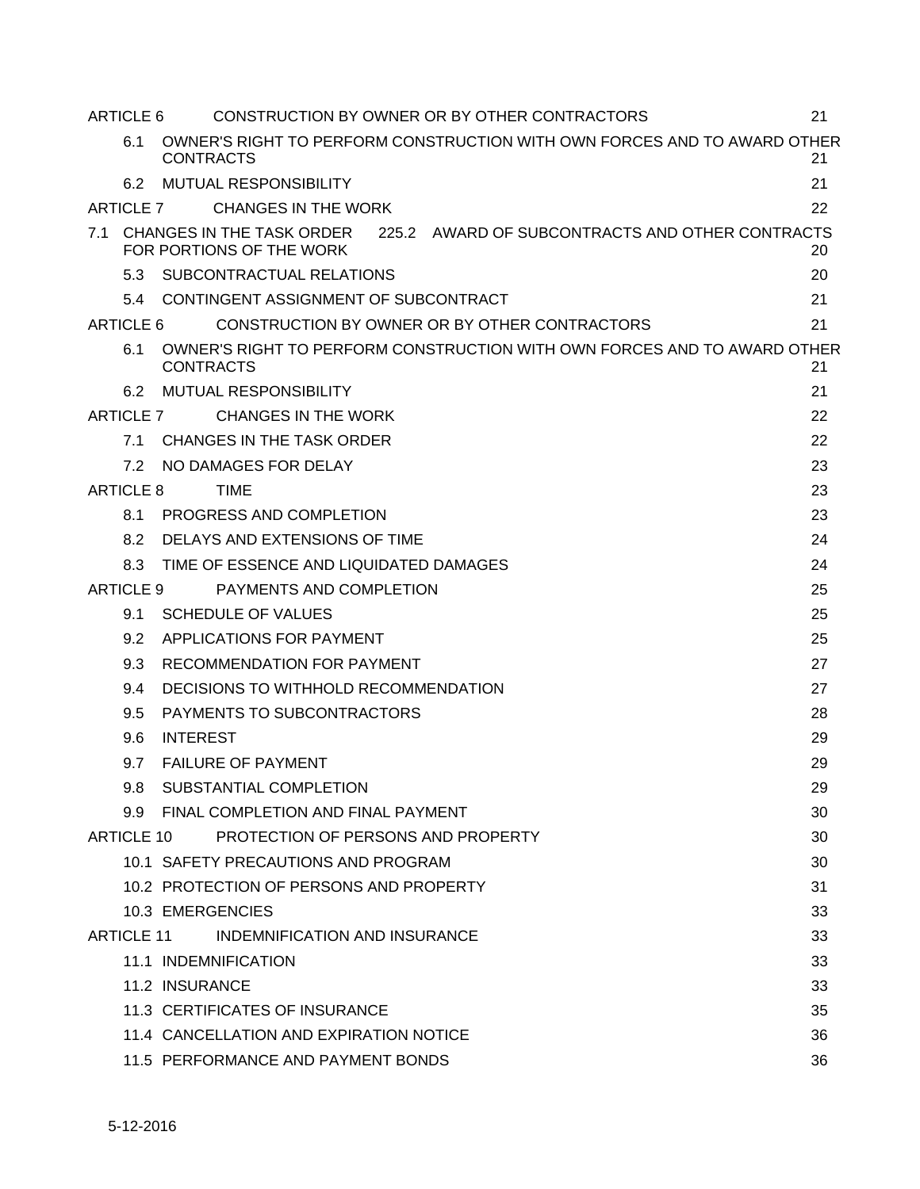| | | |
|---|---|---|
| ARTICLE 6 | CONSTRUCTION BY OWNER OR BY OTHER CONTRACTORS | 21 |
| 6.1 | OWNER'S RIGHT TO PERFORM CONSTRUCTION WITH OWN FORCES AND TO AWARD OTHER CONTRACTS | 21 |
| 6.2 | MUTUAL RESPONSIBILITY | 21 |
| ARTICLE 7 | CHANGES IN THE WORK | 22 |
| 7.1 | CHANGES IN THE TASK ORDER 225.2 AWARD OF SUBCONTRACTS AND OTHER CONTRACTS FOR PORTIONS OF THE WORK | 20 |
| 5.3 | SUBCONTRACTUAL RELATIONS | 20 |
| 5.4 | CONTINGENT ASSIGNMENT OF SUBCONTRACT | 21 |
| ARTICLE 6 | CONSTRUCTION BY OWNER OR BY OTHER CONTRACTORS | 21 |
| 6.1 | OWNER'S RIGHT TO PERFORM CONSTRUCTION WITH OWN FORCES AND TO AWARD OTHER CONTRACTS | 21 |
| 6.2 | MUTUAL RESPONSIBILITY | 21 |
| ARTICLE 7 | CHANGES IN THE WORK | 22 |
| 7.1 | CHANGES IN THE TASK ORDER | 22 |
| 7.2 | NO DAMAGES FOR DELAY | 23 |
| ARTICLE 8 | TIME | 23 |
| 8.1 | PROGRESS AND COMPLETION | 23 |
| 8.2 | DELAYS AND EXTENSIONS OF TIME | 24 |
| 8.3 | TIME OF ESSENCE AND LIQUIDATED DAMAGES | 24 |
| ARTICLE 9 | PAYMENTS AND COMPLETION | 25 |
| 9.1 | SCHEDULE OF VALUES | 25 |
| 9.2 | APPLICATIONS FOR PAYMENT | 25 |
| 9.3 | RECOMMENDATION FOR PAYMENT | 27 |
| 9.4 | DECISIONS TO WITHHOLD RECOMMENDATION | 27 |
| 9.5 | PAYMENTS TO SUBCONTRACTORS | 28 |
| 9.6 | INTEREST | 29 |
| 9.7 | FAILURE OF PAYMENT | 29 |
| 9.8 | SUBSTANTIAL COMPLETION | 29 |
| 9.9 | FINAL COMPLETION AND FINAL PAYMENT | 30 |
| ARTICLE 10 | PROTECTION OF PERSONS AND PROPERTY | 30 |
| 10.1 | SAFETY PRECAUTIONS AND PROGRAM | 30 |
| 10.2 | PROTECTION OF PERSONS AND PROPERTY | 31 |
| 10.3 | EMERGENCIES | 33 |
| ARTICLE 11 | INDEMNIFICATION AND INSURANCE | 33 |
| 11.1 | INDEMNIFICATION | 33 |
| 11.2 | INSURANCE | 33 |
| 11.3 | CERTIFICATES OF INSURANCE | 35 |
| 11.4 | CANCELLATION AND EXPIRATION NOTICE | 36 |
| 11.5 | PERFORMANCE AND PAYMENT BONDS | 36 |

5-12-2016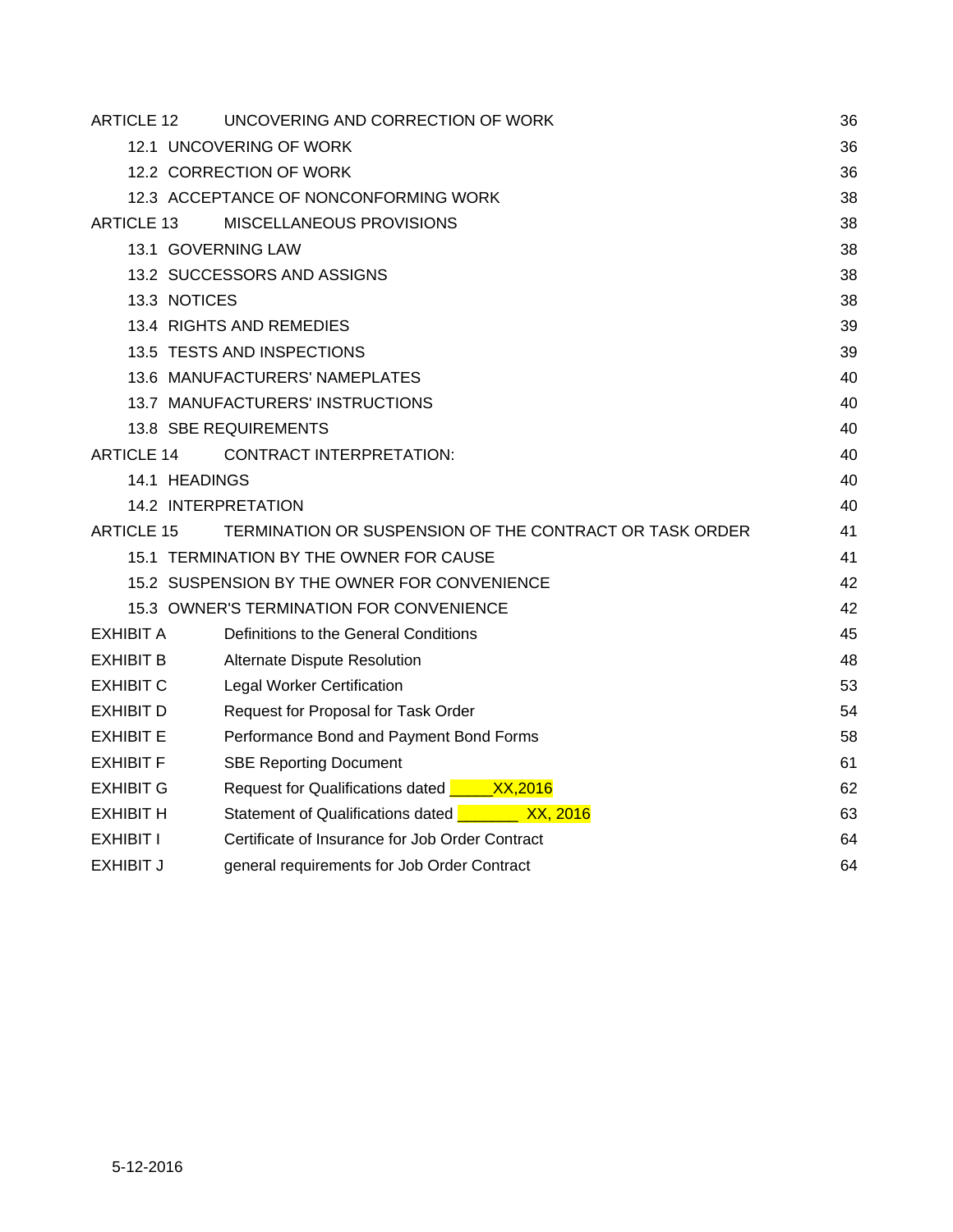| | | |
|---|---|---|
| ARTICLE 12 | UNCOVERING AND CORRECTION OF WORK | 36 |
| | 12.1 UNCOVERING OF WORK | 36 |
| | 12.2 CORRECTION OF WORK | 36 |
| | 12.3 ACCEPTANCE OF NONCONFORMING WORK | 38 |
| ARTICLE 13 | MISCELLANEOUS PROVISIONS | 38 |
| | 13.1 GOVERNING LAW | 38 |
| | 13.2 SUCCESSORS AND ASSIGNS | 38 |
| | 13.3 NOTICES | 38 |
| | 13.4 RIGHTS AND REMEDIES | 39 |
| | 13.5 TESTS AND INSPECTIONS | 39 |
| | 13.6 MANUFACTURERS' NAMEPLATES | 40 |
| | 13.7 MANUFACTURERS' INSTRUCTIONS | 40 |
| | 13.8 SBE REQUIREMENTS | 40 |
| ARTICLE 14 | CONTRACT INTERPRETATION: | 40 |
| | 14.1 HEADINGS | 40 |
| | 14.2 INTERPRETATION | 40 |
| ARTICLE 15 | TERMINATION OR SUSPENSION OF THE CONTRACT OR TASK ORDER | 41 |
| | 15.1 TERMINATION BY THE OWNER FOR CAUSE | 41 |
| | 15.2 SUSPENSION BY THE OWNER FOR CONVENIENCE | 42 |
| | 15.3 OWNER'S TERMINATION FOR CONVENIENCE | 42 |
| EXHIBIT A | Definitions to the General Conditions | 45 |
| EXHIBIT B | Alternate Dispute Resolution | 48 |
| EXHIBIT C | Legal Worker Certification | 53 |
| EXHIBIT D | Request for Proposal for Task Order | 54 |
| EXHIBIT E | Performance Bond and Payment Bond Forms | 58 |
| EXHIBIT F | SBE Reporting Document | 61 |
| EXHIBIT G | Request for Qualifications dated _____XX,2016 | 62 |
| EXHIBIT H | Statement of Qualifications dated _______ XX, 2016 | 63 |
| EXHIBIT I | Certificate of Insurance for Job Order Contract | 64 |
| EXHIBIT J | general requirements for Job Order Contract | 64 |

5-12-2016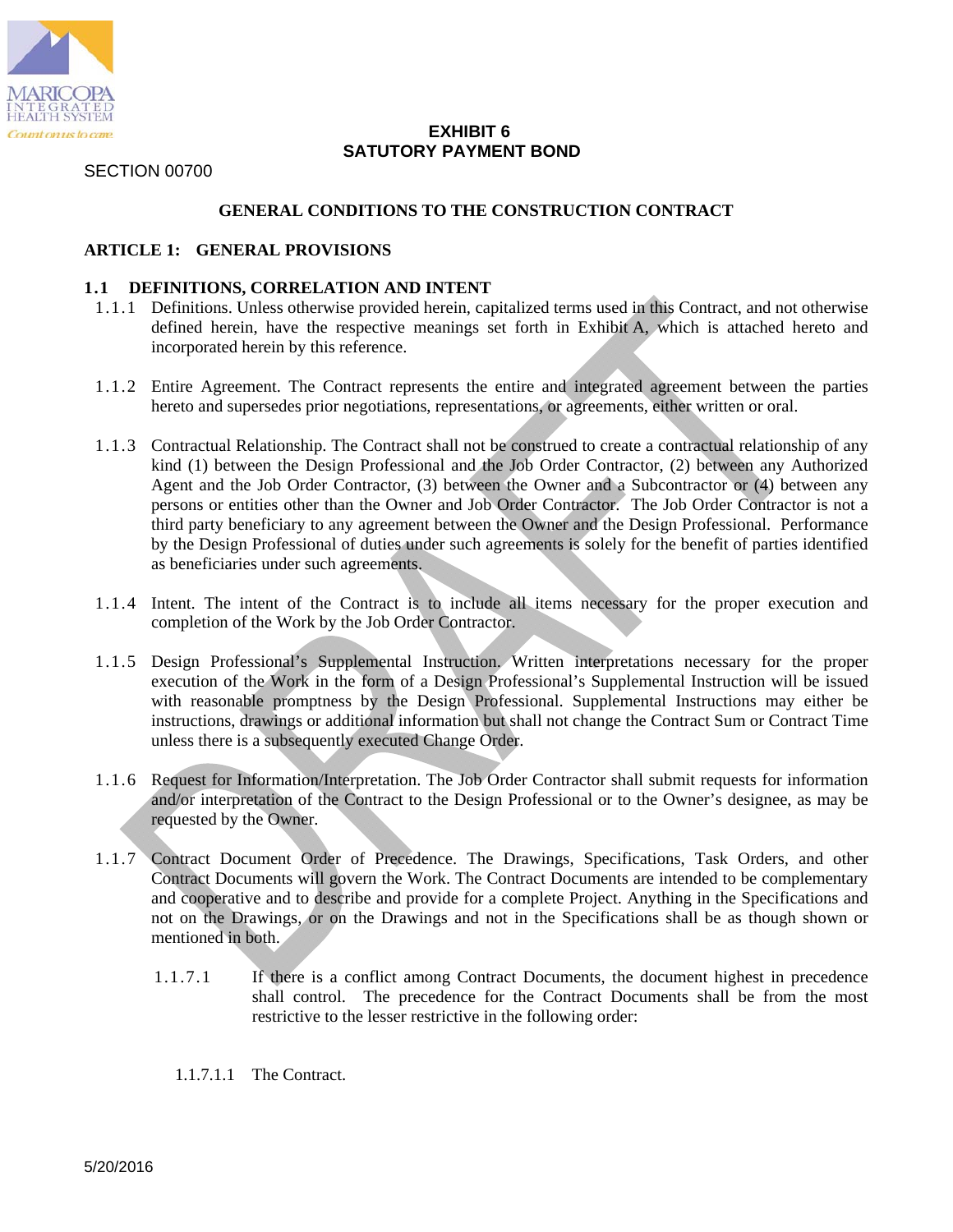**EXHIBIT 6**
**SATUTORY PAYMENT BOND**

SECTION 00700

**GENERAL CONDITIONS TO THE CONSTRUCTION CONTRACT**

## ARTICLE 1: GENERAL PROVISIONS

### 1.1 DEFINITIONS, CORRELATION AND INTENT

1.1.1 Definitions. Unless otherwise provided herein, capitalized terms used in this Contract, and not otherwise defined herein, have the respective meanings set forth in Exhibit A, which is attached hereto and incorporated herein by this reference.

1.1.2 Entire Agreement. The Contract represents the entire and integrated agreement between the parties hereto and supersedes prior negotiations, representations, or agreements, either written or oral.

1.1.3 Contractual Relationship. The Contract shall not be construed to create a contractual relationship of any kind (1) between the Design Professional and the Job Order Contractor, (2) between any Authorized Agent and the Job Order Contractor, (3) between the Owner and a Subcontractor or (4) between any persons or entities other than the Owner and Job Order Contractor. The Job Order Contractor is not a third party beneficiary to any agreement between the Owner and the Design Professional. Performance by the Design Professional of duties under such agreements is solely for the benefit of parties identified as beneficiaries under such agreements.

1.1.4 Intent. The intent of the Contract is to include all items necessary for the proper execution and completion of the Work by the Job Order Contractor.

1.1.5 Design Professional's Supplemental Instruction. Written interpretations necessary for the proper execution of the Work in the form of a Design Professional's Supplemental Instruction will be issued with reasonable promptness by the Design Professional. Supplemental Instructions may either be instructions, drawings or additional information but shall not change the Contract Sum or Contract Time unless there is a subsequently executed Change Order.

1.1.6 Request for Information/Interpretation. The Job Order Contractor shall submit requests for information and/or interpretation of the Contract to the Design Professional or to the Owner's designee, as may be requested by the Owner.

1.1.7 Contract Document Order of Precedence. The Drawings, Specifications, Task Orders, and other Contract Documents will govern the Work. The Contract Documents are intended to be complementary and cooperative and to describe and provide for a complete Project. Anything in the Specifications and not on the Drawings, or on the Drawings and not in the Specifications shall be as though shown or mentioned in both.

1.1.7.1 If there is a conflict among Contract Documents, the document highest in precedence shall control. The precedence for the Contract Documents shall be from the most restrictive to the lesser restrictive in the following order:

1.1.7.1.1 The Contract.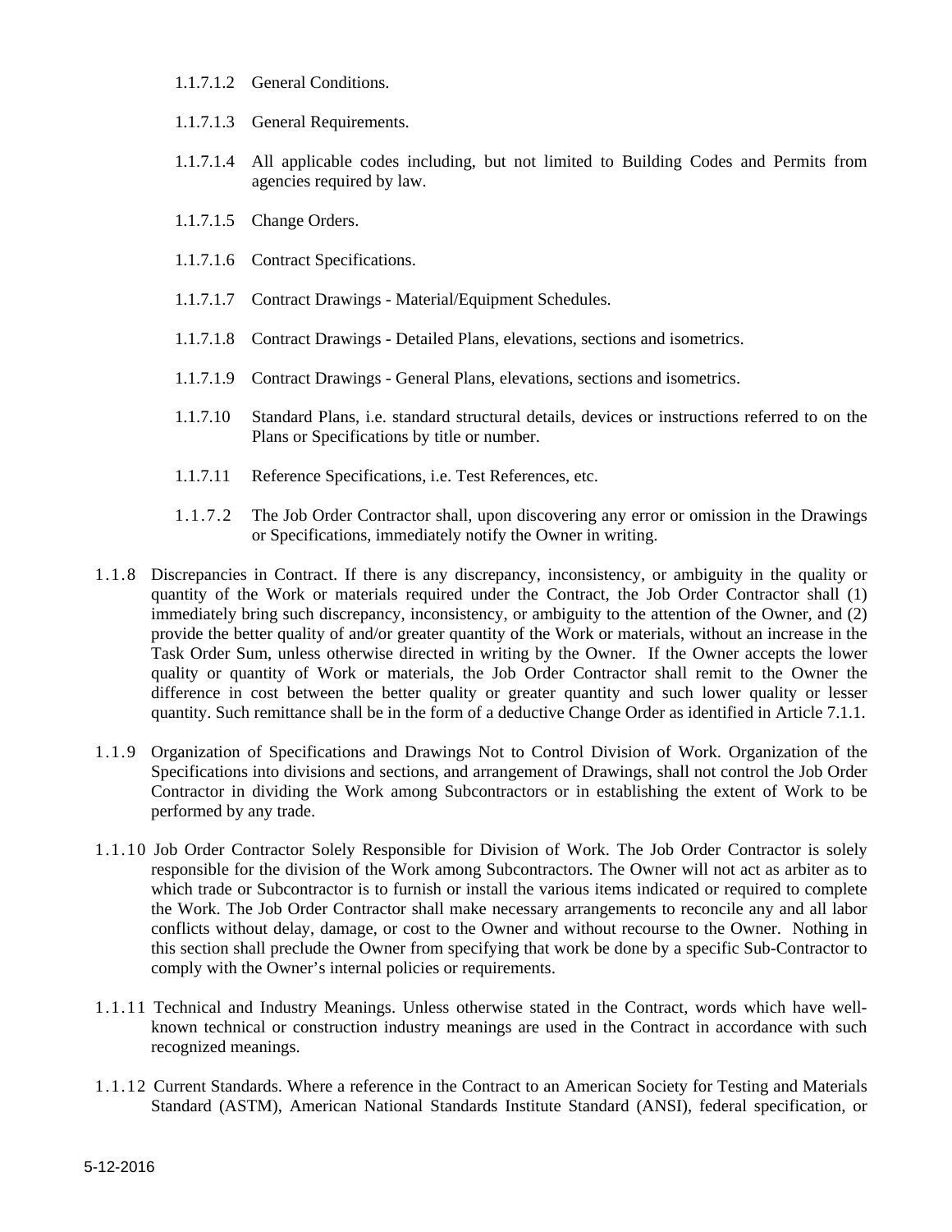1.1.7.1.2 General Conditions.

1.1.7.1.3 General Requirements.

1.1.7.1.4 All applicable codes including, but not limited to Building Codes and Permits from agencies required by law.

1.1.7.1.5 Change Orders.

1.1.7.1.6 Contract Specifications.

1.1.7.1.7 Contract Drawings - Material/Equipment Schedules.

1.1.7.1.8 Contract Drawings - Detailed Plans, elevations, sections and isometrics.

1.1.7.1.9 Contract Drawings - General Plans, elevations, sections and isometrics.

1.1.7.10 Standard Plans, i.e. standard structural details, devices or instructions referred to on the Plans or Specifications by title or number.

1.1.7.11 Reference Specifications, i.e. Test References, etc.

1.1.7.2 The Job Order Contractor shall, upon discovering any error or omission in the Drawings or Specifications, immediately notify the Owner in writing.

1.1.8 Discrepancies in Contract. If there is any discrepancy, inconsistency, or ambiguity in the quality or quantity of the Work or materials required under the Contract, the Job Order Contractor shall (1) immediately bring such discrepancy, inconsistency, or ambiguity to the attention of the Owner, and (2) provide the better quality of and/or greater quantity of the Work or materials, without an increase in the Task Order Sum, unless otherwise directed in writing by the Owner. If the Owner accepts the lower quality or quantity of Work or materials, the Job Order Contractor shall remit to the Owner the difference in cost between the better quality or greater quantity and such lower quality or lesser quantity. Such remittance shall be in the form of a deductive Change Order as identified in Article 7.1.1.

1.1.9 Organization of Specifications and Drawings Not to Control Division of Work. Organization of the Specifications into divisions and sections, and arrangement of Drawings, shall not control the Job Order Contractor in dividing the Work among Subcontractors or in establishing the extent of Work to be performed by any trade.

1.1.10 Job Order Contractor Solely Responsible for Division of Work. The Job Order Contractor is solely responsible for the division of the Work among Subcontractors. The Owner will not act as arbiter as to which trade or Subcontractor is to furnish or install the various items indicated or required to complete the Work. The Job Order Contractor shall make necessary arrangements to reconcile any and all labor conflicts without delay, damage, or cost to the Owner and without recourse to the Owner. Nothing in this section shall preclude the Owner from specifying that work be done by a specific Sub-Contractor to comply with the Owner's internal policies or requirements.

1.1.11 Technical and Industry Meanings. Unless otherwise stated in the Contract, words which have well-known technical or construction industry meanings are used in the Contract in accordance with such recognized meanings.

1.1.12 Current Standards. Where a reference in the Contract to an American Society for Testing and Materials Standard (ASTM), American National Standards Institute Standard (ANSI), federal specification, or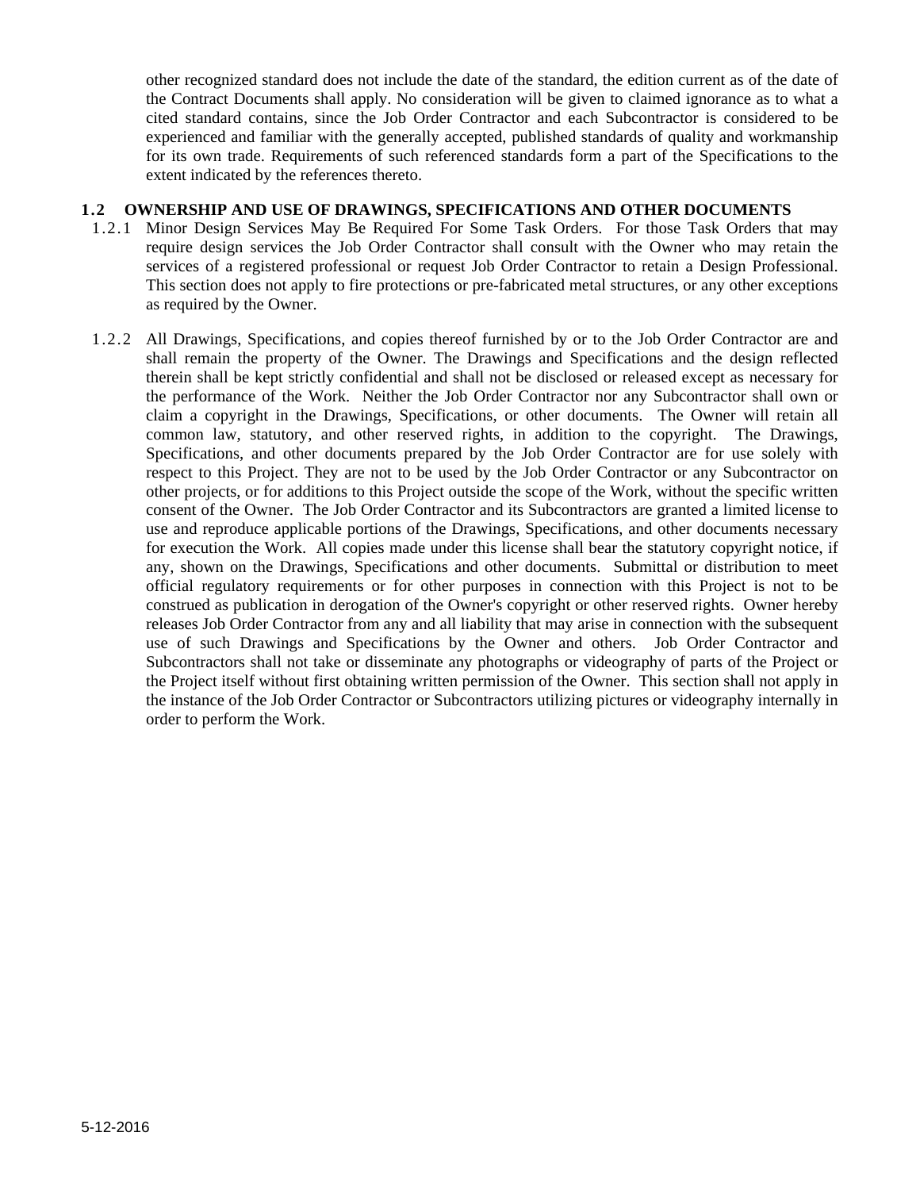other recognized standard does not include the date of the standard, the edition current as of the date of the Contract Documents shall apply. No consideration will be given to claimed ignorance as to what a cited standard contains, since the Job Order Contractor and each Subcontractor is considered to be experienced and familiar with the generally accepted, published standards of quality and workmanship for its own trade. Requirements of such referenced standards form a part of the Specifications to the extent indicated by the references thereto.

**1.2 OWNERSHIP AND USE OF DRAWINGS, SPECIFICATIONS AND OTHER DOCUMENTS**

1.2.1 Minor Design Services May Be Required For Some Task Orders. For those Task Orders that may require design services the Job Order Contractor shall consult with the Owner who may retain the services of a registered professional or request Job Order Contractor to retain a Design Professional. This section does not apply to fire protections or pre-fabricated metal structures, or any other exceptions as required by the Owner.

1.2.2 All Drawings, Specifications, and copies thereof furnished by or to the Job Order Contractor are and shall remain the property of the Owner. The Drawings and Specifications and the design reflected therein shall be kept strictly confidential and shall not be disclosed or released except as necessary for the performance of the Work. Neither the Job Order Contractor nor any Subcontractor shall own or claim a copyright in the Drawings, Specifications, or other documents. The Owner will retain all common law, statutory, and other reserved rights, in addition to the copyright. The Drawings, Specifications, and other documents prepared by the Job Order Contractor are for use solely with respect to this Project. They are not to be used by the Job Order Contractor or any Subcontractor on other projects, or for additions to this Project outside the scope of the Work, without the specific written consent of the Owner. The Job Order Contractor and its Subcontractors are granted a limited license to use and reproduce applicable portions of the Drawings, Specifications, and other documents necessary for execution the Work. All copies made under this license shall bear the statutory copyright notice, if any, shown on the Drawings, Specifications and other documents. Submittal or distribution to meet official regulatory requirements or for other purposes in connection with this Project is not to be construed as publication in derogation of the Owner's copyright or other reserved rights. Owner hereby releases Job Order Contractor from any and all liability that may arise in connection with the subsequent use of such Drawings and Specifications by the Owner and others. Job Order Contractor and Subcontractors shall not take or disseminate any photographs or videography of parts of the Project or the Project itself without first obtaining written permission of the Owner. This section shall not apply in the instance of the Job Order Contractor or Subcontractors utilizing pictures or videography internally in order to perform the Work.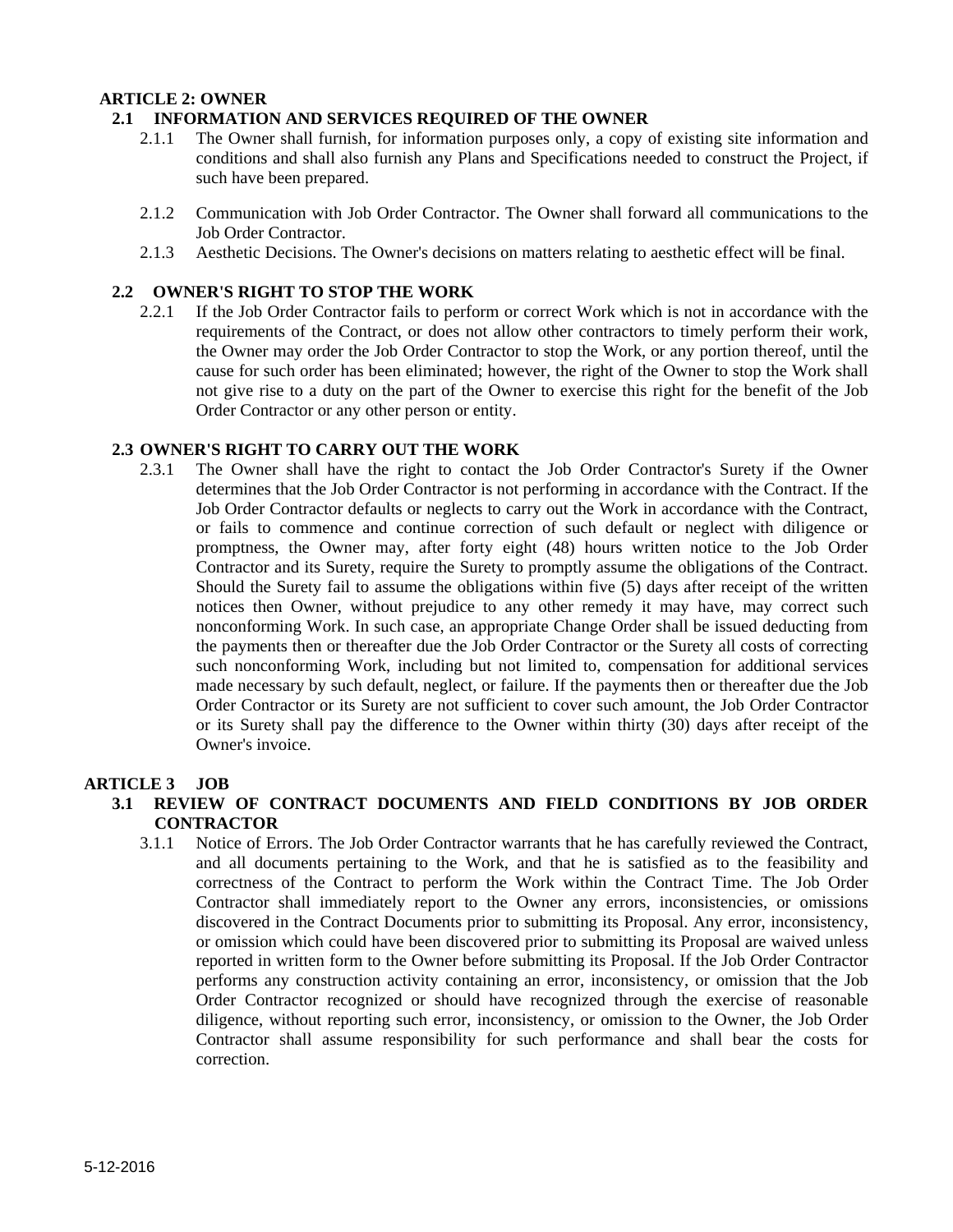## ARTICLE 2: OWNER

### 2.1 INFORMATION AND SERVICES REQUIRED OF THE OWNER

2.1.1 The Owner shall furnish, for information purposes only, a copy of existing site information and conditions and shall also furnish any Plans and Specifications needed to construct the Project, if such have been prepared.

2.1.2 Communication with Job Order Contractor. The Owner shall forward all communications to the Job Order Contractor.

2.1.3 Aesthetic Decisions. The Owner's decisions on matters relating to aesthetic effect will be final.

### 2.2 OWNER'S RIGHT TO STOP THE WORK

2.2.1 If the Job Order Contractor fails to perform or correct Work which is not in accordance with the requirements of the Contract, or does not allow other contractors to timely perform their work, the Owner may order the Job Order Contractor to stop the Work, or any portion thereof, until the cause for such order has been eliminated; however, the right of the Owner to stop the Work shall not give rise to a duty on the part of the Owner to exercise this right for the benefit of the Job Order Contractor or any other person or entity.

### 2.3 OWNER'S RIGHT TO CARRY OUT THE WORK

2.3.1 The Owner shall have the right to contact the Job Order Contractor's Surety if the Owner determines that the Job Order Contractor is not performing in accordance with the Contract. If the Job Order Contractor defaults or neglects to carry out the Work in accordance with the Contract, or fails to commence and continue correction of such default or neglect with diligence or promptness, the Owner may, after forty eight (48) hours written notice to the Job Order Contractor and its Surety, require the Surety to promptly assume the obligations of the Contract. Should the Surety fail to assume the obligations within five (5) days after receipt of the written notices then Owner, without prejudice to any other remedy it may have, may correct such nonconforming Work. In such case, an appropriate Change Order shall be issued deducting from the payments then or thereafter due the Job Order Contractor or the Surety all costs of correcting such nonconforming Work, including but not limited to, compensation for additional services made necessary by such default, neglect, or failure. If the payments then or thereafter due the Job Order Contractor or its Surety are not sufficient to cover such amount, the Job Order Contractor or its Surety shall pay the difference to the Owner within thirty (30) days after receipt of the Owner's invoice.

## ARTICLE 3 JOB

### 3.1 REVIEW OF CONTRACT DOCUMENTS AND FIELD CONDITIONS BY JOB ORDER CONTRACTOR

3.1.1 Notice of Errors. The Job Order Contractor warrants that he has carefully reviewed the Contract, and all documents pertaining to the Work, and that he is satisfied as to the feasibility and correctness of the Contract to perform the Work within the Contract Time. The Job Order Contractor shall immediately report to the Owner any errors, inconsistencies, or omissions discovered in the Contract Documents prior to submitting its Proposal. Any error, inconsistency, or omission which could have been discovered prior to submitting its Proposal are waived unless reported in written form to the Owner before submitting its Proposal. If the Job Order Contractor performs any construction activity containing an error, inconsistency, or omission that the Job Order Contractor recognized or should have recognized through the exercise of reasonable diligence, without reporting such error, inconsistency, or omission to the Owner, the Job Order Contractor shall assume responsibility for such performance and shall bear the costs for correction.

5-12-2016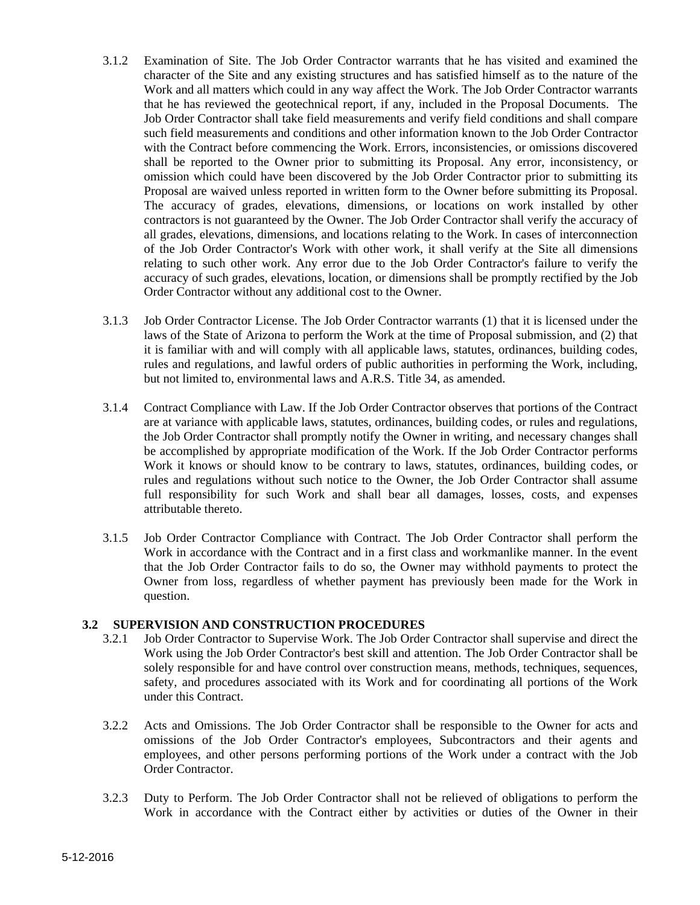3.1.2 Examination of Site. The Job Order Contractor warrants that he has visited and examined the character of the Site and any existing structures and has satisfied himself as to the nature of the Work and all matters which could in any way affect the Work. The Job Order Contractor warrants that he has reviewed the geotechnical report, if any, included in the Proposal Documents. The Job Order Contractor shall take field measurements and verify field conditions and shall compare such field measurements and conditions and other information known to the Job Order Contractor with the Contract before commencing the Work. Errors, inconsistencies, or omissions discovered shall be reported to the Owner prior to submitting its Proposal. Any error, inconsistency, or omission which could have been discovered by the Job Order Contractor prior to submitting its Proposal are waived unless reported in written form to the Owner before submitting its Proposal. The accuracy of grades, elevations, dimensions, or locations on work installed by other contractors is not guaranteed by the Owner. The Job Order Contractor shall verify the accuracy of all grades, elevations, dimensions, and locations relating to the Work. In cases of interconnection of the Job Order Contractor's Work with other work, it shall verify at the Site all dimensions relating to such other work. Any error due to the Job Order Contractor's failure to verify the accuracy of such grades, elevations, location, or dimensions shall be promptly rectified by the Job Order Contractor without any additional cost to the Owner.

3.1.3 Job Order Contractor License. The Job Order Contractor warrants (1) that it is licensed under the laws of the State of Arizona to perform the Work at the time of Proposal submission, and (2) that it is familiar with and will comply with all applicable laws, statutes, ordinances, building codes, rules and regulations, and lawful orders of public authorities in performing the Work, including, but not limited to, environmental laws and A.R.S. Title 34, as amended.

3.1.4 Contract Compliance with Law. If the Job Order Contractor observes that portions of the Contract are at variance with applicable laws, statutes, ordinances, building codes, or rules and regulations, the Job Order Contractor shall promptly notify the Owner in writing, and necessary changes shall be accomplished by appropriate modification of the Work. If the Job Order Contractor performs Work it knows or should know to be contrary to laws, statutes, ordinances, building codes, or rules and regulations without such notice to the Owner, the Job Order Contractor shall assume full responsibility for such Work and shall bear all damages, losses, costs, and expenses attributable thereto.

3.1.5 Job Order Contractor Compliance with Contract. The Job Order Contractor shall perform the Work in accordance with the Contract and in a first class and workmanlike manner. In the event that the Job Order Contractor fails to do so, the Owner may withhold payments to protect the Owner from loss, regardless of whether payment has previously been made for the Work in question.

**3.2 SUPERVISION AND CONSTRUCTION PROCEDURES**

3.2.1 Job Order Contractor to Supervise Work. The Job Order Contractor shall supervise and direct the Work using the Job Order Contractor's best skill and attention. The Job Order Contractor shall be solely responsible for and have control over construction means, methods, techniques, sequences, safety, and procedures associated with its Work and for coordinating all portions of the Work under this Contract.

3.2.2 Acts and Omissions. The Job Order Contractor shall be responsible to the Owner for acts and omissions of the Job Order Contractor's employees, Subcontractors and their agents and employees, and other persons performing portions of the Work under a contract with the Job Order Contractor.

3.2.3 Duty to Perform. The Job Order Contractor shall not be relieved of obligations to perform the Work in accordance with the Contract either by activities or duties of the Owner in their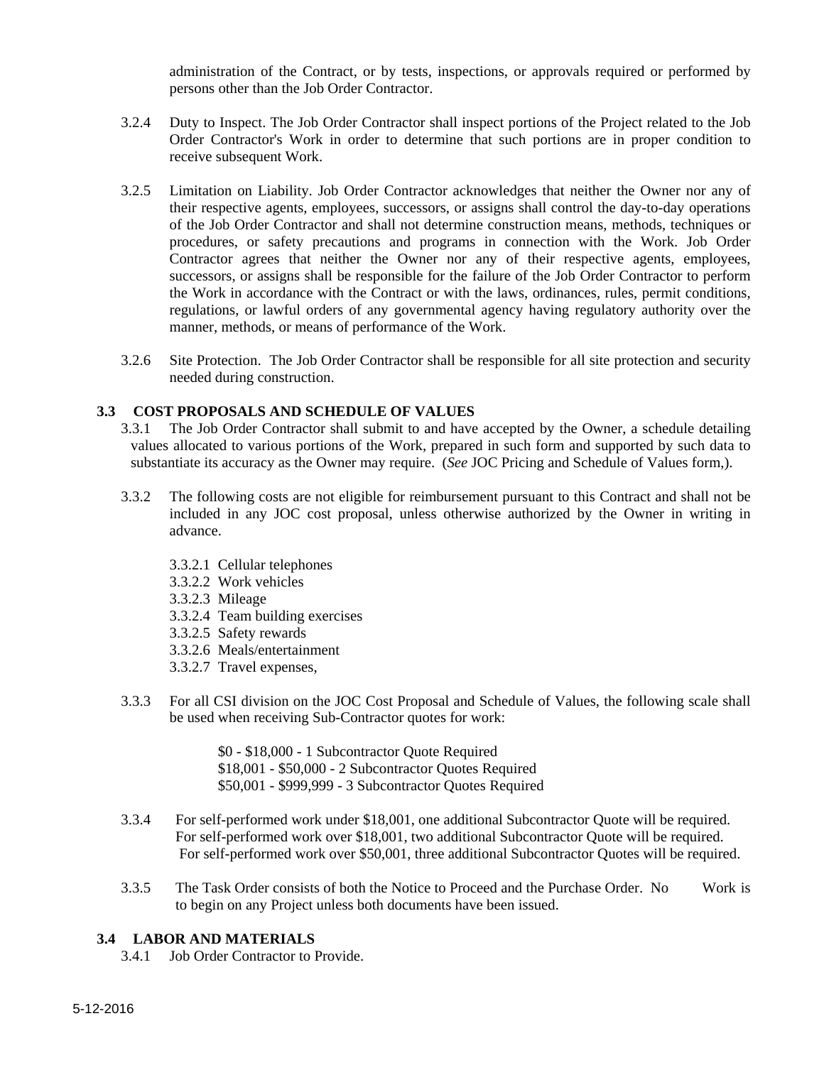administration of the Contract, or by tests, inspections, or approvals required or performed by persons other than the Job Order Contractor.

3.2.4 Duty to Inspect. The Job Order Contractor shall inspect portions of the Project related to the Job Order Contractor's Work in order to determine that such portions are in proper condition to receive subsequent Work.

3.2.5 Limitation on Liability. Job Order Contractor acknowledges that neither the Owner nor any of their respective agents, employees, successors, or assigns shall control the day-to-day operations of the Job Order Contractor and shall not determine construction means, methods, techniques or procedures, or safety precautions and programs in connection with the Work. Job Order Contractor agrees that neither the Owner nor any of their respective agents, employees, successors, or assigns shall be responsible for the failure of the Job Order Contractor to perform the Work in accordance with the Contract or with the laws, ordinances, rules, permit conditions, regulations, or lawful orders of any governmental agency having regulatory authority over the manner, methods, or means of performance of the Work.

3.2.6 Site Protection. The Job Order Contractor shall be responsible for all site protection and security needed during construction.

### 3.3 COST PROPOSALS AND SCHEDULE OF VALUES

3.3.1 The Job Order Contractor shall submit to and have accepted by the Owner, a schedule detailing values allocated to various portions of the Work, prepared in such form and supported by such data to substantiate its accuracy as the Owner may require. (*See* JOC Pricing and Schedule of Values form,).

3.3.2 The following costs are not eligible for reimbursement pursuant to this Contract and shall not be included in any JOC cost proposal, unless otherwise authorized by the Owner in writing in advance.

3.3.2.1 Cellular telephones
3.3.2.2 Work vehicles
3.3.2.3 Mileage
3.3.2.4 Team building exercises
3.3.2.5 Safety rewards
3.3.2.6 Meals/entertainment
3.3.2.7 Travel expenses,

3.3.3 For all CSI division on the JOC Cost Proposal and Schedule of Values, the following scale shall be used when receiving Sub-Contractor quotes for work:

$0 - $18,000 - 1 Subcontractor Quote Required
$18,001 - $50,000 - 2 Subcontractor Quotes Required
$50,001 - $999,999 - 3 Subcontractor Quotes Required

3.3.4 For self-performed work under $18,001, one additional Subcontractor Quote will be required.
For self-performed work over $18,001, two additional Subcontractor Quote will be required.
For self-performed work over $50,001, three additional Subcontractor Quotes will be required.

3.3.5 The Task Order consists of both the Notice to Proceed and the Purchase Order. No Work is to begin on any Project unless both documents have been issued.

### 3.4 LABOR AND MATERIALS

3.4.1 Job Order Contractor to Provide.

5-12-2016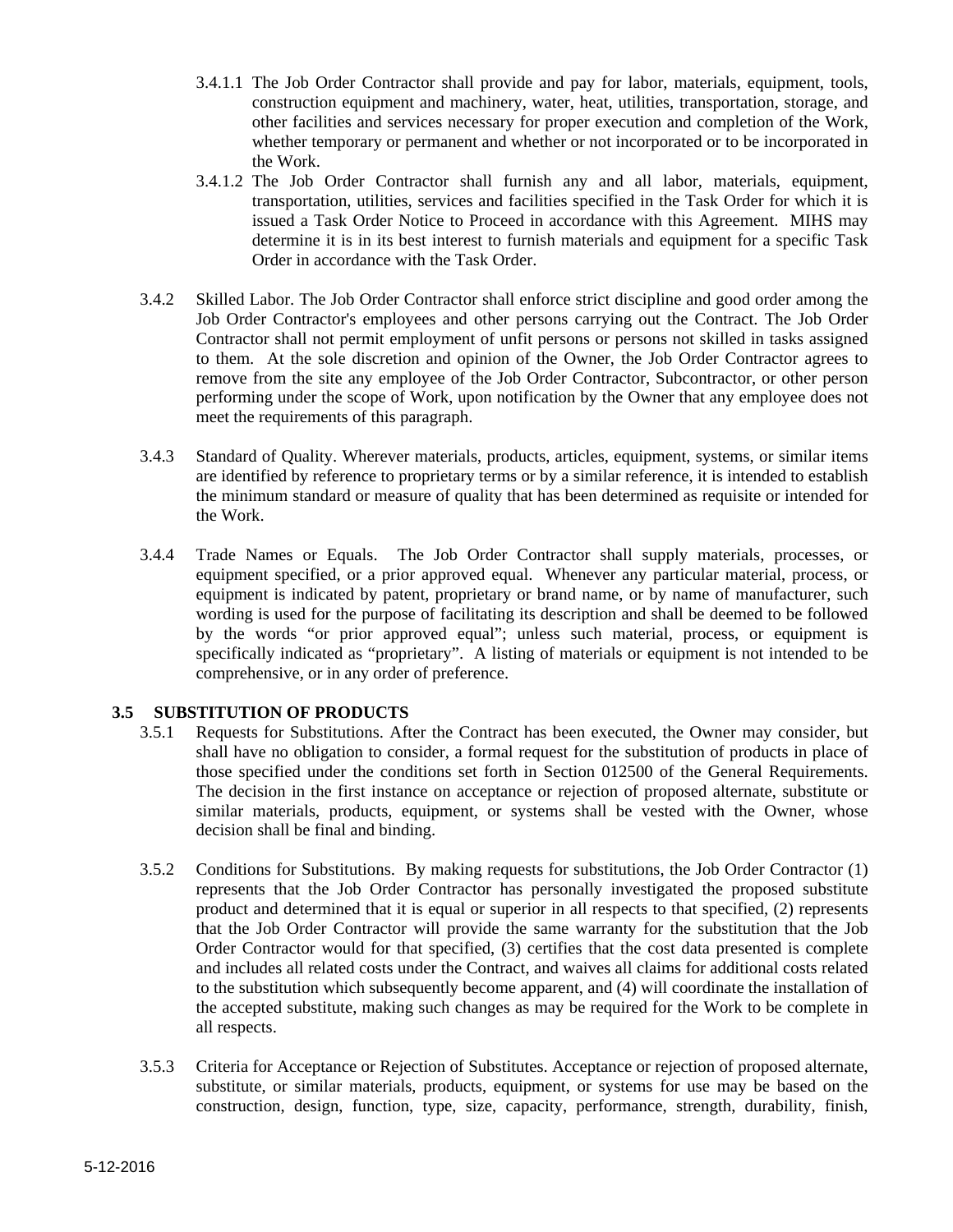3.4.1.1 The Job Order Contractor shall provide and pay for labor, materials, equipment, tools, construction equipment and machinery, water, heat, utilities, transportation, storage, and other facilities and services necessary for proper execution and completion of the Work, whether temporary or permanent and whether or not incorporated or to be incorporated in the Work.

3.4.1.2 The Job Order Contractor shall furnish any and all labor, materials, equipment, transportation, utilities, services and facilities specified in the Task Order for which it is issued a Task Order Notice to Proceed in accordance with this Agreement. MIHS may determine it is in its best interest to furnish materials and equipment for a specific Task Order in accordance with the Task Order.

3.4.2 Skilled Labor. The Job Order Contractor shall enforce strict discipline and good order among the Job Order Contractor's employees and other persons carrying out the Contract. The Job Order Contractor shall not permit employment of unfit persons or persons not skilled in tasks assigned to them. At the sole discretion and opinion of the Owner, the Job Order Contractor agrees to remove from the site any employee of the Job Order Contractor, Subcontractor, or other person performing under the scope of Work, upon notification by the Owner that any employee does not meet the requirements of this paragraph.

3.4.3 Standard of Quality. Wherever materials, products, articles, equipment, systems, or similar items are identified by reference to proprietary terms or by a similar reference, it is intended to establish the minimum standard or measure of quality that has been determined as requisite or intended for the Work.

3.4.4 Trade Names or Equals. The Job Order Contractor shall supply materials, processes, or equipment specified, or a prior approved equal. Whenever any particular material, process, or equipment is indicated by patent, proprietary or brand name, or by name of manufacturer, such wording is used for the purpose of facilitating its description and shall be deemed to be followed by the words "or prior approved equal"; unless such material, process, or equipment is specifically indicated as "proprietary". A listing of materials or equipment is not intended to be comprehensive, or in any order of preference.

### 3.5 SUBSTITUTION OF PRODUCTS

3.5.1 Requests for Substitutions. After the Contract has been executed, the Owner may consider, but shall have no obligation to consider, a formal request for the substitution of products in place of those specified under the conditions set forth in Section 012500 of the General Requirements. The decision in the first instance on acceptance or rejection of proposed alternate, substitute or similar materials, products, equipment, or systems shall be vested with the Owner, whose decision shall be final and binding.

3.5.2 Conditions for Substitutions. By making requests for substitutions, the Job Order Contractor (1) represents that the Job Order Contractor has personally investigated the proposed substitute product and determined that it is equal or superior in all respects to that specified, (2) represents that the Job Order Contractor will provide the same warranty for the substitution that the Job Order Contractor would for that specified, (3) certifies that the cost data presented is complete and includes all related costs under the Contract, and waives all claims for additional costs related to the substitution which subsequently become apparent, and (4) will coordinate the installation of the accepted substitute, making such changes as may be required for the Work to be complete in all respects.

3.5.3 Criteria for Acceptance or Rejection of Substitutes. Acceptance or rejection of proposed alternate, substitute, or similar materials, products, equipment, or systems for use may be based on the construction, design, function, type, size, capacity, performance, strength, durability, finish,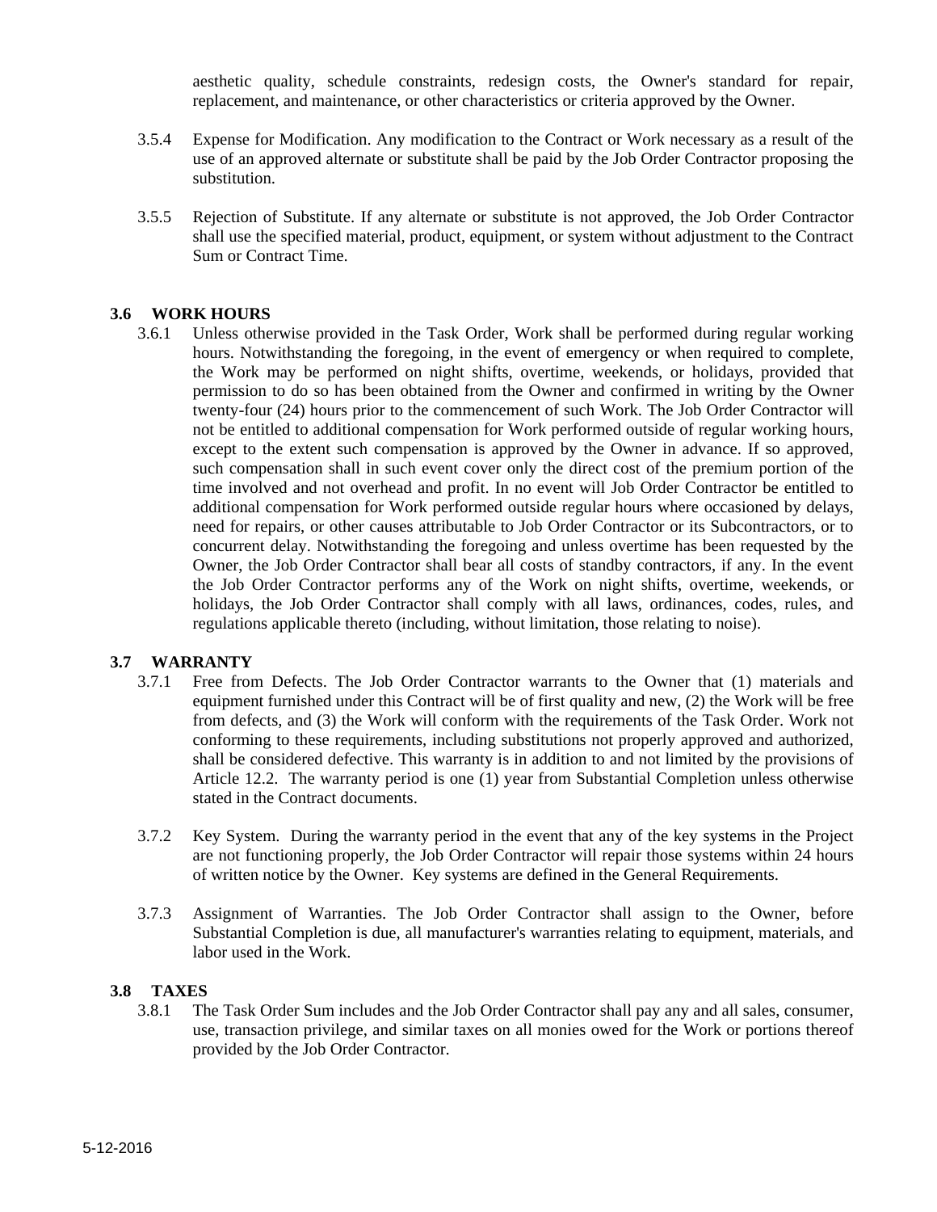aesthetic quality, schedule constraints, redesign costs, the Owner's standard for repair, replacement, and maintenance, or other characteristics or criteria approved by the Owner.

3.5.4 Expense for Modification. Any modification to the Contract or Work necessary as a result of the use of an approved alternate or substitute shall be paid by the Job Order Contractor proposing the substitution.

3.5.5 Rejection of Substitute. If any alternate or substitute is not approved, the Job Order Contractor shall use the specified material, product, equipment, or system without adjustment to the Contract Sum or Contract Time.

### 3.6 WORK HOURS

3.6.1 Unless otherwise provided in the Task Order, Work shall be performed during regular working hours. Notwithstanding the foregoing, in the event of emergency or when required to complete, the Work may be performed on night shifts, overtime, weekends, or holidays, provided that permission to do so has been obtained from the Owner and confirmed in writing by the Owner twenty-four (24) hours prior to the commencement of such Work. The Job Order Contractor will not be entitled to additional compensation for Work performed outside of regular working hours, except to the extent such compensation is approved by the Owner in advance. If so approved, such compensation shall in such event cover only the direct cost of the premium portion of the time involved and not overhead and profit. In no event will Job Order Contractor be entitled to additional compensation for Work performed outside regular hours where occasioned by delays, need for repairs, or other causes attributable to Job Order Contractor or its Subcontractors, or to concurrent delay. Notwithstanding the foregoing and unless overtime has been requested by the Owner, the Job Order Contractor shall bear all costs of standby contractors, if any. In the event the Job Order Contractor performs any of the Work on night shifts, overtime, weekends, or holidays, the Job Order Contractor shall comply with all laws, ordinances, codes, rules, and regulations applicable thereto (including, without limitation, those relating to noise).

### 3.7 WARRANTY

3.7.1 Free from Defects. The Job Order Contractor warrants to the Owner that (1) materials and equipment furnished under this Contract will be of first quality and new, (2) the Work will be free from defects, and (3) the Work will conform with the requirements of the Task Order. Work not conforming to these requirements, including substitutions not properly approved and authorized, shall be considered defective. This warranty is in addition to and not limited by the provisions of Article 12.2. The warranty period is one (1) year from Substantial Completion unless otherwise stated in the Contract documents.

3.7.2 Key System. During the warranty period in the event that any of the key systems in the Project are not functioning properly, the Job Order Contractor will repair those systems within 24 hours of written notice by the Owner. Key systems are defined in the General Requirements.

3.7.3 Assignment of Warranties. The Job Order Contractor shall assign to the Owner, before Substantial Completion is due, all manufacturer's warranties relating to equipment, materials, and labor used in the Work.

### 3.8 TAXES

3.8.1 The Task Order Sum includes and the Job Order Contractor shall pay any and all sales, consumer, use, transaction privilege, and similar taxes on all monies owed for the Work or portions thereof provided by the Job Order Contractor.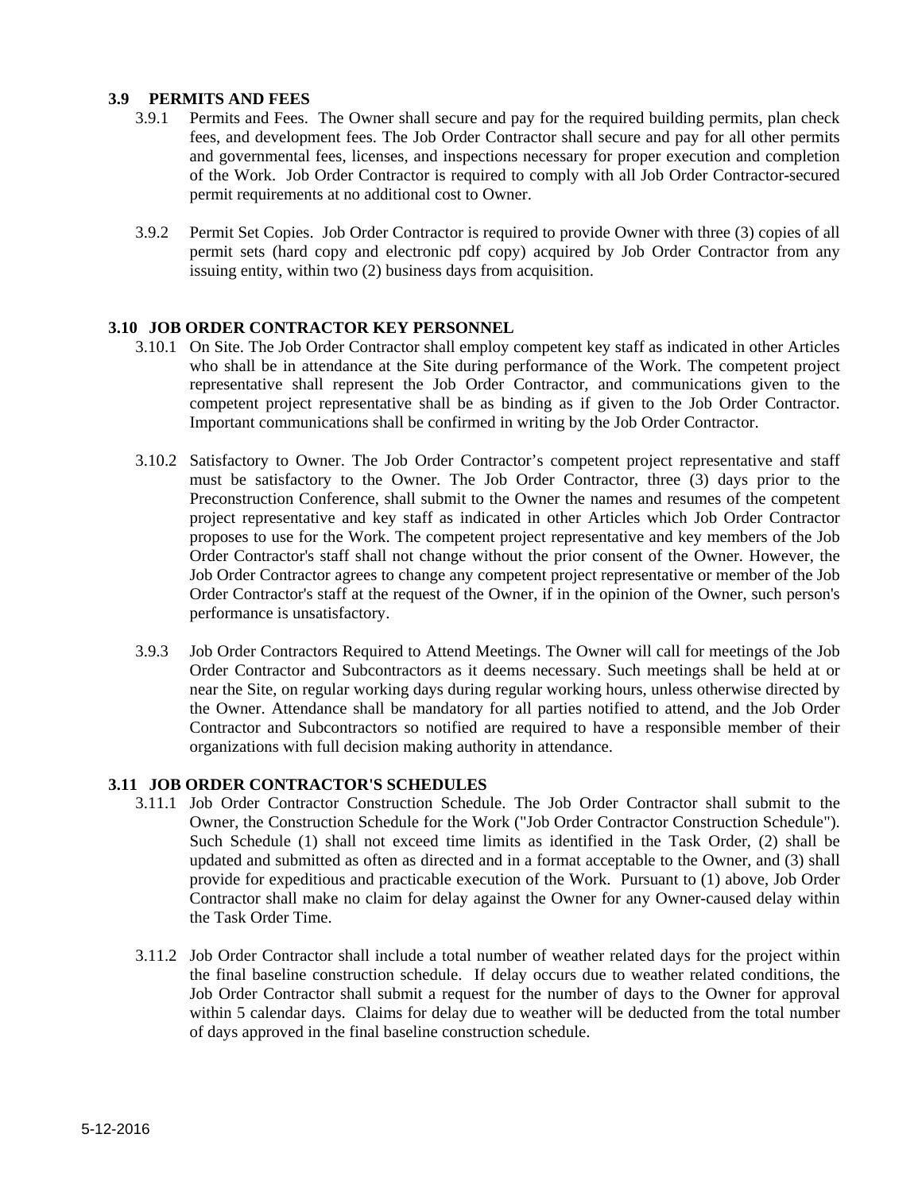### 3.9 PERMITS AND FEES

3.9.1 Permits and Fees. The Owner shall secure and pay for the required building permits, plan check fees, and development fees. The Job Order Contractor shall secure and pay for all other permits and governmental fees, licenses, and inspections necessary for proper execution and completion of the Work. Job Order Contractor is required to comply with all Job Order Contractor-secured permit requirements at no additional cost to Owner.

3.9.2 Permit Set Copies. Job Order Contractor is required to provide Owner with three (3) copies of all permit sets (hard copy and electronic pdf copy) acquired by Job Order Contractor from any issuing entity, within two (2) business days from acquisition.

### 3.10 JOB ORDER CONTRACTOR KEY PERSONNEL

3.10.1 On Site. The Job Order Contractor shall employ competent key staff as indicated in other Articles who shall be in attendance at the Site during performance of the Work. The competent project representative shall represent the Job Order Contractor, and communications given to the competent project representative shall be as binding as if given to the Job Order Contractor. Important communications shall be confirmed in writing by the Job Order Contractor.

3.10.2 Satisfactory to Owner. The Job Order Contractor's competent project representative and staff must be satisfactory to the Owner. The Job Order Contractor, three (3) days prior to the Preconstruction Conference, shall submit to the Owner the names and resumes of the competent project representative and key staff as indicated in other Articles which Job Order Contractor proposes to use for the Work. The competent project representative and key members of the Job Order Contractor's staff shall not change without the prior consent of the Owner. However, the Job Order Contractor agrees to change any competent project representative or member of the Job Order Contractor's staff at the request of the Owner, if in the opinion of the Owner, such person's performance is unsatisfactory.

3.9.3 Job Order Contractors Required to Attend Meetings. The Owner will call for meetings of the Job Order Contractor and Subcontractors as it deems necessary. Such meetings shall be held at or near the Site, on regular working days during regular working hours, unless otherwise directed by the Owner. Attendance shall be mandatory for all parties notified to attend, and the Job Order Contractor and Subcontractors so notified are required to have a responsible member of their organizations with full decision making authority in attendance.

### 3.11 JOB ORDER CONTRACTOR'S SCHEDULES

3.11.1 Job Order Contractor Construction Schedule. The Job Order Contractor shall submit to the Owner, the Construction Schedule for the Work ("Job Order Contractor Construction Schedule"). Such Schedule (1) shall not exceed time limits as identified in the Task Order, (2) shall be updated and submitted as often as directed and in a format acceptable to the Owner, and (3) shall provide for expeditious and practicable execution of the Work. Pursuant to (1) above, Job Order Contractor shall make no claim for delay against the Owner for any Owner-caused delay within the Task Order Time.

3.11.2 Job Order Contractor shall include a total number of weather related days for the project within the final baseline construction schedule. If delay occurs due to weather related conditions, the Job Order Contractor shall submit a request for the number of days to the Owner for approval within 5 calendar days. Claims for delay due to weather will be deducted from the total number of days approved in the final baseline construction schedule.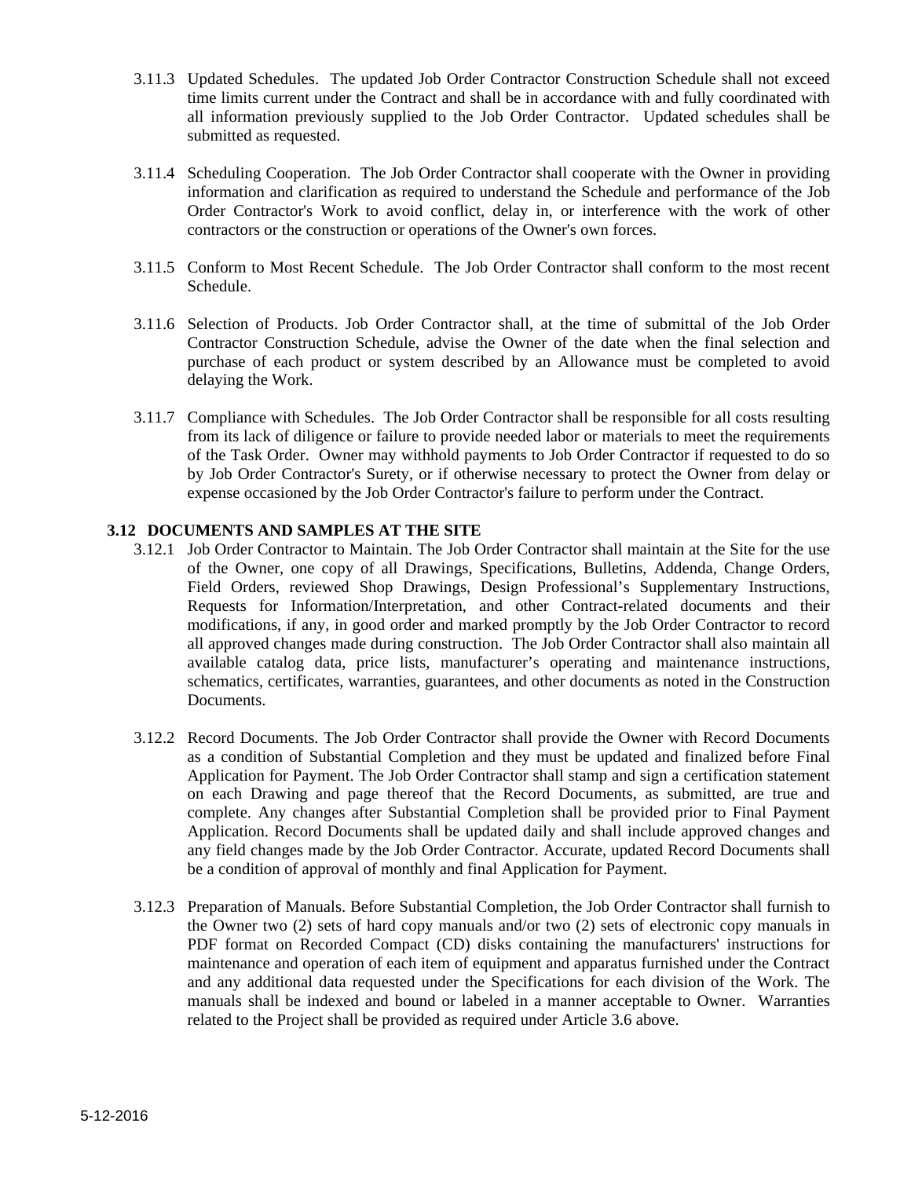3.11.3 Updated Schedules. The updated Job Order Contractor Construction Schedule shall not exceed time limits current under the Contract and shall be in accordance with and fully coordinated with all information previously supplied to the Job Order Contractor. Updated schedules shall be submitted as requested.

3.11.4 Scheduling Cooperation. The Job Order Contractor shall cooperate with the Owner in providing information and clarification as required to understand the Schedule and performance of the Job Order Contractor's Work to avoid conflict, delay in, or interference with the work of other contractors or the construction or operations of the Owner's own forces.

3.11.5 Conform to Most Recent Schedule. The Job Order Contractor shall conform to the most recent Schedule.

3.11.6 Selection of Products. Job Order Contractor shall, at the time of submittal of the Job Order Contractor Construction Schedule, advise the Owner of the date when the final selection and purchase of each product or system described by an Allowance must be completed to avoid delaying the Work.

3.11.7 Compliance with Schedules. The Job Order Contractor shall be responsible for all costs resulting from its lack of diligence or failure to provide needed labor or materials to meet the requirements of the Task Order. Owner may withhold payments to Job Order Contractor if requested to do so by Job Order Contractor's Surety, or if otherwise necessary to protect the Owner from delay or expense occasioned by the Job Order Contractor's failure to perform under the Contract.

### 3.12 DOCUMENTS AND SAMPLES AT THE SITE

3.12.1 Job Order Contractor to Maintain. The Job Order Contractor shall maintain at the Site for the use of the Owner, one copy of all Drawings, Specifications, Bulletins, Addenda, Change Orders, Field Orders, reviewed Shop Drawings, Design Professional's Supplementary Instructions, Requests for Information/Interpretation, and other Contract-related documents and their modifications, if any, in good order and marked promptly by the Job Order Contractor to record all approved changes made during construction. The Job Order Contractor shall also maintain all available catalog data, price lists, manufacturer's operating and maintenance instructions, schematics, certificates, warranties, guarantees, and other documents as noted in the Construction Documents.

3.12.2 Record Documents. The Job Order Contractor shall provide the Owner with Record Documents as a condition of Substantial Completion and they must be updated and finalized before Final Application for Payment. The Job Order Contractor shall stamp and sign a certification statement on each Drawing and page thereof that the Record Documents, as submitted, are true and complete. Any changes after Substantial Completion shall be provided prior to Final Payment Application. Record Documents shall be updated daily and shall include approved changes and any field changes made by the Job Order Contractor. Accurate, updated Record Documents shall be a condition of approval of monthly and final Application for Payment.

3.12.3 Preparation of Manuals. Before Substantial Completion, the Job Order Contractor shall furnish to the Owner two (2) sets of hard copy manuals and/or two (2) sets of electronic copy manuals in PDF format on Recorded Compact (CD) disks containing the manufacturers' instructions for maintenance and operation of each item of equipment and apparatus furnished under the Contract and any additional data requested under the Specifications for each division of the Work. The manuals shall be indexed and bound or labeled in a manner acceptable to Owner. Warranties related to the Project shall be provided as required under Article 3.6 above.

5-12-2016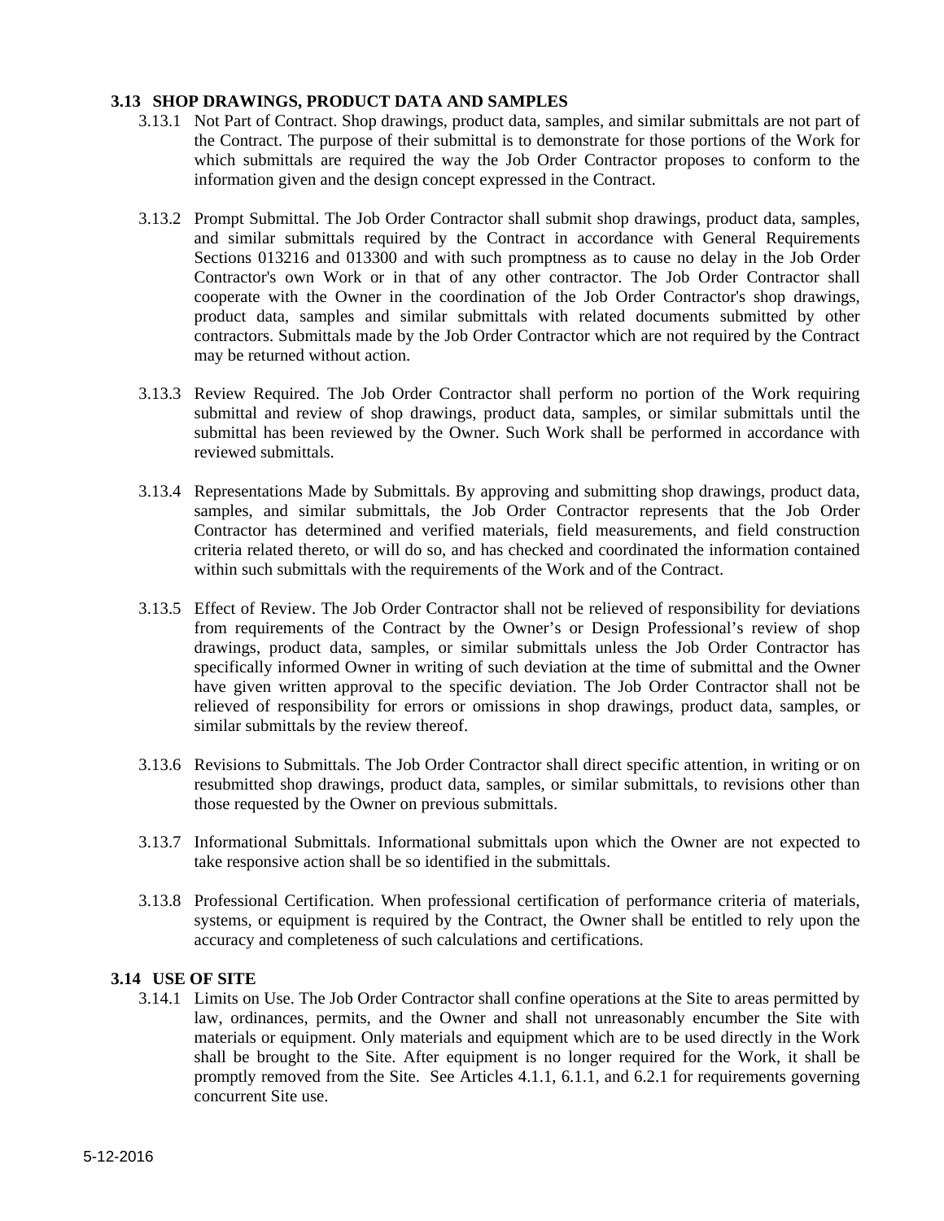### 3.13 SHOP DRAWINGS, PRODUCT DATA AND SAMPLES

3.13.1 Not Part of Contract. Shop drawings, product data, samples, and similar submittals are not part of the Contract. The purpose of their submittal is to demonstrate for those portions of the Work for which submittals are required the way the Job Order Contractor proposes to conform to the information given and the design concept expressed in the Contract.

3.13.2 Prompt Submittal. The Job Order Contractor shall submit shop drawings, product data, samples, and similar submittals required by the Contract in accordance with General Requirements Sections 013216 and 013300 and with such promptness as to cause no delay in the Job Order Contractor's own Work or in that of any other contractor. The Job Order Contractor shall cooperate with the Owner in the coordination of the Job Order Contractor's shop drawings, product data, samples and similar submittals with related documents submitted by other contractors. Submittals made by the Job Order Contractor which are not required by the Contract may be returned without action.

3.13.3 Review Required. The Job Order Contractor shall perform no portion of the Work requiring submittal and review of shop drawings, product data, samples, or similar submittals until the submittal has been reviewed by the Owner. Such Work shall be performed in accordance with reviewed submittals.

3.13.4 Representations Made by Submittals. By approving and submitting shop drawings, product data, samples, and similar submittals, the Job Order Contractor represents that the Job Order Contractor has determined and verified materials, field measurements, and field construction criteria related thereto, or will do so, and has checked and coordinated the information contained within such submittals with the requirements of the Work and of the Contract.

3.13.5 Effect of Review. The Job Order Contractor shall not be relieved of responsibility for deviations from requirements of the Contract by the Owner's or Design Professional's review of shop drawings, product data, samples, or similar submittals unless the Job Order Contractor has specifically informed Owner in writing of such deviation at the time of submittal and the Owner have given written approval to the specific deviation. The Job Order Contractor shall not be relieved of responsibility for errors or omissions in shop drawings, product data, samples, or similar submittals by the review thereof.

3.13.6 Revisions to Submittals. The Job Order Contractor shall direct specific attention, in writing or on resubmitted shop drawings, product data, samples, or similar submittals, to revisions other than those requested by the Owner on previous submittals.

3.13.7 Informational Submittals. Informational submittals upon which the Owner are not expected to take responsive action shall be so identified in the submittals.

3.13.8 Professional Certification. When professional certification of performance criteria of materials, systems, or equipment is required by the Contract, the Owner shall be entitled to rely upon the accuracy and completeness of such calculations and certifications.

### 3.14 USE OF SITE

3.14.1 Limits on Use. The Job Order Contractor shall confine operations at the Site to areas permitted by law, ordinances, permits, and the Owner and shall not unreasonably encumber the Site with materials or equipment. Only materials and equipment which are to be used directly in the Work shall be brought to the Site. After equipment is no longer required for the Work, it shall be promptly removed from the Site. See Articles 4.1.1, 6.1.1, and 6.2.1 for requirements governing concurrent Site use.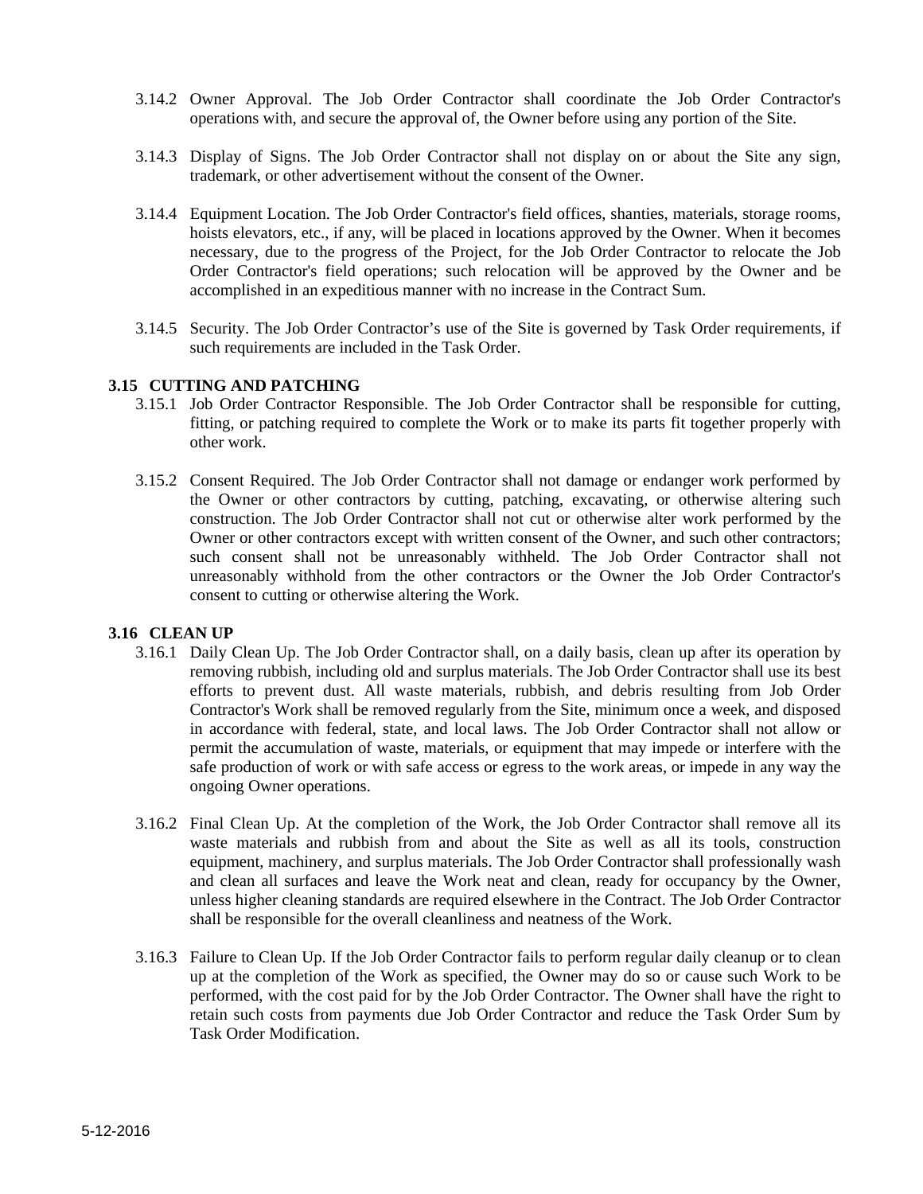3.14.2 Owner Approval. The Job Order Contractor shall coordinate the Job Order Contractor's operations with, and secure the approval of, the Owner before using any portion of the Site.

3.14.3 Display of Signs. The Job Order Contractor shall not display on or about the Site any sign, trademark, or other advertisement without the consent of the Owner.

3.14.4 Equipment Location. The Job Order Contractor's field offices, shanties, materials, storage rooms, hoists elevators, etc., if any, will be placed in locations approved by the Owner. When it becomes necessary, due to the progress of the Project, for the Job Order Contractor to relocate the Job Order Contractor's field operations; such relocation will be approved by the Owner and be accomplished in an expeditious manner with no increase in the Contract Sum.

3.14.5 Security. The Job Order Contractor's use of the Site is governed by Task Order requirements, if such requirements are included in the Task Order.

### 3.15 CUTTING AND PATCHING

3.15.1 Job Order Contractor Responsible. The Job Order Contractor shall be responsible for cutting, fitting, or patching required to complete the Work or to make its parts fit together properly with other work.

3.15.2 Consent Required. The Job Order Contractor shall not damage or endanger work performed by the Owner or other contractors by cutting, patching, excavating, or otherwise altering such construction. The Job Order Contractor shall not cut or otherwise alter work performed by the Owner or other contractors except with written consent of the Owner, and such other contractors; such consent shall not be unreasonably withheld. The Job Order Contractor shall not unreasonably withhold from the other contractors or the Owner the Job Order Contractor's consent to cutting or otherwise altering the Work.

### 3.16 CLEAN UP

3.16.1 Daily Clean Up. The Job Order Contractor shall, on a daily basis, clean up after its operation by removing rubbish, including old and surplus materials. The Job Order Contractor shall use its best efforts to prevent dust. All waste materials, rubbish, and debris resulting from Job Order Contractor's Work shall be removed regularly from the Site, minimum once a week, and disposed in accordance with federal, state, and local laws. The Job Order Contractor shall not allow or permit the accumulation of waste, materials, or equipment that may impede or interfere with the safe production of work or with safe access or egress to the work areas, or impede in any way the ongoing Owner operations.

3.16.2 Final Clean Up. At the completion of the Work, the Job Order Contractor shall remove all its waste materials and rubbish from and about the Site as well as all its tools, construction equipment, machinery, and surplus materials. The Job Order Contractor shall professionally wash and clean all surfaces and leave the Work neat and clean, ready for occupancy by the Owner, unless higher cleaning standards are required elsewhere in the Contract. The Job Order Contractor shall be responsible for the overall cleanliness and neatness of the Work.

3.16.3 Failure to Clean Up. If the Job Order Contractor fails to perform regular daily cleanup or to clean up at the completion of the Work as specified, the Owner may do so or cause such Work to be performed, with the cost paid for by the Job Order Contractor. The Owner shall have the right to retain such costs from payments due Job Order Contractor and reduce the Task Order Sum by Task Order Modification.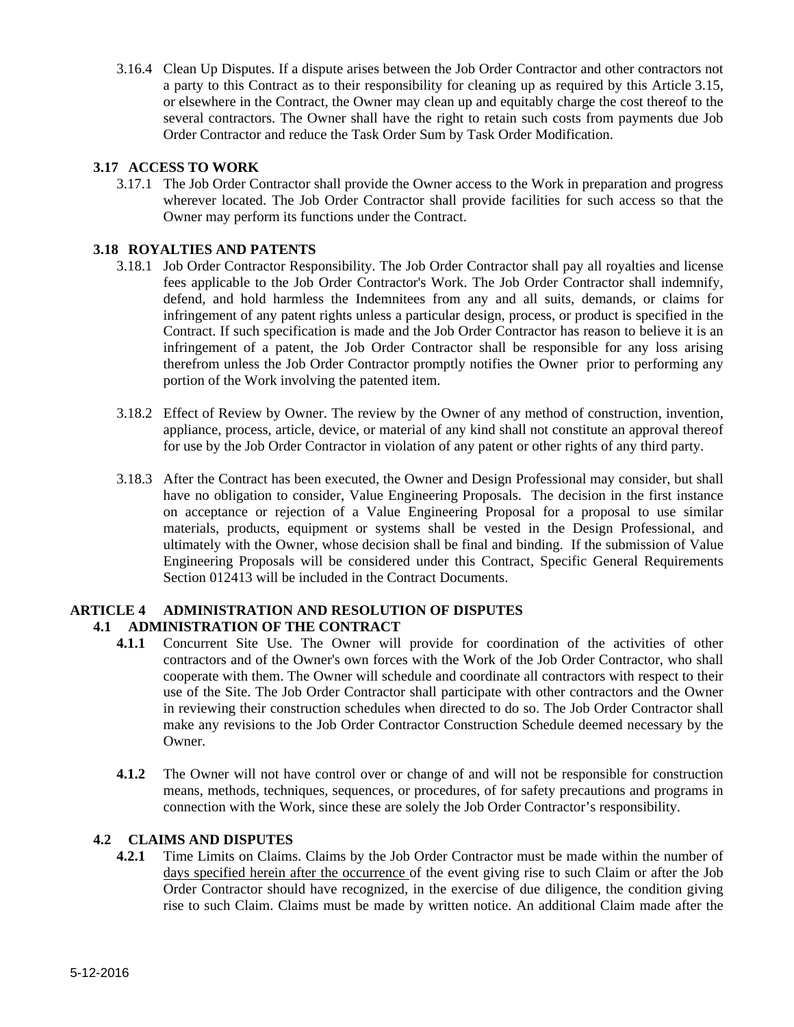3.16.4 Clean Up Disputes. If a dispute arises between the Job Order Contractor and other contractors not a party to this Contract as to their responsibility for cleaning up as required by this Article 3.15, or elsewhere in the Contract, the Owner may clean up and equitably charge the cost thereof to the several contractors. The Owner shall have the right to retain such costs from payments due Job Order Contractor and reduce the Task Order Sum by Task Order Modification.

### 3.17 ACCESS TO WORK

3.17.1 The Job Order Contractor shall provide the Owner access to the Work in preparation and progress wherever located. The Job Order Contractor shall provide facilities for such access so that the Owner may perform its functions under the Contract.

### 3.18 ROYALTIES AND PATENTS

3.18.1 Job Order Contractor Responsibility. The Job Order Contractor shall pay all royalties and license fees applicable to the Job Order Contractor's Work. The Job Order Contractor shall indemnify, defend, and hold harmless the Indemnitees from any and all suits, demands, or claims for infringement of any patent rights unless a particular design, process, or product is specified in the Contract. If such specification is made and the Job Order Contractor has reason to believe it is an infringement of a patent, the Job Order Contractor shall be responsible for any loss arising therefrom unless the Job Order Contractor promptly notifies the Owner prior to performing any portion of the Work involving the patented item.

3.18.2 Effect of Review by Owner. The review by the Owner of any method of construction, invention, appliance, process, article, device, or material of any kind shall not constitute an approval thereof for use by the Job Order Contractor in violation of any patent or other rights of any third party.

3.18.3 After the Contract has been executed, the Owner and Design Professional may consider, but shall have no obligation to consider, Value Engineering Proposals. The decision in the first instance on acceptance or rejection of a Value Engineering Proposal for a proposal to use similar materials, products, equipment or systems shall be vested in the Design Professional, and ultimately with the Owner, whose decision shall be final and binding. If the submission of Value Engineering Proposals will be considered under this Contract, Specific General Requirements Section 012413 will be included in the Contract Documents.

## ARTICLE 4 ADMINISTRATION AND RESOLUTION OF DISPUTES

### 4.1 ADMINISTRATION OF THE CONTRACT

**4.1.1** Concurrent Site Use. The Owner will provide for coordination of the activities of other contractors and of the Owner's own forces with the Work of the Job Order Contractor, who shall cooperate with them. The Owner will schedule and coordinate all contractors with respect to their use of the Site. The Job Order Contractor shall participate with other contractors and the Owner in reviewing their construction schedules when directed to do so. The Job Order Contractor shall make any revisions to the Job Order Contractor Construction Schedule deemed necessary by the Owner.

**4.1.2** The Owner will not have control over or change of and will not be responsible for construction means, methods, techniques, sequences, or procedures, of for safety precautions and programs in connection with the Work, since these are solely the Job Order Contractor's responsibility.

### 4.2 CLAIMS AND DISPUTES

**4.2.1** Time Limits on Claims. Claims by the Job Order Contractor must be made within the number of days specified herein after the occurrence of the event giving rise to such Claim or after the Job Order Contractor should have recognized, in the exercise of due diligence, the condition giving rise to such Claim. Claims must be made by written notice. An additional Claim made after the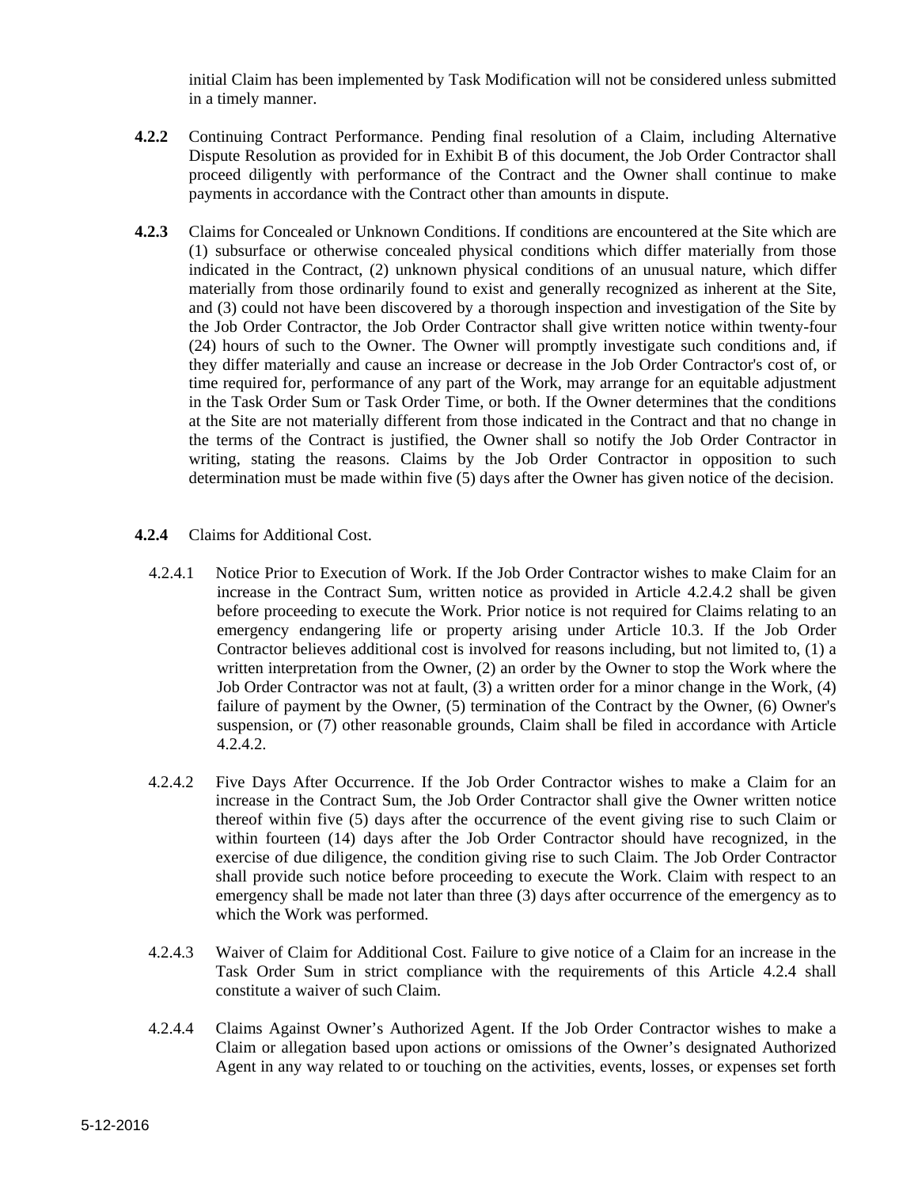initial Claim has been implemented by Task Modification will not be considered unless submitted in a timely manner.

**4.2.2** Continuing Contract Performance. Pending final resolution of a Claim, including Alternative Dispute Resolution as provided for in Exhibit B of this document, the Job Order Contractor shall proceed diligently with performance of the Contract and the Owner shall continue to make payments in accordance with the Contract other than amounts in dispute.

**4.2.3** Claims for Concealed or Unknown Conditions. If conditions are encountered at the Site which are (1) subsurface or otherwise concealed physical conditions which differ materially from those indicated in the Contract, (2) unknown physical conditions of an unusual nature, which differ materially from those ordinarily found to exist and generally recognized as inherent at the Site, and (3) could not have been discovered by a thorough inspection and investigation of the Site by the Job Order Contractor, the Job Order Contractor shall give written notice within twenty-four (24) hours of such to the Owner. The Owner will promptly investigate such conditions and, if they differ materially and cause an increase or decrease in the Job Order Contractor's cost of, or time required for, performance of any part of the Work, may arrange for an equitable adjustment in the Task Order Sum or Task Order Time, or both. If the Owner determines that the conditions at the Site are not materially different from those indicated in the Contract and that no change in the terms of the Contract is justified, the Owner shall so notify the Job Order Contractor in writing, stating the reasons. Claims by the Job Order Contractor in opposition to such determination must be made within five (5) days after the Owner has given notice of the decision.

**4.2.4** Claims for Additional Cost.

4.2.4.1 Notice Prior to Execution of Work. If the Job Order Contractor wishes to make Claim for an increase in the Contract Sum, written notice as provided in Article 4.2.4.2 shall be given before proceeding to execute the Work. Prior notice is not required for Claims relating to an emergency endangering life or property arising under Article 10.3. If the Job Order Contractor believes additional cost is involved for reasons including, but not limited to, (1) a written interpretation from the Owner, (2) an order by the Owner to stop the Work where the Job Order Contractor was not at fault, (3) a written order for a minor change in the Work, (4) failure of payment by the Owner, (5) termination of the Contract by the Owner, (6) Owner's suspension, or (7) other reasonable grounds, Claim shall be filed in accordance with Article 4.2.4.2.

4.2.4.2 Five Days After Occurrence. If the Job Order Contractor wishes to make a Claim for an increase in the Contract Sum, the Job Order Contractor shall give the Owner written notice thereof within five (5) days after the occurrence of the event giving rise to such Claim or within fourteen (14) days after the Job Order Contractor should have recognized, in the exercise of due diligence, the condition giving rise to such Claim. The Job Order Contractor shall provide such notice before proceeding to execute the Work. Claim with respect to an emergency shall be made not later than three (3) days after occurrence of the emergency as to which the Work was performed.

4.2.4.3 Waiver of Claim for Additional Cost. Failure to give notice of a Claim for an increase in the Task Order Sum in strict compliance with the requirements of this Article 4.2.4 shall constitute a waiver of such Claim.

4.2.4.4 Claims Against Owner's Authorized Agent. If the Job Order Contractor wishes to make a Claim or allegation based upon actions or omissions of the Owner's designated Authorized Agent in any way related to or touching on the activities, events, losses, or expenses set forth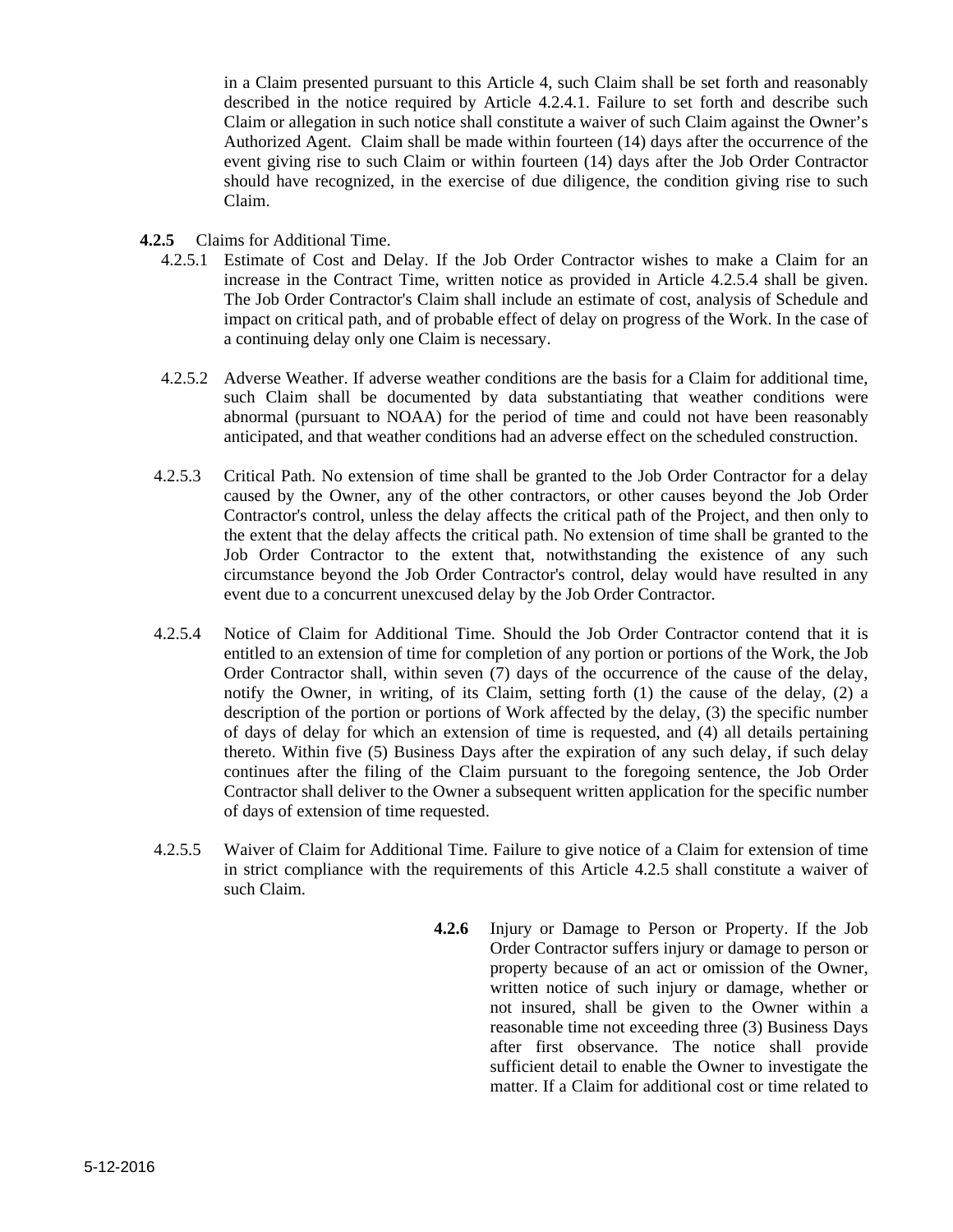in a Claim presented pursuant to this Article 4, such Claim shall be set forth and reasonably described in the notice required by Article 4.2.4.1. Failure to set forth and describe such Claim or allegation in such notice shall constitute a waiver of such Claim against the Owner's Authorized Agent. Claim shall be made within fourteen (14) days after the occurrence of the event giving rise to such Claim or within fourteen (14) days after the Job Order Contractor should have recognized, in the exercise of due diligence, the condition giving rise to such Claim.

**4.2.5** Claims for Additional Time.

4.2.5.1 Estimate of Cost and Delay. If the Job Order Contractor wishes to make a Claim for an increase in the Contract Time, written notice as provided in Article 4.2.5.4 shall be given. The Job Order Contractor's Claim shall include an estimate of cost, analysis of Schedule and impact on critical path, and of probable effect of delay on progress of the Work. In the case of a continuing delay only one Claim is necessary.

4.2.5.2 Adverse Weather. If adverse weather conditions are the basis for a Claim for additional time, such Claim shall be documented by data substantiating that weather conditions were abnormal (pursuant to NOAA) for the period of time and could not have been reasonably anticipated, and that weather conditions had an adverse effect on the scheduled construction.

4.2.5.3 Critical Path. No extension of time shall be granted to the Job Order Contractor for a delay caused by the Owner, any of the other contractors, or other causes beyond the Job Order Contractor's control, unless the delay affects the critical path of the Project, and then only to the extent that the delay affects the critical path. No extension of time shall be granted to the Job Order Contractor to the extent that, notwithstanding the existence of any such circumstance beyond the Job Order Contractor's control, delay would have resulted in any event due to a concurrent unexcused delay by the Job Order Contractor.

4.2.5.4 Notice of Claim for Additional Time. Should the Job Order Contractor contend that it is entitled to an extension of time for completion of any portion or portions of the Work, the Job Order Contractor shall, within seven (7) days of the occurrence of the cause of the delay, notify the Owner, in writing, of its Claim, setting forth (1) the cause of the delay, (2) a description of the portion or portions of Work affected by the delay, (3) the specific number of days of delay for which an extension of time is requested, and (4) all details pertaining thereto. Within five (5) Business Days after the expiration of any such delay, if such delay continues after the filing of the Claim pursuant to the foregoing sentence, the Job Order Contractor shall deliver to the Owner a subsequent written application for the specific number of days of extension of time requested.

4.2.5.5 Waiver of Claim for Additional Time. Failure to give notice of a Claim for extension of time in strict compliance with the requirements of this Article 4.2.5 shall constitute a waiver of such Claim.

**4.2.6** Injury or Damage to Person or Property. If the Job Order Contractor suffers injury or damage to person or property because of an act or omission of the Owner, written notice of such injury or damage, whether or not insured, shall be given to the Owner within a reasonable time not exceeding three (3) Business Days after first observance. The notice shall provide sufficient detail to enable the Owner to investigate the matter. If a Claim for additional cost or time related to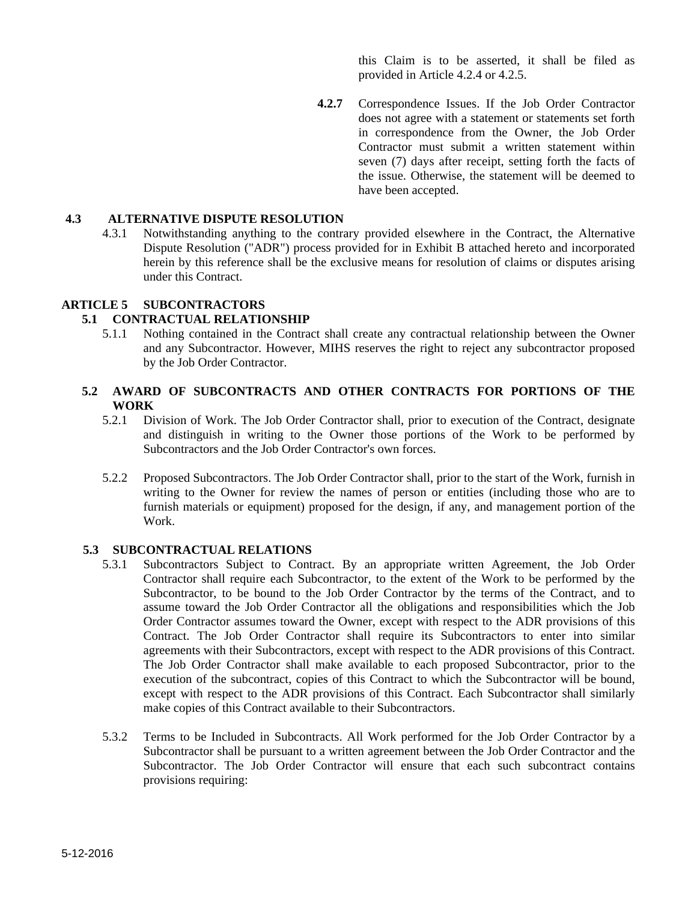this Claim is to be asserted, it shall be filed as provided in Article 4.2.4 or 4.2.5.

**4.2.7** Correspondence Issues. If the Job Order Contractor does not agree with a statement or statements set forth in correspondence from the Owner, the Job Order Contractor must submit a written statement within seven (7) days after receipt, setting forth the facts of the issue. Otherwise, the statement will be deemed to have been accepted.

### 4.3 ALTERNATIVE DISPUTE RESOLUTION

4.3.1 Notwithstanding anything to the contrary provided elsewhere in the Contract, the Alternative Dispute Resolution ("ADR") process provided for in Exhibit B attached hereto and incorporated herein by this reference shall be the exclusive means for resolution of claims or disputes arising under this Contract.

## ARTICLE 5 SUBCONTRACTORS

### 5.1 CONTRACTUAL RELATIONSHIP

5.1.1 Nothing contained in the Contract shall create any contractual relationship between the Owner and any Subcontractor. However, MIHS reserves the right to reject any subcontractor proposed by the Job Order Contractor.

### 5.2 AWARD OF SUBCONTRACTS AND OTHER CONTRACTS FOR PORTIONS OF THE WORK

5.2.1 Division of Work. The Job Order Contractor shall, prior to execution of the Contract, designate and distinguish in writing to the Owner those portions of the Work to be performed by Subcontractors and the Job Order Contractor's own forces.

5.2.2 Proposed Subcontractors. The Job Order Contractor shall, prior to the start of the Work, furnish in writing to the Owner for review the names of person or entities (including those who are to furnish materials or equipment) proposed for the design, if any, and management portion of the Work.

### 5.3 SUBCONTRACTUAL RELATIONS

5.3.1 Subcontractors Subject to Contract. By an appropriate written Agreement, the Job Order Contractor shall require each Subcontractor, to the extent of the Work to be performed by the Subcontractor, to be bound to the Job Order Contractor by the terms of the Contract, and to assume toward the Job Order Contractor all the obligations and responsibilities which the Job Order Contractor assumes toward the Owner, except with respect to the ADR provisions of this Contract. The Job Order Contractor shall require its Subcontractors to enter into similar agreements with their Subcontractors, except with respect to the ADR provisions of this Contract. The Job Order Contractor shall make available to each proposed Subcontractor, prior to the execution of the subcontract, copies of this Contract to which the Subcontractor will be bound, except with respect to the ADR provisions of this Contract. Each Subcontractor shall similarly make copies of this Contract available to their Subcontractors.

5.3.2 Terms to be Included in Subcontracts. All Work performed for the Job Order Contractor by a Subcontractor shall be pursuant to a written agreement between the Job Order Contractor and the Subcontractor. The Job Order Contractor will ensure that each such subcontract contains provisions requiring: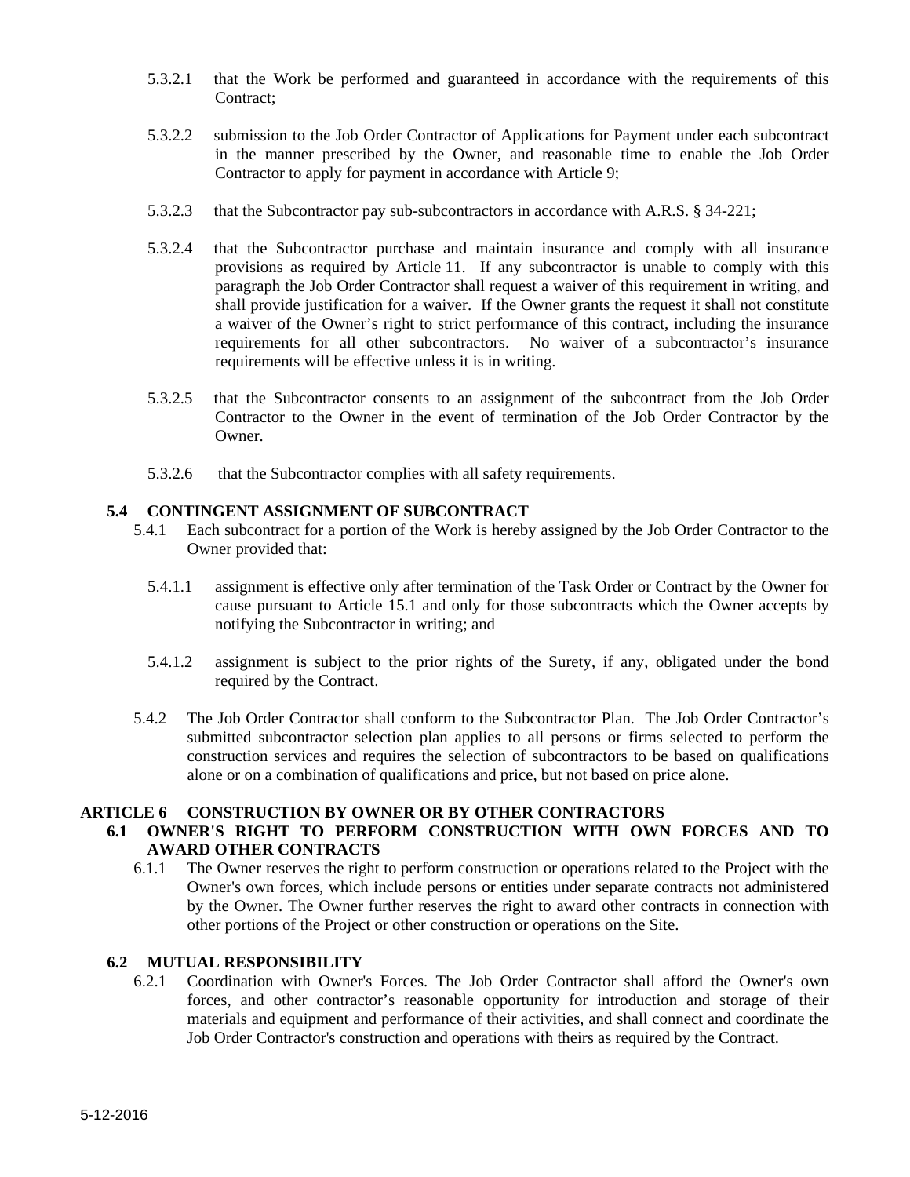5.3.2.1 that the Work be performed and guaranteed in accordance with the requirements of this Contract;

5.3.2.2 submission to the Job Order Contractor of Applications for Payment under each subcontract in the manner prescribed by the Owner, and reasonable time to enable the Job Order Contractor to apply for payment in accordance with Article 9;

5.3.2.3 that the Subcontractor pay sub-subcontractors in accordance with A.R.S. § 34-221;

5.3.2.4 that the Subcontractor purchase and maintain insurance and comply with all insurance provisions as required by Article 11. If any subcontractor is unable to comply with this paragraph the Job Order Contractor shall request a waiver of this requirement in writing, and shall provide justification for a waiver. If the Owner grants the request it shall not constitute a waiver of the Owner's right to strict performance of this contract, including the insurance requirements for all other subcontractors. No waiver of a subcontractor's insurance requirements will be effective unless it is in writing.

5.3.2.5 that the Subcontractor consents to an assignment of the subcontract from the Job Order Contractor to the Owner in the event of termination of the Job Order Contractor by the Owner.

5.3.2.6 that the Subcontractor complies with all safety requirements.

### 5.4 CONTINGENT ASSIGNMENT OF SUBCONTRACT

5.4.1 Each subcontract for a portion of the Work is hereby assigned by the Job Order Contractor to the Owner provided that:

5.4.1.1 assignment is effective only after termination of the Task Order or Contract by the Owner for cause pursuant to Article 15.1 and only for those subcontracts which the Owner accepts by notifying the Subcontractor in writing; and

5.4.1.2 assignment is subject to the prior rights of the Surety, if any, obligated under the bond required by the Contract.

5.4.2 The Job Order Contractor shall conform to the Subcontractor Plan. The Job Order Contractor's submitted subcontractor selection plan applies to all persons or firms selected to perform the construction services and requires the selection of subcontractors to be based on qualifications alone or on a combination of qualifications and price, but not based on price alone.

## ARTICLE 6 CONSTRUCTION BY OWNER OR BY OTHER CONTRACTORS

### 6.1 OWNER'S RIGHT TO PERFORM CONSTRUCTION WITH OWN FORCES AND TO AWARD OTHER CONTRACTS

6.1.1 The Owner reserves the right to perform construction or operations related to the Project with the Owner's own forces, which include persons or entities under separate contracts not administered by the Owner. The Owner further reserves the right to award other contracts in connection with other portions of the Project or other construction or operations on the Site.

### 6.2 MUTUAL RESPONSIBILITY

6.2.1 Coordination with Owner's Forces. The Job Order Contractor shall afford the Owner's own forces, and other contractor's reasonable opportunity for introduction and storage of their materials and equipment and performance of their activities, and shall connect and coordinate the Job Order Contractor's construction and operations with theirs as required by the Contract.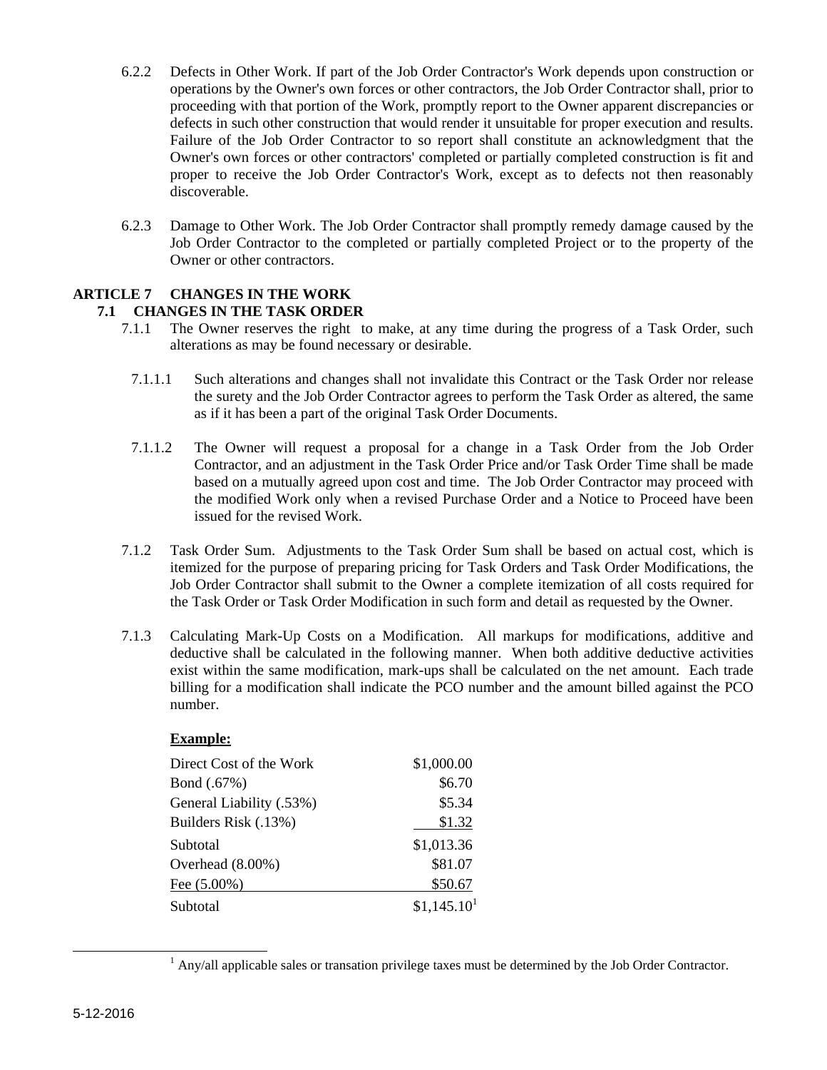6.2.2 Defects in Other Work. If part of the Job Order Contractor's Work depends upon construction or operations by the Owner's own forces or other contractors, the Job Order Contractor shall, prior to proceeding with that portion of the Work, promptly report to the Owner apparent discrepancies or defects in such other construction that would render it unsuitable for proper execution and results. Failure of the Job Order Contractor to so report shall constitute an acknowledgment that the Owner's own forces or other contractors' completed or partially completed construction is fit and proper to receive the Job Order Contractor's Work, except as to defects not then reasonably discoverable.

6.2.3 Damage to Other Work. The Job Order Contractor shall promptly remedy damage caused by the Job Order Contractor to the completed or partially completed Project or to the property of the Owner or other contractors.

## ARTICLE 7 CHANGES IN THE WORK

### 7.1 CHANGES IN THE TASK ORDER

7.1.1 The Owner reserves the right to make, at any time during the progress of a Task Order, such alterations as may be found necessary or desirable.

7.1.1.1 Such alterations and changes shall not invalidate this Contract or the Task Order nor release the surety and the Job Order Contractor agrees to perform the Task Order as altered, the same as if it has been a part of the original Task Order Documents.

7.1.1.2 The Owner will request a proposal for a change in a Task Order from the Job Order Contractor, and an adjustment in the Task Order Price and/or Task Order Time shall be made based on a mutually agreed upon cost and time. The Job Order Contractor may proceed with the modified Work only when a revised Purchase Order and a Notice to Proceed have been issued for the revised Work.

7.1.2 Task Order Sum. Adjustments to the Task Order Sum shall be based on actual cost, which is itemized for the purpose of preparing pricing for Task Orders and Task Order Modifications, the Job Order Contractor shall submit to the Owner a complete itemization of all costs required for the Task Order or Task Order Modification in such form and detail as requested by the Owner.

7.1.3 Calculating Mark-Up Costs on a Modification. All markups for modifications, additive and deductive shall be calculated in the following manner. When both additive deductive activities exist within the same modification, mark-ups shall be calculated on the net amount. Each trade billing for a modification shall indicate the PCO number and the amount billed against the PCO number.

**Example:**

| | |
|---|---:|
| Direct Cost of the Work | $1,000.00 |
| Bond (.67%) | $6.70 |
| General Liability (.53%) | $5.34 |
| Builders Risk (.13%) | $1.32 |
| Subtotal | $1,013.36 |
| Overhead (8.00%) | $81.07 |
| Fee (5.00%) | $50.67 |
| Subtotal | $1,145.10[1] |

[1] Any/all applicable sales or transation privilege taxes must be determined by the Job Order Contractor.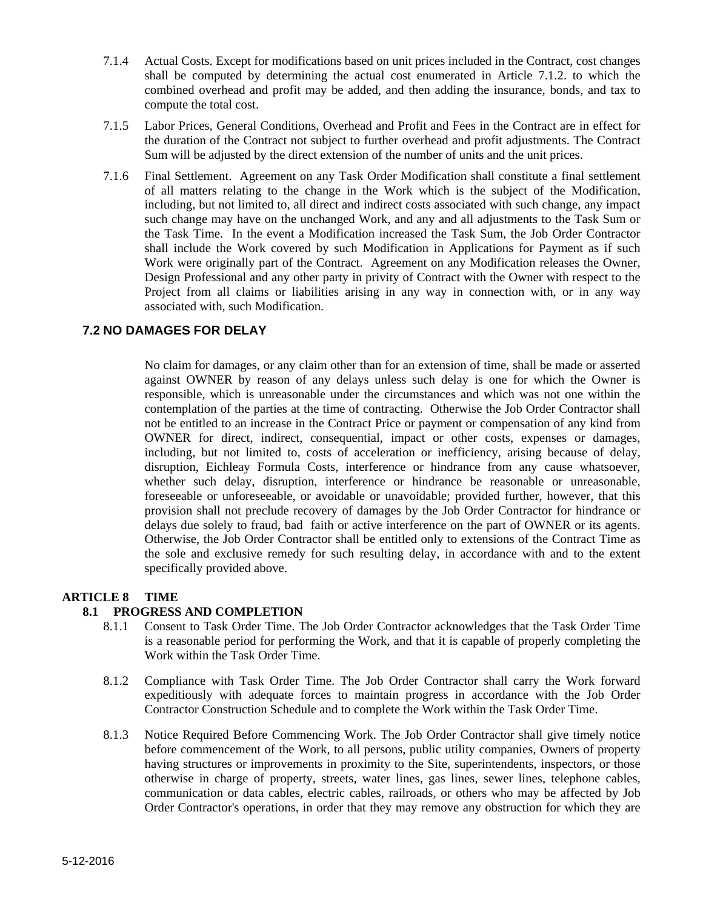7.1.4 Actual Costs. Except for modifications based on unit prices included in the Contract, cost changes shall be computed by determining the actual cost enumerated in Article 7.1.2. to which the combined overhead and profit may be added, and then adding the insurance, bonds, and tax to compute the total cost.

7.1.5 Labor Prices, General Conditions, Overhead and Profit and Fees in the Contract are in effect for the duration of the Contract not subject to further overhead and profit adjustments. The Contract Sum will be adjusted by the direct extension of the number of units and the unit prices.

7.1.6 Final Settlement. Agreement on any Task Order Modification shall constitute a final settlement of all matters relating to the change in the Work which is the subject of the Modification, including, but not limited to, all direct and indirect costs associated with such change, any impact such change may have on the unchanged Work, and any and all adjustments to the Task Sum or the Task Time. In the event a Modification increased the Task Sum, the Job Order Contractor shall include the Work covered by such Modification in Applications for Payment as if such Work were originally part of the Contract. Agreement on any Modification releases the Owner, Design Professional and any other party in privity of Contract with the Owner with respect to the Project from all claims or liabilities arising in any way in connection with, or in any way associated with, such Modification.

### 7.2 NO DAMAGES FOR DELAY

No claim for damages, or any claim other than for an extension of time, shall be made or asserted against OWNER by reason of any delays unless such delay is one for which the Owner is responsible, which is unreasonable under the circumstances and which was not one within the contemplation of the parties at the time of contracting. Otherwise the Job Order Contractor shall not be entitled to an increase in the Contract Price or payment or compensation of any kind from OWNER for direct, indirect, consequential, impact or other costs, expenses or damages, including, but not limited to, costs of acceleration or inefficiency, arising because of delay, disruption, Eichleay Formula Costs, interference or hindrance from any cause whatsoever, whether such delay, disruption, interference or hindrance be reasonable or unreasonable, foreseeable or unforeseeable, or avoidable or unavoidable; provided further, however, that this provision shall not preclude recovery of damages by the Job Order Contractor for hindrance or delays due solely to fraud, bad faith or active interference on the part of OWNER or its agents. Otherwise, the Job Order Contractor shall be entitled only to extensions of the Contract Time as the sole and exclusive remedy for such resulting delay, in accordance with and to the extent specifically provided above.

## ARTICLE 8 TIME

### 8.1 PROGRESS AND COMPLETION

8.1.1 Consent to Task Order Time. The Job Order Contractor acknowledges that the Task Order Time is a reasonable period for performing the Work, and that it is capable of properly completing the Work within the Task Order Time.

8.1.2 Compliance with Task Order Time. The Job Order Contractor shall carry the Work forward expeditiously with adequate forces to maintain progress in accordance with the Job Order Contractor Construction Schedule and to complete the Work within the Task Order Time.

8.1.3 Notice Required Before Commencing Work. The Job Order Contractor shall give timely notice before commencement of the Work, to all persons, public utility companies, Owners of property having structures or improvements in proximity to the Site, superintendents, inspectors, or those otherwise in charge of property, streets, water lines, gas lines, sewer lines, telephone cables, communication or data cables, electric cables, railroads, or others who may be affected by Job Order Contractor's operations, in order that they may remove any obstruction for which they are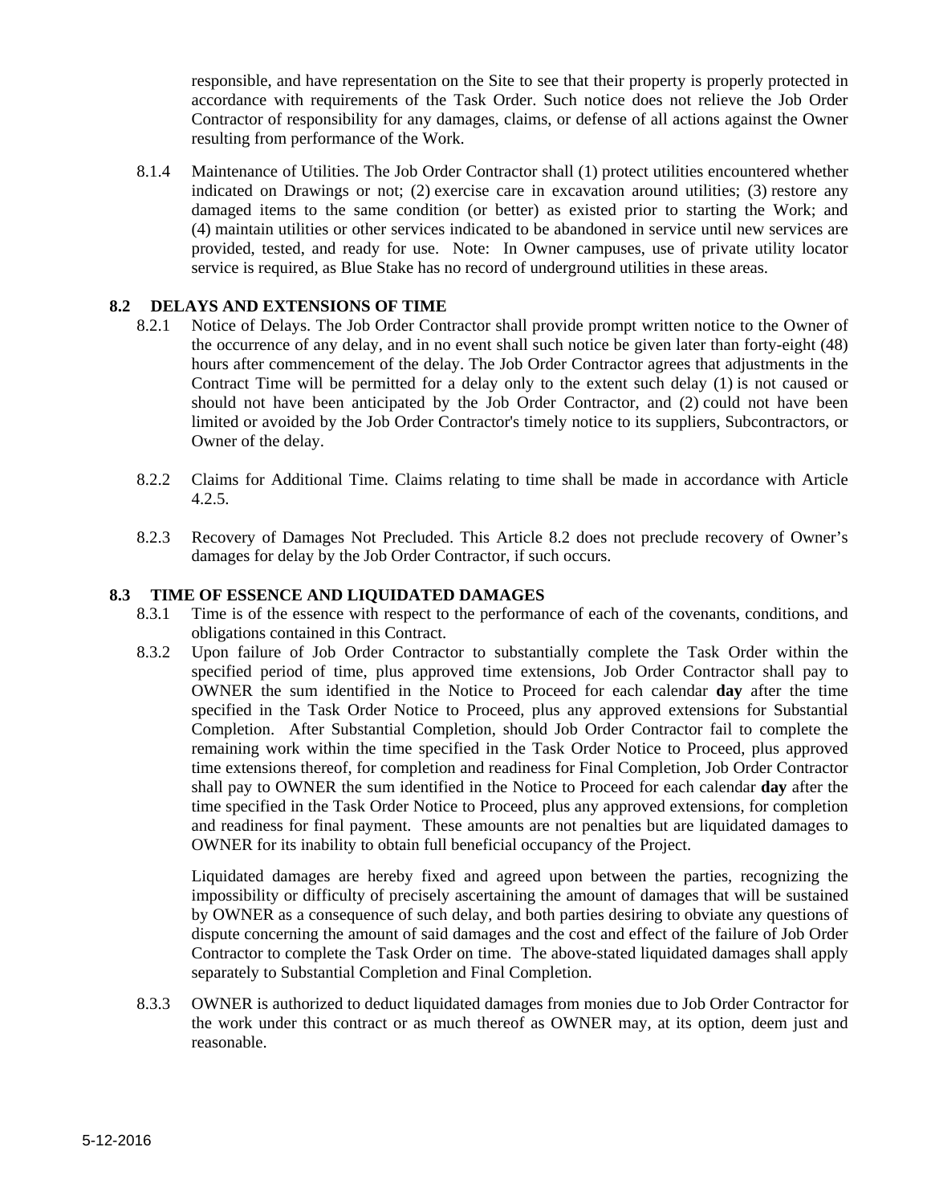responsible, and have representation on the Site to see that their property is properly protected in accordance with requirements of the Task Order. Such notice does not relieve the Job Order Contractor of responsibility for any damages, claims, or defense of all actions against the Owner resulting from performance of the Work.

8.1.4 Maintenance of Utilities. The Job Order Contractor shall (1) protect utilities encountered whether indicated on Drawings or not; (2) exercise care in excavation around utilities; (3) restore any damaged items to the same condition (or better) as existed prior to starting the Work; and (4) maintain utilities or other services indicated to be abandoned in service until new services are provided, tested, and ready for use. Note: In Owner campuses, use of private utility locator service is required, as Blue Stake has no record of underground utilities in these areas.

### 8.2 DELAYS AND EXTENSIONS OF TIME

8.2.1 Notice of Delays. The Job Order Contractor shall provide prompt written notice to the Owner of the occurrence of any delay, and in no event shall such notice be given later than forty-eight (48) hours after commencement of the delay. The Job Order Contractor agrees that adjustments in the Contract Time will be permitted for a delay only to the extent such delay (1) is not caused or should not have been anticipated by the Job Order Contractor, and (2) could not have been limited or avoided by the Job Order Contractor's timely notice to its suppliers, Subcontractors, or Owner of the delay.

8.2.2 Claims for Additional Time. Claims relating to time shall be made in accordance with Article 4.2.5.

8.2.3 Recovery of Damages Not Precluded. This Article 8.2 does not preclude recovery of Owner's damages for delay by the Job Order Contractor, if such occurs.

### 8.3 TIME OF ESSENCE AND LIQUIDATED DAMAGES

8.3.1 Time is of the essence with respect to the performance of each of the covenants, conditions, and obligations contained in this Contract.

8.3.2 Upon failure of Job Order Contractor to substantially complete the Task Order within the specified period of time, plus approved time extensions, Job Order Contractor shall pay to OWNER the sum identified in the Notice to Proceed for each calendar **day** after the time specified in the Task Order Notice to Proceed, plus any approved extensions for Substantial Completion. After Substantial Completion, should Job Order Contractor fail to complete the remaining work within the time specified in the Task Order Notice to Proceed, plus approved time extensions thereof, for completion and readiness for Final Completion, Job Order Contractor shall pay to OWNER the sum identified in the Notice to Proceed for each calendar **day** after the time specified in the Task Order Notice to Proceed, plus any approved extensions, for completion and readiness for final payment. These amounts are not penalties but are liquidated damages to OWNER for its inability to obtain full beneficial occupancy of the Project.

Liquidated damages are hereby fixed and agreed upon between the parties, recognizing the impossibility or difficulty of precisely ascertaining the amount of damages that will be sustained by OWNER as a consequence of such delay, and both parties desiring to obviate any questions of dispute concerning the amount of said damages and the cost and effect of the failure of Job Order Contractor to complete the Task Order on time. The above-stated liquidated damages shall apply separately to Substantial Completion and Final Completion.

8.3.3 OWNER is authorized to deduct liquidated damages from monies due to Job Order Contractor for the work under this contract or as much thereof as OWNER may, at its option, deem just and reasonable.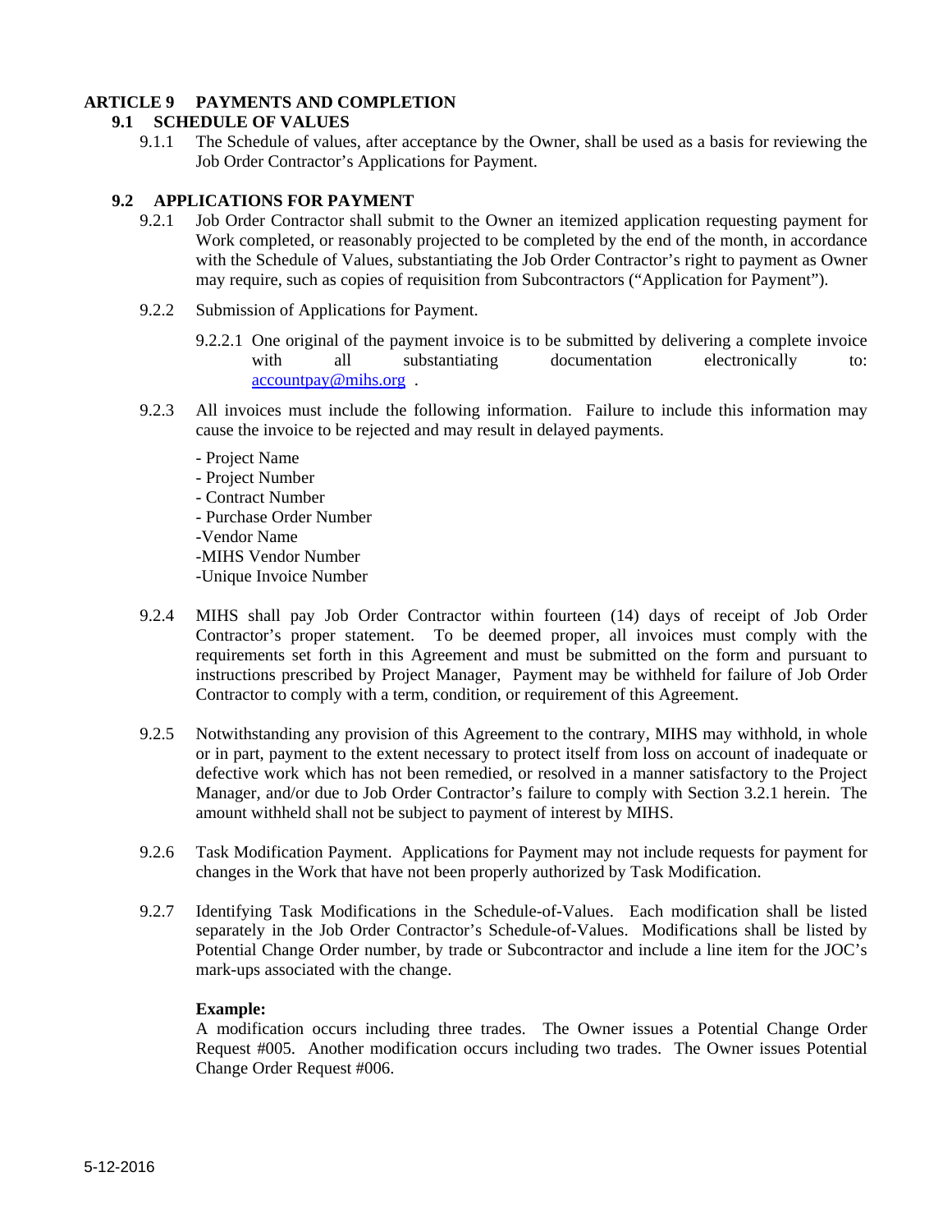# ARTICLE 9 PAYMENTS AND COMPLETION

## 9.1 SCHEDULE OF VALUES

9.1.1 The Schedule of values, after acceptance by the Owner, shall be used as a basis for reviewing the Job Order Contractor's Applications for Payment.

## 9.2 APPLICATIONS FOR PAYMENT

9.2.1 Job Order Contractor shall submit to the Owner an itemized application requesting payment for Work completed, or reasonably projected to be completed by the end of the month, in accordance with the Schedule of Values, substantiating the Job Order Contractor's right to payment as Owner may require, such as copies of requisition from Subcontractors ("Application for Payment").

9.2.2 Submission of Applications for Payment.

9.2.2.1 One original of the payment invoice is to be submitted by delivering a complete invoice with all substantiating documentation electronically to: accountpay@mihs.org .

9.2.3 All invoices must include the following information. Failure to include this information may cause the invoice to be rejected and may result in delayed payments.

- Project Name
- Project Number
- Contract Number
- Purchase Order Number
- Vendor Name
- MIHS Vendor Number
- Unique Invoice Number

9.2.4 MIHS shall pay Job Order Contractor within fourteen (14) days of receipt of Job Order Contractor's proper statement. To be deemed proper, all invoices must comply with the requirements set forth in this Agreement and must be submitted on the form and pursuant to instructions prescribed by Project Manager, Payment may be withheld for failure of Job Order Contractor to comply with a term, condition, or requirement of this Agreement.

9.2.5 Notwithstanding any provision of this Agreement to the contrary, MIHS may withhold, in whole or in part, payment to the extent necessary to protect itself from loss on account of inadequate or defective work which has not been remedied, or resolved in a manner satisfactory to the Project Manager, and/or due to Job Order Contractor's failure to comply with Section 3.2.1 herein. The amount withheld shall not be subject to payment of interest by MIHS.

9.2.6 Task Modification Payment. Applications for Payment may not include requests for payment for changes in the Work that have not been properly authorized by Task Modification.

9.2.7 Identifying Task Modifications in the Schedule-of-Values. Each modification shall be listed separately in the Job Order Contractor's Schedule-of-Values. Modifications shall be listed by Potential Change Order number, by trade or Subcontractor and include a line item for the JOC's mark-ups associated with the change.

**Example:**
A modification occurs including three trades. The Owner issues a Potential Change Order Request #005. Another modification occurs including two trades. The Owner issues Potential Change Order Request #006.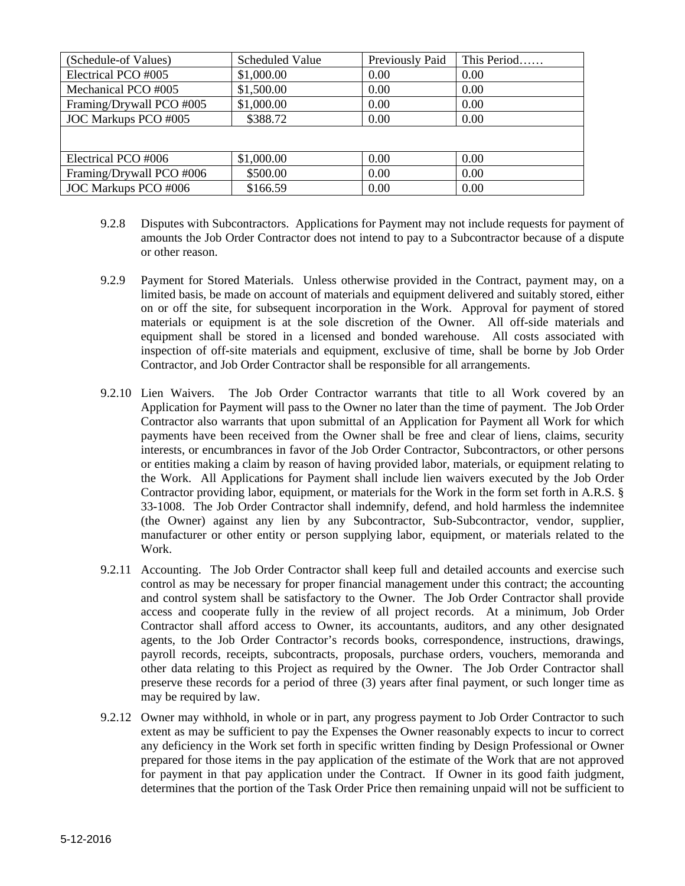| (Schedule-of Values) | Scheduled Value | Previously Paid | This Period…… |
|---|---|---|---|
| Electrical PCO #005 | $1,000.00 | 0.00 | 0.00 |
| Mechanical PCO #005 | $1,500.00 | 0.00 | 0.00 |
| Framing/Drywall PCO #005 | $1,000.00 | 0.00 | 0.00 |
| JOC Markups PCO #005 | $388.72 | 0.00 | 0.00 |
| | | | |
| Electrical PCO #006 | $1,000.00 | 0.00 | 0.00 |
| Framing/Drywall PCO #006 | $500.00 | 0.00 | 0.00 |
| JOC Markups PCO #006 | $166.59 | 0.00 | 0.00 |

9.2.8 Disputes with Subcontractors. Applications for Payment may not include requests for payment of amounts the Job Order Contractor does not intend to pay to a Subcontractor because of a dispute or other reason.

9.2.9 Payment for Stored Materials. Unless otherwise provided in the Contract, payment may, on a limited basis, be made on account of materials and equipment delivered and suitably stored, either on or off the site, for subsequent incorporation in the Work. Approval for payment of stored materials or equipment is at the sole discretion of the Owner. All off-side materials and equipment shall be stored in a licensed and bonded warehouse. All costs associated with inspection of off-site materials and equipment, exclusive of time, shall be borne by Job Order Contractor, and Job Order Contractor shall be responsible for all arrangements.

9.2.10 Lien Waivers. The Job Order Contractor warrants that title to all Work covered by an Application for Payment will pass to the Owner no later than the time of payment. The Job Order Contractor also warrants that upon submittal of an Application for Payment all Work for which payments have been received from the Owner shall be free and clear of liens, claims, security interests, or encumbrances in favor of the Job Order Contractor, Subcontractors, or other persons or entities making a claim by reason of having provided labor, materials, or equipment relating to the Work. All Applications for Payment shall include lien waivers executed by the Job Order Contractor providing labor, equipment, or materials for the Work in the form set forth in A.R.S. § 33-1008. The Job Order Contractor shall indemnify, defend, and hold harmless the indemnitee (the Owner) against any lien by any Subcontractor, Sub-Subcontractor, vendor, supplier, manufacturer or other entity or person supplying labor, equipment, or materials related to the Work.

9.2.11 Accounting. The Job Order Contractor shall keep full and detailed accounts and exercise such control as may be necessary for proper financial management under this contract; the accounting and control system shall be satisfactory to the Owner. The Job Order Contractor shall provide access and cooperate fully in the review of all project records. At a minimum, Job Order Contractor shall afford access to Owner, its accountants, auditors, and any other designated agents, to the Job Order Contractor's records books, correspondence, instructions, drawings, payroll records, receipts, subcontracts, proposals, purchase orders, vouchers, memoranda and other data relating to this Project as required by the Owner. The Job Order Contractor shall preserve these records for a period of three (3) years after final payment, or such longer time as may be required by law.

9.2.12 Owner may withhold, in whole or in part, any progress payment to Job Order Contractor to such extent as may be sufficient to pay the Expenses the Owner reasonably expects to incur to correct any deficiency in the Work set forth in specific written finding by Design Professional or Owner prepared for those items in the pay application of the estimate of the Work that are not approved for payment in that pay application under the Contract. If Owner in its good faith judgment, determines that the portion of the Task Order Price then remaining unpaid will not be sufficient to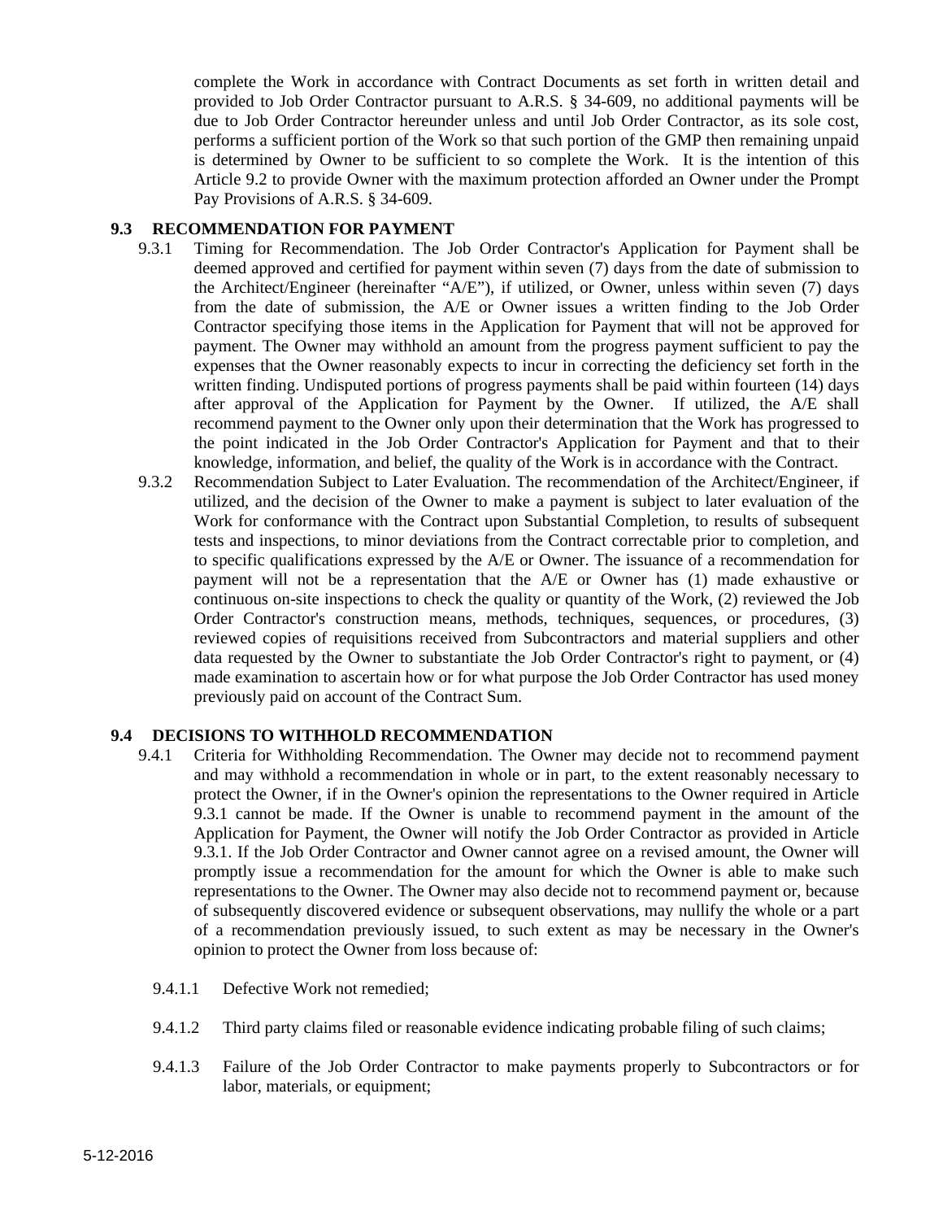complete the Work in accordance with Contract Documents as set forth in written detail and provided to Job Order Contractor pursuant to A.R.S. § 34-609, no additional payments will be due to Job Order Contractor hereunder unless and until Job Order Contractor, as its sole cost, performs a sufficient portion of the Work so that such portion of the GMP then remaining unpaid is determined by Owner to be sufficient to so complete the Work. It is the intention of this Article 9.2 to provide Owner with the maximum protection afforded an Owner under the Prompt Pay Provisions of A.R.S. § 34-609.

### 9.3 RECOMMENDATION FOR PAYMENT

9.3.1 Timing for Recommendation. The Job Order Contractor's Application for Payment shall be deemed approved and certified for payment within seven (7) days from the date of submission to the Architect/Engineer (hereinafter "A/E"), if utilized, or Owner, unless within seven (7) days from the date of submission, the A/E or Owner issues a written finding to the Job Order Contractor specifying those items in the Application for Payment that will not be approved for payment. The Owner may withhold an amount from the progress payment sufficient to pay the expenses that the Owner reasonably expects to incur in correcting the deficiency set forth in the written finding. Undisputed portions of progress payments shall be paid within fourteen (14) days after approval of the Application for Payment by the Owner. If utilized, the A/E shall recommend payment to the Owner only upon their determination that the Work has progressed to the point indicated in the Job Order Contractor's Application for Payment and that to their knowledge, information, and belief, the quality of the Work is in accordance with the Contract.

9.3.2 Recommendation Subject to Later Evaluation. The recommendation of the Architect/Engineer, if utilized, and the decision of the Owner to make a payment is subject to later evaluation of the Work for conformance with the Contract upon Substantial Completion, to results of subsequent tests and inspections, to minor deviations from the Contract correctable prior to completion, and to specific qualifications expressed by the A/E or Owner. The issuance of a recommendation for payment will not be a representation that the A/E or Owner has (1) made exhaustive or continuous on-site inspections to check the quality or quantity of the Work, (2) reviewed the Job Order Contractor's construction means, methods, techniques, sequences, or procedures, (3) reviewed copies of requisitions received from Subcontractors and material suppliers and other data requested by the Owner to substantiate the Job Order Contractor's right to payment, or (4) made examination to ascertain how or for what purpose the Job Order Contractor has used money previously paid on account of the Contract Sum.

### 9.4 DECISIONS TO WITHHOLD RECOMMENDATION

9.4.1 Criteria for Withholding Recommendation. The Owner may decide not to recommend payment and may withhold a recommendation in whole or in part, to the extent reasonably necessary to protect the Owner, if in the Owner's opinion the representations to the Owner required in Article 9.3.1 cannot be made. If the Owner is unable to recommend payment in the amount of the Application for Payment, the Owner will notify the Job Order Contractor as provided in Article 9.3.1. If the Job Order Contractor and Owner cannot agree on a revised amount, the Owner will promptly issue a recommendation for the amount for which the Owner is able to make such representations to the Owner. The Owner may also decide not to recommend payment or, because of subsequently discovered evidence or subsequent observations, may nullify the whole or a part of a recommendation previously issued, to such extent as may be necessary in the Owner's opinion to protect the Owner from loss because of:

9.4.1.1 Defective Work not remedied;

9.4.1.2 Third party claims filed or reasonable evidence indicating probable filing of such claims;

9.4.1.3 Failure of the Job Order Contractor to make payments properly to Subcontractors or for labor, materials, or equipment;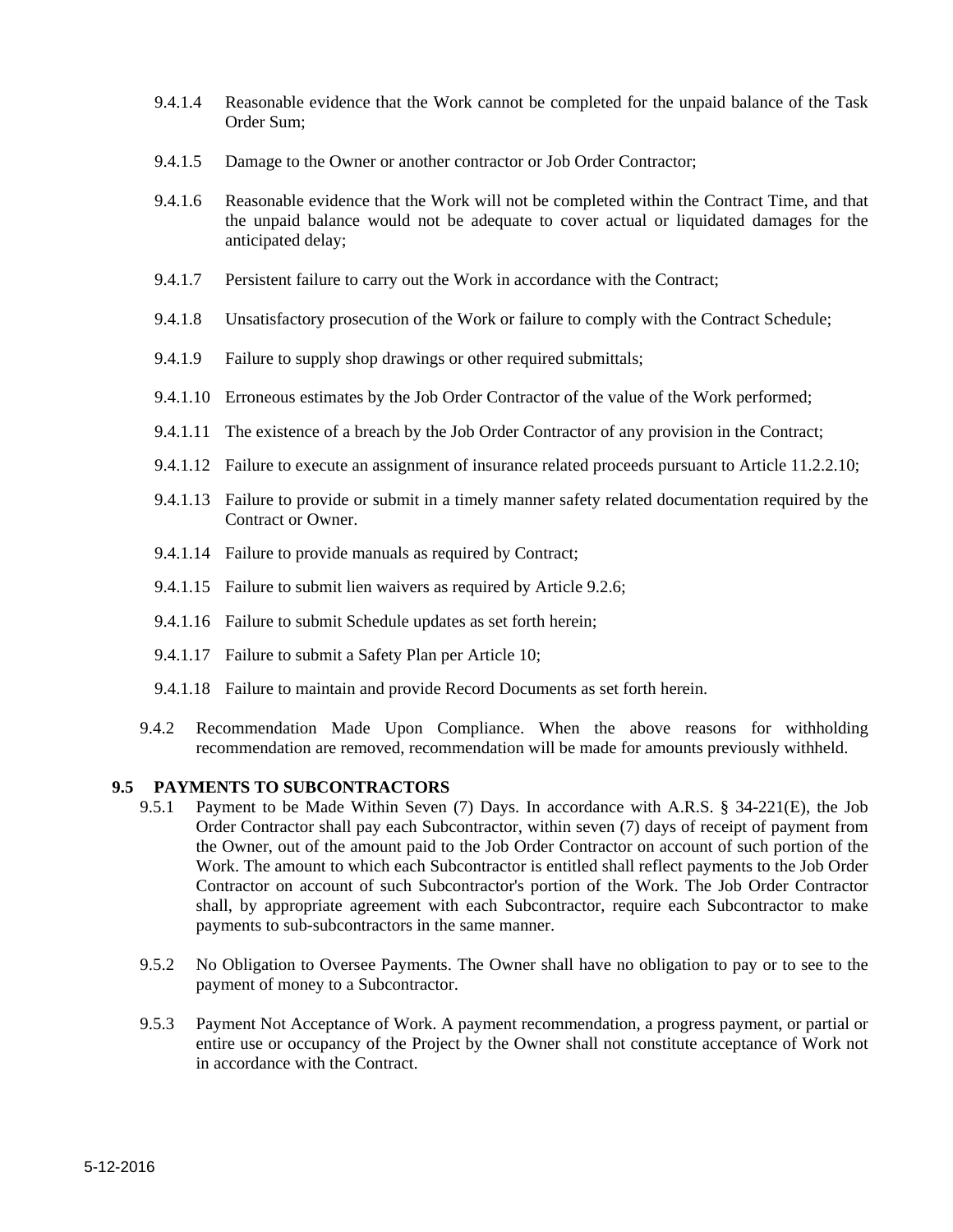9.4.1.4 Reasonable evidence that the Work cannot be completed for the unpaid balance of the Task Order Sum;

9.4.1.5 Damage to the Owner or another contractor or Job Order Contractor;

9.4.1.6 Reasonable evidence that the Work will not be completed within the Contract Time, and that the unpaid balance would not be adequate to cover actual or liquidated damages for the anticipated delay;

9.4.1.7 Persistent failure to carry out the Work in accordance with the Contract;

9.4.1.8 Unsatisfactory prosecution of the Work or failure to comply with the Contract Schedule;

9.4.1.9 Failure to supply shop drawings or other required submittals;

9.4.1.10 Erroneous estimates by the Job Order Contractor of the value of the Work performed;

9.4.1.11 The existence of a breach by the Job Order Contractor of any provision in the Contract;

9.4.1.12 Failure to execute an assignment of insurance related proceeds pursuant to Article 11.2.2.10;

9.4.1.13 Failure to provide or submit in a timely manner safety related documentation required by the Contract or Owner.

9.4.1.14 Failure to provide manuals as required by Contract;

9.4.1.15 Failure to submit lien waivers as required by Article 9.2.6;

9.4.1.16 Failure to submit Schedule updates as set forth herein;

9.4.1.17 Failure to submit a Safety Plan per Article 10;

9.4.1.18 Failure to maintain and provide Record Documents as set forth herein.

9.4.2 Recommendation Made Upon Compliance. When the above reasons for withholding recommendation are removed, recommendation will be made for amounts previously withheld.

### 9.5 PAYMENTS TO SUBCONTRACTORS

9.5.1 Payment to be Made Within Seven (7) Days. In accordance with A.R.S. § 34-221(E), the Job Order Contractor shall pay each Subcontractor, within seven (7) days of receipt of payment from the Owner, out of the amount paid to the Job Order Contractor on account of such portion of the Work. The amount to which each Subcontractor is entitled shall reflect payments to the Job Order Contractor on account of such Subcontractor's portion of the Work. The Job Order Contractor shall, by appropriate agreement with each Subcontractor, require each Subcontractor to make payments to sub-subcontractors in the same manner.

9.5.2 No Obligation to Oversee Payments. The Owner shall have no obligation to pay or to see to the payment of money to a Subcontractor.

9.5.3 Payment Not Acceptance of Work. A payment recommendation, a progress payment, or partial or entire use or occupancy of the Project by the Owner shall not constitute acceptance of Work not in accordance with the Contract.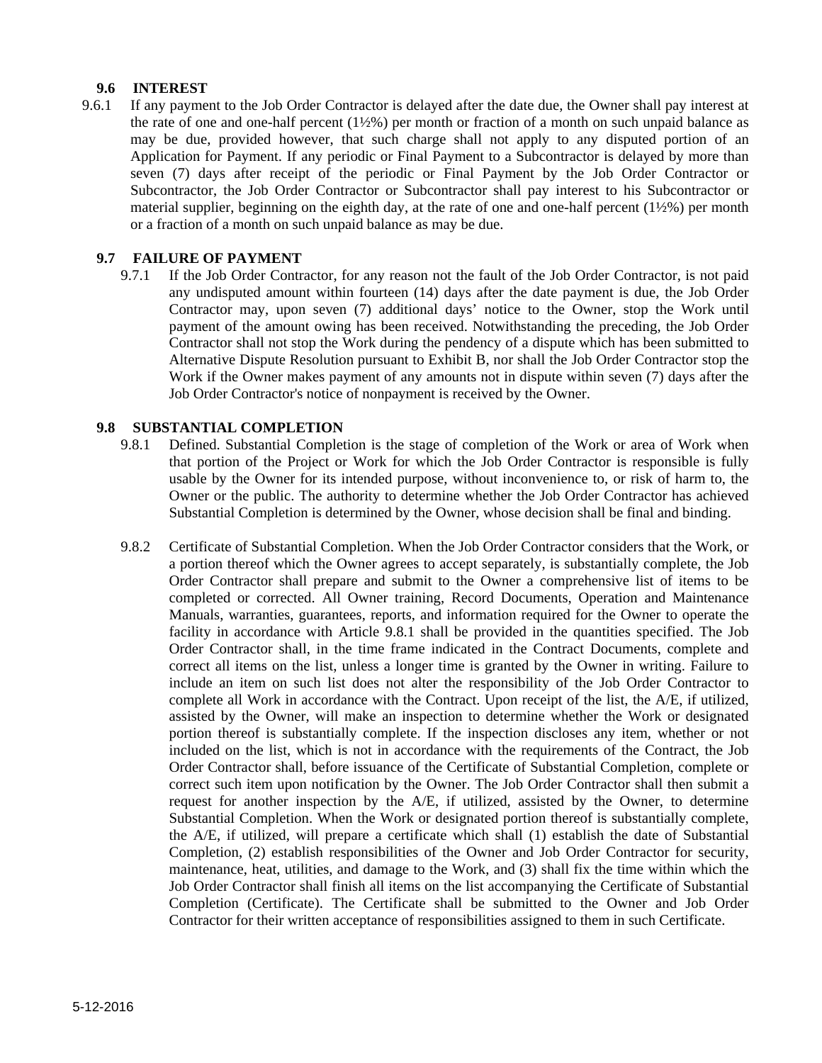### 9.6 INTEREST

9.6.1 If any payment to the Job Order Contractor is delayed after the date due, the Owner shall pay interest at the rate of one and one-half percent (1½%) per month or fraction of a month on such unpaid balance as may be due, provided however, that such charge shall not apply to any disputed portion of an Application for Payment. If any periodic or Final Payment to a Subcontractor is delayed by more than seven (7) days after receipt of the periodic or Final Payment by the Job Order Contractor or Subcontractor, the Job Order Contractor or Subcontractor shall pay interest to his Subcontractor or material supplier, beginning on the eighth day, at the rate of one and one-half percent (1½%) per month or a fraction of a month on such unpaid balance as may be due.

### 9.7 FAILURE OF PAYMENT

9.7.1 If the Job Order Contractor, for any reason not the fault of the Job Order Contractor, is not paid any undisputed amount within fourteen (14) days after the date payment is due, the Job Order Contractor may, upon seven (7) additional days' notice to the Owner, stop the Work until payment of the amount owing has been received. Notwithstanding the preceding, the Job Order Contractor shall not stop the Work during the pendency of a dispute which has been submitted to Alternative Dispute Resolution pursuant to Exhibit B, nor shall the Job Order Contractor stop the Work if the Owner makes payment of any amounts not in dispute within seven (7) days after the Job Order Contractor's notice of nonpayment is received by the Owner.

### 9.8 SUBSTANTIAL COMPLETION

9.8.1 Defined. Substantial Completion is the stage of completion of the Work or area of Work when that portion of the Project or Work for which the Job Order Contractor is responsible is fully usable by the Owner for its intended purpose, without inconvenience to, or risk of harm to, the Owner or the public. The authority to determine whether the Job Order Contractor has achieved Substantial Completion is determined by the Owner, whose decision shall be final and binding.

9.8.2 Certificate of Substantial Completion. When the Job Order Contractor considers that the Work, or a portion thereof which the Owner agrees to accept separately, is substantially complete, the Job Order Contractor shall prepare and submit to the Owner a comprehensive list of items to be completed or corrected. All Owner training, Record Documents, Operation and Maintenance Manuals, warranties, guarantees, reports, and information required for the Owner to operate the facility in accordance with Article 9.8.1 shall be provided in the quantities specified. The Job Order Contractor shall, in the time frame indicated in the Contract Documents, complete and correct all items on the list, unless a longer time is granted by the Owner in writing. Failure to include an item on such list does not alter the responsibility of the Job Order Contractor to complete all Work in accordance with the Contract. Upon receipt of the list, the A/E, if utilized, assisted by the Owner, will make an inspection to determine whether the Work or designated portion thereof is substantially complete. If the inspection discloses any item, whether or not included on the list, which is not in accordance with the requirements of the Contract, the Job Order Contractor shall, before issuance of the Certificate of Substantial Completion, complete or correct such item upon notification by the Owner. The Job Order Contractor shall then submit a request for another inspection by the A/E, if utilized, assisted by the Owner, to determine Substantial Completion. When the Work or designated portion thereof is substantially complete, the A/E, if utilized, will prepare a certificate which shall (1) establish the date of Substantial Completion, (2) establish responsibilities of the Owner and Job Order Contractor for security, maintenance, heat, utilities, and damage to the Work, and (3) shall fix the time within which the Job Order Contractor shall finish all items on the list accompanying the Certificate of Substantial Completion (Certificate). The Certificate shall be submitted to the Owner and Job Order Contractor for their written acceptance of responsibilities assigned to them in such Certificate.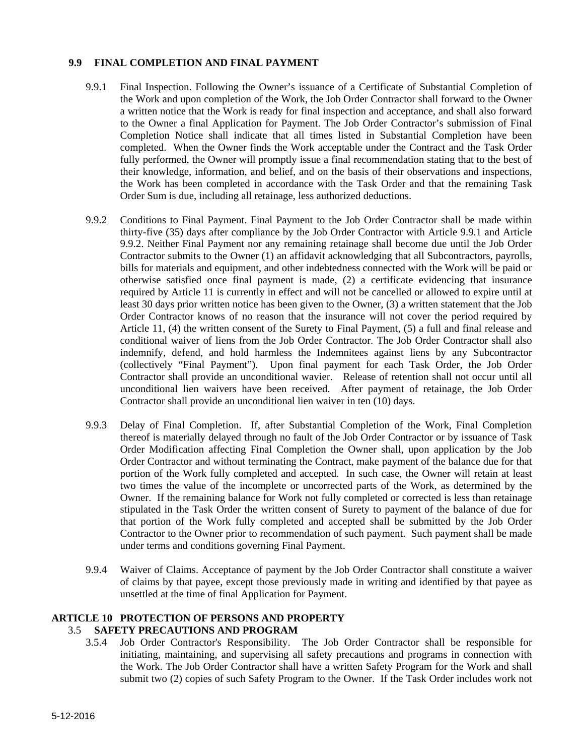### 9.9 FINAL COMPLETION AND FINAL PAYMENT

9.9.1 Final Inspection. Following the Owner's issuance of a Certificate of Substantial Completion of the Work and upon completion of the Work, the Job Order Contractor shall forward to the Owner a written notice that the Work is ready for final inspection and acceptance, and shall also forward to the Owner a final Application for Payment. The Job Order Contractor's submission of Final Completion Notice shall indicate that all times listed in Substantial Completion have been completed. When the Owner finds the Work acceptable under the Contract and the Task Order fully performed, the Owner will promptly issue a final recommendation stating that to the best of their knowledge, information, and belief, and on the basis of their observations and inspections, the Work has been completed in accordance with the Task Order and that the remaining Task Order Sum is due, including all retainage, less authorized deductions.

9.9.2 Conditions to Final Payment. Final Payment to the Job Order Contractor shall be made within thirty-five (35) days after compliance by the Job Order Contractor with Article 9.9.1 and Article 9.9.2. Neither Final Payment nor any remaining retainage shall become due until the Job Order Contractor submits to the Owner (1) an affidavit acknowledging that all Subcontractors, payrolls, bills for materials and equipment, and other indebtedness connected with the Work will be paid or otherwise satisfied once final payment is made, (2) a certificate evidencing that insurance required by Article 11 is currently in effect and will not be cancelled or allowed to expire until at least 30 days prior written notice has been given to the Owner, (3) a written statement that the Job Order Contractor knows of no reason that the insurance will not cover the period required by Article 11, (4) the written consent of the Surety to Final Payment, (5) a full and final release and conditional waiver of liens from the Job Order Contractor. The Job Order Contractor shall also indemnify, defend, and hold harmless the Indemnitees against liens by any Subcontractor (collectively "Final Payment"). Upon final payment for each Task Order, the Job Order Contractor shall provide an unconditional wavier. Release of retention shall not occur until all unconditional lien waivers have been received. After payment of retainage, the Job Order Contractor shall provide an unconditional lien waiver in ten (10) days.

9.9.3 Delay of Final Completion. If, after Substantial Completion of the Work, Final Completion thereof is materially delayed through no fault of the Job Order Contractor or by issuance of Task Order Modification affecting Final Completion the Owner shall, upon application by the Job Order Contractor and without terminating the Contract, make payment of the balance due for that portion of the Work fully completed and accepted. In such case, the Owner will retain at least two times the value of the incomplete or uncorrected parts of the Work, as determined by the Owner. If the remaining balance for Work not fully completed or corrected is less than retainage stipulated in the Task Order the written consent of Surety to payment of the balance of due for that portion of the Work fully completed and accepted shall be submitted by the Job Order Contractor to the Owner prior to recommendation of such payment. Such payment shall be made under terms and conditions governing Final Payment.

9.9.4 Waiver of Claims. Acceptance of payment by the Job Order Contractor shall constitute a waiver of claims by that payee, except those previously made in writing and identified by that payee as unsettled at the time of final Application for Payment.

## ARTICLE 10 PROTECTION OF PERSONS AND PROPERTY

### 3.5 SAFETY PRECAUTIONS AND PROGRAM

3.5.4 Job Order Contractor's Responsibility. The Job Order Contractor shall be responsible for initiating, maintaining, and supervising all safety precautions and programs in connection with the Work. The Job Order Contractor shall have a written Safety Program for the Work and shall submit two (2) copies of such Safety Program to the Owner. If the Task Order includes work not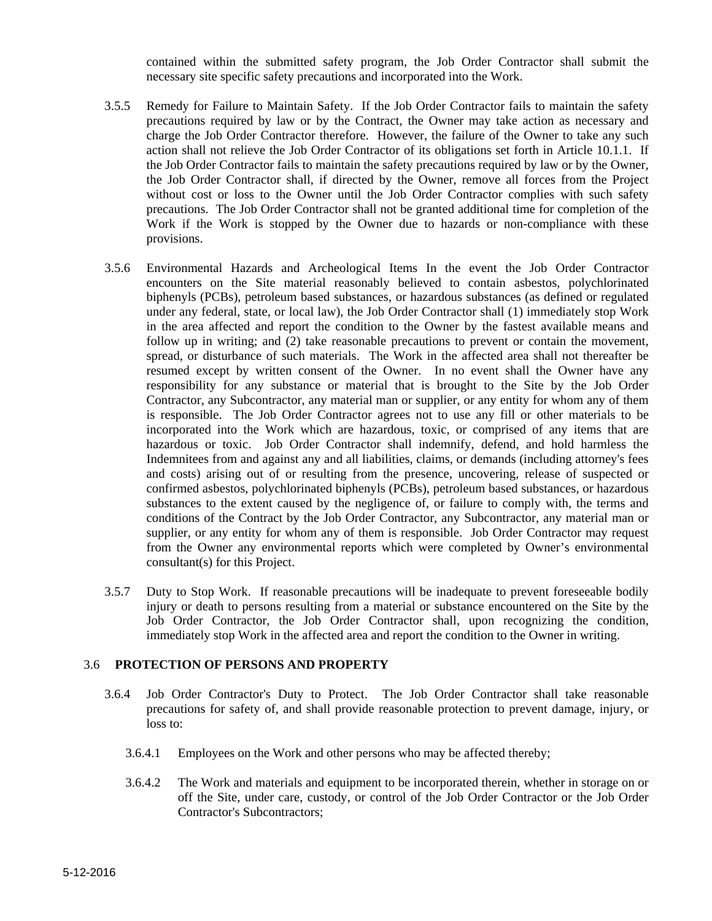contained within the submitted safety program, the Job Order Contractor shall submit the necessary site specific safety precautions and incorporated into the Work.

3.5.5 Remedy for Failure to Maintain Safety. If the Job Order Contractor fails to maintain the safety precautions required by law or by the Contract, the Owner may take action as necessary and charge the Job Order Contractor therefore. However, the failure of the Owner to take any such action shall not relieve the Job Order Contractor of its obligations set forth in Article 10.1.1. If the Job Order Contractor fails to maintain the safety precautions required by law or by the Owner, the Job Order Contractor shall, if directed by the Owner, remove all forces from the Project without cost or loss to the Owner until the Job Order Contractor complies with such safety precautions. The Job Order Contractor shall not be granted additional time for completion of the Work if the Work is stopped by the Owner due to hazards or non-compliance with these provisions.

3.5.6 Environmental Hazards and Archeological Items In the event the Job Order Contractor encounters on the Site material reasonably believed to contain asbestos, polychlorinated biphenyls (PCBs), petroleum based substances, or hazardous substances (as defined or regulated under any federal, state, or local law), the Job Order Contractor shall (1) immediately stop Work in the area affected and report the condition to the Owner by the fastest available means and follow up in writing; and (2) take reasonable precautions to prevent or contain the movement, spread, or disturbance of such materials. The Work in the affected area shall not thereafter be resumed except by written consent of the Owner. In no event shall the Owner have any responsibility for any substance or material that is brought to the Site by the Job Order Contractor, any Subcontractor, any material man or supplier, or any entity for whom any of them is responsible. The Job Order Contractor agrees not to use any fill or other materials to be incorporated into the Work which are hazardous, toxic, or comprised of any items that are hazardous or toxic. Job Order Contractor shall indemnify, defend, and hold harmless the Indemnitees from and against any and all liabilities, claims, or demands (including attorney's fees and costs) arising out of or resulting from the presence, uncovering, release of suspected or confirmed asbestos, polychlorinated biphenyls (PCBs), petroleum based substances, or hazardous substances to the extent caused by the negligence of, or failure to comply with, the terms and conditions of the Contract by the Job Order Contractor, any Subcontractor, any material man or supplier, or any entity for whom any of them is responsible. Job Order Contractor may request from the Owner any environmental reports which were completed by Owner's environmental consultant(s) for this Project.

3.5.7 Duty to Stop Work. If reasonable precautions will be inadequate to prevent foreseeable bodily injury or death to persons resulting from a material or substance encountered on the Site by the Job Order Contractor, the Job Order Contractor shall, upon recognizing the condition, immediately stop Work in the affected area and report the condition to the Owner in writing.

## 3.6 PROTECTION OF PERSONS AND PROPERTY

3.6.4 Job Order Contractor's Duty to Protect. The Job Order Contractor shall take reasonable precautions for safety of, and shall provide reasonable protection to prevent damage, injury, or loss to:

3.6.4.1 Employees on the Work and other persons who may be affected thereby;

3.6.4.2 The Work and materials and equipment to be incorporated therein, whether in storage on or off the Site, under care, custody, or control of the Job Order Contractor or the Job Order Contractor's Subcontractors;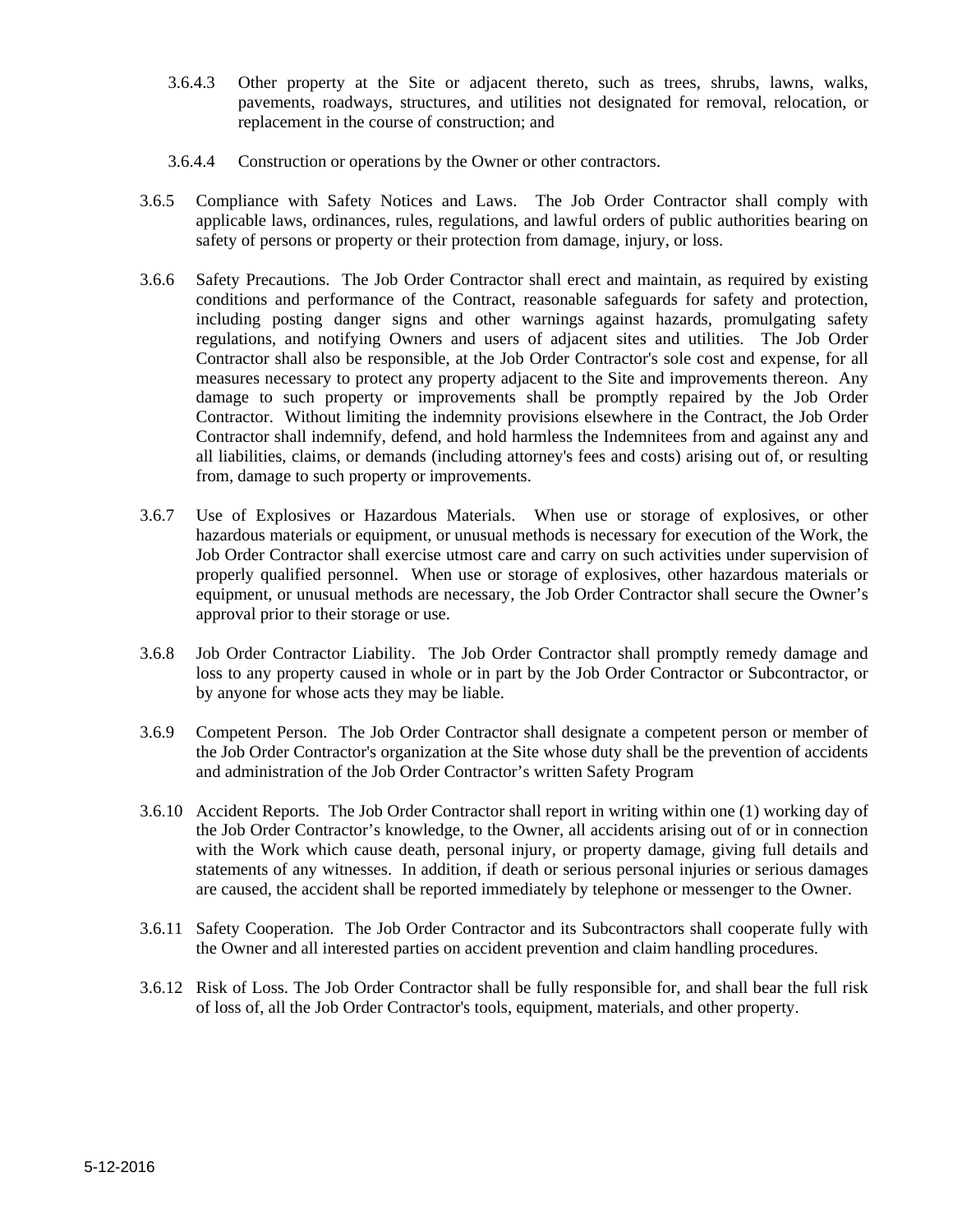3.6.4.3 Other property at the Site or adjacent thereto, such as trees, shrubs, lawns, walks, pavements, roadways, structures, and utilities not designated for removal, relocation, or replacement in the course of construction; and

3.6.4.4 Construction or operations by the Owner or other contractors.

3.6.5 Compliance with Safety Notices and Laws. The Job Order Contractor shall comply with applicable laws, ordinances, rules, regulations, and lawful orders of public authorities bearing on safety of persons or property or their protection from damage, injury, or loss.

3.6.6 Safety Precautions. The Job Order Contractor shall erect and maintain, as required by existing conditions and performance of the Contract, reasonable safeguards for safety and protection, including posting danger signs and other warnings against hazards, promulgating safety regulations, and notifying Owners and users of adjacent sites and utilities. The Job Order Contractor shall also be responsible, at the Job Order Contractor's sole cost and expense, for all measures necessary to protect any property adjacent to the Site and improvements thereon. Any damage to such property or improvements shall be promptly repaired by the Job Order Contractor. Without limiting the indemnity provisions elsewhere in the Contract, the Job Order Contractor shall indemnify, defend, and hold harmless the Indemnitees from and against any and all liabilities, claims, or demands (including attorney's fees and costs) arising out of, or resulting from, damage to such property or improvements.

3.6.7 Use of Explosives or Hazardous Materials. When use or storage of explosives, or other hazardous materials or equipment, or unusual methods is necessary for execution of the Work, the Job Order Contractor shall exercise utmost care and carry on such activities under supervision of properly qualified personnel. When use or storage of explosives, other hazardous materials or equipment, or unusual methods are necessary, the Job Order Contractor shall secure the Owner's approval prior to their storage or use.

3.6.8 Job Order Contractor Liability. The Job Order Contractor shall promptly remedy damage and loss to any property caused in whole or in part by the Job Order Contractor or Subcontractor, or by anyone for whose acts they may be liable.

3.6.9 Competent Person. The Job Order Contractor shall designate a competent person or member of the Job Order Contractor's organization at the Site whose duty shall be the prevention of accidents and administration of the Job Order Contractor's written Safety Program

3.6.10 Accident Reports. The Job Order Contractor shall report in writing within one (1) working day of the Job Order Contractor's knowledge, to the Owner, all accidents arising out of or in connection with the Work which cause death, personal injury, or property damage, giving full details and statements of any witnesses. In addition, if death or serious personal injuries or serious damages are caused, the accident shall be reported immediately by telephone or messenger to the Owner.

3.6.11 Safety Cooperation. The Job Order Contractor and its Subcontractors shall cooperate fully with the Owner and all interested parties on accident prevention and claim handling procedures.

3.6.12 Risk of Loss. The Job Order Contractor shall be fully responsible for, and shall bear the full risk of loss of, all the Job Order Contractor's tools, equipment, materials, and other property.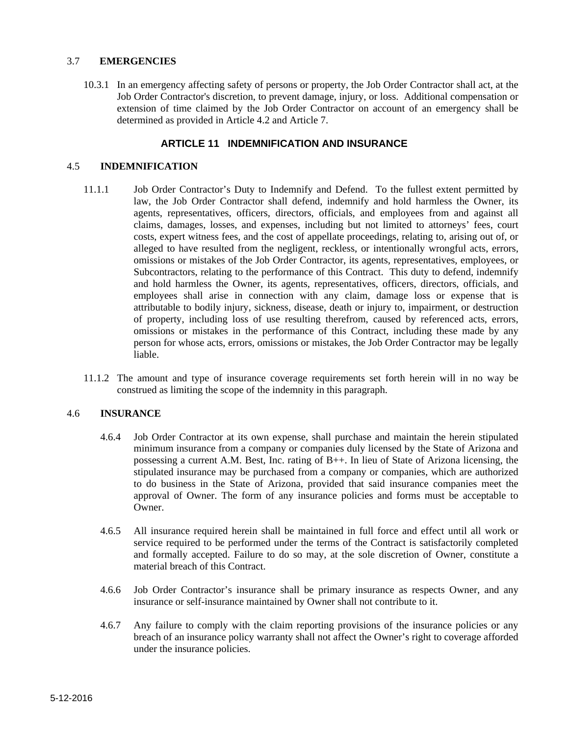3.7 **EMERGENCIES**

10.3.1 In an emergency affecting safety of persons or property, the Job Order Contractor shall act, at the Job Order Contractor's discretion, to prevent damage, injury, or loss. Additional compensation or extension of time claimed by the Job Order Contractor on account of an emergency shall be determined as provided in Article 4.2 and Article 7.

## ARTICLE 11 INDEMNIFICATION AND INSURANCE

4.5 **INDEMNIFICATION**

11.1.1 Job Order Contractor's Duty to Indemnify and Defend. To the fullest extent permitted by law, the Job Order Contractor shall defend, indemnify and hold harmless the Owner, its agents, representatives, officers, directors, officials, and employees from and against all claims, damages, losses, and expenses, including but not limited to attorneys' fees, court costs, expert witness fees, and the cost of appellate proceedings, relating to, arising out of, or alleged to have resulted from the negligent, reckless, or intentionally wrongful acts, errors, omissions or mistakes of the Job Order Contractor, its agents, representatives, employees, or Subcontractors, relating to the performance of this Contract. This duty to defend, indemnify and hold harmless the Owner, its agents, representatives, officers, directors, officials, and employees shall arise in connection with any claim, damage loss or expense that is attributable to bodily injury, sickness, disease, death or injury to, impairment, or destruction of property, including loss of use resulting therefrom, caused by referenced acts, errors, omissions or mistakes in the performance of this Contract, including these made by any person for whose acts, errors, omissions or mistakes, the Job Order Contractor may be legally liable.

11.1.2 The amount and type of insurance coverage requirements set forth herein will in no way be construed as limiting the scope of the indemnity in this paragraph.

4.6 **INSURANCE**

4.6.4 Job Order Contractor at its own expense, shall purchase and maintain the herein stipulated minimum insurance from a company or companies duly licensed by the State of Arizona and possessing a current A.M. Best, Inc. rating of B++. In lieu of State of Arizona licensing, the stipulated insurance may be purchased from a company or companies, which are authorized to do business in the State of Arizona, provided that said insurance companies meet the approval of Owner. The form of any insurance policies and forms must be acceptable to Owner.

4.6.5 All insurance required herein shall be maintained in full force and effect until all work or service required to be performed under the terms of the Contract is satisfactorily completed and formally accepted. Failure to do so may, at the sole discretion of Owner, constitute a material breach of this Contract.

4.6.6 Job Order Contractor's insurance shall be primary insurance as respects Owner, and any insurance or self-insurance maintained by Owner shall not contribute to it.

4.6.7 Any failure to comply with the claim reporting provisions of the insurance policies or any breach of an insurance policy warranty shall not affect the Owner's right to coverage afforded under the insurance policies.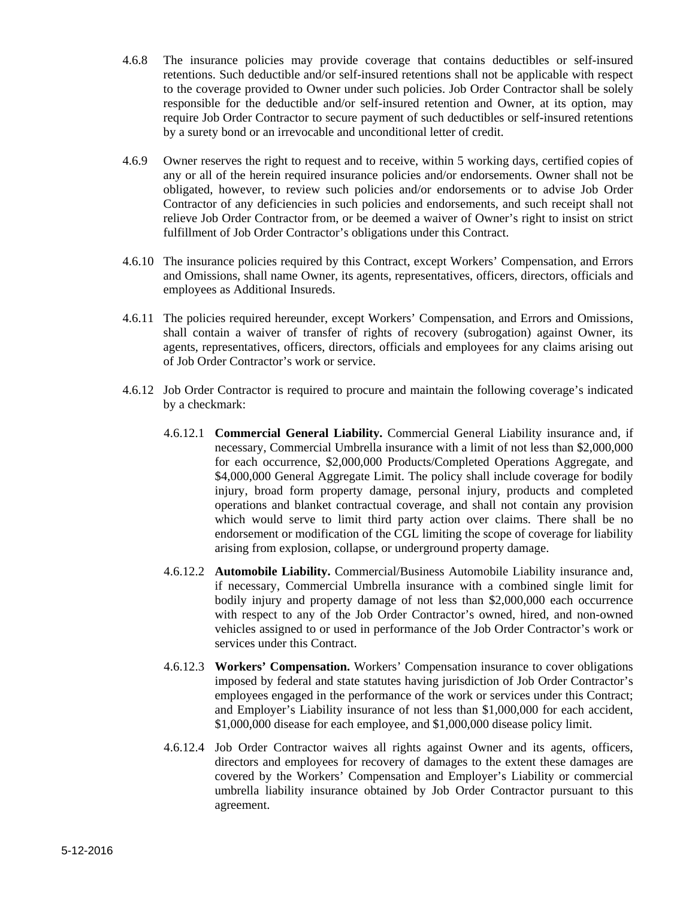4.6.8 The insurance policies may provide coverage that contains deductibles or self-insured retentions. Such deductible and/or self-insured retentions shall not be applicable with respect to the coverage provided to Owner under such policies. Job Order Contractor shall be solely responsible for the deductible and/or self-insured retention and Owner, at its option, may require Job Order Contractor to secure payment of such deductibles or self-insured retentions by a surety bond or an irrevocable and unconditional letter of credit.

4.6.9 Owner reserves the right to request and to receive, within 5 working days, certified copies of any or all of the herein required insurance policies and/or endorsements. Owner shall not be obligated, however, to review such policies and/or endorsements or to advise Job Order Contractor of any deficiencies in such policies and endorsements, and such receipt shall not relieve Job Order Contractor from, or be deemed a waiver of Owner's right to insist on strict fulfillment of Job Order Contractor's obligations under this Contract.

4.6.10 The insurance policies required by this Contract, except Workers' Compensation, and Errors and Omissions, shall name Owner, its agents, representatives, officers, directors, officials and employees as Additional Insureds.

4.6.11 The policies required hereunder, except Workers' Compensation, and Errors and Omissions, shall contain a waiver of transfer of rights of recovery (subrogation) against Owner, its agents, representatives, officers, directors, officials and employees for any claims arising out of Job Order Contractor's work or service.

4.6.12 Job Order Contractor is required to procure and maintain the following coverage's indicated by a checkmark:

4.6.12.1 **Commercial General Liability.** Commercial General Liability insurance and, if necessary, Commercial Umbrella insurance with a limit of not less than $2,000,000 for each occurrence, $2,000,000 Products/Completed Operations Aggregate, and $4,000,000 General Aggregate Limit. The policy shall include coverage for bodily injury, broad form property damage, personal injury, products and completed operations and blanket contractual coverage, and shall not contain any provision which would serve to limit third party action over claims. There shall be no endorsement or modification of the CGL limiting the scope of coverage for liability arising from explosion, collapse, or underground property damage.

4.6.12.2 **Automobile Liability.** Commercial/Business Automobile Liability insurance and, if necessary, Commercial Umbrella insurance with a combined single limit for bodily injury and property damage of not less than $2,000,000 each occurrence with respect to any of the Job Order Contractor's owned, hired, and non-owned vehicles assigned to or used in performance of the Job Order Contractor's work or services under this Contract.

4.6.12.3 **Workers' Compensation.** Workers' Compensation insurance to cover obligations imposed by federal and state statutes having jurisdiction of Job Order Contractor's employees engaged in the performance of the work or services under this Contract; and Employer's Liability insurance of not less than $1,000,000 for each accident, $1,000,000 disease for each employee, and $1,000,000 disease policy limit.

4.6.12.4 Job Order Contractor waives all rights against Owner and its agents, officers, directors and employees for recovery of damages to the extent these damages are covered by the Workers' Compensation and Employer's Liability or commercial umbrella liability insurance obtained by Job Order Contractor pursuant to this agreement.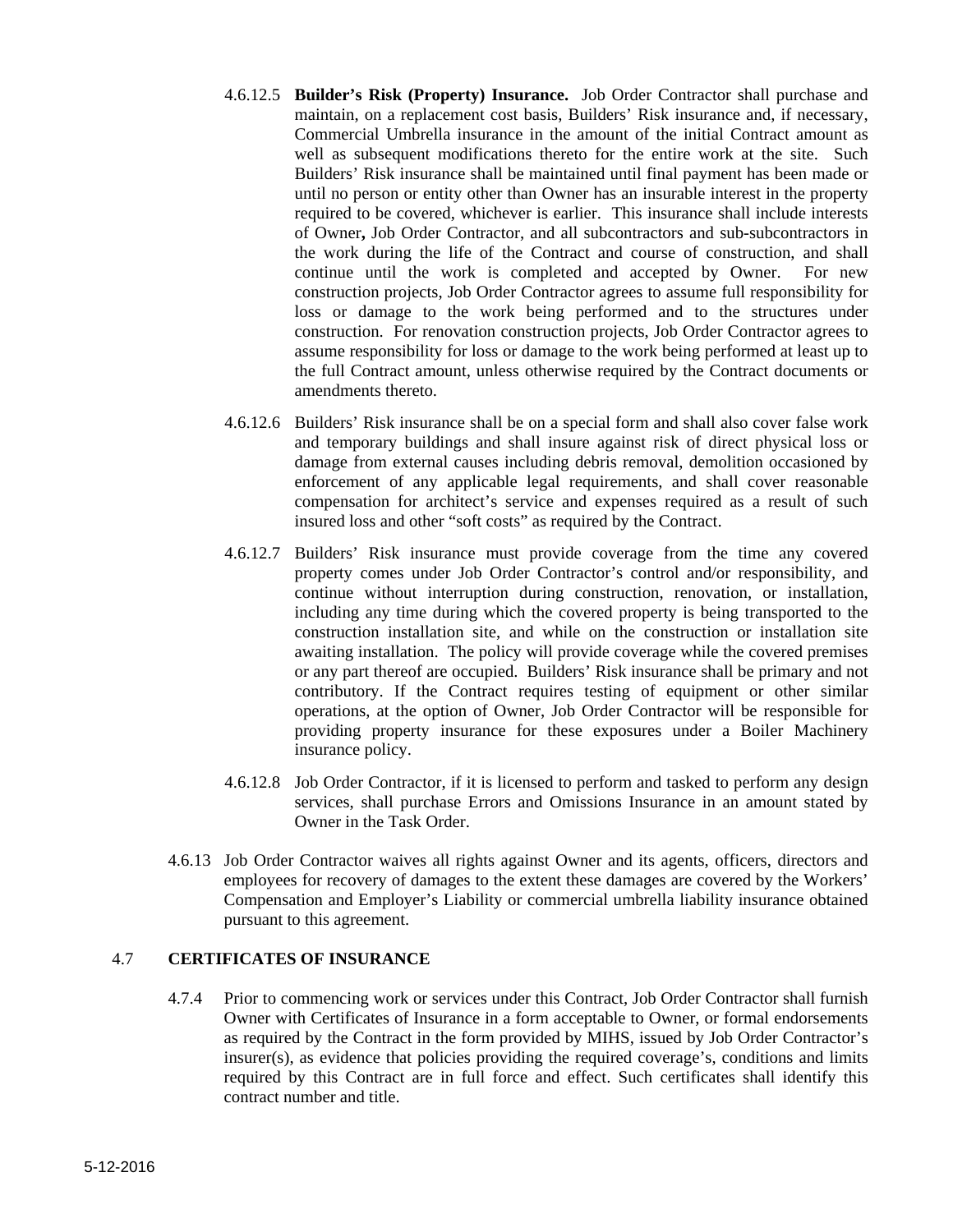4.6.12.5 **Builder's Risk (Property) Insurance.** Job Order Contractor shall purchase and maintain, on a replacement cost basis, Builders' Risk insurance and, if necessary, Commercial Umbrella insurance in the amount of the initial Contract amount as well as subsequent modifications thereto for the entire work at the site. Such Builders' Risk insurance shall be maintained until final payment has been made or until no person or entity other than Owner has an insurable interest in the property required to be covered, whichever is earlier. This insurance shall include interests of Owner**,** Job Order Contractor, and all subcontractors and sub-subcontractors in the work during the life of the Contract and course of construction, and shall continue until the work is completed and accepted by Owner. For new construction projects, Job Order Contractor agrees to assume full responsibility for loss or damage to the work being performed and to the structures under construction. For renovation construction projects, Job Order Contractor agrees to assume responsibility for loss or damage to the work being performed at least up to the full Contract amount, unless otherwise required by the Contract documents or amendments thereto.

4.6.12.6 Builders' Risk insurance shall be on a special form and shall also cover false work and temporary buildings and shall insure against risk of direct physical loss or damage from external causes including debris removal, demolition occasioned by enforcement of any applicable legal requirements, and shall cover reasonable compensation for architect's service and expenses required as a result of such insured loss and other "soft costs" as required by the Contract.

4.6.12.7 Builders' Risk insurance must provide coverage from the time any covered property comes under Job Order Contractor's control and/or responsibility, and continue without interruption during construction, renovation, or installation, including any time during which the covered property is being transported to the construction installation site, and while on the construction or installation site awaiting installation. The policy will provide coverage while the covered premises or any part thereof are occupied. Builders' Risk insurance shall be primary and not contributory. If the Contract requires testing of equipment or other similar operations, at the option of Owner, Job Order Contractor will be responsible for providing property insurance for these exposures under a Boiler Machinery insurance policy.

4.6.12.8 Job Order Contractor, if it is licensed to perform and tasked to perform any design services, shall purchase Errors and Omissions Insurance in an amount stated by Owner in the Task Order.

4.6.13 Job Order Contractor waives all rights against Owner and its agents, officers, directors and employees for recovery of damages to the extent these damages are covered by the Workers' Compensation and Employer's Liability or commercial umbrella liability insurance obtained pursuant to this agreement.

## 4.7 CERTIFICATES OF INSURANCE

4.7.4 Prior to commencing work or services under this Contract, Job Order Contractor shall furnish Owner with Certificates of Insurance in a form acceptable to Owner, or formal endorsements as required by the Contract in the form provided by MIHS, issued by Job Order Contractor's insurer(s), as evidence that policies providing the required coverage's, conditions and limits required by this Contract are in full force and effect. Such certificates shall identify this contract number and title.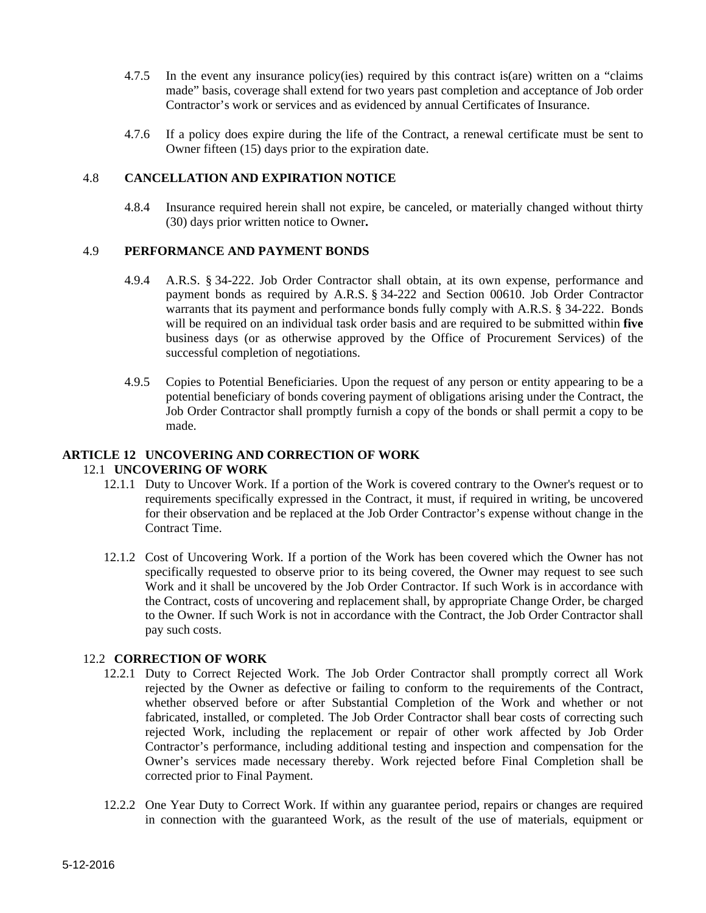4.7.5 In the event any insurance policy(ies) required by this contract is(are) written on a "claims made" basis, coverage shall extend for two years past completion and acceptance of Job order Contractor's work or services and as evidenced by annual Certificates of Insurance.

4.7.6 If a policy does expire during the life of the Contract, a renewal certificate must be sent to Owner fifteen (15) days prior to the expiration date.

4.8 **CANCELLATION AND EXPIRATION NOTICE**

4.8.4 Insurance required herein shall not expire, be canceled, or materially changed without thirty (30) days prior written notice to Owner**.**

4.9 **PERFORMANCE AND PAYMENT BONDS**

4.9.4 A.R.S. § 34-222. Job Order Contractor shall obtain, at its own expense, performance and payment bonds as required by A.R.S. § 34-222 and Section 00610. Job Order Contractor warrants that its payment and performance bonds fully comply with A.R.S. § 34-222. Bonds will be required on an individual task order basis and are required to be submitted within **five** business days (or as otherwise approved by the Office of Procurement Services) of the successful completion of negotiations.

4.9.5 Copies to Potential Beneficiaries. Upon the request of any person or entity appearing to be a potential beneficiary of bonds covering payment of obligations arising under the Contract, the Job Order Contractor shall promptly furnish a copy of the bonds or shall permit a copy to be made.

## ARTICLE 12 UNCOVERING AND CORRECTION OF WORK

### 12.1 UNCOVERING OF WORK

12.1.1 Duty to Uncover Work. If a portion of the Work is covered contrary to the Owner's request or to requirements specifically expressed in the Contract, it must, if required in writing, be uncovered for their observation and be replaced at the Job Order Contractor's expense without change in the Contract Time.

12.1.2 Cost of Uncovering Work. If a portion of the Work has been covered which the Owner has not specifically requested to observe prior to its being covered, the Owner may request to see such Work and it shall be uncovered by the Job Order Contractor. If such Work is in accordance with the Contract, costs of uncovering and replacement shall, by appropriate Change Order, be charged to the Owner. If such Work is not in accordance with the Contract, the Job Order Contractor shall pay such costs.

### 12.2 CORRECTION OF WORK

12.2.1 Duty to Correct Rejected Work. The Job Order Contractor shall promptly correct all Work rejected by the Owner as defective or failing to conform to the requirements of the Contract, whether observed before or after Substantial Completion of the Work and whether or not fabricated, installed, or completed. The Job Order Contractor shall bear costs of correcting such rejected Work, including the replacement or repair of other work affected by Job Order Contractor's performance, including additional testing and inspection and compensation for the Owner's services made necessary thereby. Work rejected before Final Completion shall be corrected prior to Final Payment.

12.2.2 One Year Duty to Correct Work. If within any guarantee period, repairs or changes are required in connection with the guaranteed Work, as the result of the use of materials, equipment or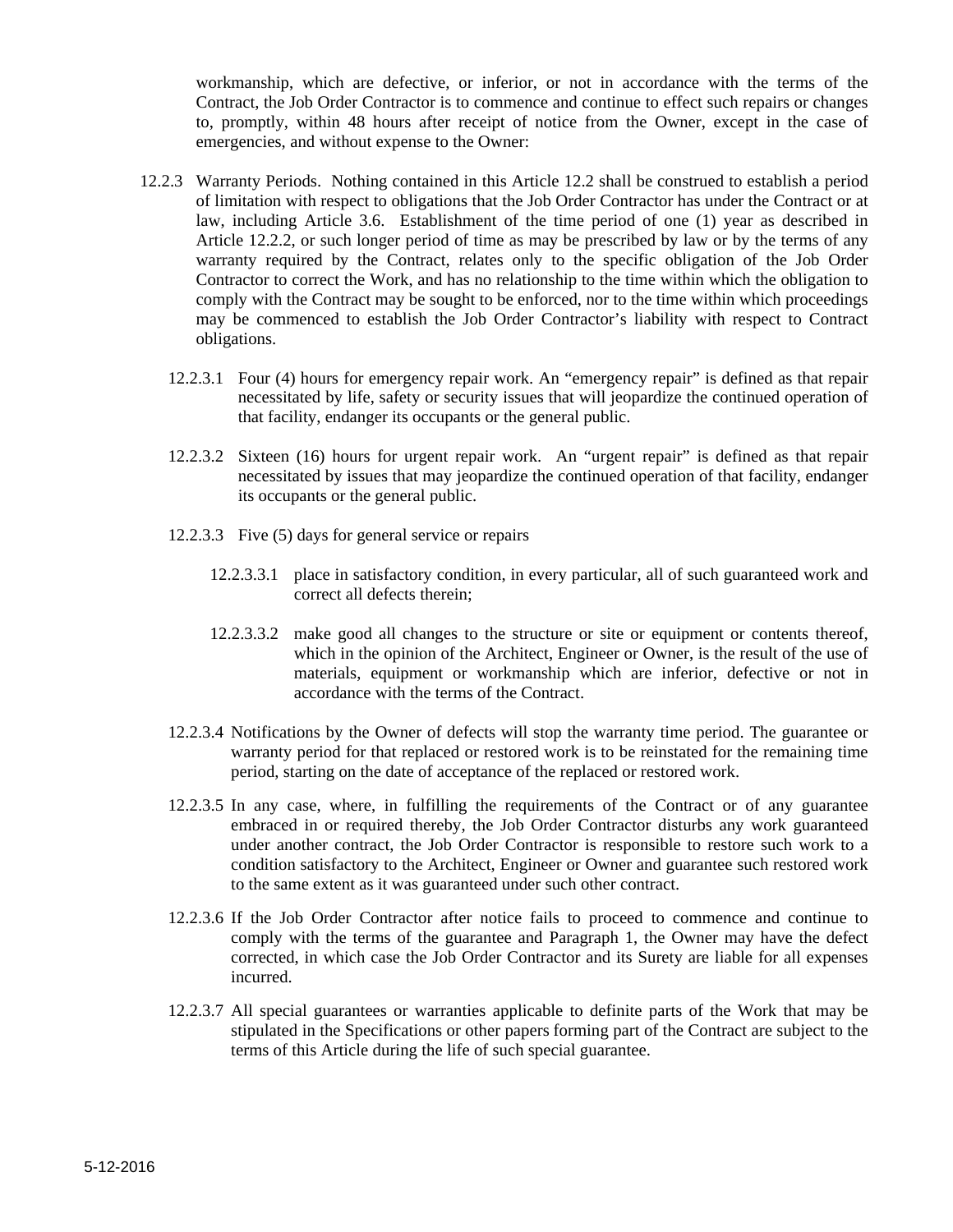workmanship, which are defective, or inferior, or not in accordance with the terms of the Contract, the Job Order Contractor is to commence and continue to effect such repairs or changes to, promptly, within 48 hours after receipt of notice from the Owner, except in the case of emergencies, and without expense to the Owner:

12.2.3 Warranty Periods. Nothing contained in this Article 12.2 shall be construed to establish a period of limitation with respect to obligations that the Job Order Contractor has under the Contract or at law, including Article 3.6. Establishment of the time period of one (1) year as described in Article 12.2.2, or such longer period of time as may be prescribed by law or by the terms of any warranty required by the Contract, relates only to the specific obligation of the Job Order Contractor to correct the Work, and has no relationship to the time within which the obligation to comply with the Contract may be sought to be enforced, nor to the time within which proceedings may be commenced to establish the Job Order Contractor's liability with respect to Contract obligations.

12.2.3.1 Four (4) hours for emergency repair work. An "emergency repair" is defined as that repair necessitated by life, safety or security issues that will jeopardize the continued operation of that facility, endanger its occupants or the general public.

12.2.3.2 Sixteen (16) hours for urgent repair work. An "urgent repair" is defined as that repair necessitated by issues that may jeopardize the continued operation of that facility, endanger its occupants or the general public.

12.2.3.3 Five (5) days for general service or repairs

12.2.3.3.1 place in satisfactory condition, in every particular, all of such guaranteed work and correct all defects therein;

12.2.3.3.2 make good all changes to the structure or site or equipment or contents thereof, which in the opinion of the Architect, Engineer or Owner, is the result of the use of materials, equipment or workmanship which are inferior, defective or not in accordance with the terms of the Contract.

12.2.3.4 Notifications by the Owner of defects will stop the warranty time period. The guarantee or warranty period for that replaced or restored work is to be reinstated for the remaining time period, starting on the date of acceptance of the replaced or restored work.

12.2.3.5 In any case, where, in fulfilling the requirements of the Contract or of any guarantee embraced in or required thereby, the Job Order Contractor disturbs any work guaranteed under another contract, the Job Order Contractor is responsible to restore such work to a condition satisfactory to the Architect, Engineer or Owner and guarantee such restored work to the same extent as it was guaranteed under such other contract.

12.2.3.6 If the Job Order Contractor after notice fails to proceed to commence and continue to comply with the terms of the guarantee and Paragraph 1, the Owner may have the defect corrected, in which case the Job Order Contractor and its Surety are liable for all expenses incurred.

12.2.3.7 All special guarantees or warranties applicable to definite parts of the Work that may be stipulated in the Specifications or other papers forming part of the Contract are subject to the terms of this Article during the life of such special guarantee.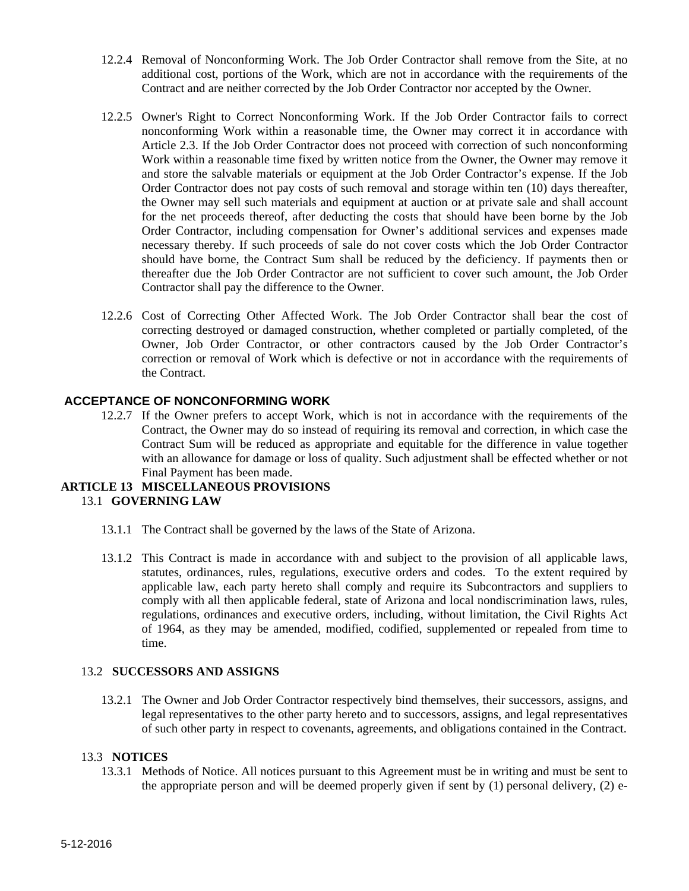12.2.4 Removal of Nonconforming Work. The Job Order Contractor shall remove from the Site, at no additional cost, portions of the Work, which are not in accordance with the requirements of the Contract and are neither corrected by the Job Order Contractor nor accepted by the Owner.

12.2.5 Owner's Right to Correct Nonconforming Work. If the Job Order Contractor fails to correct nonconforming Work within a reasonable time, the Owner may correct it in accordance with Article 2.3. If the Job Order Contractor does not proceed with correction of such nonconforming Work within a reasonable time fixed by written notice from the Owner, the Owner may remove it and store the salvable materials or equipment at the Job Order Contractor's expense. If the Job Order Contractor does not pay costs of such removal and storage within ten (10) days thereafter, the Owner may sell such materials and equipment at auction or at private sale and shall account for the net proceeds thereof, after deducting the costs that should have been borne by the Job Order Contractor, including compensation for Owner's additional services and expenses made necessary thereby. If such proceeds of sale do not cover costs which the Job Order Contractor should have borne, the Contract Sum shall be reduced by the deficiency. If payments then or thereafter due the Job Order Contractor are not sufficient to cover such amount, the Job Order Contractor shall pay the difference to the Owner.

12.2.6 Cost of Correcting Other Affected Work. The Job Order Contractor shall bear the cost of correcting destroyed or damaged construction, whether completed or partially completed, of the Owner, Job Order Contractor, or other contractors caused by the Job Order Contractor's correction or removal of Work which is defective or not in accordance with the requirements of the Contract.

**ACCEPTANCE OF NONCONFORMING WORK**

12.2.7 If the Owner prefers to accept Work, which is not in accordance with the requirements of the Contract, the Owner may do so instead of requiring its removal and correction, in which case the Contract Sum will be reduced as appropriate and equitable for the difference in value together with an allowance for damage or loss of quality. Such adjustment shall be effected whether or not Final Payment has been made.

## ARTICLE 13 MISCELLANEOUS PROVISIONS

### 13.1 GOVERNING LAW

13.1.1 The Contract shall be governed by the laws of the State of Arizona.

13.1.2 This Contract is made in accordance with and subject to the provision of all applicable laws, statutes, ordinances, rules, regulations, executive orders and codes. To the extent required by applicable law, each party hereto shall comply and require its Subcontractors and suppliers to comply with all then applicable federal, state of Arizona and local nondiscrimination laws, rules, regulations, ordinances and executive orders, including, without limitation, the Civil Rights Act of 1964, as they may be amended, modified, codified, supplemented or repealed from time to time.

### 13.2 SUCCESSORS AND ASSIGNS

13.2.1 The Owner and Job Order Contractor respectively bind themselves, their successors, assigns, and legal representatives to the other party hereto and to successors, assigns, and legal representatives of such other party in respect to covenants, agreements, and obligations contained in the Contract.

### 13.3 NOTICES

13.3.1 Methods of Notice. All notices pursuant to this Agreement must be in writing and must be sent to the appropriate person and will be deemed properly given if sent by (1) personal delivery, (2) e-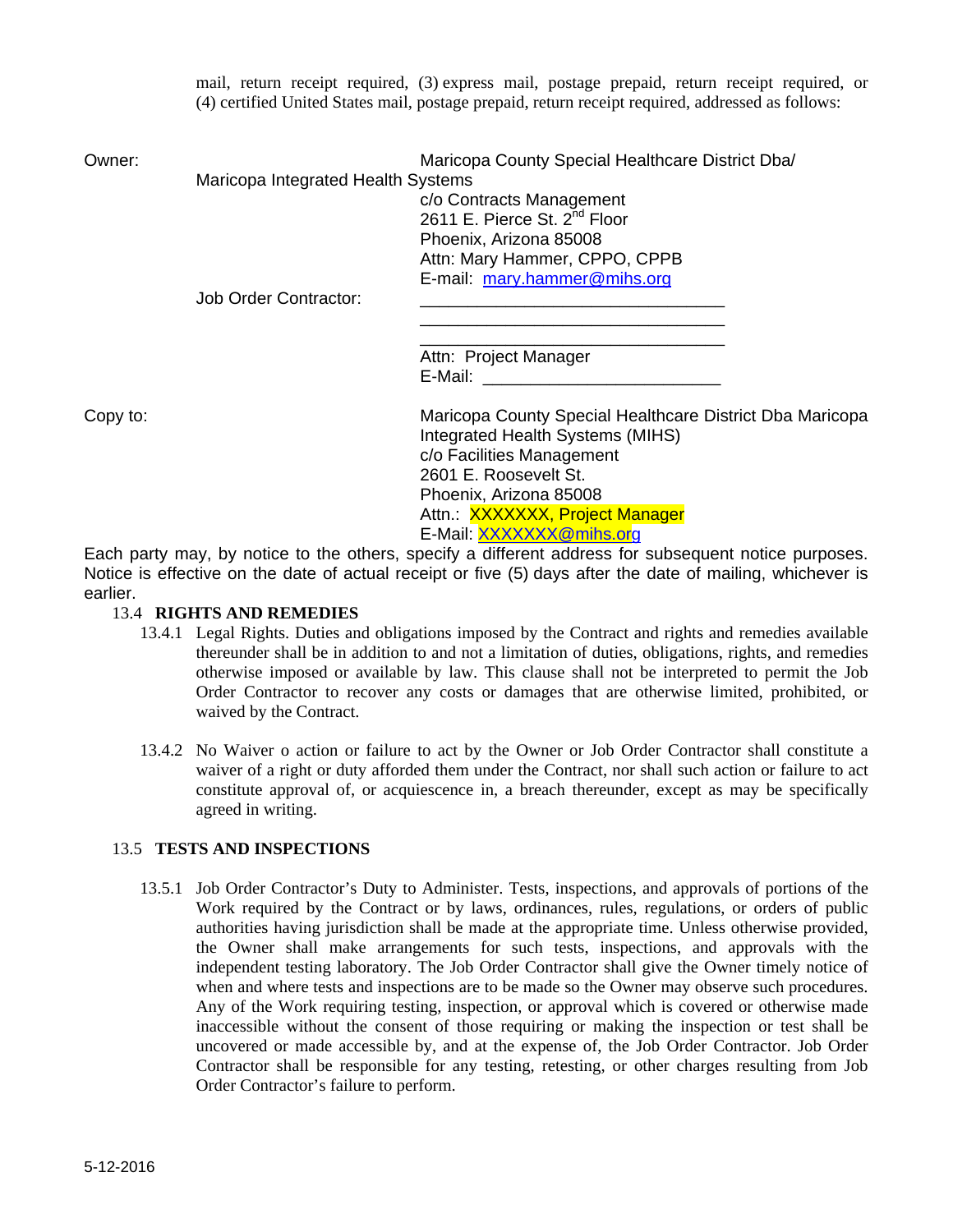mail, return receipt required, (3) express mail, postage prepaid, return receipt required, or (4) certified United States mail, postage prepaid, return receipt required, addressed as follows:

Owner: Maricopa County Special Healthcare District Dba/ Maricopa Integrated Health Systems
c/o Contracts Management
2611 E. Pierce St. 2nd Floor
Phoenix, Arizona 85008
Attn: Mary Hammer, CPPO, CPPB
E-mail: mary.hammer@mihs.org

Job Order Contractor: ________________________________
________________________________
________________________________
Attn: Project Manager
E-Mail: ________________________

Copy to: Maricopa County Special Healthcare District Dba Maricopa Integrated Health Systems (MIHS)
c/o Facilities Management
2601 E. Roosevelt St.
Phoenix, Arizona 85008
Attn.: XXXXXXX, Project Manager
E-Mail: XXXXXXX@mihs.org

Each party may, by notice to the others, specify a different address for subsequent notice purposes. Notice is effective on the date of actual receipt or five (5) days after the date of mailing, whichever is earlier.

13.4 **RIGHTS AND REMEDIES**

13.4.1 Legal Rights. Duties and obligations imposed by the Contract and rights and remedies available thereunder shall be in addition to and not a limitation of duties, obligations, rights, and remedies otherwise imposed or available by law. This clause shall not be interpreted to permit the Job Order Contractor to recover any costs or damages that are otherwise limited, prohibited, or waived by the Contract.

13.4.2 No Waiver o action or failure to act by the Owner or Job Order Contractor shall constitute a waiver of a right or duty afforded them under the Contract, nor shall such action or failure to act constitute approval of, or acquiescence in, a breach thereunder, except as may be specifically agreed in writing.

13.5 **TESTS AND INSPECTIONS**

13.5.1 Job Order Contractor's Duty to Administer. Tests, inspections, and approvals of portions of the Work required by the Contract or by laws, ordinances, rules, regulations, or orders of public authorities having jurisdiction shall be made at the appropriate time. Unless otherwise provided, the Owner shall make arrangements for such tests, inspections, and approvals with the independent testing laboratory. The Job Order Contractor shall give the Owner timely notice of when and where tests and inspections are to be made so the Owner may observe such procedures. Any of the Work requiring testing, inspection, or approval which is covered or otherwise made inaccessible without the consent of those requiring or making the inspection or test shall be uncovered or made accessible by, and at the expense of, the Job Order Contractor. Job Order Contractor shall be responsible for any testing, retesting, or other charges resulting from Job Order Contractor's failure to perform.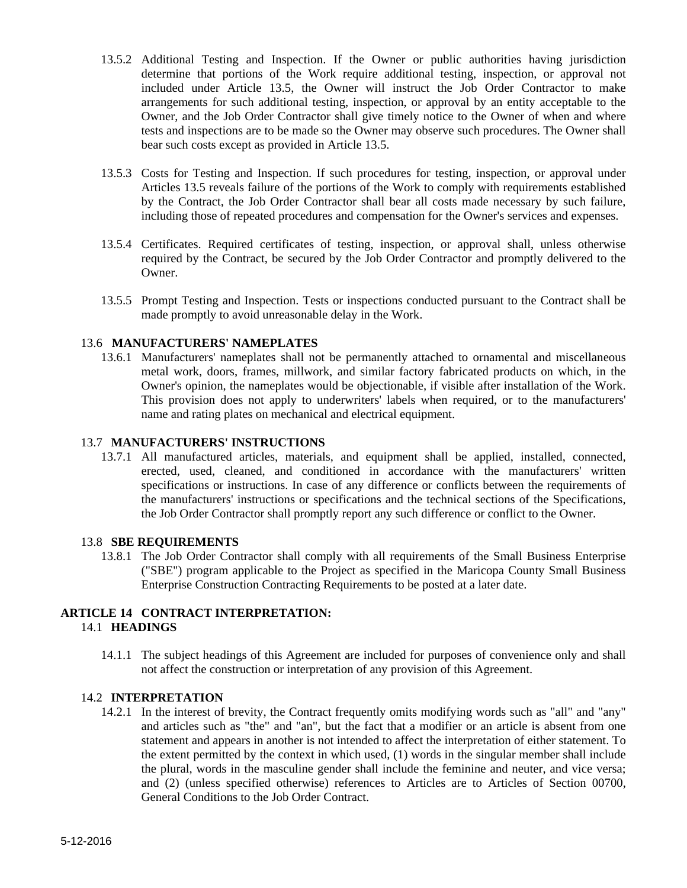13.5.2 Additional Testing and Inspection. If the Owner or public authorities having jurisdiction determine that portions of the Work require additional testing, inspection, or approval not included under Article 13.5, the Owner will instruct the Job Order Contractor to make arrangements for such additional testing, inspection, or approval by an entity acceptable to the Owner, and the Job Order Contractor shall give timely notice to the Owner of when and where tests and inspections are to be made so the Owner may observe such procedures. The Owner shall bear such costs except as provided in Article 13.5.

13.5.3 Costs for Testing and Inspection. If such procedures for testing, inspection, or approval under Articles 13.5 reveals failure of the portions of the Work to comply with requirements established by the Contract, the Job Order Contractor shall bear all costs made necessary by such failure, including those of repeated procedures and compensation for the Owner's services and expenses.

13.5.4 Certificates. Required certificates of testing, inspection, or approval shall, unless otherwise required by the Contract, be secured by the Job Order Contractor and promptly delivered to the Owner.

13.5.5 Prompt Testing and Inspection. Tests or inspections conducted pursuant to the Contract shall be made promptly to avoid unreasonable delay in the Work.

### 13.6 MANUFACTURERS' NAMEPLATES

13.6.1 Manufacturers' nameplates shall not be permanently attached to ornamental and miscellaneous metal work, doors, frames, millwork, and similar factory fabricated products on which, in the Owner's opinion, the nameplates would be objectionable, if visible after installation of the Work. This provision does not apply to underwriters' labels when required, or to the manufacturers' name and rating plates on mechanical and electrical equipment.

### 13.7 MANUFACTURERS' INSTRUCTIONS

13.7.1 All manufactured articles, materials, and equipment shall be applied, installed, connected, erected, used, cleaned, and conditioned in accordance with the manufacturers' written specifications or instructions. In case of any difference or conflicts between the requirements of the manufacturers' instructions or specifications and the technical sections of the Specifications, the Job Order Contractor shall promptly report any such difference or conflict to the Owner.

### 13.8 SBE REQUIREMENTS

13.8.1 The Job Order Contractor shall comply with all requirements of the Small Business Enterprise ("SBE") program applicable to the Project as specified in the Maricopa County Small Business Enterprise Construction Contracting Requirements to be posted at a later date.

## ARTICLE 14 CONTRACT INTERPRETATION:

### 14.1 HEADINGS

14.1.1 The subject headings of this Agreement are included for purposes of convenience only and shall not affect the construction or interpretation of any provision of this Agreement.

### 14.2 INTERPRETATION

14.2.1 In the interest of brevity, the Contract frequently omits modifying words such as "all" and "any" and articles such as "the" and "an", but the fact that a modifier or an article is absent from one statement and appears in another is not intended to affect the interpretation of either statement. To the extent permitted by the context in which used, (1) words in the singular member shall include the plural, words in the masculine gender shall include the feminine and neuter, and vice versa; and (2) (unless specified otherwise) references to Articles are to Articles of Section 00700, General Conditions to the Job Order Contract.

5-12-2016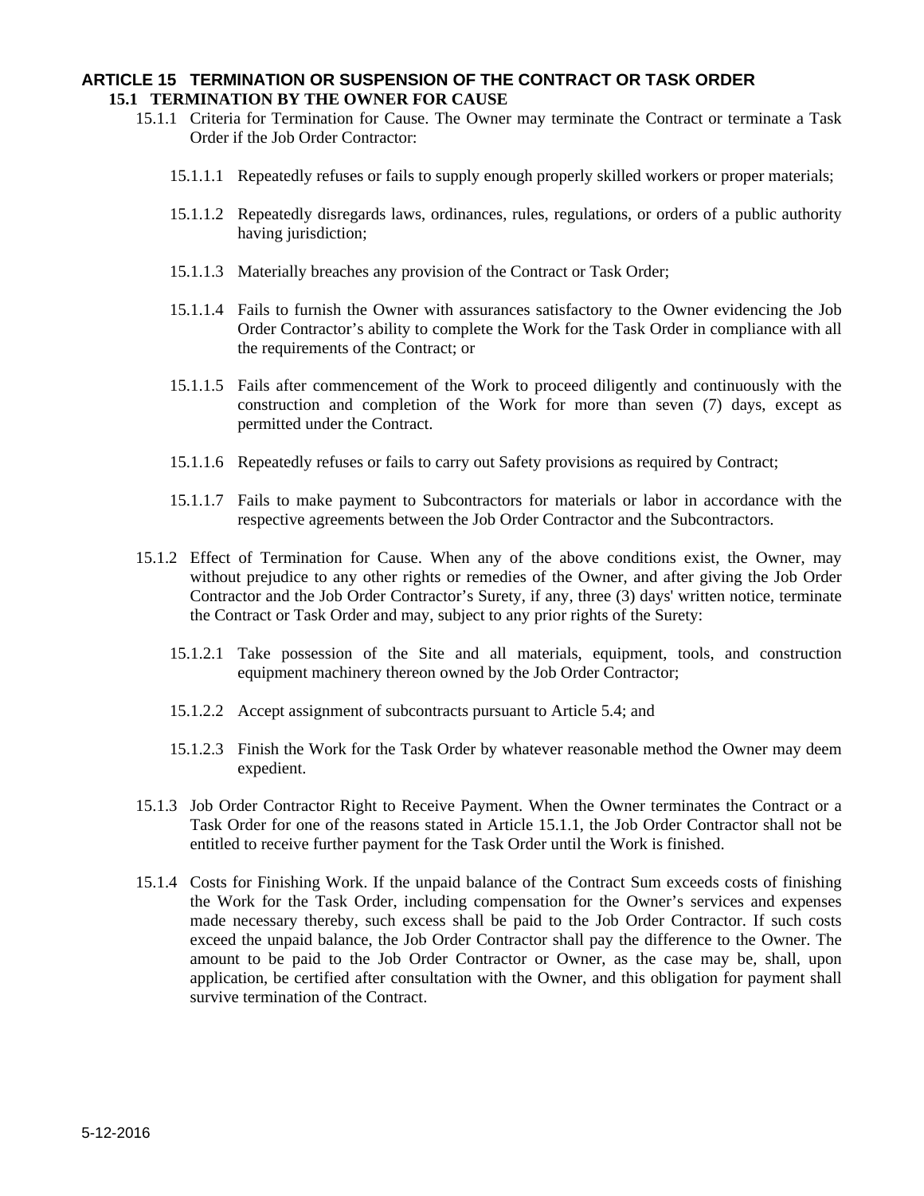# ARTICLE 15 TERMINATION OR SUSPENSION OF THE CONTRACT OR TASK ORDER

## 15.1 TERMINATION BY THE OWNER FOR CAUSE

15.1.1 Criteria for Termination for Cause. The Owner may terminate the Contract or terminate a Task Order if the Job Order Contractor:

15.1.1.1 Repeatedly refuses or fails to supply enough properly skilled workers or proper materials;

15.1.1.2 Repeatedly disregards laws, ordinances, rules, regulations, or orders of a public authority having jurisdiction;

15.1.1.3 Materially breaches any provision of the Contract or Task Order;

15.1.1.4 Fails to furnish the Owner with assurances satisfactory to the Owner evidencing the Job Order Contractor's ability to complete the Work for the Task Order in compliance with all the requirements of the Contract; or

15.1.1.5 Fails after commencement of the Work to proceed diligently and continuously with the construction and completion of the Work for more than seven (7) days, except as permitted under the Contract.

15.1.1.6 Repeatedly refuses or fails to carry out Safety provisions as required by Contract;

15.1.1.7 Fails to make payment to Subcontractors for materials or labor in accordance with the respective agreements between the Job Order Contractor and the Subcontractors.

15.1.2 Effect of Termination for Cause. When any of the above conditions exist, the Owner, may without prejudice to any other rights or remedies of the Owner, and after giving the Job Order Contractor and the Job Order Contractor's Surety, if any, three (3) days' written notice, terminate the Contract or Task Order and may, subject to any prior rights of the Surety:

15.1.2.1 Take possession of the Site and all materials, equipment, tools, and construction equipment machinery thereon owned by the Job Order Contractor;

15.1.2.2 Accept assignment of subcontracts pursuant to Article 5.4; and

15.1.2.3 Finish the Work for the Task Order by whatever reasonable method the Owner may deem expedient.

15.1.3 Job Order Contractor Right to Receive Payment. When the Owner terminates the Contract or a Task Order for one of the reasons stated in Article 15.1.1, the Job Order Contractor shall not be entitled to receive further payment for the Task Order until the Work is finished.

15.1.4 Costs for Finishing Work. If the unpaid balance of the Contract Sum exceeds costs of finishing the Work for the Task Order, including compensation for the Owner's services and expenses made necessary thereby, such excess shall be paid to the Job Order Contractor. If such costs exceed the unpaid balance, the Job Order Contractor shall pay the difference to the Owner. The amount to be paid to the Job Order Contractor or Owner, as the case may be, shall, upon application, be certified after consultation with the Owner, and this obligation for payment shall survive termination of the Contract.

5-12-2016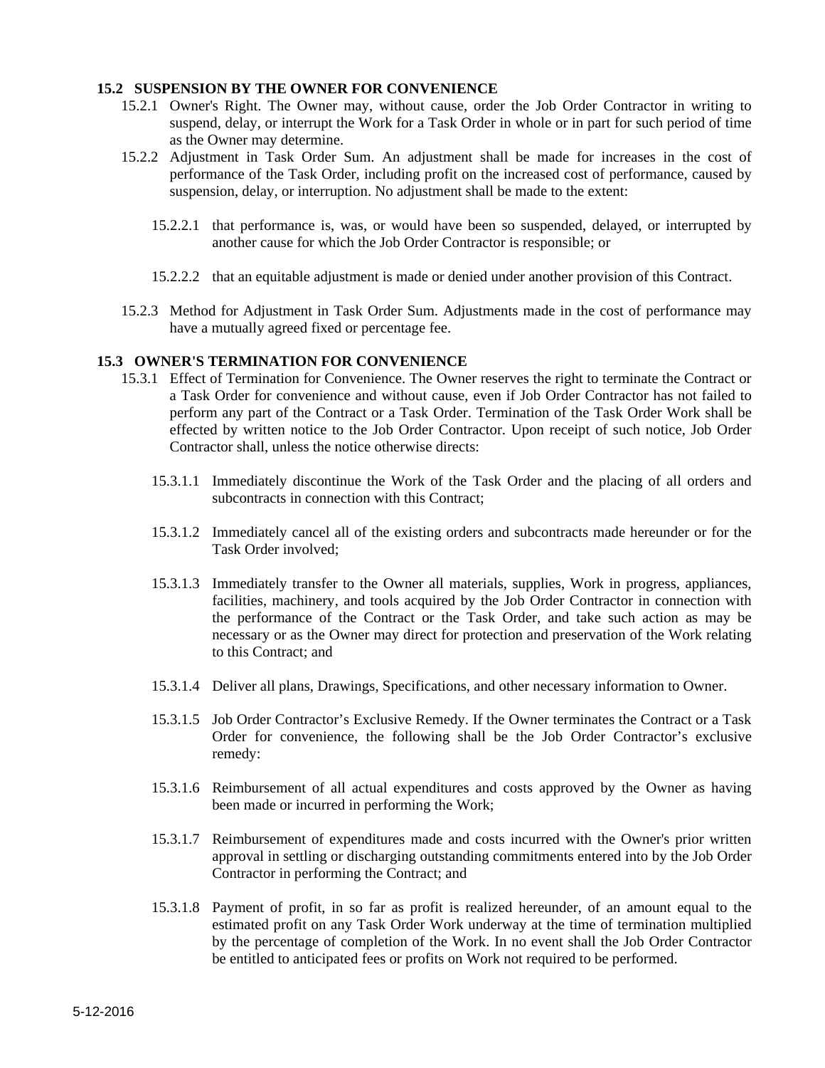### 15.2 SUSPENSION BY THE OWNER FOR CONVENIENCE

15.2.1 Owner's Right. The Owner may, without cause, order the Job Order Contractor in writing to suspend, delay, or interrupt the Work for a Task Order in whole or in part for such period of time as the Owner may determine.

15.2.2 Adjustment in Task Order Sum. An adjustment shall be made for increases in the cost of performance of the Task Order, including profit on the increased cost of performance, caused by suspension, delay, or interruption. No adjustment shall be made to the extent:

15.2.2.1 that performance is, was, or would have been so suspended, delayed, or interrupted by another cause for which the Job Order Contractor is responsible; or

15.2.2.2 that an equitable adjustment is made or denied under another provision of this Contract.

15.2.3 Method for Adjustment in Task Order Sum. Adjustments made in the cost of performance may have a mutually agreed fixed or percentage fee.

### 15.3 OWNER'S TERMINATION FOR CONVENIENCE

15.3.1 Effect of Termination for Convenience. The Owner reserves the right to terminate the Contract or a Task Order for convenience and without cause, even if Job Order Contractor has not failed to perform any part of the Contract or a Task Order. Termination of the Task Order Work shall be effected by written notice to the Job Order Contractor. Upon receipt of such notice, Job Order Contractor shall, unless the notice otherwise directs:

15.3.1.1 Immediately discontinue the Work of the Task Order and the placing of all orders and subcontracts in connection with this Contract;

15.3.1.2 Immediately cancel all of the existing orders and subcontracts made hereunder or for the Task Order involved;

15.3.1.3 Immediately transfer to the Owner all materials, supplies, Work in progress, appliances, facilities, machinery, and tools acquired by the Job Order Contractor in connection with the performance of the Contract or the Task Order, and take such action as may be necessary or as the Owner may direct for protection and preservation of the Work relating to this Contract; and

15.3.1.4 Deliver all plans, Drawings, Specifications, and other necessary information to Owner.

15.3.1.5 Job Order Contractor's Exclusive Remedy. If the Owner terminates the Contract or a Task Order for convenience, the following shall be the Job Order Contractor's exclusive remedy:

15.3.1.6 Reimbursement of all actual expenditures and costs approved by the Owner as having been made or incurred in performing the Work;

15.3.1.7 Reimbursement of expenditures made and costs incurred with the Owner's prior written approval in settling or discharging outstanding commitments entered into by the Job Order Contractor in performing the Contract; and

15.3.1.8 Payment of profit, in so far as profit is realized hereunder, of an amount equal to the estimated profit on any Task Order Work underway at the time of termination multiplied by the percentage of completion of the Work. In no event shall the Job Order Contractor be entitled to anticipated fees or profits on Work not required to be performed.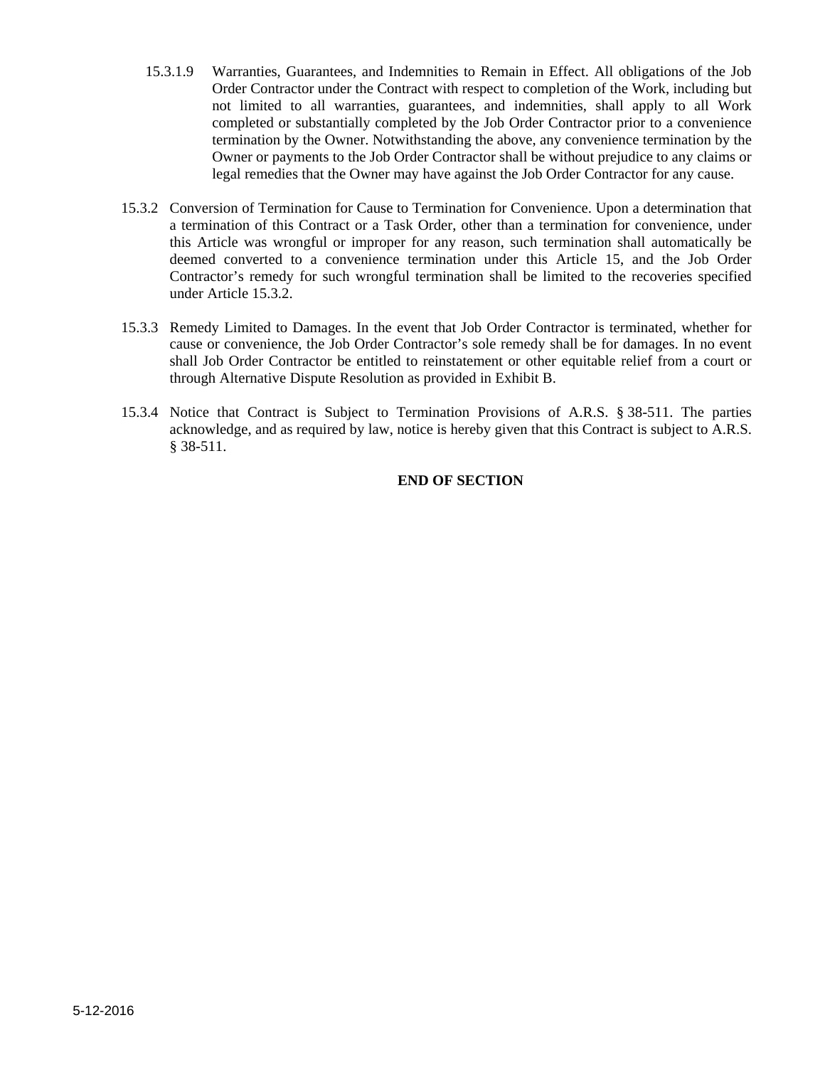15.3.1.9 Warranties, Guarantees, and Indemnities to Remain in Effect. All obligations of the Job Order Contractor under the Contract with respect to completion of the Work, including but not limited to all warranties, guarantees, and indemnities, shall apply to all Work completed or substantially completed by the Job Order Contractor prior to a convenience termination by the Owner. Notwithstanding the above, any convenience termination by the Owner or payments to the Job Order Contractor shall be without prejudice to any claims or legal remedies that the Owner may have against the Job Order Contractor for any cause.

15.3.2 Conversion of Termination for Cause to Termination for Convenience. Upon a determination that a termination of this Contract or a Task Order, other than a termination for convenience, under this Article was wrongful or improper for any reason, such termination shall automatically be deemed converted to a convenience termination under this Article 15, and the Job Order Contractor's remedy for such wrongful termination shall be limited to the recoveries specified under Article 15.3.2.

15.3.3 Remedy Limited to Damages. In the event that Job Order Contractor is terminated, whether for cause or convenience, the Job Order Contractor's sole remedy shall be for damages. In no event shall Job Order Contractor be entitled to reinstatement or other equitable relief from a court or through Alternative Dispute Resolution as provided in Exhibit B.

15.3.4 Notice that Contract is Subject to Termination Provisions of A.R.S. § 38-511. The parties acknowledge, and as required by law, notice is hereby given that this Contract is subject to A.R.S. § 38-511.

**END OF SECTION**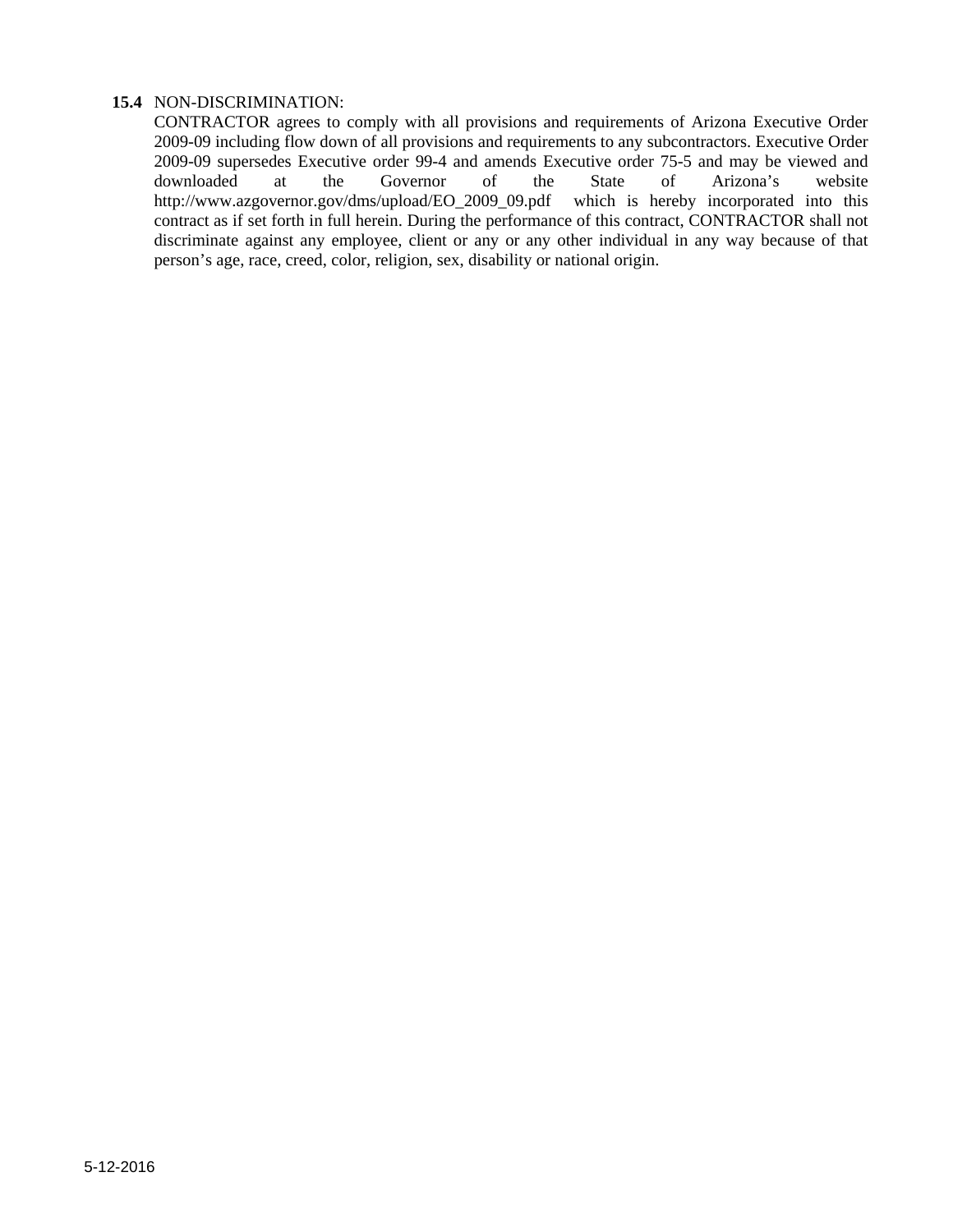**15.4** NON-DISCRIMINATION:

CONTRACTOR agrees to comply with all provisions and requirements of Arizona Executive Order 2009-09 including flow down of all provisions and requirements to any subcontractors. Executive Order 2009-09 supersedes Executive order 99-4 and amends Executive order 75-5 and may be viewed and downloaded at the Governor of the State of Arizona's website http://www.azgovernor.gov/dms/upload/EO_2009_09.pdf which is hereby incorporated into this contract as if set forth in full herein. During the performance of this contract, CONTRACTOR shall not discriminate against any employee, client or any or any other individual in any way because of that person's age, race, creed, color, religion, sex, disability or national origin.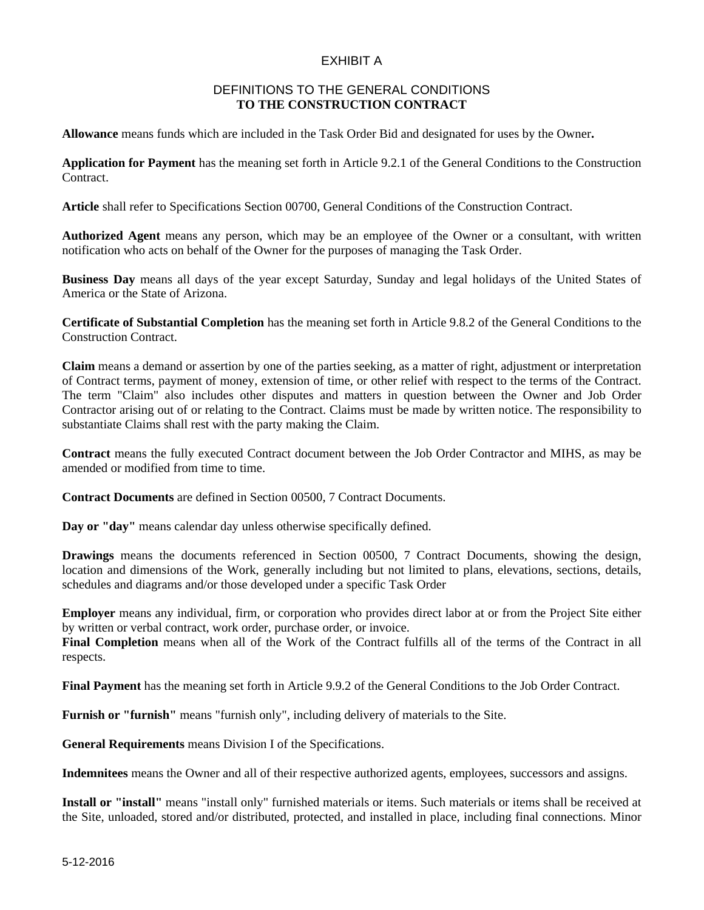# EXHIBIT A

## DEFINITIONS TO THE GENERAL CONDITIONS
## TO THE CONSTRUCTION CONTRACT

**Allowance** means funds which are included in the Task Order Bid and designated for uses by the Owner**.**

**Application for Payment** has the meaning set forth in Article 9.2.1 of the General Conditions to the Construction Contract.

**Article** shall refer to Specifications Section 00700, General Conditions of the Construction Contract.

**Authorized Agent** means any person, which may be an employee of the Owner or a consultant, with written notification who acts on behalf of the Owner for the purposes of managing the Task Order.

**Business Day** means all days of the year except Saturday, Sunday and legal holidays of the United States of America or the State of Arizona.

**Certificate of Substantial Completion** has the meaning set forth in Article 9.8.2 of the General Conditions to the Construction Contract.

**Claim** means a demand or assertion by one of the parties seeking, as a matter of right, adjustment or interpretation of Contract terms, payment of money, extension of time, or other relief with respect to the terms of the Contract. The term "Claim" also includes other disputes and matters in question between the Owner and Job Order Contractor arising out of or relating to the Contract. Claims must be made by written notice. The responsibility to substantiate Claims shall rest with the party making the Claim.

**Contract** means the fully executed Contract document between the Job Order Contractor and MIHS, as may be amended or modified from time to time.

**Contract Documents** are defined in Section 00500, 7 Contract Documents.

**Day or "day"** means calendar day unless otherwise specifically defined.

**Drawings** means the documents referenced in Section 00500, 7 Contract Documents, showing the design, location and dimensions of the Work, generally including but not limited to plans, elevations, sections, details, schedules and diagrams and/or those developed under a specific Task Order

**Employer** means any individual, firm, or corporation who provides direct labor at or from the Project Site either by written or verbal contract, work order, purchase order, or invoice.

**Final Completion** means when all of the Work of the Contract fulfills all of the terms of the Contract in all respects.

**Final Payment** has the meaning set forth in Article 9.9.2 of the General Conditions to the Job Order Contract.

**Furnish or "furnish"** means "furnish only", including delivery of materials to the Site.

**General Requirements** means Division I of the Specifications.

**Indemnitees** means the Owner and all of their respective authorized agents, employees, successors and assigns.

**Install or "install"** means "install only" furnished materials or items. Such materials or items shall be received at the Site, unloaded, stored and/or distributed, protected, and installed in place, including final connections. Minor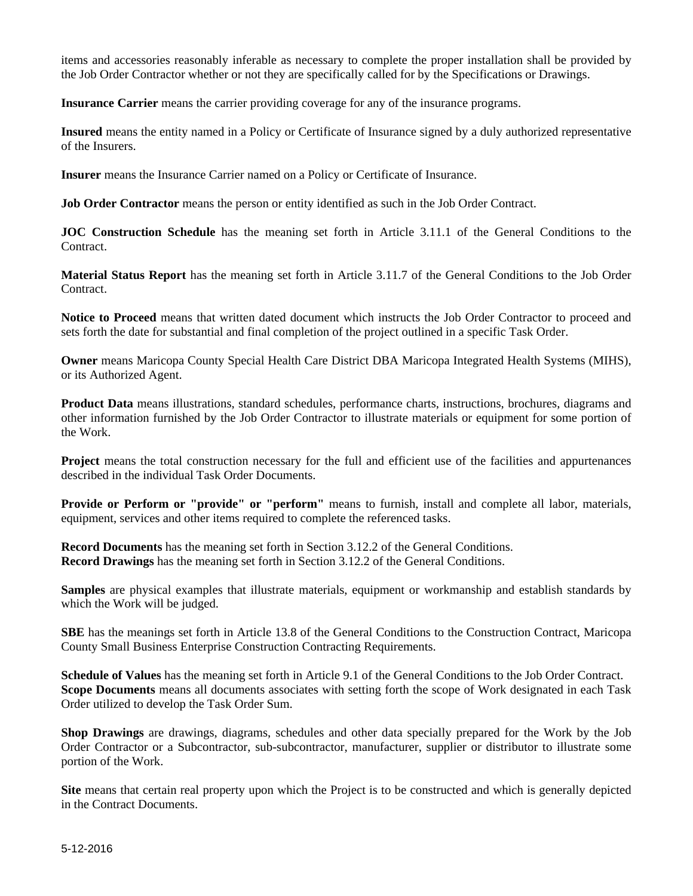items and accessories reasonably inferable as necessary to complete the proper installation shall be provided by the Job Order Contractor whether or not they are specifically called for by the Specifications or Drawings.

**Insurance Carrier** means the carrier providing coverage for any of the insurance programs.

**Insured** means the entity named in a Policy or Certificate of Insurance signed by a duly authorized representative of the Insurers.

**Insurer** means the Insurance Carrier named on a Policy or Certificate of Insurance.

**Job Order Contractor** means the person or entity identified as such in the Job Order Contract.

**JOC Construction Schedule** has the meaning set forth in Article 3.11.1 of the General Conditions to the Contract.

**Material Status Report** has the meaning set forth in Article 3.11.7 of the General Conditions to the Job Order Contract.

**Notice to Proceed** means that written dated document which instructs the Job Order Contractor to proceed and sets forth the date for substantial and final completion of the project outlined in a specific Task Order.

**Owner** means Maricopa County Special Health Care District DBA Maricopa Integrated Health Systems (MIHS), or its Authorized Agent.

**Product Data** means illustrations, standard schedules, performance charts, instructions, brochures, diagrams and other information furnished by the Job Order Contractor to illustrate materials or equipment for some portion of the Work.

**Project** means the total construction necessary for the full and efficient use of the facilities and appurtenances described in the individual Task Order Documents.

**Provide or Perform or "provide" or "perform"** means to furnish, install and complete all labor, materials, equipment, services and other items required to complete the referenced tasks.

**Record Documents** has the meaning set forth in Section 3.12.2 of the General Conditions.
**Record Drawings** has the meaning set forth in Section 3.12.2 of the General Conditions.

**Samples** are physical examples that illustrate materials, equipment or workmanship and establish standards by which the Work will be judged.

**SBE** has the meanings set forth in Article 13.8 of the General Conditions to the Construction Contract, Maricopa County Small Business Enterprise Construction Contracting Requirements.

**Schedule of Values** has the meaning set forth in Article 9.1 of the General Conditions to the Job Order Contract.
**Scope Documents** means all documents associates with setting forth the scope of Work designated in each Task Order utilized to develop the Task Order Sum.

**Shop Drawings** are drawings, diagrams, schedules and other data specially prepared for the Work by the Job Order Contractor or a Subcontractor, sub-subcontractor, manufacturer, supplier or distributor to illustrate some portion of the Work.

**Site** means that certain real property upon which the Project is to be constructed and which is generally depicted in the Contract Documents.

5-12-2016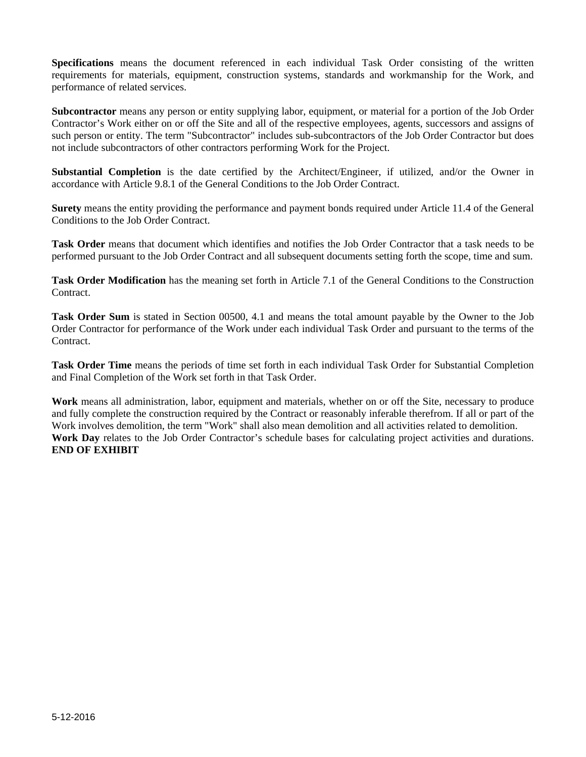**Specifications** means the document referenced in each individual Task Order consisting of the written requirements for materials, equipment, construction systems, standards and workmanship for the Work, and performance of related services.

**Subcontractor** means any person or entity supplying labor, equipment, or material for a portion of the Job Order Contractor's Work either on or off the Site and all of the respective employees, agents, successors and assigns of such person or entity. The term "Subcontractor" includes sub-subcontractors of the Job Order Contractor but does not include subcontractors of other contractors performing Work for the Project.

**Substantial Completion** is the date certified by the Architect/Engineer, if utilized, and/or the Owner in accordance with Article 9.8.1 of the General Conditions to the Job Order Contract.

**Surety** means the entity providing the performance and payment bonds required under Article 11.4 of the General Conditions to the Job Order Contract.

**Task Order** means that document which identifies and notifies the Job Order Contractor that a task needs to be performed pursuant to the Job Order Contract and all subsequent documents setting forth the scope, time and sum.

**Task Order Modification** has the meaning set forth in Article 7.1 of the General Conditions to the Construction Contract.

**Task Order Sum** is stated in Section 00500, 4.1 and means the total amount payable by the Owner to the Job Order Contractor for performance of the Work under each individual Task Order and pursuant to the terms of the Contract.

**Task Order Time** means the periods of time set forth in each individual Task Order for Substantial Completion and Final Completion of the Work set forth in that Task Order.

**Work** means all administration, labor, equipment and materials, whether on or off the Site, necessary to produce and fully complete the construction required by the Contract or reasonably inferable therefrom. If all or part of the Work involves demolition, the term "Work" shall also mean demolition and all activities related to demolition.

**Work Day** relates to the Job Order Contractor's schedule bases for calculating project activities and durations.

**END OF EXHIBIT**

5-12-2016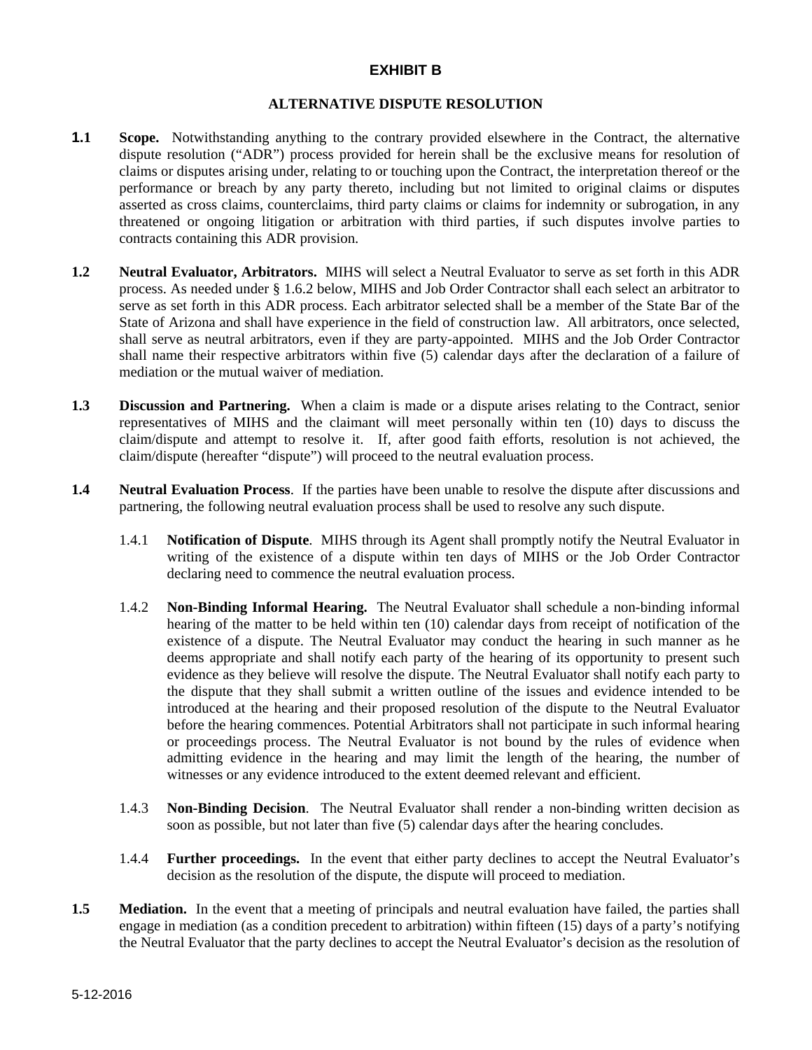# EXHIBIT B

## ALTERNATIVE DISPUTE RESOLUTION

**1.1 Scope.** Notwithstanding anything to the contrary provided elsewhere in the Contract, the alternative dispute resolution ("ADR") process provided for herein shall be the exclusive means for resolution of claims or disputes arising under, relating to or touching upon the Contract, the interpretation thereof or the performance or breach by any party thereto, including but not limited to original claims or disputes asserted as cross claims, counterclaims, third party claims or claims for indemnity or subrogation, in any threatened or ongoing litigation or arbitration with third parties, if such disputes involve parties to contracts containing this ADR provision.

**1.2 Neutral Evaluator, Arbitrators.** MIHS will select a Neutral Evaluator to serve as set forth in this ADR process. As needed under § 1.6.2 below, MIHS and Job Order Contractor shall each select an arbitrator to serve as set forth in this ADR process. Each arbitrator selected shall be a member of the State Bar of the State of Arizona and shall have experience in the field of construction law. All arbitrators, once selected, shall serve as neutral arbitrators, even if they are party-appointed. MIHS and the Job Order Contractor shall name their respective arbitrators within five (5) calendar days after the declaration of a failure of mediation or the mutual waiver of mediation.

**1.3 Discussion and Partnering.** When a claim is made or a dispute arises relating to the Contract, senior representatives of MIHS and the claimant will meet personally within ten (10) days to discuss the claim/dispute and attempt to resolve it. If, after good faith efforts, resolution is not achieved, the claim/dispute (hereafter "dispute") will proceed to the neutral evaluation process.

**1.4 Neutral Evaluation Process**. If the parties have been unable to resolve the dispute after discussions and partnering, the following neutral evaluation process shall be used to resolve any such dispute.

1.4.1 **Notification of Dispute**. MIHS through its Agent shall promptly notify the Neutral Evaluator in writing of the existence of a dispute within ten days of MIHS or the Job Order Contractor declaring need to commence the neutral evaluation process.

1.4.2 **Non-Binding Informal Hearing.** The Neutral Evaluator shall schedule a non-binding informal hearing of the matter to be held within ten (10) calendar days from receipt of notification of the existence of a dispute. The Neutral Evaluator may conduct the hearing in such manner as he deems appropriate and shall notify each party of the hearing of its opportunity to present such evidence as they believe will resolve the dispute. The Neutral Evaluator shall notify each party to the dispute that they shall submit a written outline of the issues and evidence intended to be introduced at the hearing and their proposed resolution of the dispute to the Neutral Evaluator before the hearing commences. Potential Arbitrators shall not participate in such informal hearing or proceedings process. The Neutral Evaluator is not bound by the rules of evidence when admitting evidence in the hearing and may limit the length of the hearing, the number of witnesses or any evidence introduced to the extent deemed relevant and efficient.

1.4.3 **Non-Binding Decision**. The Neutral Evaluator shall render a non-binding written decision as soon as possible, but not later than five (5) calendar days after the hearing concludes.

1.4.4 **Further proceedings.** In the event that either party declines to accept the Neutral Evaluator's decision as the resolution of the dispute, the dispute will proceed to mediation.

**1.5 Mediation.** In the event that a meeting of principals and neutral evaluation have failed, the parties shall engage in mediation (as a condition precedent to arbitration) within fifteen (15) days of a party's notifying the Neutral Evaluator that the party declines to accept the Neutral Evaluator's decision as the resolution of

5-12-2016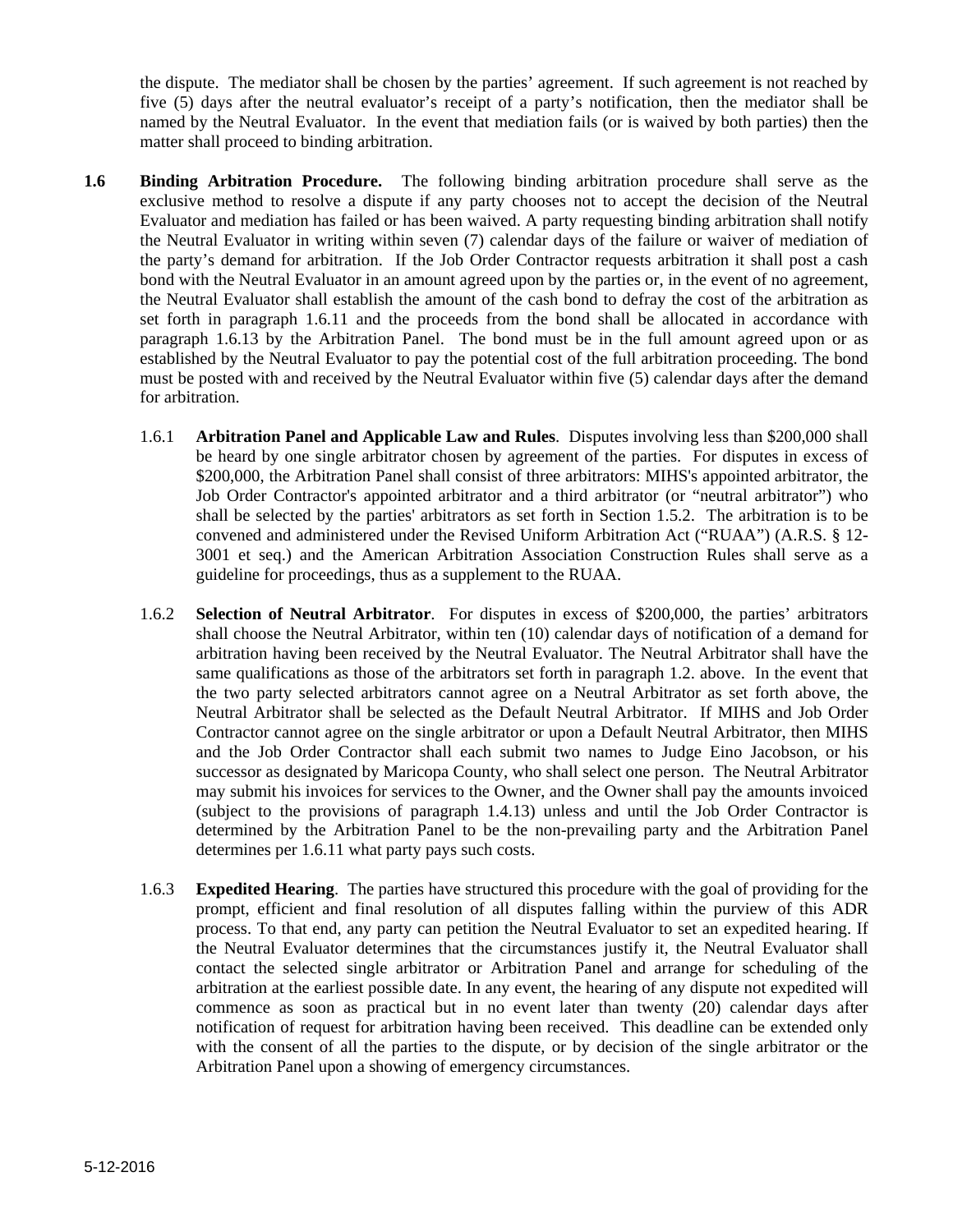the dispute. The mediator shall be chosen by the parties' agreement. If such agreement is not reached by five (5) days after the neutral evaluator's receipt of a party's notification, then the mediator shall be named by the Neutral Evaluator. In the event that mediation fails (or is waived by both parties) then the matter shall proceed to binding arbitration.

**1.6 Binding Arbitration Procedure.** The following binding arbitration procedure shall serve as the exclusive method to resolve a dispute if any party chooses not to accept the decision of the Neutral Evaluator and mediation has failed or has been waived. A party requesting binding arbitration shall notify the Neutral Evaluator in writing within seven (7) calendar days of the failure or waiver of mediation of the party's demand for arbitration. If the Job Order Contractor requests arbitration it shall post a cash bond with the Neutral Evaluator in an amount agreed upon by the parties or, in the event of no agreement, the Neutral Evaluator shall establish the amount of the cash bond to defray the cost of the arbitration as set forth in paragraph 1.6.11 and the proceeds from the bond shall be allocated in accordance with paragraph 1.6.13 by the Arbitration Panel. The bond must be in the full amount agreed upon or as established by the Neutral Evaluator to pay the potential cost of the full arbitration proceeding. The bond must be posted with and received by the Neutral Evaluator within five (5) calendar days after the demand for arbitration.

1.6.1 **Arbitration Panel and Applicable Law and Rules**. Disputes involving less than $200,000 shall be heard by one single arbitrator chosen by agreement of the parties. For disputes in excess of $200,000, the Arbitration Panel shall consist of three arbitrators: MIHS's appointed arbitrator, the Job Order Contractor's appointed arbitrator and a third arbitrator (or "neutral arbitrator") who shall be selected by the parties' arbitrators as set forth in Section 1.5.2. The arbitration is to be convened and administered under the Revised Uniform Arbitration Act ("RUAA") (A.R.S. § 12-3001 et seq.) and the American Arbitration Association Construction Rules shall serve as a guideline for proceedings, thus as a supplement to the RUAA.

1.6.2 **Selection of Neutral Arbitrator**. For disputes in excess of $200,000, the parties' arbitrators shall choose the Neutral Arbitrator, within ten (10) calendar days of notification of a demand for arbitration having been received by the Neutral Evaluator. The Neutral Arbitrator shall have the same qualifications as those of the arbitrators set forth in paragraph 1.2. above. In the event that the two party selected arbitrators cannot agree on a Neutral Arbitrator as set forth above, the Neutral Arbitrator shall be selected as the Default Neutral Arbitrator. If MIHS and Job Order Contractor cannot agree on the single arbitrator or upon a Default Neutral Arbitrator, then MIHS and the Job Order Contractor shall each submit two names to Judge Eino Jacobson, or his successor as designated by Maricopa County, who shall select one person. The Neutral Arbitrator may submit his invoices for services to the Owner, and the Owner shall pay the amounts invoiced (subject to the provisions of paragraph 1.4.13) unless and until the Job Order Contractor is determined by the Arbitration Panel to be the non-prevailing party and the Arbitration Panel determines per 1.6.11 what party pays such costs.

1.6.3 **Expedited Hearing**. The parties have structured this procedure with the goal of providing for the prompt, efficient and final resolution of all disputes falling within the purview of this ADR process. To that end, any party can petition the Neutral Evaluator to set an expedited hearing. If the Neutral Evaluator determines that the circumstances justify it, the Neutral Evaluator shall contact the selected single arbitrator or Arbitration Panel and arrange for scheduling of the arbitration at the earliest possible date. In any event, the hearing of any dispute not expedited will commence as soon as practical but in no event later than twenty (20) calendar days after notification of request for arbitration having been received. This deadline can be extended only with the consent of all the parties to the dispute, or by decision of the single arbitrator or the Arbitration Panel upon a showing of emergency circumstances.

5-12-2016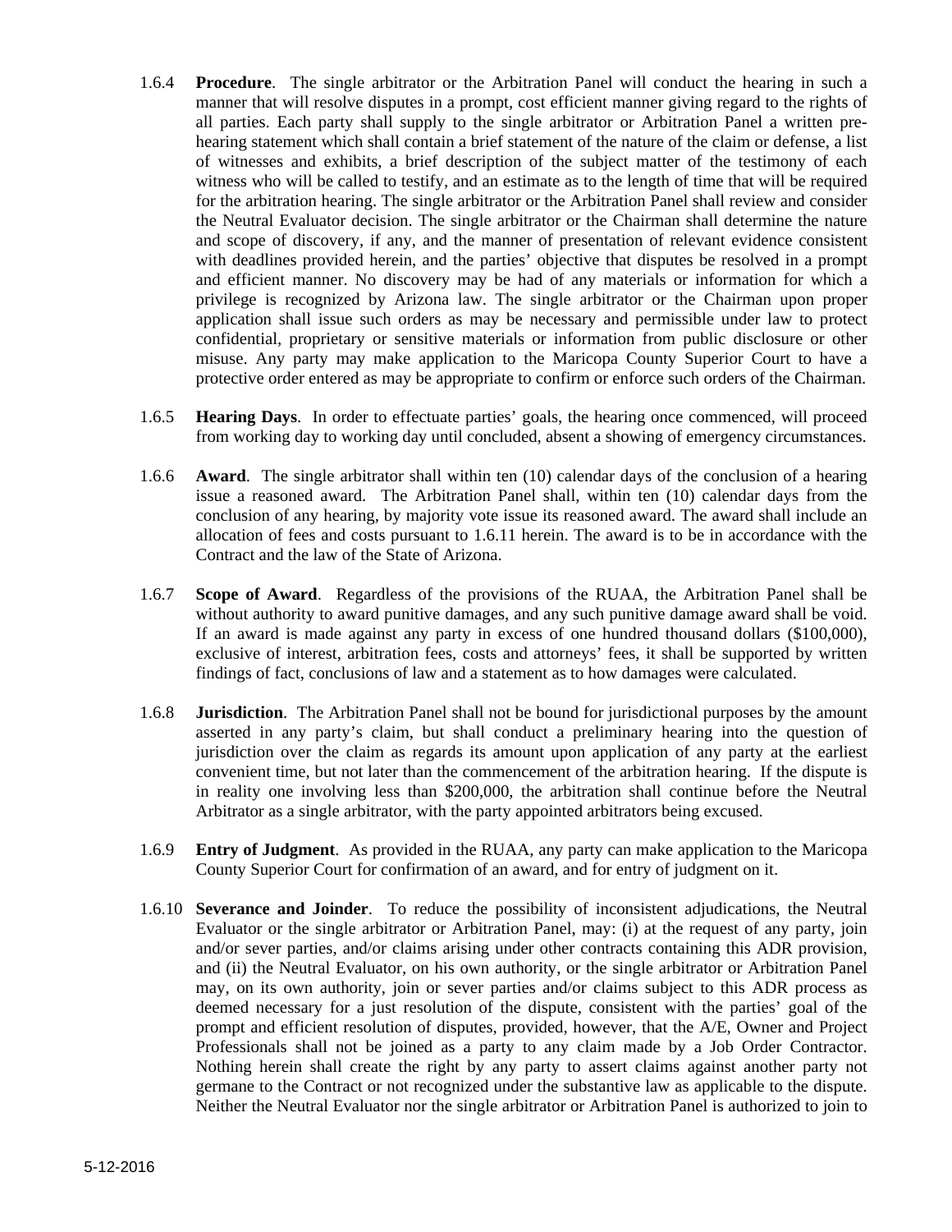1.6.4 **Procedure**. The single arbitrator or the Arbitration Panel will conduct the hearing in such a manner that will resolve disputes in a prompt, cost efficient manner giving regard to the rights of all parties. Each party shall supply to the single arbitrator or Arbitration Panel a written pre-hearing statement which shall contain a brief statement of the nature of the claim or defense, a list of witnesses and exhibits, a brief description of the subject matter of the testimony of each witness who will be called to testify, and an estimate as to the length of time that will be required for the arbitration hearing. The single arbitrator or the Arbitration Panel shall review and consider the Neutral Evaluator decision. The single arbitrator or the Chairman shall determine the nature and scope of discovery, if any, and the manner of presentation of relevant evidence consistent with deadlines provided herein, and the parties' objective that disputes be resolved in a prompt and efficient manner. No discovery may be had of any materials or information for which a privilege is recognized by Arizona law. The single arbitrator or the Chairman upon proper application shall issue such orders as may be necessary and permissible under law to protect confidential, proprietary or sensitive materials or information from public disclosure or other misuse. Any party may make application to the Maricopa County Superior Court to have a protective order entered as may be appropriate to confirm or enforce such orders of the Chairman.

1.6.5 **Hearing Days**. In order to effectuate parties' goals, the hearing once commenced, will proceed from working day to working day until concluded, absent a showing of emergency circumstances.

1.6.6 **Award**. The single arbitrator shall within ten (10) calendar days of the conclusion of a hearing issue a reasoned award. The Arbitration Panel shall, within ten (10) calendar days from the conclusion of any hearing, by majority vote issue its reasoned award. The award shall include an allocation of fees and costs pursuant to 1.6.11 herein. The award is to be in accordance with the Contract and the law of the State of Arizona.

1.6.7 **Scope of Award**. Regardless of the provisions of the RUAA, the Arbitration Panel shall be without authority to award punitive damages, and any such punitive damage award shall be void. If an award is made against any party in excess of one hundred thousand dollars ($100,000), exclusive of interest, arbitration fees, costs and attorneys' fees, it shall be supported by written findings of fact, conclusions of law and a statement as to how damages were calculated.

1.6.8 **Jurisdiction**. The Arbitration Panel shall not be bound for jurisdictional purposes by the amount asserted in any party's claim, but shall conduct a preliminary hearing into the question of jurisdiction over the claim as regards its amount upon application of any party at the earliest convenient time, but not later than the commencement of the arbitration hearing. If the dispute is in reality one involving less than $200,000, the arbitration shall continue before the Neutral Arbitrator as a single arbitrator, with the party appointed arbitrators being excused.

1.6.9 **Entry of Judgment**. As provided in the RUAA, any party can make application to the Maricopa County Superior Court for confirmation of an award, and for entry of judgment on it.

1.6.10 **Severance and Joinder**. To reduce the possibility of inconsistent adjudications, the Neutral Evaluator or the single arbitrator or Arbitration Panel, may: (i) at the request of any party, join and/or sever parties, and/or claims arising under other contracts containing this ADR provision, and (ii) the Neutral Evaluator, on his own authority, or the single arbitrator or Arbitration Panel may, on its own authority, join or sever parties and/or claims subject to this ADR process as deemed necessary for a just resolution of the dispute, consistent with the parties' goal of the prompt and efficient resolution of disputes, provided, however, that the A/E, Owner and Project Professionals shall not be joined as a party to any claim made by a Job Order Contractor. Nothing herein shall create the right by any party to assert claims against another party not germane to the Contract or not recognized under the substantive law as applicable to the dispute. Neither the Neutral Evaluator nor the single arbitrator or Arbitration Panel is authorized to join to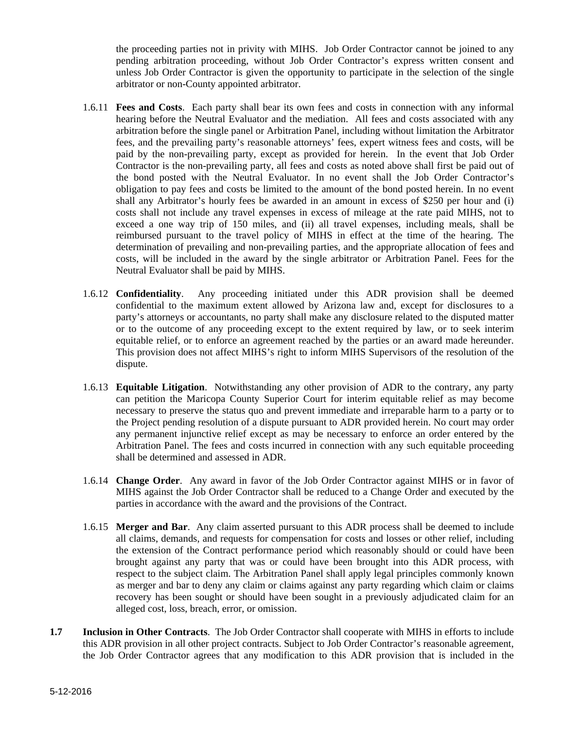the proceeding parties not in privity with MIHS. Job Order Contractor cannot be joined to any pending arbitration proceeding, without Job Order Contractor's express written consent and unless Job Order Contractor is given the opportunity to participate in the selection of the single arbitrator or non-County appointed arbitrator.

1.6.11 **Fees and Costs**. Each party shall bear its own fees and costs in connection with any informal hearing before the Neutral Evaluator and the mediation. All fees and costs associated with any arbitration before the single panel or Arbitration Panel, including without limitation the Arbitrator fees, and the prevailing party's reasonable attorneys' fees, expert witness fees and costs, will be paid by the non-prevailing party, except as provided for herein. In the event that Job Order Contractor is the non-prevailing party, all fees and costs as noted above shall first be paid out of the bond posted with the Neutral Evaluator. In no event shall the Job Order Contractor's obligation to pay fees and costs be limited to the amount of the bond posted herein. In no event shall any Arbitrator's hourly fees be awarded in an amount in excess of $250 per hour and (i) costs shall not include any travel expenses in excess of mileage at the rate paid MIHS, not to exceed a one way trip of 150 miles, and (ii) all travel expenses, including meals, shall be reimbursed pursuant to the travel policy of MIHS in effect at the time of the hearing. The determination of prevailing and non-prevailing parties, and the appropriate allocation of fees and costs, will be included in the award by the single arbitrator or Arbitration Panel. Fees for the Neutral Evaluator shall be paid by MIHS.

1.6.12 **Confidentiality**. Any proceeding initiated under this ADR provision shall be deemed confidential to the maximum extent allowed by Arizona law and, except for disclosures to a party's attorneys or accountants, no party shall make any disclosure related to the disputed matter or to the outcome of any proceeding except to the extent required by law, or to seek interim equitable relief, or to enforce an agreement reached by the parties or an award made hereunder. This provision does not affect MIHS's right to inform MIHS Supervisors of the resolution of the dispute.

1.6.13 **Equitable Litigation**. Notwithstanding any other provision of ADR to the contrary, any party can petition the Maricopa County Superior Court for interim equitable relief as may become necessary to preserve the status quo and prevent immediate and irreparable harm to a party or to the Project pending resolution of a dispute pursuant to ADR provided herein. No court may order any permanent injunctive relief except as may be necessary to enforce an order entered by the Arbitration Panel. The fees and costs incurred in connection with any such equitable proceeding shall be determined and assessed in ADR.

1.6.14 **Change Order**. Any award in favor of the Job Order Contractor against MIHS or in favor of MIHS against the Job Order Contractor shall be reduced to a Change Order and executed by the parties in accordance with the award and the provisions of the Contract.

1.6.15 **Merger and Bar**. Any claim asserted pursuant to this ADR process shall be deemed to include all claims, demands, and requests for compensation for costs and losses or other relief, including the extension of the Contract performance period which reasonably should or could have been brought against any party that was or could have been brought into this ADR process, with respect to the subject claim. The Arbitration Panel shall apply legal principles commonly known as merger and bar to deny any claim or claims against any party regarding which claim or claims recovery has been sought or should have been sought in a previously adjudicated claim for an alleged cost, loss, breach, error, or omission.

**1.7** **Inclusion in Other Contracts**. The Job Order Contractor shall cooperate with MIHS in efforts to include this ADR provision in all other project contracts. Subject to Job Order Contractor's reasonable agreement, the Job Order Contractor agrees that any modification to this ADR provision that is included in the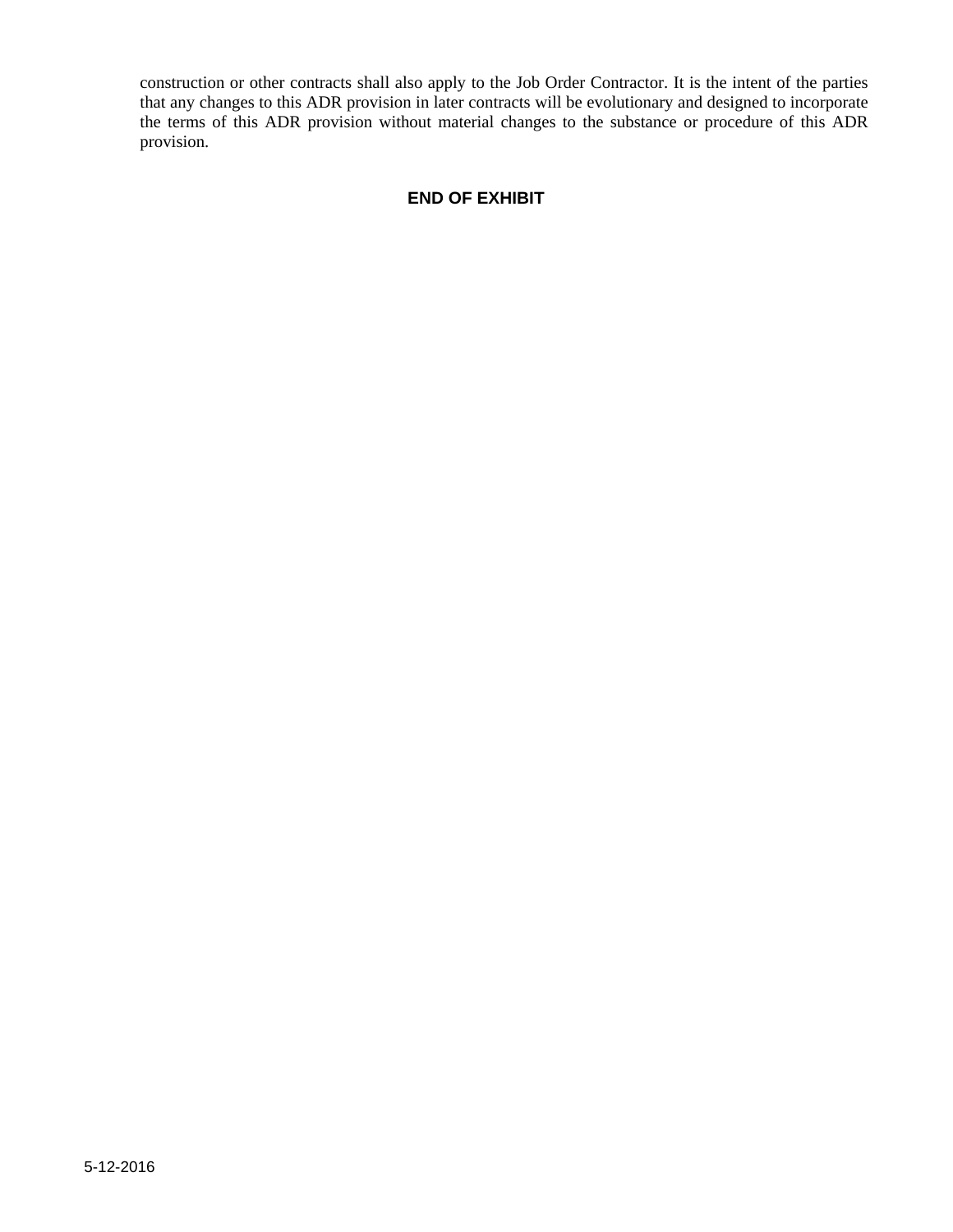construction or other contracts shall also apply to the Job Order Contractor. It is the intent of the parties that any changes to this ADR provision in later contracts will be evolutionary and designed to incorporate the terms of this ADR provision without material changes to the substance or procedure of this ADR provision.

**END OF EXHIBIT**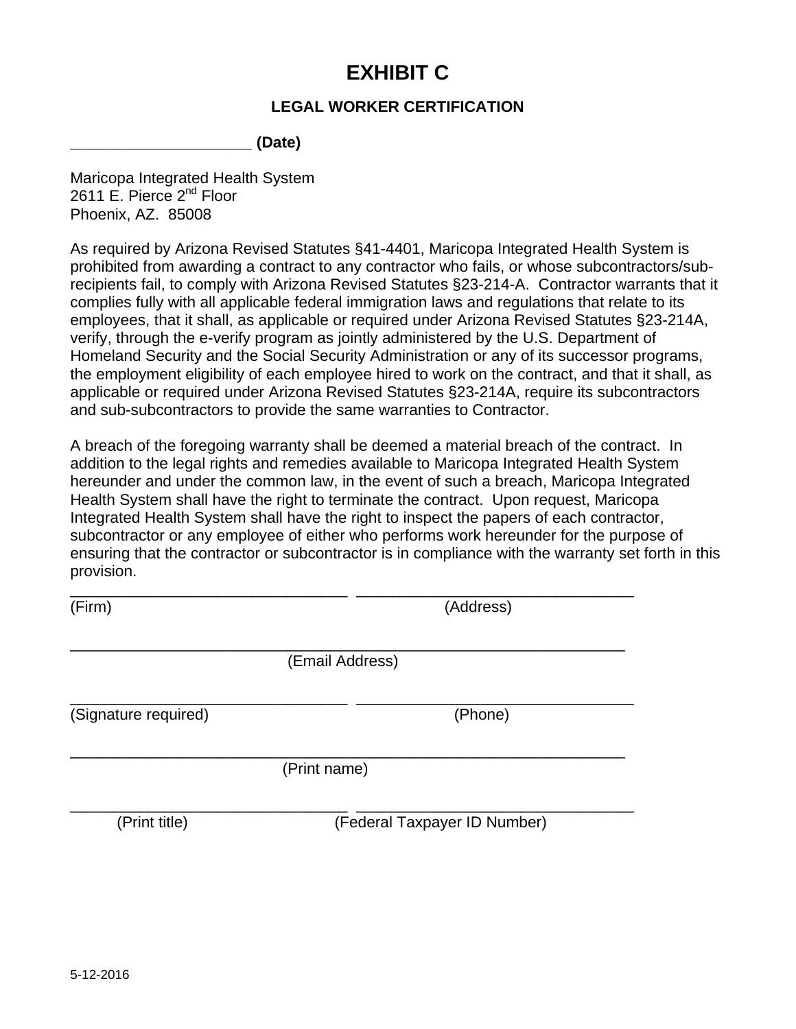# EXHIBIT C

## LEGAL WORKER CERTIFICATION

**____________________ (Date)**

Maricopa Integrated Health System
2611 E. Pierce 2nd Floor
Phoenix, AZ. 85008

As required by Arizona Revised Statutes §41-4401, Maricopa Integrated Health System is prohibited from awarding a contract to any contractor who fails, or whose subcontractors/sub-recipients fail, to comply with Arizona Revised Statutes §23-214-A. Contractor warrants that it complies fully with all applicable federal immigration laws and regulations that relate to its employees, that it shall, as applicable or required under Arizona Revised Statutes §23-214A, verify, through the e-verify program as jointly administered by the U.S. Department of Homeland Security and the Social Security Administration or any of its successor programs, the employment eligibility of each employee hired to work on the contract, and that it shall, as applicable or required under Arizona Revised Statutes §23-214A, require its subcontractors and sub-subcontractors to provide the same warranties to Contractor.

A breach of the foregoing warranty shall be deemed a material breach of the contract. In addition to the legal rights and remedies available to Maricopa Integrated Health System hereunder and under the common law, in the event of such a breach, Maricopa Integrated Health System shall have the right to terminate the contract. Upon request, Maricopa Integrated Health System shall have the right to inspect the papers of each contractor, subcontractor or any employee of either who performs work hereunder for the purpose of ensuring that the contractor or subcontractor is in compliance with the warranty set forth in this provision.

________________________________ ________________________________
(Firm) (Address)

________________________________________________________________
(Email Address)

________________________________ ________________________________
(Signature required) (Phone)

________________________________________________________________
(Print name)

________________________________ ________________________________
(Print title) (Federal Taxpayer ID Number)

5-12-2016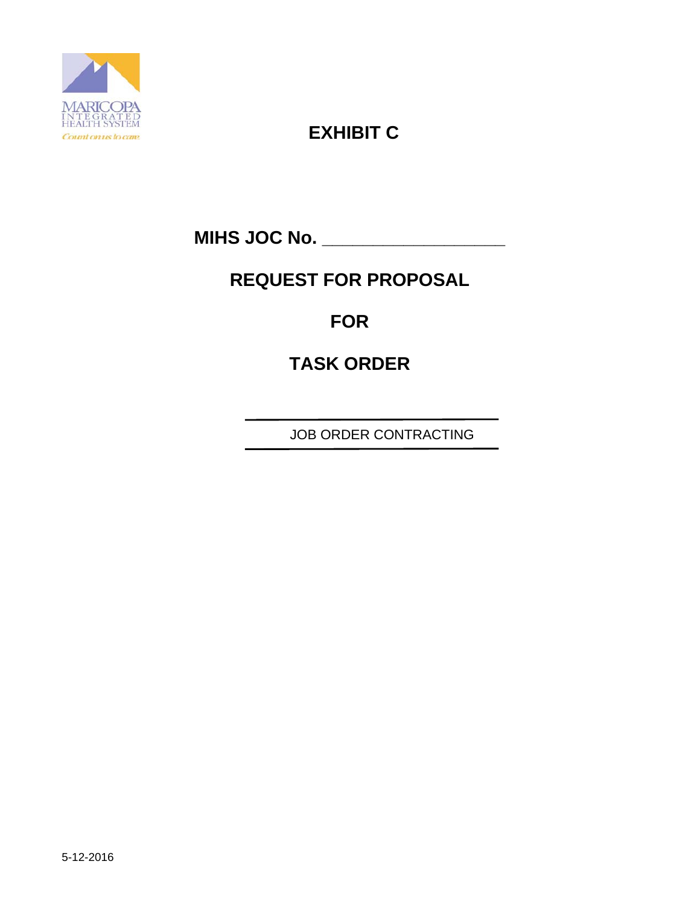MARICOPA INTEGRATED HEALTH SYSTEM

*Count on us to care.*

# EXHIBIT C

## MIHS JOC No. ___________________

## REQUEST FOR PROPOSAL

## FOR

## TASK ORDER

---

JOB ORDER CONTRACTING

---

5-12-2016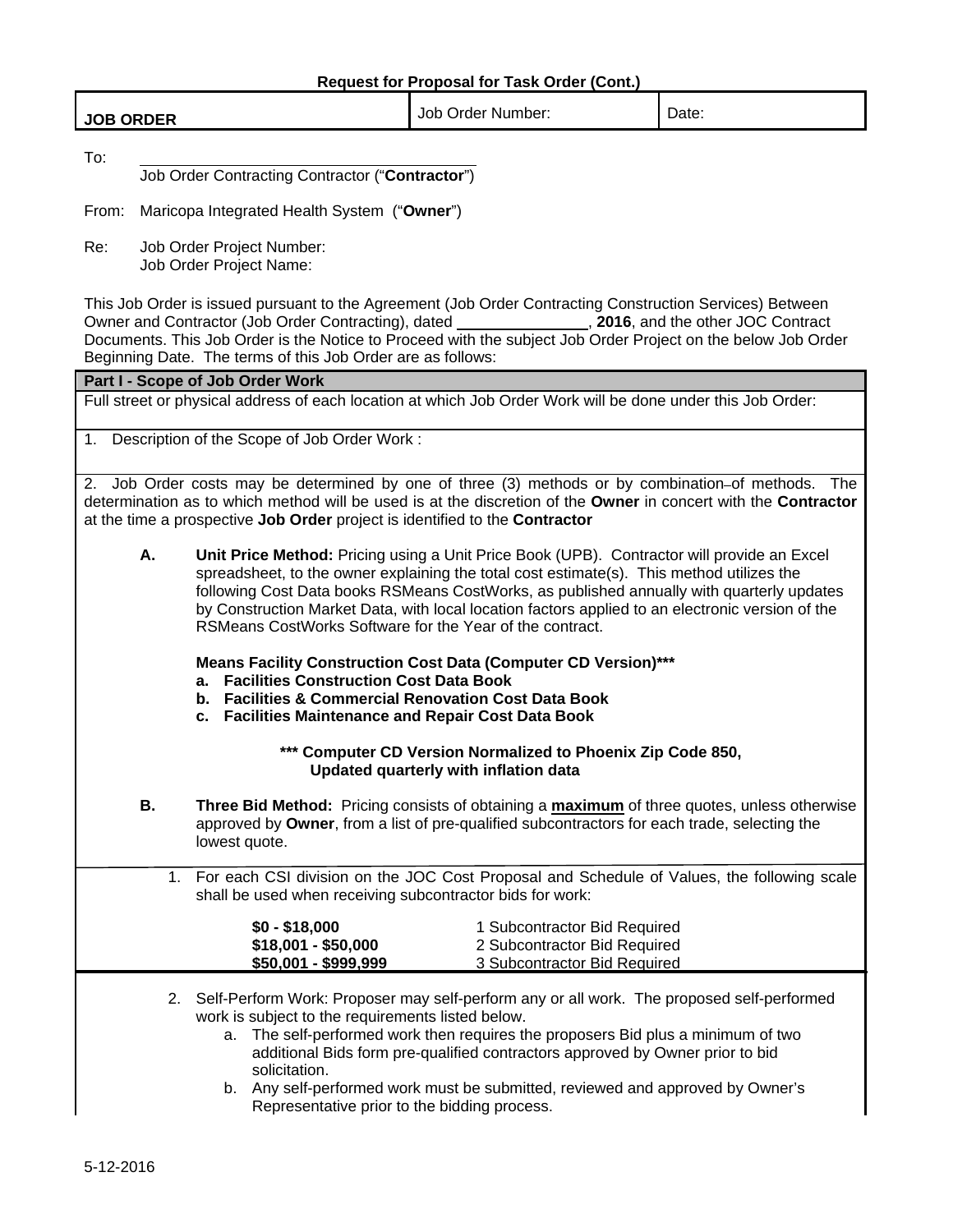**Request for Proposal for Task Order (Cont.)**

| **JOB ORDER** | Job Order Number: | Date: |
|---|---|---|

To: ______________________________
Job Order Contracting Contractor ("**Contractor**")

From: Maricopa Integrated Health System ("**Owner**")

Re: Job Order Project Number:
Job Order Project Name:

This Job Order is issued pursuant to the Agreement (Job Order Contracting Construction Services) Between Owner and Contractor (Job Order Contracting), dated ______________, **2016**, and the other JOC Contract Documents. This Job Order is the Notice to Proceed with the subject Job Order Project on the below Job Order Beginning Date. The terms of this Job Order are as follows:

**Part I - Scope of Job Order Work**

Full street or physical address of each location at which Job Order Work will be done under this Job Order:

1. Description of the Scope of Job Order Work :

2. Job Order costs may be determined by one of three (3) methods or by combination of methods. The determination as to which method will be used is at the discretion of the **Owner** in concert with the **Contractor** at the time a prospective **Job Order** project is identified to the **Contractor**

**A.** **Unit Price Method:** Pricing using a Unit Price Book (UPB). Contractor will provide an Excel spreadsheet, to the owner explaining the total cost estimate(s). This method utilizes the following Cost Data books RSMeans CostWorks, as published annually with quarterly updates by Construction Market Data, with local location factors applied to an electronic version of the RSMeans CostWorks Software for the Year of the contract.

**Means Facility Construction Cost Data (Computer CD Version)*****
- **a. Facilities Construction Cost Data Book**
- **b. Facilities & Commercial Renovation Cost Data Book**
- **c. Facilities Maintenance and Repair Cost Data Book**

**\*\*\* Computer CD Version Normalized to Phoenix Zip Code 850, Updated quarterly with inflation data**

**B.** **Three Bid Method:** Pricing consists of obtaining a **maximum** of three quotes, unless otherwise approved by **Owner**, from a list of pre-qualified subcontractors for each trade, selecting the lowest quote.

1. For each CSI division on the JOC Cost Proposal and Schedule of Values, the following scale shall be used when receiving subcontractor bids for work:

| | |
|---|---|
| **$0 - $18,000** | 1 Subcontractor Bid Required |
| **$18,001 - $50,000** | 2 Subcontractor Bid Required |
| **$50,001 - $999,999** | 3 Subcontractor Bid Required |

2. Self-Perform Work: Proposer may self-perform any or all work. The proposed self-performed work is subject to the requirements listed below.
   a. The self-performed work then requires the proposers Bid plus a minimum of two additional Bids form pre-qualified contractors approved by Owner prior to bid solicitation.
   b. Any self-performed work must be submitted, reviewed and approved by Owner's Representative prior to the bidding process.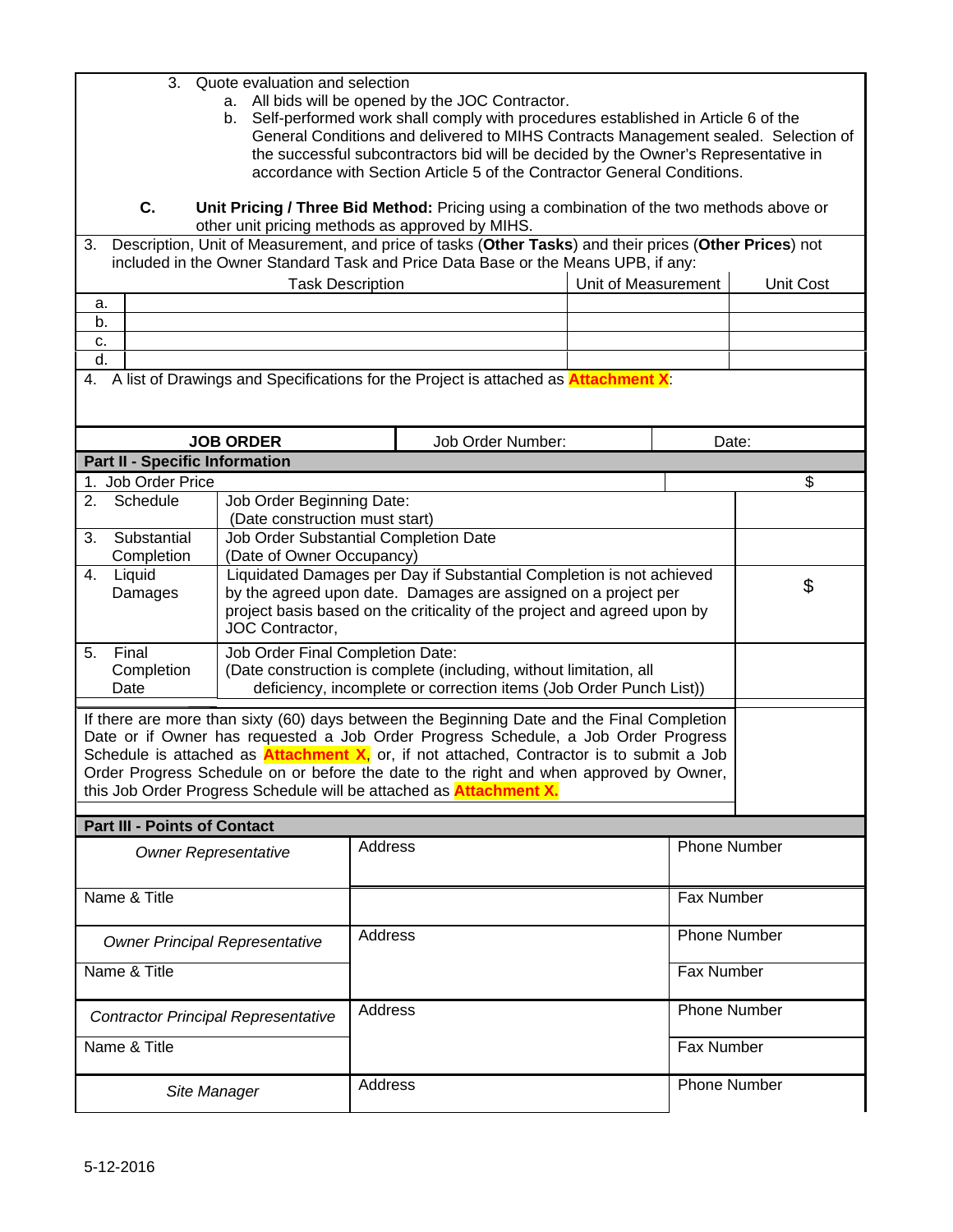3. Quote evaluation and selection
   a. All bids will be opened by the JOC Contractor.
   b. Self-performed work shall comply with procedures established in Article 6 of the General Conditions and delivered to MIHS Contracts Management sealed. Selection of the successful subcontractors bid will be decided by the Owner's Representative in accordance with Section Article 5 of the Contractor General Conditions.

**C.** **Unit Pricing / Three Bid Method:** Pricing using a combination of the two methods above or other unit pricing methods as approved by MIHS.

3. Description, Unit of Measurement, and price of tasks (**Other Tasks**) and their prices (**Other Prices**) not included in the Owner Standard Task and Price Data Base or the Means UPB, if any:

| | Task Description | Unit of Measurement | Unit Cost |
|---|---|---|---|
| a. | | | |
| b. | | | |
| c. | | | |
| d. | | | |

4. A list of Drawings and Specifications for the Project is attached as **Attachment X**:

| **JOB ORDER** | Job Order Number: | Date: |
|---|---|---|

**Part II - Specific Information**

| | | |
|---|---|---|
| 1. Job Order Price | | $ |
| 2. Schedule | Job Order Beginning Date: (Date construction must start) | |
| 3. Substantial Completion | Job Order Substantial Completion Date (Date of Owner Occupancy) | |
| 4. Liquid Damages | Liquidated Damages per Day if Substantial Completion is not achieved by the agreed upon date. Damages are assigned on a project per project basis based on the criticality of the project and agreed upon by JOC Contractor, | $ |
| 5. Final Completion Date | Job Order Final Completion Date: (Date construction is complete (including, without limitation, all deficiency, incomplete or correction items (Job Order Punch List)) | |

If there are more than sixty (60) days between the Beginning Date and the Final Completion Date or if Owner has requested a Job Order Progress Schedule, a Job Order Progress Schedule is attached as **Attachment X**, or, if not attached, Contractor is to submit a Job Order Progress Schedule on or before the date to the right and when approved by Owner, this Job Order Progress Schedule will be attached as **Attachment X.**

**Part III - Points of Contact**

| | | |
|---|---|---|
| *Owner Representative* | Address | Phone Number |
| Name & Title | | Fax Number |
| *Owner Principal Representative* | Address | Phone Number |
| Name & Title | | Fax Number |
| *Contractor Principal Representative* | Address | Phone Number |
| Name & Title | | Fax Number |
| *Site Manager* | Address | Phone Number |

5-12-2016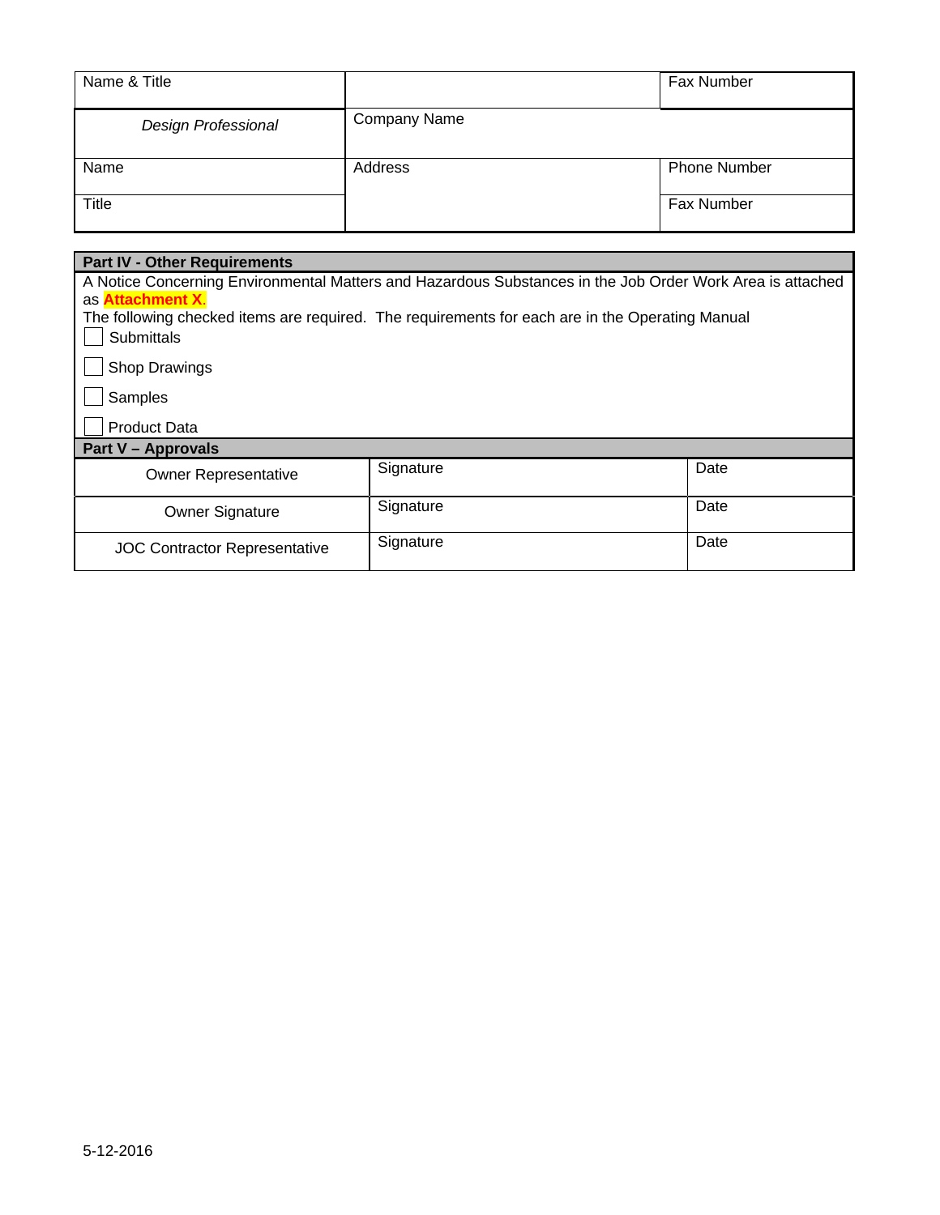| Name & Title | | Fax Number |
|---|---|---|
| *Design Professional* | Company Name | |
| Name | Address | Phone Number |
| Title | | Fax Number |

**Part IV - Other Requirements**

A Notice Concerning Environmental Matters and Hazardous Substances in the Job Order Work Area is attached as **Attachment X.**

The following checked items are required. The requirements for each are in the Operating Manual

- [ ] Submittals
- [ ] Shop Drawings
- [ ] Samples
- [ ] Product Data

**Part V – Approvals**

| | | |
|---|---|---|
| Owner Representative | Signature | Date |
| Owner Signature | Signature | Date |
| JOC Contractor Representative | Signature | Date |

5-12-2016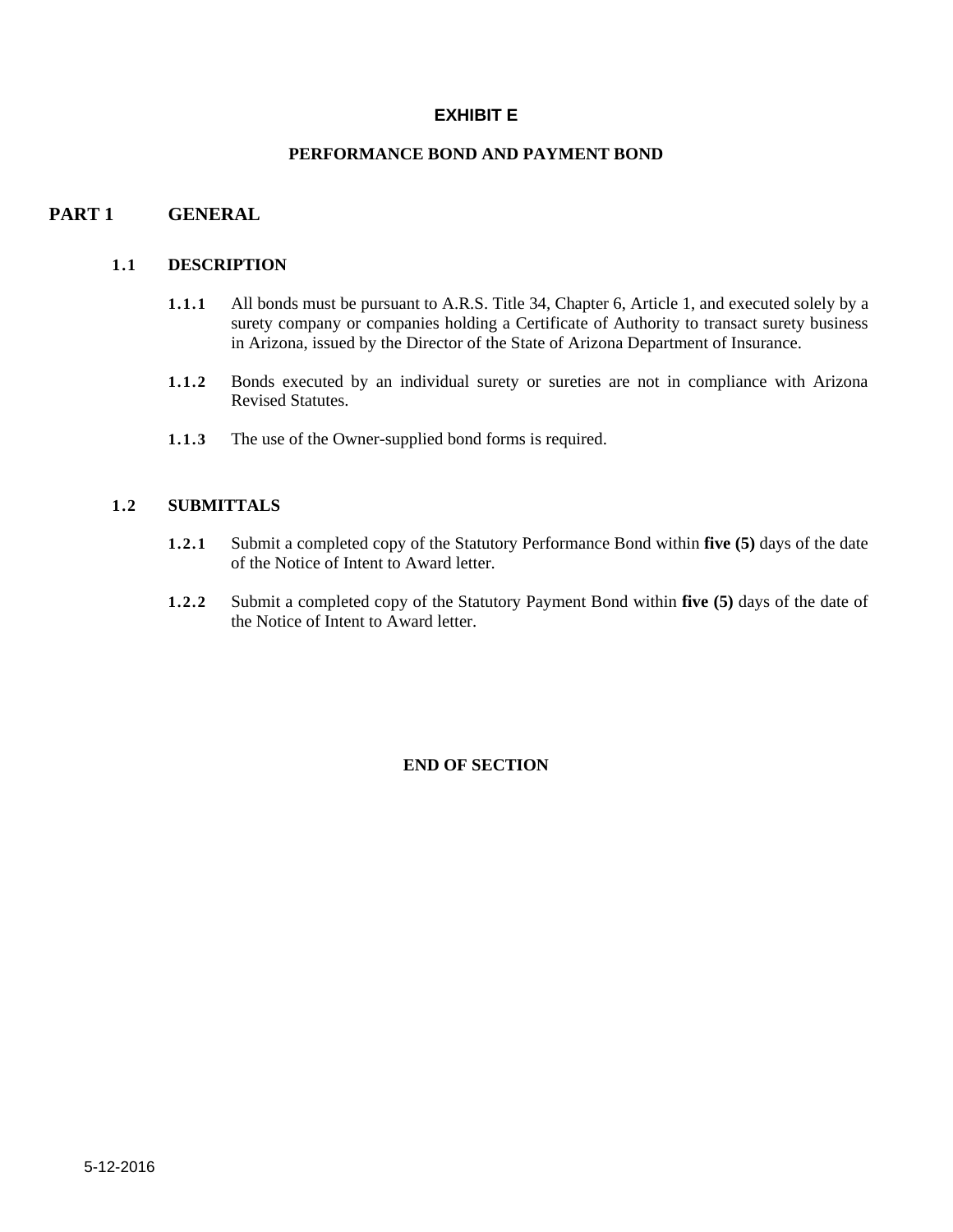# EXHIBIT E

## PERFORMANCE BOND AND PAYMENT BOND

## PART 1 GENERAL

### 1.1 DESCRIPTION

**1.1.1** All bonds must be pursuant to A.R.S. Title 34, Chapter 6, Article 1, and executed solely by a surety company or companies holding a Certificate of Authority to transact surety business in Arizona, issued by the Director of the State of Arizona Department of Insurance.

**1.1.2** Bonds executed by an individual surety or sureties are not in compliance with Arizona Revised Statutes.

**1.1.3** The use of the Owner-supplied bond forms is required.

### 1.2 SUBMITTALS

**1.2.1** Submit a completed copy of the Statutory Performance Bond within **five (5)** days of the date of the Notice of Intent to Award letter.

**1.2.2** Submit a completed copy of the Statutory Payment Bond within **five (5)** days of the date of the Notice of Intent to Award letter.

**END OF SECTION**

5-12-2016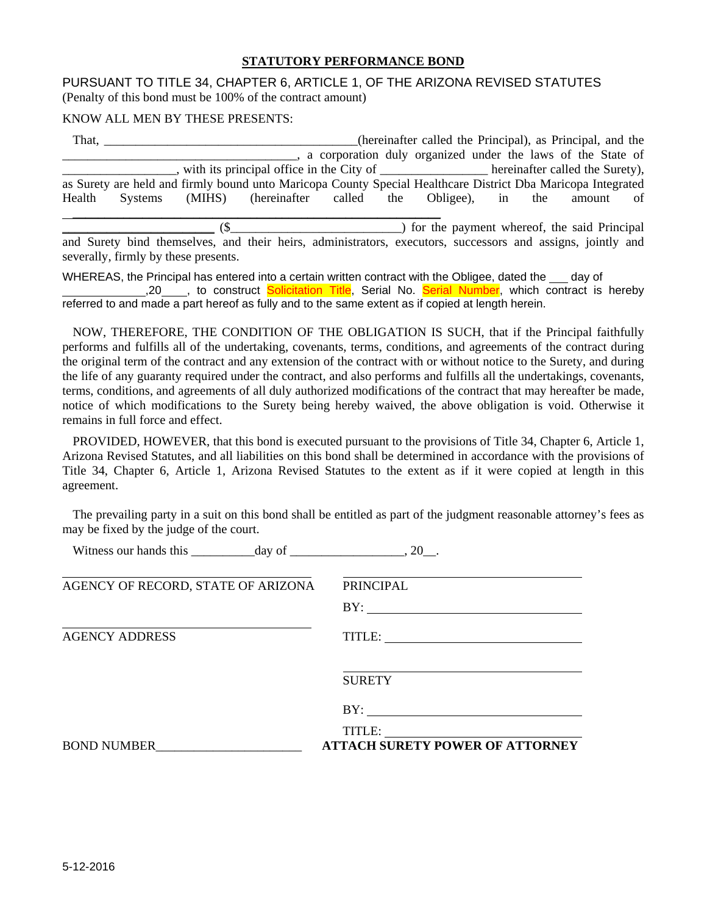**STATUTORY PERFORMANCE BOND**

PURSUANT TO TITLE 34, CHAPTER 6, ARTICLE 1, OF THE ARIZONA REVISED STATUTES
(Penalty of this bond must be 100% of the contract amount)

KNOW ALL MEN BY THESE PRESENTS:

That, ________________________________________(hereinafter called the Principal), as Principal, and the ____________________________________, a corporation duly organized under the laws of the State of _________________, with its principal office in the City of ________________ hereinafter called the Surety), as Surety are held and firmly bound unto Maricopa County Special Healthcare District Dba Maricopa Integrated Health Systems (MIHS) (hereinafter called the Obligee), in the amount of ______________________________________________________________ ($__________________________) for the payment whereof, the said Principal and Surety bind themselves, and their heirs, administrators, executors, successors and assigns, jointly and severally, firmly by these presents.

WHEREAS, the Principal has entered into a certain written contract with the Obligee, dated the ___ day of _____________,20____, to construct Solicitation Title, Serial No. Serial Number, which contract is hereby referred to and made a part hereof as fully and to the same extent as if copied at length herein.

NOW, THEREFORE, THE CONDITION OF THE OBLIGATION IS SUCH, that if the Principal faithfully performs and fulfills all of the undertaking, covenants, terms, conditions, and agreements of the contract during the original term of the contract and any extension of the contract with or without notice to the Surety, and during the life of any guaranty required under the contract, and also performs and fulfills all the undertakings, covenants, terms, conditions, and agreements of all duly authorized modifications of the contract that may hereafter be made, notice of which modifications to the Surety being hereby waived, the above obligation is void. Otherwise it remains in full force and effect.

PROVIDED, HOWEVER, that this bond is executed pursuant to the provisions of Title 34, Chapter 6, Article 1, Arizona Revised Statutes, and all liabilities on this bond shall be determined in accordance with the provisions of Title 34, Chapter 6, Article 1, Arizona Revised Statutes to the extent as if it were copied at length in this agreement.

The prevailing party in a suit on this bond shall be entitled as part of the judgment reasonable attorney's fees as may be fixed by the judge of the court.

Witness our hands this __________day of __________________, 20__.

______________________________
AGENCY OF RECORD, STATE OF ARIZONA

______________________________
AGENCY ADDRESS

______________________________
PRINCIPAL

BY: ______________________________

TITLE: ______________________________

______________________________
SURETY

BY: ______________________________

TITLE: ______________________________

BOND NUMBER_______________________

**ATTACH SURETY POWER OF ATTORNEY**

5-12-2016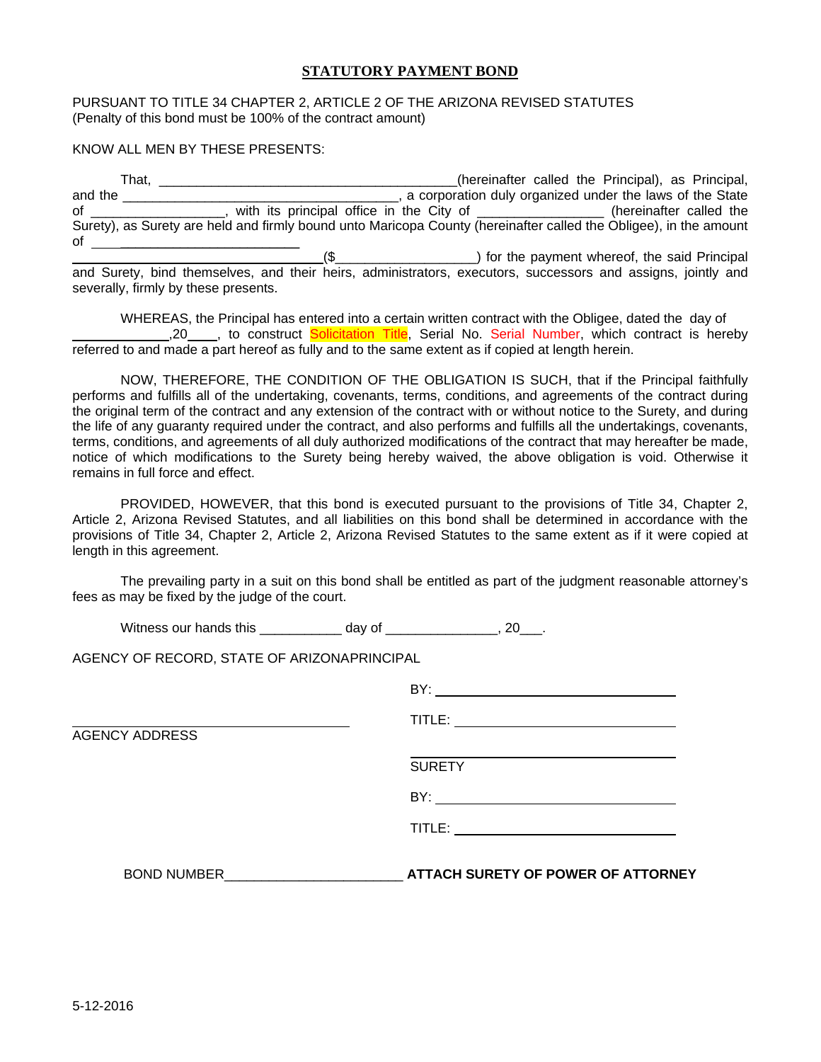# STATUTORY PAYMENT BOND

PURSUANT TO TITLE 34 CHAPTER 2, ARTICLE 2 OF THE ARIZONA REVISED STATUTES
(Penalty of this bond must be 100% of the contract amount)

KNOW ALL MEN BY THESE PRESENTS:

That, _________________________________________(hereinafter called the Principal), as Principal, and the _____________________________________, a corporation duly organized under the laws of the State of _________________, with its principal office in the City of ________________ (hereinafter called the Surety), as Surety are held and firmly bound unto Maricopa County (hereinafter called the Obligee), in the amount of _________________________________________($__________________) for the payment whereof, the said Principal and Surety, bind themselves, and their heirs, administrators, executors, successors and assigns, jointly and severally, firmly by these presents.

WHEREAS, the Principal has entered into a certain written contract with the Obligee, dated the day of _____________,20____, to construct Solicitation Title, Serial No. Serial Number, which contract is hereby referred to and made a part hereof as fully and to the same extent as if copied at length herein.

NOW, THEREFORE, THE CONDITION OF THE OBLIGATION IS SUCH, that if the Principal faithfully performs and fulfills all of the undertaking, covenants, terms, conditions, and agreements of the contract during the original term of the contract and any extension of the contract with or without notice to the Surety, and during the life of any guaranty required under the contract, and also performs and fulfills all the undertakings, covenants, terms, conditions, and agreements of all duly authorized modifications of the contract that may hereafter be made, notice of which modifications to the Surety being hereby waived, the above obligation is void. Otherwise it remains in full force and effect.

PROVIDED, HOWEVER, that this bond is executed pursuant to the provisions of Title 34, Chapter 2, Article 2, Arizona Revised Statutes, and all liabilities on this bond shall be determined in accordance with the provisions of Title 34, Chapter 2, Article 2, Arizona Revised Statutes to the same extent as if it were copied at length in this agreement.

The prevailing party in a suit on this bond shall be entitled as part of the judgment reasonable attorney's fees as may be fixed by the judge of the court.

Witness our hands this ___________ day of ______________, 20___.

AGENCY OF RECORD, STATE OF ARIZONA

PRINCIPAL

BY: ______________________________

TITLE: ______________________________

______________________________
AGENCY ADDRESS

______________________________
SURETY

BY: ______________________________

TITLE: ______________________________

BOND NUMBER________________________ **ATTACH SURETY OF POWER OF ATTORNEY**

5-12-2016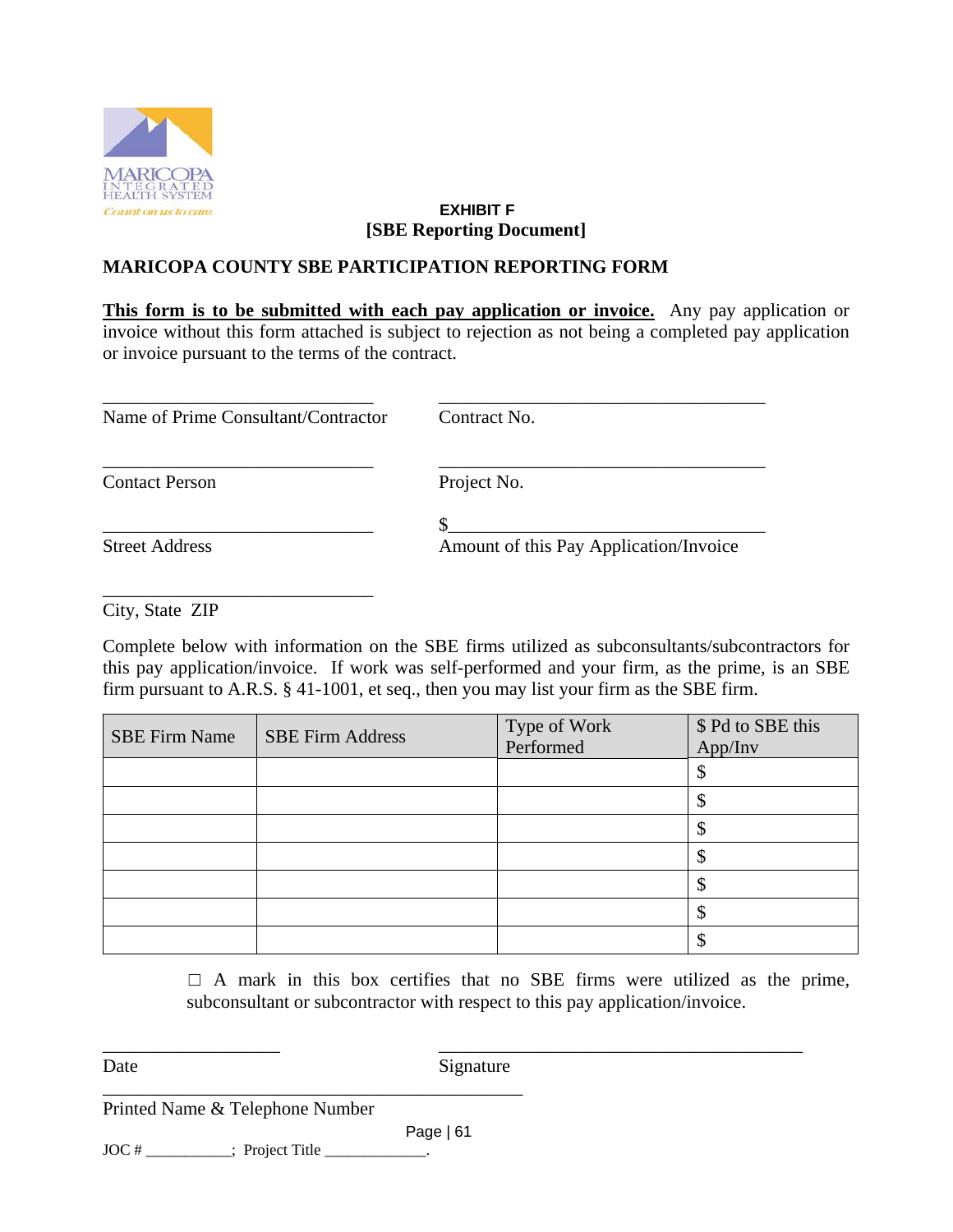MARICOPA INTEGRATED HEALTH SYSTEM
*Count on us to care*

**EXHIBIT F**
**[SBE Reporting Document]**

**MARICOPA COUNTY SBE PARTICIPATION REPORTING FORM**

**This form is to be submitted with each pay application or invoice.** Any pay application or invoice without this form attached is subject to rejection as not being a completed pay application or invoice pursuant to the terms of the contract.

| | |
|---|---|
| \_\_\_\_\_\_\_\_\_\_\_\_\_\_\_\_\_\_\_\_\_\_\_\_\_\_\_\_\_\_ <br> Name of Prime Consultant/Contractor | \_\_\_\_\_\_\_\_\_\_\_\_\_\_\_\_\_\_\_\_\_\_\_\_\_\_\_\_\_\_\_\_\_\_\_\_ <br> Contract No. |
| \_\_\_\_\_\_\_\_\_\_\_\_\_\_\_\_\_\_\_\_\_\_\_\_\_\_\_\_\_\_ <br> Contact Person | \_\_\_\_\_\_\_\_\_\_\_\_\_\_\_\_\_\_\_\_\_\_\_\_\_\_\_\_\_\_\_\_\_\_\_\_ <br> Project No. |
| \_\_\_\_\_\_\_\_\_\_\_\_\_\_\_\_\_\_\_\_\_\_\_\_\_\_\_\_\_\_ <br> Street Address | $\_\_\_\_\_\_\_\_\_\_\_\_\_\_\_\_\_\_\_\_\_\_\_\_\_\_\_\_\_\_\_\_\_\_\_ <br> Amount of this Pay Application/Invoice |
| \_\_\_\_\_\_\_\_\_\_\_\_\_\_\_\_\_\_\_\_\_\_\_\_\_\_\_\_\_\_ <br> City, State ZIP | |

Complete below with information on the SBE firms utilized as subconsultants/subcontractors for this pay application/invoice. If work was self-performed and your firm, as the prime, is an SBE firm pursuant to A.R.S. § 41-1001, et seq., then you may list your firm as the SBE firm.

| SBE Firm Name | SBE Firm Address | Type of Work Performed | $ Pd to SBE this App/Inv |
|---|---|---|---|
| | | | $ |
| | | | $ |
| | | | $ |
| | | | $ |
| | | | $ |
| | | | $ |
| | | | $ |

☐ A mark in this box certifies that no SBE firms were utilized as the prime, subconsultant or subcontractor with respect to this pay application/invoice.

| | |
|---|---|
| \_\_\_\_\_\_\_\_\_\_\_\_\_\_\_\_\_\_\_\_ <br> Date | \_\_\_\_\_\_\_\_\_\_\_\_\_\_\_\_\_\_\_\_\_\_\_\_\_\_\_\_\_\_\_\_\_\_\_\_\_\_\_\_\_ <br> Signature |

\_\_\_\_\_\_\_\_\_\_\_\_\_\_\_\_\_\_\_\_\_\_\_\_\_\_\_\_\_\_\_\_\_\_\_\_\_\_\_\_\_\_\_\_\_\_
Printed Name & Telephone Number

JOC # \_\_\_\_\_\_\_\_\_\_\_; Project Title \_\_\_\_\_\_\_\_\_\_\_\_\_.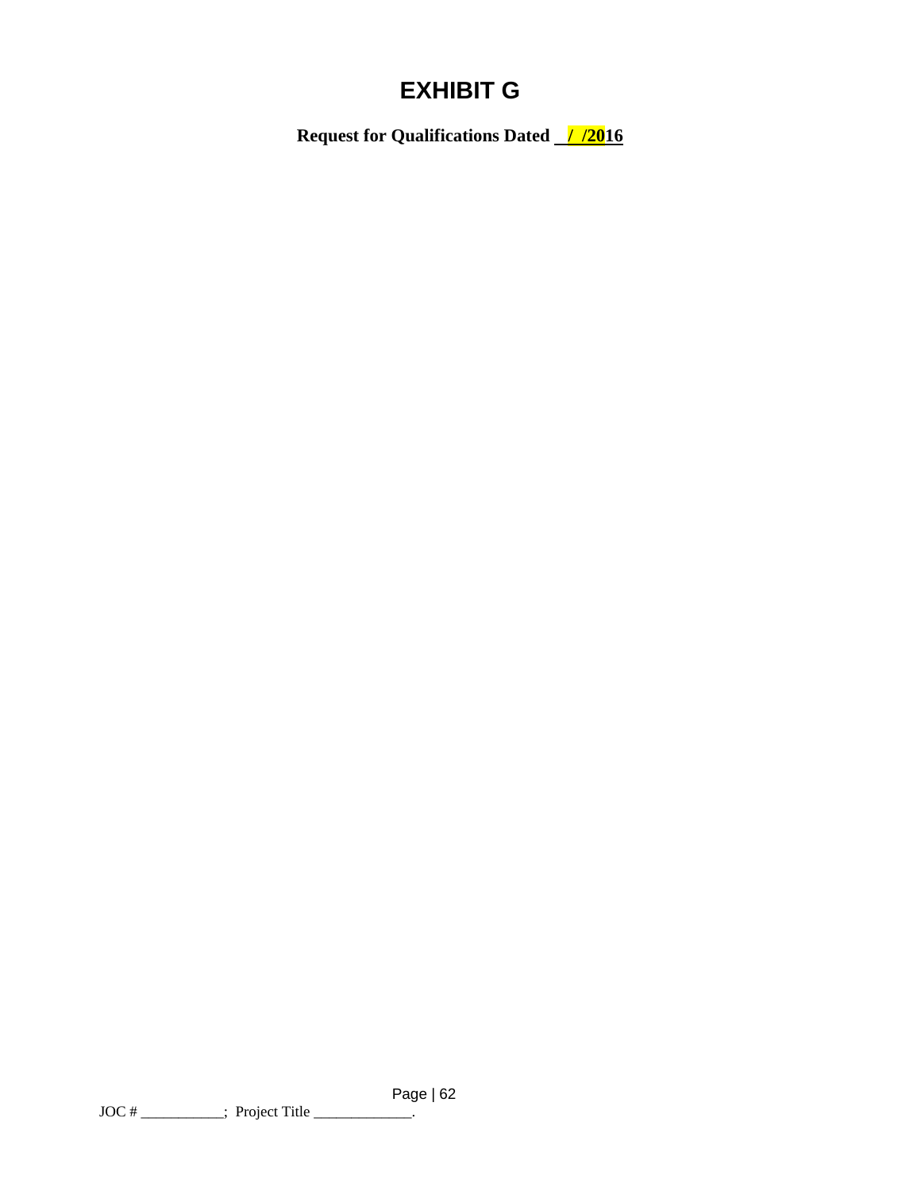# EXHIBIT G

**Request for Qualifications Dated \_\_/\_\_/2016**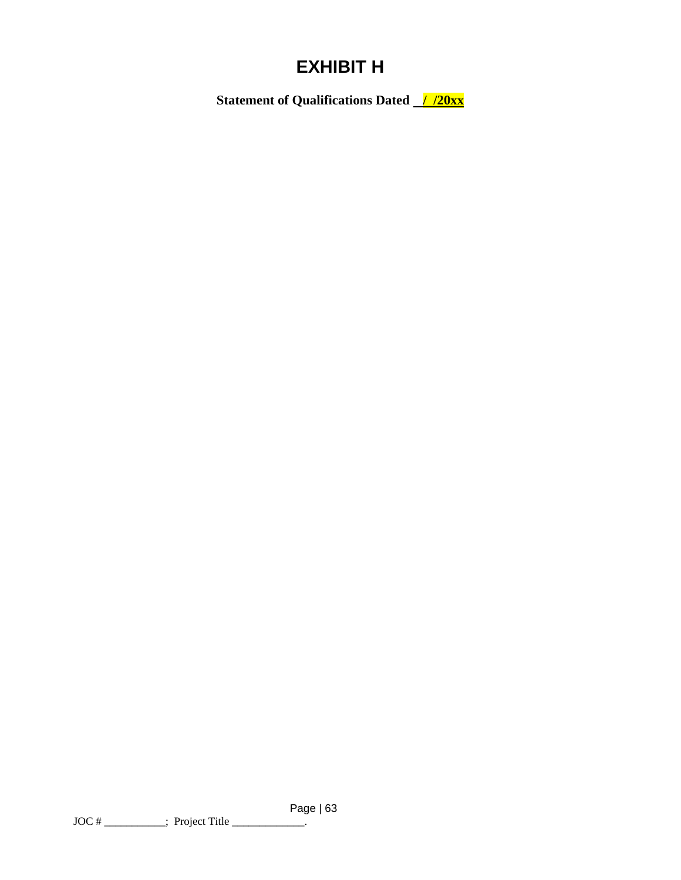# EXHIBIT H

**Statement of Qualifications Dated ___/ /20xx**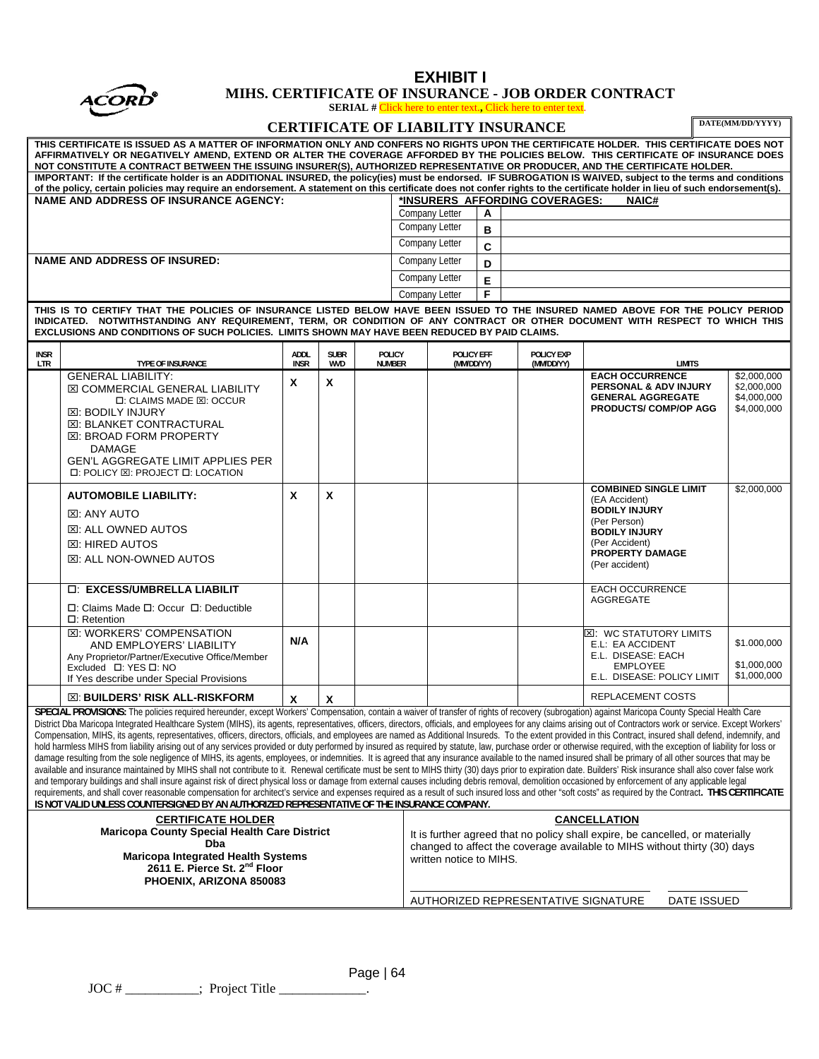ACORD®

# EXHIBIT I

## MIHS. CERTIFICATE OF INSURANCE - JOB ORDER CONTRACT

**SERIAL #** Click here to enter text., Click here to enter text.

## CERTIFICATE OF LIABILITY INSURANCE

DATE(MM/DD/YYYY)

**THIS CERTIFICATE IS ISSUED AS A MATTER OF INFORMATION ONLY AND CONFERS NO RIGHTS UPON THE CERTIFICATE HOLDER. THIS CERTIFICATE DOES NOT AFFIRMATIVELY OR NEGATIVELY AMEND, EXTEND OR ALTER THE COVERAGE AFFORDED BY THE POLICIES BELOW. THIS CERTIFICATE OF INSURANCE DOES NOT CONSTITUTE A CONTRACT BETWEEN THE ISSUING INSURER(S), AUTHORIZED REPRESENTATIVE OR PRODUCER, AND THE CERTIFICATE HOLDER.**

**IMPORTANT: If the certificate holder is an ADDITIONAL INSURED, the policy(ies) must be endorsed. IF SUBROGATION IS WAIVED, subject to the terms and conditions of the policy, certain policies may require an endorsement. A statement on this certificate does not confer rights to the certificate holder in lieu of such endorsement(s).**

| NAME AND ADDRESS OF INSURANCE AGENCY: | *INSURERS AFFORDING COVERAGES: | | NAIC# |
|---|---|---|---|
| | Company Letter | A | |
| | Company Letter | B | |
| | Company Letter | C | |
| **NAME AND ADDRESS OF INSURED:** | Company Letter | D | |
| | Company Letter | E | |
| | Company Letter | F | |

**THIS IS TO CERTIFY THAT THE POLICIES OF INSURANCE LISTED BELOW HAVE BEEN ISSUED TO THE INSURED NAMED ABOVE FOR THE POLICY PERIOD INDICATED. NOTWITHSTANDING ANY REQUIREMENT, TERM, OR CONDITION OF ANY CONTRACT OR OTHER DOCUMENT WITH RESPECT TO WHICH THIS EXCLUSIONS AND CONDITIONS OF SUCH POLICIES. LIMITS SHOWN MAY HAVE BEEN REDUCED BY PAID CLAIMS.**

| INSR LTR | TYPE OF INSURANCE | ADDL INSR | SUBR WVD | POLICY NUMBER | POLICY EFF (MM/DD/YY) | POLICY EXP (MM/DD/YY) | LIMITS | |
|---|---|---|---|---|---|---|---|---|
| | GENERAL LIABILITY:<br>☒ COMMERCIAL GENERAL LIABILITY<br>☐: CLAIMS MADE ☒: OCCUR<br>☒: BODILY INJURY<br>☒: BLANKET CONTRACTURAL<br>☒: BROAD FORM PROPERTY DAMAGE<br>GEN'L AGGREGATE LIMIT APPLIES PER<br>☐: POLICY ☒: PROJECT ☐: LOCATION | X | X | | | | **EACH OCCURRENCE**<br>**PERSONAL & ADV INJURY**<br>**GENERAL AGGREGATE**<br>**PRODUCTS/ COMP/OP AGG** | $2,000,000<br>$2,000,000<br>$4,000,000<br>$4,000,000 |
| | **AUTOMOBILE LIABILITY:**<br>☒: ANY AUTO<br>☒: ALL OWNED AUTOS<br>☒: HIRED AUTOS<br>☒: ALL NON-OWNED AUTOS | X | X | | | | **COMBINED SINGLE LIMIT** (EA Accident)<br>**BODILY INJURY** (Per Person)<br>**BODILY INJURY** (Per Accident)<br>**PROPERTY DAMAGE** (Per accident) | $2,000,000 |
| | ☐: **EXCESS/UMBRELLA LIABILIT**<br>☐: Claims Made ☐: Occur ☐: Deductible<br>☐: Retention | | | | | | EACH OCCURRENCE<br>AGGREGATE | |
| | ☒: WORKERS' COMPENSATION AND EMPLOYERS' LIABILITY<br>Any Proprietor/Partner/Executive Office/Member Excluded ☐: YES ☐: NO<br>If Yes describe under Special Provisions | N/A | | | | | ☒: WC STATUTORY LIMITS<br>E.L: EA ACCIDENT<br>E.L. DISEASE: EACH EMPLOYEE<br>E.L. DISEASE: POLICY LIMIT | $1.000,000<br>$1,000,000<br>$1,000,000 |
| | ☒: **BUILDERS' RISK ALL-RISKFORM** | X | X | | | | REPLACEMENT COSTS | |

**SPECIAL PROVISIONS:** The policies required hereunder, except Workers' Compensation, contain a waiver of transfer of rights of recovery (subrogation) against Maricopa County Special Health Care District Dba Maricopa Integrated Healthcare System (MIHS), its agents, representatives, officers, directors, officials, and employees for any claims arising out of Contractors work or service. Except Workers' Compensation, MIHS, its agents, representatives, officers, directors, officials, and employees are named as Additional Insureds. To the extent provided in this Contract, insured shall defend, indemnify, and hold harmless MIHS from liability arising out of any services provided or duty performed by insured as required by statute, law, purchase order or otherwise required, with the exception of liability for loss or damage resulting from the sole negligence of MIHS, its agents, employees, or indemnities. It is agreed that any insurance available to the named insured shall be primary of all other sources that may be available and insurance maintained by MIHS shall not contribute to it. Renewal certificate must be sent to MIHS thirty (30) days prior to expiration date. Builders' Risk insurance shall also cover false work and temporary buildings and shall insure against risk of direct physical loss or damage from external causes including debris removal, demolition occasioned by enforcement of any applicable legal requirements, and shall cover reasonable compensation for architect's service and expenses required as a result of such insured loss and other "soft costs" as required by the Contract. **THIS CERTIFICATE IS NOT VALID UNLESS COUNTERSIGNED BY AN AUTHORIZED REPRESENTATIVE OF THE INSURANCE COMPANY.**

| CERTIFICATE HOLDER | CANCELLATION |
|---|---|
| **Maricopa County Special Health Care District**<br>**Dba**<br>**Maricopa Integrated Health Systems**<br>**2611 E. Pierce St. 2nd Floor**<br>**PHOENIX, ARIZONA 850083** | It is further agreed that no policy shall expire, be cancelled, or materially changed to affect the coverage available to MIHS without thirty (30) days written notice to MIHS.<br><br>AUTHORIZED REPRESENTATIVE SIGNATURE ____ DATE ISSUED ____ |

JOC # ___________; Project Title _____________.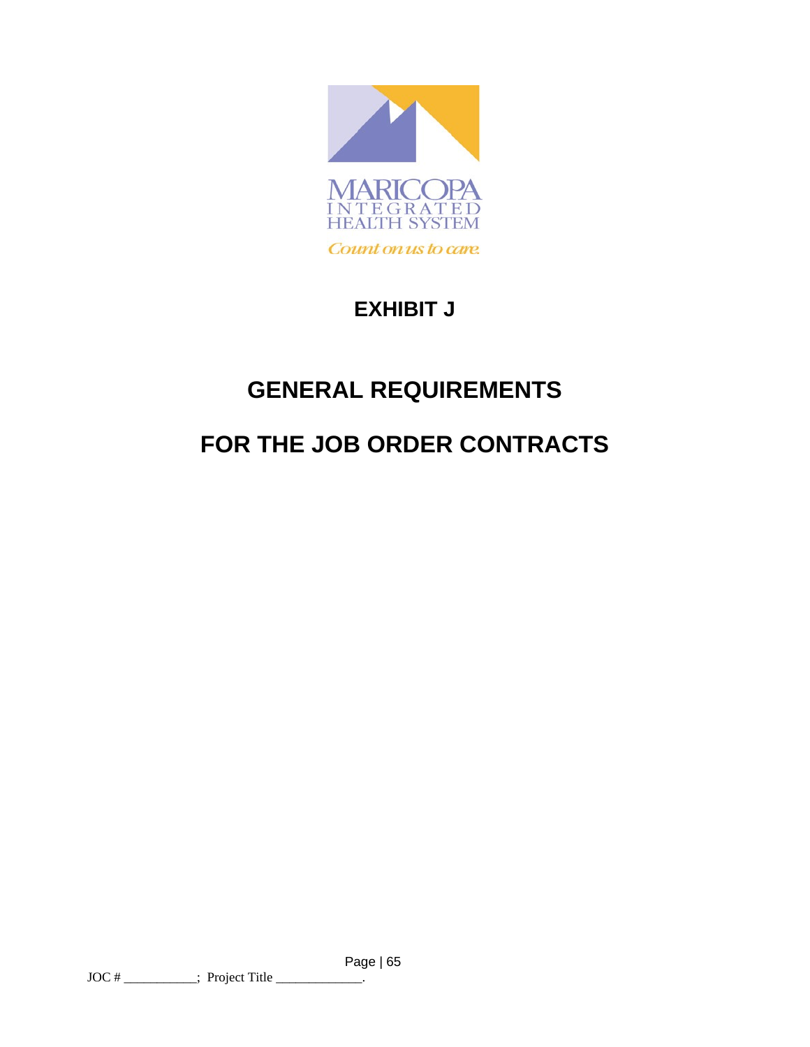MARICOPA
INTEGRATED
HEALTH SYSTEM

*Count on us to care.*

# EXHIBIT J

# GENERAL REQUIREMENTS

# FOR THE JOB ORDER CONTRACTS

JOC # ___________; Project Title _____________.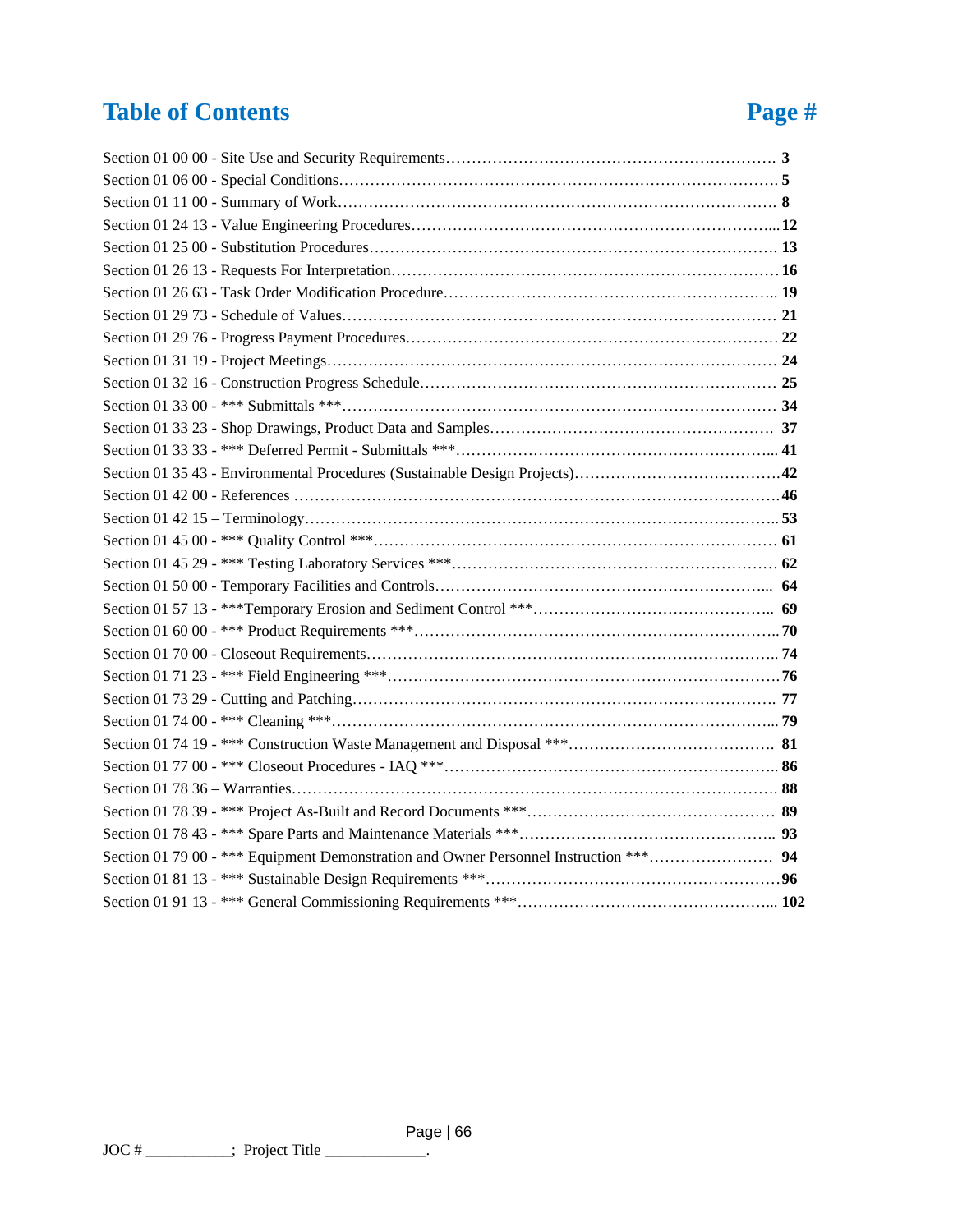# Table of Contents

| Section | Page # |
|---|---|
| Section 01 00 00 - Site Use and Security Requirements | 3 |
| Section 01 06 00 - Special Conditions | 5 |
| Section 01 11 00 - Summary of Work | 8 |
| Section 01 24 13 - Value Engineering Procedures | 12 |
| Section 01 25 00 - Substitution Procedures | 13 |
| Section 01 26 13 - Requests For Interpretation | 16 |
| Section 01 26 63 - Task Order Modification Procedure | 19 |
| Section 01 29 73 - Schedule of Values | 21 |
| Section 01 29 76 - Progress Payment Procedures | 22 |
| Section 01 31 19 - Project Meetings | 24 |
| Section 01 32 16 - Construction Progress Schedule | 25 |
| Section 01 33 00 - *** Submittals *** | 34 |
| Section 01 33 23 - Shop Drawings, Product Data and Samples | 37 |
| Section 01 33 33 - *** Deferred Permit - Submittals *** | 41 |
| Section 01 35 43 - Environmental Procedures (Sustainable Design Projects) | 42 |
| Section 01 42 00 - References | 46 |
| Section 01 42 15 – Terminology | 53 |
| Section 01 45 00 - *** Quality Control *** | 61 |
| Section 01 45 29 - *** Testing Laboratory Services *** | 62 |
| Section 01 50 00 - Temporary Facilities and Controls | 64 |
| Section 01 57 13 - ***Temporary Erosion and Sediment Control *** | 69 |
| Section 01 60 00 - *** Product Requirements *** | 70 |
| Section 01 70 00 - Closeout Requirements | 74 |
| Section 01 71 23 - *** Field Engineering *** | 76 |
| Section 01 73 29 - Cutting and Patching | 77 |
| Section 01 74 00 - *** Cleaning *** | 79 |
| Section 01 74 19 - *** Construction Waste Management and Disposal *** | 81 |
| Section 01 77 00 - *** Closeout Procedures - IAQ *** | 86 |
| Section 01 78 36 – Warranties | 88 |
| Section 01 78 39 - *** Project As-Built and Record Documents *** | 89 |
| Section 01 78 43 - *** Spare Parts and Maintenance Materials *** | 93 |
| Section 01 79 00 - *** Equipment Demonstration and Owner Personnel Instruction *** | 94 |
| Section 01 81 13 - *** Sustainable Design Requirements *** | 96 |
| Section 01 91 13 - *** General Commissioning Requirements *** | 102 |

JOC # ___________; Project Title _____________.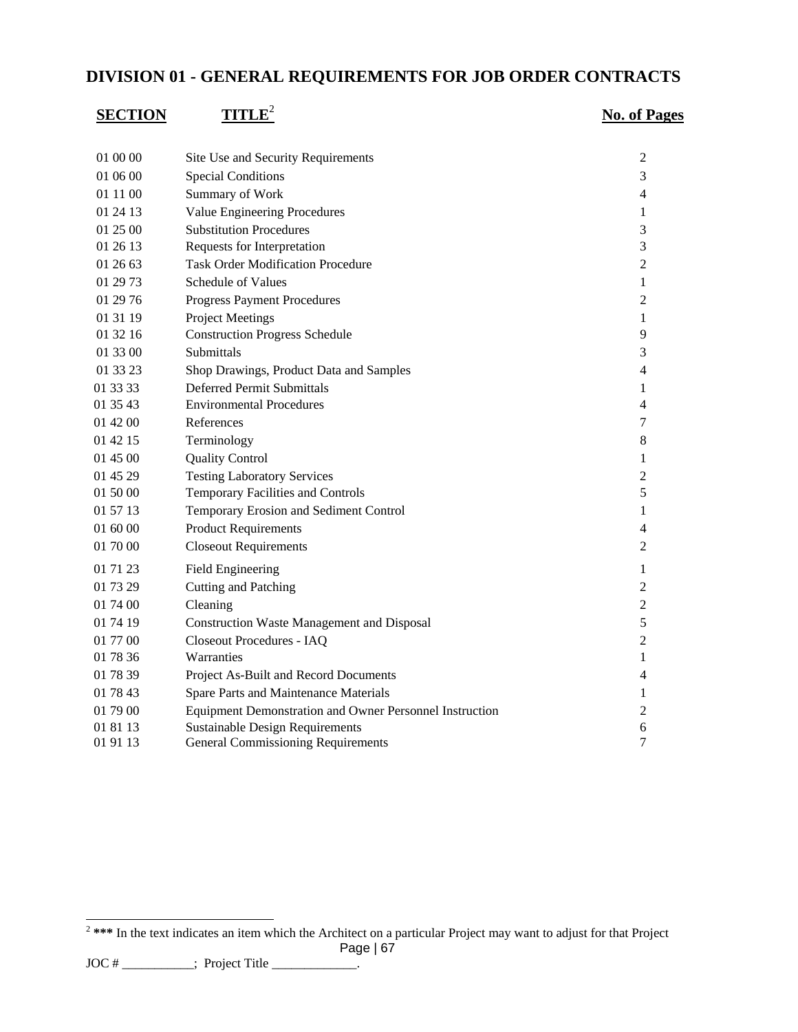# DIVISION 01 - GENERAL REQUIREMENTS FOR JOB ORDER CONTRACTS

| SECTION | TITLE[2] | No. of Pages |
|---|---|---|
| 01 00 00 | Site Use and Security Requirements | 2 |
| 01 06 00 | Special Conditions | 3 |
| 01 11 00 | Summary of Work | 4 |
| 01 24 13 | Value Engineering Procedures | 1 |
| 01 25 00 | Substitution Procedures | 3 |
| 01 26 13 | Requests for Interpretation | 3 |
| 01 26 63 | Task Order Modification Procedure | 2 |
| 01 29 73 | Schedule of Values | 1 |
| 01 29 76 | Progress Payment Procedures | 2 |
| 01 31 19 | Project Meetings | 1 |
| 01 32 16 | Construction Progress Schedule | 9 |
| 01 33 00 | Submittals | 3 |
| 01 33 23 | Shop Drawings, Product Data and Samples | 4 |
| 01 33 33 | Deferred Permit Submittals | 1 |
| 01 35 43 | Environmental Procedures | 4 |
| 01 42 00 | References | 7 |
| 01 42 15 | Terminology | 8 |
| 01 45 00 | Quality Control | 1 |
| 01 45 29 | Testing Laboratory Services | 2 |
| 01 50 00 | Temporary Facilities and Controls | 5 |
| 01 57 13 | Temporary Erosion and Sediment Control | 1 |
| 01 60 00 | Product Requirements | 4 |
| 01 70 00 | Closeout Requirements | 2 |
| 01 71 23 | Field Engineering | 1 |
| 01 73 29 | Cutting and Patching | 2 |
| 01 74 00 | Cleaning | 2 |
| 01 74 19 | Construction Waste Management and Disposal | 5 |
| 01 77 00 | Closeout Procedures - IAQ | 2 |
| 01 78 36 | Warranties | 1 |
| 01 78 39 | Project As-Built and Record Documents | 4 |
| 01 78 43 | Spare Parts and Maintenance Materials | 1 |
| 01 79 00 | Equipment Demonstration and Owner Personnel Instruction | 2 |
| 01 81 13 | Sustainable Design Requirements | 6 |
| 01 91 13 | General Commissioning Requirements | 7 |

[2] **\*\*\*** In the text indicates an item which the Architect on a particular Project may want to adjust for that Project

JOC # ___________; Project Title _____________.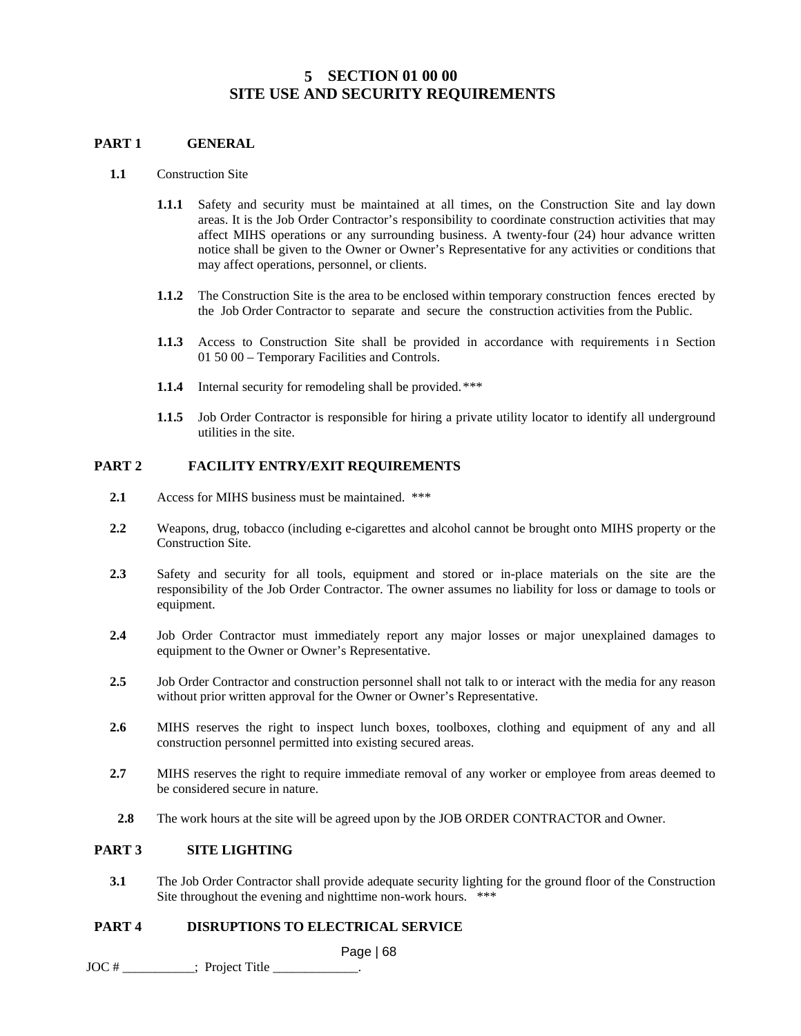# 5 SECTION 01 00 00
# SITE USE AND SECURITY REQUIREMENTS

## PART 1 GENERAL

**1.1** Construction Site

**1.1.1** Safety and security must be maintained at all times, on the Construction Site and lay down areas. It is the Job Order Contractor's responsibility to coordinate construction activities that may affect MIHS operations or any surrounding business. A twenty-four (24) hour advance written notice shall be given to the Owner or Owner's Representative for any activities or conditions that may affect operations, personnel, or clients.

**1.1.2** The Construction Site is the area to be enclosed within temporary construction fences erected by the Job Order Contractor to separate and secure the construction activities from the Public.

**1.1.3** Access to Construction Site shall be provided in accordance with requirements in Section 01 50 00 – Temporary Facilities and Controls.

**1.1.4** Internal security for remodeling shall be provided.***

**1.1.5** Job Order Contractor is responsible for hiring a private utility locator to identify all underground utilities in the site.

## PART 2 FACILITY ENTRY/EXIT REQUIREMENTS

**2.1** Access for MIHS business must be maintained. ***

**2.2** Weapons, drug, tobacco (including e-cigarettes and alcohol cannot be brought onto MIHS property or the Construction Site.

**2.3** Safety and security for all tools, equipment and stored or in-place materials on the site are the responsibility of the Job Order Contractor. The owner assumes no liability for loss or damage to tools or equipment.

**2.4** Job Order Contractor must immediately report any major losses or major unexplained damages to equipment to the Owner or Owner's Representative.

**2.5** Job Order Contractor and construction personnel shall not talk to or interact with the media for any reason without prior written approval for the Owner or Owner's Representative.

**2.6** MIHS reserves the right to inspect lunch boxes, toolboxes, clothing and equipment of any and all construction personnel permitted into existing secured areas.

**2.7** MIHS reserves the right to require immediate removal of any worker or employee from areas deemed to be considered secure in nature.

**2.8** The work hours at the site will be agreed upon by the JOB ORDER CONTRACTOR and Owner.

## PART 3 SITE LIGHTING

**3.1** The Job Order Contractor shall provide adequate security lighting for the ground floor of the Construction Site throughout the evening and nighttime non-work hours. ***

## PART 4 DISRUPTIONS TO ELECTRICAL SERVICE

JOC # ___________; Project Title _____________.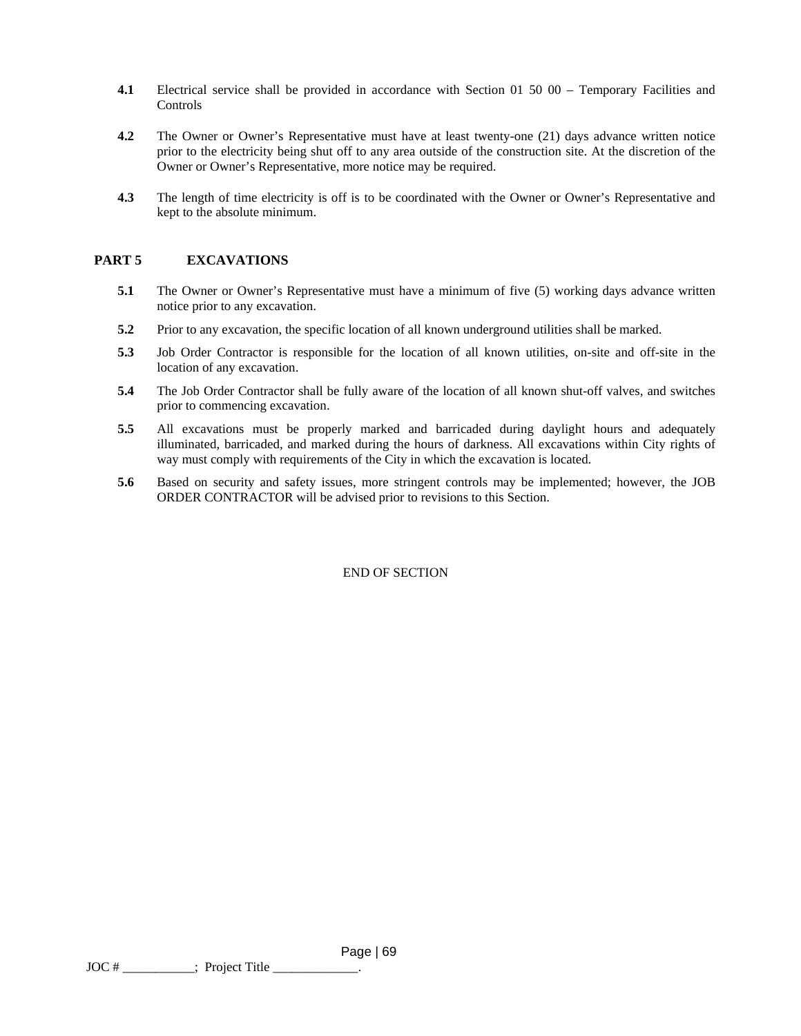**4.1** Electrical service shall be provided in accordance with Section 01 50 00 – Temporary Facilities and Controls

**4.2** The Owner or Owner's Representative must have at least twenty-one (21) days advance written notice prior to the electricity being shut off to any area outside of the construction site. At the discretion of the Owner or Owner's Representative, more notice may be required.

**4.3** The length of time electricity is off is to be coordinated with the Owner or Owner's Representative and kept to the absolute minimum.

## PART 5 EXCAVATIONS

**5.1** The Owner or Owner's Representative must have a minimum of five (5) working days advance written notice prior to any excavation.

**5.2** Prior to any excavation, the specific location of all known underground utilities shall be marked.

**5.3** Job Order Contractor is responsible for the location of all known utilities, on-site and off-site in the location of any excavation.

**5.4** The Job Order Contractor shall be fully aware of the location of all known shut-off valves, and switches prior to commencing excavation.

**5.5** All excavations must be properly marked and barricaded during daylight hours and adequately illuminated, barricaded, and marked during the hours of darkness. All excavations within City rights of way must comply with requirements of the City in which the excavation is located.

**5.6** Based on security and safety issues, more stringent controls may be implemented; however, the JOB ORDER CONTRACTOR will be advised prior to revisions to this Section.

END OF SECTION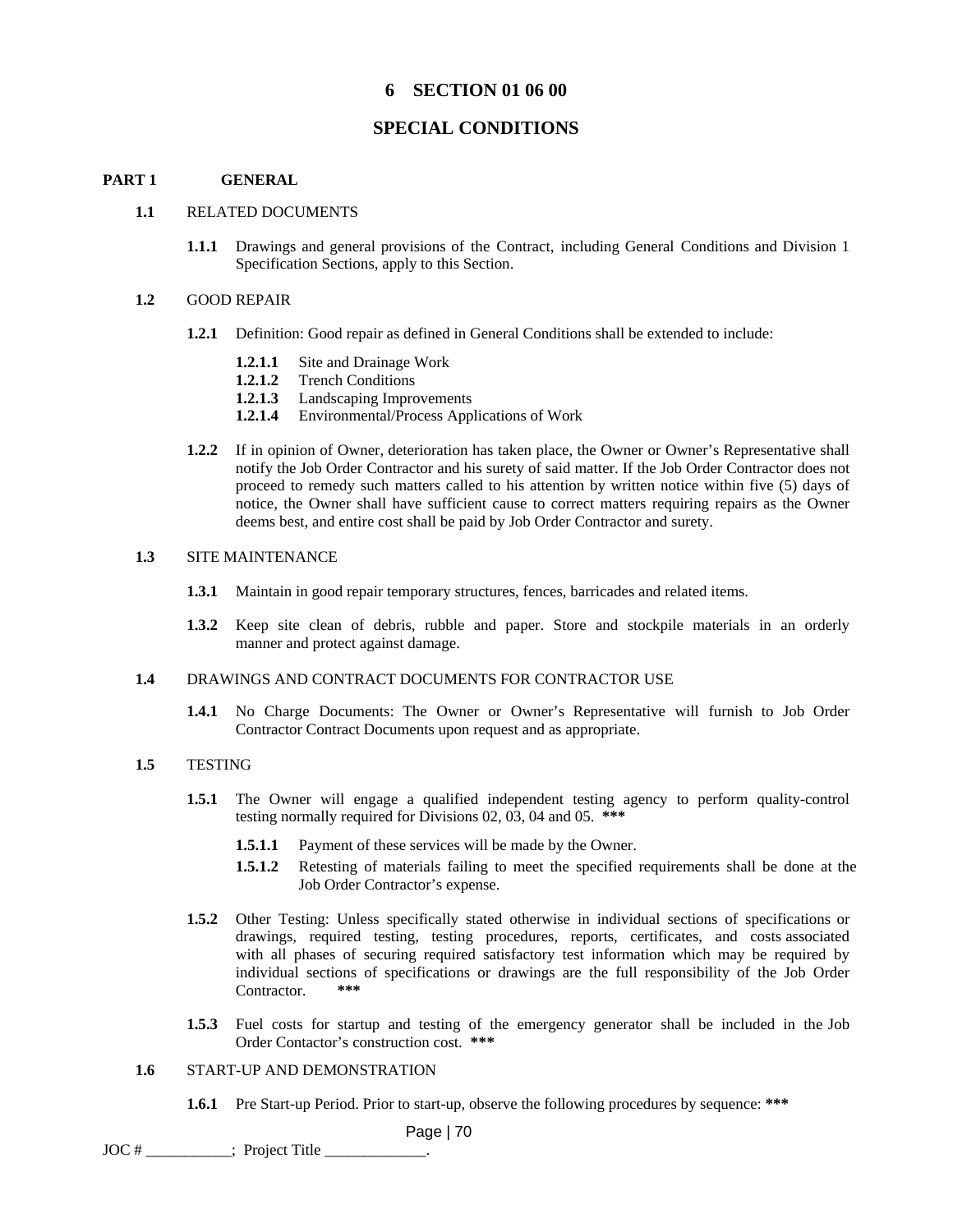# 6 SECTION 01 06 00

# SPECIAL CONDITIONS

## PART 1 GENERAL

### 1.1 RELATED DOCUMENTS

**1.1.1** Drawings and general provisions of the Contract, including General Conditions and Division 1 Specification Sections, apply to this Section.

### 1.2 GOOD REPAIR

**1.2.1** Definition: Good repair as defined in General Conditions shall be extended to include:

- **1.2.1.1** Site and Drainage Work
- **1.2.1.2** Trench Conditions
- **1.2.1.3** Landscaping Improvements
- **1.2.1.4** Environmental/Process Applications of Work

**1.2.2** If in opinion of Owner, deterioration has taken place, the Owner or Owner's Representative shall notify the Job Order Contractor and his surety of said matter. If the Job Order Contractor does not proceed to remedy such matters called to his attention by written notice within five (5) days of notice, the Owner shall have sufficient cause to correct matters requiring repairs as the Owner deems best, and entire cost shall be paid by Job Order Contractor and surety.

### 1.3 SITE MAINTENANCE

**1.3.1** Maintain in good repair temporary structures, fences, barricades and related items.

**1.3.2** Keep site clean of debris, rubble and paper. Store and stockpile materials in an orderly manner and protect against damage.

### 1.4 DRAWINGS AND CONTRACT DOCUMENTS FOR CONTRACTOR USE

**1.4.1** No Charge Documents: The Owner or Owner's Representative will furnish to Job Order Contractor Contract Documents upon request and as appropriate.

### 1.5 TESTING

**1.5.1** The Owner will engage a qualified independent testing agency to perform quality-control testing normally required for Divisions 02, 03, 04 and 05. *****

- **1.5.1.1** Payment of these services will be made by the Owner.
- **1.5.1.2** Retesting of materials failing to meet the specified requirements shall be done at the Job Order Contractor's expense.

**1.5.2** Other Testing: Unless specifically stated otherwise in individual sections of specifications or drawings, required testing, testing procedures, reports, certificates, and costs associated with all phases of securing required satisfactory test information which may be required by individual sections of specifications or drawings are the full responsibility of the Job Order Contractor. *****

**1.5.3** Fuel costs for startup and testing of the emergency generator shall be included in the Job Order Contactor's construction cost. *****

### 1.6 START-UP AND DEMONSTRATION

**1.6.1** Pre Start-up Period. Prior to start-up, observe the following procedures by sequence: *****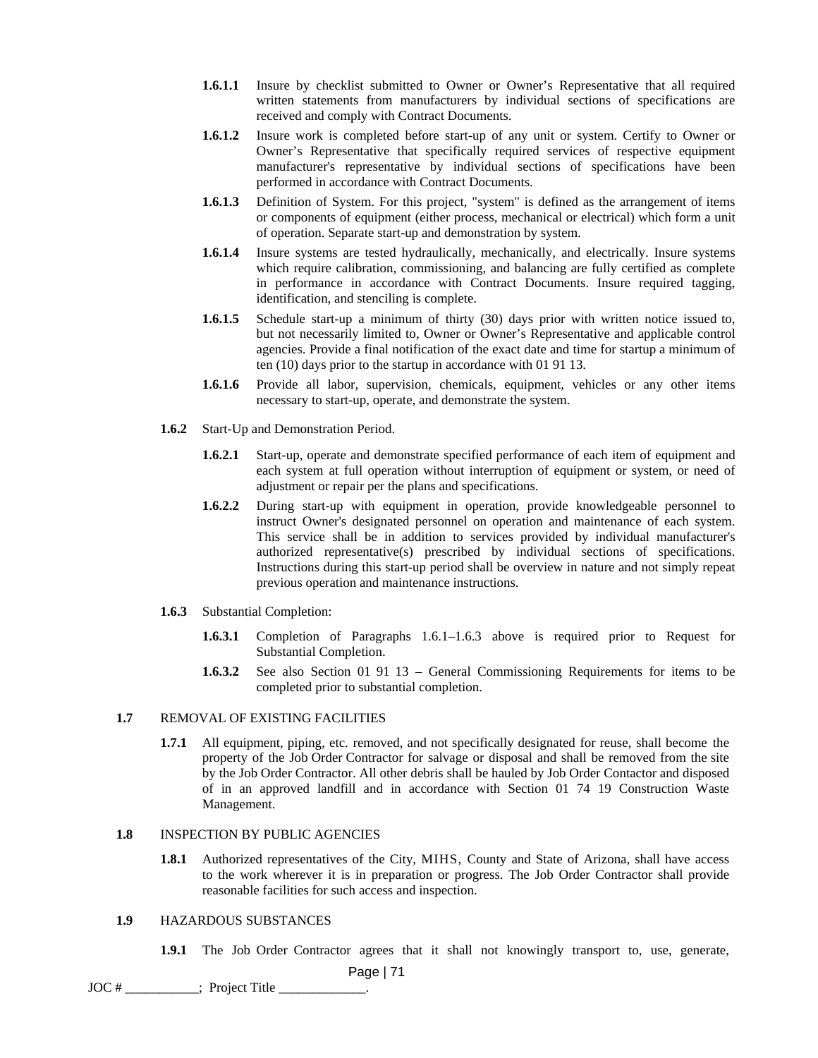**1.6.1.1** Insure by checklist submitted to Owner or Owner's Representative that all required written statements from manufacturers by individual sections of specifications are received and comply with Contract Documents.

**1.6.1.2** Insure work is completed before start-up of any unit or system. Certify to Owner or Owner's Representative that specifically required services of respective equipment manufacturer's representative by individual sections of specifications have been performed in accordance with Contract Documents.

**1.6.1.3** Definition of System. For this project, "system" is defined as the arrangement of items or components of equipment (either process, mechanical or electrical) which form a unit of operation. Separate start-up and demonstration by system.

**1.6.1.4** Insure systems are tested hydraulically, mechanically, and electrically. Insure systems which require calibration, commissioning, and balancing are fully certified as complete in performance in accordance with Contract Documents. Insure required tagging, identification, and stenciling is complete.

**1.6.1.5** Schedule start-up a minimum of thirty (30) days prior with written notice issued to, but not necessarily limited to, Owner or Owner's Representative and applicable control agencies. Provide a final notification of the exact date and time for startup a minimum of ten (10) days prior to the startup in accordance with 01 91 13.

**1.6.1.6** Provide all labor, supervision, chemicals, equipment, vehicles or any other items necessary to start-up, operate, and demonstrate the system.

**1.6.2** Start-Up and Demonstration Period.

**1.6.2.1** Start-up, operate and demonstrate specified performance of each item of equipment and each system at full operation without interruption of equipment or system, or need of adjustment or repair per the plans and specifications.

**1.6.2.2** During start-up with equipment in operation, provide knowledgeable personnel to instruct Owner's designated personnel on operation and maintenance of each system. This service shall be in addition to services provided by individual manufacturer's authorized representative(s) prescribed by individual sections of specifications. Instructions during this start-up period shall be overview in nature and not simply repeat previous operation and maintenance instructions.

**1.6.3** Substantial Completion:

**1.6.3.1** Completion of Paragraphs 1.6.1–1.6.3 above is required prior to Request for Substantial Completion.

**1.6.3.2** See also Section 01 91 13 – General Commissioning Requirements for items to be completed prior to substantial completion.

**1.7** REMOVAL OF EXISTING FACILITIES

**1.7.1** All equipment, piping, etc. removed, and not specifically designated for reuse, shall become the property of the Job Order Contractor for salvage or disposal and shall be removed from the site by the Job Order Contractor. All other debris shall be hauled by Job Order Contactor and disposed of in an approved landfill and in accordance with Section 01 74 19 Construction Waste Management.

**1.8** INSPECTION BY PUBLIC AGENCIES

**1.8.1** Authorized representatives of the City, MIHS, County and State of Arizona, shall have access to the work wherever it is in preparation or progress. The Job Order Contractor shall provide reasonable facilities for such access and inspection.

**1.9** HAZARDOUS SUBSTANCES

**1.9.1** The Job Order Contractor agrees that it shall not knowingly transport to, use, generate,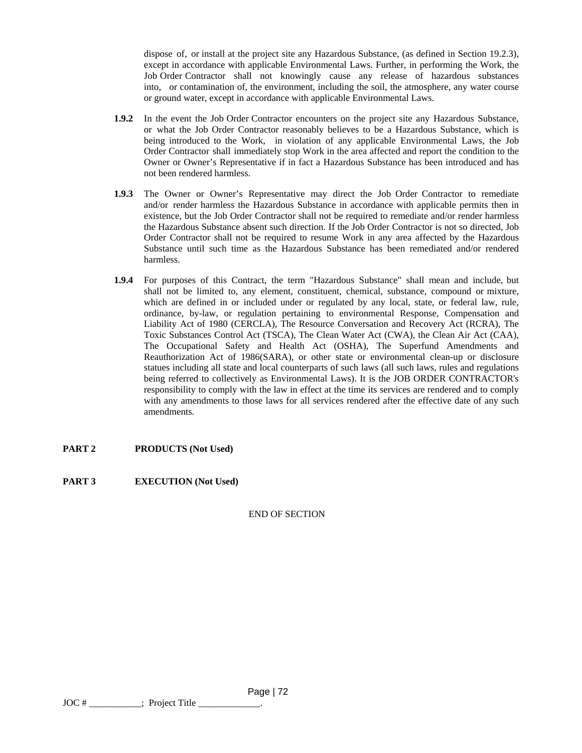dispose of, or install at the project site any Hazardous Substance, (as defined in Section 19.2.3), except in accordance with applicable Environmental Laws. Further, in performing the Work, the Job Order Contractor shall not knowingly cause any release of hazardous substances into, or contamination of, the environment, including the soil, the atmosphere, any water course or ground water, except in accordance with applicable Environmental Laws.

**1.9.2** In the event the Job Order Contractor encounters on the project site any Hazardous Substance, or what the Job Order Contractor reasonably believes to be a Hazardous Substance, which is being introduced to the Work, in violation of any applicable Environmental Laws, the Job Order Contractor shall immediately stop Work in the area affected and report the condition to the Owner or Owner's Representative if in fact a Hazardous Substance has been introduced and has not been rendered harmless.

**1.9.3** The Owner or Owner's Representative may direct the Job Order Contractor to remediate and/or render harmless the Hazardous Substance in accordance with applicable permits then in existence, but the Job Order Contractor shall not be required to remediate and/or render harmless the Hazardous Substance absent such direction. If the Job Order Contractor is not so directed, Job Order Contractor shall not be required to resume Work in any area affected by the Hazardous Substance until such time as the Hazardous Substance has been remediated and/or rendered harmless.

**1.9.4** For purposes of this Contract, the term "Hazardous Substance" shall mean and include, but shall not be limited to, any element, constituent, chemical, substance, compound or mixture, which are defined in or included under or regulated by any local, state, or federal law, rule, ordinance, by-law, or regulation pertaining to environmental Response, Compensation and Liability Act of 1980 (CERCLA), The Resource Conversation and Recovery Act (RCRA), The Toxic Substances Control Act (TSCA), The Clean Water Act (CWA), the Clean Air Act (CAA), The Occupational Safety and Health Act (OSHA), The Superfund Amendments and Reauthorization Act of 1986(SARA), or other state or environmental clean-up or disclosure statues including all state and local counterparts of such laws (all such laws, rules and regulations being referred to collectively as Environmental Laws). It is the JOB ORDER CONTRACTOR's responsibility to comply with the law in effect at the time its services are rendered and to comply with any amendments to those laws for all services rendered after the effective date of any such amendments.

## PART 2 PRODUCTS (Not Used)

## PART 3 EXECUTION (Not Used)

END OF SECTION

JOC # ___________; Project Title _____________.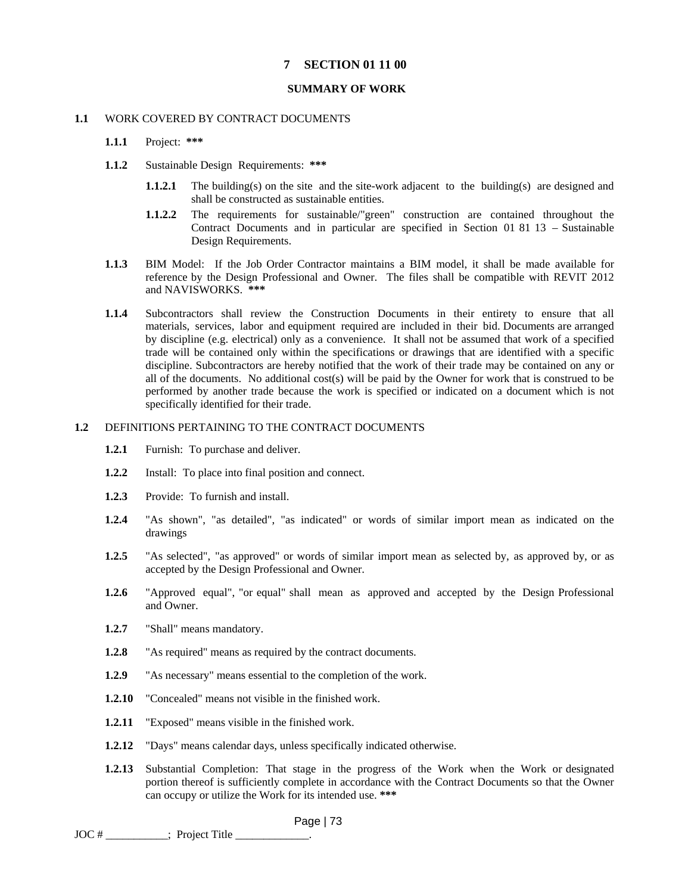# 7 SECTION 01 11 00

## SUMMARY OF WORK

**1.1** WORK COVERED BY CONTRACT DOCUMENTS

**1.1.1** Project: ***

**1.1.2** Sustainable Design Requirements: ***

**1.1.2.1** The building(s) on the site and the site-work adjacent to the building(s) are designed and shall be constructed as sustainable entities.

**1.1.2.2** The requirements for sustainable/"green" construction are contained throughout the Contract Documents and in particular are specified in Section 01 81 13 – Sustainable Design Requirements.

**1.1.3** BIM Model: If the Job Order Contractor maintains a BIM model, it shall be made available for reference by the Design Professional and Owner. The files shall be compatible with REVIT 2012 and NAVISWORKS. ***

**1.1.4** Subcontractors shall review the Construction Documents in their entirety to ensure that all materials, services, labor and equipment required are included in their bid. Documents are arranged by discipline (e.g. electrical) only as a convenience. It shall not be assumed that work of a specified trade will be contained only within the specifications or drawings that are identified with a specific discipline. Subcontractors are hereby notified that the work of their trade may be contained on any or all of the documents. No additional cost(s) will be paid by the Owner for work that is construed to be performed by another trade because the work is specified or indicated on a document which is not specifically identified for their trade.

**1.2** DEFINITIONS PERTAINING TO THE CONTRACT DOCUMENTS

**1.2.1** Furnish: To purchase and deliver.

**1.2.2** Install: To place into final position and connect.

**1.2.3** Provide: To furnish and install.

**1.2.4** "As shown", "as detailed", "as indicated" or words of similar import mean as indicated on the drawings

**1.2.5** "As selected", "as approved" or words of similar import mean as selected by, as approved by, or as accepted by the Design Professional and Owner.

**1.2.6** "Approved equal", "or equal" shall mean as approved and accepted by the Design Professional and Owner.

**1.2.7** "Shall" means mandatory.

**1.2.8** "As required" means as required by the contract documents.

**1.2.9** "As necessary" means essential to the completion of the work.

**1.2.10** "Concealed" means not visible in the finished work.

**1.2.11** "Exposed" means visible in the finished work.

**1.2.12** "Days" means calendar days, unless specifically indicated otherwise.

**1.2.13** Substantial Completion: That stage in the progress of the Work when the Work or designated portion thereof is sufficiently complete in accordance with the Contract Documents so that the Owner can occupy or utilize the Work for its intended use. ***

JOC # ___________; Project Title _____________.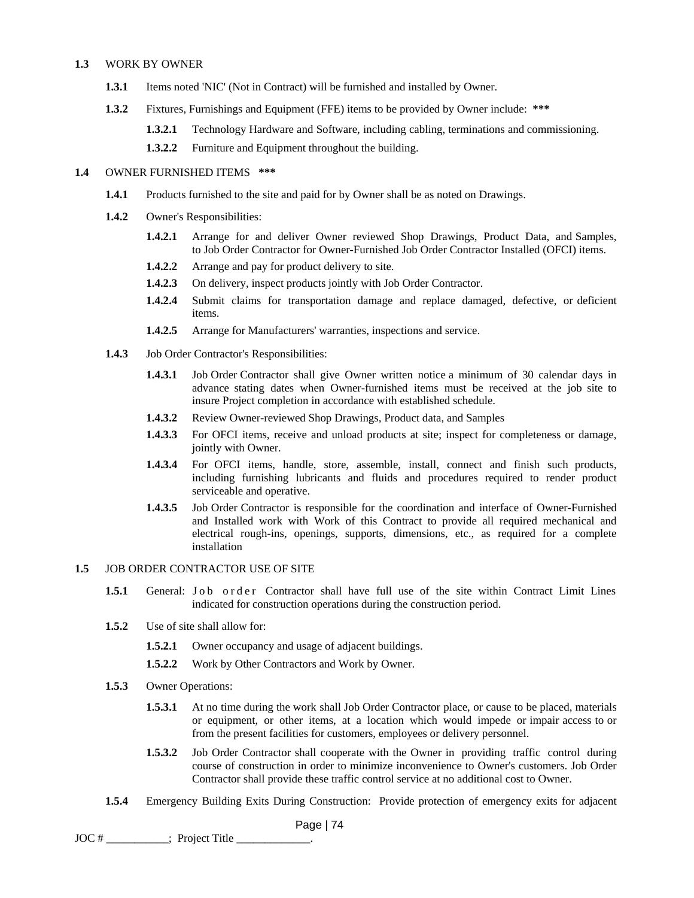**1.3** WORK BY OWNER

**1.3.1** Items noted 'NIC' (Not in Contract) will be furnished and installed by Owner.

**1.3.2** Fixtures, Furnishings and Equipment (FFE) items to be provided by Owner include: **\*\*\***

**1.3.2.1** Technology Hardware and Software, including cabling, terminations and commissioning.

**1.3.2.2** Furniture and Equipment throughout the building.

**1.4** OWNER FURNISHED ITEMS **\*\*\***

**1.4.1** Products furnished to the site and paid for by Owner shall be as noted on Drawings.

**1.4.2** Owner's Responsibilities:

**1.4.2.1** Arrange for and deliver Owner reviewed Shop Drawings, Product Data, and Samples, to Job Order Contractor for Owner-Furnished Job Order Contractor Installed (OFCI) items.

**1.4.2.2** Arrange and pay for product delivery to site.

**1.4.2.3** On delivery, inspect products jointly with Job Order Contractor.

**1.4.2.4** Submit claims for transportation damage and replace damaged, defective, or deficient items.

**1.4.2.5** Arrange for Manufacturers' warranties, inspections and service.

**1.4.3** Job Order Contractor's Responsibilities:

**1.4.3.1** Job Order Contractor shall give Owner written notice a minimum of 30 calendar days in advance stating dates when Owner-furnished items must be received at the job site to insure Project completion in accordance with established schedule.

**1.4.3.2** Review Owner-reviewed Shop Drawings, Product data, and Samples

**1.4.3.3** For OFCI items, receive and unload products at site; inspect for completeness or damage, jointly with Owner.

**1.4.3.4** For OFCI items, handle, store, assemble, install, connect and finish such products, including furnishing lubricants and fluids and procedures required to render product serviceable and operative.

**1.4.3.5** Job Order Contractor is responsible for the coordination and interface of Owner-Furnished and Installed work with Work of this Contract to provide all required mechanical and electrical rough-ins, openings, supports, dimensions, etc., as required for a complete installation

**1.5** JOB ORDER CONTRACTOR USE OF SITE

**1.5.1** General: Job order Contractor shall have full use of the site within Contract Limit Lines indicated for construction operations during the construction period.

**1.5.2** Use of site shall allow for:

**1.5.2.1** Owner occupancy and usage of adjacent buildings.

**1.5.2.2** Work by Other Contractors and Work by Owner.

**1.5.3** Owner Operations:

**1.5.3.1** At no time during the work shall Job Order Contractor place, or cause to be placed, materials or equipment, or other items, at a location which would impede or impair access to or from the present facilities for customers, employees or delivery personnel.

**1.5.3.2** Job Order Contractor shall cooperate with the Owner in providing traffic control during course of construction in order to minimize inconvenience to Owner's customers. Job Order Contractor shall provide these traffic control service at no additional cost to Owner.

**1.5.4** Emergency Building Exits During Construction: Provide protection of emergency exits for adjacent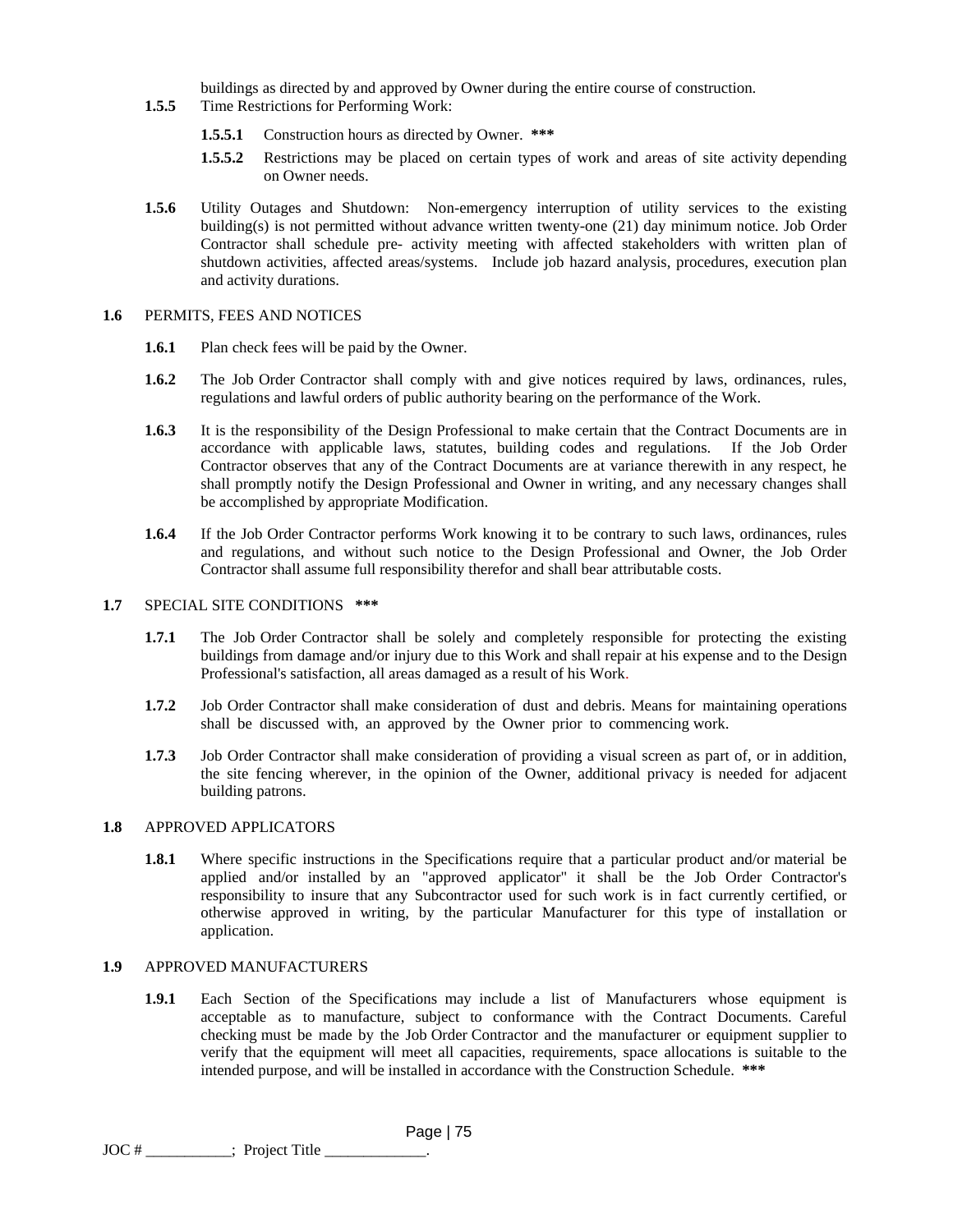buildings as directed by and approved by Owner during the entire course of construction.

**1.5.5** Time Restrictions for Performing Work:

**1.5.5.1** Construction hours as directed by Owner. *****

**1.5.5.2** Restrictions may be placed on certain types of work and areas of site activity depending on Owner needs.

**1.5.6** Utility Outages and Shutdown: Non-emergency interruption of utility services to the existing building(s) is not permitted without advance written twenty-one (21) day minimum notice. Job Order Contractor shall schedule pre- activity meeting with affected stakeholders with written plan of shutdown activities, affected areas/systems. Include job hazard analysis, procedures, execution plan and activity durations.

**1.6** PERMITS, FEES AND NOTICES

**1.6.1** Plan check fees will be paid by the Owner.

**1.6.2** The Job Order Contractor shall comply with and give notices required by laws, ordinances, rules, regulations and lawful orders of public authority bearing on the performance of the Work.

**1.6.3** It is the responsibility of the Design Professional to make certain that the Contract Documents are in accordance with applicable laws, statutes, building codes and regulations. If the Job Order Contractor observes that any of the Contract Documents are at variance therewith in any respect, he shall promptly notify the Design Professional and Owner in writing, and any necessary changes shall be accomplished by appropriate Modification.

**1.6.4** If the Job Order Contractor performs Work knowing it to be contrary to such laws, ordinances, rules and regulations, and without such notice to the Design Professional and Owner, the Job Order Contractor shall assume full responsibility therefor and shall bear attributable costs.

**1.7** SPECIAL SITE CONDITIONS *****

**1.7.1** The Job Order Contractor shall be solely and completely responsible for protecting the existing buildings from damage and/or injury due to this Work and shall repair at his expense and to the Design Professional's satisfaction, all areas damaged as a result of his Work.

**1.7.2** Job Order Contractor shall make consideration of dust and debris. Means for maintaining operations shall be discussed with, an approved by the Owner prior to commencing work.

**1.7.3** Job Order Contractor shall make consideration of providing a visual screen as part of, or in addition, the site fencing wherever, in the opinion of the Owner, additional privacy is needed for adjacent building patrons.

**1.8** APPROVED APPLICATORS

**1.8.1** Where specific instructions in the Specifications require that a particular product and/or material be applied and/or installed by an "approved applicator" it shall be the Job Order Contractor's responsibility to insure that any Subcontractor used for such work is in fact currently certified, or otherwise approved in writing, by the particular Manufacturer for this type of installation or application.

**1.9** APPROVED MANUFACTURERS

**1.9.1** Each Section of the Specifications may include a list of Manufacturers whose equipment is acceptable as to manufacture, subject to conformance with the Contract Documents. Careful checking must be made by the Job Order Contractor and the manufacturer or equipment supplier to verify that the equipment will meet all capacities, requirements, space allocations is suitable to the intended purpose, and will be installed in accordance with the Construction Schedule. *****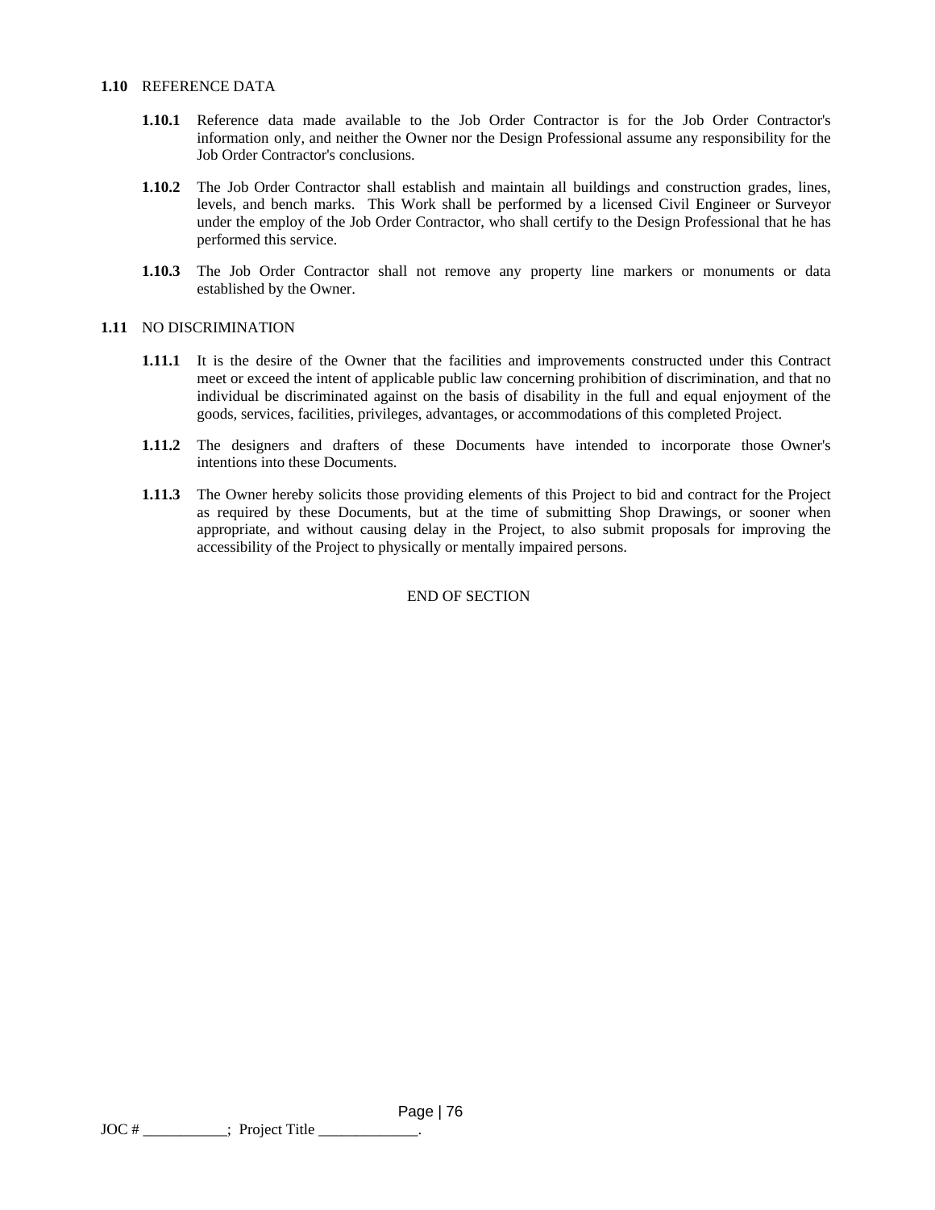**1.10** REFERENCE DATA

**1.10.1** Reference data made available to the Job Order Contractor is for the Job Order Contractor's information only, and neither the Owner nor the Design Professional assume any responsibility for the Job Order Contractor's conclusions.

**1.10.2** The Job Order Contractor shall establish and maintain all buildings and construction grades, lines, levels, and bench marks. This Work shall be performed by a licensed Civil Engineer or Surveyor under the employ of the Job Order Contractor, who shall certify to the Design Professional that he has performed this service.

**1.10.3** The Job Order Contractor shall not remove any property line markers or monuments or data established by the Owner.

**1.11** NO DISCRIMINATION

**1.11.1** It is the desire of the Owner that the facilities and improvements constructed under this Contract meet or exceed the intent of applicable public law concerning prohibition of discrimination, and that no individual be discriminated against on the basis of disability in the full and equal enjoyment of the goods, services, facilities, privileges, advantages, or accommodations of this completed Project.

**1.11.2** The designers and drafters of these Documents have intended to incorporate those Owner's intentions into these Documents.

**1.11.3** The Owner hereby solicits those providing elements of this Project to bid and contract for the Project as required by these Documents, but at the time of submitting Shop Drawings, or sooner when appropriate, and without causing delay in the Project, to also submit proposals for improving the accessibility of the Project to physically or mentally impaired persons.

END OF SECTION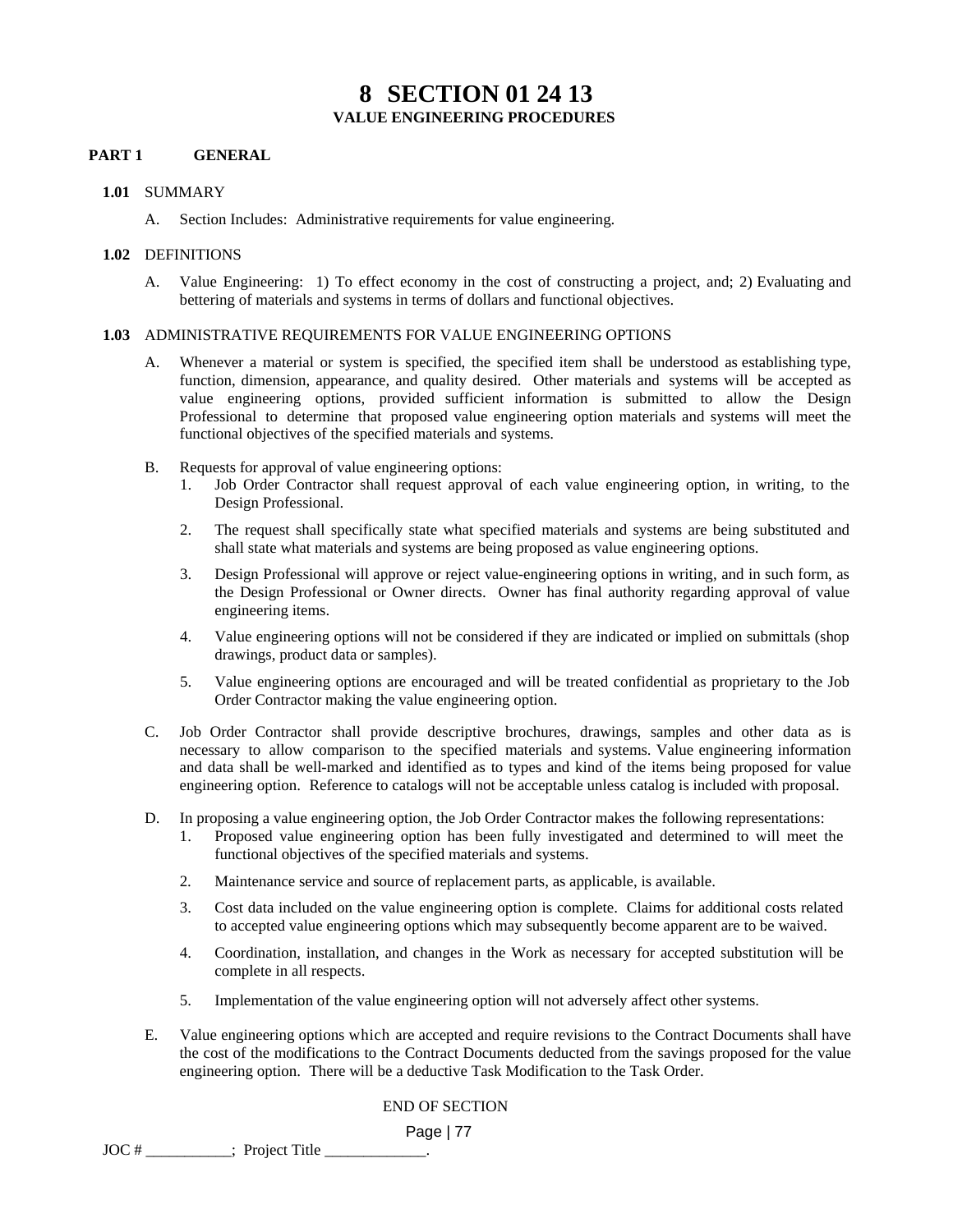# 8 SECTION 01 24 13

## VALUE ENGINEERING PROCEDURES

**PART 1 GENERAL**

**1.01** SUMMARY

A. Section Includes: Administrative requirements for value engineering.

**1.02** DEFINITIONS

A. Value Engineering: 1) To effect economy in the cost of constructing a project, and; 2) Evaluating and bettering of materials and systems in terms of dollars and functional objectives.

**1.03** ADMINISTRATIVE REQUIREMENTS FOR VALUE ENGINEERING OPTIONS

A. Whenever a material or system is specified, the specified item shall be understood as establishing type, function, dimension, appearance, and quality desired. Other materials and systems will be accepted as value engineering options, provided sufficient information is submitted to allow the Design Professional to determine that proposed value engineering option materials and systems will meet the functional objectives of the specified materials and systems.

B. Requests for approval of value engineering options:

1. Job Order Contractor shall request approval of each value engineering option, in writing, to the Design Professional.
2. The request shall specifically state what specified materials and systems are being substituted and shall state what materials and systems are being proposed as value engineering options.
3. Design Professional will approve or reject value-engineering options in writing, and in such form, as the Design Professional or Owner directs. Owner has final authority regarding approval of value engineering items.
4. Value engineering options will not be considered if they are indicated or implied on submittals (shop drawings, product data or samples).
5. Value engineering options are encouraged and will be treated confidential as proprietary to the Job Order Contractor making the value engineering option.

C. Job Order Contractor shall provide descriptive brochures, drawings, samples and other data as is necessary to allow comparison to the specified materials and systems. Value engineering information and data shall be well-marked and identified as to types and kind of the items being proposed for value engineering option. Reference to catalogs will not be acceptable unless catalog is included with proposal.

D. In proposing a value engineering option, the Job Order Contractor makes the following representations:

1. Proposed value engineering option has been fully investigated and determined to will meet the functional objectives of the specified materials and systems.
2. Maintenance service and source of replacement parts, as applicable, is available.
3. Cost data included on the value engineering option is complete. Claims for additional costs related to accepted value engineering options which may subsequently become apparent are to be waived.
4. Coordination, installation, and changes in the Work as necessary for accepted substitution will be complete in all respects.
5. Implementation of the value engineering option will not adversely affect other systems.

E. Value engineering options which are accepted and require revisions to the Contract Documents shall have the cost of the modifications to the Contract Documents deducted from the savings proposed for the value engineering option. There will be a deductive Task Modification to the Task Order.

END OF SECTION

JOC # ___________; Project Title _____________.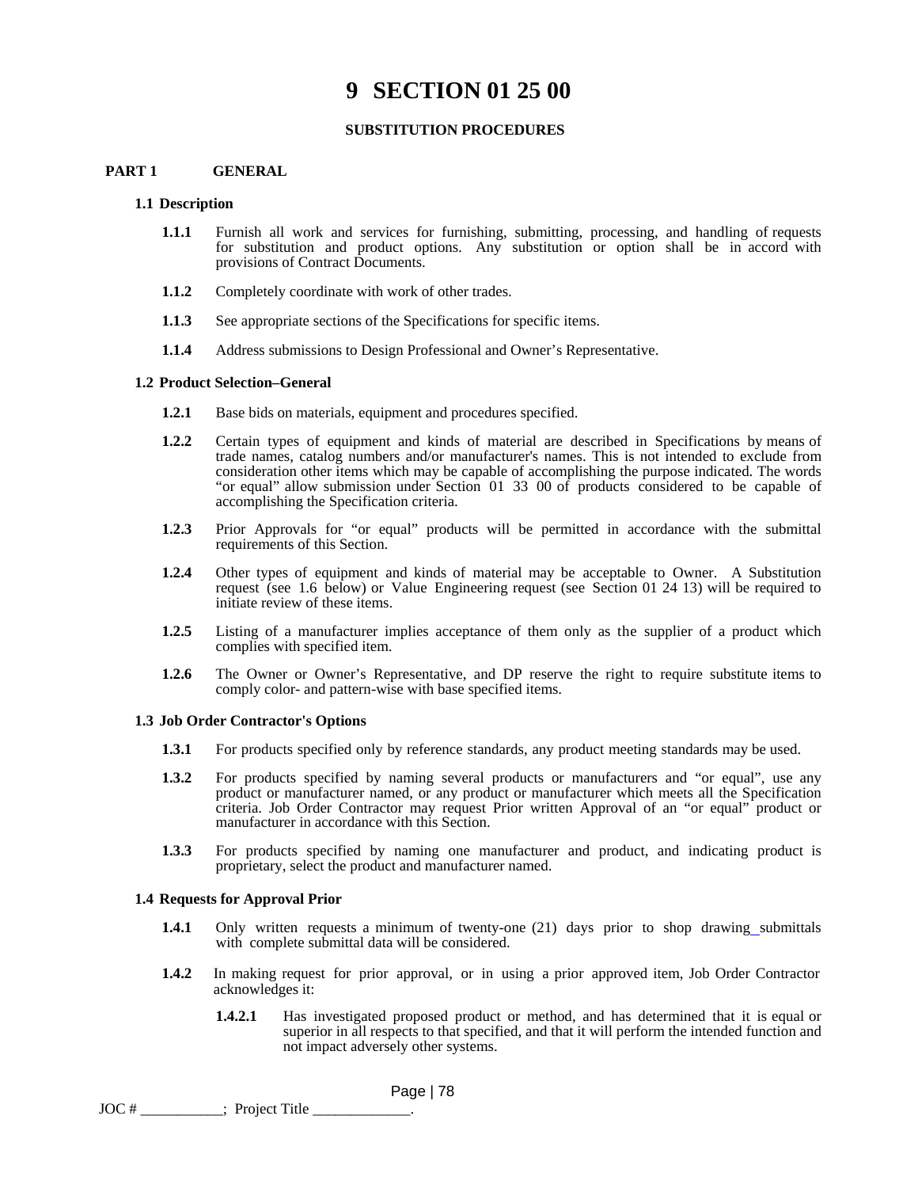# 9 SECTION 01 25 00

**SUBSTITUTION PROCEDURES**

## PART 1 GENERAL

### 1.1 Description

**1.1.1** Furnish all work and services for furnishing, submitting, processing, and handling of requests for substitution and product options. Any substitution or option shall be in accord with provisions of Contract Documents.

**1.1.2** Completely coordinate with work of other trades.

**1.1.3** See appropriate sections of the Specifications for specific items.

**1.1.4** Address submissions to Design Professional and Owner's Representative.

### 1.2 Product Selection–General

**1.2.1** Base bids on materials, equipment and procedures specified.

**1.2.2** Certain types of equipment and kinds of material are described in Specifications by means of trade names, catalog numbers and/or manufacturer's names. This is not intended to exclude from consideration other items which may be capable of accomplishing the purpose indicated. The words "or equal" allow submission under Section 01 33 00 of products considered to be capable of accomplishing the Specification criteria.

**1.2.3** Prior Approvals for "or equal" products will be permitted in accordance with the submittal requirements of this Section.

**1.2.4** Other types of equipment and kinds of material may be acceptable to Owner. A Substitution request (see 1.6 below) or Value Engineering request (see Section 01 24 13) will be required to initiate review of these items.

**1.2.5** Listing of a manufacturer implies acceptance of them only as the supplier of a product which complies with specified item.

**1.2.6** The Owner or Owner's Representative, and DP reserve the right to require substitute items to comply color- and pattern-wise with base specified items.

### 1.3 Job Order Contractor's Options

**1.3.1** For products specified only by reference standards, any product meeting standards may be used.

**1.3.2** For products specified by naming several products or manufacturers and "or equal", use any product or manufacturer named, or any product or manufacturer which meets all the Specification criteria. Job Order Contractor may request Prior written Approval of an "or equal" product or manufacturer in accordance with this Section.

**1.3.3** For products specified by naming one manufacturer and product, and indicating product is proprietary, select the product and manufacturer named.

### 1.4 Requests for Approval Prior

**1.4.1** Only written requests a minimum of twenty-one (21) days prior to shop drawing submittals with complete submittal data will be considered.

**1.4.2** In making request for prior approval, or in using a prior approved item, Job Order Contractor acknowledges it:

**1.4.2.1** Has investigated proposed product or method, and has determined that it is equal or superior in all respects to that specified, and that it will perform the intended function and not impact adversely other systems.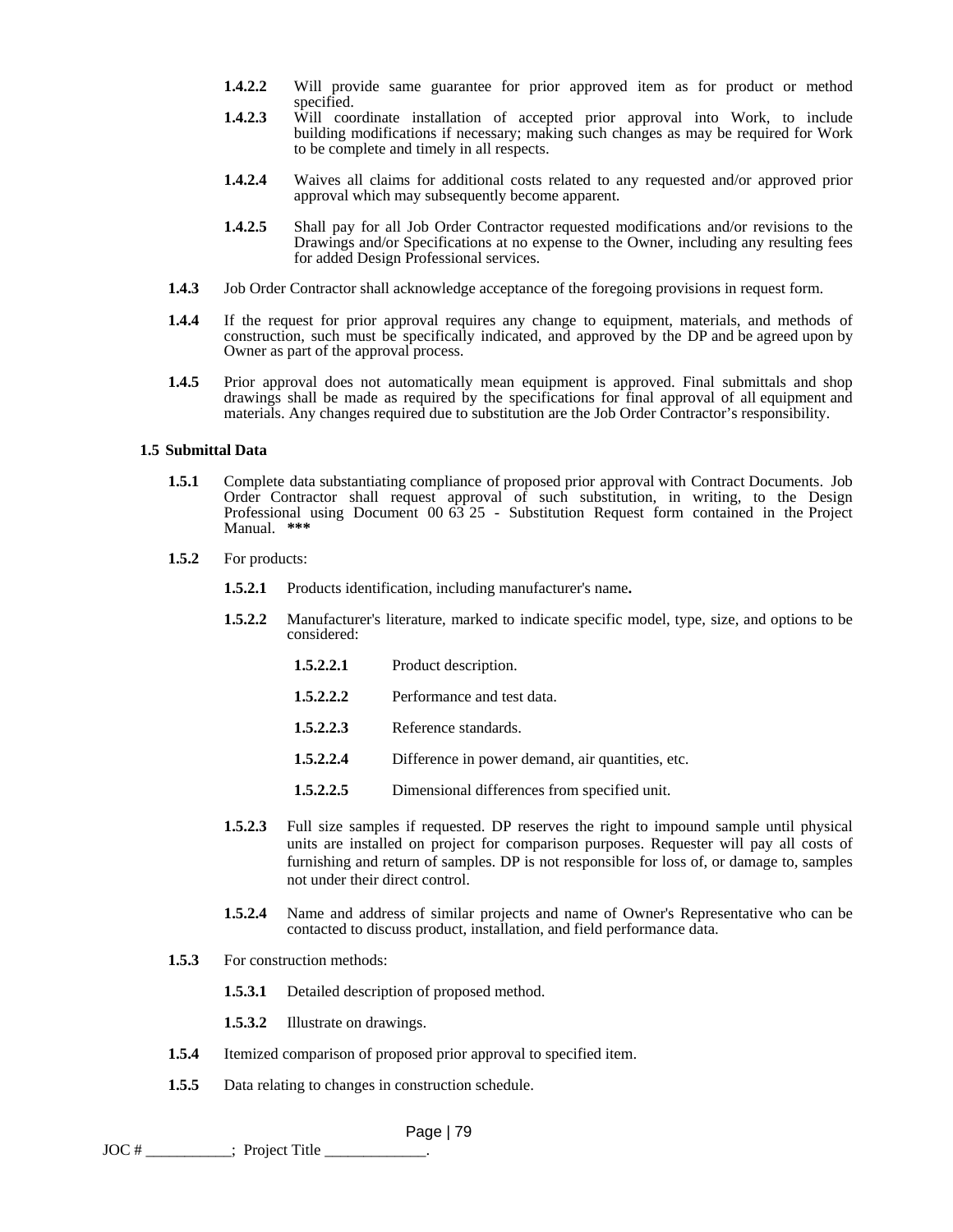**1.4.2.2** Will provide same guarantee for prior approved item as for product or method specified.

**1.4.2.3** Will coordinate installation of accepted prior approval into Work, to include building modifications if necessary; making such changes as may be required for Work to be complete and timely in all respects.

**1.4.2.4** Waives all claims for additional costs related to any requested and/or approved prior approval which may subsequently become apparent.

**1.4.2.5** Shall pay for all Job Order Contractor requested modifications and/or revisions to the Drawings and/or Specifications at no expense to the Owner, including any resulting fees for added Design Professional services.

**1.4.3** Job Order Contractor shall acknowledge acceptance of the foregoing provisions in request form.

**1.4.4** If the request for prior approval requires any change to equipment, materials, and methods of construction, such must be specifically indicated, and approved by the DP and be agreed upon by Owner as part of the approval process.

**1.4.5** Prior approval does not automatically mean equipment is approved. Final submittals and shop drawings shall be made as required by the specifications for final approval of all equipment and materials. Any changes required due to substitution are the Job Order Contractor's responsibility.

**1.5 Submittal Data**

**1.5.1** Complete data substantiating compliance of proposed prior approval with Contract Documents. Job Order Contractor shall request approval of such substitution, in writing, to the Design Professional using Document 00 63 25 - Substitution Request form contained in the Project Manual. **\*\*\***

**1.5.2** For products:

**1.5.2.1** Products identification, including manufacturer's name**.**

**1.5.2.2** Manufacturer's literature, marked to indicate specific model, type, size, and options to be considered:

**1.5.2.2.1** Product description.

**1.5.2.2.2** Performance and test data.

**1.5.2.2.3** Reference standards.

**1.5.2.2.4** Difference in power demand, air quantities, etc.

**1.5.2.2.5** Dimensional differences from specified unit.

**1.5.2.3** Full size samples if requested. DP reserves the right to impound sample until physical units are installed on project for comparison purposes. Requester will pay all costs of furnishing and return of samples. DP is not responsible for loss of, or damage to, samples not under their direct control.

**1.5.2.4** Name and address of similar projects and name of Owner's Representative who can be contacted to discuss product, installation, and field performance data.

**1.5.3** For construction methods:

**1.5.3.1** Detailed description of proposed method.

**1.5.3.2** Illustrate on drawings.

**1.5.4** Itemized comparison of proposed prior approval to specified item.

**1.5.5** Data relating to changes in construction schedule.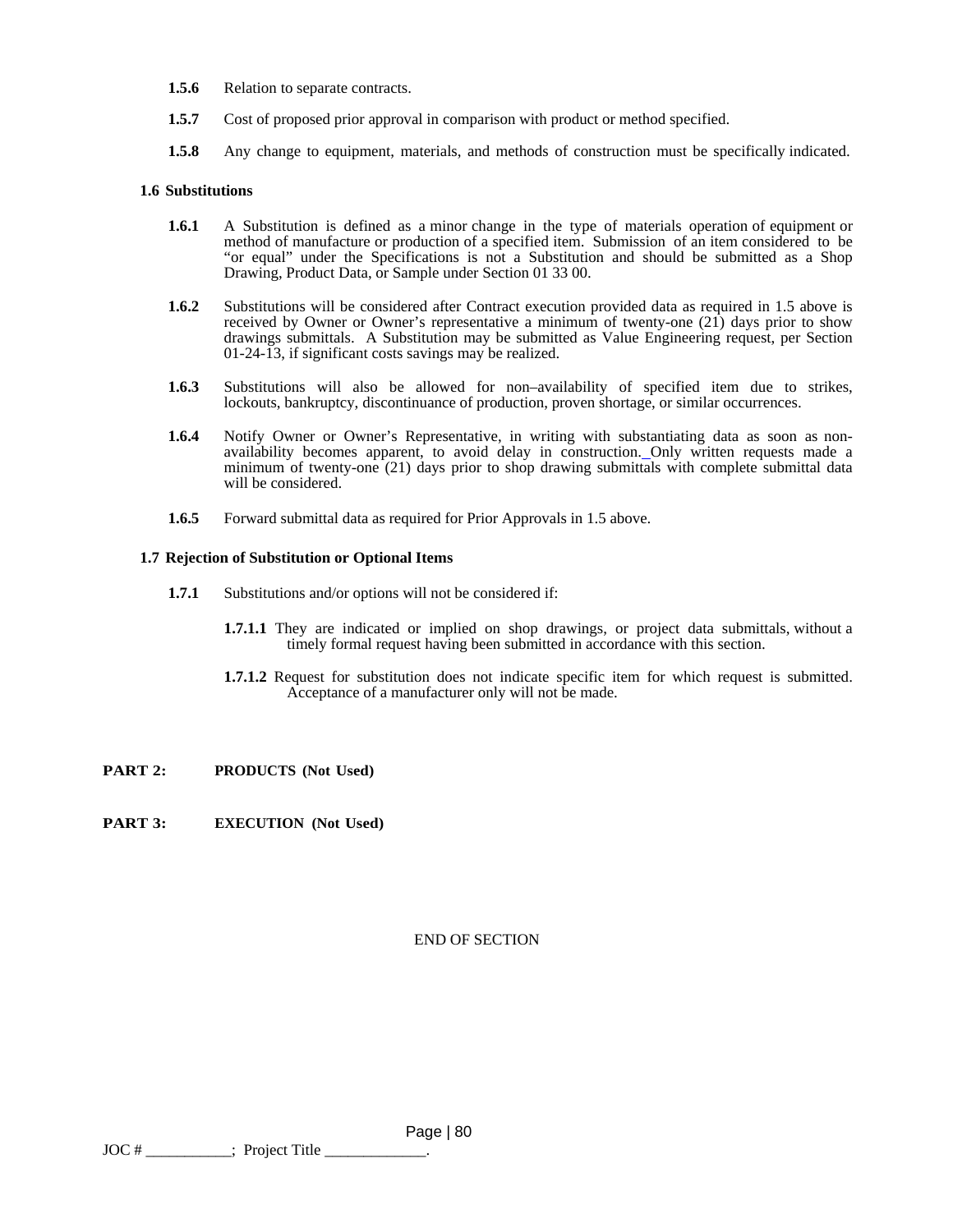**1.5.6** Relation to separate contracts.

**1.5.7** Cost of proposed prior approval in comparison with product or method specified.

**1.5.8** Any change to equipment, materials, and methods of construction must be specifically indicated.

### 1.6 Substitutions

**1.6.1** A Substitution is defined as a minor change in the type of materials operation of equipment or method of manufacture or production of a specified item. Submission of an item considered to be "or equal" under the Specifications is not a Substitution and should be submitted as a Shop Drawing, Product Data, or Sample under Section 01 33 00.

**1.6.2** Substitutions will be considered after Contract execution provided data as required in 1.5 above is received by Owner or Owner's representative a minimum of twenty-one (21) days prior to show drawings submittals. A Substitution may be submitted as Value Engineering request, per Section 01-24-13, if significant costs savings may be realized.

**1.6.3** Substitutions will also be allowed for non–availability of specified item due to strikes, lockouts, bankruptcy, discontinuance of production, proven shortage, or similar occurrences.

**1.6.4** Notify Owner or Owner's Representative, in writing with substantiating data as soon as non-availability becomes apparent, to avoid delay in construction. Only written requests made a minimum of twenty-one (21) days prior to shop drawing submittals with complete submittal data will be considered.

**1.6.5** Forward submittal data as required for Prior Approvals in 1.5 above.

### 1.7 Rejection of Substitution or Optional Items

**1.7.1** Substitutions and/or options will not be considered if:

**1.7.1.1** They are indicated or implied on shop drawings, or project data submittals, without a timely formal request having been submitted in accordance with this section.

**1.7.1.2** Request for substitution does not indicate specific item for which request is submitted. Acceptance of a manufacturer only will not be made.

## PART 2: PRODUCTS (Not Used)

## PART 3: EXECUTION (Not Used)

END OF SECTION

JOC # ___________; Project Title _____________.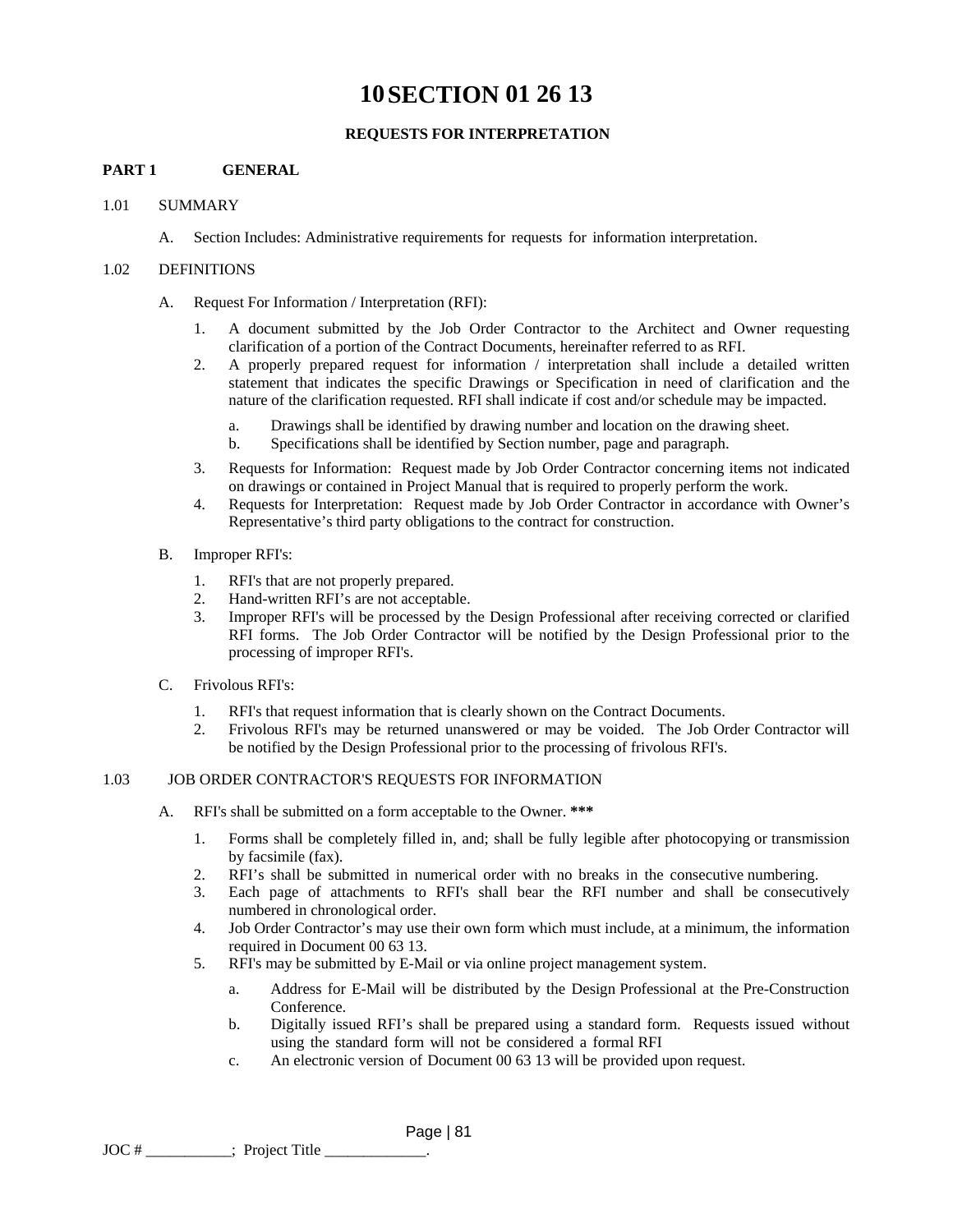# 10 SECTION 01 26 13

### REQUESTS FOR INTERPRETATION

## PART 1 GENERAL

1.01 SUMMARY

A. Section Includes: Administrative requirements for requests for information interpretation.

1.02 DEFINITIONS

A. Request For Information / Interpretation (RFI):

1. A document submitted by the Job Order Contractor to the Architect and Owner requesting clarification of a portion of the Contract Documents, hereinafter referred to as RFI.
2. A properly prepared request for information / interpretation shall include a detailed written statement that indicates the specific Drawings or Specification in need of clarification and the nature of the clarification requested. RFI shall indicate if cost and/or schedule may be impacted.
   a. Drawings shall be identified by drawing number and location on the drawing sheet.
   b. Specifications shall be identified by Section number, page and paragraph.
3. Requests for Information: Request made by Job Order Contractor concerning items not indicated on drawings or contained in Project Manual that is required to properly perform the work.
4. Requests for Interpretation: Request made by Job Order Contractor in accordance with Owner's Representative's third party obligations to the contract for construction.

B. Improper RFI's:

1. RFI's that are not properly prepared.
2. Hand-written RFI's are not acceptable.
3. Improper RFI's will be processed by the Design Professional after receiving corrected or clarified RFI forms. The Job Order Contractor will be notified by the Design Professional prior to the processing of improper RFI's.

C. Frivolous RFI's:

1. RFI's that request information that is clearly shown on the Contract Documents.
2. Frivolous RFI's may be returned unanswered or may be voided. The Job Order Contractor will be notified by the Design Professional prior to the processing of frivolous RFI's.

1.03 JOB ORDER CONTRACTOR'S REQUESTS FOR INFORMATION

A. RFI's shall be submitted on a form acceptable to the Owner. **\*\*\***

1. Forms shall be completely filled in, and; shall be fully legible after photocopying or transmission by facsimile (fax).
2. RFI's shall be submitted in numerical order with no breaks in the consecutive numbering.
3. Each page of attachments to RFI's shall bear the RFI number and shall be consecutively numbered in chronological order.
4. Job Order Contractor's may use their own form which must include, at a minimum, the information required in Document 00 63 13.
5. RFI's may be submitted by E-Mail or via online project management system.
   a. Address for E-Mail will be distributed by the Design Professional at the Pre-Construction Conference.
   b. Digitally issued RFI's shall be prepared using a standard form. Requests issued without using the standard form will not be considered a formal RFI
   c. An electronic version of Document 00 63 13 will be provided upon request.

JOC # ___________; Project Title _____________.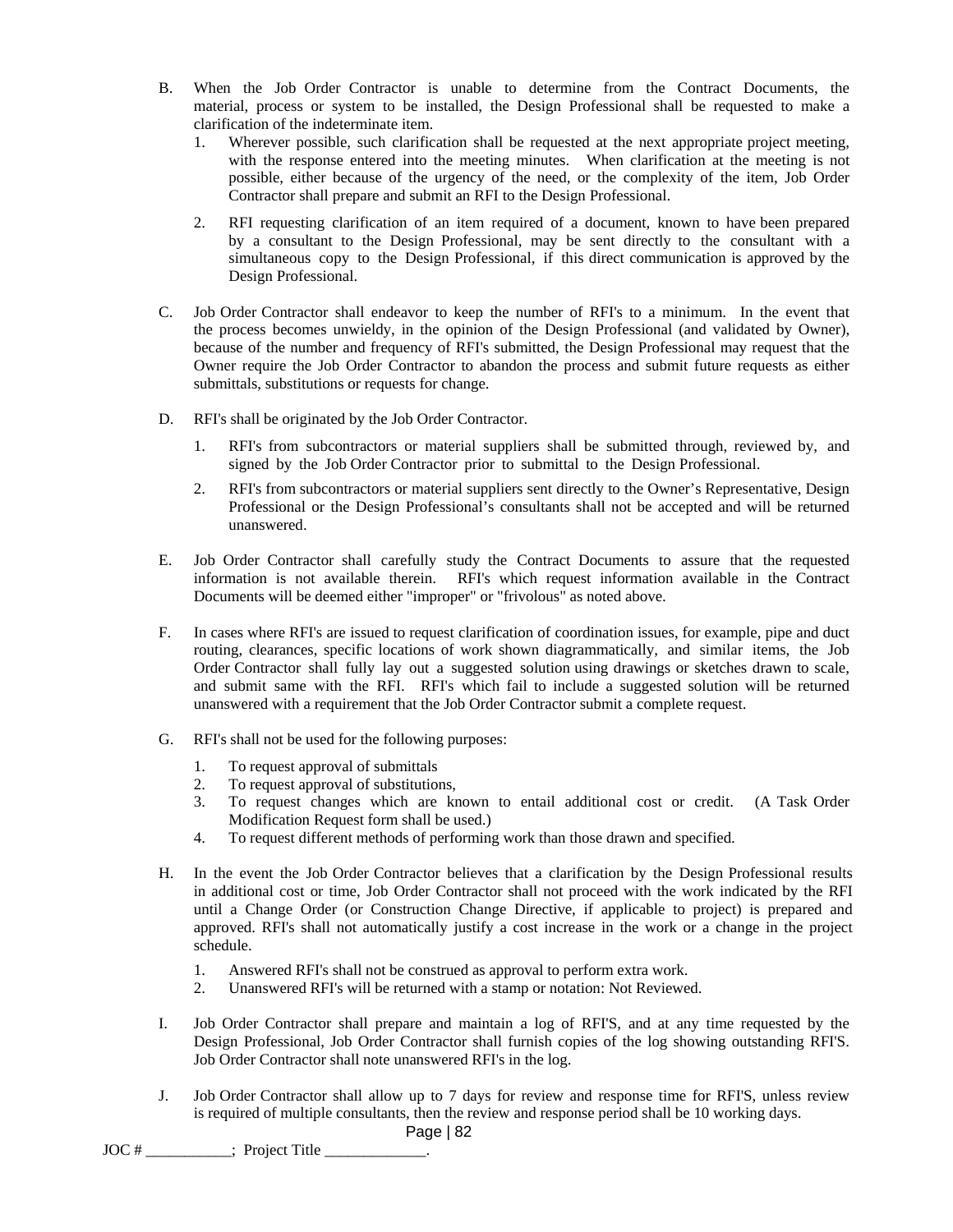B. When the Job Order Contractor is unable to determine from the Contract Documents, the material, process or system to be installed, the Design Professional shall be requested to make a clarification of the indeterminate item.

   1. Wherever possible, such clarification shall be requested at the next appropriate project meeting, with the response entered into the meeting minutes. When clarification at the meeting is not possible, either because of the urgency of the need, or the complexity of the item, Job Order Contractor shall prepare and submit an RFI to the Design Professional.

   2. RFI requesting clarification of an item required of a document, known to have been prepared by a consultant to the Design Professional, may be sent directly to the consultant with a simultaneous copy to the Design Professional, if this direct communication is approved by the Design Professional.

C. Job Order Contractor shall endeavor to keep the number of RFI's to a minimum. In the event that the process becomes unwieldy, in the opinion of the Design Professional (and validated by Owner), because of the number and frequency of RFI's submitted, the Design Professional may request that the Owner require the Job Order Contractor to abandon the process and submit future requests as either submittals, substitutions or requests for change.

D. RFI's shall be originated by the Job Order Contractor.

   1. RFI's from subcontractors or material suppliers shall be submitted through, reviewed by, and signed by the Job Order Contractor prior to submittal to the Design Professional.

   2. RFI's from subcontractors or material suppliers sent directly to the Owner's Representative, Design Professional or the Design Professional's consultants shall not be accepted and will be returned unanswered.

E. Job Order Contractor shall carefully study the Contract Documents to assure that the requested information is not available therein. RFI's which request information available in the Contract Documents will be deemed either "improper" or "frivolous" as noted above.

F. In cases where RFI's are issued to request clarification of coordination issues, for example, pipe and duct routing, clearances, specific locations of work shown diagrammatically, and similar items, the Job Order Contractor shall fully lay out a suggested solution using drawings or sketches drawn to scale, and submit same with the RFI. RFI's which fail to include a suggested solution will be returned unanswered with a requirement that the Job Order Contractor submit a complete request.

G. RFI's shall not be used for the following purposes:

   1. To request approval of submittals
   2. To request approval of substitutions,
   3. To request changes which are known to entail additional cost or credit. (A Task Order Modification Request form shall be used.)
   4. To request different methods of performing work than those drawn and specified.

H. In the event the Job Order Contractor believes that a clarification by the Design Professional results in additional cost or time, Job Order Contractor shall not proceed with the work indicated by the RFI until a Change Order (or Construction Change Directive, if applicable to project) is prepared and approved. RFI's shall not automatically justify a cost increase in the work or a change in the project schedule.

   1. Answered RFI's shall not be construed as approval to perform extra work.
   2. Unanswered RFI's will be returned with a stamp or notation: Not Reviewed.

I. Job Order Contractor shall prepare and maintain a log of RFI'S, and at any time requested by the Design Professional, Job Order Contractor shall furnish copies of the log showing outstanding RFI'S. Job Order Contractor shall note unanswered RFI's in the log.

J. Job Order Contractor shall allow up to 7 days for review and response time for RFI'S, unless review is required of multiple consultants, then the review and response period shall be 10 working days.

JOC # ___________; Project Title _____________.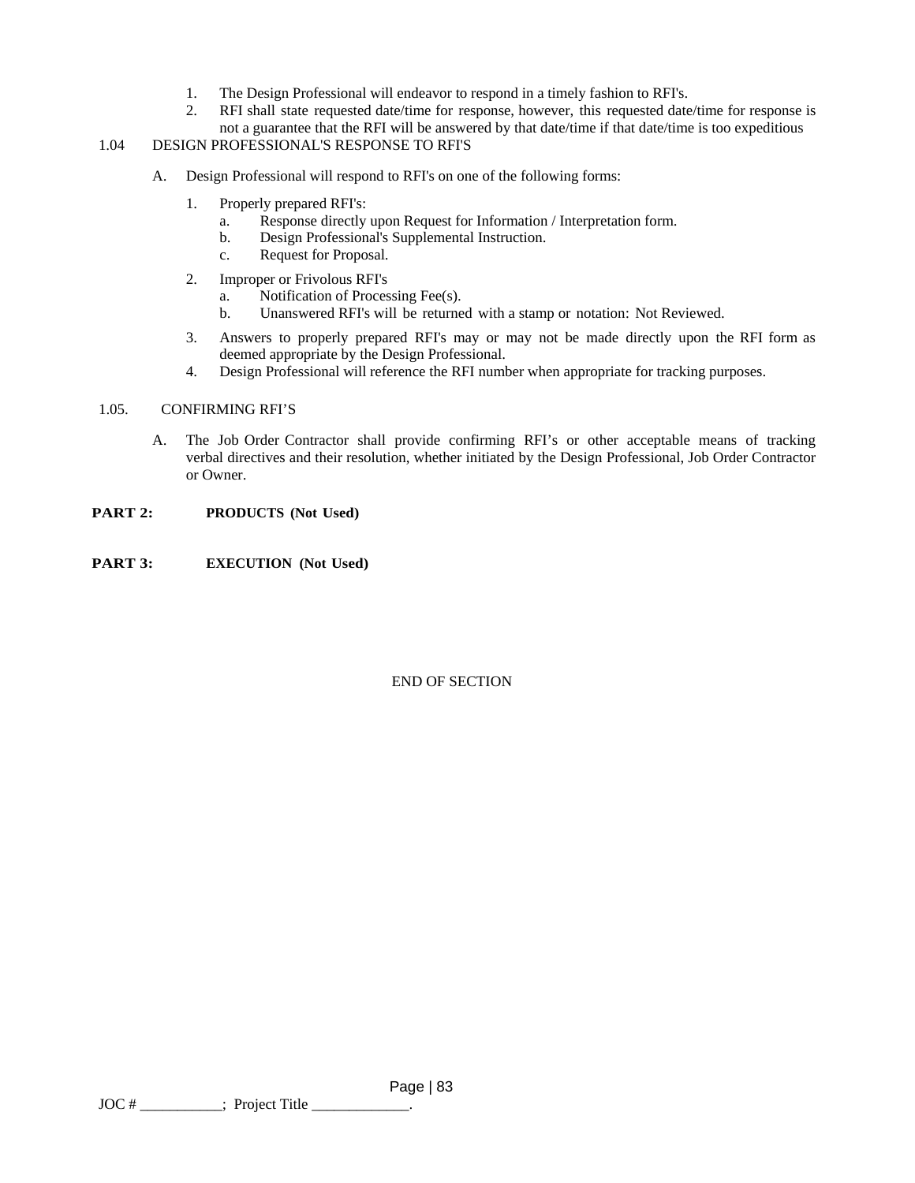1. The Design Professional will endeavor to respond in a timely fashion to RFI's.
2. RFI shall state requested date/time for response, however, this requested date/time for response is not a guarantee that the RFI will be answered by that date/time if that date/time is too expeditious

1.04 DESIGN PROFESSIONAL'S RESPONSE TO RFI'S

A. Design Professional will respond to RFI's on one of the following forms:

1. Properly prepared RFI's:
   a. Response directly upon Request for Information / Interpretation form.
   b. Design Professional's Supplemental Instruction.
   c. Request for Proposal.
2. Improper or Frivolous RFI's
   a. Notification of Processing Fee(s).
   b. Unanswered RFI's will be returned with a stamp or notation: Not Reviewed.
3. Answers to properly prepared RFI's may or may not be made directly upon the RFI form as deemed appropriate by the Design Professional.
4. Design Professional will reference the RFI number when appropriate for tracking purposes.

1.05. CONFIRMING RFI'S

A. The Job Order Contractor shall provide confirming RFI's or other acceptable means of tracking verbal directives and their resolution, whether initiated by the Design Professional, Job Order Contractor or Owner.

**PART 2: PRODUCTS (Not Used)**

**PART 3: EXECUTION (Not Used)**

END OF SECTION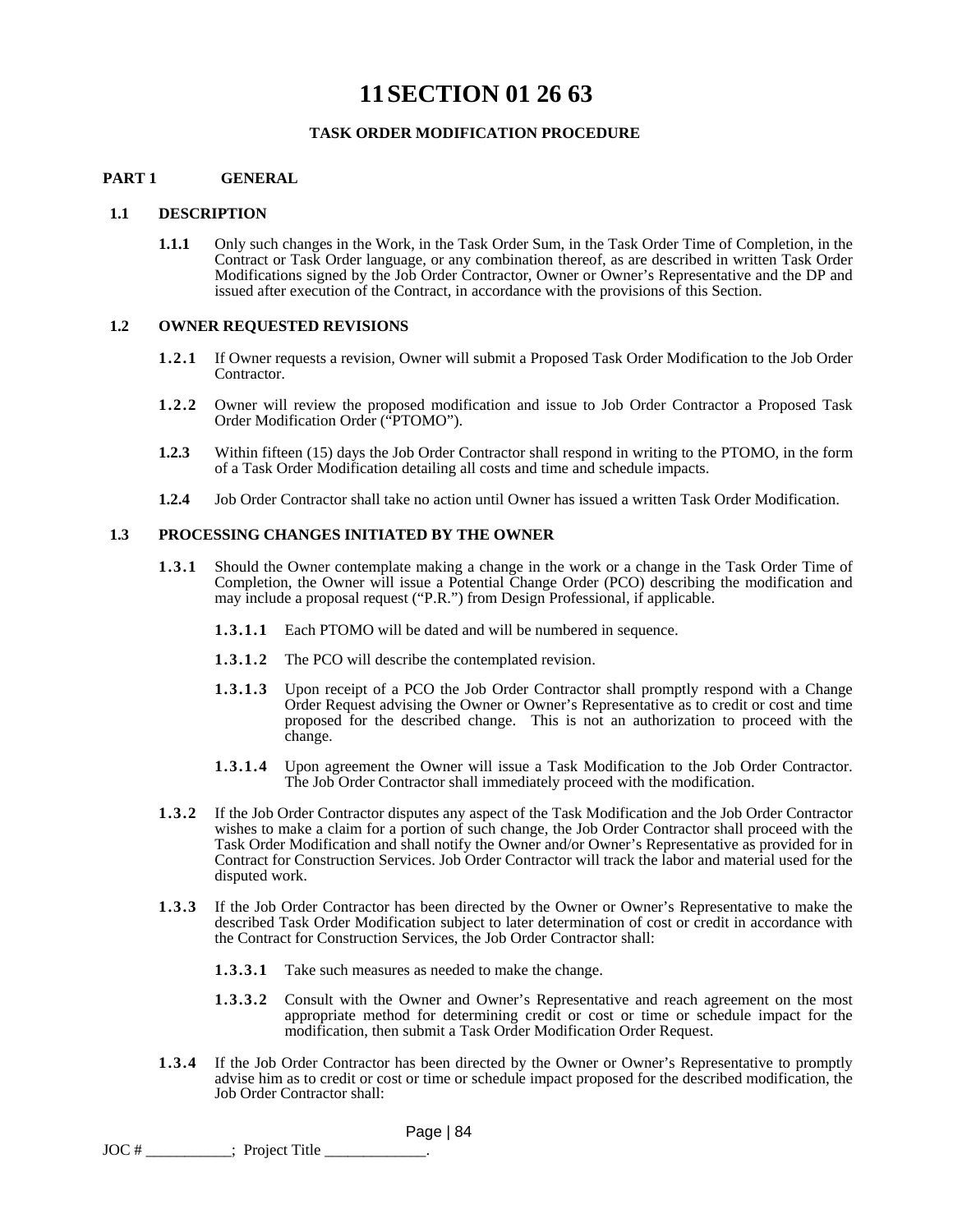# 11 SECTION 01 26 63

### TASK ORDER MODIFICATION PROCEDURE

## PART 1 GENERAL

### 1.1 DESCRIPTION

**1.1.1** Only such changes in the Work, in the Task Order Sum, in the Task Order Time of Completion, in the Contract or Task Order language, or any combination thereof, as are described in written Task Order Modifications signed by the Job Order Contractor, Owner or Owner's Representative and the DP and issued after execution of the Contract, in accordance with the provisions of this Section.

### 1.2 OWNER REQUESTED REVISIONS

**1.2.1** If Owner requests a revision, Owner will submit a Proposed Task Order Modification to the Job Order Contractor.

**1.2.2** Owner will review the proposed modification and issue to Job Order Contractor a Proposed Task Order Modification Order ("PTOMO").

**1.2.3** Within fifteen (15) days the Job Order Contractor shall respond in writing to the PTOMO, in the form of a Task Order Modification detailing all costs and time and schedule impacts.

**1.2.4** Job Order Contractor shall take no action until Owner has issued a written Task Order Modification.

### 1.3 PROCESSING CHANGES INITIATED BY THE OWNER

**1.3.1** Should the Owner contemplate making a change in the work or a change in the Task Order Time of Completion, the Owner will issue a Potential Change Order (PCO) describing the modification and may include a proposal request ("P.R.") from Design Professional, if applicable.

**1.3.1.1** Each PTOMO will be dated and will be numbered in sequence.

**1.3.1.2** The PCO will describe the contemplated revision.

**1.3.1.3** Upon receipt of a PCO the Job Order Contractor shall promptly respond with a Change Order Request advising the Owner or Owner's Representative as to credit or cost and time proposed for the described change. This is not an authorization to proceed with the change.

**1.3.1.4** Upon agreement the Owner will issue a Task Modification to the Job Order Contractor. The Job Order Contractor shall immediately proceed with the modification.

**1.3.2** If the Job Order Contractor disputes any aspect of the Task Modification and the Job Order Contractor wishes to make a claim for a portion of such change, the Job Order Contractor shall proceed with the Task Order Modification and shall notify the Owner and/or Owner's Representative as provided for in Contract for Construction Services. Job Order Contractor will track the labor and material used for the disputed work.

**1.3.3** If the Job Order Contractor has been directed by the Owner or Owner's Representative to make the described Task Order Modification subject to later determination of cost or credit in accordance with the Contract for Construction Services, the Job Order Contractor shall:

**1.3.3.1** Take such measures as needed to make the change.

**1.3.3.2** Consult with the Owner and Owner's Representative and reach agreement on the most appropriate method for determining credit or cost or time or schedule impact for the modification, then submit a Task Order Modification Order Request.

**1.3.4** If the Job Order Contractor has been directed by the Owner or Owner's Representative to promptly advise him as to credit or cost or time or schedule impact proposed for the described modification, the Job Order Contractor shall:

JOC # ___________; Project Title _____________.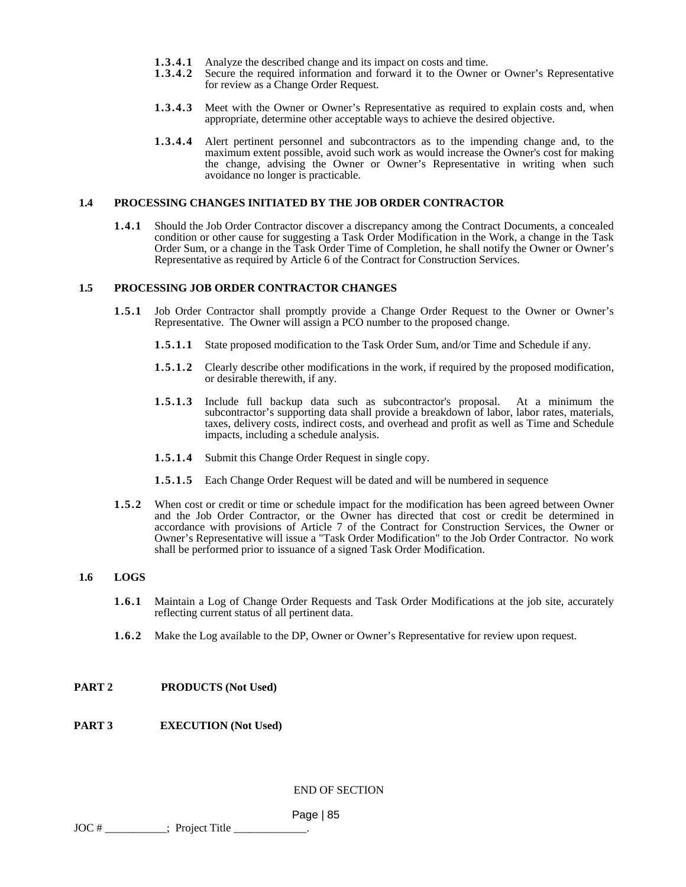**1.3.4.1** Analyze the described change and its impact on costs and time.

**1.3.4.2** Secure the required information and forward it to the Owner or Owner's Representative for review as a Change Order Request.

**1.3.4.3** Meet with the Owner or Owner's Representative as required to explain costs and, when appropriate, determine other acceptable ways to achieve the desired objective.

**1.3.4.4** Alert pertinent personnel and subcontractors as to the impending change and, to the maximum extent possible, avoid such work as would increase the Owner's cost for making the change, advising the Owner or Owner's Representative in writing when such avoidance no longer is practicable.

## 1.4 PROCESSING CHANGES INITIATED BY THE JOB ORDER CONTRACTOR

**1.4.1** Should the Job Order Contractor discover a discrepancy among the Contract Documents, a concealed condition or other cause for suggesting a Task Order Modification in the Work, a change in the Task Order Sum, or a change in the Task Order Time of Completion, he shall notify the Owner or Owner's Representative as required by Article 6 of the Contract for Construction Services.

## 1.5 PROCESSING JOB ORDER CONTRACTOR CHANGES

**1.5.1** Job Order Contractor shall promptly provide a Change Order Request to the Owner or Owner's Representative. The Owner will assign a PCO number to the proposed change.

**1.5.1.1** State proposed modification to the Task Order Sum, and/or Time and Schedule if any.

**1.5.1.2** Clearly describe other modifications in the work, if required by the proposed modification, or desirable therewith, if any.

**1.5.1.3** Include full backup data such as subcontractor's proposal. At a minimum the subcontractor's supporting data shall provide a breakdown of labor, labor rates, materials, taxes, delivery costs, indirect costs, and overhead and profit as well as Time and Schedule impacts, including a schedule analysis.

**1.5.1.4** Submit this Change Order Request in single copy.

**1.5.1.5** Each Change Order Request will be dated and will be numbered in sequence

**1.5.2** When cost or credit or time or schedule impact for the modification has been agreed between Owner and the Job Order Contractor, or the Owner has directed that cost or credit be determined in accordance with provisions of Article 7 of the Contract for Construction Services, the Owner or Owner's Representative will issue a "Task Order Modification" to the Job Order Contractor. No work shall be performed prior to issuance of a signed Task Order Modification.

## 1.6 LOGS

**1.6.1** Maintain a Log of Change Order Requests and Task Order Modifications at the job site, accurately reflecting current status of all pertinent data.

**1.6.2** Make the Log available to the DP, Owner or Owner's Representative for review upon request.

# PART 2 PRODUCTS (Not Used)

# PART 3 EXECUTION (Not Used)

END OF SECTION

JOC # ___________; Project Title _____________.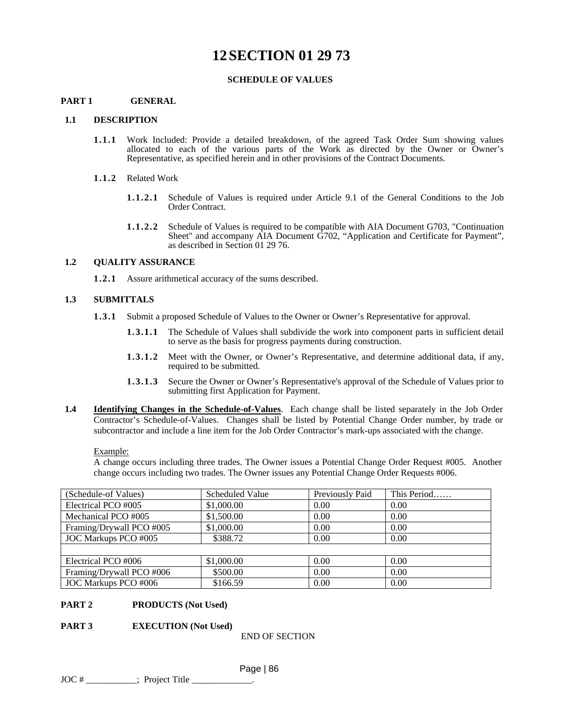# 12 SECTION 01 29 73

**SCHEDULE OF VALUES**

## PART 1 GENERAL

### 1.1 DESCRIPTION

**1.1.1** Work Included: Provide a detailed breakdown, of the agreed Task Order Sum showing values allocated to each of the various parts of the Work as directed by the Owner or Owner's Representative, as specified herein and in other provisions of the Contract Documents.

**1.1.2** Related Work

**1.1.2.1** Schedule of Values is required under Article 9.1 of the General Conditions to the Job Order Contract.

**1.1.2.2** Schedule of Values is required to be compatible with AIA Document G703, "Continuation Sheet" and accompany AIA Document G702, "Application and Certificate for Payment", as described in Section 01 29 76.

### 1.2 QUALITY ASSURANCE

**1.2.1** Assure arithmetical accuracy of the sums described.

### 1.3 SUBMITTALS

**1.3.1** Submit a proposed Schedule of Values to the Owner or Owner's Representative for approval.

**1.3.1.1** The Schedule of Values shall subdivide the work into component parts in sufficient detail to serve as the basis for progress payments during construction.

**1.3.1.2** Meet with the Owner, or Owner's Representative, and determine additional data, if any, required to be submitted.

**1.3.1.3** Secure the Owner or Owner's Representative's approval of the Schedule of Values prior to submitting first Application for Payment.

**1.4** **Identifying Changes in the Schedule-of-Values**. Each change shall be listed separately in the Job Order Contractor's Schedule-of-Values. Changes shall be listed by Potential Change Order number, by trade or subcontractor and include a line item for the Job Order Contractor's mark-ups associated with the change.

Example:
A change occurs including three trades. The Owner issues a Potential Change Order Request #005. Another change occurs including two trades. The Owner issues any Potential Change Order Requests #006.

| (Schedule-of Values) | Scheduled Value | Previously Paid | This Period…… |
|---|---|---|---|
| Electrical PCO #005 | $1,000.00 | 0.00 | 0.00 |
| Mechanical PCO #005 | $1,500.00 | 0.00 | 0.00 |
| Framing/Drywall PCO #005 | $1,000.00 | 0.00 | 0.00 |
| JOC Markups PCO #005 | $388.72 | 0.00 | 0.00 |
| | | | |
| Electrical PCO #006 | $1,000.00 | 0.00 | 0.00 |
| Framing/Drywall PCO #006 | $500.00 | 0.00 | 0.00 |
| JOC Markups PCO #006 | $166.59 | 0.00 | 0.00 |

## PART 2 PRODUCTS (Not Used)

## PART 3 EXECUTION (Not Used)

END OF SECTION

JOC # ___________; Project Title _____________.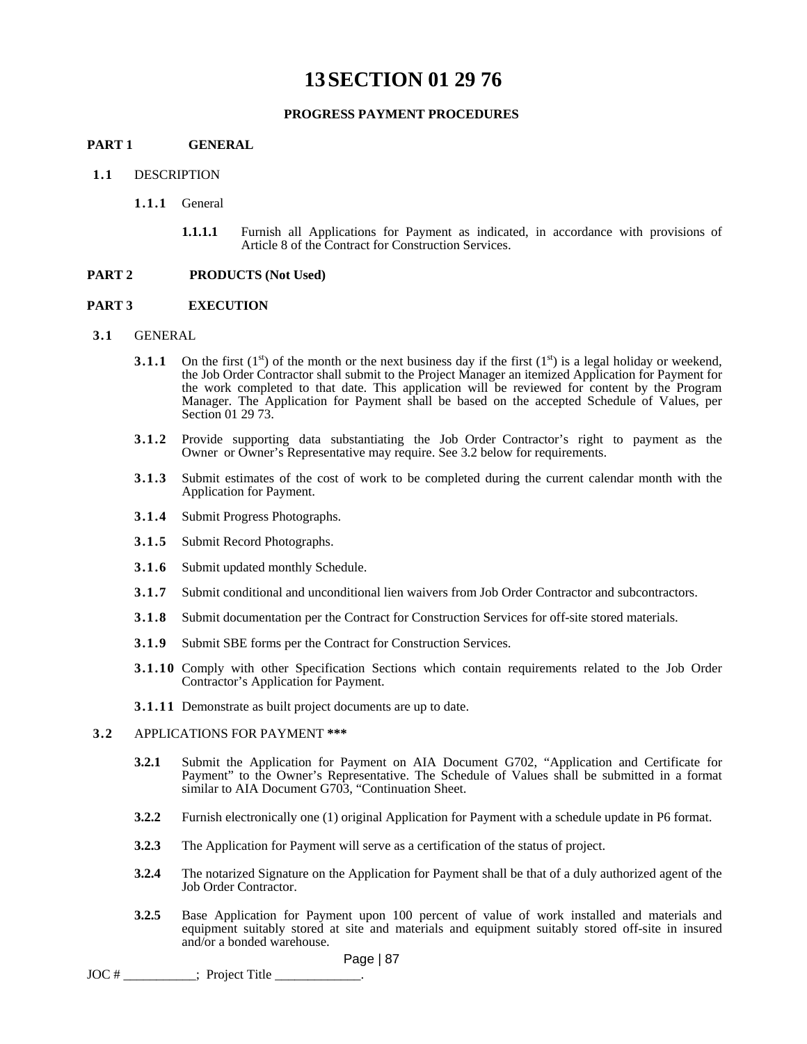# 13 SECTION 01 29 76

**PROGRESS PAYMENT PROCEDURES**

**PART 1 GENERAL**

**1.1** DESCRIPTION

**1.1.1** General

**1.1.1.1** Furnish all Applications for Payment as indicated, in accordance with provisions of Article 8 of the Contract for Construction Services.

**PART 2 PRODUCTS (Not Used)**

**PART 3 EXECUTION**

**3.1** GENERAL

**3.1.1** On the first (1st) of the month or the next business day if the first (1st) is a legal holiday or weekend, the Job Order Contractor shall submit to the Project Manager an itemized Application for Payment for the work completed to that date. This application will be reviewed for content by the Program Manager. The Application for Payment shall be based on the accepted Schedule of Values, per Section 01 29 73.

**3.1.2** Provide supporting data substantiating the Job Order Contractor's right to payment as the Owner or Owner's Representative may require. See 3.2 below for requirements.

**3.1.3** Submit estimates of the cost of work to be completed during the current calendar month with the Application for Payment.

**3.1.4** Submit Progress Photographs.

**3.1.5** Submit Record Photographs.

**3.1.6** Submit updated monthly Schedule.

**3.1.7** Submit conditional and unconditional lien waivers from Job Order Contractor and subcontractors.

**3.1.8** Submit documentation per the Contract for Construction Services for off-site stored materials.

**3.1.9** Submit SBE forms per the Contract for Construction Services.

**3.1.10** Comply with other Specification Sections which contain requirements related to the Job Order Contractor's Application for Payment.

**3.1.11** Demonstrate as built project documents are up to date.

**3.2** APPLICATIONS FOR PAYMENT **\*\*\***

**3.2.1** Submit the Application for Payment on AIA Document G702, "Application and Certificate for Payment" to the Owner's Representative. The Schedule of Values shall be submitted in a format similar to AIA Document G703, "Continuation Sheet.

**3.2.2** Furnish electronically one (1) original Application for Payment with a schedule update in P6 format.

**3.2.3** The Application for Payment will serve as a certification of the status of project.

**3.2.4** The notarized Signature on the Application for Payment shall be that of a duly authorized agent of the Job Order Contractor.

**3.2.5** Base Application for Payment upon 100 percent of value of work installed and materials and equipment suitably stored at site and materials and equipment suitably stored off-site in insured and/or a bonded warehouse.

JOC # \_\_\_\_\_\_\_\_\_\_\_; Project Title \_\_\_\_\_\_\_\_\_\_\_\_\_.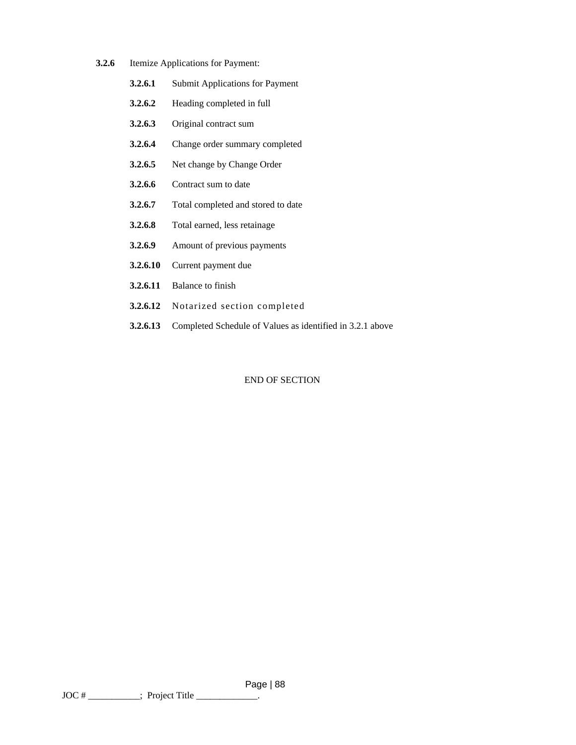**3.2.6** Itemize Applications for Payment:

- **3.2.6.1** Submit Applications for Payment
- **3.2.6.2** Heading completed in full
- **3.2.6.3** Original contract sum
- **3.2.6.4** Change order summary completed
- **3.2.6.5** Net change by Change Order
- **3.2.6.6** Contract sum to date
- **3.2.6.7** Total completed and stored to date
- **3.2.6.8** Total earned, less retainage
- **3.2.6.9** Amount of previous payments
- **3.2.6.10** Current payment due
- **3.2.6.11** Balance to finish
- **3.2.6.12** Notarized section completed
- **3.2.6.13** Completed Schedule of Values as identified in 3.2.1 above

END OF SECTION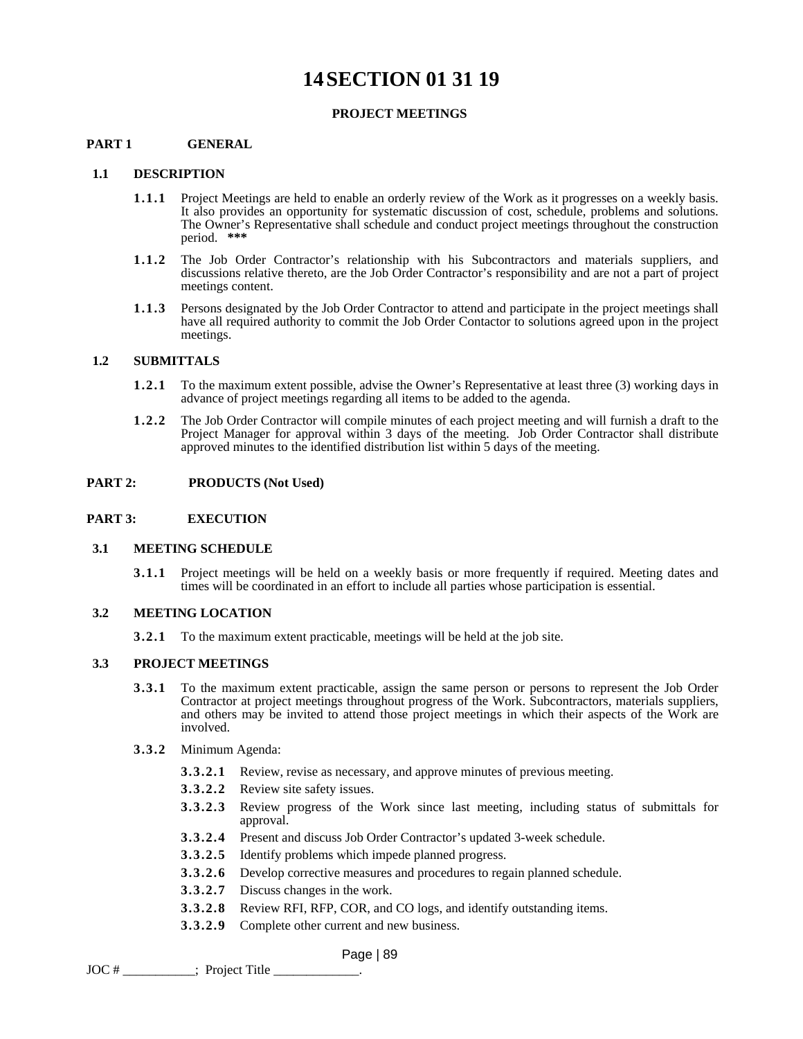# 14 SECTION 01 31 19

**PROJECT MEETINGS**

## PART 1 GENERAL

### 1.1 DESCRIPTION

**1.1.1** Project Meetings are held to enable an orderly review of the Work as it progresses on a weekly basis. It also provides an opportunity for systematic discussion of cost, schedule, problems and solutions. The Owner's Representative shall schedule and conduct project meetings throughout the construction period. **\*\*\***

**1.1.2** The Job Order Contractor's relationship with his Subcontractors and materials suppliers, and discussions relative thereto, are the Job Order Contractor's responsibility and are not a part of project meetings content.

**1.1.3** Persons designated by the Job Order Contractor to attend and participate in the project meetings shall have all required authority to commit the Job Order Contactor to solutions agreed upon in the project meetings.

### 1.2 SUBMITTALS

**1.2.1** To the maximum extent possible, advise the Owner's Representative at least three (3) working days in advance of project meetings regarding all items to be added to the agenda.

**1.2.2** The Job Order Contractor will compile minutes of each project meeting and will furnish a draft to the Project Manager for approval within 3 days of the meeting. Job Order Contractor shall distribute approved minutes to the identified distribution list within 5 days of the meeting.

## PART 2: PRODUCTS (Not Used)

## PART 3: EXECUTION

### 3.1 MEETING SCHEDULE

**3.1.1** Project meetings will be held on a weekly basis or more frequently if required. Meeting dates and times will be coordinated in an effort to include all parties whose participation is essential.

### 3.2 MEETING LOCATION

**3.2.1** To the maximum extent practicable, meetings will be held at the job site.

### 3.3 PROJECT MEETINGS

**3.3.1** To the maximum extent practicable, assign the same person or persons to represent the Job Order Contractor at project meetings throughout progress of the Work. Subcontractors, materials suppliers, and others may be invited to attend those project meetings in which their aspects of the Work are involved.

**3.3.2** Minimum Agenda:

- **3.3.2.1** Review, revise as necessary, and approve minutes of previous meeting.
- **3.3.2.2** Review site safety issues.
- **3.3.2.3** Review progress of the Work since last meeting, including status of submittals for approval.
- **3.3.2.4** Present and discuss Job Order Contractor's updated 3-week schedule.
- **3.3.2.5** Identify problems which impede planned progress.
- **3.3.2.6** Develop corrective measures and procedures to regain planned schedule.
- **3.3.2.7** Discuss changes in the work.
- **3.3.2.8** Review RFI, RFP, COR, and CO logs, and identify outstanding items.
- **3.3.2.9** Complete other current and new business.

JOC # ___________; Project Title _____________.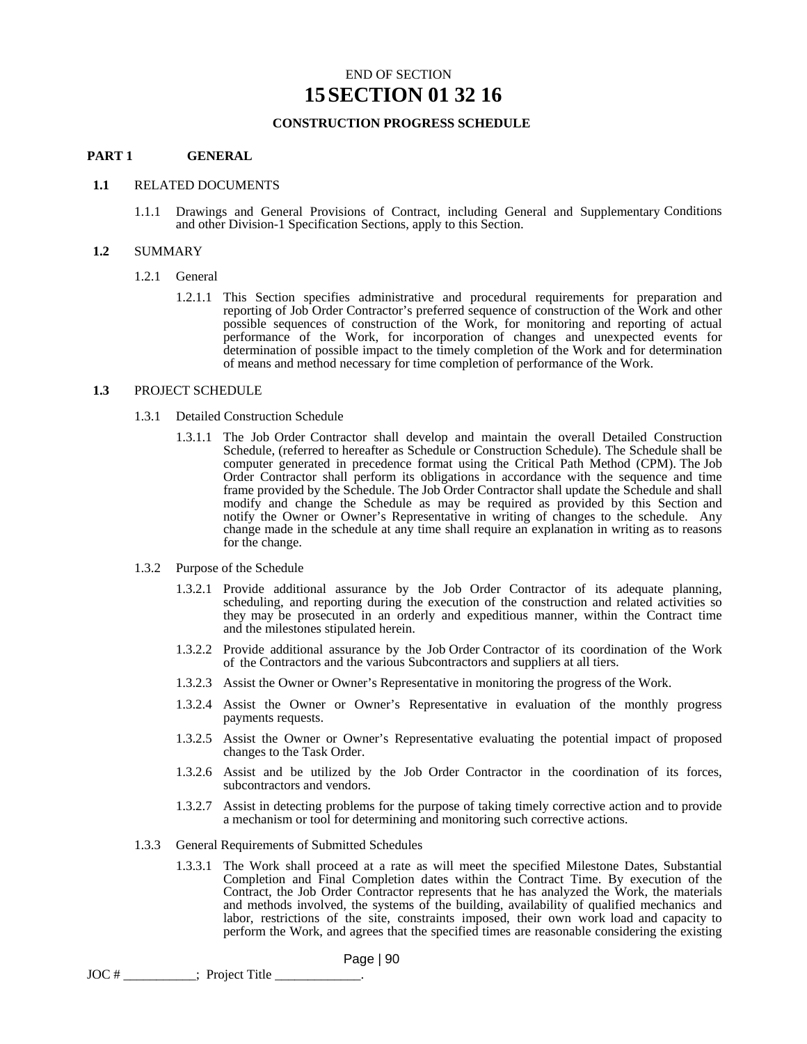END OF SECTION

# 15 SECTION 01 32 16

**CONSTRUCTION PROGRESS SCHEDULE**

## PART 1 GENERAL

**1.1** RELATED DOCUMENTS

1.1.1 Drawings and General Provisions of Contract, including General and Supplementary Conditions and other Division-1 Specification Sections, apply to this Section.

**1.2** SUMMARY

1.2.1 General

1.2.1.1 This Section specifies administrative and procedural requirements for preparation and reporting of Job Order Contractor's preferred sequence of construction of the Work and other possible sequences of construction of the Work, for monitoring and reporting of actual performance of the Work, for incorporation of changes and unexpected events for determination of possible impact to the timely completion of the Work and for determination of means and method necessary for time completion of performance of the Work.

**1.3** PROJECT SCHEDULE

1.3.1 Detailed Construction Schedule

1.3.1.1 The Job Order Contractor shall develop and maintain the overall Detailed Construction Schedule, (referred to hereafter as Schedule or Construction Schedule). The Schedule shall be computer generated in precedence format using the Critical Path Method (CPM). The Job Order Contractor shall perform its obligations in accordance with the sequence and time frame provided by the Schedule. The Job Order Contractor shall update the Schedule and shall modify and change the Schedule as may be required as provided by this Section and notify the Owner or Owner's Representative in writing of changes to the schedule. Any change made in the schedule at any time shall require an explanation in writing as to reasons for the change.

1.3.2 Purpose of the Schedule

1.3.2.1 Provide additional assurance by the Job Order Contractor of its adequate planning, scheduling, and reporting during the execution of the construction and related activities so they may be prosecuted in an orderly and expeditious manner, within the Contract time and the milestones stipulated herein.

1.3.2.2 Provide additional assurance by the Job Order Contractor of its coordination of the Work of the Contractors and the various Subcontractors and suppliers at all tiers.

1.3.2.3 Assist the Owner or Owner's Representative in monitoring the progress of the Work.

1.3.2.4 Assist the Owner or Owner's Representative in evaluation of the monthly progress payments requests.

1.3.2.5 Assist the Owner or Owner's Representative evaluating the potential impact of proposed changes to the Task Order.

1.3.2.6 Assist and be utilized by the Job Order Contractor in the coordination of its forces, subcontractors and vendors.

1.3.2.7 Assist in detecting problems for the purpose of taking timely corrective action and to provide a mechanism or tool for determining and monitoring such corrective actions.

1.3.3 General Requirements of Submitted Schedules

1.3.3.1 The Work shall proceed at a rate as will meet the specified Milestone Dates, Substantial Completion and Final Completion dates within the Contract Time. By execution of the Contract, the Job Order Contractor represents that he has analyzed the Work, the materials and methods involved, the systems of the building, availability of qualified mechanics and labor, restrictions of the site, constraints imposed, their own work load and capacity to perform the Work, and agrees that the specified times are reasonable considering the existing

JOC # ___________; Project Title _____________.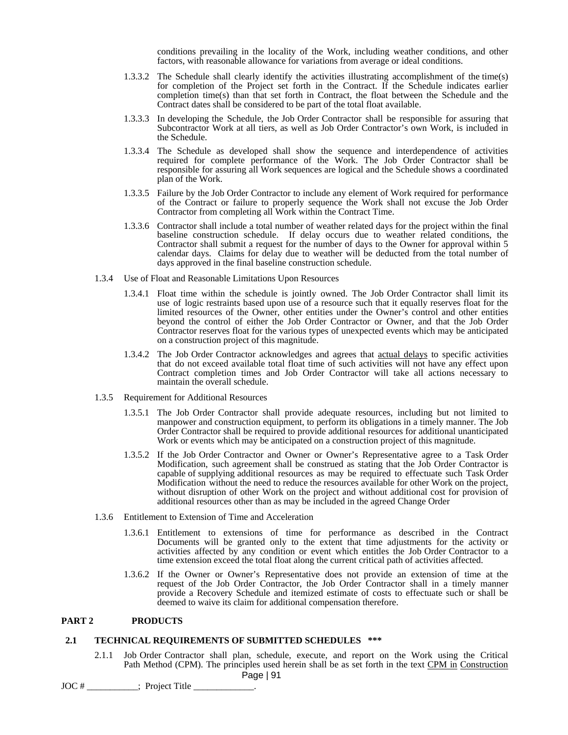conditions prevailing in the locality of the Work, including weather conditions, and other factors, with reasonable allowance for variations from average or ideal conditions.

1.3.3.2 The Schedule shall clearly identify the activities illustrating accomplishment of the time(s) for completion of the Project set forth in the Contract. If the Schedule indicates earlier completion time(s) than that set forth in Contract, the float between the Schedule and the Contract dates shall be considered to be part of the total float available.

1.3.3.3 In developing the Schedule, the Job Order Contractor shall be responsible for assuring that Subcontractor Work at all tiers, as well as Job Order Contractor's own Work, is included in the Schedule.

1.3.3.4 The Schedule as developed shall show the sequence and interdependence of activities required for complete performance of the Work. The Job Order Contractor shall be responsible for assuring all Work sequences are logical and the Schedule shows a coordinated plan of the Work.

1.3.3.5 Failure by the Job Order Contractor to include any element of Work required for performance of the Contract or failure to properly sequence the Work shall not excuse the Job Order Contractor from completing all Work within the Contract Time.

1.3.3.6 Contractor shall include a total number of weather related days for the project within the final baseline construction schedule. If delay occurs due to weather related conditions, the Contractor shall submit a request for the number of days to the Owner for approval within 5 calendar days. Claims for delay due to weather will be deducted from the total number of days approved in the final baseline construction schedule.

1.3.4 Use of Float and Reasonable Limitations Upon Resources

1.3.4.1 Float time within the schedule is jointly owned. The Job Order Contractor shall limit its use of logic restraints based upon use of a resource such that it equally reserves float for the limited resources of the Owner, other entities under the Owner's control and other entities beyond the control of either the Job Order Contractor or Owner, and that the Job Order Contractor reserves float for the various types of unexpected events which may be anticipated on a construction project of this magnitude.

1.3.4.2 The Job Order Contractor acknowledges and agrees that <u>actual delays</u> to specific activities that do not exceed available total float time of such activities will not have any effect upon Contract completion times and Job Order Contractor will take all actions necessary to maintain the overall schedule.

1.3.5 Requirement for Additional Resources

1.3.5.1 The Job Order Contractor shall provide adequate resources, including but not limited to manpower and construction equipment, to perform its obligations in a timely manner. The Job Order Contractor shall be required to provide additional resources for additional unanticipated Work or events which may be anticipated on a construction project of this magnitude.

1.3.5.2 If the Job Order Contractor and Owner or Owner's Representative agree to a Task Order Modification, such agreement shall be construed as stating that the Job Order Contractor is capable of supplying additional resources as may be required to effectuate such Task Order Modification without the need to reduce the resources available for other Work on the project, without disruption of other Work on the project and without additional cost for provision of additional resources other than as may be included in the agreed Change Order

1.3.6 Entitlement to Extension of Time and Acceleration

1.3.6.1 Entitlement to extensions of time for performance as described in the Contract Documents will be granted only to the extent that time adjustments for the activity or activities affected by any condition or event which entitles the Job Order Contractor to a time extension exceed the total float along the current critical path of activities affected.

1.3.6.2 If the Owner or Owner's Representative does not provide an extension of time at the request of the Job Order Contractor, the Job Order Contractor shall in a timely manner provide a Recovery Schedule and itemized estimate of costs to effectuate such or shall be deemed to waive its claim for additional compensation therefore.

## PART 2 PRODUCTS

### 2.1 TECHNICAL REQUIREMENTS OF SUBMITTED SCHEDULES ***

2.1.1 Job Order Contractor shall plan, schedule, execute, and report on the Work using the Critical Path Method (CPM). The principles used herein shall be as set forth in the text <u>CPM in</u> <u>Construction</u>

JOC # ___________; Project Title _____________.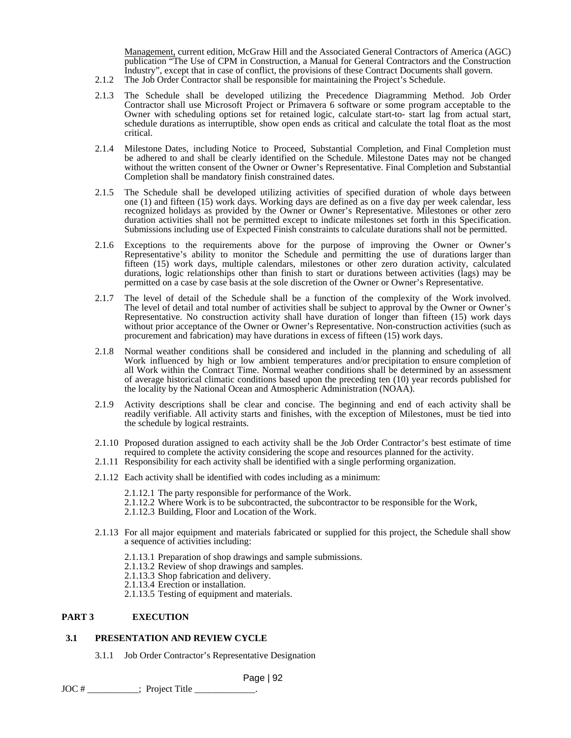Management, current edition, McGraw Hill and the Associated General Contractors of America (AGC) publication "The Use of CPM in Construction, a Manual for General Contractors and the Construction Industry", except that in case of conflict, the provisions of these Contract Documents shall govern.

2.1.2 The Job Order Contractor shall be responsible for maintaining the Project's Schedule.

2.1.3 The Schedule shall be developed utilizing the Precedence Diagramming Method. Job Order Contractor shall use Microsoft Project or Primavera 6 software or some program acceptable to the Owner with scheduling options set for retained logic, calculate start-to- start lag from actual start, schedule durations as interruptible, show open ends as critical and calculate the total float as the most critical.

2.1.4 Milestone Dates, including Notice to Proceed, Substantial Completion, and Final Completion must be adhered to and shall be clearly identified on the Schedule. Milestone Dates may not be changed without the written consent of the Owner or Owner's Representative. Final Completion and Substantial Completion shall be mandatory finish constrained dates.

2.1.5 The Schedule shall be developed utilizing activities of specified duration of whole days between one (1) and fifteen (15) work days. Working days are defined as on a five day per week calendar, less recognized holidays as provided by the Owner or Owner's Representative. Milestones or other zero duration activities shall not be permitted except to indicate milestones set forth in this Specification. Submissions including use of Expected Finish constraints to calculate durations shall not be permitted.

2.1.6 Exceptions to the requirements above for the purpose of improving the Owner or Owner's Representative's ability to monitor the Schedule and permitting the use of durations larger than fifteen (15) work days, multiple calendars, milestones or other zero duration activity, calculated durations, logic relationships other than finish to start or durations between activities (lags) may be permitted on a case by case basis at the sole discretion of the Owner or Owner's Representative.

2.1.7 The level of detail of the Schedule shall be a function of the complexity of the Work involved. The level of detail and total number of activities shall be subject to approval by the Owner or Owner's Representative. No construction activity shall have duration of longer than fifteen (15) work days without prior acceptance of the Owner or Owner's Representative. Non-construction activities (such as procurement and fabrication) may have durations in excess of fifteen (15) work days.

2.1.8 Normal weather conditions shall be considered and included in the planning and scheduling of all Work influenced by high or low ambient temperatures and/or precipitation to ensure completion of all Work within the Contract Time. Normal weather conditions shall be determined by an assessment of average historical climatic conditions based upon the preceding ten (10) year records published for the locality by the National Ocean and Atmospheric Administration (NOAA).

2.1.9 Activity descriptions shall be clear and concise. The beginning and end of each activity shall be readily verifiable. All activity starts and finishes, with the exception of Milestones, must be tied into the schedule by logical restraints.

2.1.10 Proposed duration assigned to each activity shall be the Job Order Contractor's best estimate of time required to complete the activity considering the scope and resources planned for the activity.

2.1.11 Responsibility for each activity shall be identified with a single performing organization.

2.1.12 Each activity shall be identified with codes including as a minimum:

2.1.12.1 The party responsible for performance of the Work.
2.1.12.2 Where Work is to be subcontracted, the subcontractor to be responsible for the Work,
2.1.12.3 Building, Floor and Location of the Work.

2.1.13 For all major equipment and materials fabricated or supplied for this project, the Schedule shall show a sequence of activities including:

2.1.13.1 Preparation of shop drawings and sample submissions.
2.1.13.2 Review of shop drawings and samples.
2.1.13.3 Shop fabrication and delivery.
2.1.13.4 Erection or installation.
2.1.13.5 Testing of equipment and materials.

## PART 3 EXECUTION

### 3.1 PRESENTATION AND REVIEW CYCLE

3.1.1 Job Order Contractor's Representative Designation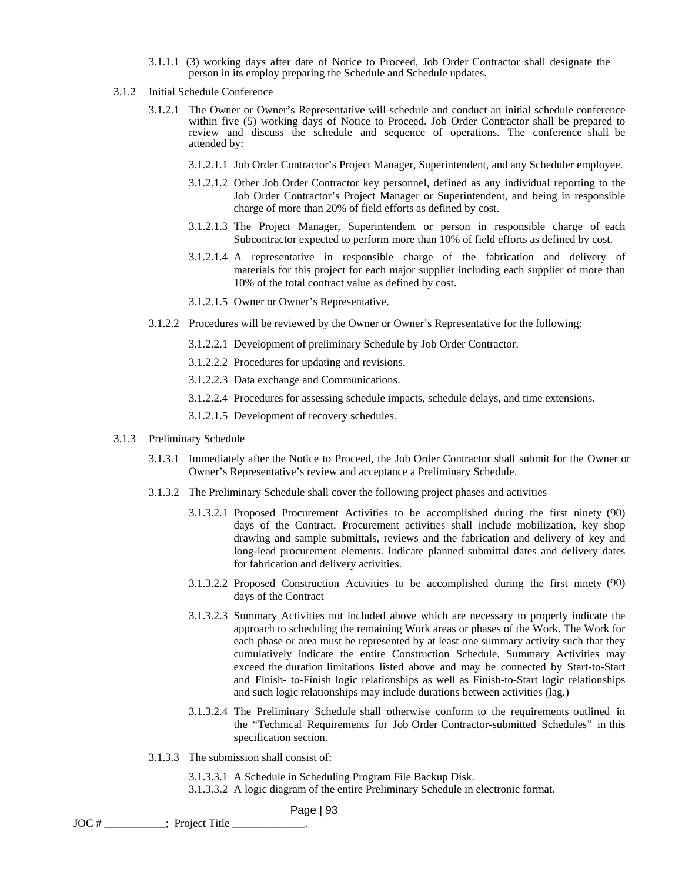3.1.1.1 (3) working days after date of Notice to Proceed, Job Order Contractor shall designate the person in its employ preparing the Schedule and Schedule updates.

3.1.2 Initial Schedule Conference

3.1.2.1 The Owner or Owner's Representative will schedule and conduct an initial schedule conference within five (5) working days of Notice to Proceed. Job Order Contractor shall be prepared to review and discuss the schedule and sequence of operations. The conference shall be attended by:

3.1.2.1.1 Job Order Contractor's Project Manager, Superintendent, and any Scheduler employee.

3.1.2.1.2 Other Job Order Contractor key personnel, defined as any individual reporting to the Job Order Contractor's Project Manager or Superintendent, and being in responsible charge of more than 20% of field efforts as defined by cost.

3.1.2.1.3 The Project Manager, Superintendent or person in responsible charge of each Subcontractor expected to perform more than 10% of field efforts as defined by cost.

3.1.2.1.4 A representative in responsible charge of the fabrication and delivery of materials for this project for each major supplier including each supplier of more than 10% of the total contract value as defined by cost.

3.1.2.1.5 Owner or Owner's Representative.

3.1.2.2 Procedures will be reviewed by the Owner or Owner's Representative for the following:

3.1.2.2.1 Development of preliminary Schedule by Job Order Contractor.

3.1.2.2.2 Procedures for updating and revisions.

3.1.2.2.3 Data exchange and Communications.

3.1.2.2.4 Procedures for assessing schedule impacts, schedule delays, and time extensions.

3.1.2.1.5 Development of recovery schedules.

3.1.3 Preliminary Schedule

3.1.3.1 Immediately after the Notice to Proceed, the Job Order Contractor shall submit for the Owner or Owner's Representative's review and acceptance a Preliminary Schedule.

3.1.3.2 The Preliminary Schedule shall cover the following project phases and activities

3.1.3.2.1 Proposed Procurement Activities to be accomplished during the first ninety (90) days of the Contract. Procurement activities shall include mobilization, key shop drawing and sample submittals, reviews and the fabrication and delivery of key and long-lead procurement elements. Indicate planned submittal dates and delivery dates for fabrication and delivery activities.

3.1.3.2.2 Proposed Construction Activities to be accomplished during the first ninety (90) days of the Contract

3.1.3.2.3 Summary Activities not included above which are necessary to properly indicate the approach to scheduling the remaining Work areas or phases of the Work. The Work for each phase or area must be represented by at least one summary activity such that they cumulatively indicate the entire Construction Schedule. Summary Activities may exceed the duration limitations listed above and may be connected by Start-to-Start and Finish- to-Finish logic relationships as well as Finish-to-Start logic relationships and such logic relationships may include durations between activities (lag.)

3.1.3.2.4 The Preliminary Schedule shall otherwise conform to the requirements outlined in the "Technical Requirements for Job Order Contractor-submitted Schedules" in this specification section.

3.1.3.3 The submission shall consist of:

3.1.3.3.1 A Schedule in Scheduling Program File Backup Disk.
3.1.3.3.2 A logic diagram of the entire Preliminary Schedule in electronic format.

JOC # ___________; Project Title _____________.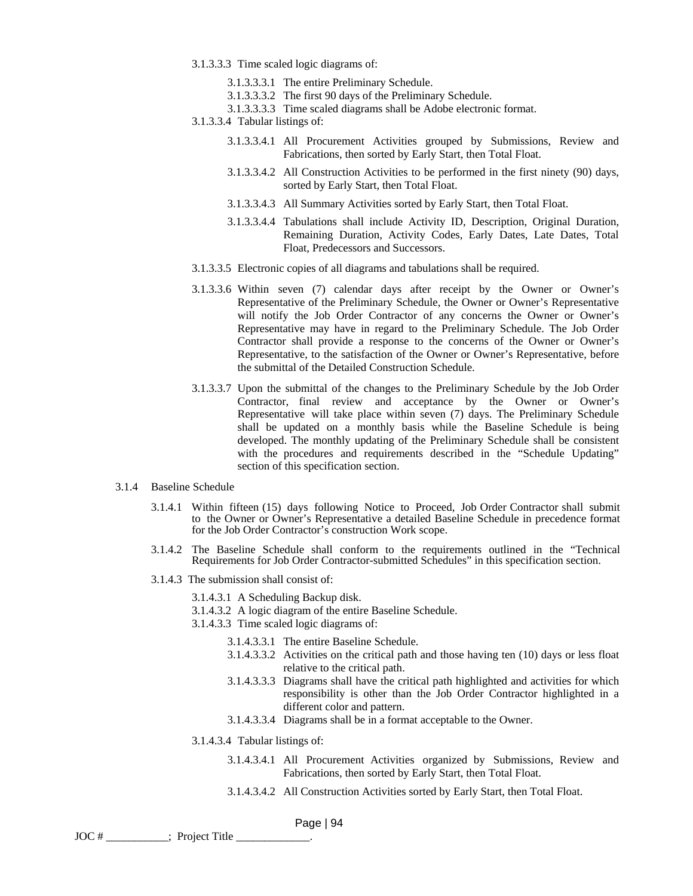3.1.3.3.3 Time scaled logic diagrams of:

3.1.3.3.3.1 The entire Preliminary Schedule.

3.1.3.3.3.2 The first 90 days of the Preliminary Schedule.

3.1.3.3.3.3 Time scaled diagrams shall be Adobe electronic format.

3.1.3.3.4 Tabular listings of:

3.1.3.3.4.1 All Procurement Activities grouped by Submissions, Review and Fabrications, then sorted by Early Start, then Total Float.

3.1.3.3.4.2 All Construction Activities to be performed in the first ninety (90) days, sorted by Early Start, then Total Float.

3.1.3.3.4.3 All Summary Activities sorted by Early Start, then Total Float.

3.1.3.3.4.4 Tabulations shall include Activity ID, Description, Original Duration, Remaining Duration, Activity Codes, Early Dates, Late Dates, Total Float, Predecessors and Successors.

3.1.3.3.5 Electronic copies of all diagrams and tabulations shall be required.

3.1.3.3.6 Within seven (7) calendar days after receipt by the Owner or Owner's Representative of the Preliminary Schedule, the Owner or Owner's Representative will notify the Job Order Contractor of any concerns the Owner or Owner's Representative may have in regard to the Preliminary Schedule. The Job Order Contractor shall provide a response to the concerns of the Owner or Owner's Representative, to the satisfaction of the Owner or Owner's Representative, before the submittal of the Detailed Construction Schedule.

3.1.3.3.7 Upon the submittal of the changes to the Preliminary Schedule by the Job Order Contractor, final review and acceptance by the Owner or Owner's Representative will take place within seven (7) days. The Preliminary Schedule shall be updated on a monthly basis while the Baseline Schedule is being developed. The monthly updating of the Preliminary Schedule shall be consistent with the procedures and requirements described in the "Schedule Updating" section of this specification section.

3.1.4 Baseline Schedule

3.1.4.1 Within fifteen (15) days following Notice to Proceed, Job Order Contractor shall submit to the Owner or Owner's Representative a detailed Baseline Schedule in precedence format for the Job Order Contractor's construction Work scope.

3.1.4.2 The Baseline Schedule shall conform to the requirements outlined in the "Technical Requirements for Job Order Contractor-submitted Schedules" in this specification section.

3.1.4.3 The submission shall consist of:

3.1.4.3.1 A Scheduling Backup disk.

3.1.4.3.2 A logic diagram of the entire Baseline Schedule.

3.1.4.3.3 Time scaled logic diagrams of:

3.1.4.3.3.1 The entire Baseline Schedule.

3.1.4.3.3.2 Activities on the critical path and those having ten (10) days or less float relative to the critical path.

3.1.4.3.3.3 Diagrams shall have the critical path highlighted and activities for which responsibility is other than the Job Order Contractor highlighted in a different color and pattern.

3.1.4.3.3.4 Diagrams shall be in a format acceptable to the Owner.

3.1.4.3.4 Tabular listings of:

3.1.4.3.4.1 All Procurement Activities organized by Submissions, Review and Fabrications, then sorted by Early Start, then Total Float.

3.1.4.3.4.2 All Construction Activities sorted by Early Start, then Total Float.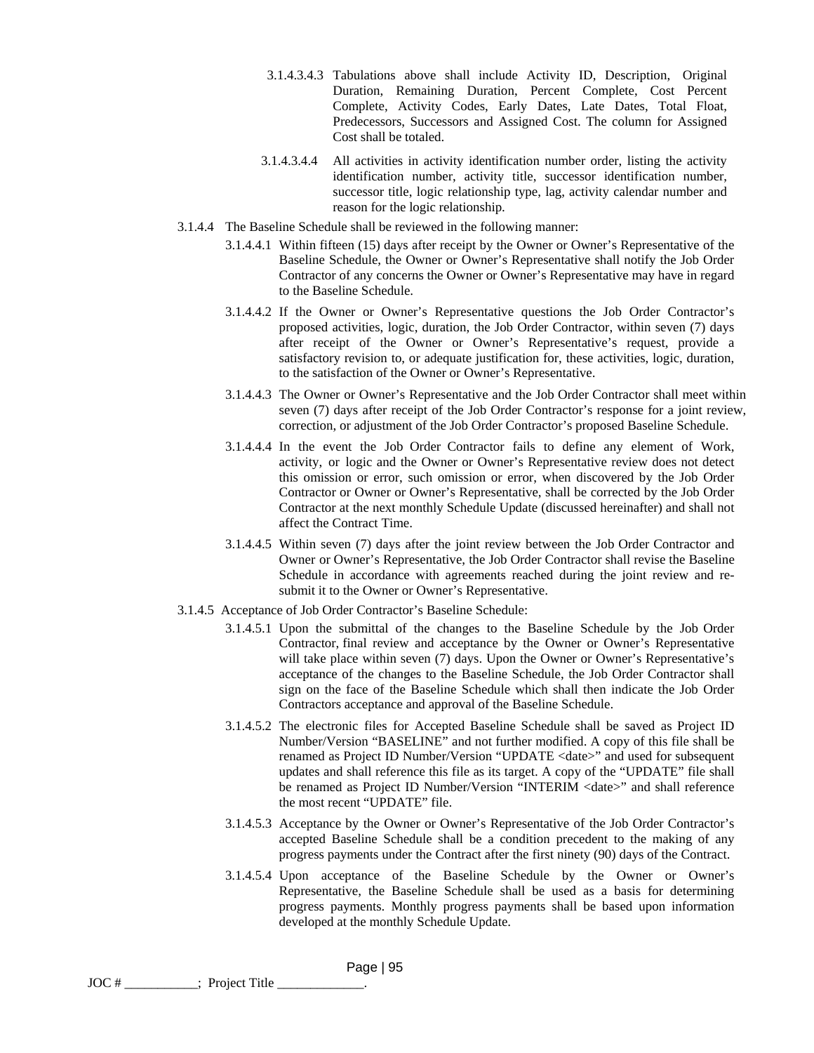3.1.4.3.4.3 Tabulations above shall include Activity ID, Description, Original Duration, Remaining Duration, Percent Complete, Cost Percent Complete, Activity Codes, Early Dates, Late Dates, Total Float, Predecessors, Successors and Assigned Cost. The column for Assigned Cost shall be totaled.

3.1.4.3.4.4 All activities in activity identification number order, listing the activity identification number, activity title, successor identification number, successor title, logic relationship type, lag, activity calendar number and reason for the logic relationship.

3.1.4.4 The Baseline Schedule shall be reviewed in the following manner:

3.1.4.4.1 Within fifteen (15) days after receipt by the Owner or Owner's Representative of the Baseline Schedule, the Owner or Owner's Representative shall notify the Job Order Contractor of any concerns the Owner or Owner's Representative may have in regard to the Baseline Schedule.

3.1.4.4.2 If the Owner or Owner's Representative questions the Job Order Contractor's proposed activities, logic, duration, the Job Order Contractor, within seven (7) days after receipt of the Owner or Owner's Representative's request, provide a satisfactory revision to, or adequate justification for, these activities, logic, duration, to the satisfaction of the Owner or Owner's Representative.

3.1.4.4.3 The Owner or Owner's Representative and the Job Order Contractor shall meet within seven (7) days after receipt of the Job Order Contractor's response for a joint review, correction, or adjustment of the Job Order Contractor's proposed Baseline Schedule.

3.1.4.4.4 In the event the Job Order Contractor fails to define any element of Work, activity, or logic and the Owner or Owner's Representative review does not detect this omission or error, such omission or error, when discovered by the Job Order Contractor or Owner or Owner's Representative, shall be corrected by the Job Order Contractor at the next monthly Schedule Update (discussed hereinafter) and shall not affect the Contract Time.

3.1.4.4.5 Within seven (7) days after the joint review between the Job Order Contractor and Owner or Owner's Representative, the Job Order Contractor shall revise the Baseline Schedule in accordance with agreements reached during the joint review and re-submit it to the Owner or Owner's Representative.

3.1.4.5 Acceptance of Job Order Contractor's Baseline Schedule:

3.1.4.5.1 Upon the submittal of the changes to the Baseline Schedule by the Job Order Contractor, final review and acceptance by the Owner or Owner's Representative will take place within seven (7) days. Upon the Owner or Owner's Representative's acceptance of the changes to the Baseline Schedule, the Job Order Contractor shall sign on the face of the Baseline Schedule which shall then indicate the Job Order Contractors acceptance and approval of the Baseline Schedule.

3.1.4.5.2 The electronic files for Accepted Baseline Schedule shall be saved as Project ID Number/Version "BASELINE" and not further modified. A copy of this file shall be renamed as Project ID Number/Version "UPDATE <date>" and used for subsequent updates and shall reference this file as its target. A copy of the "UPDATE" file shall be renamed as Project ID Number/Version "INTERIM <date>" and shall reference the most recent "UPDATE" file.

3.1.4.5.3 Acceptance by the Owner or Owner's Representative of the Job Order Contractor's accepted Baseline Schedule shall be a condition precedent to the making of any progress payments under the Contract after the first ninety (90) days of the Contract.

3.1.4.5.4 Upon acceptance of the Baseline Schedule by the Owner or Owner's Representative, the Baseline Schedule shall be used as a basis for determining progress payments. Monthly progress payments shall be based upon information developed at the monthly Schedule Update.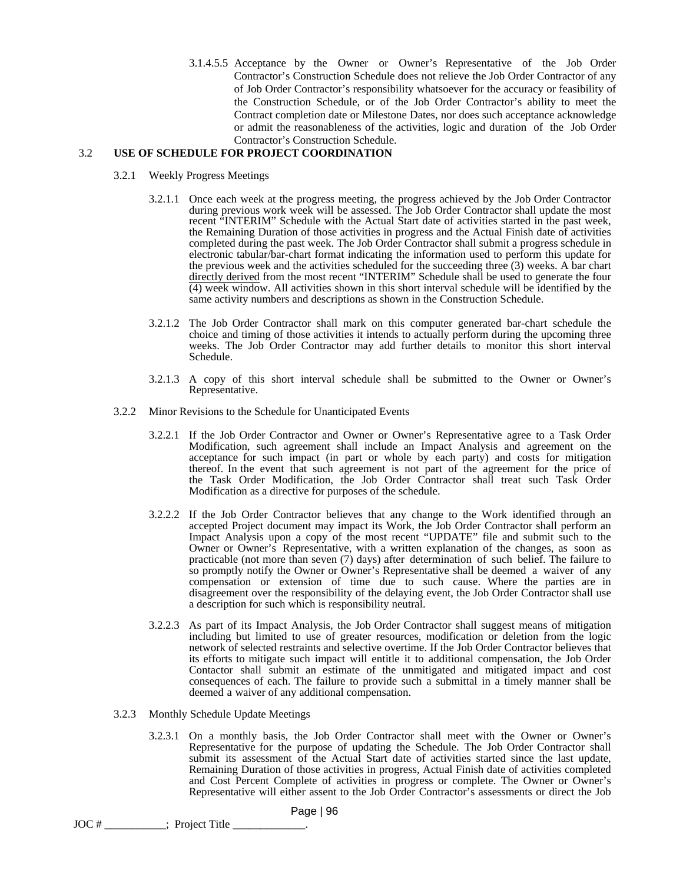3.1.4.5.5 Acceptance by the Owner or Owner's Representative of the Job Order Contractor's Construction Schedule does not relieve the Job Order Contractor of any of Job Order Contractor's responsibility whatsoever for the accuracy or feasibility of the Construction Schedule, or of the Job Order Contractor's ability to meet the Contract completion date or Milestone Dates, nor does such acceptance acknowledge or admit the reasonableness of the activities, logic and duration of the Job Order Contractor's Construction Schedule.

3.2 **USE OF SCHEDULE FOR PROJECT COORDINATION**

3.2.1 Weekly Progress Meetings

3.2.1.1 Once each week at the progress meeting, the progress achieved by the Job Order Contractor during previous work week will be assessed. The Job Order Contractor shall update the most recent "INTERIM" Schedule with the Actual Start date of activities started in the past week, the Remaining Duration of those activities in progress and the Actual Finish date of activities completed during the past week. The Job Order Contractor shall submit a progress schedule in electronic tabular/bar-chart format indicating the information used to perform this update for the previous week and the activities scheduled for the succeeding three (3) weeks. A bar chart directly derived from the most recent "INTERIM" Schedule shall be used to generate the four (4) week window. All activities shown in this short interval schedule will be identified by the same activity numbers and descriptions as shown in the Construction Schedule.

3.2.1.2 The Job Order Contractor shall mark on this computer generated bar-chart schedule the choice and timing of those activities it intends to actually perform during the upcoming three weeks. The Job Order Contractor may add further details to monitor this short interval Schedule.

3.2.1.3 A copy of this short interval schedule shall be submitted to the Owner or Owner's Representative.

3.2.2 Minor Revisions to the Schedule for Unanticipated Events

3.2.2.1 If the Job Order Contractor and Owner or Owner's Representative agree to a Task Order Modification, such agreement shall include an Impact Analysis and agreement on the acceptance for such impact (in part or whole by each party) and costs for mitigation thereof. In the event that such agreement is not part of the agreement for the price of the Task Order Modification, the Job Order Contractor shall treat such Task Order Modification as a directive for purposes of the schedule.

3.2.2.2 If the Job Order Contractor believes that any change to the Work identified through an accepted Project document may impact its Work, the Job Order Contractor shall perform an Impact Analysis upon a copy of the most recent "UPDATE" file and submit such to the Owner or Owner's Representative, with a written explanation of the changes, as soon as practicable (not more than seven (7) days) after determination of such belief. The failure to so promptly notify the Owner or Owner's Representative shall be deemed a waiver of any compensation or extension of time due to such cause. Where the parties are in disagreement over the responsibility of the delaying event, the Job Order Contractor shall use a description for such which is responsibility neutral.

3.2.2.3 As part of its Impact Analysis, the Job Order Contractor shall suggest means of mitigation including but limited to use of greater resources, modification or deletion from the logic network of selected restraints and selective overtime. If the Job Order Contractor believes that its efforts to mitigate such impact will entitle it to additional compensation, the Job Order Contactor shall submit an estimate of the unmitigated and mitigated impact and cost consequences of each. The failure to provide such a submittal in a timely manner shall be deemed a waiver of any additional compensation.

3.2.3 Monthly Schedule Update Meetings

3.2.3.1 On a monthly basis, the Job Order Contractor shall meet with the Owner or Owner's Representative for the purpose of updating the Schedule. The Job Order Contractor shall submit its assessment of the Actual Start date of activities started since the last update, Remaining Duration of those activities in progress, Actual Finish date of activities completed and Cost Percent Complete of activities in progress or complete. The Owner or Owner's Representative will either assent to the Job Order Contractor's assessments or direct the Job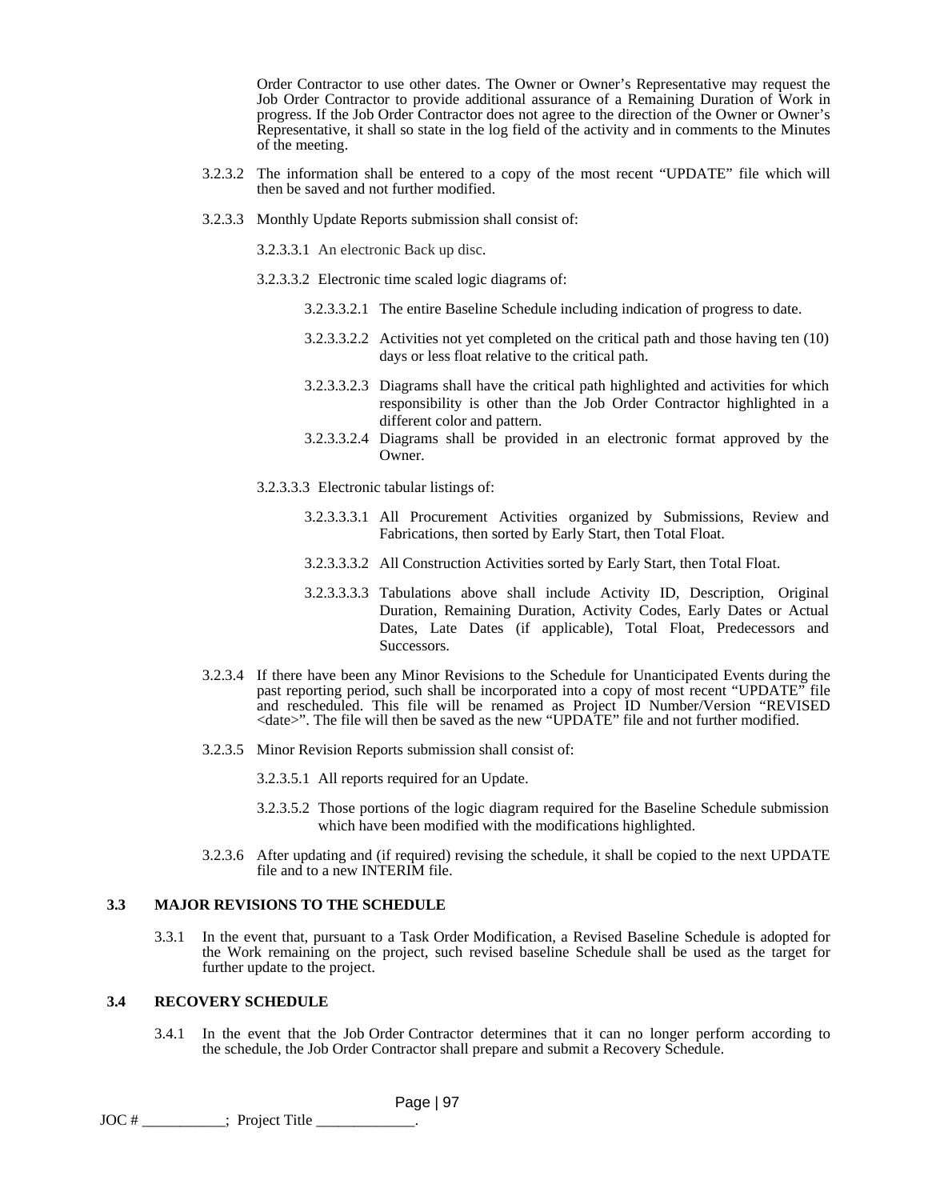Order Contractor to use other dates. The Owner or Owner's Representative may request the Job Order Contractor to provide additional assurance of a Remaining Duration of Work in progress. If the Job Order Contractor does not agree to the direction of the Owner or Owner's Representative, it shall so state in the log field of the activity and in comments to the Minutes of the meeting.

3.2.3.2 The information shall be entered to a copy of the most recent "UPDATE" file which will then be saved and not further modified.

3.2.3.3 Monthly Update Reports submission shall consist of:

3.2.3.3.1 An electronic Back up disc.

3.2.3.3.2 Electronic time scaled logic diagrams of:

3.2.3.3.2.1 The entire Baseline Schedule including indication of progress to date.

3.2.3.3.2.2 Activities not yet completed on the critical path and those having ten (10) days or less float relative to the critical path.

3.2.3.3.2.3 Diagrams shall have the critical path highlighted and activities for which responsibility is other than the Job Order Contractor highlighted in a different color and pattern.

3.2.3.3.2.4 Diagrams shall be provided in an electronic format approved by the Owner.

3.2.3.3.3 Electronic tabular listings of:

3.2.3.3.3.1 All Procurement Activities organized by Submissions, Review and Fabrications, then sorted by Early Start, then Total Float.

3.2.3.3.3.2 All Construction Activities sorted by Early Start, then Total Float.

3.2.3.3.3.3 Tabulations above shall include Activity ID, Description, Original Duration, Remaining Duration, Activity Codes, Early Dates or Actual Dates, Late Dates (if applicable), Total Float, Predecessors and Successors.

3.2.3.4 If there have been any Minor Revisions to the Schedule for Unanticipated Events during the past reporting period, such shall be incorporated into a copy of most recent "UPDATE" file and rescheduled. This file will be renamed as Project ID Number/Version "REVISED <date>". The file will then be saved as the new "UPDATE" file and not further modified.

3.2.3.5 Minor Revision Reports submission shall consist of:

3.2.3.5.1 All reports required for an Update.

3.2.3.5.2 Those portions of the logic diagram required for the Baseline Schedule submission which have been modified with the modifications highlighted.

3.2.3.6 After updating and (if required) revising the schedule, it shall be copied to the next UPDATE file and to a new INTERIM file.

## 3.3 MAJOR REVISIONS TO THE SCHEDULE

3.3.1 In the event that, pursuant to a Task Order Modification, a Revised Baseline Schedule is adopted for the Work remaining on the project, such revised baseline Schedule shall be used as the target for further update to the project.

## 3.4 RECOVERY SCHEDULE

3.4.1 In the event that the Job Order Contractor determines that it can no longer perform according to the schedule, the Job Order Contractor shall prepare and submit a Recovery Schedule.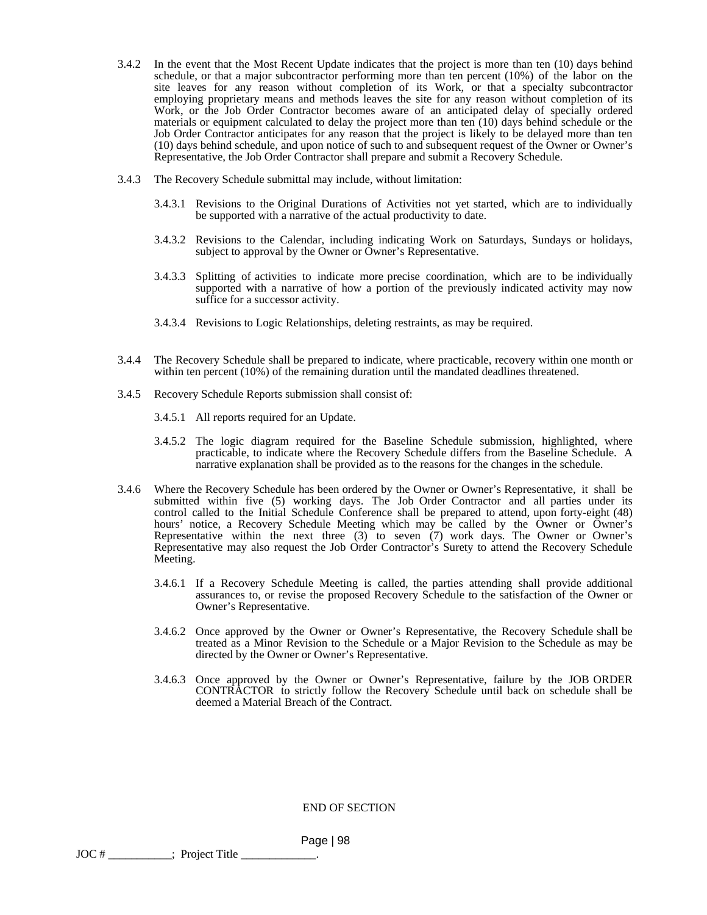3.4.2 In the event that the Most Recent Update indicates that the project is more than ten (10) days behind schedule, or that a major subcontractor performing more than ten percent (10%) of the labor on the site leaves for any reason without completion of its Work, or that a specialty subcontractor employing proprietary means and methods leaves the site for any reason without completion of its Work, or the Job Order Contractor becomes aware of an anticipated delay of specially ordered materials or equipment calculated to delay the project more than ten (10) days behind schedule or the Job Order Contractor anticipates for any reason that the project is likely to be delayed more than ten (10) days behind schedule, and upon notice of such to and subsequent request of the Owner or Owner's Representative, the Job Order Contractor shall prepare and submit a Recovery Schedule.

3.4.3 The Recovery Schedule submittal may include, without limitation:

3.4.3.1 Revisions to the Original Durations of Activities not yet started, which are to individually be supported with a narrative of the actual productivity to date.

3.4.3.2 Revisions to the Calendar, including indicating Work on Saturdays, Sundays or holidays, subject to approval by the Owner or Owner's Representative.

3.4.3.3 Splitting of activities to indicate more precise coordination, which are to be individually supported with a narrative of how a portion of the previously indicated activity may now suffice for a successor activity.

3.4.3.4 Revisions to Logic Relationships, deleting restraints, as may be required.

3.4.4 The Recovery Schedule shall be prepared to indicate, where practicable, recovery within one month or within ten percent (10%) of the remaining duration until the mandated deadlines threatened.

3.4.5 Recovery Schedule Reports submission shall consist of:

3.4.5.1 All reports required for an Update.

3.4.5.2 The logic diagram required for the Baseline Schedule submission, highlighted, where practicable, to indicate where the Recovery Schedule differs from the Baseline Schedule. A narrative explanation shall be provided as to the reasons for the changes in the schedule.

3.4.6 Where the Recovery Schedule has been ordered by the Owner or Owner's Representative, it shall be submitted within five (5) working days. The Job Order Contractor and all parties under its control called to the Initial Schedule Conference shall be prepared to attend, upon forty-eight (48) hours' notice, a Recovery Schedule Meeting which may be called by the Owner or Owner's Representative within the next three (3) to seven (7) work days. The Owner or Owner's Representative may also request the Job Order Contractor's Surety to attend the Recovery Schedule Meeting.

3.4.6.1 If a Recovery Schedule Meeting is called, the parties attending shall provide additional assurances to, or revise the proposed Recovery Schedule to the satisfaction of the Owner or Owner's Representative.

3.4.6.2 Once approved by the Owner or Owner's Representative, the Recovery Schedule shall be treated as a Minor Revision to the Schedule or a Major Revision to the Schedule as may be directed by the Owner or Owner's Representative.

3.4.6.3 Once approved by the Owner or Owner's Representative, failure by the JOB ORDER CONTRACTOR to strictly follow the Recovery Schedule until back on schedule shall be deemed a Material Breach of the Contract.

END OF SECTION

JOC # ___________; Project Title _____________.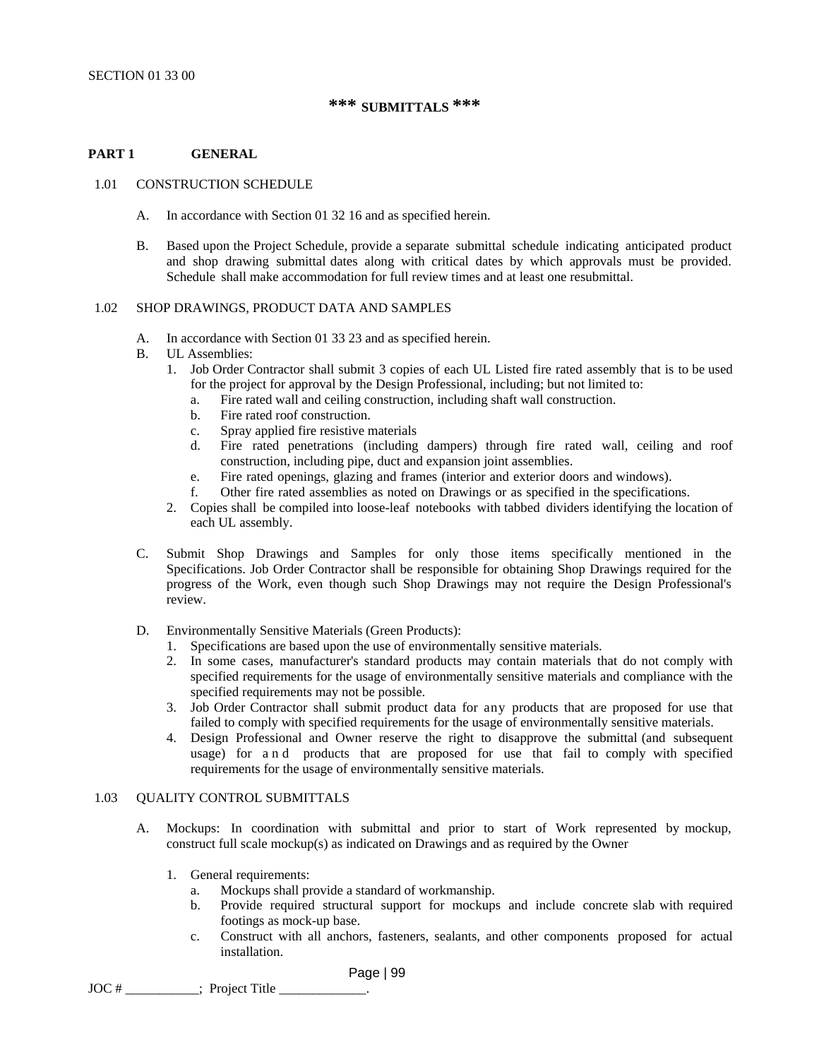SECTION 01 33 00

# *** SUBMITTALS ***

## PART 1 GENERAL

### 1.01 CONSTRUCTION SCHEDULE

A. In accordance with Section 01 32 16 and as specified herein.

B. Based upon the Project Schedule, provide a separate submittal schedule indicating anticipated product and shop drawing submittal dates along with critical dates by which approvals must be provided. Schedule shall make accommodation for full review times and at least one resubmittal.

### 1.02 SHOP DRAWINGS, PRODUCT DATA AND SAMPLES

A. In accordance with Section 01 33 23 and as specified herein.

B. UL Assemblies:
   1. Job Order Contractor shall submit 3 copies of each UL Listed fire rated assembly that is to be used for the project for approval by the Design Professional, including; but not limited to:
      a. Fire rated wall and ceiling construction, including shaft wall construction.
      b. Fire rated roof construction.
      c. Spray applied fire resistive materials
      d. Fire rated penetrations (including dampers) through fire rated wall, ceiling and roof construction, including pipe, duct and expansion joint assemblies.
      e. Fire rated openings, glazing and frames (interior and exterior doors and windows).
      f. Other fire rated assemblies as noted on Drawings or as specified in the specifications.
   2. Copies shall be compiled into loose-leaf notebooks with tabbed dividers identifying the location of each UL assembly.

C. Submit Shop Drawings and Samples for only those items specifically mentioned in the Specifications. Job Order Contractor shall be responsible for obtaining Shop Drawings required for the progress of the Work, even though such Shop Drawings may not require the Design Professional's review.

D. Environmentally Sensitive Materials (Green Products):
   1. Specifications are based upon the use of environmentally sensitive materials.
   2. In some cases, manufacturer's standard products may contain materials that do not comply with specified requirements for the usage of environmentally sensitive materials and compliance with the specified requirements may not be possible.
   3. Job Order Contractor shall submit product data for any products that are proposed for use that failed to comply with specified requirements for the usage of environmentally sensitive materials.
   4. Design Professional and Owner reserve the right to disapprove the submittal (and subsequent usage) for and products that are proposed for use that fail to comply with specified requirements for the usage of environmentally sensitive materials.

### 1.03 QUALITY CONTROL SUBMITTALS

A. Mockups: In coordination with submittal and prior to start of Work represented by mockup, construct full scale mockup(s) as indicated on Drawings and as required by the Owner

   1. General requirements:
      a. Mockups shall provide a standard of workmanship.
      b. Provide required structural support for mockups and include concrete slab with required footings as mock-up base.
      c. Construct with all anchors, fasteners, sealants, and other components proposed for actual installation.

JOC # ___________; Project Title _____________.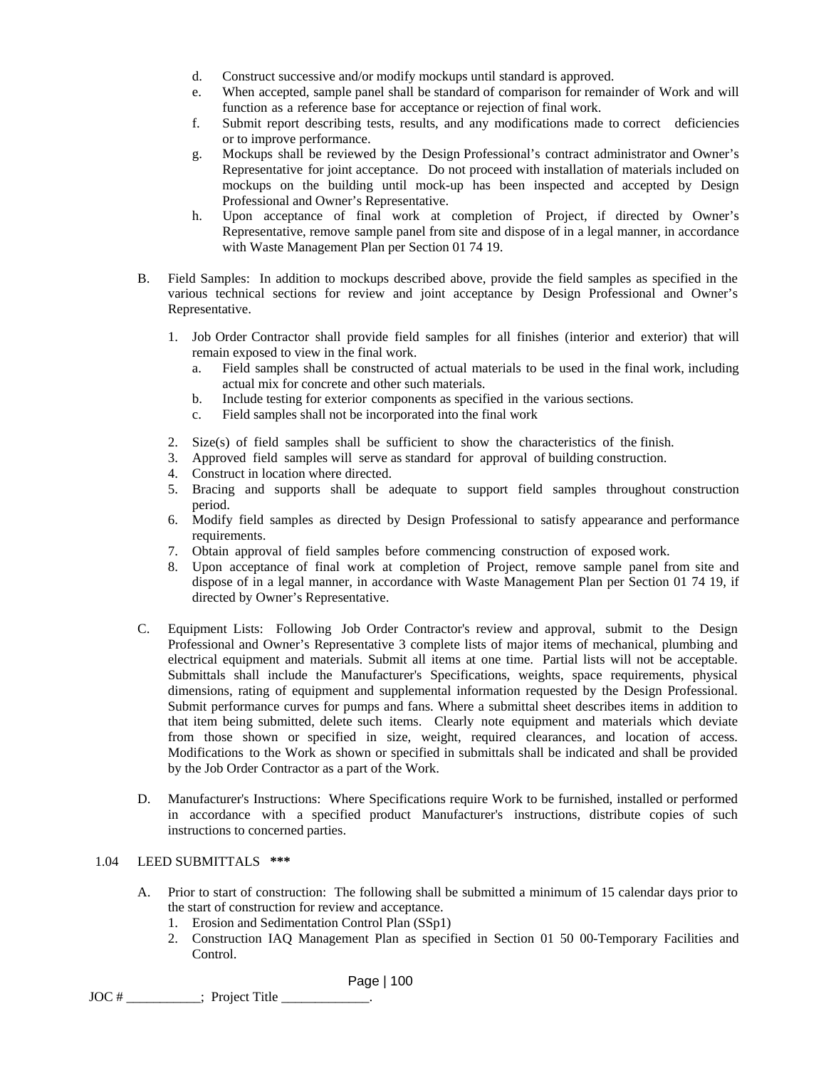d. Construct successive and/or modify mockups until standard is approved.
e. When accepted, sample panel shall be standard of comparison for remainder of Work and will function as a reference base for acceptance or rejection of final work.
f. Submit report describing tests, results, and any modifications made to correct deficiencies or to improve performance.
g. Mockups shall be reviewed by the Design Professional's contract administrator and Owner's Representative for joint acceptance. Do not proceed with installation of materials included on mockups on the building until mock-up has been inspected and accepted by Design Professional and Owner's Representative.
h. Upon acceptance of final work at completion of Project, if directed by Owner's Representative, remove sample panel from site and dispose of in a legal manner, in accordance with Waste Management Plan per Section 01 74 19.

B. Field Samples: In addition to mockups described above, provide the field samples as specified in the various technical sections for review and joint acceptance by Design Professional and Owner's Representative.

1. Job Order Contractor shall provide field samples for all finishes (interior and exterior) that will remain exposed to view in the final work.
   a. Field samples shall be constructed of actual materials to be used in the final work, including actual mix for concrete and other such materials.
   b. Include testing for exterior components as specified in the various sections.
   c. Field samples shall not be incorporated into the final work

2. Size(s) of field samples shall be sufficient to show the characteristics of the finish.
3. Approved field samples will serve as standard for approval of building construction.
4. Construct in location where directed.
5. Bracing and supports shall be adequate to support field samples throughout construction period.
6. Modify field samples as directed by Design Professional to satisfy appearance and performance requirements.
7. Obtain approval of field samples before commencing construction of exposed work.
8. Upon acceptance of final work at completion of Project, remove sample panel from site and dispose of in a legal manner, in accordance with Waste Management Plan per Section 01 74 19, if directed by Owner's Representative.

C. Equipment Lists: Following Job Order Contractor's review and approval, submit to the Design Professional and Owner's Representative 3 complete lists of major items of mechanical, plumbing and electrical equipment and materials. Submit all items at one time. Partial lists will not be acceptable. Submittals shall include the Manufacturer's Specifications, weights, space requirements, physical dimensions, rating of equipment and supplemental information requested by the Design Professional. Submit performance curves for pumps and fans. Where a submittal sheet describes items in addition to that item being submitted, delete such items. Clearly note equipment and materials which deviate from those shown or specified in size, weight, required clearances, and location of access. Modifications to the Work as shown or specified in submittals shall be indicated and shall be provided by the Job Order Contractor as a part of the Work.

D. Manufacturer's Instructions: Where Specifications require Work to be furnished, installed or performed in accordance with a specified product Manufacturer's instructions, distribute copies of such instructions to concerned parties.

1.04 LEED SUBMITTALS **\*\*\***

A. Prior to start of construction: The following shall be submitted a minimum of 15 calendar days prior to the start of construction for review and acceptance.
1. Erosion and Sedimentation Control Plan (SSp1)
2. Construction IAQ Management Plan as specified in Section 01 50 00-Temporary Facilities and Control.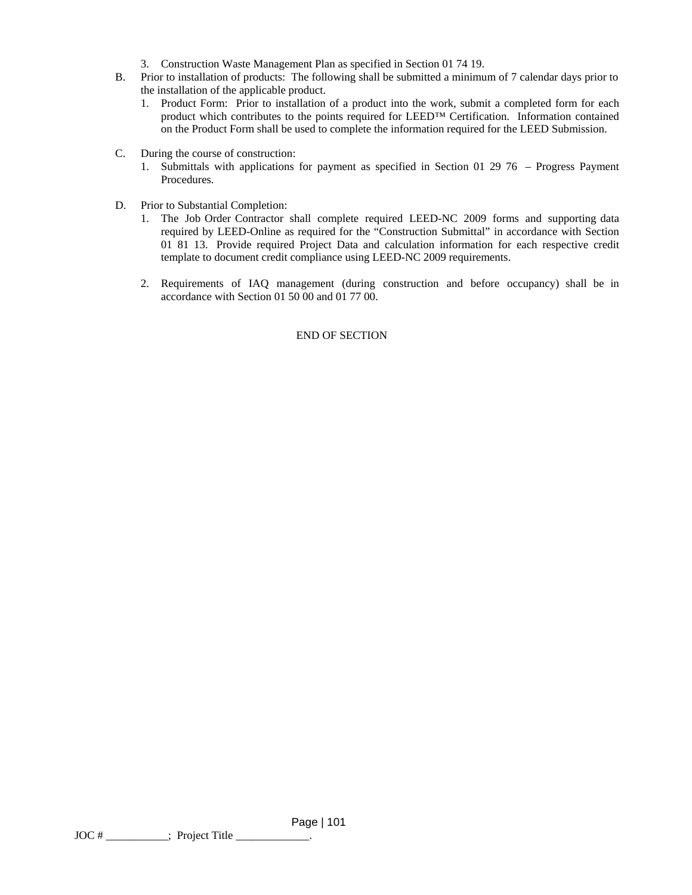3. Construction Waste Management Plan as specified in Section 01 74 19.

B. Prior to installation of products: The following shall be submitted a minimum of 7 calendar days prior to the installation of the applicable product.

   1. Product Form: Prior to installation of a product into the work, submit a completed form for each product which contributes to the points required for LEED™ Certification. Information contained on the Product Form shall be used to complete the information required for the LEED Submission.

C. During the course of construction:

   1. Submittals with applications for payment as specified in Section 01 29 76 – Progress Payment Procedures.

D. Prior to Substantial Completion:

   1. The Job Order Contractor shall complete required LEED-NC 2009 forms and supporting data required by LEED-Online as required for the "Construction Submittal" in accordance with Section 01 81 13. Provide required Project Data and calculation information for each respective credit template to document credit compliance using LEED-NC 2009 requirements.

   2. Requirements of IAQ management (during construction and before occupancy) shall be in accordance with Section 01 50 00 and 01 77 00.

END OF SECTION

JOC # ___________; Project Title _____________.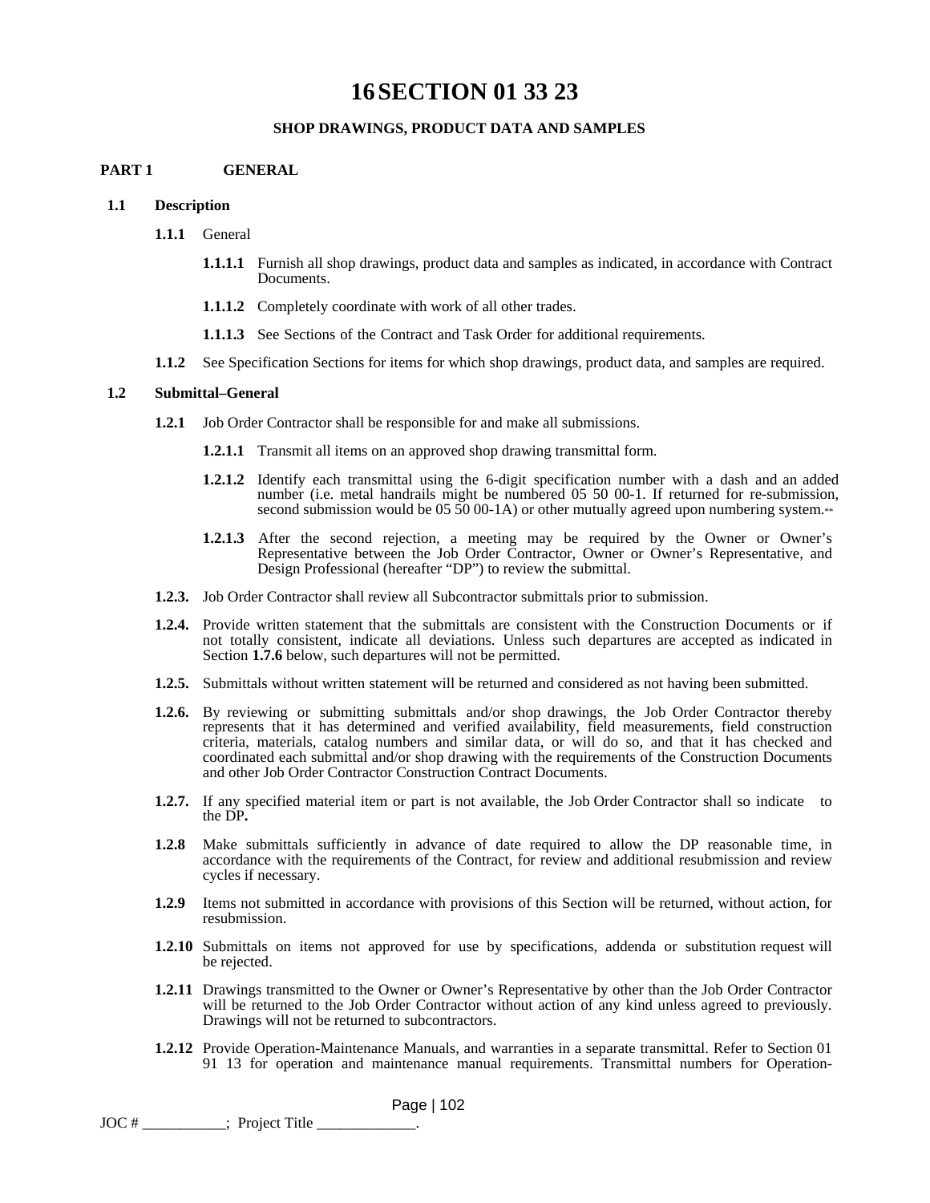# 16 SECTION 01 33 23

### SHOP DRAWINGS, PRODUCT DATA AND SAMPLES

## PART 1 GENERAL

### 1.1 Description

**1.1.1** General

**1.1.1.1** Furnish all shop drawings, product data and samples as indicated, in accordance with Contract Documents.

**1.1.1.2** Completely coordinate with work of all other trades.

**1.1.1.3** See Sections of the Contract and Task Order for additional requirements.

**1.1.2** See Specification Sections for items for which shop drawings, product data, and samples are required.

### 1.2 Submittal–General

**1.2.1** Job Order Contractor shall be responsible for and make all submissions.

**1.2.1.1** Transmit all items on an approved shop drawing transmittal form.

**1.2.1.2** Identify each transmittal using the 6-digit specification number with a dash and an added number (i.e. metal handrails might be numbered 05 50 00-1. If returned for re-submission, second submission would be 05 50 00-1A) or other mutually agreed upon numbering system.**

**1.2.1.3** After the second rejection, a meeting may be required by the Owner or Owner's Representative between the Job Order Contractor, Owner or Owner's Representative, and Design Professional (hereafter "DP") to review the submittal.

**1.2.3.** Job Order Contractor shall review all Subcontractor submittals prior to submission.

**1.2.4.** Provide written statement that the submittals are consistent with the Construction Documents or if not totally consistent, indicate all deviations. Unless such departures are accepted as indicated in Section **1.7.6** below, such departures will not be permitted.

**1.2.5.** Submittals without written statement will be returned and considered as not having been submitted.

**1.2.6.** By reviewing or submitting submittals and/or shop drawings, the Job Order Contractor thereby represents that it has determined and verified availability, field measurements, field construction criteria, materials, catalog numbers and similar data, or will do so, and that it has checked and coordinated each submittal and/or shop drawing with the requirements of the Construction Documents and other Job Order Contractor Construction Contract Documents.

**1.2.7.** If any specified material item or part is not available, the Job Order Contractor shall so indicate to the DP**.**

**1.2.8** Make submittals sufficiently in advance of date required to allow the DP reasonable time, in accordance with the requirements of the Contract, for review and additional resubmission and review cycles if necessary.

**1.2.9** Items not submitted in accordance with provisions of this Section will be returned, without action, for resubmission.

**1.2.10** Submittals on items not approved for use by specifications, addenda or substitution request will be rejected.

**1.2.11** Drawings transmitted to the Owner or Owner's Representative by other than the Job Order Contractor will be returned to the Job Order Contractor without action of any kind unless agreed to previously. Drawings will not be returned to subcontractors.

**1.2.12** Provide Operation-Maintenance Manuals, and warranties in a separate transmittal. Refer to Section 01 91 13 for operation and maintenance manual requirements. Transmittal numbers for Operation-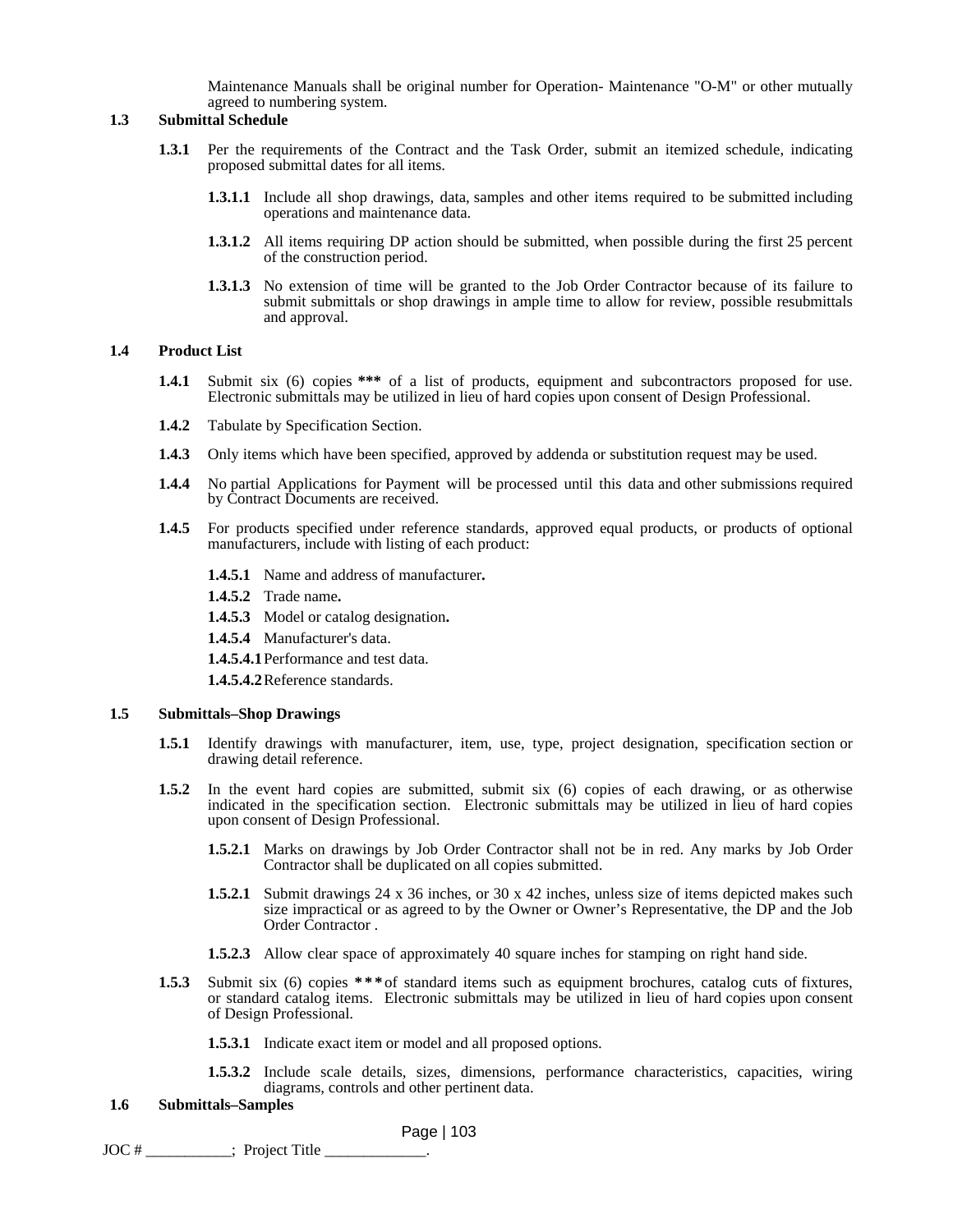Maintenance Manuals shall be original number for Operation- Maintenance "O-M" or other mutually agreed to numbering system.

**1.3 Submittal Schedule**

**1.3.1** Per the requirements of the Contract and the Task Order, submit an itemized schedule, indicating proposed submittal dates for all items.

**1.3.1.1** Include all shop drawings, data, samples and other items required to be submitted including operations and maintenance data.

**1.3.1.2** All items requiring DP action should be submitted, when possible during the first 25 percent of the construction period.

**1.3.1.3** No extension of time will be granted to the Job Order Contractor because of its failure to submit submittals or shop drawings in ample time to allow for review, possible resubmittals and approval.

**1.4 Product List**

**1.4.1** Submit six (6) copies **\*\*\*** of a list of products, equipment and subcontractors proposed for use. Electronic submittals may be utilized in lieu of hard copies upon consent of Design Professional.

**1.4.2** Tabulate by Specification Section.

**1.4.3** Only items which have been specified, approved by addenda or substitution request may be used.

**1.4.4** No partial Applications for Payment will be processed until this data and other submissions required by Contract Documents are received.

**1.4.5** For products specified under reference standards, approved equal products, or products of optional manufacturers, include with listing of each product:

**1.4.5.1** Name and address of manufacturer**.**

**1.4.5.2** Trade name**.**

**1.4.5.3** Model or catalog designation**.**

**1.4.5.4** Manufacturer's data.

**1.4.5.4.1** Performance and test data.

**1.4.5.4.2** Reference standards.

**1.5 Submittals–Shop Drawings**

**1.5.1** Identify drawings with manufacturer, item, use, type, project designation, specification section or drawing detail reference.

**1.5.2** In the event hard copies are submitted, submit six (6) copies of each drawing, or as otherwise indicated in the specification section. Electronic submittals may be utilized in lieu of hard copies upon consent of Design Professional.

**1.5.2.1** Marks on drawings by Job Order Contractor shall not be in red. Any marks by Job Order Contractor shall be duplicated on all copies submitted.

**1.5.2.1** Submit drawings 24 x 36 inches, or 30 x 42 inches, unless size of items depicted makes such size impractical or as agreed to by the Owner or Owner's Representative, the DP and the Job Order Contractor .

**1.5.2.3** Allow clear space of approximately 40 square inches for stamping on right hand side.

**1.5.3** Submit six (6) copies **\*\*\*** of standard items such as equipment brochures, catalog cuts of fixtures, or standard catalog items. Electronic submittals may be utilized in lieu of hard copies upon consent of Design Professional.

**1.5.3.1** Indicate exact item or model and all proposed options.

**1.5.3.2** Include scale details, sizes, dimensions, performance characteristics, capacities, wiring diagrams, controls and other pertinent data.

**1.6 Submittals–Samples**

JOC # ___________; Project Title _____________.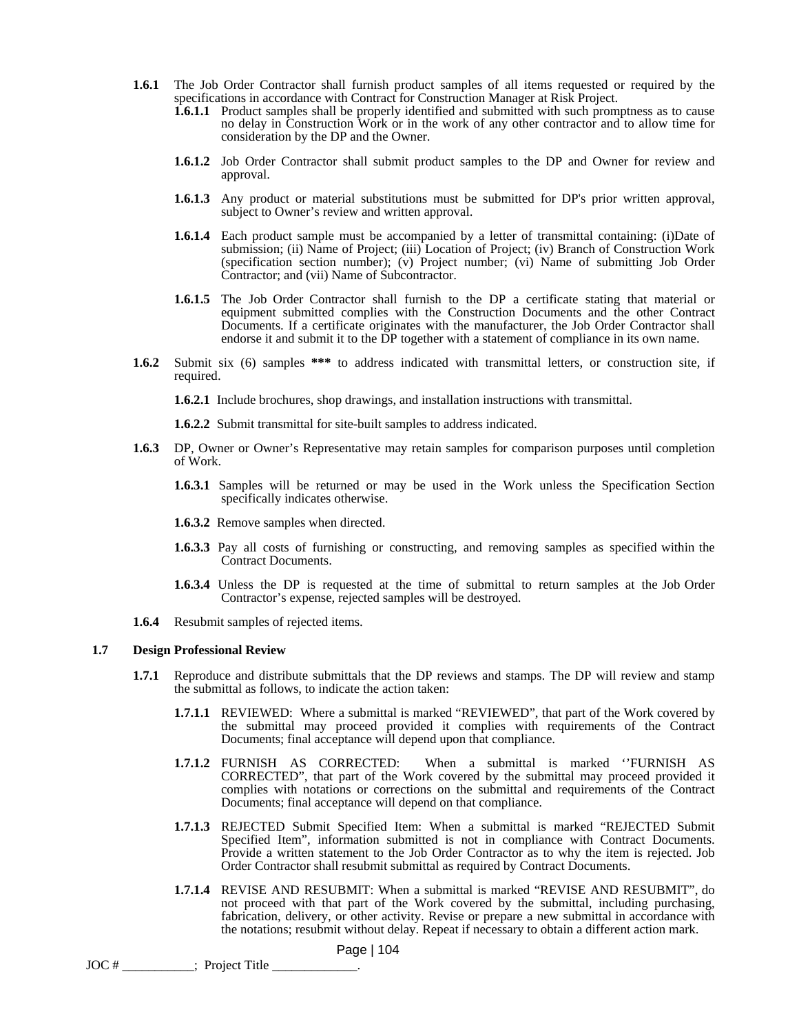**1.6.1** The Job Order Contractor shall furnish product samples of all items requested or required by the specifications in accordance with Contract for Construction Manager at Risk Project.

**1.6.1.1** Product samples shall be properly identified and submitted with such promptness as to cause no delay in Construction Work or in the work of any other contractor and to allow time for consideration by the DP and the Owner.

**1.6.1.2** Job Order Contractor shall submit product samples to the DP and Owner for review and approval.

**1.6.1.3** Any product or material substitutions must be submitted for DP's prior written approval, subject to Owner's review and written approval.

**1.6.1.4** Each product sample must be accompanied by a letter of transmittal containing: (i)Date of submission; (ii) Name of Project; (iii) Location of Project; (iv) Branch of Construction Work (specification section number); (v) Project number; (vi) Name of submitting Job Order Contractor; and (vii) Name of Subcontractor.

**1.6.1.5** The Job Order Contractor shall furnish to the DP a certificate stating that material or equipment submitted complies with the Construction Documents and the other Contract Documents. If a certificate originates with the manufacturer, the Job Order Contractor shall endorse it and submit it to the DP together with a statement of compliance in its own name.

**1.6.2** Submit six (6) samples **\*\*\*** to address indicated with transmittal letters, or construction site, if required.

**1.6.2.1** Include brochures, shop drawings, and installation instructions with transmittal.

**1.6.2.2** Submit transmittal for site-built samples to address indicated.

**1.6.3** DP, Owner or Owner's Representative may retain samples for comparison purposes until completion of Work.

**1.6.3.1** Samples will be returned or may be used in the Work unless the Specification Section specifically indicates otherwise.

**1.6.3.2** Remove samples when directed.

**1.6.3.3** Pay all costs of furnishing or constructing, and removing samples as specified within the Contract Documents.

**1.6.3.4** Unless the DP is requested at the time of submittal to return samples at the Job Order Contractor's expense, rejected samples will be destroyed.

**1.6.4** Resubmit samples of rejected items.

## 1.7 Design Professional Review

**1.7.1** Reproduce and distribute submittals that the DP reviews and stamps. The DP will review and stamp the submittal as follows, to indicate the action taken:

**1.7.1.1** REVIEWED: Where a submittal is marked "REVIEWED", that part of the Work covered by the submittal may proceed provided it complies with requirements of the Contract Documents; final acceptance will depend upon that compliance.

**1.7.1.2** FURNISH AS CORRECTED: When a submittal is marked ''FURNISH AS CORRECTED", that part of the Work covered by the submittal may proceed provided it complies with notations or corrections on the submittal and requirements of the Contract Documents; final acceptance will depend on that compliance.

**1.7.1.3** REJECTED Submit Specified Item: When a submittal is marked "REJECTED Submit Specified Item", information submitted is not in compliance with Contract Documents. Provide a written statement to the Job Order Contractor as to why the item is rejected. Job Order Contractor shall resubmit submittal as required by Contract Documents.

**1.7.1.4** REVISE AND RESUBMIT: When a submittal is marked "REVISE AND RESUBMIT", do not proceed with that part of the Work covered by the submittal, including purchasing, fabrication, delivery, or other activity. Revise or prepare a new submittal in accordance with the notations; resubmit without delay. Repeat if necessary to obtain a different action mark.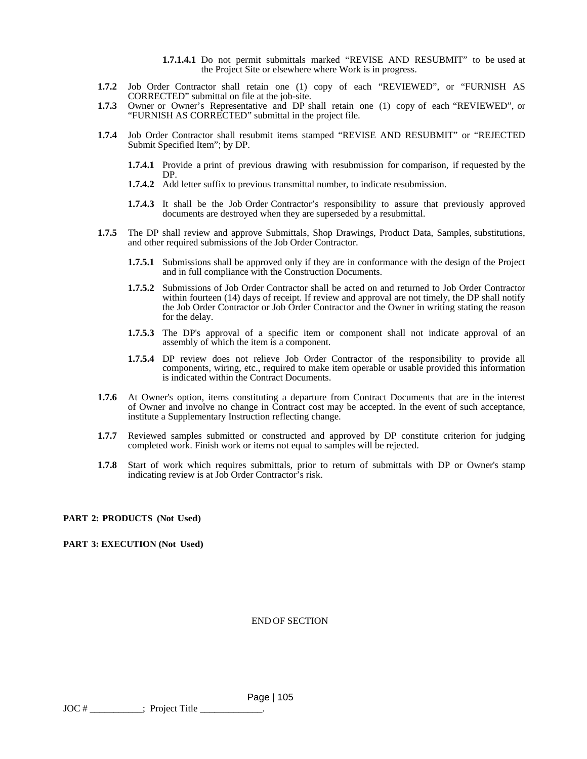**1.7.1.4.1** Do not permit submittals marked "REVISE AND RESUBMIT" to be used at the Project Site or elsewhere where Work is in progress.

**1.7.2** Job Order Contractor shall retain one (1) copy of each "REVIEWED", or "FURNISH AS CORRECTED" submittal on file at the job-site.

**1.7.3** Owner or Owner's Representative and DP shall retain one (1) copy of each "REVIEWED", or "FURNISH AS CORRECTED" submittal in the project file.

**1.7.4** Job Order Contractor shall resubmit items stamped "REVISE AND RESUBMIT" or "REJECTED Submit Specified Item"; by DP.

**1.7.4.1** Provide a print of previous drawing with resubmission for comparison, if requested by the DP.

**1.7.4.2** Add letter suffix to previous transmittal number, to indicate resubmission.

**1.7.4.3** It shall be the Job Order Contractor's responsibility to assure that previously approved documents are destroyed when they are superseded by a resubmittal.

**1.7.5** The DP shall review and approve Submittals, Shop Drawings, Product Data, Samples, substitutions, and other required submissions of the Job Order Contractor.

**1.7.5.1** Submissions shall be approved only if they are in conformance with the design of the Project and in full compliance with the Construction Documents.

**1.7.5.2** Submissions of Job Order Contractor shall be acted on and returned to Job Order Contractor within fourteen (14) days of receipt. If review and approval are not timely, the DP shall notify the Job Order Contractor or Job Order Contractor and the Owner in writing stating the reason for the delay.

**1.7.5.3** The DP's approval of a specific item or component shall not indicate approval of an assembly of which the item is a component.

**1.7.5.4** DP review does not relieve Job Order Contractor of the responsibility to provide all components, wiring, etc., required to make item operable or usable provided this information is indicated within the Contract Documents.

**1.7.6** At Owner's option, items constituting a departure from Contract Documents that are in the interest of Owner and involve no change in Contract cost may be accepted. In the event of such acceptance, institute a Supplementary Instruction reflecting change.

**1.7.7** Reviewed samples submitted or constructed and approved by DP constitute criterion for judging completed work. Finish work or items not equal to samples will be rejected.

**1.7.8** Start of work which requires submittals, prior to return of submittals with DP or Owner's stamp indicating review is at Job Order Contractor's risk.

**PART 2: PRODUCTS (Not Used)**

**PART 3: EXECUTION (Not Used)**

END OF SECTION

JOC # ___________; Project Title _____________.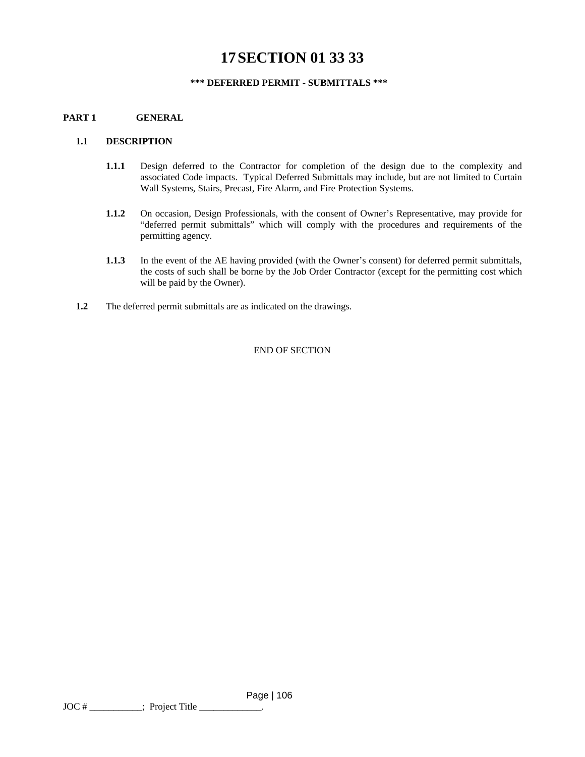# 17 SECTION 01 33 33

**\*\*\* DEFERRED PERMIT - SUBMITTALS \*\*\***

## PART 1 GENERAL

### 1.1 DESCRIPTION

**1.1.1** Design deferred to the Contractor for completion of the design due to the complexity and associated Code impacts. Typical Deferred Submittals may include, but are not limited to Curtain Wall Systems, Stairs, Precast, Fire Alarm, and Fire Protection Systems.

**1.1.2** On occasion, Design Professionals, with the consent of Owner's Representative, may provide for "deferred permit submittals" which will comply with the procedures and requirements of the permitting agency.

**1.1.3** In the event of the AE having provided (with the Owner's consent) for deferred permit submittals, the costs of such shall be borne by the Job Order Contractor (except for the permitting cost which will be paid by the Owner).

**1.2** The deferred permit submittals are as indicated on the drawings.

END OF SECTION

JOC # ___________; Project Title _____________.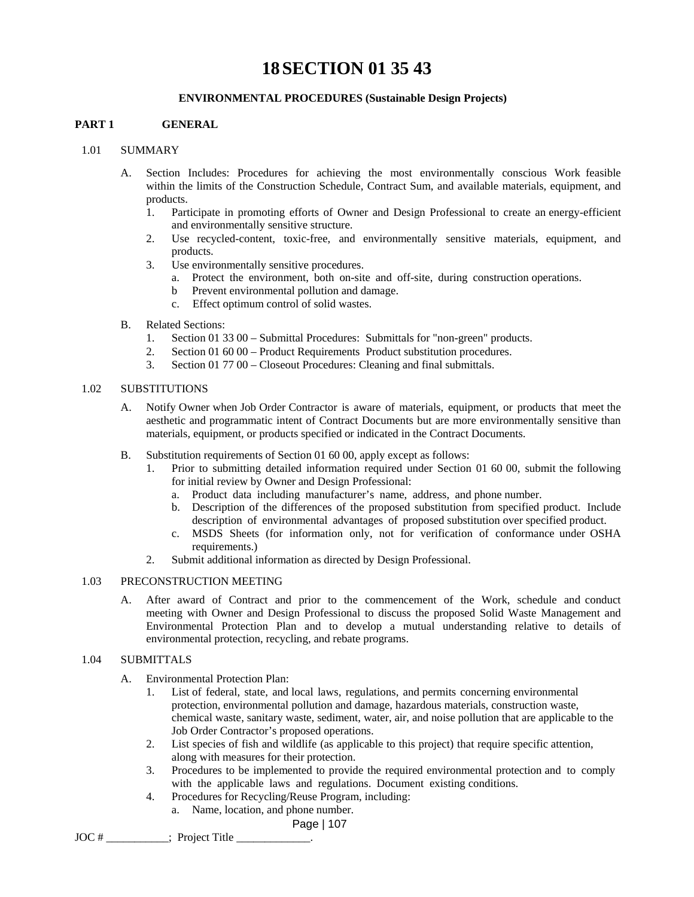# 18 SECTION 01 35 43

**ENVIRONMENTAL PROCEDURES (Sustainable Design Projects)**

## PART 1 GENERAL

### 1.01 SUMMARY

A. Section Includes: Procedures for achieving the most environmentally conscious Work feasible within the limits of the Construction Schedule, Contract Sum, and available materials, equipment, and products.

1. Participate in promoting efforts of Owner and Design Professional to create an energy-efficient and environmentally sensitive structure.
2. Use recycled-content, toxic-free, and environmentally sensitive materials, equipment, and products.
3. Use environmentally sensitive procedures.
   a. Protect the environment, both on-site and off-site, during construction operations.
   b Prevent environmental pollution and damage.
   c. Effect optimum control of solid wastes.

B. Related Sections:

1. Section 01 33 00 – Submittal Procedures: Submittals for "non-green" products.
2. Section 01 60 00 – Product Requirements Product substitution procedures.
3. Section 01 77 00 – Closeout Procedures: Cleaning and final submittals.

### 1.02 SUBSTITUTIONS

A. Notify Owner when Job Order Contractor is aware of materials, equipment, or products that meet the aesthetic and programmatic intent of Contract Documents but are more environmentally sensitive than materials, equipment, or products specified or indicated in the Contract Documents.

B. Substitution requirements of Section 01 60 00, apply except as follows:

1. Prior to submitting detailed information required under Section 01 60 00, submit the following for initial review by Owner and Design Professional:
   a. Product data including manufacturer's name, address, and phone number.
   b. Description of the differences of the proposed substitution from specified product. Include description of environmental advantages of proposed substitution over specified product.
   c. MSDS Sheets (for information only, not for verification of conformance under OSHA requirements.)
2. Submit additional information as directed by Design Professional.

### 1.03 PRECONSTRUCTION MEETING

A. After award of Contract and prior to the commencement of the Work, schedule and conduct meeting with Owner and Design Professional to discuss the proposed Solid Waste Management and Environmental Protection Plan and to develop a mutual understanding relative to details of environmental protection, recycling, and rebate programs.

### 1.04 SUBMITTALS

A. Environmental Protection Plan:

1. List of federal, state, and local laws, regulations, and permits concerning environmental protection, environmental pollution and damage, hazardous materials, construction waste, chemical waste, sanitary waste, sediment, water, air, and noise pollution that are applicable to the Job Order Contractor's proposed operations.
2. List species of fish and wildlife (as applicable to this project) that require specific attention, along with measures for their protection.
3. Procedures to be implemented to provide the required environmental protection and to comply with the applicable laws and regulations. Document existing conditions.
4. Procedures for Recycling/Reuse Program, including:
   a. Name, location, and phone number.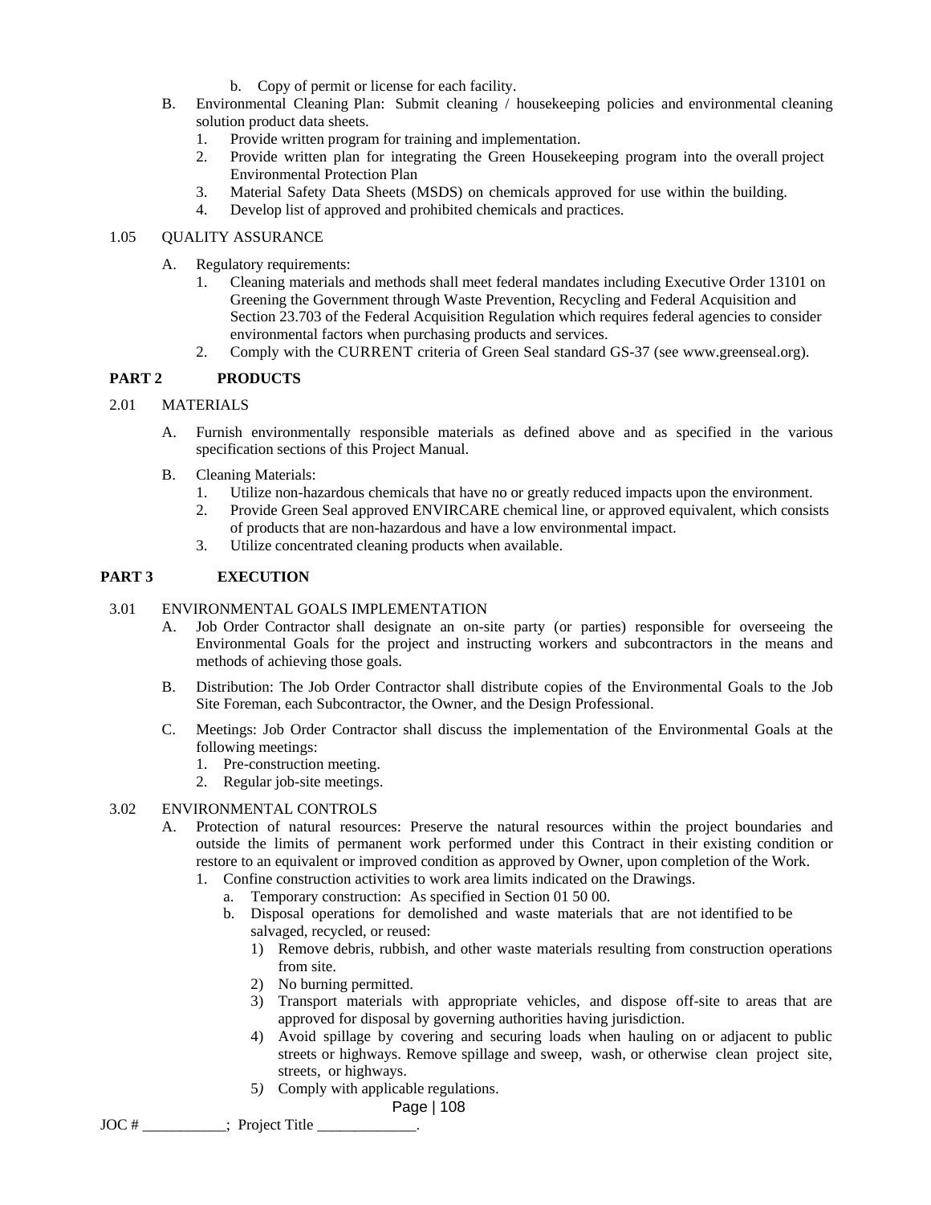b. Copy of permit or license for each facility.

B. Environmental Cleaning Plan: Submit cleaning / housekeeping policies and environmental cleaning solution product data sheets.
   1. Provide written program for training and implementation.
   2. Provide written plan for integrating the Green Housekeeping program into the overall project Environmental Protection Plan
   3. Material Safety Data Sheets (MSDS) on chemicals approved for use within the building.
   4. Develop list of approved and prohibited chemicals and practices.

1.05 QUALITY ASSURANCE

A. Regulatory requirements:
   1. Cleaning materials and methods shall meet federal mandates including Executive Order 13101 on Greening the Government through Waste Prevention, Recycling and Federal Acquisition and Section 23.703 of the Federal Acquisition Regulation which requires federal agencies to consider environmental factors when purchasing products and services.
   2. Comply with the CURRENT criteria of Green Seal standard GS-37 (see www.greenseal.org).

## PART 2 PRODUCTS

2.01 MATERIALS

A. Furnish environmentally responsible materials as defined above and as specified in the various specification sections of this Project Manual.

B. Cleaning Materials:
   1. Utilize non-hazardous chemicals that have no or greatly reduced impacts upon the environment.
   2. Provide Green Seal approved ENVIRCARE chemical line, or approved equivalent, which consists of products that are non-hazardous and have a low environmental impact.
   3. Utilize concentrated cleaning products when available.

## PART 3 EXECUTION

3.01 ENVIRONMENTAL GOALS IMPLEMENTATION

A. Job Order Contractor shall designate an on-site party (or parties) responsible for overseeing the Environmental Goals for the project and instructing workers and subcontractors in the means and methods of achieving those goals.

B. Distribution: The Job Order Contractor shall distribute copies of the Environmental Goals to the Job Site Foreman, each Subcontractor, the Owner, and the Design Professional.

C. Meetings: Job Order Contractor shall discuss the implementation of the Environmental Goals at the following meetings:
   1. Pre-construction meeting.
   2. Regular job-site meetings.

3.02 ENVIRONMENTAL CONTROLS

A. Protection of natural resources: Preserve the natural resources within the project boundaries and outside the limits of permanent work performed under this Contract in their existing condition or restore to an equivalent or improved condition as approved by Owner, upon completion of the Work.
   1. Confine construction activities to work area limits indicated on the Drawings.
      a. Temporary construction: As specified in Section 01 50 00.
      b. Disposal operations for demolished and waste materials that are not identified to be salvaged, recycled, or reused:
         1) Remove debris, rubbish, and other waste materials resulting from construction operations from site.
         2) No burning permitted.
         3) Transport materials with appropriate vehicles, and dispose off-site to areas that are approved for disposal by governing authorities having jurisdiction.
         4) Avoid spillage by covering and securing loads when hauling on or adjacent to public streets or highways. Remove spillage and sweep, wash, or otherwise clean project site, streets, or highways.
         5) Comply with applicable regulations.

JOC # ___________; Project Title _____________.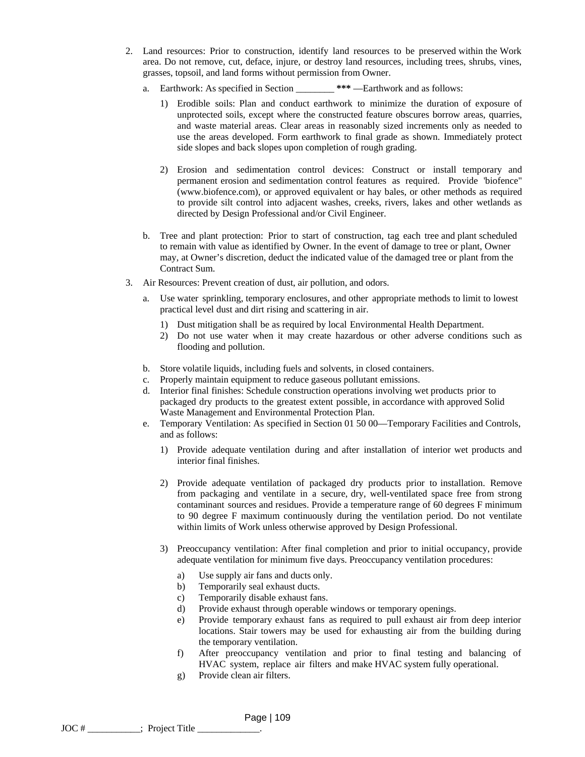2. Land resources: Prior to construction, identify land resources to be preserved within the Work area. Do not remove, cut, deface, injure, or destroy land resources, including trees, shrubs, vines, grasses, topsoil, and land forms without permission from Owner.

   a. Earthwork: As specified in Section ________ **\*\*\*** —Earthwork and as follows:

      1) Erodible soils: Plan and conduct earthwork to minimize the duration of exposure of unprotected soils, except where the constructed feature obscures borrow areas, quarries, and waste material areas. Clear areas in reasonably sized increments only as needed to use the areas developed. Form earthwork to final grade as shown. Immediately protect side slopes and back slopes upon completion of rough grading.

      2) Erosion and sedimentation control devices: Construct or install temporary and permanent erosion and sedimentation control features as required. Provide 'biofence" (www.biofence.com), or approved equivalent or hay bales, or other methods as required to provide silt control into adjacent washes, creeks, rivers, lakes and other wetlands as directed by Design Professional and/or Civil Engineer.

   b. Tree and plant protection: Prior to start of construction, tag each tree and plant scheduled to remain with value as identified by Owner. In the event of damage to tree or plant, Owner may, at Owner's discretion, deduct the indicated value of the damaged tree or plant from the Contract Sum.

3. Air Resources: Prevent creation of dust, air pollution, and odors.

   a. Use water sprinkling, temporary enclosures, and other appropriate methods to limit to lowest practical level dust and dirt rising and scattering in air.

      1) Dust mitigation shall be as required by local Environmental Health Department.
      2) Do not use water when it may create hazardous or other adverse conditions such as flooding and pollution.

   b. Store volatile liquids, including fuels and solvents, in closed containers.
   c. Properly maintain equipment to reduce gaseous pollutant emissions.
   d. Interior final finishes: Schedule construction operations involving wet products prior to packaged dry products to the greatest extent possible, in accordance with approved Solid Waste Management and Environmental Protection Plan.
   e. Temporary Ventilation: As specified in Section 01 50 00—Temporary Facilities and Controls, and as follows:

      1) Provide adequate ventilation during and after installation of interior wet products and interior final finishes.

      2) Provide adequate ventilation of packaged dry products prior to installation. Remove from packaging and ventilate in a secure, dry, well-ventilated space free from strong contaminant sources and residues. Provide a temperature range of 60 degrees F minimum to 90 degree F maximum continuously during the ventilation period. Do not ventilate within limits of Work unless otherwise approved by Design Professional.

      3) Preoccupancy ventilation: After final completion and prior to initial occupancy, provide adequate ventilation for minimum five days. Preoccupancy ventilation procedures:

         a) Use supply air fans and ducts only.
         b) Temporarily seal exhaust ducts.
         c) Temporarily disable exhaust fans.
         d) Provide exhaust through operable windows or temporary openings.
         e) Provide temporary exhaust fans as required to pull exhaust air from deep interior locations. Stair towers may be used for exhausting air from the building during the temporary ventilation.
         f) After preoccupancy ventilation and prior to final testing and balancing of HVAC system, replace air filters and make HVAC system fully operational.
         g) Provide clean air filters.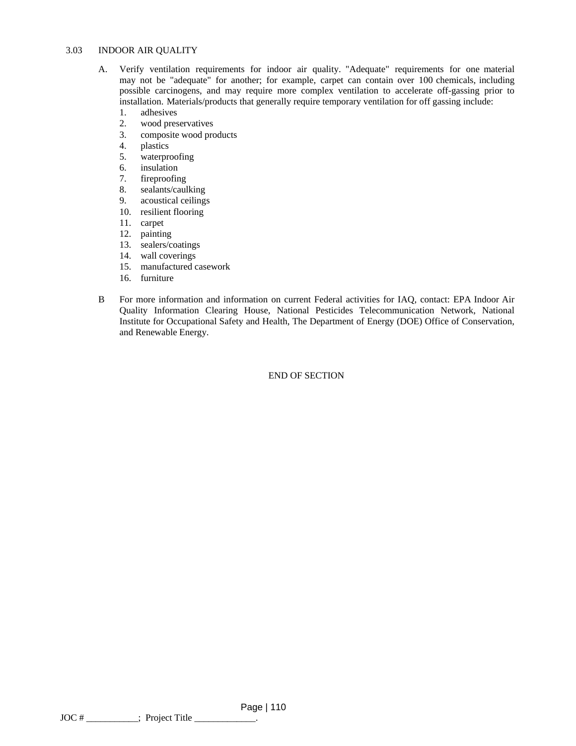3.03 INDOOR AIR QUALITY

A. Verify ventilation requirements for indoor air quality. "Adequate" requirements for one material may not be "adequate" for another; for example, carpet can contain over 100 chemicals, including possible carcinogens, and may require more complex ventilation to accelerate off-gassing prior to installation. Materials/products that generally require temporary ventilation for off gassing include:

1. adhesives
2. wood preservatives
3. composite wood products
4. plastics
5. waterproofing
6. insulation
7. fireproofing
8. sealants/caulking
9. acoustical ceilings
10. resilient flooring
11. carpet
12. painting
13. sealers/coatings
14. wall coverings
15. manufactured casework
16. furniture

B For more information and information on current Federal activities for IAQ, contact: EPA Indoor Air Quality Information Clearing House, National Pesticides Telecommunication Network, National Institute for Occupational Safety and Health, The Department of Energy (DOE) Office of Conservation, and Renewable Energy.

END OF SECTION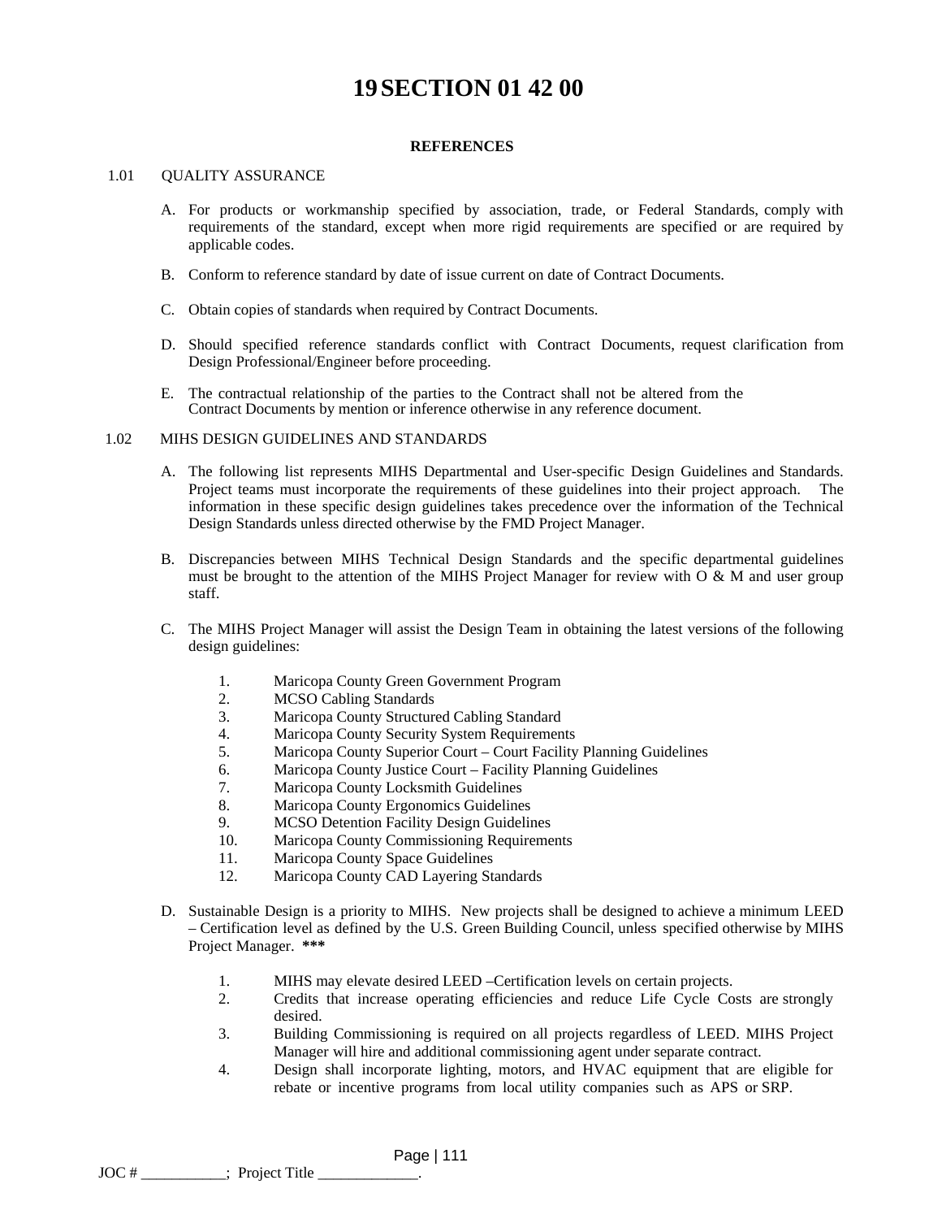# 19 SECTION 01 42 00

**REFERENCES**

1.01 QUALITY ASSURANCE

A. For products or workmanship specified by association, trade, or Federal Standards, comply with requirements of the standard, except when more rigid requirements are specified or are required by applicable codes.

B. Conform to reference standard by date of issue current on date of Contract Documents.

C. Obtain copies of standards when required by Contract Documents.

D. Should specified reference standards conflict with Contract Documents, request clarification from Design Professional/Engineer before proceeding.

E. The contractual relationship of the parties to the Contract shall not be altered from the Contract Documents by mention or inference otherwise in any reference document.

1.02 MIHS DESIGN GUIDELINES AND STANDARDS

A. The following list represents MIHS Departmental and User-specific Design Guidelines and Standards. Project teams must incorporate the requirements of these guidelines into their project approach. The information in these specific design guidelines takes precedence over the information of the Technical Design Standards unless directed otherwise by the FMD Project Manager.

B. Discrepancies between MIHS Technical Design Standards and the specific departmental guidelines must be brought to the attention of the MIHS Project Manager for review with O & M and user group staff.

C. The MIHS Project Manager will assist the Design Team in obtaining the latest versions of the following design guidelines:

1. Maricopa County Green Government Program
2. MCSO Cabling Standards
3. Maricopa County Structured Cabling Standard
4. Maricopa County Security System Requirements
5. Maricopa County Superior Court – Court Facility Planning Guidelines
6. Maricopa County Justice Court – Facility Planning Guidelines
7. Maricopa County Locksmith Guidelines
8. Maricopa County Ergonomics Guidelines
9. MCSO Detention Facility Design Guidelines
10. Maricopa County Commissioning Requirements
11. Maricopa County Space Guidelines
12. Maricopa County CAD Layering Standards

D. Sustainable Design is a priority to MIHS. New projects shall be designed to achieve a minimum LEED – Certification level as defined by the U.S. Green Building Council, unless specified otherwise by MIHS Project Manager. **\*\*\***

1. MIHS may elevate desired LEED –Certification levels on certain projects.
2. Credits that increase operating efficiencies and reduce Life Cycle Costs are strongly desired.
3. Building Commissioning is required on all projects regardless of LEED. MIHS Project Manager will hire and additional commissioning agent under separate contract.
4. Design shall incorporate lighting, motors, and HVAC equipment that are eligible for rebate or incentive programs from local utility companies such as APS or SRP.

JOC # ___________; Project Title _____________.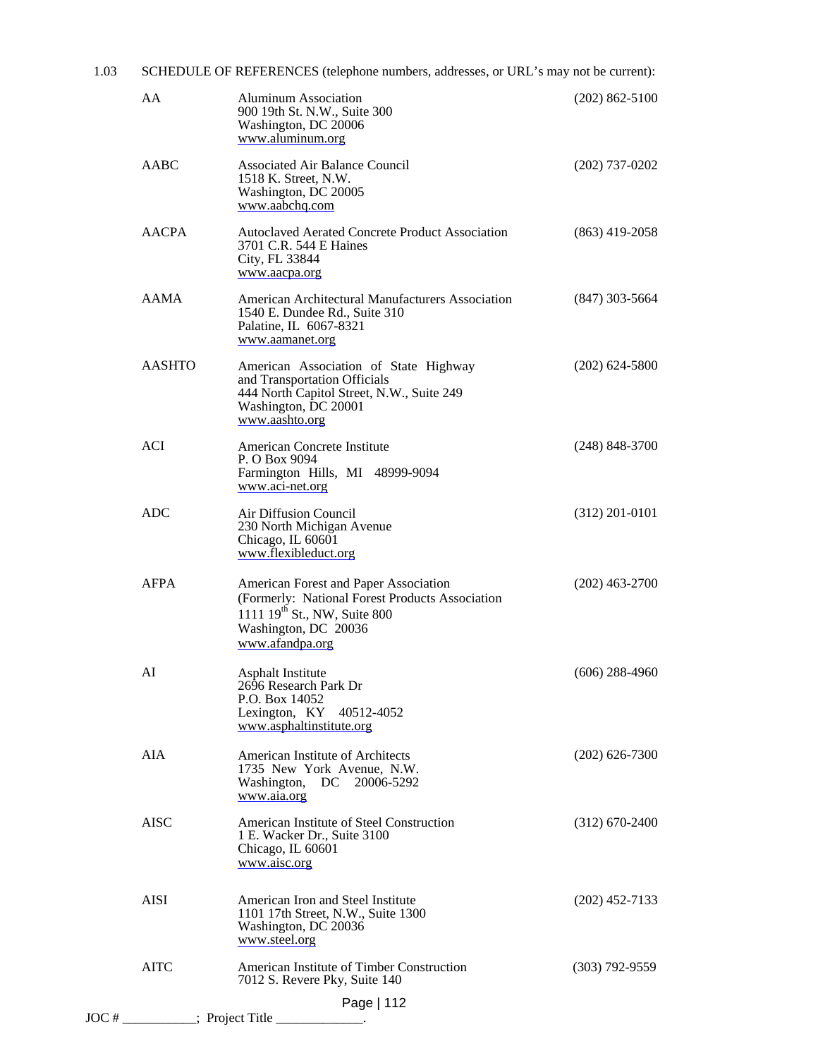1.03 SCHEDULE OF REFERENCES (telephone numbers, addresses, or URL's may not be current):

| | | |
|---|---|---|
| AA | Aluminum Association<br>900 19th St. N.W., Suite 300<br>Washington, DC 20006<br>www.aluminum.org | (202) 862-5100 |
| AABC | Associated Air Balance Council<br>1518 K. Street, N.W.<br>Washington, DC 20005<br>www.aabchq.com | (202) 737-0202 |
| AACPA | Autoclaved Aerated Concrete Product Association<br>3701 C.R. 544 E Haines<br>City, FL 33844<br>www.aacpa.org | (863) 419-2058 |
| AAMA | American Architectural Manufacturers Association<br>1540 E. Dundee Rd., Suite 310<br>Palatine, IL 6067-8321<br>www.aamanet.org | (847) 303-5664 |
| AASHTO | American Association of State Highway and Transportation Officials<br>444 North Capitol Street, N.W., Suite 249<br>Washington, DC 20001<br>www.aashto.org | (202) 624-5800 |
| ACI | American Concrete Institute<br>P. O Box 9094<br>Farmington Hills, MI 48999-9094<br>www.aci-net.org | (248) 848-3700 |
| ADC | Air Diffusion Council<br>230 North Michigan Avenue<br>Chicago, IL 60601<br>www.flexibleduct.org | (312) 201-0101 |
| AFPA | American Forest and Paper Association<br>(Formerly: National Forest Products Association<br>1111 19th St., NW, Suite 800<br>Washington, DC 20036<br>www.afandpa.org | (202) 463-2700 |
| AI | Asphalt Institute<br>2696 Research Park Dr<br>P.O. Box 14052<br>Lexington, KY 40512-4052<br>www.asphaltinstitute.org | (606) 288-4960 |
| AIA | American Institute of Architects<br>1735 New York Avenue, N.W.<br>Washington, DC 20006-5292<br>www.aia.org | (202) 626-7300 |
| AISC | American Institute of Steel Construction<br>1 E. Wacker Dr., Suite 3100<br>Chicago, IL 60601<br>www.aisc.org | (312) 670-2400 |
| AISI | American Iron and Steel Institute<br>1101 17th Street, N.W., Suite 1300<br>Washington, DC 20036<br>www.steel.org | (202) 452-7133 |
| AITC | American Institute of Timber Construction<br>7012 S. Revere Pky, Suite 140 | (303) 792-9559 |

JOC # ___________; Project Title _____________.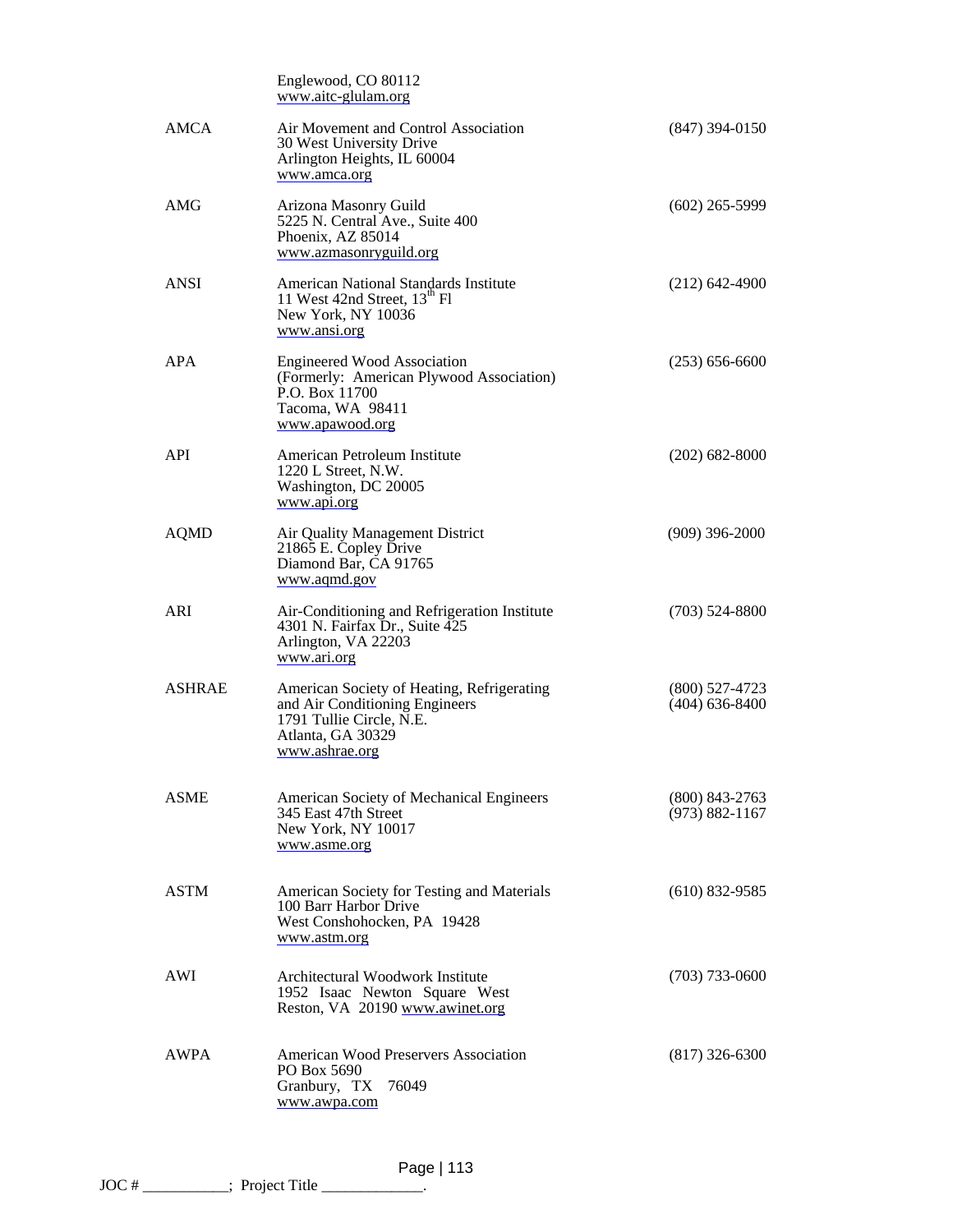| | | |
|---|---|---|
| | Englewood, CO 80112<br>www.aitc-glulam.org | |
| AMCA | Air Movement and Control Association<br>30 West University Drive<br>Arlington Heights, IL 60004<br>www.amca.org | (847) 394-0150 |
| AMG | Arizona Masonry Guild<br>5225 N. Central Ave., Suite 400<br>Phoenix, AZ 85014<br>www.azmasonryguild.org | (602) 265-5999 |
| ANSI | American National Standards Institute<br>11 West 42nd Street, 13th Fl<br>New York, NY 10036<br>www.ansi.org | (212) 642-4900 |
| APA | Engineered Wood Association<br>(Formerly: American Plywood Association)<br>P.O. Box 11700<br>Tacoma, WA 98411<br>www.apawood.org | (253) 656-6600 |
| API | American Petroleum Institute<br>1220 L Street, N.W.<br>Washington, DC 20005<br>www.api.org | (202) 682-8000 |
| AQMD | Air Quality Management District<br>21865 E. Copley Drive<br>Diamond Bar, CA 91765<br>www.aqmd.gov | (909) 396-2000 |
| ARI | Air-Conditioning and Refrigeration Institute<br>4301 N. Fairfax Dr., Suite 425<br>Arlington, VA 22203<br>www.ari.org | (703) 524-8800 |
| ASHRAE | American Society of Heating, Refrigerating and Air Conditioning Engineers<br>1791 Tullie Circle, N.E.<br>Atlanta, GA 30329<br>www.ashrae.org | (800) 527-4723<br>(404) 636-8400 |
| ASME | American Society of Mechanical Engineers<br>345 East 47th Street<br>New York, NY 10017<br>www.asme.org | (800) 843-2763<br>(973) 882-1167 |
| ASTM | American Society for Testing and Materials<br>100 Barr Harbor Drive<br>West Conshohocken, PA 19428<br>www.astm.org | (610) 832-9585 |
| AWI | Architectural Woodwork Institute<br>1952 Isaac Newton Square West<br>Reston, VA 20190 www.awinet.org | (703) 733-0600 |
| AWPA | American Wood Preservers Association<br>PO Box 5690<br>Granbury, TX 76049<br>www.awpa.com | (817) 326-6300 |

JOC # ___________; Project Title _____________.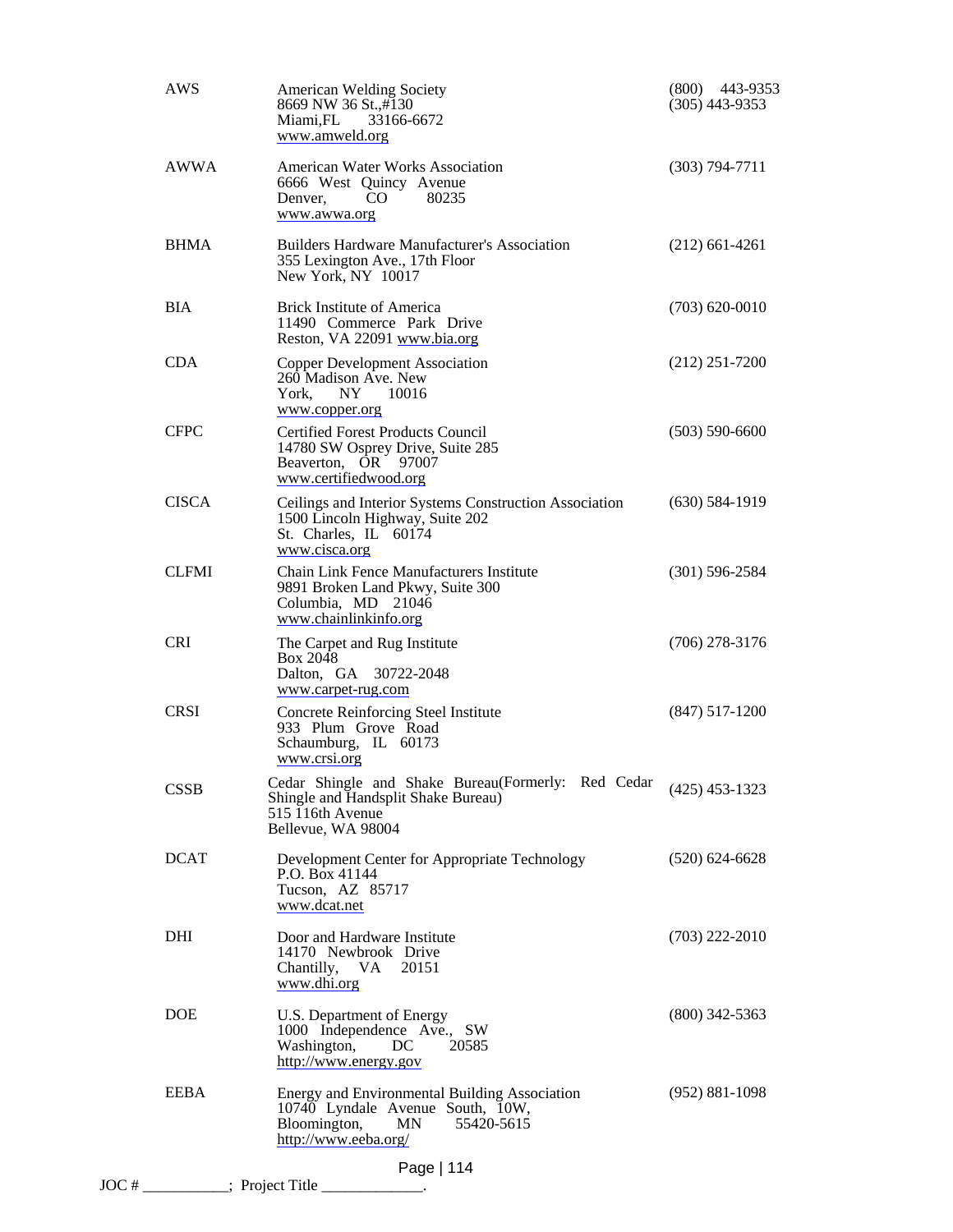| | | |
|---|---|---|
| AWS | American Welding Society<br>8669 NW 36 St.,#130<br>Miami,FL 33166-6672<br>www.amweld.org | (800) 443-9353<br>(305) 443-9353 |
| AWWA | American Water Works Association<br>6666 West Quincy Avenue<br>Denver, CO 80235<br>www.awwa.org | (303) 794-7711 |
| BHMA | Builders Hardware Manufacturer's Association<br>355 Lexington Ave., 17th Floor<br>New York, NY 10017 | (212) 661-4261 |
| BIA | Brick Institute of America<br>11490 Commerce Park Drive<br>Reston, VA 22091 www.bia.org | (703) 620-0010 |
| CDA | Copper Development Association<br>260 Madison Ave. New<br>York, NY 10016<br>www.copper.org | (212) 251-7200 |
| CFPC | Certified Forest Products Council<br>14780 SW Osprey Drive, Suite 285<br>Beaverton, OR 97007<br>www.certifiedwood.org | (503) 590-6600 |
| CISCA | Ceilings and Interior Systems Construction Association<br>1500 Lincoln Highway, Suite 202<br>St. Charles, IL 60174<br>www.cisca.org | (630) 584-1919 |
| CLFMI | Chain Link Fence Manufacturers Institute<br>9891 Broken Land Pkwy, Suite 300<br>Columbia, MD 21046<br>www.chainlinkinfo.org | (301) 596-2584 |
| CRI | The Carpet and Rug Institute<br>Box 2048<br>Dalton, GA 30722-2048<br>www.carpet-rug.com | (706) 278-3176 |
| CRSI | Concrete Reinforcing Steel Institute<br>933 Plum Grove Road<br>Schaumburg, IL 60173<br>www.crsi.org | (847) 517-1200 |
| CSSB | Cedar Shingle and Shake Bureau(Formerly: Red Cedar Shingle and Handsplit Shake Bureau)<br>515 116th Avenue<br>Bellevue, WA 98004 | (425) 453-1323 |
| DCAT | Development Center for Appropriate Technology<br>P.O. Box 41144<br>Tucson, AZ 85717<br>www.dcat.net | (520) 624-6628 |
| DHI | Door and Hardware Institute<br>14170 Newbrook Drive<br>Chantilly, VA 20151<br>www.dhi.org | (703) 222-2010 |
| DOE | U.S. Department of Energy<br>1000 Independence Ave., SW<br>Washington, DC 20585<br>http://www.energy.gov | (800) 342-5363 |
| EEBA | Energy and Environmental Building Association<br>10740 Lyndale Avenue South, 10W,<br>Bloomington, MN 55420-5615<br>http://www.eeba.org/ | (952) 881-1098 |

JOC # ___________; Project Title _____________.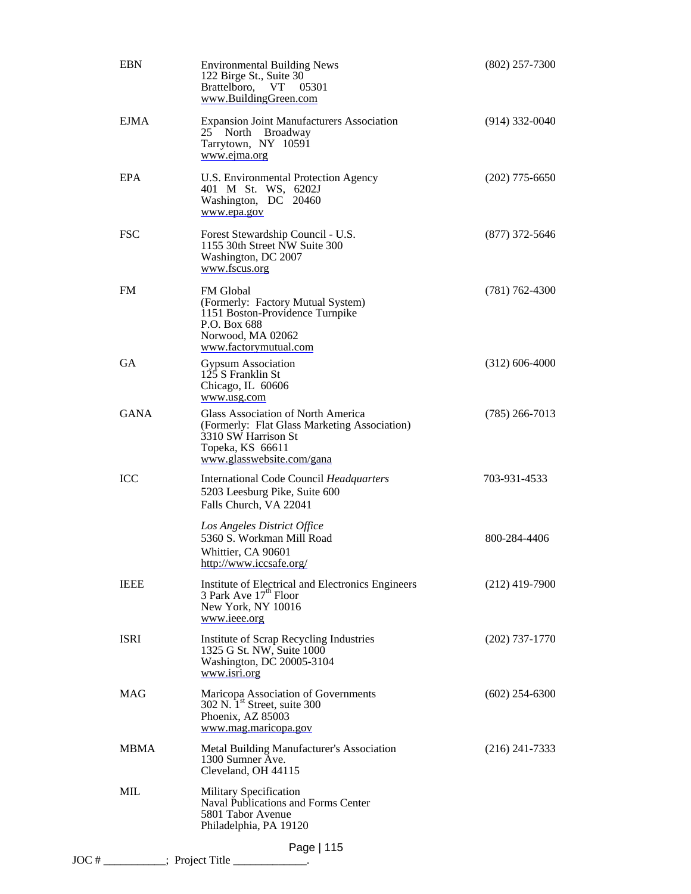| | | |
|---|---|---|
| EBN | Environmental Building News<br>122 Birge St., Suite 30<br>Brattelboro, VT 05301<br>www.BuildingGreen.com | (802) 257-7300 |
| EJMA | Expansion Joint Manufacturers Association<br>25 North Broadway<br>Tarrytown, NY 10591<br>www.ejma.org | (914) 332-0040 |
| EPA | U.S. Environmental Protection Agency<br>401 M St. WS, 6202J<br>Washington, DC 20460<br>www.epa.gov | (202) 775-6650 |
| FSC | Forest Stewardship Council - U.S.<br>1155 30th Street NW Suite 300<br>Washington, DC 2007<br>www.fscus.org | (877) 372-5646 |
| FM | FM Global<br>(Formerly: Factory Mutual System)<br>1151 Boston-Providence Turnpike<br>P.O. Box 688<br>Norwood, MA 02062<br>www.factorymutual.com | (781) 762-4300 |
| GA | Gypsum Association<br>125 S Franklin St<br>Chicago, IL 60606<br>www.usg.com | (312) 606-4000 |
| GANA | Glass Association of North America<br>(Formerly: Flat Glass Marketing Association)<br>3310 SW Harrison St<br>Topeka, KS 66611<br>www.glasswebsite.com/gana | (785) 266-7013 |
| ICC | International Code Council *Headquarters*<br>5203 Leesburg Pike, Suite 600<br>Falls Church, VA 22041 | 703-931-4533 |
| | *Los Angeles District Office*<br>5360 S. Workman Mill Road<br>Whittier, CA 90601<br>http://www.iccsafe.org/ | 800-284-4406 |
| IEEE | Institute of Electrical and Electronics Engineers<br>3 Park Ave 17th Floor<br>New York, NY 10016<br>www.ieee.org | (212) 419-7900 |
| ISRI | Institute of Scrap Recycling Industries<br>1325 G St. NW, Suite 1000<br>Washington, DC 20005-3104<br>www.isri.org | (202) 737-1770 |
| MAG | Maricopa Association of Governments<br>302 N. 1st Street, suite 300<br>Phoenix, AZ 85003<br>www.mag.maricopa.gov | (602) 254-6300 |
| MBMA | Metal Building Manufacturer's Association<br>1300 Sumner Ave.<br>Cleveland, OH 44115 | (216) 241-7333 |
| MIL | Military Specification<br>Naval Publications and Forms Center<br>5801 Tabor Avenue<br>Philadelphia, PA 19120 | |

JOC # ___________; Project Title _____________.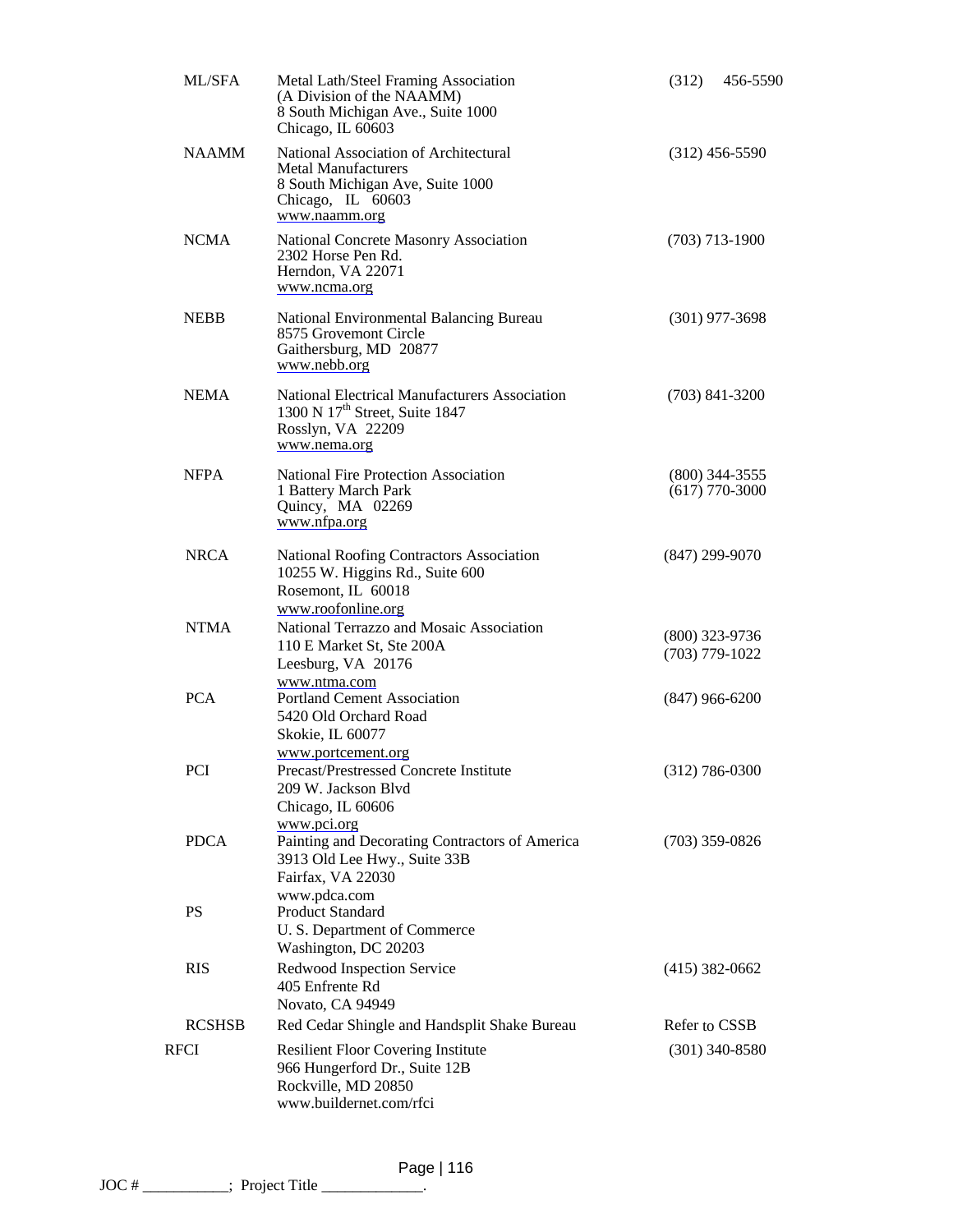| | | |
|---|---|---|
| ML/SFA | Metal Lath/Steel Framing Association<br>(A Division of the NAAMM)<br>8 South Michigan Ave., Suite 1000<br>Chicago, IL 60603 | (312) 456-5590 |
| NAAMM | National Association of Architectural Metal Manufacturers<br>8 South Michigan Ave, Suite 1000<br>Chicago, IL 60603<br>www.naamm.org | (312) 456-5590 |
| NCMA | National Concrete Masonry Association<br>2302 Horse Pen Rd.<br>Herndon, VA 22071<br>www.ncma.org | (703) 713-1900 |
| NEBB | National Environmental Balancing Bureau<br>8575 Grovemont Circle<br>Gaithersburg, MD 20877<br>www.nebb.org | (301) 977-3698 |
| NEMA | National Electrical Manufacturers Association<br>1300 N 17th Street, Suite 1847<br>Rosslyn, VA 22209<br>www.nema.org | (703) 841-3200 |
| NFPA | National Fire Protection Association<br>1 Battery March Park<br>Quincy, MA 02269<br>www.nfpa.org | (800) 344-3555<br>(617) 770-3000 |
| NRCA | National Roofing Contractors Association<br>10255 W. Higgins Rd., Suite 600<br>Rosemont, IL 60018<br>www.roofonline.org | (847) 299-9070 |
| NTMA | National Terrazzo and Mosaic Association<br>110 E Market St, Ste 200A<br>Leesburg, VA 20176<br>www.ntma.com | (800) 323-9736<br>(703) 779-1022 |
| PCA | Portland Cement Association<br>5420 Old Orchard Road<br>Skokie, IL 60077<br>www.portcement.org | (847) 966-6200 |
| PCI | Precast/Prestressed Concrete Institute<br>209 W. Jackson Blvd<br>Chicago, IL 60606<br>www.pci.org | (312) 786-0300 |
| PDCA | Painting and Decorating Contractors of America<br>3913 Old Lee Hwy., Suite 33B<br>Fairfax, VA 22030<br>www.pdca.com | (703) 359-0826 |
| PS | Product Standard<br>U. S. Department of Commerce<br>Washington, DC 20203 | |
| RIS | Redwood Inspection Service<br>405 Enfrente Rd<br>Novato, CA 94949 | (415) 382-0662 |
| RCSHSB | Red Cedar Shingle and Handsplit Shake Bureau | Refer to CSSB |
| RFCI | Resilient Floor Covering Institute<br>966 Hungerford Dr., Suite 12B<br>Rockville, MD 20850<br>www.buildernet.com/rfci | (301) 340-8580 |

JOC # ___________; Project Title _____________.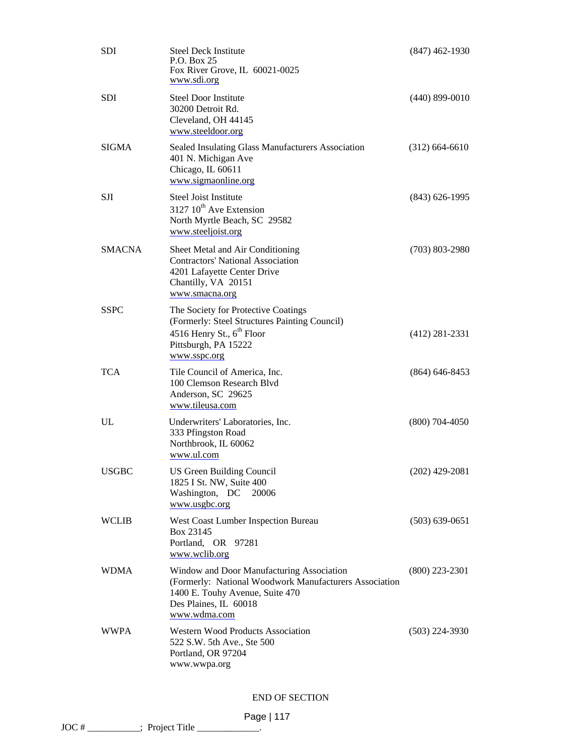| | | |
|---|---|---|
| SDI | Steel Deck Institute<br>P.O. Box 25<br>Fox River Grove, IL 60021-0025<br>www.sdi.org | (847) 462-1930 |
| SDI | Steel Door Institute<br>30200 Detroit Rd.<br>Cleveland, OH 44145<br>www.steeldoor.org | (440) 899-0010 |
| SIGMA | Sealed Insulating Glass Manufacturers Association<br>401 N. Michigan Ave<br>Chicago, IL 60611<br>www.sigmaonline.org | (312) 664-6610 |
| SJI | Steel Joist Institute<br>3127 10th Ave Extension<br>North Myrtle Beach, SC 29582<br>www.steeljoist.org | (843) 626-1995 |
| SMACNA | Sheet Metal and Air Conditioning Contractors' National Association<br>4201 Lafayette Center Drive<br>Chantilly, VA 20151<br>www.smacna.org | (703) 803-2980 |
| SSPC | The Society for Protective Coatings<br>(Formerly: Steel Structures Painting Council)<br>4516 Henry St., 6th Floor<br>Pittsburgh, PA 15222<br>www.sspc.org | (412) 281-2331 |
| TCA | Tile Council of America, Inc.<br>100 Clemson Research Blvd<br>Anderson, SC 29625<br>www.tileusa.com | (864) 646-8453 |
| UL | Underwriters' Laboratories, Inc.<br>333 Pfingston Road<br>Northbrook, IL 60062<br>www.ul.com | (800) 704-4050 |
| USGBC | US Green Building Council<br>1825 I St. NW, Suite 400<br>Washington, DC 20006<br>www.usgbc.org | (202) 429-2081 |
| WCLIB | West Coast Lumber Inspection Bureau<br>Box 23145<br>Portland, OR 97281<br>www.wclib.org | (503) 639-0651 |
| WDMA | Window and Door Manufacturing Association<br>(Formerly: National Woodwork Manufacturers Association<br>1400 E. Touhy Avenue, Suite 470<br>Des Plaines, IL 60018<br>www.wdma.com | (800) 223-2301 |
| WWPA | Western Wood Products Association<br>522 S.W. 5th Ave., Ste 500<br>Portland, OR 97204<br>www.wwpa.org | (503) 224-3930 |

END OF SECTION

JOC # ___________; Project Title _____________.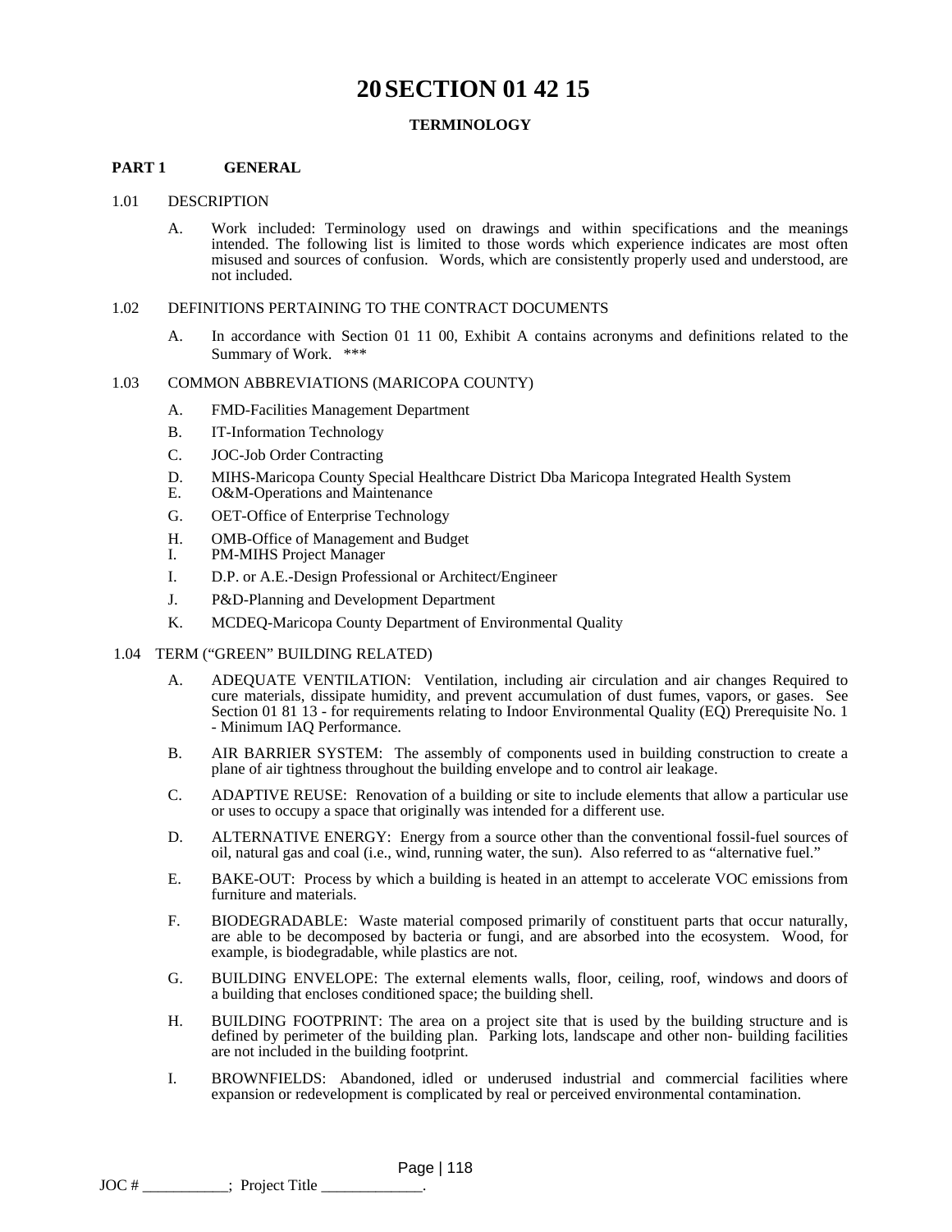# 20 SECTION 01 42 15

**TERMINOLOGY**

## PART 1 GENERAL

1.01 DESCRIPTION

A. Work included: Terminology used on drawings and within specifications and the meanings intended. The following list is limited to those words which experience indicates are most often misused and sources of confusion. Words, which are consistently properly used and understood, are not included.

1.02 DEFINITIONS PERTAINING TO THE CONTRACT DOCUMENTS

A. In accordance with Section 01 11 00, Exhibit A contains acronyms and definitions related to the Summary of Work. ***

1.03 COMMON ABBREVIATIONS (MARICOPA COUNTY)

A. FMD-Facilities Management Department

B. IT-Information Technology

C. JOC-Job Order Contracting

D. MIHS-Maricopa County Special Healthcare District Dba Maricopa Integrated Health System

E. O&M-Operations and Maintenance

G. OET-Office of Enterprise Technology

H. OMB-Office of Management and Budget

I. PM-MIHS Project Manager

I. D.P. or A.E.-Design Professional or Architect/Engineer

J. P&D-Planning and Development Department

K. MCDEQ-Maricopa County Department of Environmental Quality

1.04 TERM ("GREEN" BUILDING RELATED)

A. ADEQUATE VENTILATION: Ventilation, including air circulation and air changes Required to cure materials, dissipate humidity, and prevent accumulation of dust fumes, vapors, or gases. See Section 01 81 13 - for requirements relating to Indoor Environmental Quality (EQ) Prerequisite No. 1 - Minimum IAQ Performance.

B. AIR BARRIER SYSTEM: The assembly of components used in building construction to create a plane of air tightness throughout the building envelope and to control air leakage.

C. ADAPTIVE REUSE: Renovation of a building or site to include elements that allow a particular use or uses to occupy a space that originally was intended for a different use.

D. ALTERNATIVE ENERGY: Energy from a source other than the conventional fossil-fuel sources of oil, natural gas and coal (i.e., wind, running water, the sun). Also referred to as "alternative fuel."

E. BAKE-OUT: Process by which a building is heated in an attempt to accelerate VOC emissions from furniture and materials.

F. BIODEGRADABLE: Waste material composed primarily of constituent parts that occur naturally, are able to be decomposed by bacteria or fungi, and are absorbed into the ecosystem. Wood, for example, is biodegradable, while plastics are not.

G. BUILDING ENVELOPE: The external elements walls, floor, ceiling, roof, windows and doors of a building that encloses conditioned space; the building shell.

H. BUILDING FOOTPRINT: The area on a project site that is used by the building structure and is defined by perimeter of the building plan. Parking lots, landscape and other non- building facilities are not included in the building footprint.

I. BROWNFIELDS: Abandoned, idled or underused industrial and commercial facilities where expansion or redevelopment is complicated by real or perceived environmental contamination.

JOC # ___________; Project Title _____________.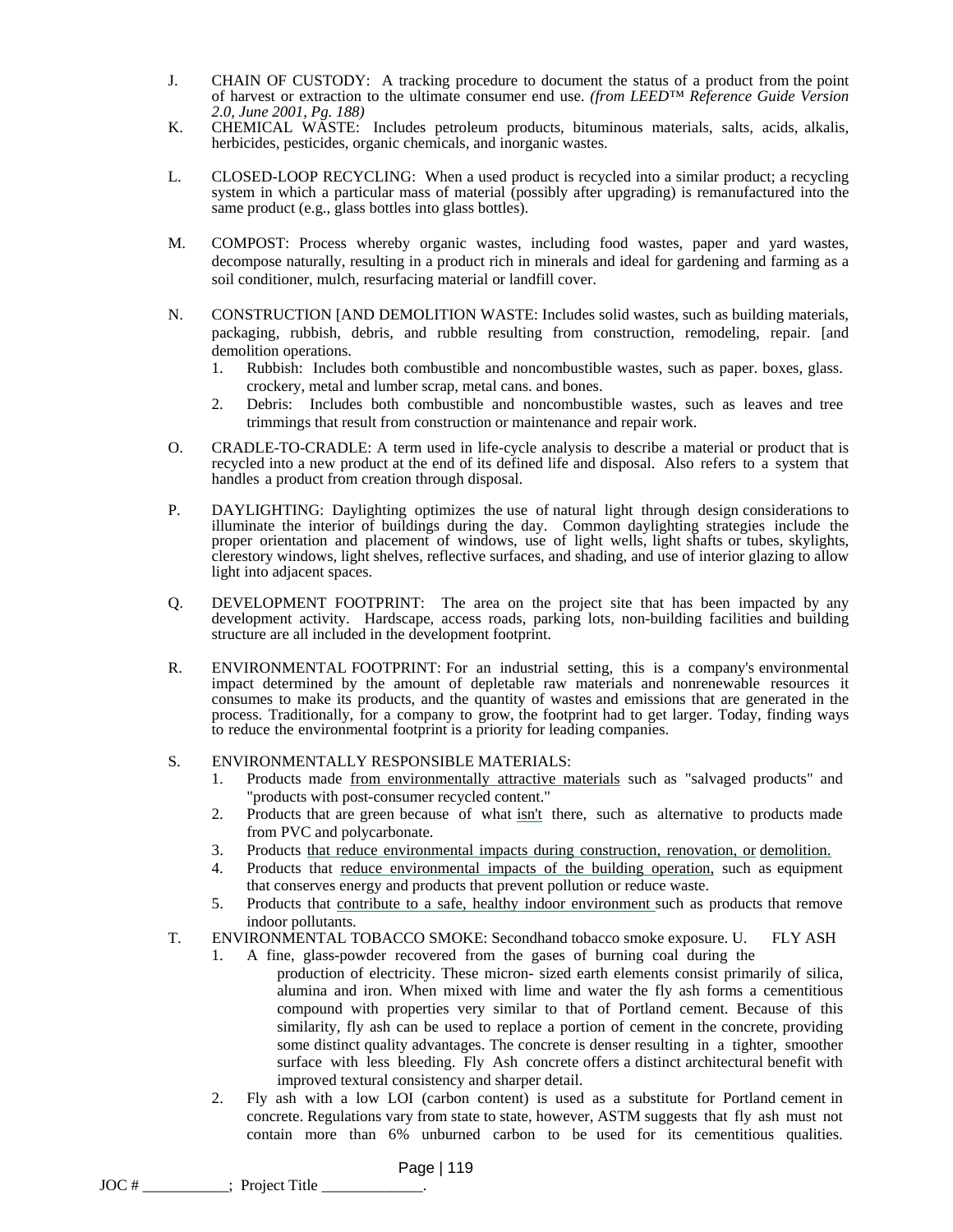J. CHAIN OF CUSTODY: A tracking procedure to document the status of a product from the point of harvest or extraction to the ultimate consumer end use. *(from LEED™ Reference Guide Version 2.0, June 2001, Pg. 188)*

K. CHEMICAL WASTE: Includes petroleum products, bituminous materials, salts, acids, alkalis, herbicides, pesticides, organic chemicals, and inorganic wastes.

L. CLOSED-LOOP RECYCLING: When a used product is recycled into a similar product; a recycling system in which a particular mass of material (possibly after upgrading) is remanufactured into the same product (e.g., glass bottles into glass bottles).

M. COMPOST: Process whereby organic wastes, including food wastes, paper and yard wastes, decompose naturally, resulting in a product rich in minerals and ideal for gardening and farming as a soil conditioner, mulch, resurfacing material or landfill cover.

N. CONSTRUCTION [AND DEMOLITION WASTE: Includes solid wastes, such as building materials, packaging, rubbish, debris, and rubble resulting from construction, remodeling, repair. [and demolition operations.
   1. Rubbish: Includes both combustible and noncombustible wastes, such as paper. boxes, glass. crockery, metal and lumber scrap, metal cans. and bones.
   2. Debris: Includes both combustible and noncombustible wastes, such as leaves and tree trimmings that result from construction or maintenance and repair work.

O. CRADLE-TO-CRADLE: A term used in life-cycle analysis to describe a material or product that is recycled into a new product at the end of its defined life and disposal. Also refers to a system that handles a product from creation through disposal.

P. DAYLIGHTING: Daylighting optimizes the use of natural light through design considerations to illuminate the interior of buildings during the day. Common daylighting strategies include the proper orientation and placement of windows, use of light wells, light shafts or tubes, skylights, clerestory windows, light shelves, reflective surfaces, and shading, and use of interior glazing to allow light into adjacent spaces.

Q. DEVELOPMENT FOOTPRINT: The area on the project site that has been impacted by any development activity. Hardscape, access roads, parking lots, non-building facilities and building structure are all included in the development footprint.

R. ENVIRONMENTAL FOOTPRINT: For an industrial setting, this is a company's environmental impact determined by the amount of depletable raw materials and nonrenewable resources it consumes to make its products, and the quantity of wastes and emissions that are generated in the process. Traditionally, for a company to grow, the footprint had to get larger. Today, finding ways to reduce the environmental footprint is a priority for leading companies.

S. ENVIRONMENTALLY RESPONSIBLE MATERIALS:
   1. Products made from environmentally attractive materials such as "salvaged products" and "products with post-consumer recycled content."
   2. Products that are green because of what isn't there, such as alternative to products made from PVC and polycarbonate.
   3. Products that reduce environmental impacts during construction, renovation, or demolition.
   4. Products that reduce environmental impacts of the building operation, such as equipment that conserves energy and products that prevent pollution or reduce waste.
   5. Products that contribute to a safe, healthy indoor environment such as products that remove indoor pollutants.

T. ENVIRONMENTAL TOBACCO SMOKE: Secondhand tobacco smoke exposure. U. FLY ASH
   1. A fine, glass-powder recovered from the gases of burning coal during the production of electricity. These micron- sized earth elements consist primarily of silica, alumina and iron. When mixed with lime and water the fly ash forms a cementitious compound with properties very similar to that of Portland cement. Because of this similarity, fly ash can be used to replace a portion of cement in the concrete, providing some distinct quality advantages. The concrete is denser resulting in a tighter, smoother surface with less bleeding. Fly Ash concrete offers a distinct architectural benefit with improved textural consistency and sharper detail.
   2. Fly ash with a low LOI (carbon content) is used as a substitute for Portland cement in concrete. Regulations vary from state to state, however, ASTM suggests that fly ash must not contain more than 6% unburned carbon to be used for its cementitious qualities.

JOC # ___________; Project Title _____________.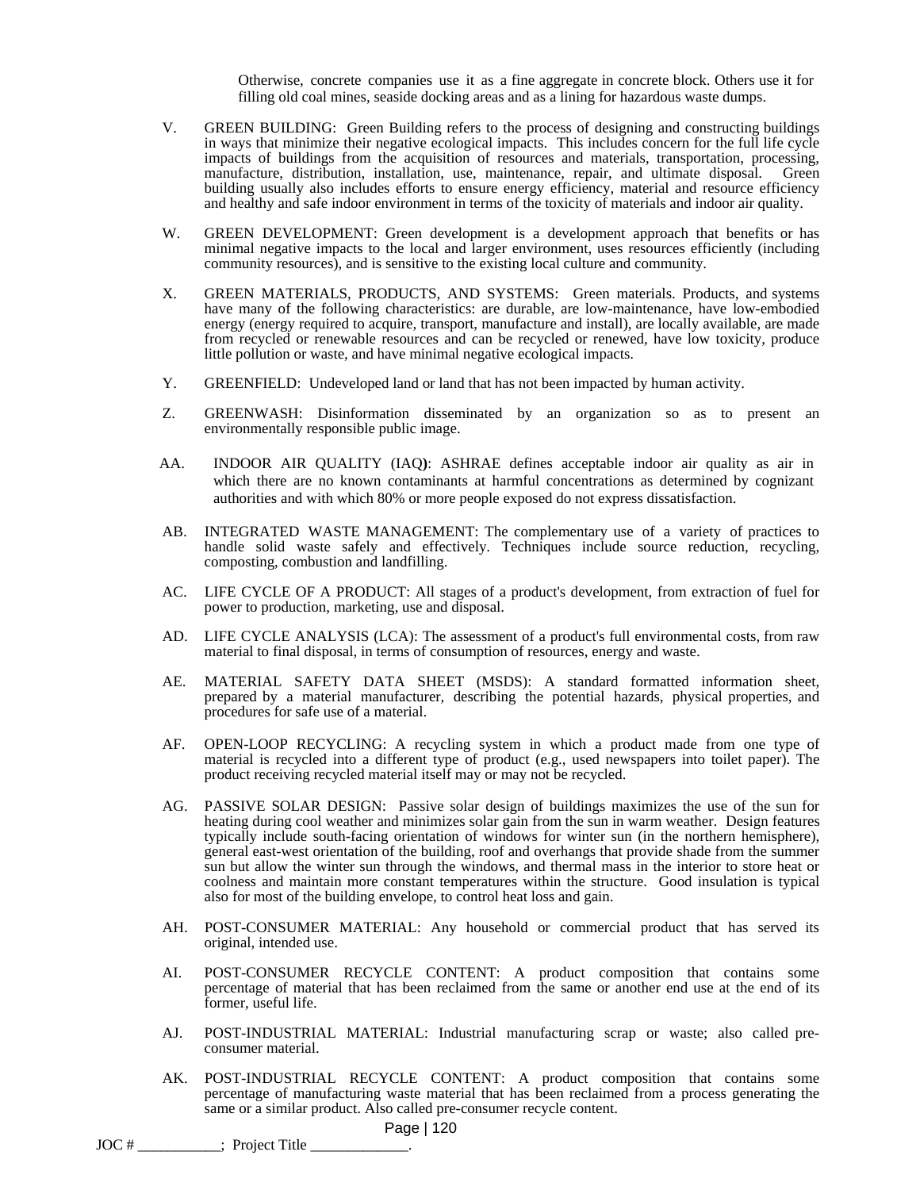Otherwise, concrete companies use it as a fine aggregate in concrete block. Others use it for filling old coal mines, seaside docking areas and as a lining for hazardous waste dumps.

V. GREEN BUILDING: Green Building refers to the process of designing and constructing buildings in ways that minimize their negative ecological impacts. This includes concern for the full life cycle impacts of buildings from the acquisition of resources and materials, transportation, processing, manufacture, distribution, installation, use, maintenance, repair, and ultimate disposal. Green building usually also includes efforts to ensure energy efficiency, material and resource efficiency and healthy and safe indoor environment in terms of the toxicity of materials and indoor air quality.

W. GREEN DEVELOPMENT: Green development is a development approach that benefits or has minimal negative impacts to the local and larger environment, uses resources efficiently (including community resources), and is sensitive to the existing local culture and community.

X. GREEN MATERIALS, PRODUCTS, AND SYSTEMS: Green materials. Products, and systems have many of the following characteristics: are durable, are low-maintenance, have low-embodied energy (energy required to acquire, transport, manufacture and install), are locally available, are made from recycled or renewable resources and can be recycled or renewed, have low toxicity, produce little pollution or waste, and have minimal negative ecological impacts.

Y. GREENFIELD: Undeveloped land or land that has not been impacted by human activity.

Z. GREENWASH: Disinformation disseminated by an organization so as to present an environmentally responsible public image.

AA. INDOOR AIR QUALITY (IAQ**)**: ASHRAE defines acceptable indoor air quality as air in which there are no known contaminants at harmful concentrations as determined by cognizant authorities and with which 80% or more people exposed do not express dissatisfaction.

AB. INTEGRATED WASTE MANAGEMENT: The complementary use of a variety of practices to handle solid waste safely and effectively. Techniques include source reduction, recycling, composting, combustion and landfilling.

AC. LIFE CYCLE OF A PRODUCT: All stages of a product's development, from extraction of fuel for power to production, marketing, use and disposal.

AD. LIFE CYCLE ANALYSIS (LCA): The assessment of a product's full environmental costs, from raw material to final disposal, in terms of consumption of resources, energy and waste.

AE. MATERIAL SAFETY DATA SHEET (MSDS): A standard formatted information sheet, prepared by a material manufacturer, describing the potential hazards, physical properties, and procedures for safe use of a material.

AF. OPEN-LOOP RECYCLING: A recycling system in which a product made from one type of material is recycled into a different type of product (e.g., used newspapers into toilet paper). The product receiving recycled material itself may or may not be recycled.

AG. PASSIVE SOLAR DESIGN: Passive solar design of buildings maximizes the use of the sun for heating during cool weather and minimizes solar gain from the sun in warm weather. Design features typically include south-facing orientation of windows for winter sun (in the northern hemisphere), general east-west orientation of the building, roof and overhangs that provide shade from the summer sun but allow the winter sun through the windows, and thermal mass in the interior to store heat or coolness and maintain more constant temperatures within the structure. Good insulation is typical also for most of the building envelope, to control heat loss and gain.

AH. POST-CONSUMER MATERIAL: Any household or commercial product that has served its original, intended use.

AI. POST-CONSUMER RECYCLE CONTENT: A product composition that contains some percentage of material that has been reclaimed from the same or another end use at the end of its former, useful life.

AJ. POST-INDUSTRIAL MATERIAL: Industrial manufacturing scrap or waste; also called pre-consumer material.

AK. POST-INDUSTRIAL RECYCLE CONTENT: A product composition that contains some percentage of manufacturing waste material that has been reclaimed from a process generating the same or a similar product. Also called pre-consumer recycle content.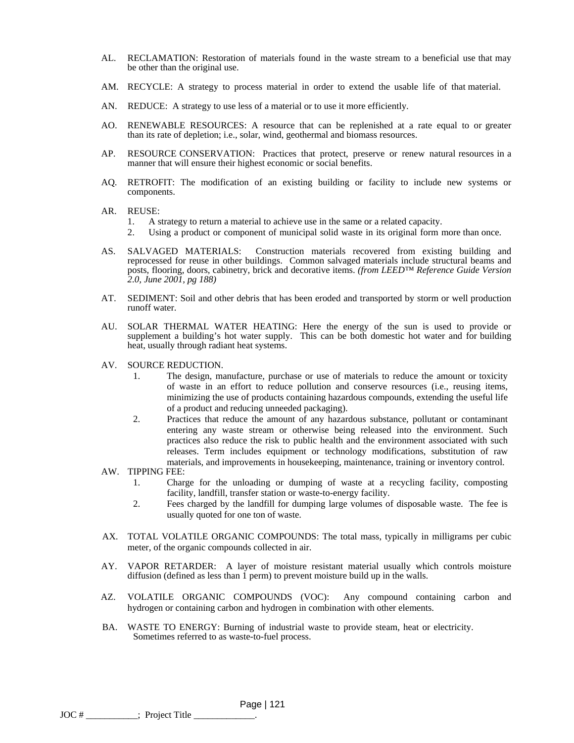AL. RECLAMATION: Restoration of materials found in the waste stream to a beneficial use that may be other than the original use.

AM. RECYCLE: A strategy to process material in order to extend the usable life of that material.

AN. REDUCE: A strategy to use less of a material or to use it more efficiently.

AO. RENEWABLE RESOURCES: A resource that can be replenished at a rate equal to or greater than its rate of depletion; i.e., solar, wind, geothermal and biomass resources.

AP. RESOURCE CONSERVATION: Practices that protect, preserve or renew natural resources in a manner that will ensure their highest economic or social benefits.

AQ. RETROFIT: The modification of an existing building or facility to include new systems or components.

AR. REUSE:
1. A strategy to return a material to achieve use in the same or a related capacity.
2. Using a product or component of municipal solid waste in its original form more than once.

AS. SALVAGED MATERIALS: Construction materials recovered from existing building and reprocessed for reuse in other buildings. Common salvaged materials include structural beams and posts, flooring, doors, cabinetry, brick and decorative items. *(from LEED™ Reference Guide Version 2.0, June 2001, pg 188)*

AT. SEDIMENT: Soil and other debris that has been eroded and transported by storm or well production runoff water.

AU. SOLAR THERMAL WATER HEATING: Here the energy of the sun is used to provide or supplement a building's hot water supply. This can be both domestic hot water and for building heat, usually through radiant heat systems.

AV. SOURCE REDUCTION.
1. The design, manufacture, purchase or use of materials to reduce the amount or toxicity of waste in an effort to reduce pollution and conserve resources (i.e., reusing items, minimizing the use of products containing hazardous compounds, extending the useful life of a product and reducing unneeded packaging).
2. Practices that reduce the amount of any hazardous substance, pollutant or contaminant entering any waste stream or otherwise being released into the environment. Such practices also reduce the risk to public health and the environment associated with such releases. Term includes equipment or technology modifications, substitution of raw materials, and improvements in housekeeping, maintenance, training or inventory control.

AW. TIPPING FEE:
1. Charge for the unloading or dumping of waste at a recycling facility, composting facility, landfill, transfer station or waste-to-energy facility.
2. Fees charged by the landfill for dumping large volumes of disposable waste. The fee is usually quoted for one ton of waste.

AX. TOTAL VOLATILE ORGANIC COMPOUNDS: The total mass, typically in milligrams per cubic meter, of the organic compounds collected in air.

AY. VAPOR RETARDER: A layer of moisture resistant material usually which controls moisture diffusion (defined as less than 1 perm) to prevent moisture build up in the walls.

AZ. VOLATILE ORGANIC COMPOUNDS (VOC): Any compound containing carbon and hydrogen or containing carbon and hydrogen in combination with other elements.

BA. WASTE TO ENERGY: Burning of industrial waste to provide steam, heat or electricity. Sometimes referred to as waste-to-fuel process.

JOC # ___________; Project Title _____________.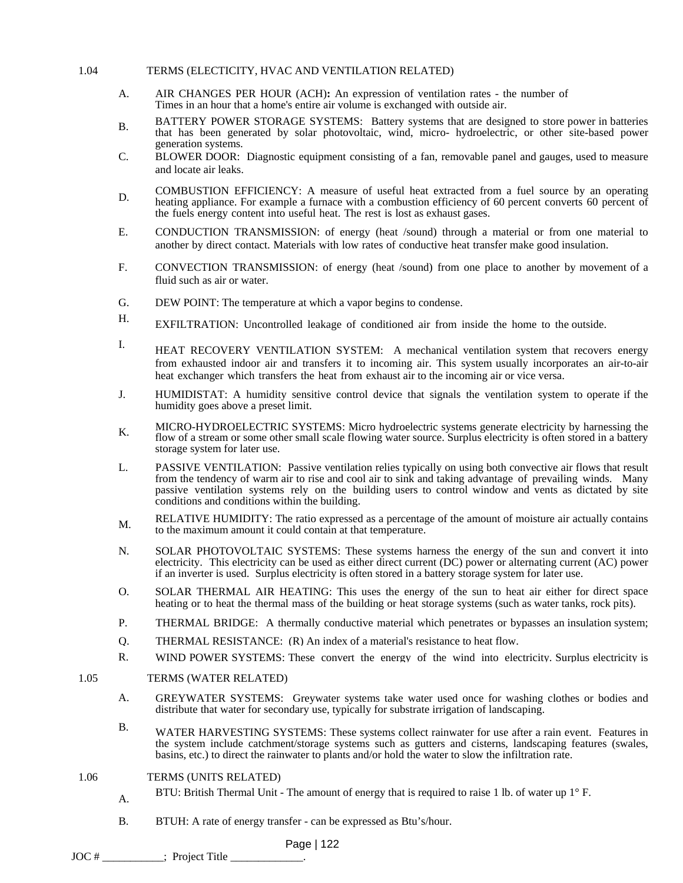1.04 TERMS (ELECTICITY, HVAC AND VENTILATION RELATED)

A. AIR CHANGES PER HOUR (ACH)**:** An expression of ventilation rates - the number of Times in an hour that a home's entire air volume is exchanged with outside air.

B. BATTERY POWER STORAGE SYSTEMS: Battery systems that are designed to store power in batteries that has been generated by solar photovoltaic, wind, micro- hydroelectric, or other site-based power generation systems.

C. BLOWER DOOR: Diagnostic equipment consisting of a fan, removable panel and gauges, used to measure and locate air leaks.

D. COMBUSTION EFFICIENCY: A measure of useful heat extracted from a fuel source by an operating heating appliance. For example a furnace with a combustion efficiency of 60 percent converts 60 percent of the fuels energy content into useful heat. The rest is lost as exhaust gases.

E. CONDUCTION TRANSMISSION: of energy (heat /sound) through a material or from one material to another by direct contact. Materials with low rates of conductive heat transfer make good insulation.

F. CONVECTION TRANSMISSION: of energy (heat /sound) from one place to another by movement of a fluid such as air or water.

G. DEW POINT: The temperature at which a vapor begins to condense.

H. EXFILTRATION: Uncontrolled leakage of conditioned air from inside the home to the outside.

I. HEAT RECOVERY VENTILATION SYSTEM: A mechanical ventilation system that recovers energy from exhausted indoor air and transfers it to incoming air. This system usually incorporates an air-to-air heat exchanger which transfers the heat from exhaust air to the incoming air or vice versa.

J. HUMIDISTAT: A humidity sensitive control device that signals the ventilation system to operate if the humidity goes above a preset limit.

K. MICRO-HYDROELECTRIC SYSTEMS: Micro hydroelectric systems generate electricity by harnessing the flow of a stream or some other small scale flowing water source. Surplus electricity is often stored in a battery storage system for later use.

L. PASSIVE VENTILATION: Passive ventilation relies typically on using both convective air flows that result from the tendency of warm air to rise and cool air to sink and taking advantage of prevailing winds. Many passive ventilation systems rely on the building users to control window and vents as dictated by site conditions and conditions within the building.

M. RELATIVE HUMIDITY: The ratio expressed as a percentage of the amount of moisture air actually contains to the maximum amount it could contain at that temperature.

N. SOLAR PHOTOVOLTAIC SYSTEMS: These systems harness the energy of the sun and convert it into electricity. This electricity can be used as either direct current (DC) power or alternating current (AC) power if an inverter is used. Surplus electricity is often stored in a battery storage system for later use.

O. SOLAR THERMAL AIR HEATING: This uses the energy of the sun to heat air either for direct space heating or to heat the thermal mass of the building or heat storage systems (such as water tanks, rock pits).

P. THERMAL BRIDGE: A thermally conductive material which penetrates or bypasses an insulation system;

Q. THERMAL RESISTANCE: (R) An index of a material's resistance to heat flow.

R. WIND POWER SYSTEMS: These convert the energy of the wind into electricity. Surplus electricity is

1.05 TERMS (WATER RELATED)

A. GREYWATER SYSTEMS: Greywater systems take water used once for washing clothes or bodies and distribute that water for secondary use, typically for substrate irrigation of landscaping.

B. WATER HARVESTING SYSTEMS: These systems collect rainwater for use after a rain event. Features in the system include catchment/storage systems such as gutters and cisterns, landscaping features (swales, basins, etc.) to direct the rainwater to plants and/or hold the water to slow the infiltration rate.

1.06 TERMS (UNITS RELATED)

A. BTU: British Thermal Unit - The amount of energy that is required to raise 1 lb. of water up 1° F.

B. BTUH: A rate of energy transfer - can be expressed as Btu's/hour.

JOC # ___________; Project Title _____________.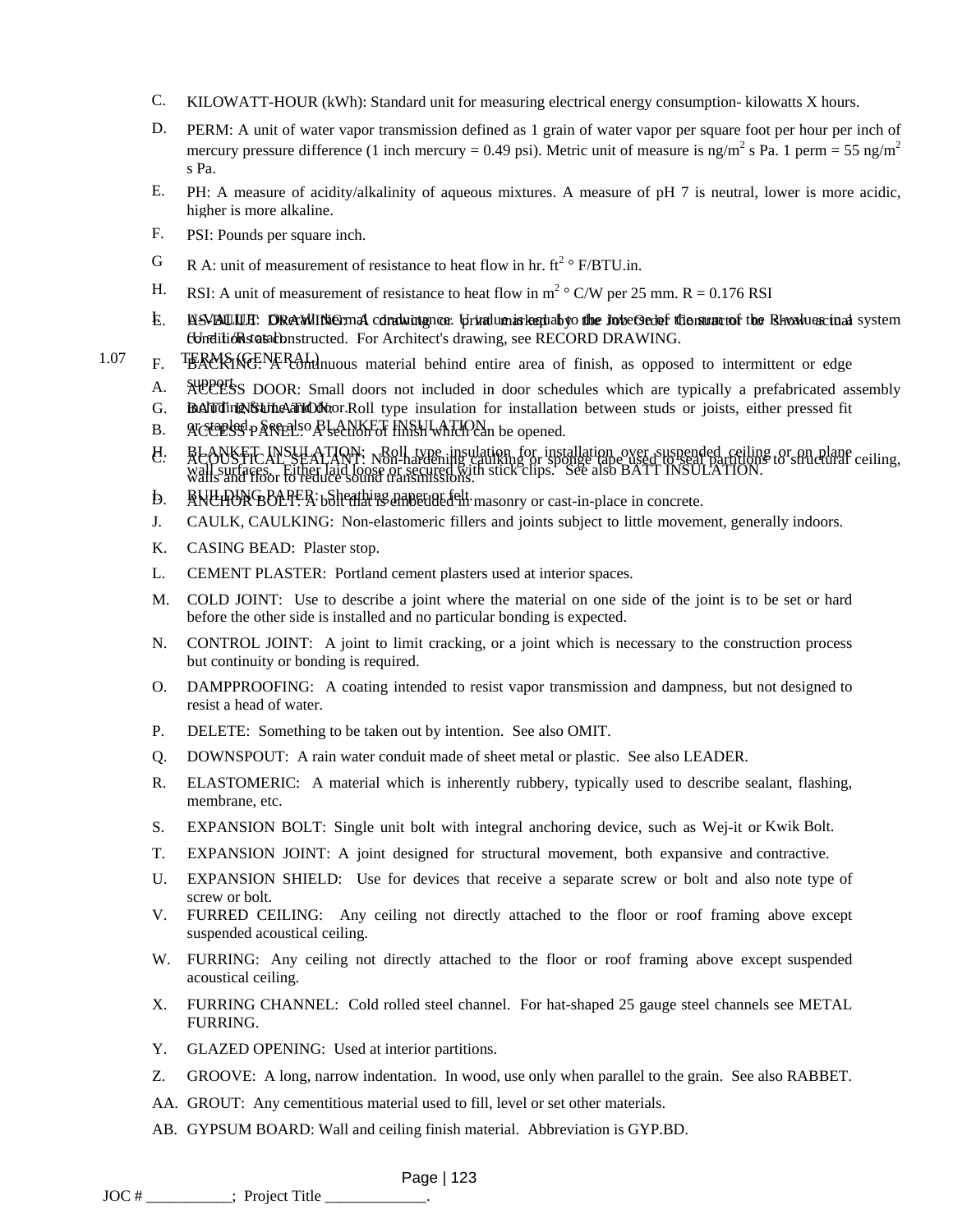C. KILOWATT-HOUR (kWh): Standard unit for measuring electrical energy consumption- kilowatts X hours.

D. PERM: A unit of water vapor transmission defined as 1 grain of water vapor per square foot per hour per inch of mercury pressure difference (1 inch mercury = 0.49 psi). Metric unit of measure is ng/m$^2$ s Pa. 1 perm = 55 ng/m$^2$ s Pa.

E. PH: A measure of acidity/alkalinity of aqueous mixtures. A measure of pH 7 is neutral, lower is more acidic, higher is more alkaline.

F. PSI: Pounds per square inch.

G R A: unit of measurement of resistance to heat flow in hr. ft$^2$ ° F/BTU.in.

H. RSI: A unit of measurement of resistance to heat flow in m$^2$ ° C/W per 25 mm. R = 0.176 RSI

I. U-VALUE: Thermal conductance. U value is equal to the inverse of the sum of the R values in a system (U=1/ R total).

## 1.07 TERMS (GENERAL)

A. ACCESS DOOR: Small doors not included in door schedules which are typically a prefabricated assembly including frame and door.

B. ACCESS PANEL: A section of finish which can be opened.

C. ACOUSTICAL SEALANT: Non-hardening caulking or sponge tape used to seal partitions to structural ceiling, walls and floor to reduce sound transmissions.

D. ANCHOR BOLT: A bolt that is embedded in masonry or cast-in-place in concrete.

E. AS-BUILT DRAWING: A drawing or print marked by the Job Order Contractor to show actual conditions as constructed. For Architect's drawing, see RECORD DRAWING.

F. BACKING: A continuous material behind entire area of finish, as opposed to intermittent or edge support.

G. BATT INSULATION: Roll type insulation for installation between studs or joists, either pressed fit or stapled. See also BLANKET INSULATION.

H. BLANKET INSULATION: Roll type insulation for installation over suspended ceiling or on plane wall surfaces. Either laid loose or secured with stick clips. See also BATT INSULATION.

I. BUILDING PAPER: Sheathing paper or felt.

J. CAULK, CAULKING: Non-elastomeric fillers and joints subject to little movement, generally indoors.

K. CASING BEAD: Plaster stop.

L. CEMENT PLASTER: Portland cement plasters used at interior spaces.

M. COLD JOINT: Use to describe a joint where the material on one side of the joint is to be set or hard before the other side is installed and no particular bonding is expected.

N. CONTROL JOINT: A joint to limit cracking, or a joint which is necessary to the construction process but continuity or bonding is required.

O. DAMPPROOFING: A coating intended to resist vapor transmission and dampness, but not designed to resist a head of water.

P. DELETE: Something to be taken out by intention. See also OMIT.

Q. DOWNSPOUT: A rain water conduit made of sheet metal or plastic. See also LEADER.

R. ELASTOMERIC: A material which is inherently rubbery, typically used to describe sealant, flashing, membrane, etc.

S. EXPANSION BOLT: Single unit bolt with integral anchoring device, such as Wej-it or Kwik Bolt.

T. EXPANSION JOINT: A joint designed for structural movement, both expansive and contractive.

U. EXPANSION SHIELD: Use for devices that receive a separate screw or bolt and also note type of screw or bolt.

V. FURRED CEILING: Any ceiling not directly attached to the floor or roof framing above except suspended acoustical ceiling.

W. FURRING: Any ceiling not directly attached to the floor or roof framing above except suspended acoustical ceiling.

X. FURRING CHANNEL: Cold rolled steel channel. For hat-shaped 25 gauge steel channels see METAL FURRING.

Y. GLAZED OPENING: Used at interior partitions.

Z. GROOVE: A long, narrow indentation. In wood, use only when parallel to the grain. See also RABBET.

AA. GROUT: Any cementitious material used to fill, level or set other materials.

AB. GYPSUM BOARD: Wall and ceiling finish material. Abbreviation is GYP.BD.

JOC # ___________; Project Title _____________.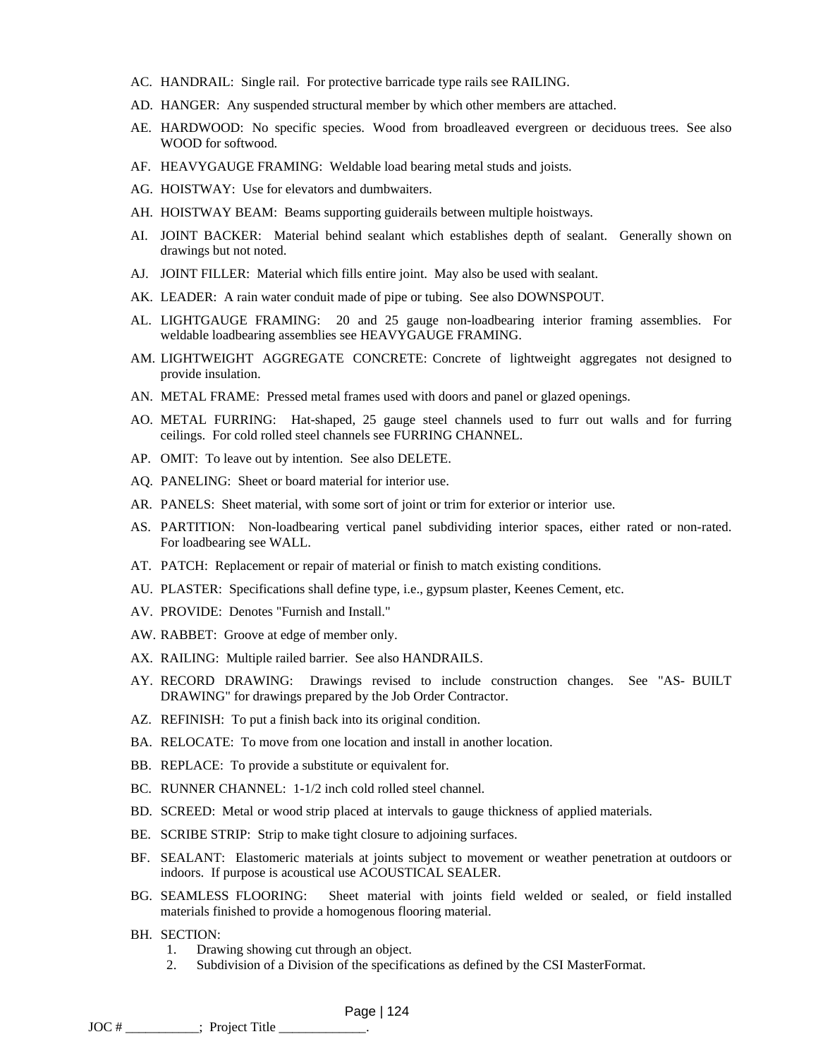AC. HANDRAIL: Single rail. For protective barricade type rails see RAILING.

AD. HANGER: Any suspended structural member by which other members are attached.

AE. HARDWOOD: No specific species. Wood from broadleaved evergreen or deciduous trees. See also WOOD for softwood.

AF. HEAVYGAUGE FRAMING: Weldable load bearing metal studs and joists.

AG. HOISTWAY: Use for elevators and dumbwaiters.

AH. HOISTWAY BEAM: Beams supporting guiderails between multiple hoistways.

AI. JOINT BACKER: Material behind sealant which establishes depth of sealant. Generally shown on drawings but not noted.

AJ. JOINT FILLER: Material which fills entire joint. May also be used with sealant.

AK. LEADER: A rain water conduit made of pipe or tubing. See also DOWNSPOUT.

AL. LIGHTGAUGE FRAMING: 20 and 25 gauge non-loadbearing interior framing assemblies. For weldable loadbearing assemblies see HEAVYGAUGE FRAMING.

AM. LIGHTWEIGHT AGGREGATE CONCRETE: Concrete of lightweight aggregates not designed to provide insulation.

AN. METAL FRAME: Pressed metal frames used with doors and panel or glazed openings.

AO. METAL FURRING: Hat-shaped, 25 gauge steel channels used to furr out walls and for furring ceilings. For cold rolled steel channels see FURRING CHANNEL.

AP. OMIT: To leave out by intention. See also DELETE.

AQ. PANELING: Sheet or board material for interior use.

AR. PANELS: Sheet material, with some sort of joint or trim for exterior or interior use.

AS. PARTITION: Non-loadbearing vertical panel subdividing interior spaces, either rated or non-rated. For loadbearing see WALL.

AT. PATCH: Replacement or repair of material or finish to match existing conditions.

AU. PLASTER: Specifications shall define type, i.e., gypsum plaster, Keenes Cement, etc.

AV. PROVIDE: Denotes "Furnish and Install."

AW. RABBET: Groove at edge of member only.

AX. RAILING: Multiple railed barrier. See also HANDRAILS.

AY. RECORD DRAWING: Drawings revised to include construction changes. See "AS- BUILT DRAWING" for drawings prepared by the Job Order Contractor.

AZ. REFINISH: To put a finish back into its original condition.

BA. RELOCATE: To move from one location and install in another location.

BB. REPLACE: To provide a substitute or equivalent for.

BC. RUNNER CHANNEL: 1-1/2 inch cold rolled steel channel.

BD. SCREED: Metal or wood strip placed at intervals to gauge thickness of applied materials.

BE. SCRIBE STRIP: Strip to make tight closure to adjoining surfaces.

BF. SEALANT: Elastomeric materials at joints subject to movement or weather penetration at outdoors or indoors. If purpose is acoustical use ACOUSTICAL SEALER.

BG. SEAMLESS FLOORING: Sheet material with joints field welded or sealed, or field installed materials finished to provide a homogenous flooring material.

BH. SECTION:
   1. Drawing showing cut through an object.
   2. Subdivision of a Division of the specifications as defined by the CSI MasterFormat.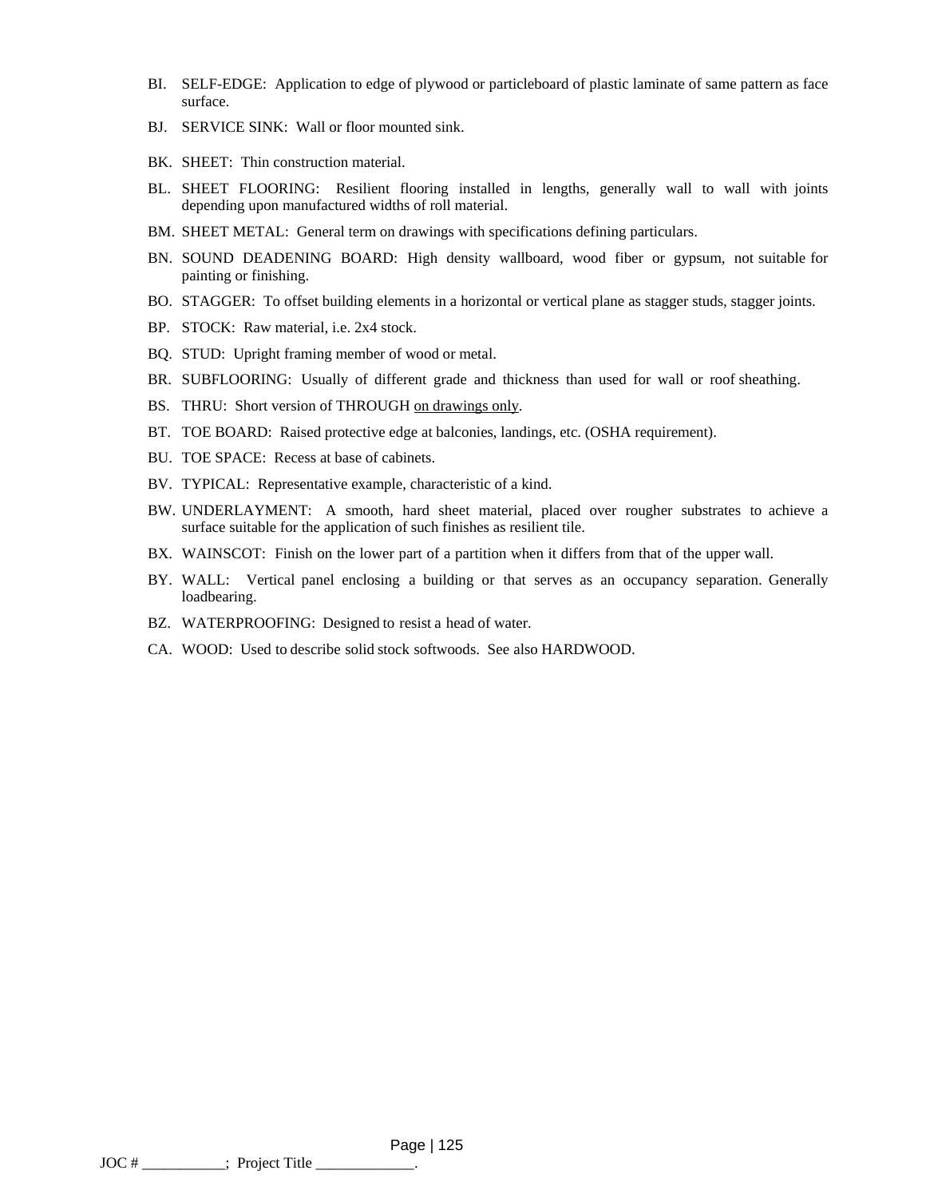BI. SELF-EDGE: Application to edge of plywood or particleboard of plastic laminate of same pattern as face surface.

BJ. SERVICE SINK: Wall or floor mounted sink.

BK. SHEET: Thin construction material.

BL. SHEET FLOORING: Resilient flooring installed in lengths, generally wall to wall with joints depending upon manufactured widths of roll material.

BM. SHEET METAL: General term on drawings with specifications defining particulars.

BN. SOUND DEADENING BOARD: High density wallboard, wood fiber or gypsum, not suitable for painting or finishing.

BO. STAGGER: To offset building elements in a horizontal or vertical plane as stagger studs, stagger joints.

BP. STOCK: Raw material, i.e. 2x4 stock.

BQ. STUD: Upright framing member of wood or metal.

BR. SUBFLOORING: Usually of different grade and thickness than used for wall or roof sheathing.

BS. THRU: Short version of THROUGH <u>on drawings only</u>.

BT. TOE BOARD: Raised protective edge at balconies, landings, etc. (OSHA requirement).

BU. TOE SPACE: Recess at base of cabinets.

BV. TYPICAL: Representative example, characteristic of a kind.

BW. UNDERLAYMENT: A smooth, hard sheet material, placed over rougher substrates to achieve a surface suitable for the application of such finishes as resilient tile.

BX. WAINSCOT: Finish on the lower part of a partition when it differs from that of the upper wall.

BY. WALL: Vertical panel enclosing a building or that serves as an occupancy separation. Generally loadbearing.

BZ. WATERPROOFING: Designed to resist a head of water.

CA. WOOD: Used to describe solid stock softwoods. See also HARDWOOD.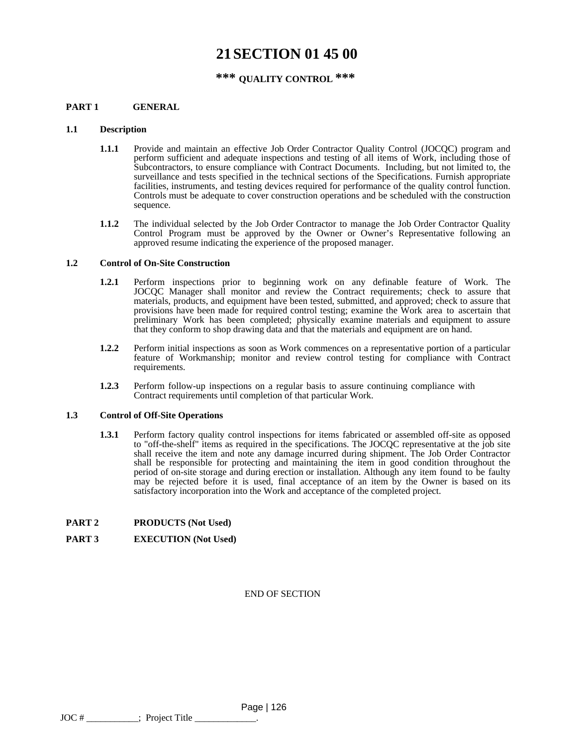# 21 SECTION 01 45 00

## *** QUALITY CONTROL ***

**PART 1 GENERAL**

**1.1 Description**

**1.1.1** Provide and maintain an effective Job Order Contractor Quality Control (JOCQC) program and perform sufficient and adequate inspections and testing of all items of Work, including those of Subcontractors, to ensure compliance with Contract Documents. Including, but not limited to, the surveillance and tests specified in the technical sections of the Specifications. Furnish appropriate facilities, instruments, and testing devices required for performance of the quality control function. Controls must be adequate to cover construction operations and be scheduled with the construction sequence.

**1.1.2** The individual selected by the Job Order Contractor to manage the Job Order Contractor Quality Control Program must be approved by the Owner or Owner's Representative following an approved resume indicating the experience of the proposed manager.

**1.2 Control of On-Site Construction**

**1.2.1** Perform inspections prior to beginning work on any definable feature of Work. The JOCQC Manager shall monitor and review the Contract requirements; check to assure that materials, products, and equipment have been tested, submitted, and approved; check to assure that provisions have been made for required control testing; examine the Work area to ascertain that preliminary Work has been completed; physically examine materials and equipment to assure that they conform to shop drawing data and that the materials and equipment are on hand.

**1.2.2** Perform initial inspections as soon as Work commences on a representative portion of a particular feature of Workmanship; monitor and review control testing for compliance with Contract requirements.

**1.2.3** Perform follow-up inspections on a regular basis to assure continuing compliance with Contract requirements until completion of that particular Work.

**1.3 Control of Off-Site Operations**

**1.3.1** Perform factory quality control inspections for items fabricated or assembled off-site as opposed to "off-the-shelf" items as required in the specifications. The JOCQC representative at the job site shall receive the item and note any damage incurred during shipment. The Job Order Contractor shall be responsible for protecting and maintaining the item in good condition throughout the period of on-site storage and during erection or installation. Although any item found to be faulty may be rejected before it is used, final acceptance of an item by the Owner is based on its satisfactory incorporation into the Work and acceptance of the completed project.

**PART 2 PRODUCTS (Not Used)**

**PART 3 EXECUTION (Not Used)**

END OF SECTION

JOC # ___________; Project Title _____________.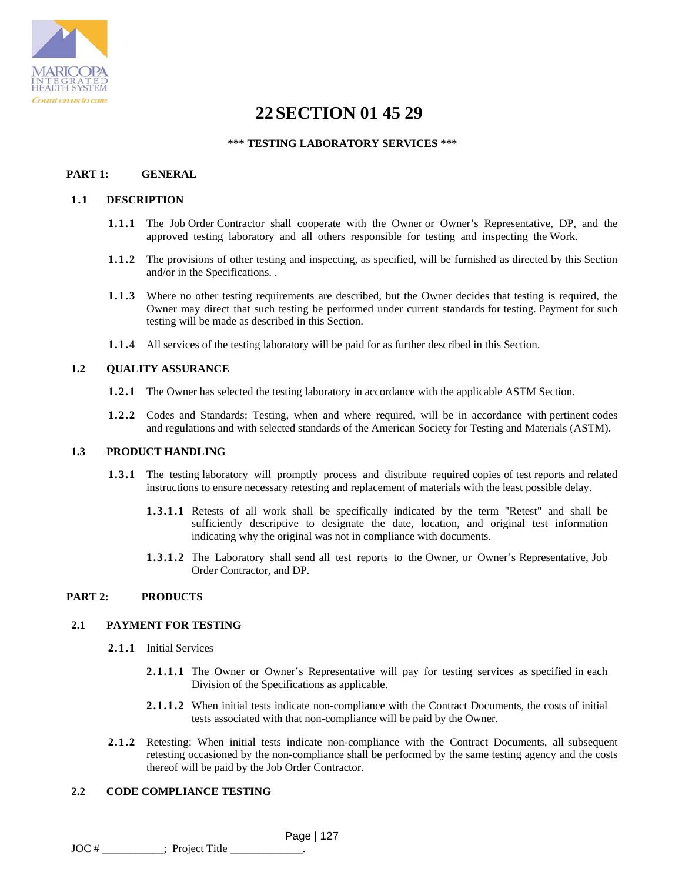# 22 SECTION 01 45 29

**\*\*\* TESTING LABORATORY SERVICES \*\*\***

## PART 1: GENERAL

### 1.1 DESCRIPTION

**1.1.1** The Job Order Contractor shall cooperate with the Owner or Owner's Representative, DP, and the approved testing laboratory and all others responsible for testing and inspecting the Work.

**1.1.2** The provisions of other testing and inspecting, as specified, will be furnished as directed by this Section and/or in the Specifications. .

**1.1.3** Where no other testing requirements are described, but the Owner decides that testing is required, the Owner may direct that such testing be performed under current standards for testing. Payment for such testing will be made as described in this Section.

**1.1.4** All services of the testing laboratory will be paid for as further described in this Section.

### 1.2 QUALITY ASSURANCE

**1.2.1** The Owner has selected the testing laboratory in accordance with the applicable ASTM Section.

**1.2.2** Codes and Standards: Testing, when and where required, will be in accordance with pertinent codes and regulations and with selected standards of the American Society for Testing and Materials (ASTM).

### 1.3 PRODUCT HANDLING

**1.3.1** The testing laboratory will promptly process and distribute required copies of test reports and related instructions to ensure necessary retesting and replacement of materials with the least possible delay.

**1.3.1.1** Retests of all work shall be specifically indicated by the term "Retest" and shall be sufficiently descriptive to designate the date, location, and original test information indicating why the original was not in compliance with documents.

**1.3.1.2** The Laboratory shall send all test reports to the Owner, or Owner's Representative, Job Order Contractor, and DP.

## PART 2: PRODUCTS

### 2.1 PAYMENT FOR TESTING

**2.1.1** Initial Services

**2.1.1.1** The Owner or Owner's Representative will pay for testing services as specified in each Division of the Specifications as applicable.

**2.1.1.2** When initial tests indicate non-compliance with the Contract Documents, the costs of initial tests associated with that non-compliance will be paid by the Owner.

**2.1.2** Retesting: When initial tests indicate non-compliance with the Contract Documents, all subsequent retesting occasioned by the non-compliance shall be performed by the same testing agency and the costs thereof will be paid by the Job Order Contractor.

### 2.2 CODE COMPLIANCE TESTING

JOC # ___________; Project Title _____________.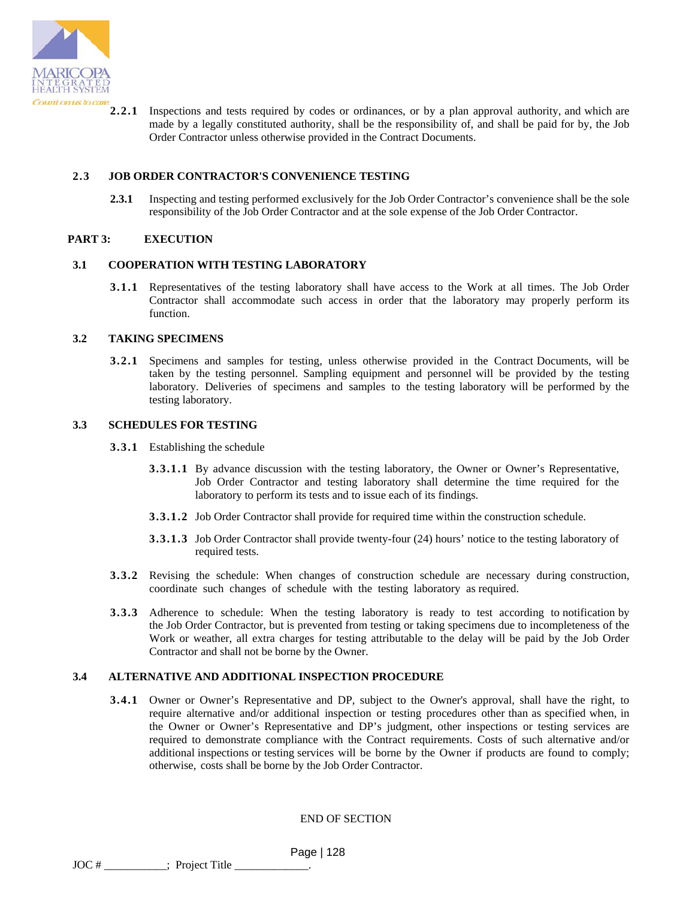**2.2.1** Inspections and tests required by codes or ordinances, or by a plan approval authority, and which are made by a legally constituted authority, shall be the responsibility of, and shall be paid for by, the Job Order Contractor unless otherwise provided in the Contract Documents.

### 2.3 JOB ORDER CONTRACTOR'S CONVENIENCE TESTING

**2.3.1** Inspecting and testing performed exclusively for the Job Order Contractor's convenience shall be the sole responsibility of the Job Order Contractor and at the sole expense of the Job Order Contractor.

## PART 3: EXECUTION

### 3.1 COOPERATION WITH TESTING LABORATORY

**3.1.1** Representatives of the testing laboratory shall have access to the Work at all times. The Job Order Contractor shall accommodate such access in order that the laboratory may properly perform its function.

### 3.2 TAKING SPECIMENS

**3.2.1** Specimens and samples for testing, unless otherwise provided in the Contract Documents, will be taken by the testing personnel. Sampling equipment and personnel will be provided by the testing laboratory. Deliveries of specimens and samples to the testing laboratory will be performed by the testing laboratory.

### 3.3 SCHEDULES FOR TESTING

**3.3.1** Establishing the schedule

**3.3.1.1** By advance discussion with the testing laboratory, the Owner or Owner's Representative, Job Order Contractor and testing laboratory shall determine the time required for the laboratory to perform its tests and to issue each of its findings.

**3.3.1.2** Job Order Contractor shall provide for required time within the construction schedule.

**3.3.1.3** Job Order Contractor shall provide twenty-four (24) hours' notice to the testing laboratory of required tests.

**3.3.2** Revising the schedule: When changes of construction schedule are necessary during construction, coordinate such changes of schedule with the testing laboratory as required.

**3.3.3** Adherence to schedule: When the testing laboratory is ready to test according to notification by the Job Order Contractor, but is prevented from testing or taking specimens due to incompleteness of the Work or weather, all extra charges for testing attributable to the delay will be paid by the Job Order Contractor and shall not be borne by the Owner.

### 3.4 ALTERNATIVE AND ADDITIONAL INSPECTION PROCEDURE

**3.4.1** Owner or Owner's Representative and DP, subject to the Owner's approval, shall have the right, to require alternative and/or additional inspection or testing procedures other than as specified when, in the Owner or Owner's Representative and DP's judgment, other inspections or testing services are required to demonstrate compliance with the Contract requirements. Costs of such alternative and/or additional inspections or testing services will be borne by the Owner if products are found to comply; otherwise, costs shall be borne by the Job Order Contractor.

END OF SECTION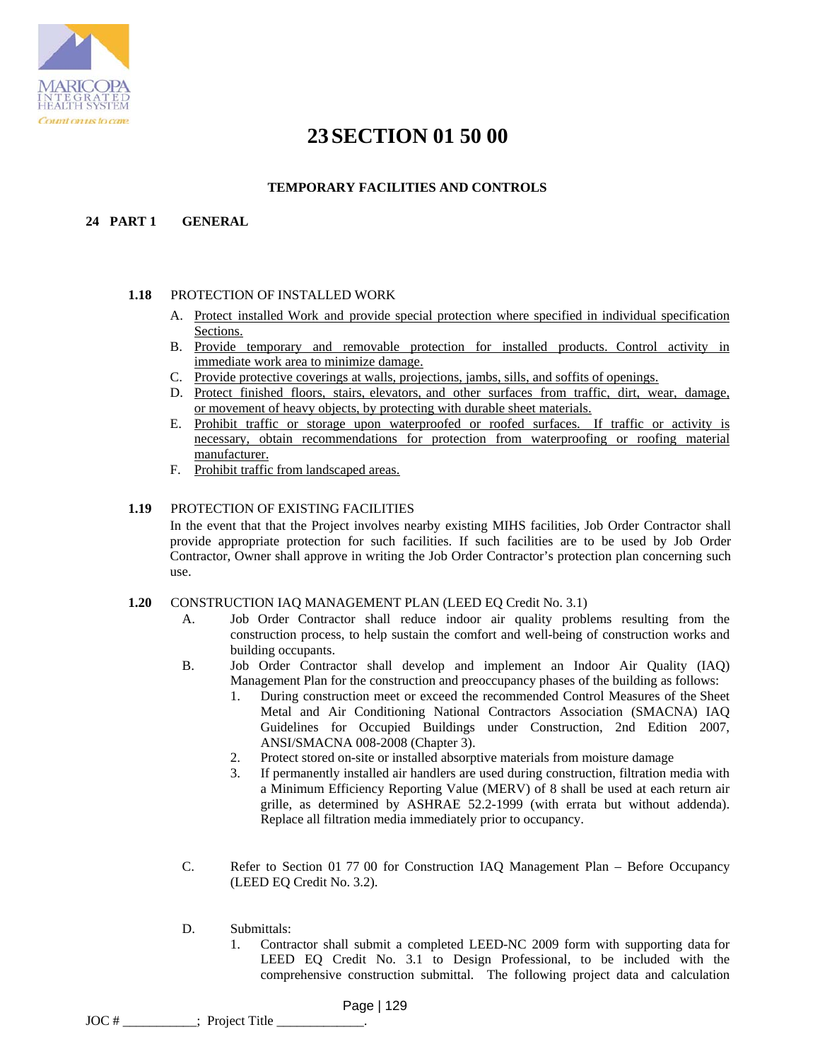# 23 SECTION 01 50 00

## TEMPORARY FACILITIES AND CONTROLS

## 24 PART 1 GENERAL

### 1.18 PROTECTION OF INSTALLED WORK

A. Protect installed Work and provide special protection where specified in individual specification Sections.

B. Provide temporary and removable protection for installed products. Control activity in immediate work area to minimize damage.

C. Provide protective coverings at walls, projections, jambs, sills, and soffits of openings.

D. Protect finished floors, stairs, elevators, and other surfaces from traffic, dirt, wear, damage, or movement of heavy objects, by protecting with durable sheet materials.

E. Prohibit traffic or storage upon waterproofed or roofed surfaces. If traffic or activity is necessary, obtain recommendations for protection from waterproofing or roofing material manufacturer.

F. Prohibit traffic from landscaped areas.

### 1.19 PROTECTION OF EXISTING FACILITIES

In the event that that the Project involves nearby existing MIHS facilities, Job Order Contractor shall provide appropriate protection for such facilities. If such facilities are to be used by Job Order Contractor, Owner shall approve in writing the Job Order Contractor's protection plan concerning such use.

### 1.20 CONSTRUCTION IAQ MANAGEMENT PLAN (LEED EQ Credit No. 3.1)

A. Job Order Contractor shall reduce indoor air quality problems resulting from the construction process, to help sustain the comfort and well-being of construction works and building occupants.

B. Job Order Contractor shall develop and implement an Indoor Air Quality (IAQ) Management Plan for the construction and preoccupancy phases of the building as follows:

1. During construction meet or exceed the recommended Control Measures of the Sheet Metal and Air Conditioning National Contractors Association (SMACNA) IAQ Guidelines for Occupied Buildings under Construction, 2nd Edition 2007, ANSI/SMACNA 008-2008 (Chapter 3).
2. Protect stored on-site or installed absorptive materials from moisture damage
3. If permanently installed air handlers are used during construction, filtration media with a Minimum Efficiency Reporting Value (MERV) of 8 shall be used at each return air grille, as determined by ASHRAE 52.2-1999 (with errata but without addenda). Replace all filtration media immediately prior to occupancy.

C. Refer to Section 01 77 00 for Construction IAQ Management Plan – Before Occupancy (LEED EQ Credit No. 3.2).

D. Submittals:

1. Contractor shall submit a completed LEED-NC 2009 form with supporting data for LEED EQ Credit No. 3.1 to Design Professional, to be included with the comprehensive construction submittal. The following project data and calculation

JOC # ___________; Project Title _____________.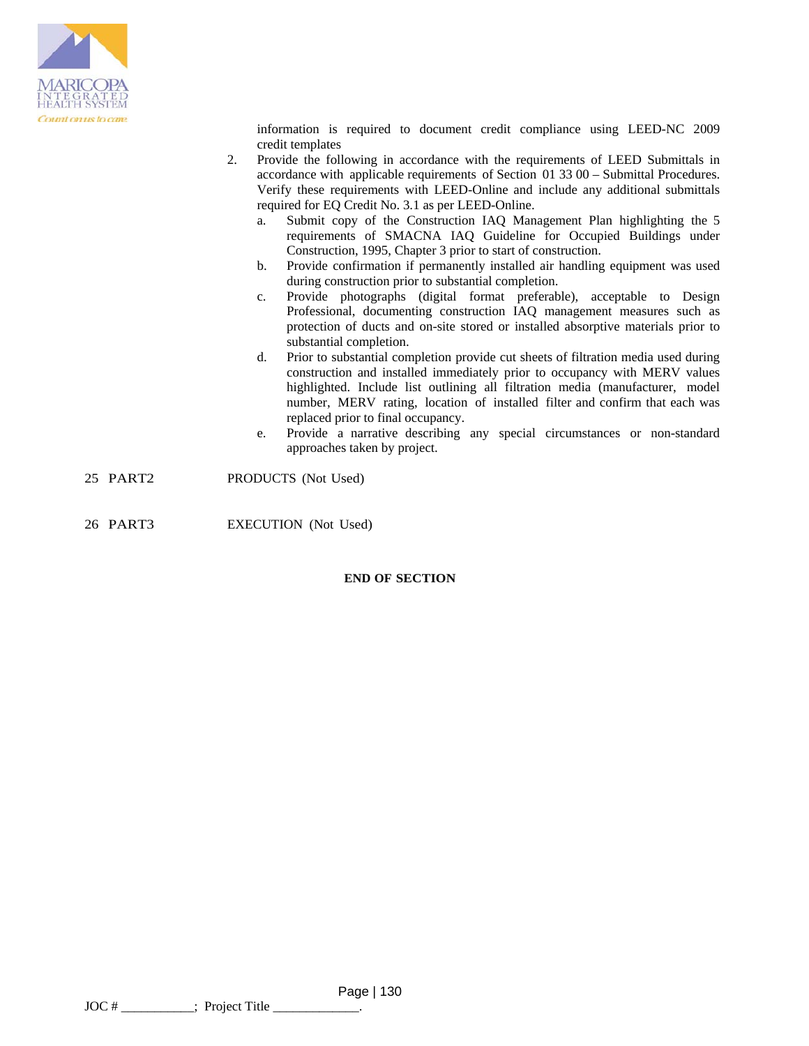information is required to document credit compliance using LEED-NC 2009 credit templates

2. Provide the following in accordance with the requirements of LEED Submittals in accordance with applicable requirements of Section 01 33 00 – Submittal Procedures. Verify these requirements with LEED-Online and include any additional submittals required for EQ Credit No. 3.1 as per LEED-Online.
   a. Submit copy of the Construction IAQ Management Plan highlighting the 5 requirements of SMACNA IAQ Guideline for Occupied Buildings under Construction, 1995, Chapter 3 prior to start of construction.
   b. Provide confirmation if permanently installed air handling equipment was used during construction prior to substantial completion.
   c. Provide photographs (digital format preferable), acceptable to Design Professional, documenting construction IAQ management measures such as protection of ducts and on-site stored or installed absorptive materials prior to substantial completion.
   d. Prior to substantial completion provide cut sheets of filtration media used during construction and installed immediately prior to occupancy with MERV values highlighted. Include list outlining all filtration media (manufacturer, model number, MERV rating, location of installed filter and confirm that each was replaced prior to final occupancy.
   e. Provide a narrative describing any special circumstances or non-standard approaches taken by project.

25 PART2 PRODUCTS (Not Used)

26 PART3 EXECUTION (Not Used)

**END OF SECTION**

JOC # ___________; Project Title _____________.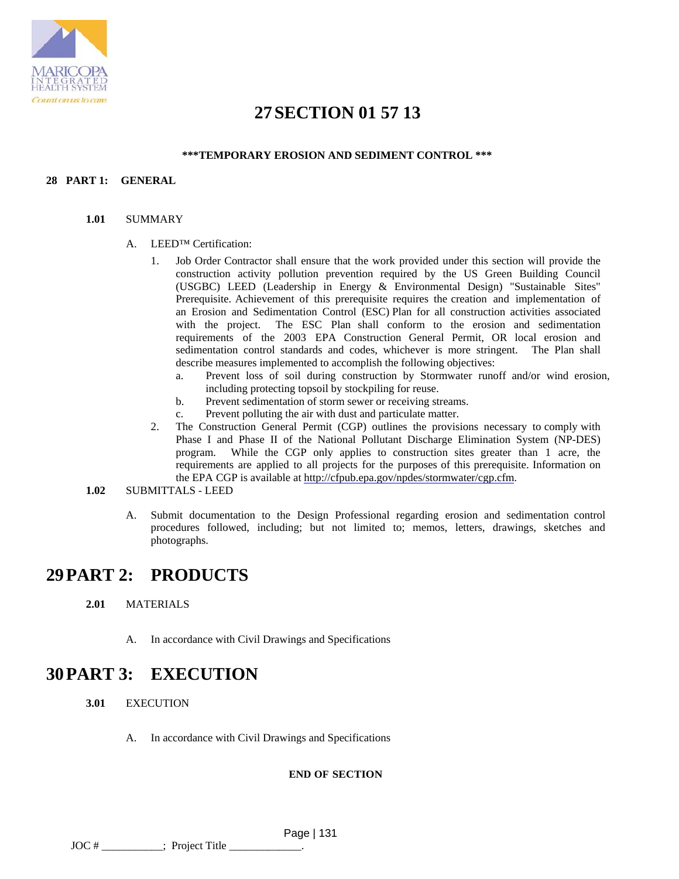# 27 SECTION 01 57 13

**\*\*\*TEMPORARY EROSION AND SEDIMENT CONTROL \*\*\***

## 28 PART 1: GENERAL

**1.01** SUMMARY

A. LEED™ Certification:

1. Job Order Contractor shall ensure that the work provided under this section will provide the construction activity pollution prevention required by the US Green Building Council (USGBC) LEED (Leadership in Energy & Environmental Design) "Sustainable Sites" Prerequisite. Achievement of this prerequisite requires the creation and implementation of an Erosion and Sedimentation Control (ESC) Plan for all construction activities associated with the project. The ESC Plan shall conform to the erosion and sedimentation requirements of the 2003 EPA Construction General Permit, OR local erosion and sedimentation control standards and codes, whichever is more stringent. The Plan shall describe measures implemented to accomplish the following objectives:
   a. Prevent loss of soil during construction by Stormwater runoff and/or wind erosion, including protecting topsoil by stockpiling for reuse.
   b. Prevent sedimentation of storm sewer or receiving streams.
   c. Prevent polluting the air with dust and particulate matter.
2. The Construction General Permit (CGP) outlines the provisions necessary to comply with Phase I and Phase II of the National Pollutant Discharge Elimination System (NP-DES) program. While the CGP only applies to construction sites greater than 1 acre, the requirements are applied to all projects for the purposes of this prerequisite. Information on the EPA CGP is available at http://cfpub.epa.gov/npdes/stormwater/cgp.cfm.

**1.02** SUBMITTALS - LEED

A. Submit documentation to the Design Professional regarding erosion and sedimentation control procedures followed, including; but not limited to; memos, letters, drawings, sketches and photographs.

## 29 PART 2: PRODUCTS

**2.01** MATERIALS

A. In accordance with Civil Drawings and Specifications

## 30 PART 3: EXECUTION

**3.01** EXECUTION

A. In accordance with Civil Drawings and Specifications

**END OF SECTION**

JOC # ___________; Project Title _____________.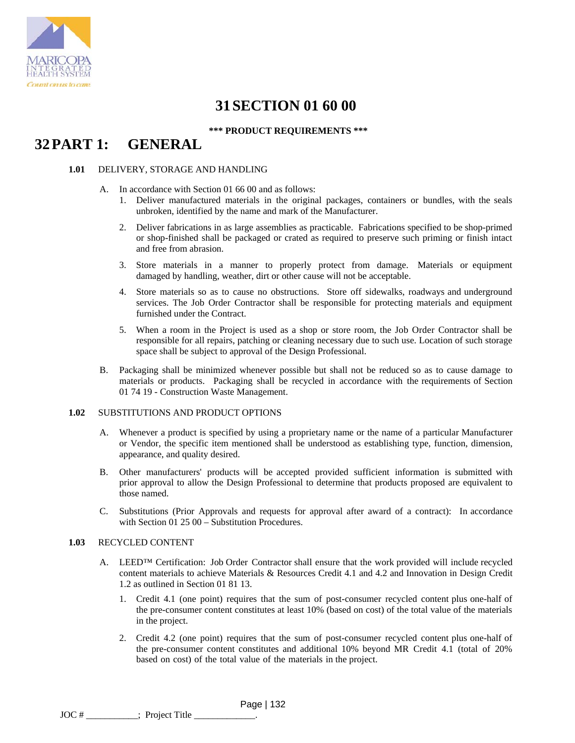# 31 SECTION 01 60 00

**\*\*\* PRODUCT REQUIREMENTS \*\*\***

# 32 PART 1: GENERAL

**1.01** DELIVERY, STORAGE AND HANDLING

A. In accordance with Section 01 66 00 and as follows:

1. Deliver manufactured materials in the original packages, containers or bundles, with the seals unbroken, identified by the name and mark of the Manufacturer.

2. Deliver fabrications in as large assemblies as practicable. Fabrications specified to be shop-primed or shop-finished shall be packaged or crated as required to preserve such priming or finish intact and free from abrasion.

3. Store materials in a manner to properly protect from damage. Materials or equipment damaged by handling, weather, dirt or other cause will not be acceptable.

4. Store materials so as to cause no obstructions. Store off sidewalks, roadways and underground services. The Job Order Contractor shall be responsible for protecting materials and equipment furnished under the Contract.

5. When a room in the Project is used as a shop or store room, the Job Order Contractor shall be responsible for all repairs, patching or cleaning necessary due to such use. Location of such storage space shall be subject to approval of the Design Professional.

B. Packaging shall be minimized whenever possible but shall not be reduced so as to cause damage to materials or products. Packaging shall be recycled in accordance with the requirements of Section 01 74 19 - Construction Waste Management.

**1.02** SUBSTITUTIONS AND PRODUCT OPTIONS

A. Whenever a product is specified by using a proprietary name or the name of a particular Manufacturer or Vendor, the specific item mentioned shall be understood as establishing type, function, dimension, appearance, and quality desired.

B. Other manufacturers' products will be accepted provided sufficient information is submitted with prior approval to allow the Design Professional to determine that products proposed are equivalent to those named.

C. Substitutions (Prior Approvals and requests for approval after award of a contract): In accordance with Section 01 25 00 – Substitution Procedures.

**1.03** RECYCLED CONTENT

A. LEED™ Certification: Job Order Contractor shall ensure that the work provided will include recycled content materials to achieve Materials & Resources Credit 4.1 and 4.2 and Innovation in Design Credit 1.2 as outlined in Section 01 81 13.

1. Credit 4.1 (one point) requires that the sum of post-consumer recycled content plus one-half of the pre-consumer content constitutes at least 10% (based on cost) of the total value of the materials in the project.

2. Credit 4.2 (one point) requires that the sum of post-consumer recycled content plus one-half of the pre-consumer content constitutes and additional 10% beyond MR Credit 4.1 (total of 20% based on cost) of the total value of the materials in the project.

JOC # ___________; Project Title _____________.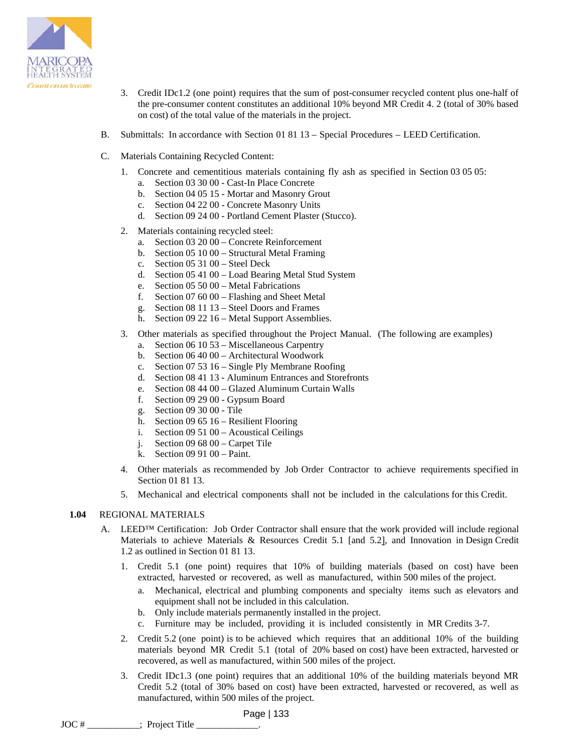3. Credit IDc1.2 (one point) requires that the sum of post-consumer recycled content plus one-half of the pre-consumer content constitutes an additional 10% beyond MR Credit 4. 2 (total of 30% based on cost) of the total value of the materials in the project.

B. Submittals: In accordance with Section 01 81 13 – Special Procedures – LEED Certification.

C. Materials Containing Recycled Content:

1. Concrete and cementitious materials containing fly ash as specified in Section 03 05 05:
   a. Section 03 30 00 - Cast-In Place Concrete
   b. Section 04 05 15 - Mortar and Masonry Grout
   c. Section 04 22 00 - Concrete Masonry Units
   d. Section 09 24 00 - Portland Cement Plaster (Stucco).

2. Materials containing recycled steel:
   a. Section 03 20 00 – Concrete Reinforcement
   b. Section 05 10 00 – Structural Metal Framing
   c. Section 05 31 00 – Steel Deck
   d. Section 05 41 00 – Load Bearing Metal Stud System
   e. Section 05 50 00 – Metal Fabrications
   f. Section 07 60 00 – Flashing and Sheet Metal
   g. Section 08 11 13 – Steel Doors and Frames
   h. Section 09 22 16 – Metal Support Assemblies.

3. Other materials as specified throughout the Project Manual. (The following are examples)
   a. Section 06 10 53 – Miscellaneous Carpentry
   b. Section 06 40 00 – Architectural Woodwork
   c. Section 07 53 16 – Single Ply Membrane Roofing
   d. Section 08 41 13 - Aluminum Entrances and Storefronts
   e. Section 08 44 00 – Glazed Aluminum Curtain Walls
   f. Section 09 29 00 - Gypsum Board
   g. Section 09 30 00 - Tile
   h. Section 09 65 16 – Resilient Flooring
   i. Section 09 51 00 – Acoustical Ceilings
   j. Section 09 68 00 – Carpet Tile
   k. Section 09 91 00 – Paint.

4. Other materials as recommended by Job Order Contractor to achieve requirements specified in Section 01 81 13.

5. Mechanical and electrical components shall not be included in the calculations for this Credit.

**1.04** REGIONAL MATERIALS

A. LEED™ Certification: Job Order Contractor shall ensure that the work provided will include regional Materials to achieve Materials & Resources Credit 5.1 [and 5.2], and Innovation in Design Credit 1.2 as outlined in Section 01 81 13.

1. Credit 5.1 (one point) requires that 10% of building materials (based on cost) have been extracted, harvested or recovered, as well as manufactured, within 500 miles of the project.
   a. Mechanical, electrical and plumbing components and specialty items such as elevators and equipment shall not be included in this calculation.
   b. Only include materials permanently installed in the project.
   c. Furniture may be included, providing it is included consistently in MR Credits 3-7.

2. Credit 5.2 (one point) is to be achieved which requires that an additional 10% of the building materials beyond MR Credit 5.1 (total of 20% based on cost) have been extracted, harvested or recovered, as well as manufactured, within 500 miles of the project.

3. Credit IDc1.3 (one point) requires that an additional 10% of the building materials beyond MR Credit 5.2 (total of 30% based on cost) have been extracted, harvested or recovered, as well as manufactured, within 500 miles of the project.

JOC # ___________; Project Title _____________.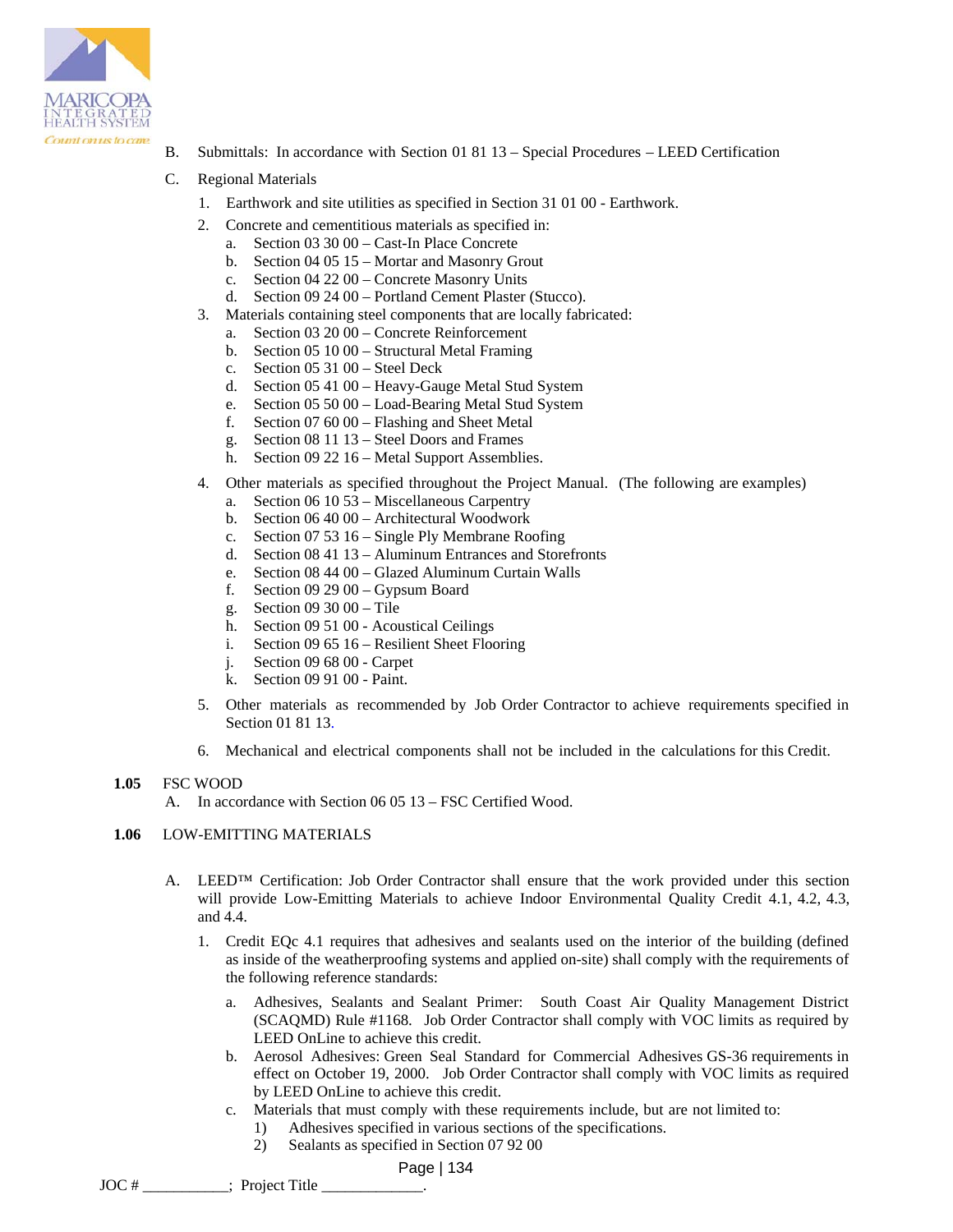B. Submittals: In accordance with Section 01 81 13 – Special Procedures – LEED Certification

C. Regional Materials

1. Earthwork and site utilities as specified in Section 31 01 00 - Earthwork.
2. Concrete and cementitious materials as specified in:
   a. Section 03 30 00 – Cast-In Place Concrete
   b. Section 04 05 15 – Mortar and Masonry Grout
   c. Section 04 22 00 – Concrete Masonry Units
   d. Section 09 24 00 – Portland Cement Plaster (Stucco).
3. Materials containing steel components that are locally fabricated:
   a. Section 03 20 00 – Concrete Reinforcement
   b. Section 05 10 00 – Structural Metal Framing
   c. Section 05 31 00 – Steel Deck
   d. Section 05 41 00 – Heavy-Gauge Metal Stud System
   e. Section 05 50 00 – Load-Bearing Metal Stud System
   f. Section 07 60 00 – Flashing and Sheet Metal
   g. Section 08 11 13 – Steel Doors and Frames
   h. Section 09 22 16 – Metal Support Assemblies.
4. Other materials as specified throughout the Project Manual. (The following are examples)
   a. Section 06 10 53 – Miscellaneous Carpentry
   b. Section 06 40 00 – Architectural Woodwork
   c. Section 07 53 16 – Single Ply Membrane Roofing
   d. Section 08 41 13 – Aluminum Entrances and Storefronts
   e. Section 08 44 00 – Glazed Aluminum Curtain Walls
   f. Section 09 29 00 – Gypsum Board
   g. Section 09 30 00 – Tile
   h. Section 09 51 00 - Acoustical Ceilings
   i. Section 09 65 16 – Resilient Sheet Flooring
   j. Section 09 68 00 - Carpet
   k. Section 09 91 00 - Paint.
5. Other materials as recommended by Job Order Contractor to achieve requirements specified in Section 01 81 13.
6. Mechanical and electrical components shall not be included in the calculations for this Credit.

**1.05** FSC WOOD

A. In accordance with Section 06 05 13 – FSC Certified Wood.

**1.06** LOW-EMITTING MATERIALS

A. LEED™ Certification: Job Order Contractor shall ensure that the work provided under this section will provide Low-Emitting Materials to achieve Indoor Environmental Quality Credit 4.1, 4.2, 4.3, and 4.4.

1. Credit EQc 4.1 requires that adhesives and sealants used on the interior of the building (defined as inside of the weatherproofing systems and applied on-site) shall comply with the requirements of the following reference standards:
   a. Adhesives, Sealants and Sealant Primer: South Coast Air Quality Management District (SCAQMD) Rule #1168. Job Order Contractor shall comply with VOC limits as required by LEED OnLine to achieve this credit.
   b. Aerosol Adhesives: Green Seal Standard for Commercial Adhesives GS-36 requirements in effect on October 19, 2000. Job Order Contractor shall comply with VOC limits as required by LEED OnLine to achieve this credit.
   c. Materials that must comply with these requirements include, but are not limited to:
      1) Adhesives specified in various sections of the specifications.
      2) Sealants as specified in Section 07 92 00

JOC # ___________; Project Title _____________.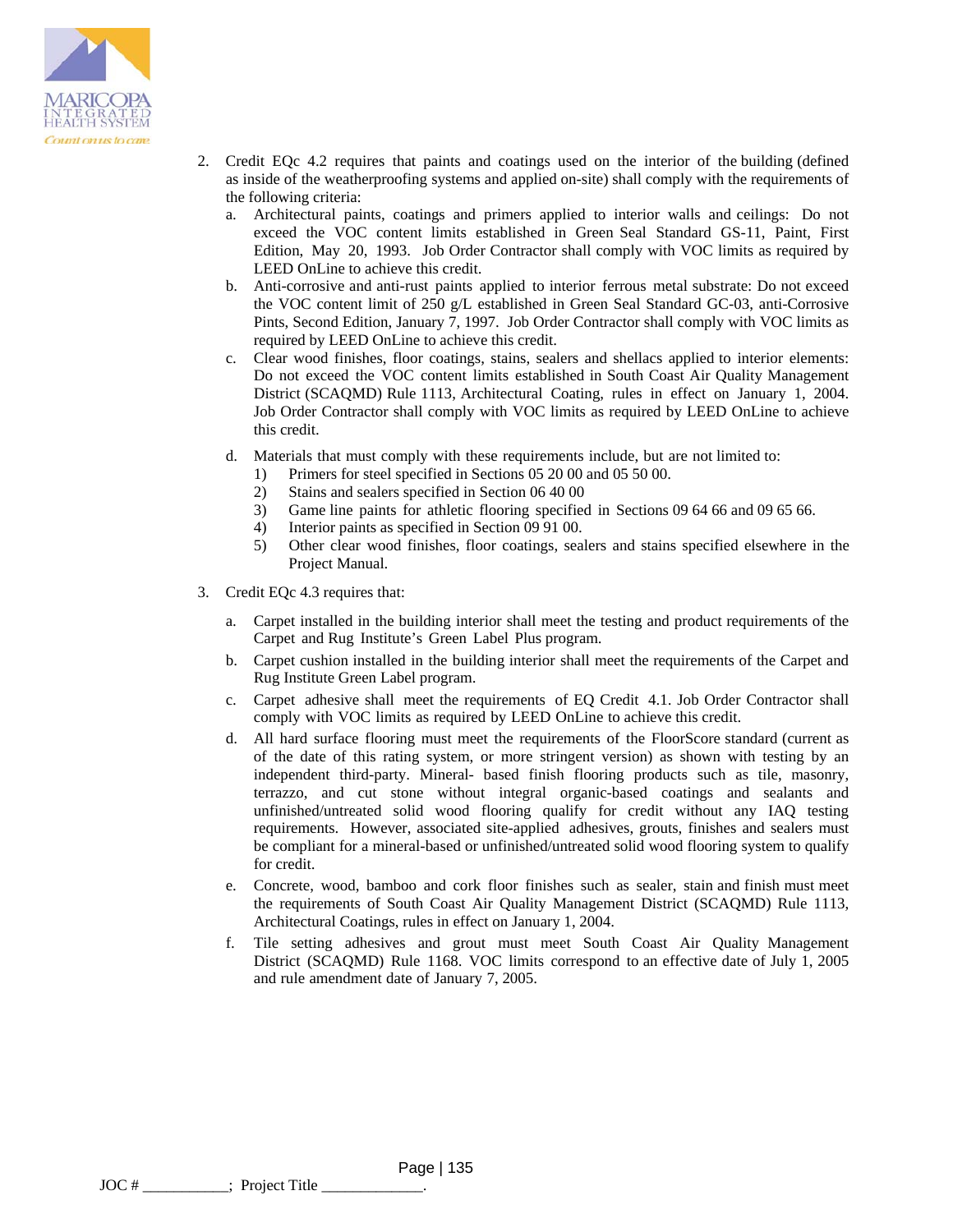2. Credit EQc 4.2 requires that paints and coatings used on the interior of the building (defined as inside of the weatherproofing systems and applied on-site) shall comply with the requirements of the following criteria:
   a. Architectural paints, coatings and primers applied to interior walls and ceilings: Do not exceed the VOC content limits established in Green Seal Standard GS-11, Paint, First Edition, May 20, 1993. Job Order Contractor shall comply with VOC limits as required by LEED OnLine to achieve this credit.
   b. Anti-corrosive and anti-rust paints applied to interior ferrous metal substrate: Do not exceed the VOC content limit of 250 g/L established in Green Seal Standard GC-03, anti-Corrosive Pints, Second Edition, January 7, 1997. Job Order Contractor shall comply with VOC limits as required by LEED OnLine to achieve this credit.
   c. Clear wood finishes, floor coatings, stains, sealers and shellacs applied to interior elements: Do not exceed the VOC content limits established in South Coast Air Quality Management District (SCAQMD) Rule 1113, Architectural Coating, rules in effect on January 1, 2004. Job Order Contractor shall comply with VOC limits as required by LEED OnLine to achieve this credit.
   d. Materials that must comply with these requirements include, but are not limited to:
      1) Primers for steel specified in Sections 05 20 00 and 05 50 00.
      2) Stains and sealers specified in Section 06 40 00
      3) Game line paints for athletic flooring specified in Sections 09 64 66 and 09 65 66.
      4) Interior paints as specified in Section 09 91 00.
      5) Other clear wood finishes, floor coatings, sealers and stains specified elsewhere in the Project Manual.

3. Credit EQc 4.3 requires that:
   a. Carpet installed in the building interior shall meet the testing and product requirements of the Carpet and Rug Institute's Green Label Plus program.
   b. Carpet cushion installed in the building interior shall meet the requirements of the Carpet and Rug Institute Green Label program.
   c. Carpet adhesive shall meet the requirements of EQ Credit 4.1. Job Order Contractor shall comply with VOC limits as required by LEED OnLine to achieve this credit.
   d. All hard surface flooring must meet the requirements of the FloorScore standard (current as of the date of this rating system, or more stringent version) as shown with testing by an independent third-party. Mineral- based finish flooring products such as tile, masonry, terrazzo, and cut stone without integral organic-based coatings and sealants and unfinished/untreated solid wood flooring qualify for credit without any IAQ testing requirements. However, associated site-applied adhesives, grouts, finishes and sealers must be compliant for a mineral-based or unfinished/untreated solid wood flooring system to qualify for credit.
   e. Concrete, wood, bamboo and cork floor finishes such as sealer, stain and finish must meet the requirements of South Coast Air Quality Management District (SCAQMD) Rule 1113, Architectural Coatings, rules in effect on January 1, 2004.
   f. Tile setting adhesives and grout must meet South Coast Air Quality Management District (SCAQMD) Rule 1168. VOC limits correspond to an effective date of July 1, 2005 and rule amendment date of January 7, 2005.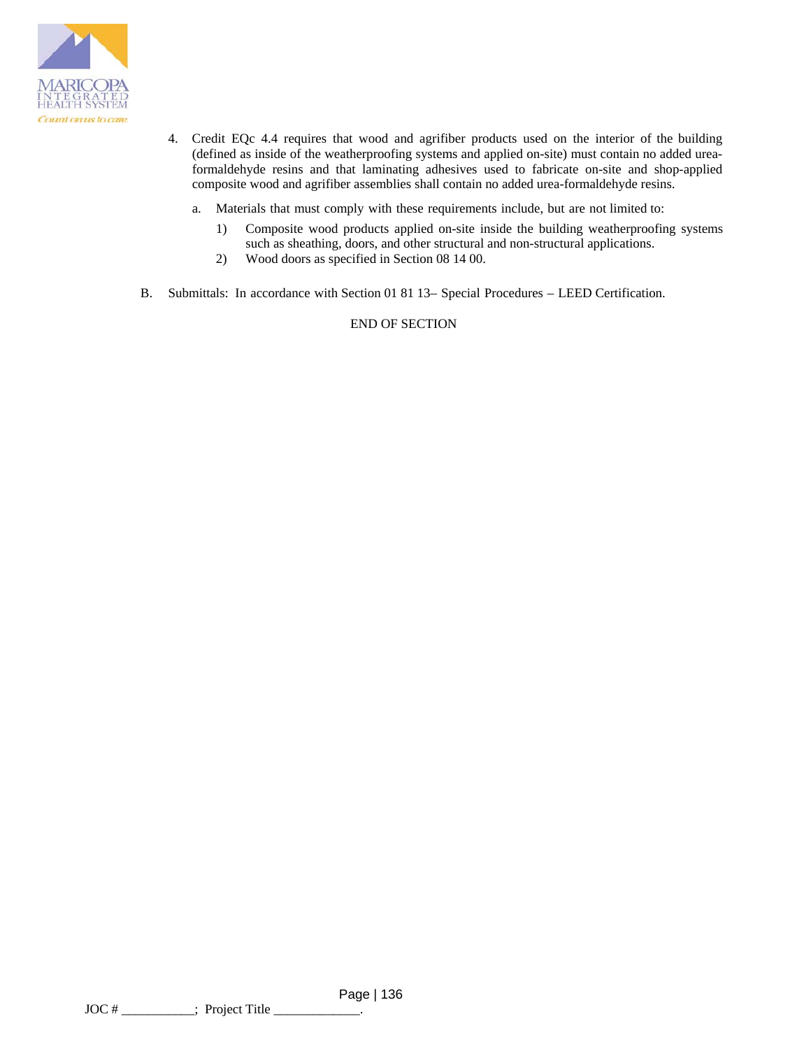4. Credit EQc 4.4 requires that wood and agrifiber products used on the interior of the building (defined as inside of the weatherproofing systems and applied on-site) must contain no added urea-formaldehyde resins and that laminating adhesives used to fabricate on-site and shop-applied composite wood and agrifiber assemblies shall contain no added urea-formaldehyde resins.

   a. Materials that must comply with these requirements include, but are not limited to:

      1) Composite wood products applied on-site inside the building weatherproofing systems such as sheathing, doors, and other structural and non-structural applications.
      2) Wood doors as specified in Section 08 14 00.

B. Submittals: In accordance with Section 01 81 13– Special Procedures – LEED Certification.

END OF SECTION

JOC # ___________; Project Title _____________.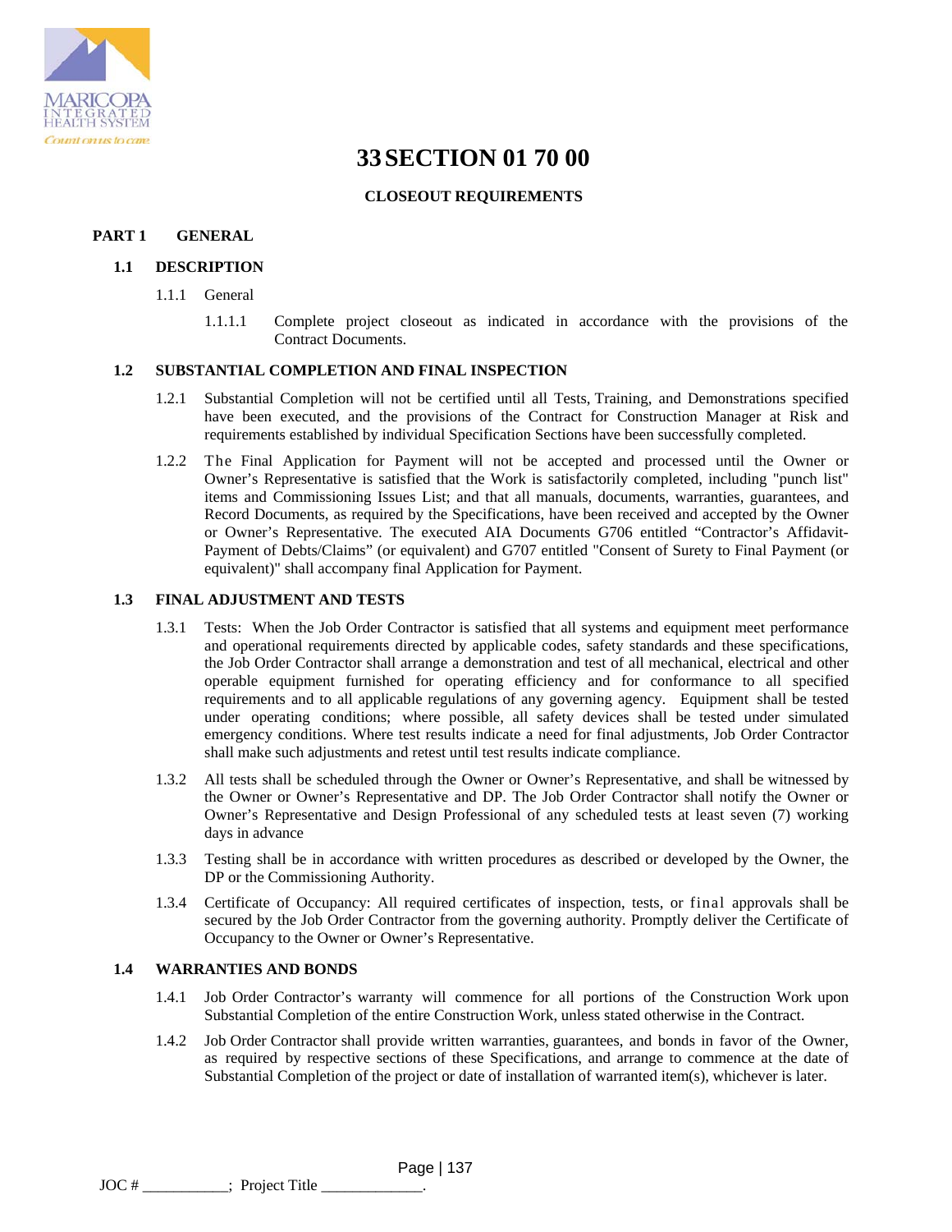# 33 SECTION 01 70 00

## CLOSEOUT REQUIREMENTS

## PART 1 GENERAL

### 1.1 DESCRIPTION

1.1.1 General

1.1.1.1 Complete project closeout as indicated in accordance with the provisions of the Contract Documents.

### 1.2 SUBSTANTIAL COMPLETION AND FINAL INSPECTION

1.2.1 Substantial Completion will not be certified until all Tests, Training, and Demonstrations specified have been executed, and the provisions of the Contract for Construction Manager at Risk and requirements established by individual Specification Sections have been successfully completed.

1.2.2 The Final Application for Payment will not be accepted and processed until the Owner or Owner's Representative is satisfied that the Work is satisfactorily completed, including "punch list" items and Commissioning Issues List; and that all manuals, documents, warranties, guarantees, and Record Documents, as required by the Specifications, have been received and accepted by the Owner or Owner's Representative. The executed AIA Documents G706 entitled "Contractor's Affidavit-Payment of Debts/Claims" (or equivalent) and G707 entitled "Consent of Surety to Final Payment (or equivalent)" shall accompany final Application for Payment.

### 1.3 FINAL ADJUSTMENT AND TESTS

1.3.1 Tests: When the Job Order Contractor is satisfied that all systems and equipment meet performance and operational requirements directed by applicable codes, safety standards and these specifications, the Job Order Contractor shall arrange a demonstration and test of all mechanical, electrical and other operable equipment furnished for operating efficiency and for conformance to all specified requirements and to all applicable regulations of any governing agency. Equipment shall be tested under operating conditions; where possible, all safety devices shall be tested under simulated emergency conditions. Where test results indicate a need for final adjustments, Job Order Contractor shall make such adjustments and retest until test results indicate compliance.

1.3.2 All tests shall be scheduled through the Owner or Owner's Representative, and shall be witnessed by the Owner or Owner's Representative and DP. The Job Order Contractor shall notify the Owner or Owner's Representative and Design Professional of any scheduled tests at least seven (7) working days in advance

1.3.3 Testing shall be in accordance with written procedures as described or developed by the Owner, the DP or the Commissioning Authority.

1.3.4 Certificate of Occupancy: All required certificates of inspection, tests, or final approvals shall be secured by the Job Order Contractor from the governing authority. Promptly deliver the Certificate of Occupancy to the Owner or Owner's Representative.

### 1.4 WARRANTIES AND BONDS

1.4.1 Job Order Contractor's warranty will commence for all portions of the Construction Work upon Substantial Completion of the entire Construction Work, unless stated otherwise in the Contract.

1.4.2 Job Order Contractor shall provide written warranties, guarantees, and bonds in favor of the Owner, as required by respective sections of these Specifications, and arrange to commence at the date of Substantial Completion of the project or date of installation of warranted item(s), whichever is later.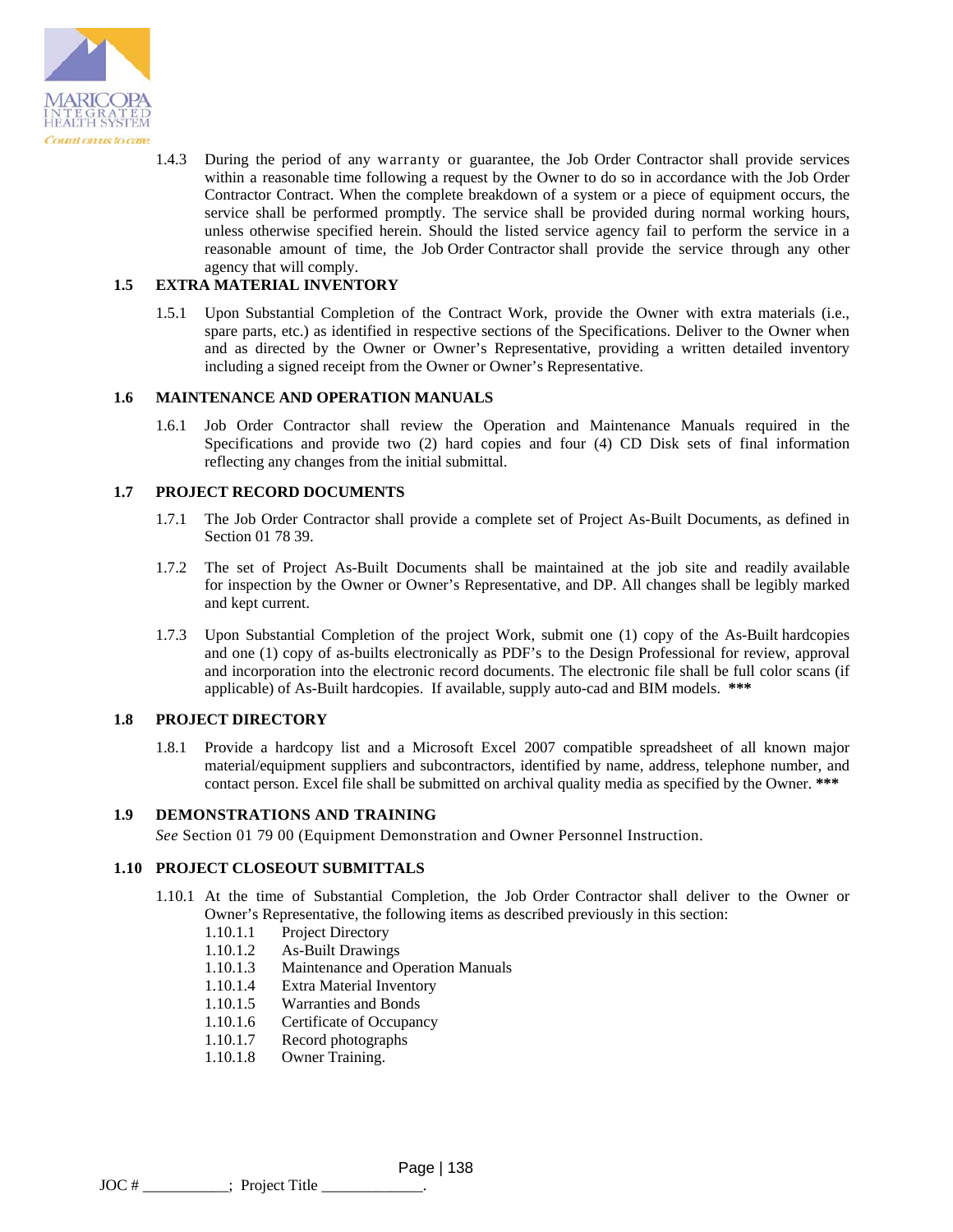1.4.3 During the period of any warranty or guarantee, the Job Order Contractor shall provide services within a reasonable time following a request by the Owner to do so in accordance with the Job Order Contractor Contract. When the complete breakdown of a system or a piece of equipment occurs, the service shall be performed promptly. The service shall be provided during normal working hours, unless otherwise specified herein. Should the listed service agency fail to perform the service in a reasonable amount of time, the Job Order Contractor shall provide the service through any other agency that will comply.

## 1.5 EXTRA MATERIAL INVENTORY

1.5.1 Upon Substantial Completion of the Contract Work, provide the Owner with extra materials (i.e., spare parts, etc.) as identified in respective sections of the Specifications. Deliver to the Owner when and as directed by the Owner or Owner's Representative, providing a written detailed inventory including a signed receipt from the Owner or Owner's Representative.

## 1.6 MAINTENANCE AND OPERATION MANUALS

1.6.1 Job Order Contractor shall review the Operation and Maintenance Manuals required in the Specifications and provide two (2) hard copies and four (4) CD Disk sets of final information reflecting any changes from the initial submittal.

## 1.7 PROJECT RECORD DOCUMENTS

1.7.1 The Job Order Contractor shall provide a complete set of Project As-Built Documents, as defined in Section 01 78 39.

1.7.2 The set of Project As-Built Documents shall be maintained at the job site and readily available for inspection by the Owner or Owner's Representative, and DP. All changes shall be legibly marked and kept current.

1.7.3 Upon Substantial Completion of the project Work, submit one (1) copy of the As-Built hardcopies and one (1) copy of as-builts electronically as PDF's to the Design Professional for review, approval and incorporation into the electronic record documents. The electronic file shall be full color scans (if applicable) of As-Built hardcopies. If available, supply auto-cad and BIM models. **\*\*\***

## 1.8 PROJECT DIRECTORY

1.8.1 Provide a hardcopy list and a Microsoft Excel 2007 compatible spreadsheet of all known major material/equipment suppliers and subcontractors, identified by name, address, telephone number, and contact person. Excel file shall be submitted on archival quality media as specified by the Owner. **\*\*\***

## 1.9 DEMONSTRATIONS AND TRAINING

*See* Section 01 79 00 (Equipment Demonstration and Owner Personnel Instruction.

## 1.10 PROJECT CLOSEOUT SUBMITTALS

1.10.1 At the time of Substantial Completion, the Job Order Contractor shall deliver to the Owner or Owner's Representative, the following items as described previously in this section:

- 1.10.1.1 Project Directory
- 1.10.1.2 As-Built Drawings
- 1.10.1.3 Maintenance and Operation Manuals
- 1.10.1.4 Extra Material Inventory
- 1.10.1.5 Warranties and Bonds
- 1.10.1.6 Certificate of Occupancy
- 1.10.1.7 Record photographs
- 1.10.1.8 Owner Training.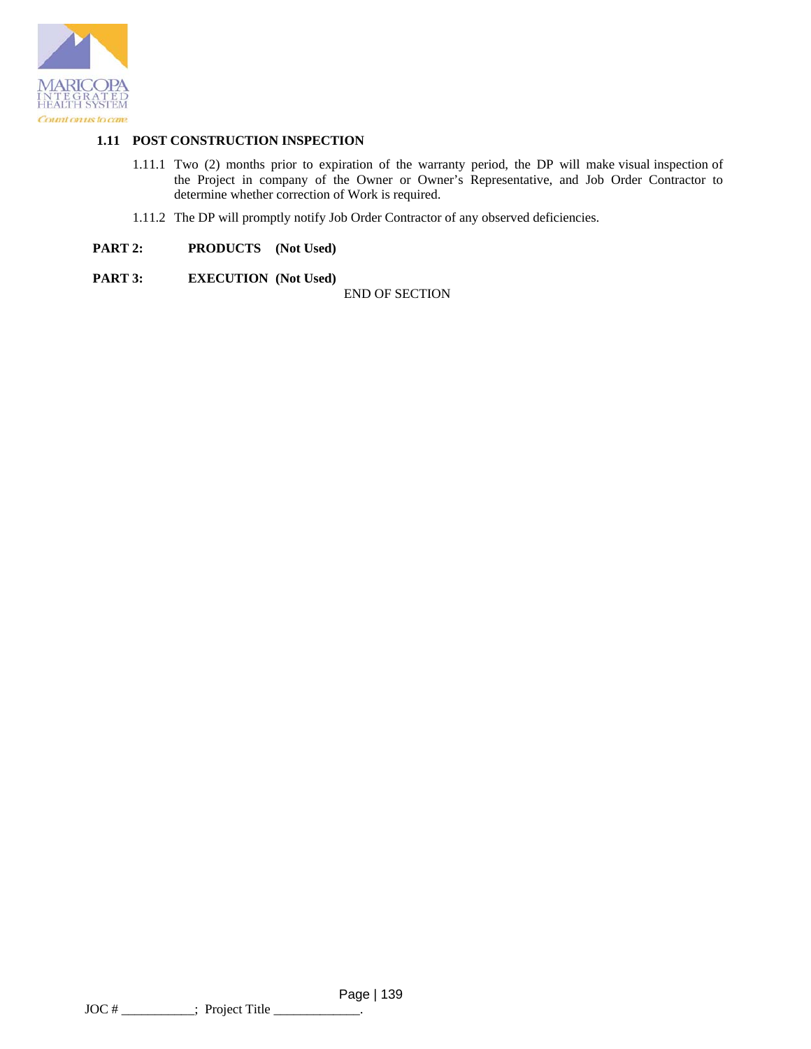### 1.11 POST CONSTRUCTION INSPECTION

1.11.1 Two (2) months prior to expiration of the warranty period, the DP will make visual inspection of the Project in company of the Owner or Owner's Representative, and Job Order Contractor to determine whether correction of Work is required.

1.11.2 The DP will promptly notify Job Order Contractor of any observed deficiencies.

## PART 2: PRODUCTS (Not Used)

## PART 3: EXECUTION (Not Used)

END OF SECTION

JOC # ___________; Project Title _____________.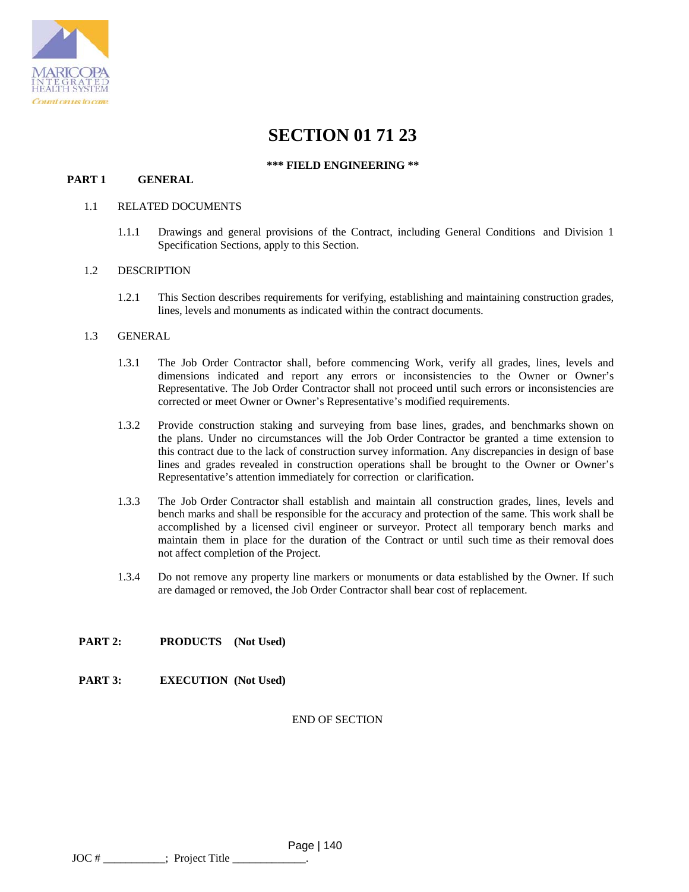# SECTION 01 71 23

**\*\*\* FIELD ENGINEERING \*\***

## PART 1 GENERAL

1.1 RELATED DOCUMENTS

1.1.1 Drawings and general provisions of the Contract, including General Conditions and Division 1 Specification Sections, apply to this Section.

1.2 DESCRIPTION

1.2.1 This Section describes requirements for verifying, establishing and maintaining construction grades, lines, levels and monuments as indicated within the contract documents.

1.3 GENERAL

1.3.1 The Job Order Contractor shall, before commencing Work, verify all grades, lines, levels and dimensions indicated and report any errors or inconsistencies to the Owner or Owner's Representative. The Job Order Contractor shall not proceed until such errors or inconsistencies are corrected or meet Owner or Owner's Representative's modified requirements.

1.3.2 Provide construction staking and surveying from base lines, grades, and benchmarks shown on the plans. Under no circumstances will the Job Order Contractor be granted a time extension to this contract due to the lack of construction survey information. Any discrepancies in design of base lines and grades revealed in construction operations shall be brought to the Owner or Owner's Representative's attention immediately for correction or clarification.

1.3.3 The Job Order Contractor shall establish and maintain all construction grades, lines, levels and bench marks and shall be responsible for the accuracy and protection of the same. This work shall be accomplished by a licensed civil engineer or surveyor. Protect all temporary bench marks and maintain them in place for the duration of the Contract or until such time as their removal does not affect completion of the Project.

1.3.4 Do not remove any property line markers or monuments or data established by the Owner. If such are damaged or removed, the Job Order Contractor shall bear cost of replacement.

## PART 2: PRODUCTS (Not Used)

## PART 3: EXECUTION (Not Used)

END OF SECTION

JOC # ___________; Project Title _____________.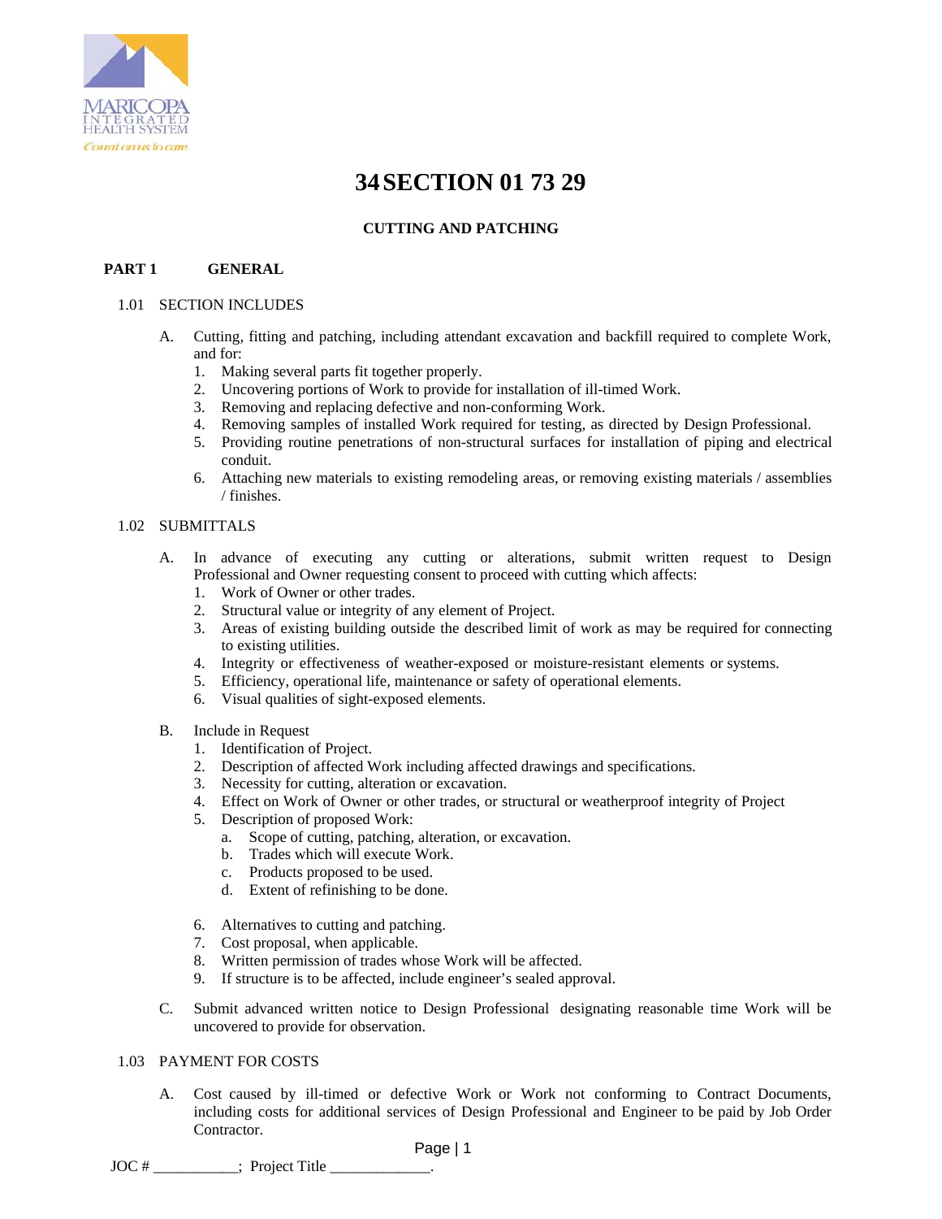# 34 SECTION 01 73 29

**CUTTING AND PATCHING**

## PART 1 GENERAL

### 1.01 SECTION INCLUDES

A. Cutting, fitting and patching, including attendant excavation and backfill required to complete Work, and for:
   1. Making several parts fit together properly.
   2. Uncovering portions of Work to provide for installation of ill-timed Work.
   3. Removing and replacing defective and non-conforming Work.
   4. Removing samples of installed Work required for testing, as directed by Design Professional.
   5. Providing routine penetrations of non-structural surfaces for installation of piping and electrical conduit.
   6. Attaching new materials to existing remodeling areas, or removing existing materials / assemblies / finishes.

### 1.02 SUBMITTALS

A. In advance of executing any cutting or alterations, submit written request to Design Professional and Owner requesting consent to proceed with cutting which affects:
   1. Work of Owner or other trades.
   2. Structural value or integrity of any element of Project.
   3. Areas of existing building outside the described limit of work as may be required for connecting to existing utilities.
   4. Integrity or effectiveness of weather-exposed or moisture-resistant elements or systems.
   5. Efficiency, operational life, maintenance or safety of operational elements.
   6. Visual qualities of sight-exposed elements.

B. Include in Request
   1. Identification of Project.
   2. Description of affected Work including affected drawings and specifications.
   3. Necessity for cutting, alteration or excavation.
   4. Effect on Work of Owner or other trades, or structural or weatherproof integrity of Project
   5. Description of proposed Work:
      a. Scope of cutting, patching, alteration, or excavation.
      b. Trades which will execute Work.
      c. Products proposed to be used.
      d. Extent of refinishing to be done.
   6. Alternatives to cutting and patching.
   7. Cost proposal, when applicable.
   8. Written permission of trades whose Work will be affected.
   9. If structure is to be affected, include engineer's sealed approval.

C. Submit advanced written notice to Design Professional designating reasonable time Work will be uncovered to provide for observation.

### 1.03 PAYMENT FOR COSTS

A. Cost caused by ill-timed or defective Work or Work not conforming to Contract Documents, including costs for additional services of Design Professional and Engineer to be paid by Job Order Contractor.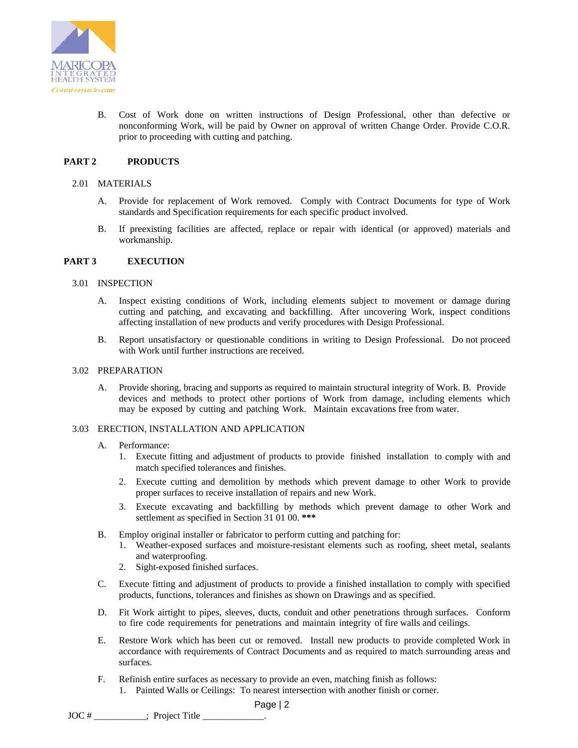B. Cost of Work done on written instructions of Design Professional, other than defective or nonconforming Work, will be paid by Owner on approval of written Change Order. Provide C.O.R. prior to proceeding with cutting and patching.

## PART 2 PRODUCTS

### 2.01 MATERIALS

A. Provide for replacement of Work removed. Comply with Contract Documents for type of Work standards and Specification requirements for each specific product involved.

B. If preexisting facilities are affected, replace or repair with identical (or approved) materials and workmanship.

## PART 3 EXECUTION

### 3.01 INSPECTION

A. Inspect existing conditions of Work, including elements subject to movement or damage during cutting and patching, and excavating and backfilling. After uncovering Work, inspect conditions affecting installation of new products and verify procedures with Design Professional.

B. Report unsatisfactory or questionable conditions in writing to Design Professional. Do not proceed with Work until further instructions are received.

### 3.02 PREPARATION

A. Provide shoring, bracing and supports as required to maintain structural integrity of Work. B. Provide devices and methods to protect other portions of Work from damage, including elements which may be exposed by cutting and patching Work. Maintain excavations free from water.

### 3.03 ERECTION, INSTALLATION AND APPLICATION

A. Performance:
   1. Execute fitting and adjustment of products to provide finished installation to comply with and match specified tolerances and finishes.
   2. Execute cutting and demolition by methods which prevent damage to other Work to provide proper surfaces to receive installation of repairs and new Work.
   3. Execute excavating and backfilling by methods which prevent damage to other Work and settlement as specified in Section 31 01 00. **\*\*\***

B. Employ original installer or fabricator to perform cutting and patching for:
   1. Weather-exposed surfaces and moisture-resistant elements such as roofing, sheet metal, sealants and waterproofing.
   2. Sight-exposed finished surfaces.

C. Execute fitting and adjustment of products to provide a finished installation to comply with specified products, functions, tolerances and finishes as shown on Drawings and as specified.

D. Fit Work airtight to pipes, sleeves, ducts, conduit and other penetrations through surfaces. Conform to fire code requirements for penetrations and maintain integrity of fire walls and ceilings.

E. Restore Work which has been cut or removed. Install new products to provide completed Work in accordance with requirements of Contract Documents and as required to match surrounding areas and surfaces.

F. Refinish entire surfaces as necessary to provide an even, matching finish as follows:
   1. Painted Walls or Ceilings: To nearest intersection with another finish or corner.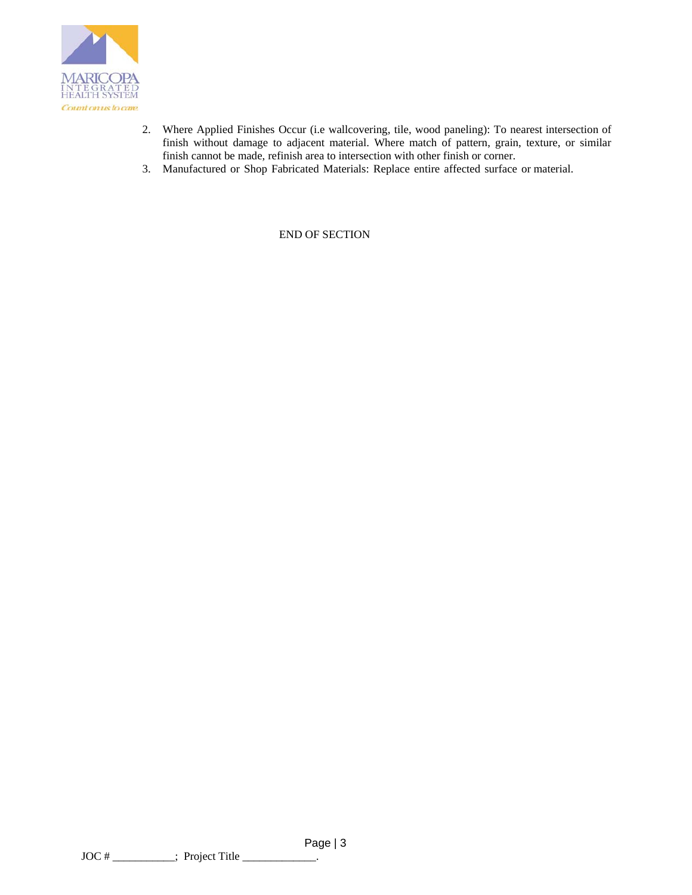2. Where Applied Finishes Occur (i.e wallcovering, tile, wood paneling): To nearest intersection of finish without damage to adjacent material. Where match of pattern, grain, texture, or similar finish cannot be made, refinish area to intersection with other finish or corner.
3. Manufactured or Shop Fabricated Materials: Replace entire affected surface or material.

END OF SECTION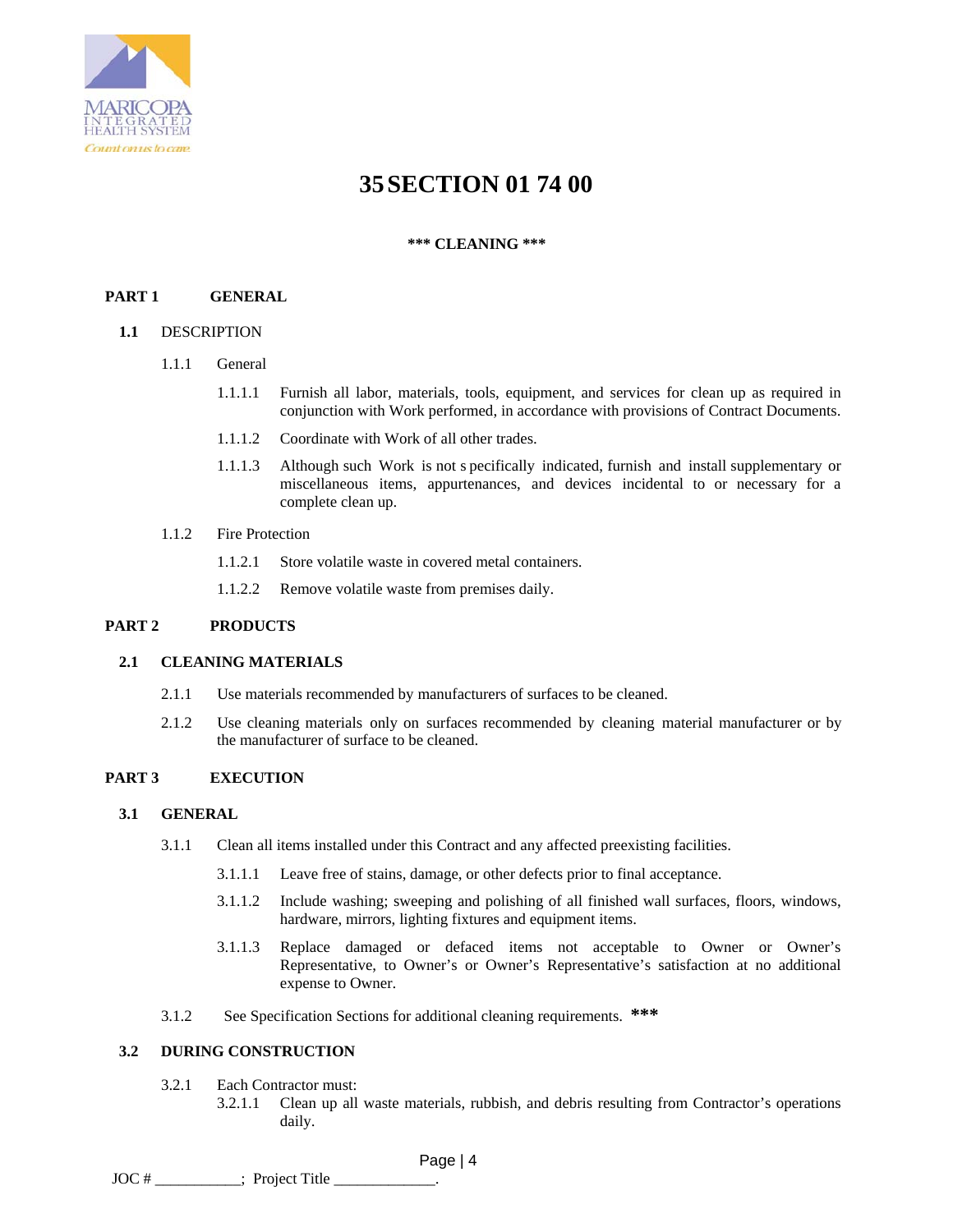# 35 SECTION 01 74 00

**\*\*\* CLEANING \*\*\***

## PART 1 GENERAL

### 1.1 DESCRIPTION

1.1.1 General

1.1.1.1 Furnish all labor, materials, tools, equipment, and services for clean up as required in conjunction with Work performed, in accordance with provisions of Contract Documents.

1.1.1.2 Coordinate with Work of all other trades.

1.1.1.3 Although such Work is not specifically indicated, furnish and install supplementary or miscellaneous items, appurtenances, and devices incidental to or necessary for a complete clean up.

1.1.2 Fire Protection

1.1.2.1 Store volatile waste in covered metal containers.

1.1.2.2 Remove volatile waste from premises daily.

## PART 2 PRODUCTS

### 2.1 CLEANING MATERIALS

2.1.1 Use materials recommended by manufacturers of surfaces to be cleaned.

2.1.2 Use cleaning materials only on surfaces recommended by cleaning material manufacturer or by the manufacturer of surface to be cleaned.

## PART 3 EXECUTION

### 3.1 GENERAL

3.1.1 Clean all items installed under this Contract and any affected preexisting facilities.

3.1.1.1 Leave free of stains, damage, or other defects prior to final acceptance.

3.1.1.2 Include washing; sweeping and polishing of all finished wall surfaces, floors, windows, hardware, mirrors, lighting fixtures and equipment items.

3.1.1.3 Replace damaged or defaced items not acceptable to Owner or Owner's Representative, to Owner's or Owner's Representative's satisfaction at no additional expense to Owner.

3.1.2 See Specification Sections for additional cleaning requirements. **\*\*\***

### 3.2 DURING CONSTRUCTION

3.2.1 Each Contractor must:

3.2.1.1 Clean up all waste materials, rubbish, and debris resulting from Contractor's operations daily.

JOC # ___________; Project Title _____________.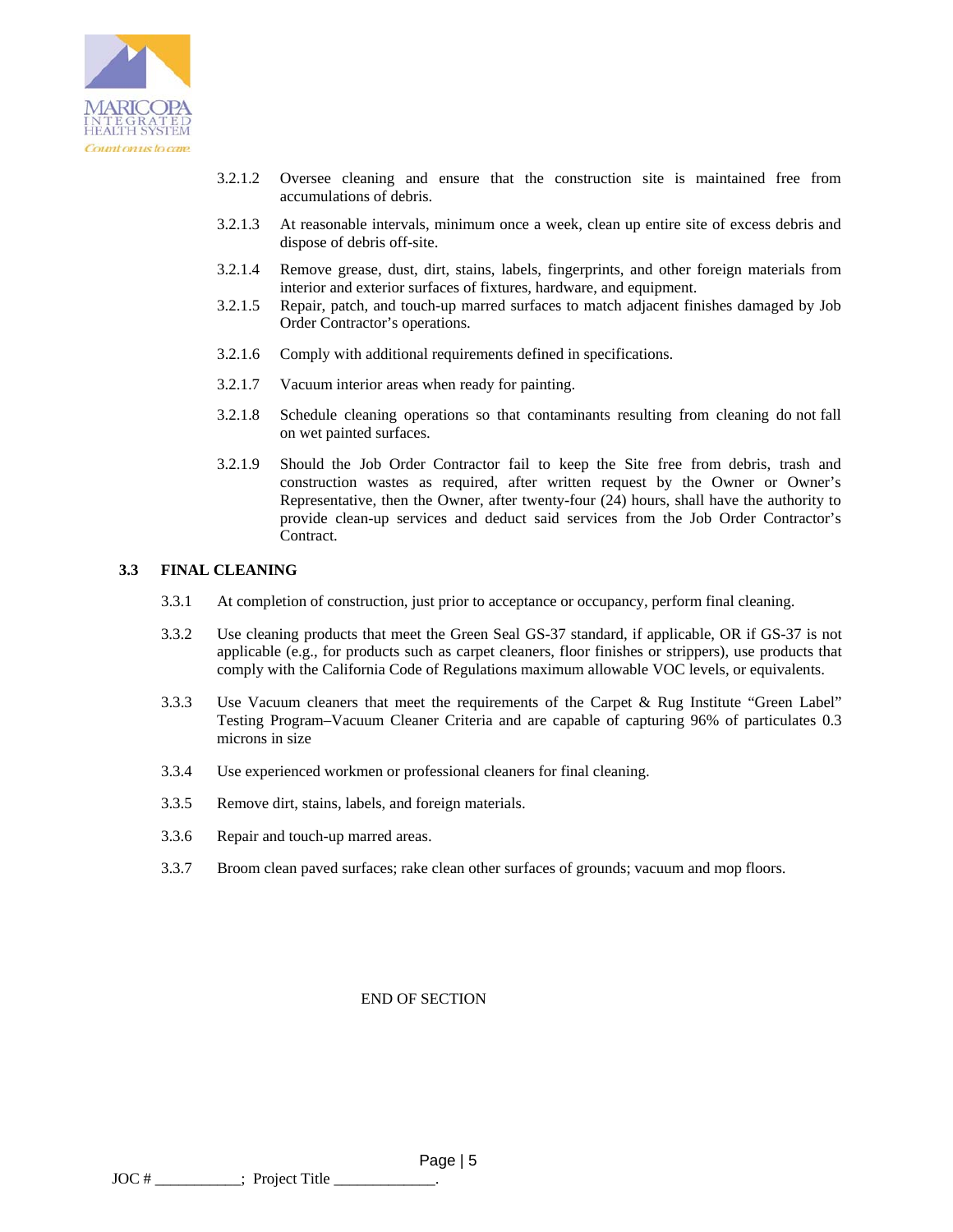3.2.1.2 Oversee cleaning and ensure that the construction site is maintained free from accumulations of debris.

3.2.1.3 At reasonable intervals, minimum once a week, clean up entire site of excess debris and dispose of debris off-site.

3.2.1.4 Remove grease, dust, dirt, stains, labels, fingerprints, and other foreign materials from interior and exterior surfaces of fixtures, hardware, and equipment.

3.2.1.5 Repair, patch, and touch-up marred surfaces to match adjacent finishes damaged by Job Order Contractor's operations.

3.2.1.6 Comply with additional requirements defined in specifications.

3.2.1.7 Vacuum interior areas when ready for painting.

3.2.1.8 Schedule cleaning operations so that contaminants resulting from cleaning do not fall on wet painted surfaces.

3.2.1.9 Should the Job Order Contractor fail to keep the Site free from debris, trash and construction wastes as required, after written request by the Owner or Owner's Representative, then the Owner, after twenty-four (24) hours, shall have the authority to provide clean-up services and deduct said services from the Job Order Contractor's Contract.

## 3.3 FINAL CLEANING

3.3.1 At completion of construction, just prior to acceptance or occupancy, perform final cleaning.

3.3.2 Use cleaning products that meet the Green Seal GS-37 standard, if applicable, OR if GS-37 is not applicable (e.g., for products such as carpet cleaners, floor finishes or strippers), use products that comply with the California Code of Regulations maximum allowable VOC levels, or equivalents.

3.3.3 Use Vacuum cleaners that meet the requirements of the Carpet & Rug Institute "Green Label" Testing Program–Vacuum Cleaner Criteria and are capable of capturing 96% of particulates 0.3 microns in size

3.3.4 Use experienced workmen or professional cleaners for final cleaning.

3.3.5 Remove dirt, stains, labels, and foreign materials.

3.3.6 Repair and touch-up marred areas.

3.3.7 Broom clean paved surfaces; rake clean other surfaces of grounds; vacuum and mop floors.

END OF SECTION

JOC # \_\_\_\_\_\_\_\_\_\_\_; Project Title \_\_\_\_\_\_\_\_\_\_\_\_\_.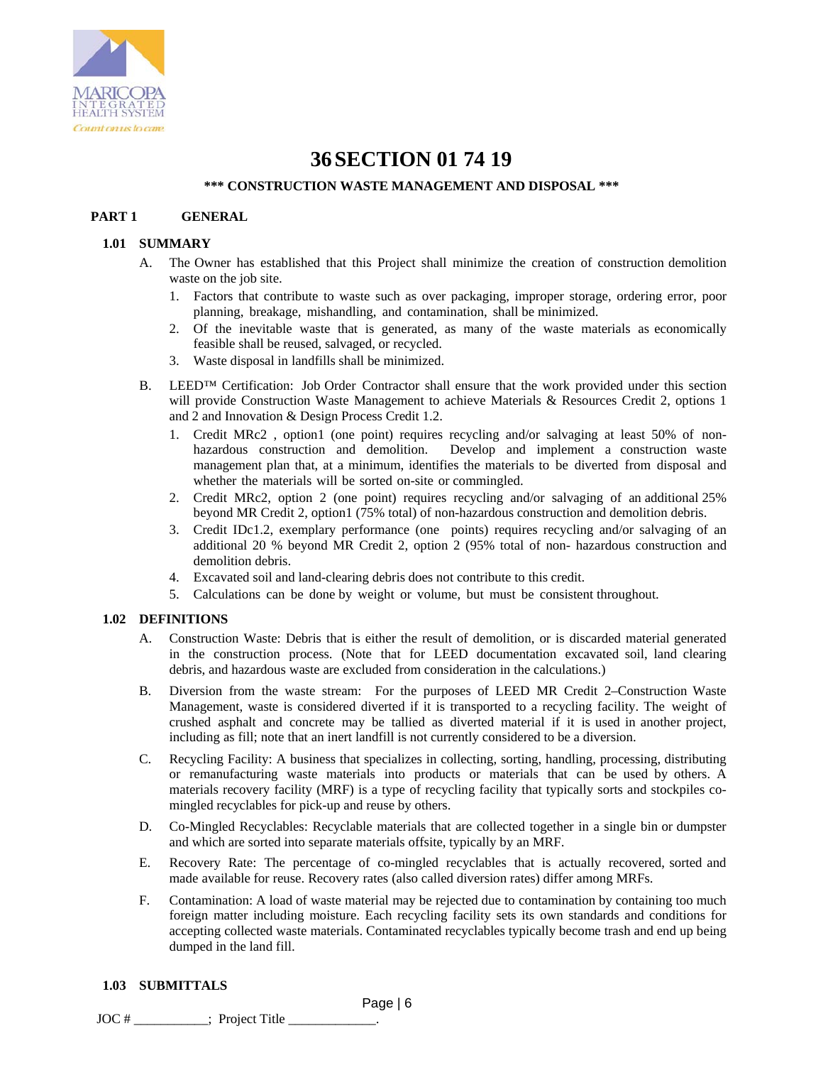# 36 SECTION 01 74 19

**\*\*\* CONSTRUCTION WASTE MANAGEMENT AND DISPOSAL \*\*\***

## PART 1 GENERAL

### 1.01 SUMMARY

A. The Owner has established that this Project shall minimize the creation of construction demolition waste on the job site.

1. Factors that contribute to waste such as over packaging, improper storage, ordering error, poor planning, breakage, mishandling, and contamination, shall be minimized.
2. Of the inevitable waste that is generated, as many of the waste materials as economically feasible shall be reused, salvaged, or recycled.
3. Waste disposal in landfills shall be minimized.

B. LEED™ Certification: Job Order Contractor shall ensure that the work provided under this section will provide Construction Waste Management to achieve Materials & Resources Credit 2, options 1 and 2 and Innovation & Design Process Credit 1.2.

1. Credit MRc2 , option1 (one point) requires recycling and/or salvaging at least 50% of non-hazardous construction and demolition. Develop and implement a construction waste management plan that, at a minimum, identifies the materials to be diverted from disposal and whether the materials will be sorted on-site or commingled.
2. Credit MRc2, option 2 (one point) requires recycling and/or salvaging of an additional 25% beyond MR Credit 2, option1 (75% total) of non-hazardous construction and demolition debris.
3. Credit IDc1.2, exemplary performance (one points) requires recycling and/or salvaging of an additional 20 % beyond MR Credit 2, option 2 (95% total of non- hazardous construction and demolition debris.
4. Excavated soil and land-clearing debris does not contribute to this credit.
5. Calculations can be done by weight or volume, but must be consistent throughout.

### 1.02 DEFINITIONS

A. Construction Waste: Debris that is either the result of demolition, or is discarded material generated in the construction process. (Note that for LEED documentation excavated soil, land clearing debris, and hazardous waste are excluded from consideration in the calculations.)

B. Diversion from the waste stream: For the purposes of LEED MR Credit 2–Construction Waste Management, waste is considered diverted if it is transported to a recycling facility. The weight of crushed asphalt and concrete may be tallied as diverted material if it is used in another project, including as fill; note that an inert landfill is not currently considered to be a diversion.

C. Recycling Facility: A business that specializes in collecting, sorting, handling, processing, distributing or remanufacturing waste materials into products or materials that can be used by others. A materials recovery facility (MRF) is a type of recycling facility that typically sorts and stockpiles co-mingled recyclables for pick-up and reuse by others.

D. Co-Mingled Recyclables: Recyclable materials that are collected together in a single bin or dumpster and which are sorted into separate materials offsite, typically by an MRF.

E. Recovery Rate: The percentage of co-mingled recyclables that is actually recovered, sorted and made available for reuse. Recovery rates (also called diversion rates) differ among MRFs.

F. Contamination: A load of waste material may be rejected due to contamination by containing too much foreign matter including moisture. Each recycling facility sets its own standards and conditions for accepting collected waste materials. Contaminated recyclables typically become trash and end up being dumped in the land fill.

### 1.03 SUBMITTALS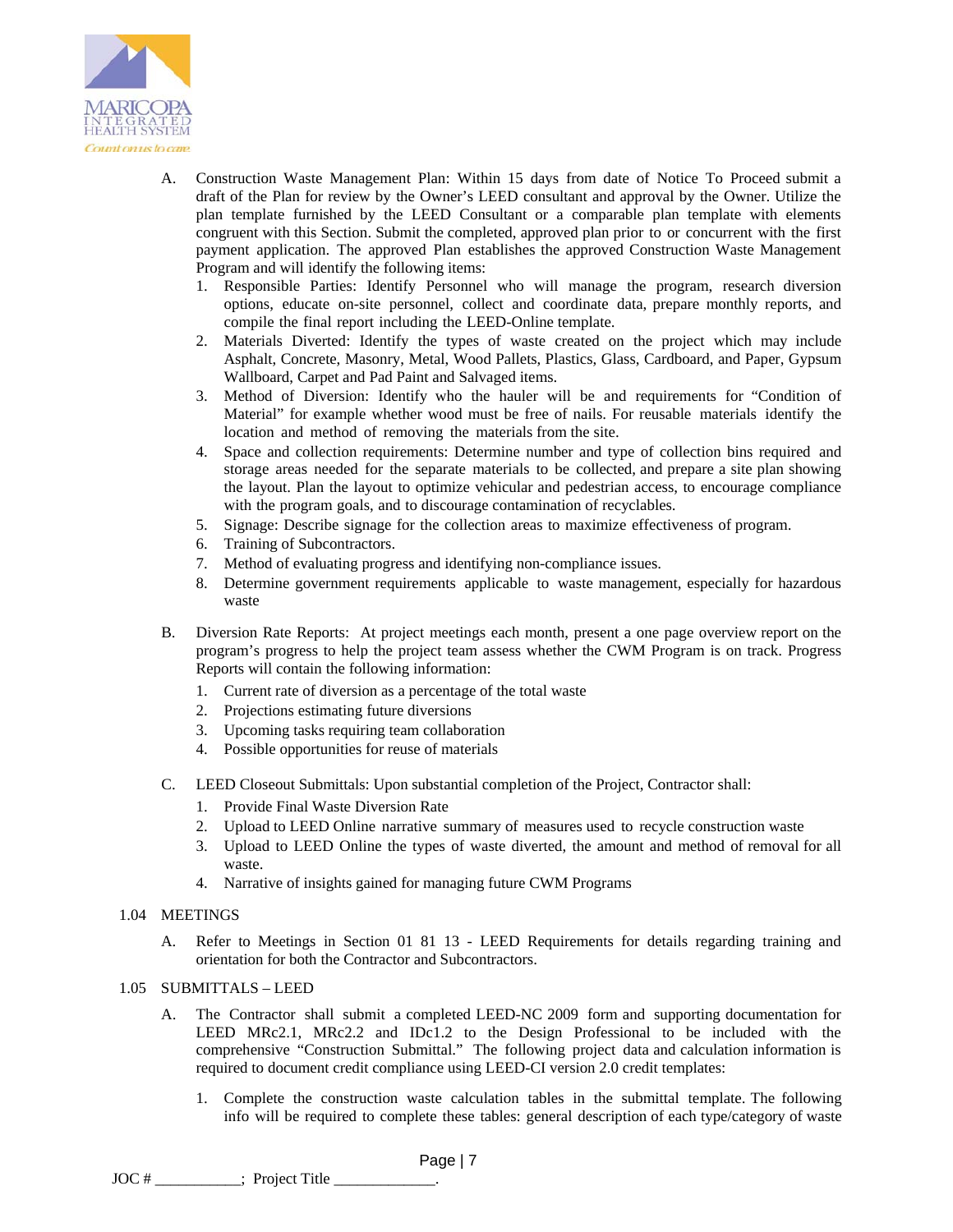A. Construction Waste Management Plan: Within 15 days from date of Notice To Proceed submit a draft of the Plan for review by the Owner's LEED consultant and approval by the Owner. Utilize the plan template furnished by the LEED Consultant or a comparable plan template with elements congruent with this Section. Submit the completed, approved plan prior to or concurrent with the first payment application. The approved Plan establishes the approved Construction Waste Management Program and will identify the following items:

   1. Responsible Parties: Identify Personnel who will manage the program, research diversion options, educate on-site personnel, collect and coordinate data, prepare monthly reports, and compile the final report including the LEED-Online template.
   2. Materials Diverted: Identify the types of waste created on the project which may include Asphalt, Concrete, Masonry, Metal, Wood Pallets, Plastics, Glass, Cardboard, and Paper, Gypsum Wallboard, Carpet and Pad Paint and Salvaged items.
   3. Method of Diversion: Identify who the hauler will be and requirements for "Condition of Material" for example whether wood must be free of nails. For reusable materials identify the location and method of removing the materials from the site.
   4. Space and collection requirements: Determine number and type of collection bins required and storage areas needed for the separate materials to be collected, and prepare a site plan showing the layout. Plan the layout to optimize vehicular and pedestrian access, to encourage compliance with the program goals, and to discourage contamination of recyclables.
   5. Signage: Describe signage for the collection areas to maximize effectiveness of program.
   6. Training of Subcontractors.
   7. Method of evaluating progress and identifying non-compliance issues.
   8. Determine government requirements applicable to waste management, especially for hazardous waste

B. Diversion Rate Reports: At project meetings each month, present a one page overview report on the program's progress to help the project team assess whether the CWM Program is on track. Progress Reports will contain the following information:

   1. Current rate of diversion as a percentage of the total waste
   2. Projections estimating future diversions
   3. Upcoming tasks requiring team collaboration
   4. Possible opportunities for reuse of materials

C. LEED Closeout Submittals: Upon substantial completion of the Project, Contractor shall:

   1. Provide Final Waste Diversion Rate
   2. Upload to LEED Online narrative summary of measures used to recycle construction waste
   3. Upload to LEED Online the types of waste diverted, the amount and method of removal for all waste.
   4. Narrative of insights gained for managing future CWM Programs

1.04 MEETINGS

A. Refer to Meetings in Section 01 81 13 - LEED Requirements for details regarding training and orientation for both the Contractor and Subcontractors.

1.05 SUBMITTALS – LEED

A. The Contractor shall submit a completed LEED-NC 2009 form and supporting documentation for LEED MRc2.1, MRc2.2 and IDc1.2 to the Design Professional to be included with the comprehensive "Construction Submittal." The following project data and calculation information is required to document credit compliance using LEED-CI version 2.0 credit templates:

   1. Complete the construction waste calculation tables in the submittal template. The following info will be required to complete these tables: general description of each type/category of waste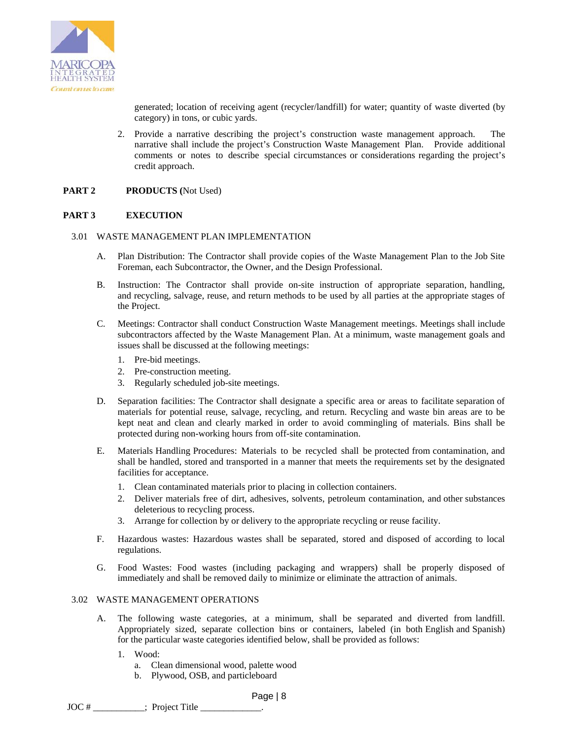generated; location of receiving agent (recycler/landfill) for water; quantity of waste diverted (by category) in tons, or cubic yards.

2. Provide a narrative describing the project's construction waste management approach. The narrative shall include the project's Construction Waste Management Plan. Provide additional comments or notes to describe special circumstances or considerations regarding the project's credit approach.

## PART 2 PRODUCTS (Not Used)

## PART 3 EXECUTION

### 3.01 WASTE MANAGEMENT PLAN IMPLEMENTATION

A. Plan Distribution: The Contractor shall provide copies of the Waste Management Plan to the Job Site Foreman, each Subcontractor, the Owner, and the Design Professional.

B. Instruction: The Contractor shall provide on-site instruction of appropriate separation, handling, and recycling, salvage, reuse, and return methods to be used by all parties at the appropriate stages of the Project.

C. Meetings: Contractor shall conduct Construction Waste Management meetings. Meetings shall include subcontractors affected by the Waste Management Plan. At a minimum, waste management goals and issues shall be discussed at the following meetings:

1. Pre-bid meetings.
2. Pre-construction meeting.
3. Regularly scheduled job-site meetings.

D. Separation facilities: The Contractor shall designate a specific area or areas to facilitate separation of materials for potential reuse, salvage, recycling, and return. Recycling and waste bin areas are to be kept neat and clean and clearly marked in order to avoid commingling of materials. Bins shall be protected during non-working hours from off-site contamination.

E. Materials Handling Procedures: Materials to be recycled shall be protected from contamination, and shall be handled, stored and transported in a manner that meets the requirements set by the designated facilities for acceptance.

1. Clean contaminated materials prior to placing in collection containers.
2. Deliver materials free of dirt, adhesives, solvents, petroleum contamination, and other substances deleterious to recycling process.
3. Arrange for collection by or delivery to the appropriate recycling or reuse facility.

F. Hazardous wastes: Hazardous wastes shall be separated, stored and disposed of according to local regulations.

G. Food Wastes: Food wastes (including packaging and wrappers) shall be properly disposed of immediately and shall be removed daily to minimize or eliminate the attraction of animals.

### 3.02 WASTE MANAGEMENT OPERATIONS

A. The following waste categories, at a minimum, shall be separated and diverted from landfill. Appropriately sized, separate collection bins or containers, labeled (in both English and Spanish) for the particular waste categories identified below, shall be provided as follows:

1. Wood:
   a. Clean dimensional wood, palette wood
   b. Plywood, OSB, and particleboard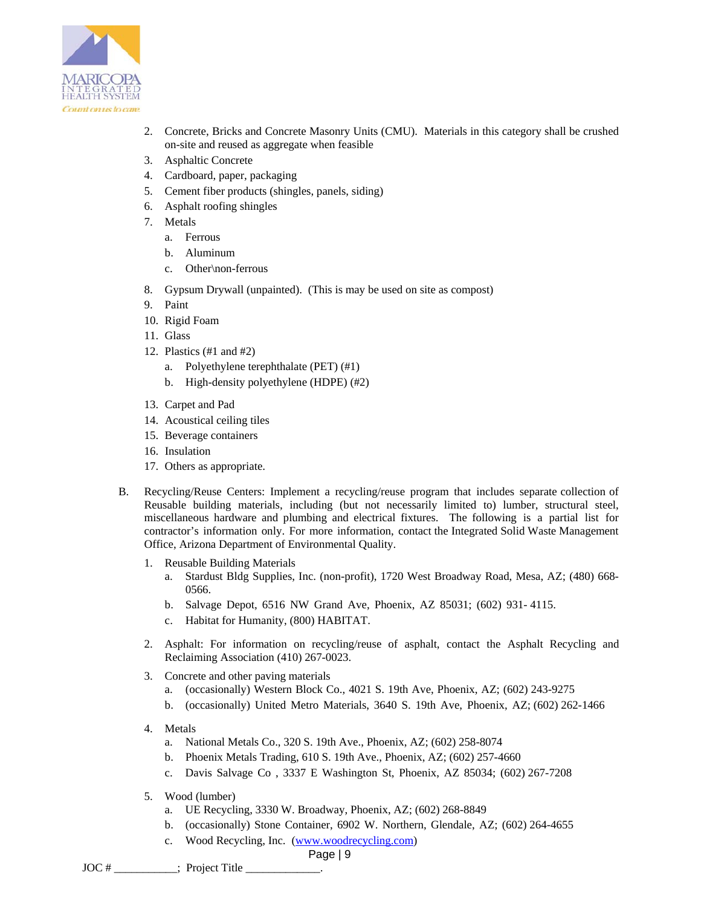2. Concrete, Bricks and Concrete Masonry Units (CMU). Materials in this category shall be crushed on-site and reused as aggregate when feasible
3. Asphaltic Concrete
4. Cardboard, paper, packaging
5. Cement fiber products (shingles, panels, siding)
6. Asphalt roofing shingles
7. Metals
   a. Ferrous
   b. Aluminum
   c. Other\non-ferrous
8. Gypsum Drywall (unpainted). (This is may be used on site as compost)
9. Paint
10. Rigid Foam
11. Glass
12. Plastics (#1 and #2)
    a. Polyethylene terephthalate (PET) (#1)
    b. High-density polyethylene (HDPE) (#2)
13. Carpet and Pad
14. Acoustical ceiling tiles
15. Beverage containers
16. Insulation
17. Others as appropriate.

B. Recycling/Reuse Centers: Implement a recycling/reuse program that includes separate collection of Reusable building materials, including (but not necessarily limited to) lumber, structural steel, miscellaneous hardware and plumbing and electrical fixtures. The following is a partial list for contractor's information only. For more information, contact the Integrated Solid Waste Management Office, Arizona Department of Environmental Quality.

1. Reusable Building Materials
   a. Stardust Bldg Supplies, Inc. (non-profit), 1720 West Broadway Road, Mesa, AZ; (480) 668-0566.
   b. Salvage Depot, 6516 NW Grand Ave, Phoenix, AZ 85031; (602) 931- 4115.
   c. Habitat for Humanity, (800) HABITAT.
2. Asphalt: For information on recycling/reuse of asphalt, contact the Asphalt Recycling and Reclaiming Association (410) 267-0023.
3. Concrete and other paving materials
   a. (occasionally) Western Block Co., 4021 S. 19th Ave, Phoenix, AZ; (602) 243-9275
   b. (occasionally) United Metro Materials, 3640 S. 19th Ave, Phoenix, AZ; (602) 262-1466
4. Metals
   a. National Metals Co., 320 S. 19th Ave., Phoenix, AZ; (602) 258-8074
   b. Phoenix Metals Trading, 610 S. 19th Ave., Phoenix, AZ; (602) 257-4660
   c. Davis Salvage Co , 3337 E Washington St, Phoenix, AZ 85034; (602) 267-7208
5. Wood (lumber)
   a. UE Recycling, 3330 W. Broadway, Phoenix, AZ; (602) 268-8849
   b. (occasionally) Stone Container, 6902 W. Northern, Glendale, AZ; (602) 264-4655
   c. Wood Recycling, Inc. (www.woodrecycling.com)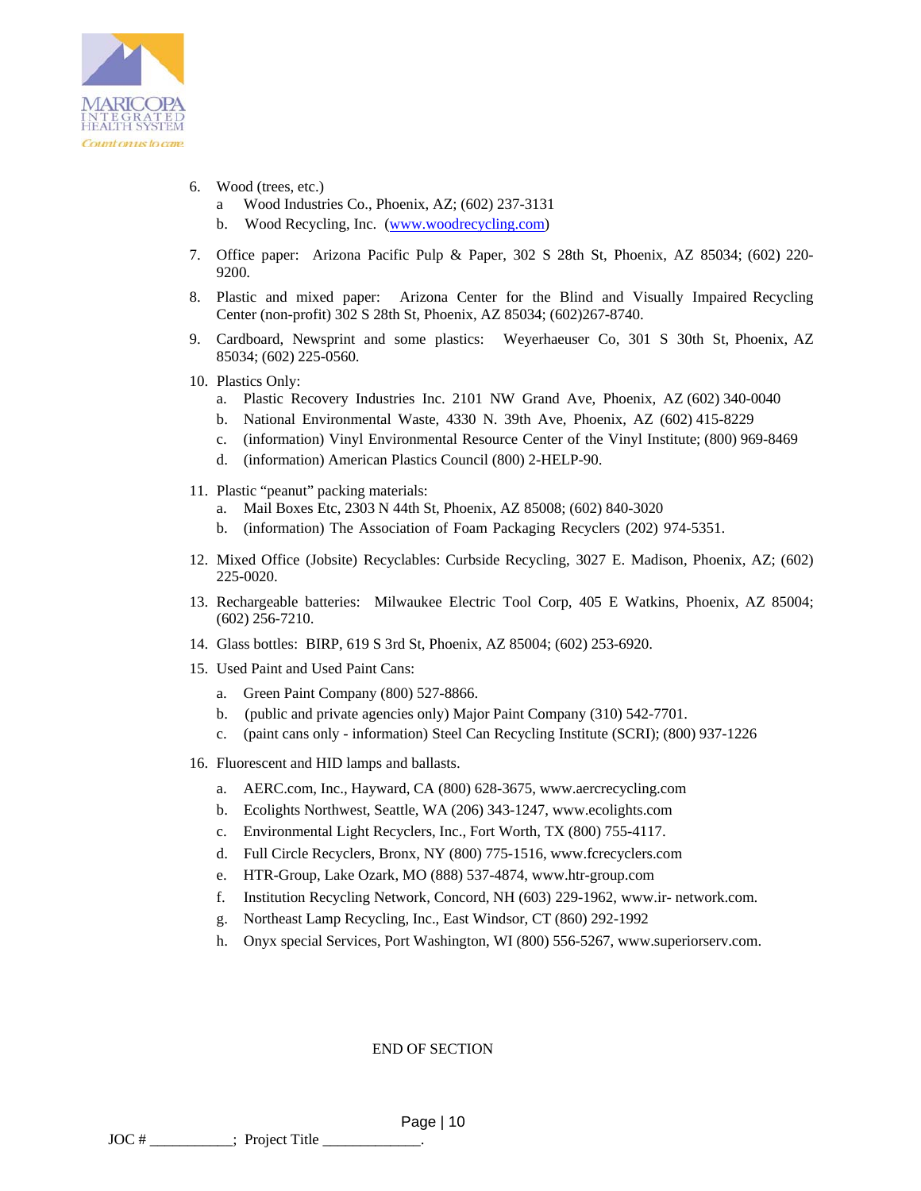6. Wood (trees, etc.)
   a Wood Industries Co., Phoenix, AZ; (602) 237-3131
   b. Wood Recycling, Inc. (www.woodrecycling.com)

7. Office paper: Arizona Pacific Pulp & Paper, 302 S 28th St, Phoenix, AZ 85034; (602) 220-9200.

8. Plastic and mixed paper: Arizona Center for the Blind and Visually Impaired Recycling Center (non-profit) 302 S 28th St, Phoenix, AZ 85034; (602)267-8740.

9. Cardboard, Newsprint and some plastics: Weyerhaeuser Co, 301 S 30th St, Phoenix, AZ 85034; (602) 225-0560.

10. Plastics Only:
    a. Plastic Recovery Industries Inc. 2101 NW Grand Ave, Phoenix, AZ (602) 340-0040
    b. National Environmental Waste, 4330 N. 39th Ave, Phoenix, AZ (602) 415-8229
    c. (information) Vinyl Environmental Resource Center of the Vinyl Institute; (800) 969-8469
    d. (information) American Plastics Council (800) 2-HELP-90.

11. Plastic "peanut" packing materials:
    a. Mail Boxes Etc, 2303 N 44th St, Phoenix, AZ 85008; (602) 840-3020
    b. (information) The Association of Foam Packaging Recyclers (202) 974-5351.

12. Mixed Office (Jobsite) Recyclables: Curbside Recycling, 3027 E. Madison, Phoenix, AZ; (602) 225-0020.

13. Rechargeable batteries: Milwaukee Electric Tool Corp, 405 E Watkins, Phoenix, AZ 85004; (602) 256-7210.

14. Glass bottles: BIRP, 619 S 3rd St, Phoenix, AZ 85004; (602) 253-6920.

15. Used Paint and Used Paint Cans:
    a. Green Paint Company (800) 527-8866.
    b. (public and private agencies only) Major Paint Company (310) 542-7701.
    c. (paint cans only - information) Steel Can Recycling Institute (SCRI); (800) 937-1226

16. Fluorescent and HID lamps and ballasts.
    a. AERC.com, Inc., Hayward, CA (800) 628-3675, www.aercrecycling.com
    b. Ecolights Northwest, Seattle, WA (206) 343-1247, www.ecolights.com
    c. Environmental Light Recyclers, Inc., Fort Worth, TX (800) 755-4117.
    d. Full Circle Recyclers, Bronx, NY (800) 775-1516, www.fcrecyclers.com
    e. HTR-Group, Lake Ozark, MO (888) 537-4874, www.htr-group.com
    f. Institution Recycling Network, Concord, NH (603) 229-1962, www.ir- network.com.
    g. Northeast Lamp Recycling, Inc., East Windsor, CT (860) 292-1992
    h. Onyx special Services, Port Washington, WI (800) 556-5267, www.superiorserv.com.

END OF SECTION

JOC # ___________; Project Title _____________.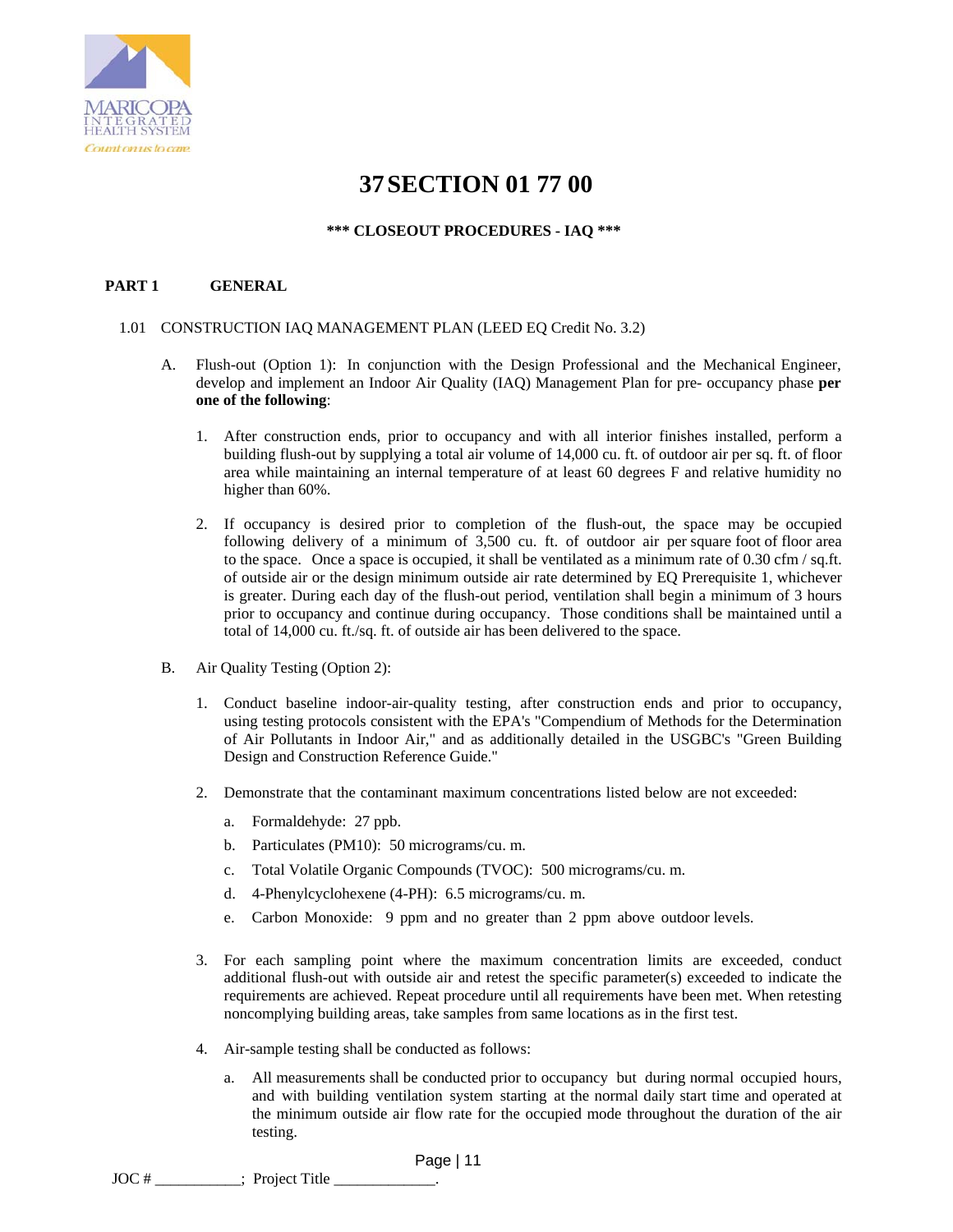# 37 SECTION 01 77 00

**\*\*\* CLOSEOUT PROCEDURES - IAQ \*\*\***

## PART 1 GENERAL

### 1.01 CONSTRUCTION IAQ MANAGEMENT PLAN (LEED EQ Credit No. 3.2)

A. Flush-out (Option 1): In conjunction with the Design Professional and the Mechanical Engineer, develop and implement an Indoor Air Quality (IAQ) Management Plan for pre- occupancy phase **per one of the following**:

1. After construction ends, prior to occupancy and with all interior finishes installed, perform a building flush-out by supplying a total air volume of 14,000 cu. ft. of outdoor air per sq. ft. of floor area while maintaining an internal temperature of at least 60 degrees F and relative humidity no higher than 60%.

2. If occupancy is desired prior to completion of the flush-out, the space may be occupied following delivery of a minimum of 3,500 cu. ft. of outdoor air per square foot of floor area to the space. Once a space is occupied, it shall be ventilated as a minimum rate of 0.30 cfm / sq.ft. of outside air or the design minimum outside air rate determined by EQ Prerequisite 1, whichever is greater. During each day of the flush-out period, ventilation shall begin a minimum of 3 hours prior to occupancy and continue during occupancy. Those conditions shall be maintained until a total of 14,000 cu. ft./sq. ft. of outside air has been delivered to the space.

B. Air Quality Testing (Option 2):

1. Conduct baseline indoor-air-quality testing, after construction ends and prior to occupancy, using testing protocols consistent with the EPA's "Compendium of Methods for the Determination of Air Pollutants in Indoor Air," and as additionally detailed in the USGBC's "Green Building Design and Construction Reference Guide."

2. Demonstrate that the contaminant maximum concentrations listed below are not exceeded:

   a. Formaldehyde: 27 ppb.

   b. Particulates (PM10): 50 micrograms/cu. m.

   c. Total Volatile Organic Compounds (TVOC): 500 micrograms/cu. m.

   d. 4-Phenylcyclohexene (4-PH): 6.5 micrograms/cu. m.

   e. Carbon Monoxide: 9 ppm and no greater than 2 ppm above outdoor levels.

3. For each sampling point where the maximum concentration limits are exceeded, conduct additional flush-out with outside air and retest the specific parameter(s) exceeded to indicate the requirements are achieved. Repeat procedure until all requirements have been met. When retesting noncomplying building areas, take samples from same locations as in the first test.

4. Air-sample testing shall be conducted as follows:

   a. All measurements shall be conducted prior to occupancy but during normal occupied hours, and with building ventilation system starting at the normal daily start time and operated at the minimum outside air flow rate for the occupied mode throughout the duration of the air testing.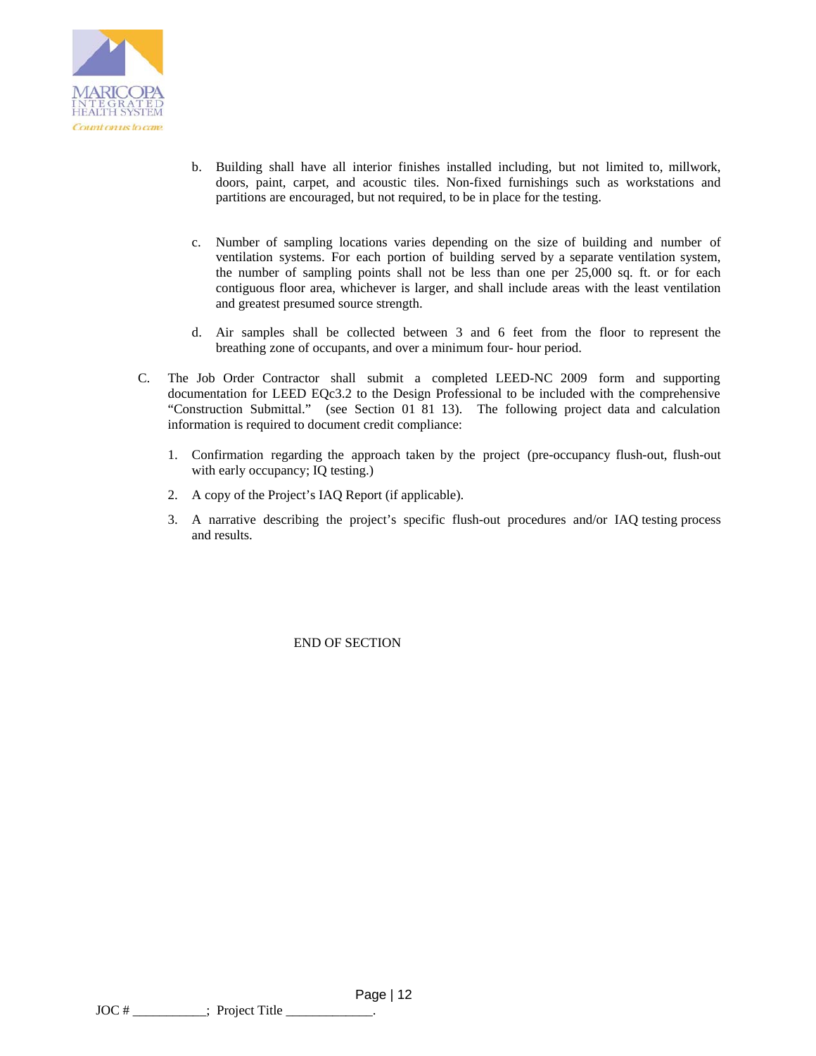b. Building shall have all interior finishes installed including, but not limited to, millwork, doors, paint, carpet, and acoustic tiles. Non-fixed furnishings such as workstations and partitions are encouraged, but not required, to be in place for the testing.

c. Number of sampling locations varies depending on the size of building and number of ventilation systems. For each portion of building served by a separate ventilation system, the number of sampling points shall not be less than one per 25,000 sq. ft. or for each contiguous floor area, whichever is larger, and shall include areas with the least ventilation and greatest presumed source strength.

d. Air samples shall be collected between 3 and 6 feet from the floor to represent the breathing zone of occupants, and over a minimum four- hour period.

C. The Job Order Contractor shall submit a completed LEED-NC 2009 form and supporting documentation for LEED EQc3.2 to the Design Professional to be included with the comprehensive "Construction Submittal." (see Section 01 81 13). The following project data and calculation information is required to document credit compliance:

1. Confirmation regarding the approach taken by the project (pre-occupancy flush-out, flush-out with early occupancy; IQ testing.)

2. A copy of the Project's IAQ Report (if applicable).

3. A narrative describing the project's specific flush-out procedures and/or IAQ testing process and results.

END OF SECTION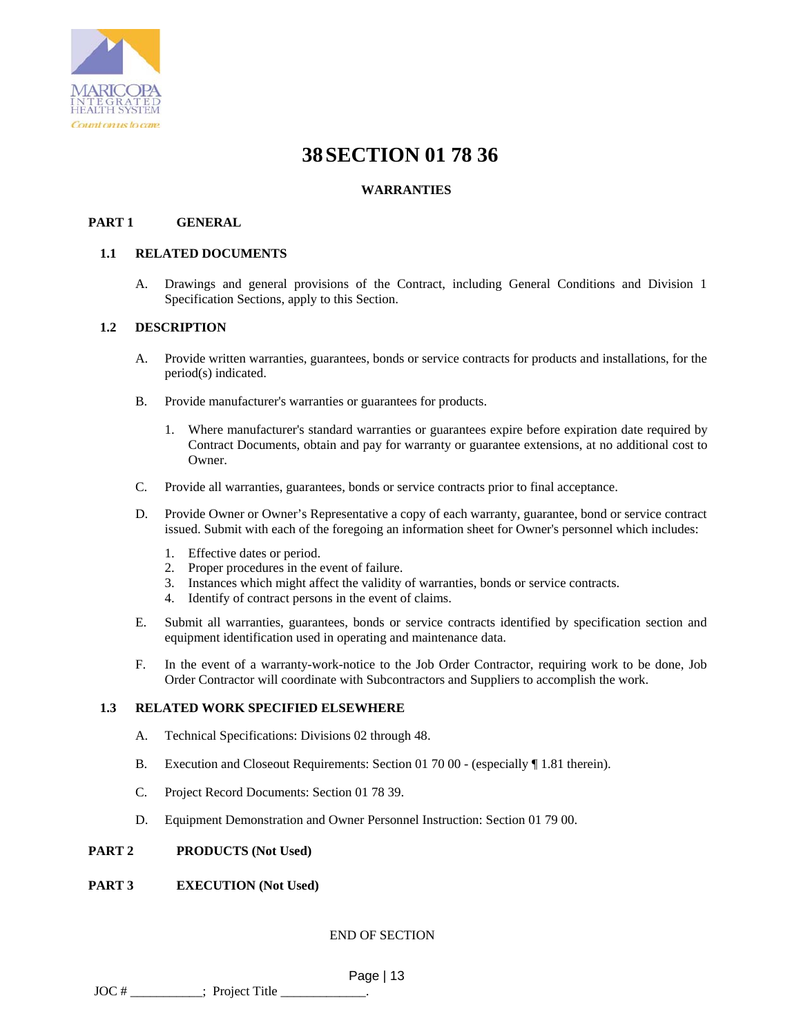# 38 SECTION 01 78 36

## WARRANTIES

### PART 1 GENERAL

#### 1.1 RELATED DOCUMENTS

A. Drawings and general provisions of the Contract, including General Conditions and Division 1 Specification Sections, apply to this Section.

#### 1.2 DESCRIPTION

A. Provide written warranties, guarantees, bonds or service contracts for products and installations, for the period(s) indicated.

B. Provide manufacturer's warranties or guarantees for products.

   1. Where manufacturer's standard warranties or guarantees expire before expiration date required by Contract Documents, obtain and pay for warranty or guarantee extensions, at no additional cost to Owner.

C. Provide all warranties, guarantees, bonds or service contracts prior to final acceptance.

D. Provide Owner or Owner's Representative a copy of each warranty, guarantee, bond or service contract issued. Submit with each of the foregoing an information sheet for Owner's personnel which includes:

   1. Effective dates or period.
   2. Proper procedures in the event of failure.
   3. Instances which might affect the validity of warranties, bonds or service contracts.
   4. Identify of contract persons in the event of claims.

E. Submit all warranties, guarantees, bonds or service contracts identified by specification section and equipment identification used in operating and maintenance data.

F. In the event of a warranty-work-notice to the Job Order Contractor, requiring work to be done, Job Order Contractor will coordinate with Subcontractors and Suppliers to accomplish the work.

#### 1.3 RELATED WORK SPECIFIED ELSEWHERE

A. Technical Specifications: Divisions 02 through 48.

B. Execution and Closeout Requirements: Section 01 70 00 - (especially ¶ 1.81 therein).

C. Project Record Documents: Section 01 78 39.

D. Equipment Demonstration and Owner Personnel Instruction: Section 01 79 00.

### PART 2 PRODUCTS (Not Used)

### PART 3 EXECUTION (Not Used)

END OF SECTION

JOC # ___________; Project Title _____________.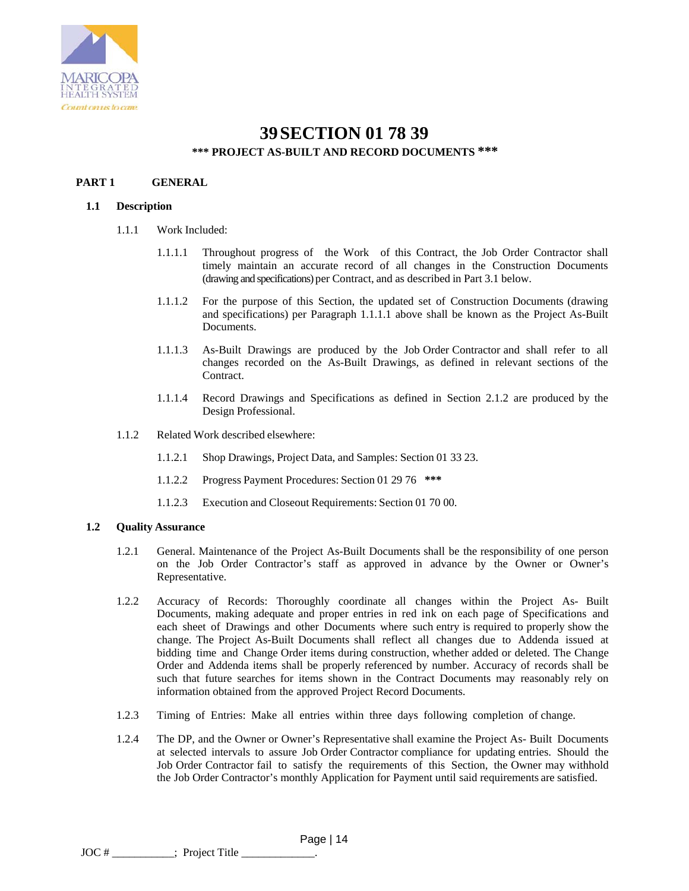# 39 SECTION 01 78 39

**\*\*\* PROJECT AS-BUILT AND RECORD DOCUMENTS \*\*\***

## PART 1 GENERAL

### 1.1 Description

1.1.1 Work Included:

1.1.1.1 Throughout progress of the Work of this Contract, the Job Order Contractor shall timely maintain an accurate record of all changes in the Construction Documents (drawing and specifications) per Contract, and as described in Part 3.1 below.

1.1.1.2 For the purpose of this Section, the updated set of Construction Documents (drawing and specifications) per Paragraph 1.1.1.1 above shall be known as the Project As-Built Documents.

1.1.1.3 As-Built Drawings are produced by the Job Order Contractor and shall refer to all changes recorded on the As-Built Drawings, as defined in relevant sections of the Contract.

1.1.1.4 Record Drawings and Specifications as defined in Section 2.1.2 are produced by the Design Professional.

1.1.2 Related Work described elsewhere:

1.1.2.1 Shop Drawings, Project Data, and Samples: Section 01 33 23.

1.1.2.2 Progress Payment Procedures: Section 01 29 76 **\*\*\***

1.1.2.3 Execution and Closeout Requirements: Section 01 70 00.

### 1.2 Quality Assurance

1.2.1 General. Maintenance of the Project As-Built Documents shall be the responsibility of one person on the Job Order Contractor's staff as approved in advance by the Owner or Owner's Representative.

1.2.2 Accuracy of Records: Thoroughly coordinate all changes within the Project As- Built Documents, making adequate and proper entries in red ink on each page of Specifications and each sheet of Drawings and other Documents where such entry is required to properly show the change. The Project As-Built Documents shall reflect all changes due to Addenda issued at bidding time and Change Order items during construction, whether added or deleted. The Change Order and Addenda items shall be properly referenced by number. Accuracy of records shall be such that future searches for items shown in the Contract Documents may reasonably rely on information obtained from the approved Project Record Documents.

1.2.3 Timing of Entries: Make all entries within three days following completion of change.

1.2.4 The DP, and the Owner or Owner's Representative shall examine the Project As- Built Documents at selected intervals to assure Job Order Contractor compliance for updating entries. Should the Job Order Contractor fail to satisfy the requirements of this Section, the Owner may withhold the Job Order Contractor's monthly Application for Payment until said requirements are satisfied.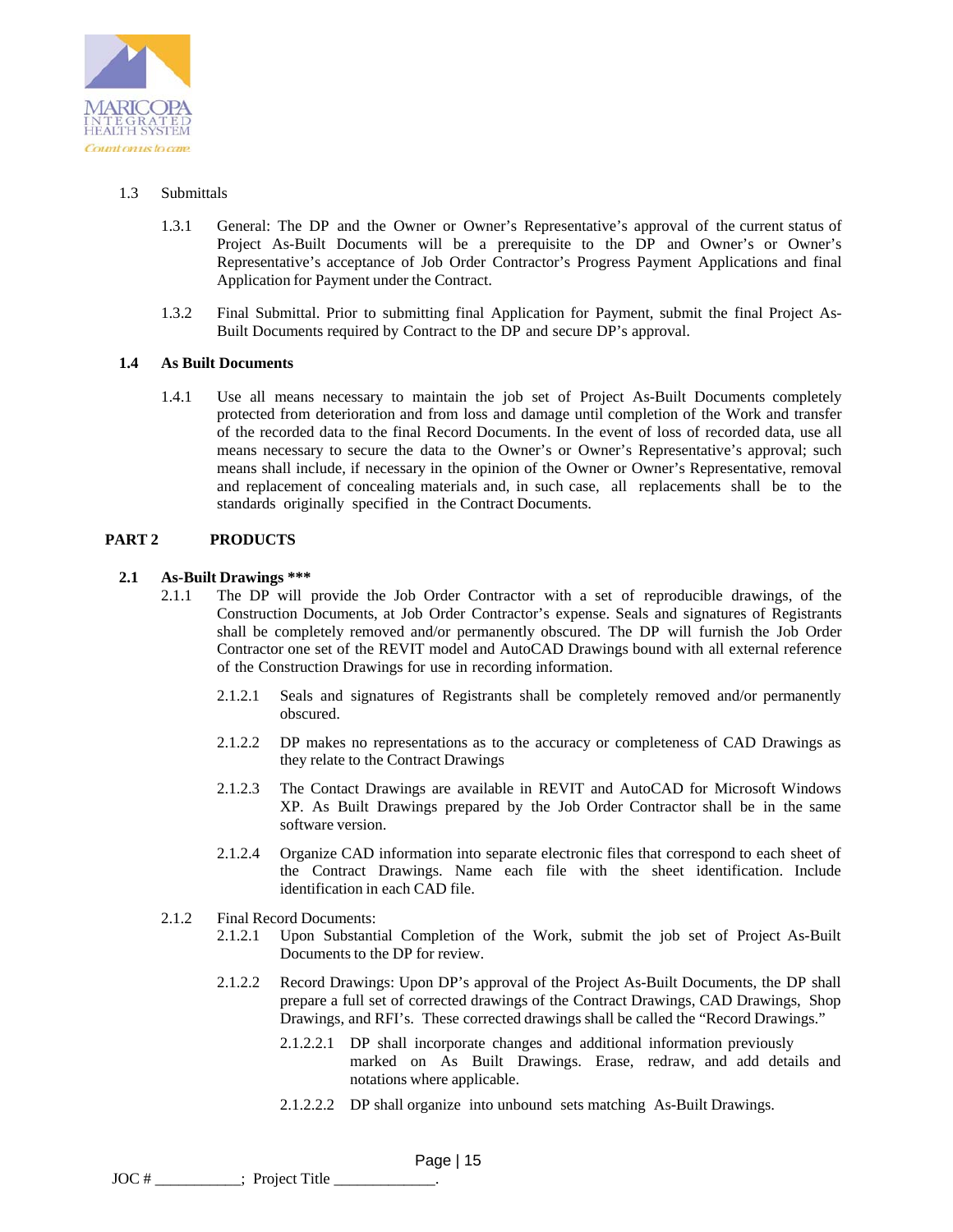1.3 Submittals

1.3.1 General: The DP and the Owner or Owner's Representative's approval of the current status of Project As-Built Documents will be a prerequisite to the DP and Owner's or Owner's Representative's acceptance of Job Order Contractor's Progress Payment Applications and final Application for Payment under the Contract.

1.3.2 Final Submittal. Prior to submitting final Application for Payment, submit the final Project As-Built Documents required by Contract to the DP and secure DP's approval.

**1.4 As Built Documents**

1.4.1 Use all means necessary to maintain the job set of Project As-Built Documents completely protected from deterioration and from loss and damage until completion of the Work and transfer of the recorded data to the final Record Documents. In the event of loss of recorded data, use all means necessary to secure the data to the Owner's or Owner's Representative's approval; such means shall include, if necessary in the opinion of the Owner or Owner's Representative, removal and replacement of concealing materials and, in such case, all replacements shall be to the standards originally specified in the Contract Documents.

## PART 2 PRODUCTS

**2.1 As-Built Drawings *****

2.1.1 The DP will provide the Job Order Contractor with a set of reproducible drawings, of the Construction Documents, at Job Order Contractor's expense. Seals and signatures of Registrants shall be completely removed and/or permanently obscured. The DP will furnish the Job Order Contractor one set of the REVIT model and AutoCAD Drawings bound with all external reference of the Construction Drawings for use in recording information.

2.1.2.1 Seals and signatures of Registrants shall be completely removed and/or permanently obscured.

2.1.2.2 DP makes no representations as to the accuracy or completeness of CAD Drawings as they relate to the Contract Drawings

2.1.2.3 The Contact Drawings are available in REVIT and AutoCAD for Microsoft Windows XP. As Built Drawings prepared by the Job Order Contractor shall be in the same software version.

2.1.2.4 Organize CAD information into separate electronic files that correspond to each sheet of the Contract Drawings. Name each file with the sheet identification. Include identification in each CAD file.

2.1.2 Final Record Documents:

2.1.2.1 Upon Substantial Completion of the Work, submit the job set of Project As-Built Documents to the DP for review.

2.1.2.2 Record Drawings: Upon DP's approval of the Project As-Built Documents, the DP shall prepare a full set of corrected drawings of the Contract Drawings, CAD Drawings, Shop Drawings, and RFI's. These corrected drawings shall be called the "Record Drawings."

2.1.2.2.1 DP shall incorporate changes and additional information previously marked on As Built Drawings. Erase, redraw, and add details and notations where applicable.

2.1.2.2.2 DP shall organize into unbound sets matching As-Built Drawings.

JOC # ___________; Project Title _____________.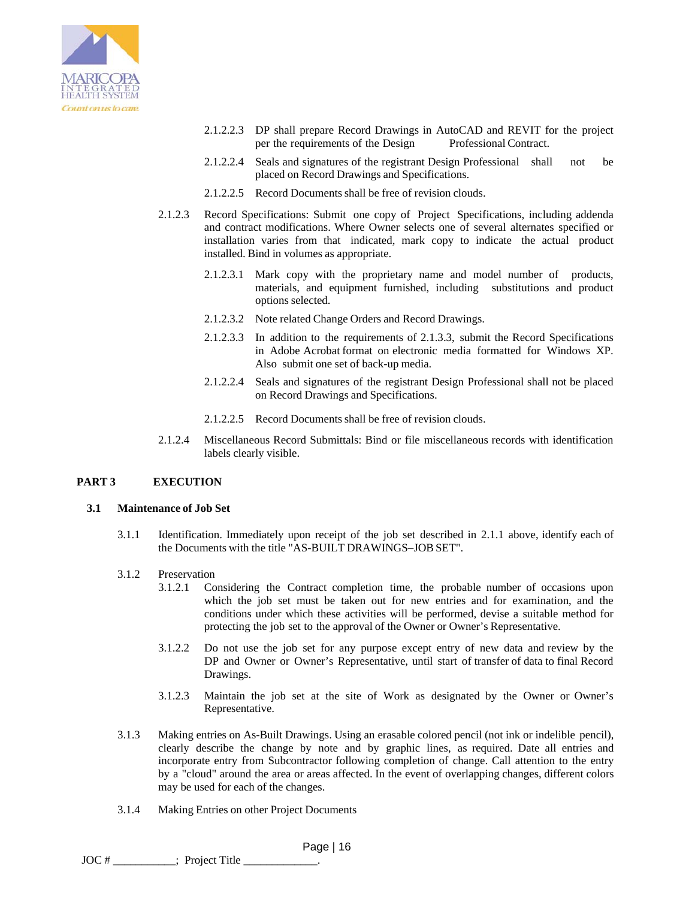2.1.2.2.3 DP shall prepare Record Drawings in AutoCAD and REVIT for the project per the requirements of the Design Professional Contract.

2.1.2.2.4 Seals and signatures of the registrant Design Professional shall not be placed on Record Drawings and Specifications.

2.1.2.2.5 Record Documents shall be free of revision clouds.

2.1.2.3 Record Specifications: Submit one copy of Project Specifications, including addenda and contract modifications. Where Owner selects one of several alternates specified or installation varies from that indicated, mark copy to indicate the actual product installed. Bind in volumes as appropriate.

2.1.2.3.1 Mark copy with the proprietary name and model number of products, materials, and equipment furnished, including substitutions and product options selected.

2.1.2.3.2 Note related Change Orders and Record Drawings.

2.1.2.3.3 In addition to the requirements of 2.1.3.3, submit the Record Specifications in Adobe Acrobat format on electronic media formatted for Windows XP. Also submit one set of back-up media.

2.1.2.2.4 Seals and signatures of the registrant Design Professional shall not be placed on Record Drawings and Specifications.

2.1.2.2.5 Record Documents shall be free of revision clouds.

2.1.2.4 Miscellaneous Record Submittals: Bind or file miscellaneous records with identification labels clearly visible.

## PART 3 EXECUTION

### 3.1 Maintenance of Job Set

3.1.1 Identification. Immediately upon receipt of the job set described in 2.1.1 above, identify each of the Documents with the title "AS-BUILT DRAWINGS–JOB SET".

3.1.2 Preservation

3.1.2.1 Considering the Contract completion time, the probable number of occasions upon which the job set must be taken out for new entries and for examination, and the conditions under which these activities will be performed, devise a suitable method for protecting the job set to the approval of the Owner or Owner's Representative.

3.1.2.2 Do not use the job set for any purpose except entry of new data and review by the DP and Owner or Owner's Representative, until start of transfer of data to final Record Drawings.

3.1.2.3 Maintain the job set at the site of Work as designated by the Owner or Owner's Representative.

3.1.3 Making entries on As-Built Drawings. Using an erasable colored pencil (not ink or indelible pencil), clearly describe the change by note and by graphic lines, as required. Date all entries and incorporate entry from Subcontractor following completion of change. Call attention to the entry by a "cloud" around the area or areas affected. In the event of overlapping changes, different colors may be used for each of the changes.

3.1.4 Making Entries on other Project Documents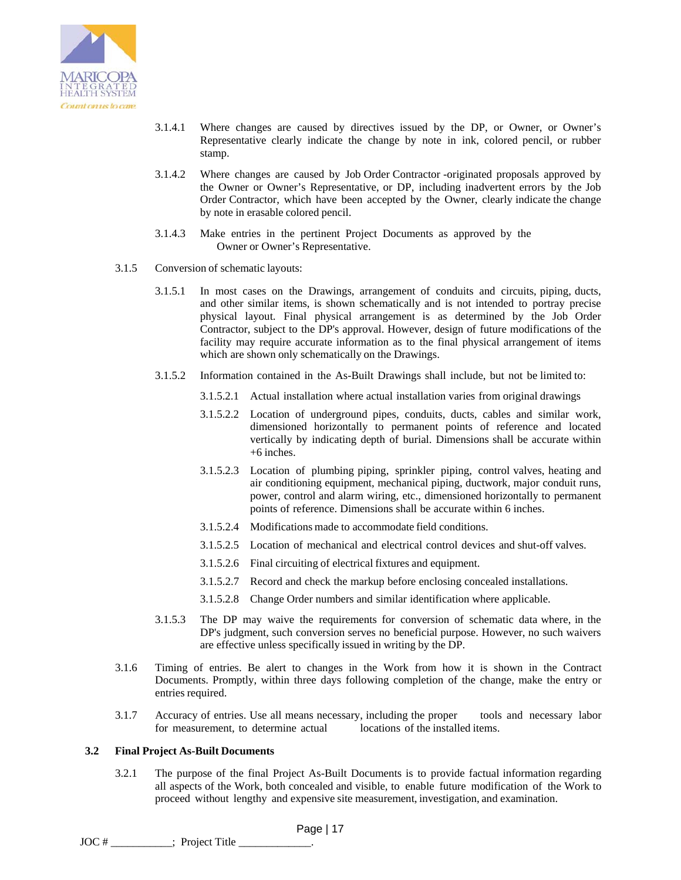3.1.4.1 Where changes are caused by directives issued by the DP, or Owner, or Owner's Representative clearly indicate the change by note in ink, colored pencil, or rubber stamp.

3.1.4.2 Where changes are caused by Job Order Contractor -originated proposals approved by the Owner or Owner's Representative, or DP, including inadvertent errors by the Job Order Contractor, which have been accepted by the Owner, clearly indicate the change by note in erasable colored pencil.

3.1.4.3 Make entries in the pertinent Project Documents as approved by the Owner or Owner's Representative.

3.1.5 Conversion of schematic layouts:

3.1.5.1 In most cases on the Drawings, arrangement of conduits and circuits, piping, ducts, and other similar items, is shown schematically and is not intended to portray precise physical layout. Final physical arrangement is as determined by the Job Order Contractor, subject to the DP's approval. However, design of future modifications of the facility may require accurate information as to the final physical arrangement of items which are shown only schematically on the Drawings.

3.1.5.2 Information contained in the As-Built Drawings shall include, but not be limited to:

3.1.5.2.1 Actual installation where actual installation varies from original drawings

3.1.5.2.2 Location of underground pipes, conduits, ducts, cables and similar work, dimensioned horizontally to permanent points of reference and located vertically by indicating depth of burial. Dimensions shall be accurate within +6 inches.

3.1.5.2.3 Location of plumbing piping, sprinkler piping, control valves, heating and air conditioning equipment, mechanical piping, ductwork, major conduit runs, power, control and alarm wiring, etc., dimensioned horizontally to permanent points of reference. Dimensions shall be accurate within 6 inches.

3.1.5.2.4 Modifications made to accommodate field conditions.

3.1.5.2.5 Location of mechanical and electrical control devices and shut-off valves.

3.1.5.2.6 Final circuiting of electrical fixtures and equipment.

3.1.5.2.7 Record and check the markup before enclosing concealed installations.

3.1.5.2.8 Change Order numbers and similar identification where applicable.

3.1.5.3 The DP may waive the requirements for conversion of schematic data where, in the DP's judgment, such conversion serves no beneficial purpose. However, no such waivers are effective unless specifically issued in writing by the DP.

3.1.6 Timing of entries. Be alert to changes in the Work from how it is shown in the Contract Documents. Promptly, within three days following completion of the change, make the entry or entries required.

3.1.7 Accuracy of entries. Use all means necessary, including the proper tools and necessary labor for measurement, to determine actual locations of the installed items.

### 3.2 Final Project As-Built Documents

3.2.1 The purpose of the final Project As-Built Documents is to provide factual information regarding all aspects of the Work, both concealed and visible, to enable future modification of the Work to proceed without lengthy and expensive site measurement, investigation, and examination.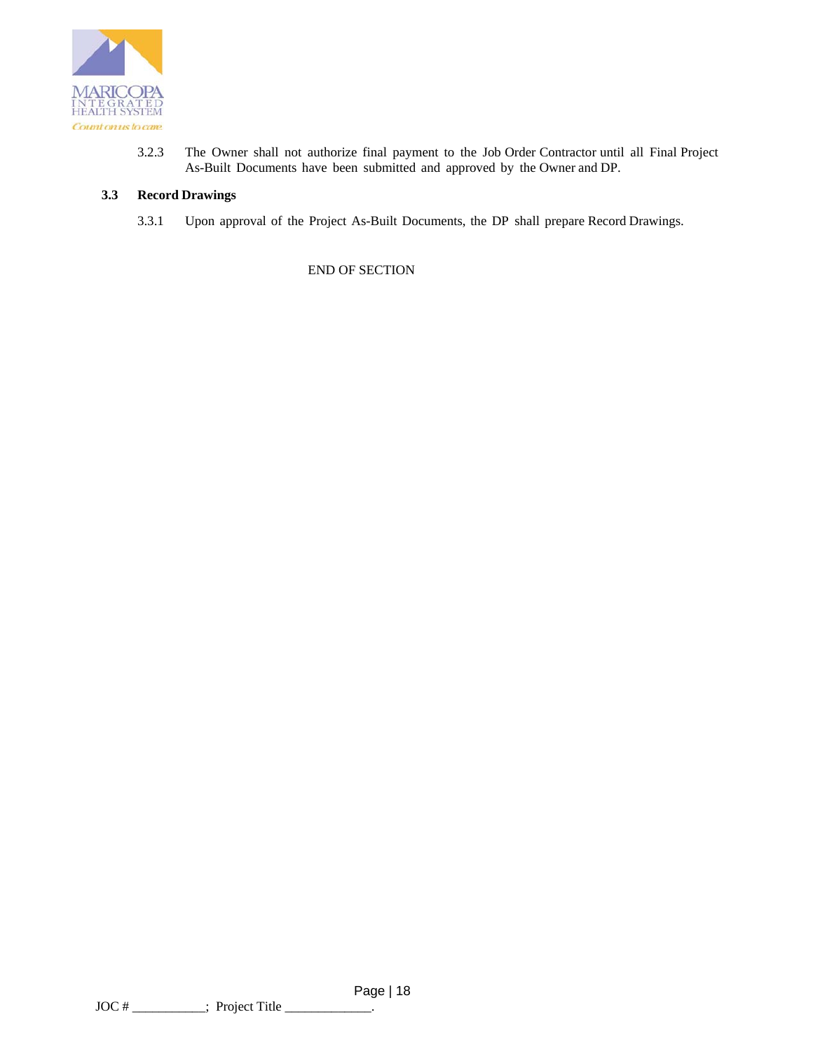3.2.3 The Owner shall not authorize final payment to the Job Order Contractor until all Final Project As-Built Documents have been submitted and approved by the Owner and DP.

**3.3 Record Drawings**

3.3.1 Upon approval of the Project As-Built Documents, the DP shall prepare Record Drawings.

END OF SECTION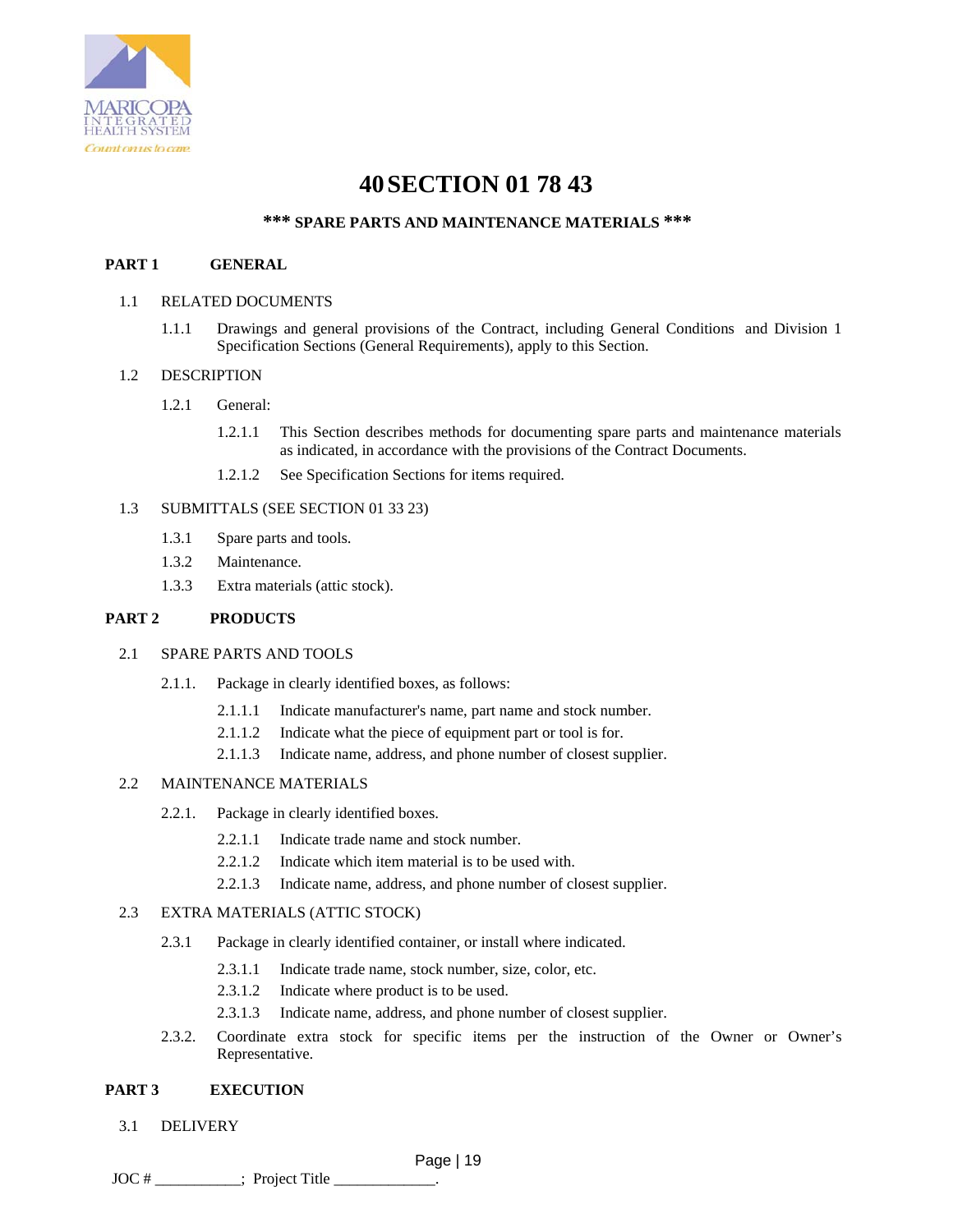# 40 SECTION 01 78 43

## *** SPARE PARTS AND MAINTENANCE MATERIALS ***

**PART 1 GENERAL**

1.1 RELATED DOCUMENTS

1.1.1 Drawings and general provisions of the Contract, including General Conditions and Division 1 Specification Sections (General Requirements), apply to this Section.

1.2 DESCRIPTION

1.2.1 General:

1.2.1.1 This Section describes methods for documenting spare parts and maintenance materials as indicated, in accordance with the provisions of the Contract Documents.

1.2.1.2 See Specification Sections for items required.

1.3 SUBMITTALS (SEE SECTION 01 33 23)

1.3.1 Spare parts and tools.

1.3.2 Maintenance.

1.3.3 Extra materials (attic stock).

**PART 2 PRODUCTS**

2.1 SPARE PARTS AND TOOLS

2.1.1. Package in clearly identified boxes, as follows:

2.1.1.1 Indicate manufacturer's name, part name and stock number.

2.1.1.2 Indicate what the piece of equipment part or tool is for.

2.1.1.3 Indicate name, address, and phone number of closest supplier.

2.2 MAINTENANCE MATERIALS

2.2.1. Package in clearly identified boxes.

2.2.1.1 Indicate trade name and stock number.

2.2.1.2 Indicate which item material is to be used with.

2.2.1.3 Indicate name, address, and phone number of closest supplier.

2.3 EXTRA MATERIALS (ATTIC STOCK)

2.3.1 Package in clearly identified container, or install where indicated.

2.3.1.1 Indicate trade name, stock number, size, color, etc.

2.3.1.2 Indicate where product is to be used.

2.3.1.3 Indicate name, address, and phone number of closest supplier.

2.3.2. Coordinate extra stock for specific items per the instruction of the Owner or Owner's Representative.

**PART 3 EXECUTION**

3.1 DELIVERY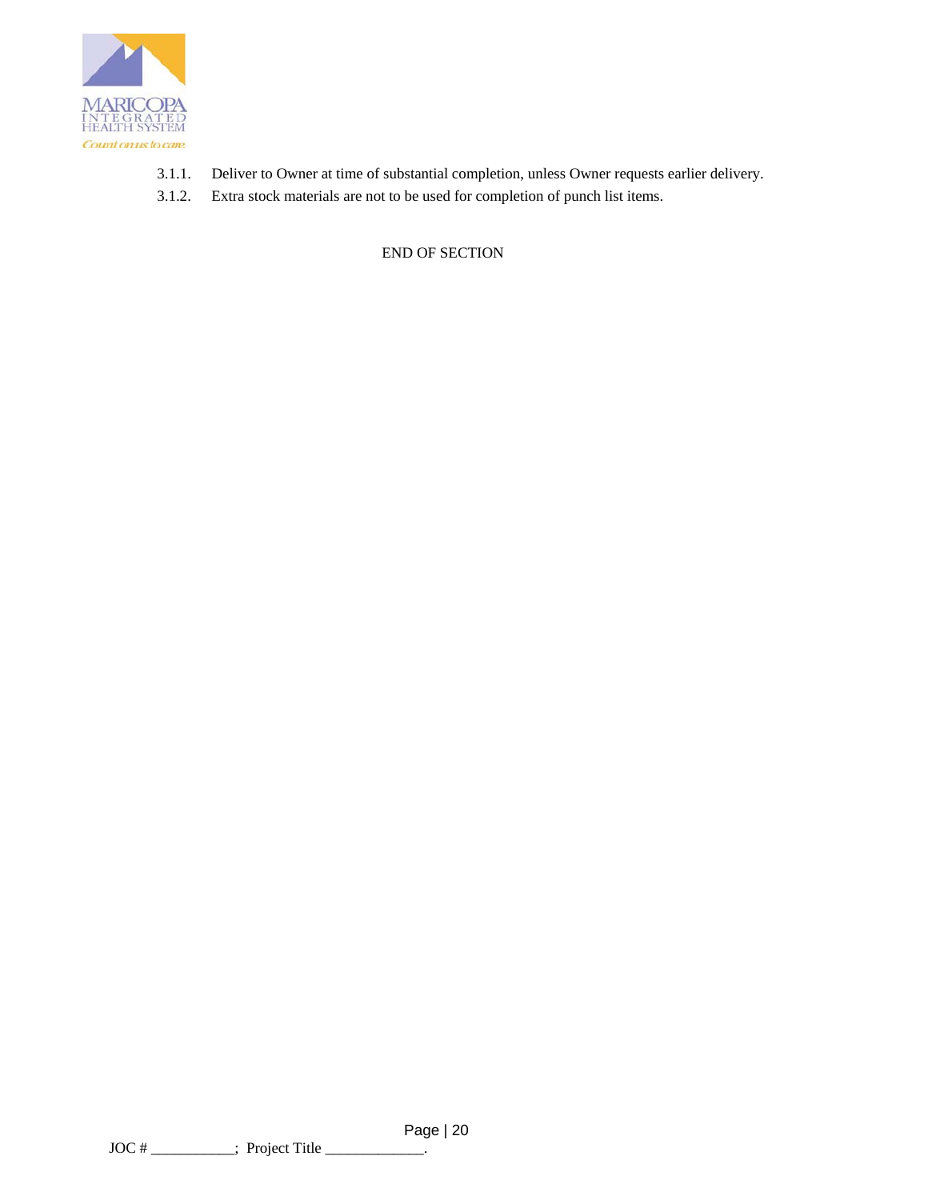3.1.1. Deliver to Owner at time of substantial completion, unless Owner requests earlier delivery.

3.1.2. Extra stock materials are not to be used for completion of punch list items.

END OF SECTION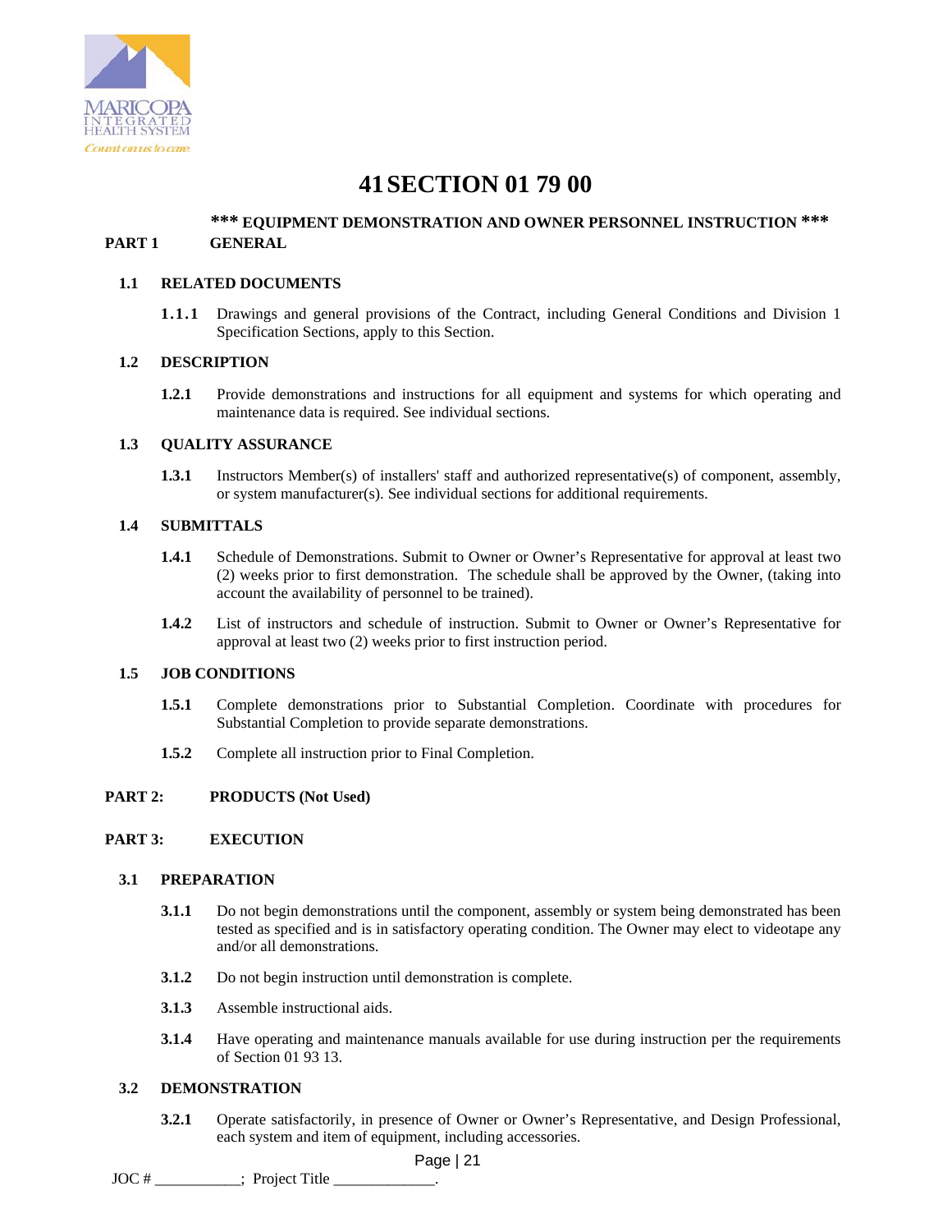# 41 SECTION 01 79 00

## *** EQUIPMENT DEMONSTRATION AND OWNER PERSONNEL INSTRUCTION ***

## PART 1 GENERAL

### 1.1 RELATED DOCUMENTS

**1.1.1** Drawings and general provisions of the Contract, including General Conditions and Division 1 Specification Sections, apply to this Section.

### 1.2 DESCRIPTION

**1.2.1** Provide demonstrations and instructions for all equipment and systems for which operating and maintenance data is required. See individual sections.

### 1.3 QUALITY ASSURANCE

**1.3.1** Instructors Member(s) of installers' staff and authorized representative(s) of component, assembly, or system manufacturer(s). See individual sections for additional requirements.

### 1.4 SUBMITTALS

**1.4.1** Schedule of Demonstrations. Submit to Owner or Owner's Representative for approval at least two (2) weeks prior to first demonstration. The schedule shall be approved by the Owner, (taking into account the availability of personnel to be trained).

**1.4.2** List of instructors and schedule of instruction. Submit to Owner or Owner's Representative for approval at least two (2) weeks prior to first instruction period.

### 1.5 JOB CONDITIONS

**1.5.1** Complete demonstrations prior to Substantial Completion. Coordinate with procedures for Substantial Completion to provide separate demonstrations.

**1.5.2** Complete all instruction prior to Final Completion.

## PART 2: PRODUCTS (Not Used)

## PART 3: EXECUTION

### 3.1 PREPARATION

**3.1.1** Do not begin demonstrations until the component, assembly or system being demonstrated has been tested as specified and is in satisfactory operating condition. The Owner may elect to videotape any and/or all demonstrations.

**3.1.2** Do not begin instruction until demonstration is complete.

**3.1.3** Assemble instructional aids.

**3.1.4** Have operating and maintenance manuals available for use during instruction per the requirements of Section 01 93 13.

### 3.2 DEMONSTRATION

**3.2.1** Operate satisfactorily, in presence of Owner or Owner's Representative, and Design Professional, each system and item of equipment, including accessories.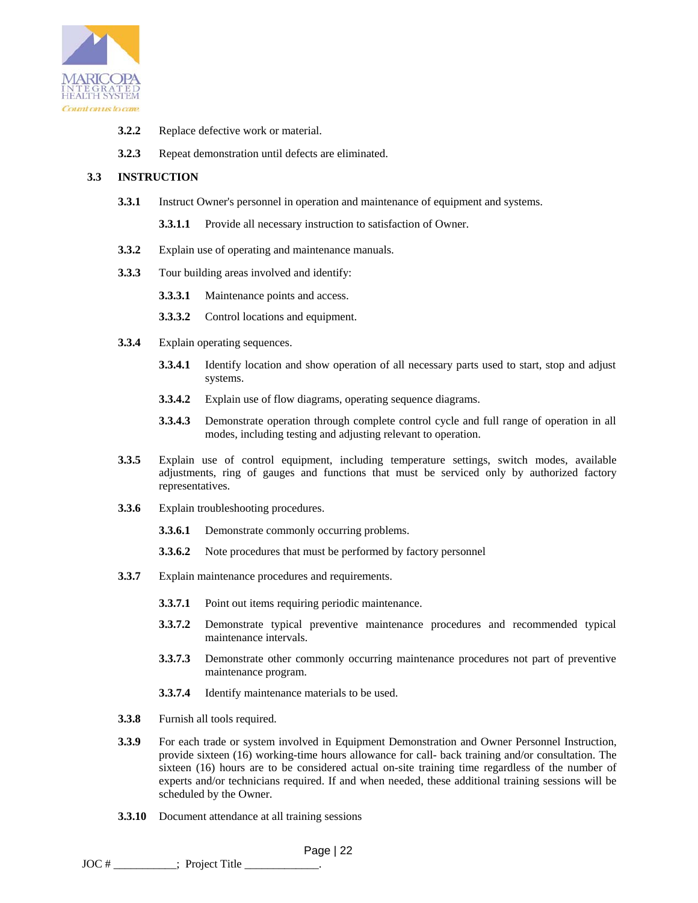**3.2.2** Replace defective work or material.

**3.2.3** Repeat demonstration until defects are eliminated.

**3.3 INSTRUCTION**

**3.3.1** Instruct Owner's personnel in operation and maintenance of equipment and systems.

**3.3.1.1** Provide all necessary instruction to satisfaction of Owner.

**3.3.2** Explain use of operating and maintenance manuals.

**3.3.3** Tour building areas involved and identify:

**3.3.3.1** Maintenance points and access.

**3.3.3.2** Control locations and equipment.

**3.3.4** Explain operating sequences.

**3.3.4.1** Identify location and show operation of all necessary parts used to start, stop and adjust systems.

**3.3.4.2** Explain use of flow diagrams, operating sequence diagrams.

**3.3.4.3** Demonstrate operation through complete control cycle and full range of operation in all modes, including testing and adjusting relevant to operation.

**3.3.5** Explain use of control equipment, including temperature settings, switch modes, available adjustments, ring of gauges and functions that must be serviced only by authorized factory representatives.

**3.3.6** Explain troubleshooting procedures.

**3.3.6.1** Demonstrate commonly occurring problems.

**3.3.6.2** Note procedures that must be performed by factory personnel

**3.3.7** Explain maintenance procedures and requirements.

**3.3.7.1** Point out items requiring periodic maintenance.

**3.3.7.2** Demonstrate typical preventive maintenance procedures and recommended typical maintenance intervals.

**3.3.7.3** Demonstrate other commonly occurring maintenance procedures not part of preventive maintenance program.

**3.3.7.4** Identify maintenance materials to be used.

**3.3.8** Furnish all tools required.

**3.3.9** For each trade or system involved in Equipment Demonstration and Owner Personnel Instruction, provide sixteen (16) working-time hours allowance for call- back training and/or consultation. The sixteen (16) hours are to be considered actual on-site training time regardless of the number of experts and/or technicians required. If and when needed, these additional training sessions will be scheduled by the Owner.

**3.3.10** Document attendance at all training sessions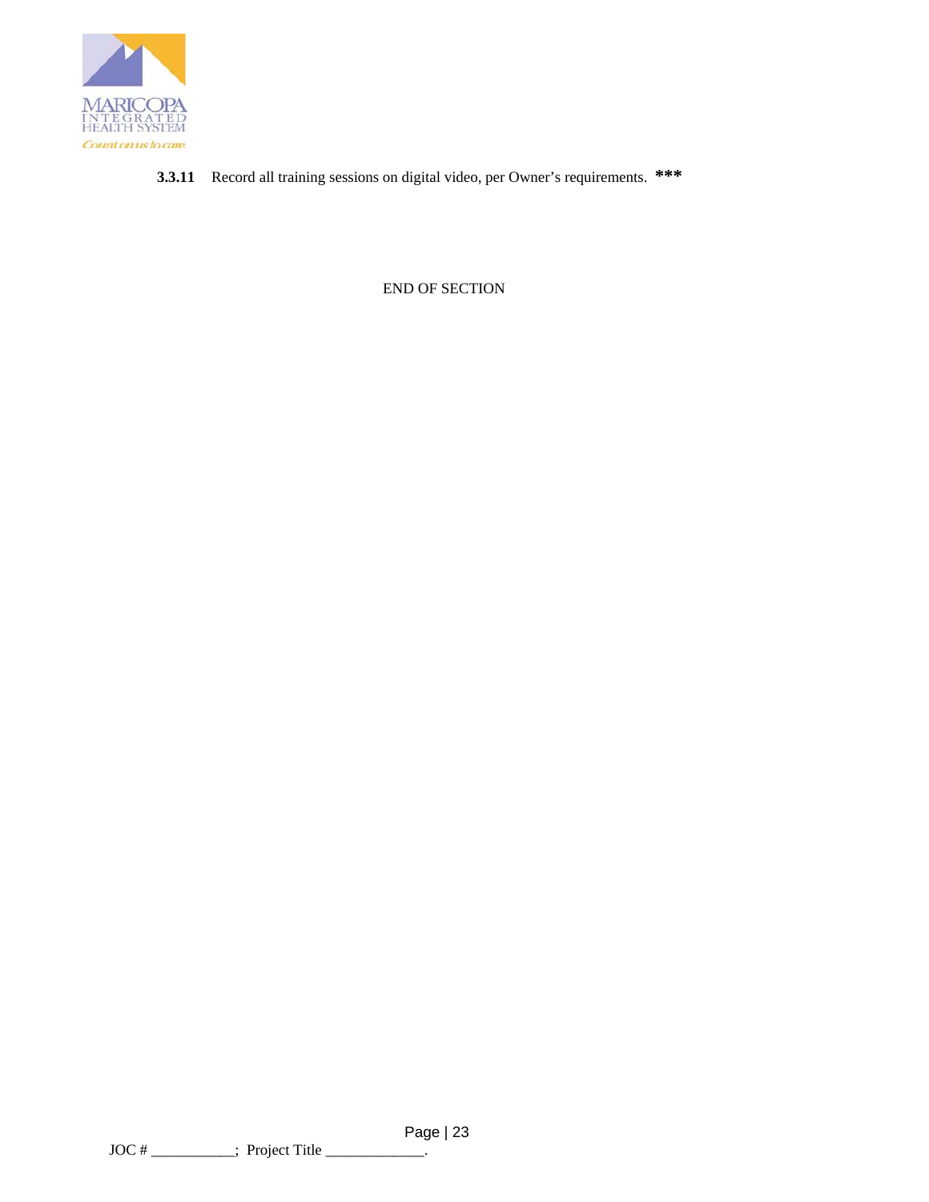**3.3.11** Record all training sessions on digital video, per Owner's requirements. *******

END OF SECTION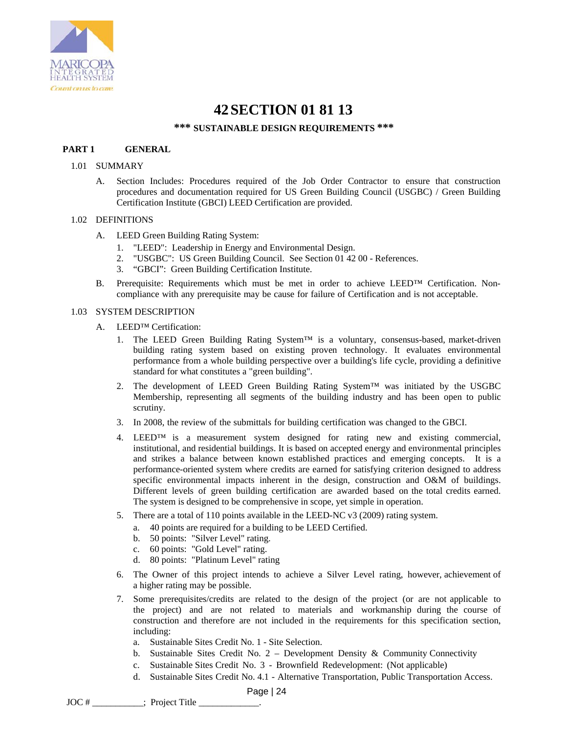# 42 SECTION 01 81 13

**\*\*\* SUSTAINABLE DESIGN REQUIREMENTS \*\*\***

## PART 1 GENERAL

### 1.01 SUMMARY

A. Section Includes: Procedures required of the Job Order Contractor to ensure that construction procedures and documentation required for US Green Building Council (USGBC) / Green Building Certification Institute (GBCI) LEED Certification are provided.

### 1.02 DEFINITIONS

A. LEED Green Building Rating System:
   1. "LEED": Leadership in Energy and Environmental Design.
   2. "USGBC": US Green Building Council. See Section 01 42 00 - References.
   3. "GBCI": Green Building Certification Institute.

B. Prerequisite: Requirements which must be met in order to achieve LEED™ Certification. Non-compliance with any prerequisite may be cause for failure of Certification and is not acceptable.

### 1.03 SYSTEM DESCRIPTION

A. LEED™ Certification:
   1. The LEED Green Building Rating System™ is a voluntary, consensus-based, market-driven building rating system based on existing proven technology. It evaluates environmental performance from a whole building perspective over a building's life cycle, providing a definitive standard for what constitutes a "green building".
   2. The development of LEED Green Building Rating System™ was initiated by the USGBC Membership, representing all segments of the building industry and has been open to public scrutiny.
   3. In 2008, the review of the submittals for building certification was changed to the GBCI.
   4. LEED™ is a measurement system designed for rating new and existing commercial, institutional, and residential buildings. It is based on accepted energy and environmental principles and strikes a balance between known established practices and emerging concepts. It is a performance-oriented system where credits are earned for satisfying criterion designed to address specific environmental impacts inherent in the design, construction and O&M of buildings. Different levels of green building certification are awarded based on the total credits earned. The system is designed to be comprehensive in scope, yet simple in operation.
   5. There are a total of 110 points available in the LEED-NC v3 (2009) rating system.
      a. 40 points are required for a building to be LEED Certified.
      b. 50 points: "Silver Level" rating.
      c. 60 points: "Gold Level" rating.
      d. 80 points: "Platinum Level" rating
   6. The Owner of this project intends to achieve a Silver Level rating, however, achievement of a higher rating may be possible.
   7. Some prerequisites/credits are related to the design of the project (or are not applicable to the project) and are not related to materials and workmanship during the course of construction and therefore are not included in the requirements for this specification section, including:
      a. Sustainable Sites Credit No. 1 - Site Selection.
      b. Sustainable Sites Credit No. 2 – Development Density & Community Connectivity
      c. Sustainable Sites Credit No. 3 - Brownfield Redevelopment: (Not applicable)
      d. Sustainable Sites Credit No. 4.1 - Alternative Transportation, Public Transportation Access.

JOC # ___________; Project Title _____________.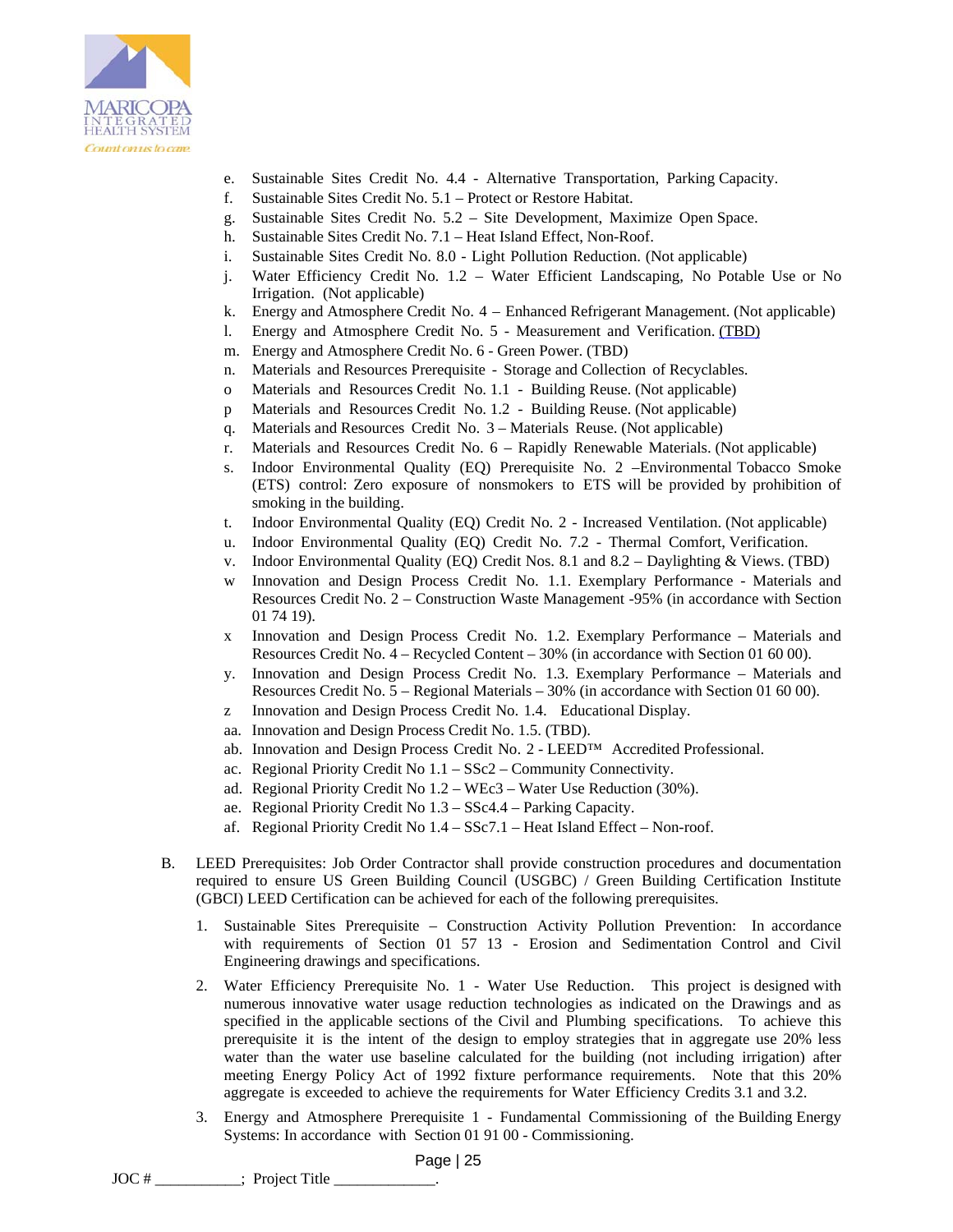e. Sustainable Sites Credit No. 4.4 - Alternative Transportation, Parking Capacity.
f. Sustainable Sites Credit No. 5.1 – Protect or Restore Habitat.
g. Sustainable Sites Credit No. 5.2 – Site Development, Maximize Open Space.
h. Sustainable Sites Credit No. 7.1 – Heat Island Effect, Non-Roof.
i. Sustainable Sites Credit No. 8.0 - Light Pollution Reduction. (Not applicable)
j. Water Efficiency Credit No. 1.2 – Water Efficient Landscaping, No Potable Use or No Irrigation. (Not applicable)
k. Energy and Atmosphere Credit No. 4 – Enhanced Refrigerant Management. (Not applicable)
l. Energy and Atmosphere Credit No. 5 - Measurement and Verification. (TBD)
m. Energy and Atmosphere Credit No. 6 - Green Power. (TBD)
n. Materials and Resources Prerequisite - Storage and Collection of Recyclables.
o Materials and Resources Credit No. 1.1 - Building Reuse. (Not applicable)
p Materials and Resources Credit No. 1.2 - Building Reuse. (Not applicable)
q. Materials and Resources Credit No. 3 – Materials Reuse. (Not applicable)
r. Materials and Resources Credit No. 6 – Rapidly Renewable Materials. (Not applicable)
s. Indoor Environmental Quality (EQ) Prerequisite No. 2 –Environmental Tobacco Smoke (ETS) control: Zero exposure of nonsmokers to ETS will be provided by prohibition of smoking in the building.
t. Indoor Environmental Quality (EQ) Credit No. 2 - Increased Ventilation. (Not applicable)
u. Indoor Environmental Quality (EQ) Credit No. 7.2 - Thermal Comfort, Verification.
v. Indoor Environmental Quality (EQ) Credit Nos. 8.1 and 8.2 – Daylighting & Views. (TBD)
w Innovation and Design Process Credit No. 1.1. Exemplary Performance - Materials and Resources Credit No. 2 – Construction Waste Management -95% (in accordance with Section 01 74 19).
x Innovation and Design Process Credit No. 1.2. Exemplary Performance – Materials and Resources Credit No. 4 – Recycled Content – 30% (in accordance with Section 01 60 00).
y. Innovation and Design Process Credit No. 1.3. Exemplary Performance – Materials and Resources Credit No. 5 – Regional Materials – 30% (in accordance with Section 01 60 00).
z Innovation and Design Process Credit No. 1.4. Educational Display.
aa. Innovation and Design Process Credit No. 1.5. (TBD).
ab. Innovation and Design Process Credit No. 2 - LEED™ Accredited Professional.
ac. Regional Priority Credit No 1.1 – SSc2 – Community Connectivity.
ad. Regional Priority Credit No 1.2 – WEc3 – Water Use Reduction (30%).
ae. Regional Priority Credit No 1.3 – SSc4.4 – Parking Capacity.
af. Regional Priority Credit No 1.4 – SSc7.1 – Heat Island Effect – Non-roof.

B. LEED Prerequisites: Job Order Contractor shall provide construction procedures and documentation required to ensure US Green Building Council (USGBC) / Green Building Certification Institute (GBCI) LEED Certification can be achieved for each of the following prerequisites.

1. Sustainable Sites Prerequisite – Construction Activity Pollution Prevention: In accordance with requirements of Section 01 57 13 - Erosion and Sedimentation Control and Civil Engineering drawings and specifications.

2. Water Efficiency Prerequisite No. 1 - Water Use Reduction. This project is designed with numerous innovative water usage reduction technologies as indicated on the Drawings and as specified in the applicable sections of the Civil and Plumbing specifications. To achieve this prerequisite it is the intent of the design to employ strategies that in aggregate use 20% less water than the water use baseline calculated for the building (not including irrigation) after meeting Energy Policy Act of 1992 fixture performance requirements. Note that this 20% aggregate is exceeded to achieve the requirements for Water Efficiency Credits 3.1 and 3.2.

3. Energy and Atmosphere Prerequisite 1 - Fundamental Commissioning of the Building Energy Systems: In accordance with Section 01 91 00 - Commissioning.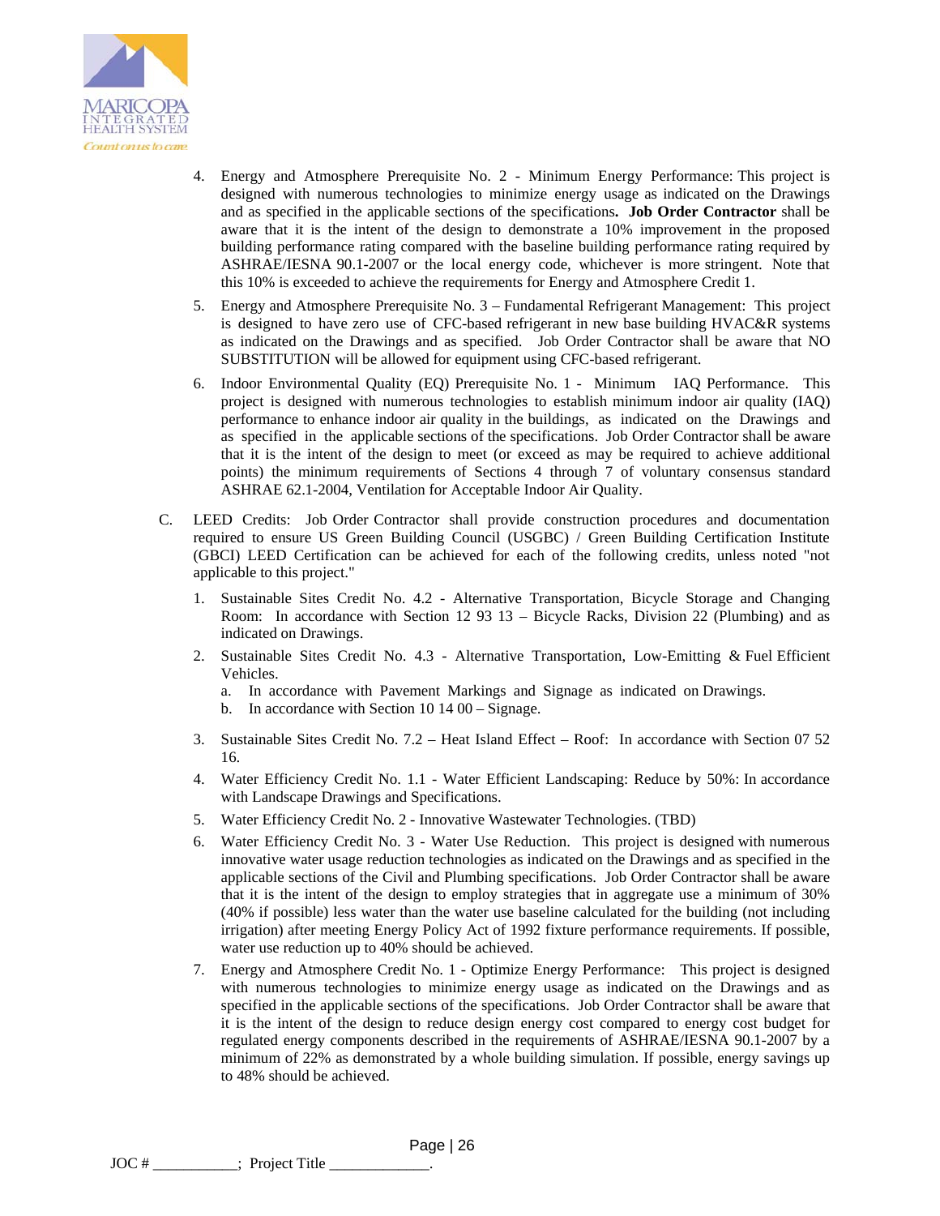4. Energy and Atmosphere Prerequisite No. 2 - Minimum Energy Performance: This project is designed with numerous technologies to minimize energy usage as indicated on the Drawings and as specified in the applicable sections of the specifications**. Job Order Contractor** shall be aware that it is the intent of the design to demonstrate a 10% improvement in the proposed building performance rating compared with the baseline building performance rating required by ASHRAE/IESNA 90.1-2007 or the local energy code, whichever is more stringent. Note that this 10% is exceeded to achieve the requirements for Energy and Atmosphere Credit 1.

5. Energy and Atmosphere Prerequisite No. 3 – Fundamental Refrigerant Management: This project is designed to have zero use of CFC-based refrigerant in new base building HVAC&R systems as indicated on the Drawings and as specified. Job Order Contractor shall be aware that NO SUBSTITUTION will be allowed for equipment using CFC-based refrigerant.

6. Indoor Environmental Quality (EQ) Prerequisite No. 1 - Minimum IAQ Performance. This project is designed with numerous technologies to establish minimum indoor air quality (IAQ) performance to enhance indoor air quality in the buildings, as indicated on the Drawings and as specified in the applicable sections of the specifications. Job Order Contractor shall be aware that it is the intent of the design to meet (or exceed as may be required to achieve additional points) the minimum requirements of Sections 4 through 7 of voluntary consensus standard ASHRAE 62.1-2004, Ventilation for Acceptable Indoor Air Quality.

C. LEED Credits: Job Order Contractor shall provide construction procedures and documentation required to ensure US Green Building Council (USGBC) / Green Building Certification Institute (GBCI) LEED Certification can be achieved for each of the following credits, unless noted "not applicable to this project."

1. Sustainable Sites Credit No. 4.2 - Alternative Transportation, Bicycle Storage and Changing Room: In accordance with Section 12 93 13 – Bicycle Racks, Division 22 (Plumbing) and as indicated on Drawings.

2. Sustainable Sites Credit No. 4.3 - Alternative Transportation, Low-Emitting & Fuel Efficient Vehicles.
   a. In accordance with Pavement Markings and Signage as indicated on Drawings.
   b. In accordance with Section 10 14 00 – Signage.

3. Sustainable Sites Credit No. 7.2 – Heat Island Effect – Roof: In accordance with Section 07 52 16.

4. Water Efficiency Credit No. 1.1 - Water Efficient Landscaping: Reduce by 50%: In accordance with Landscape Drawings and Specifications.

5. Water Efficiency Credit No. 2 - Innovative Wastewater Technologies. (TBD)

6. Water Efficiency Credit No. 3 - Water Use Reduction. This project is designed with numerous innovative water usage reduction technologies as indicated on the Drawings and as specified in the applicable sections of the Civil and Plumbing specifications. Job Order Contractor shall be aware that it is the intent of the design to employ strategies that in aggregate use a minimum of 30% (40% if possible) less water than the water use baseline calculated for the building (not including irrigation) after meeting Energy Policy Act of 1992 fixture performance requirements. If possible, water use reduction up to 40% should be achieved.

7. Energy and Atmosphere Credit No. 1 - Optimize Energy Performance: This project is designed with numerous technologies to minimize energy usage as indicated on the Drawings and as specified in the applicable sections of the specifications. Job Order Contractor shall be aware that it is the intent of the design to reduce design energy cost compared to energy cost budget for regulated energy components described in the requirements of ASHRAE/IESNA 90.1-2007 by a minimum of 22% as demonstrated by a whole building simulation. If possible, energy savings up to 48% should be achieved.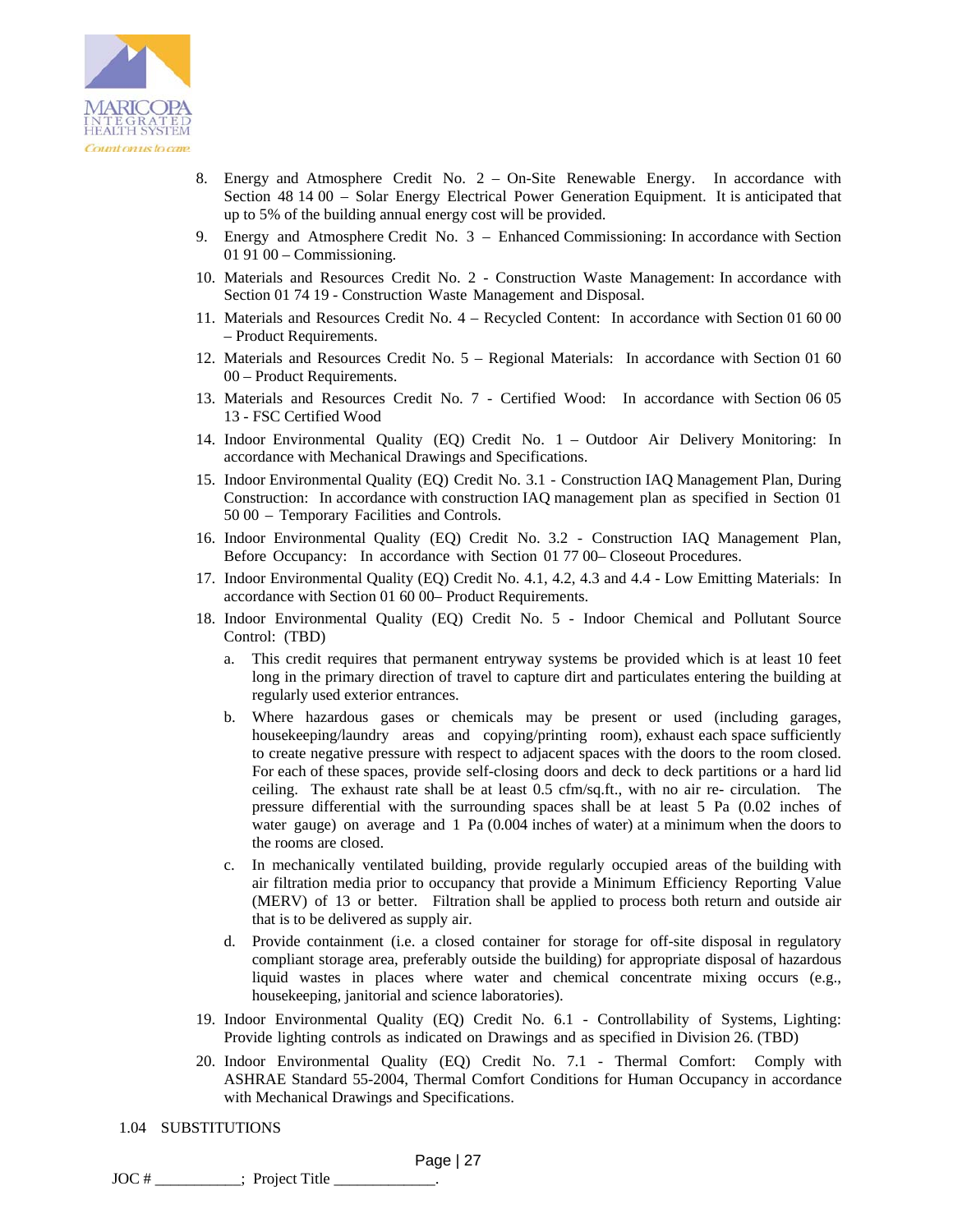8. Energy and Atmosphere Credit No. 2 – On-Site Renewable Energy. In accordance with Section 48 14 00 – Solar Energy Electrical Power Generation Equipment. It is anticipated that up to 5% of the building annual energy cost will be provided.
9. Energy and Atmosphere Credit No. 3 – Enhanced Commissioning: In accordance with Section 01 91 00 – Commissioning.
10. Materials and Resources Credit No. 2 - Construction Waste Management: In accordance with Section 01 74 19 - Construction Waste Management and Disposal.
11. Materials and Resources Credit No. 4 – Recycled Content: In accordance with Section 01 60 00 – Product Requirements.
12. Materials and Resources Credit No. 5 – Regional Materials: In accordance with Section 01 60 00 – Product Requirements.
13. Materials and Resources Credit No. 7 - Certified Wood: In accordance with Section 06 05 13 - FSC Certified Wood
14. Indoor Environmental Quality (EQ) Credit No. 1 – Outdoor Air Delivery Monitoring: In accordance with Mechanical Drawings and Specifications.
15. Indoor Environmental Quality (EQ) Credit No. 3.1 - Construction IAQ Management Plan, During Construction: In accordance with construction IAQ management plan as specified in Section 01 50 00 – Temporary Facilities and Controls.
16. Indoor Environmental Quality (EQ) Credit No. 3.2 - Construction IAQ Management Plan, Before Occupancy: In accordance with Section 01 77 00– Closeout Procedures.
17. Indoor Environmental Quality (EQ) Credit No. 4.1, 4.2, 4.3 and 4.4 - Low Emitting Materials: In accordance with Section 01 60 00– Product Requirements.
18. Indoor Environmental Quality (EQ) Credit No. 5 - Indoor Chemical and Pollutant Source Control: (TBD)
    a. This credit requires that permanent entryway systems be provided which is at least 10 feet long in the primary direction of travel to capture dirt and particulates entering the building at regularly used exterior entrances.
    b. Where hazardous gases or chemicals may be present or used (including garages, housekeeping/laundry areas and copying/printing room), exhaust each space sufficiently to create negative pressure with respect to adjacent spaces with the doors to the room closed. For each of these spaces, provide self-closing doors and deck to deck partitions or a hard lid ceiling. The exhaust rate shall be at least 0.5 cfm/sq.ft., with no air re- circulation. The pressure differential with the surrounding spaces shall be at least 5 Pa (0.02 inches of water gauge) on average and 1 Pa (0.004 inches of water) at a minimum when the doors to the rooms are closed.
    c. In mechanically ventilated building, provide regularly occupied areas of the building with air filtration media prior to occupancy that provide a Minimum Efficiency Reporting Value (MERV) of 13 or better. Filtration shall be applied to process both return and outside air that is to be delivered as supply air.
    d. Provide containment (i.e. a closed container for storage for off-site disposal in regulatory compliant storage area, preferably outside the building) for appropriate disposal of hazardous liquid wastes in places where water and chemical concentrate mixing occurs (e.g., housekeeping, janitorial and science laboratories).
19. Indoor Environmental Quality (EQ) Credit No. 6.1 - Controllability of Systems, Lighting: Provide lighting controls as indicated on Drawings and as specified in Division 26. (TBD)
20. Indoor Environmental Quality (EQ) Credit No. 7.1 - Thermal Comfort: Comply with ASHRAE Standard 55-2004, Thermal Comfort Conditions for Human Occupancy in accordance with Mechanical Drawings and Specifications.

1.04 SUBSTITUTIONS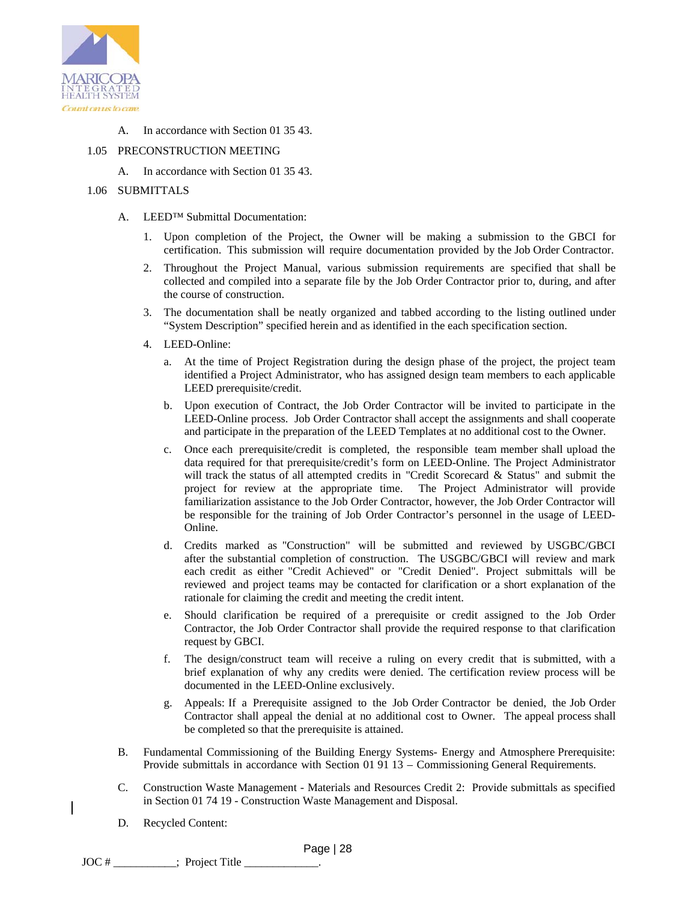A. In accordance with Section 01 35 43.

1.05 PRECONSTRUCTION MEETING

A. In accordance with Section 01 35 43.

1.06 SUBMITTALS

A. LEED™ Submittal Documentation:

1. Upon completion of the Project, the Owner will be making a submission to the GBCI for certification. This submission will require documentation provided by the Job Order Contractor.

2. Throughout the Project Manual, various submission requirements are specified that shall be collected and compiled into a separate file by the Job Order Contractor prior to, during, and after the course of construction.

3. The documentation shall be neatly organized and tabbed according to the listing outlined under "System Description" specified herein and as identified in the each specification section.

4. LEED-Online:

a. At the time of Project Registration during the design phase of the project, the project team identified a Project Administrator, who has assigned design team members to each applicable LEED prerequisite/credit.

b. Upon execution of Contract, the Job Order Contractor will be invited to participate in the LEED-Online process. Job Order Contractor shall accept the assignments and shall cooperate and participate in the preparation of the LEED Templates at no additional cost to the Owner.

c. Once each prerequisite/credit is completed, the responsible team member shall upload the data required for that prerequisite/credit's form on LEED-Online. The Project Administrator will track the status of all attempted credits in "Credit Scorecard & Status" and submit the project for review at the appropriate time. The Project Administrator will provide familiarization assistance to the Job Order Contractor, however, the Job Order Contractor will be responsible for the training of Job Order Contractor's personnel in the usage of LEED-Online.

d. Credits marked as "Construction" will be submitted and reviewed by USGBC/GBCI after the substantial completion of construction. The USGBC/GBCI will review and mark each credit as either "Credit Achieved" or "Credit Denied". Project submittals will be reviewed and project teams may be contacted for clarification or a short explanation of the rationale for claiming the credit and meeting the credit intent.

e. Should clarification be required of a prerequisite or credit assigned to the Job Order Contractor, the Job Order Contractor shall provide the required response to that clarification request by GBCI.

f. The design/construct team will receive a ruling on every credit that is submitted, with a brief explanation of why any credits were denied. The certification review process will be documented in the LEED-Online exclusively.

g. Appeals: If a Prerequisite assigned to the Job Order Contractor be denied, the Job Order Contractor shall appeal the denial at no additional cost to Owner. The appeal process shall be completed so that the prerequisite is attained.

B. Fundamental Commissioning of the Building Energy Systems- Energy and Atmosphere Prerequisite: Provide submittals in accordance with Section 01 91 13 – Commissioning General Requirements.

C. Construction Waste Management - Materials and Resources Credit 2: Provide submittals as specified in Section 01 74 19 - Construction Waste Management and Disposal.

D. Recycled Content: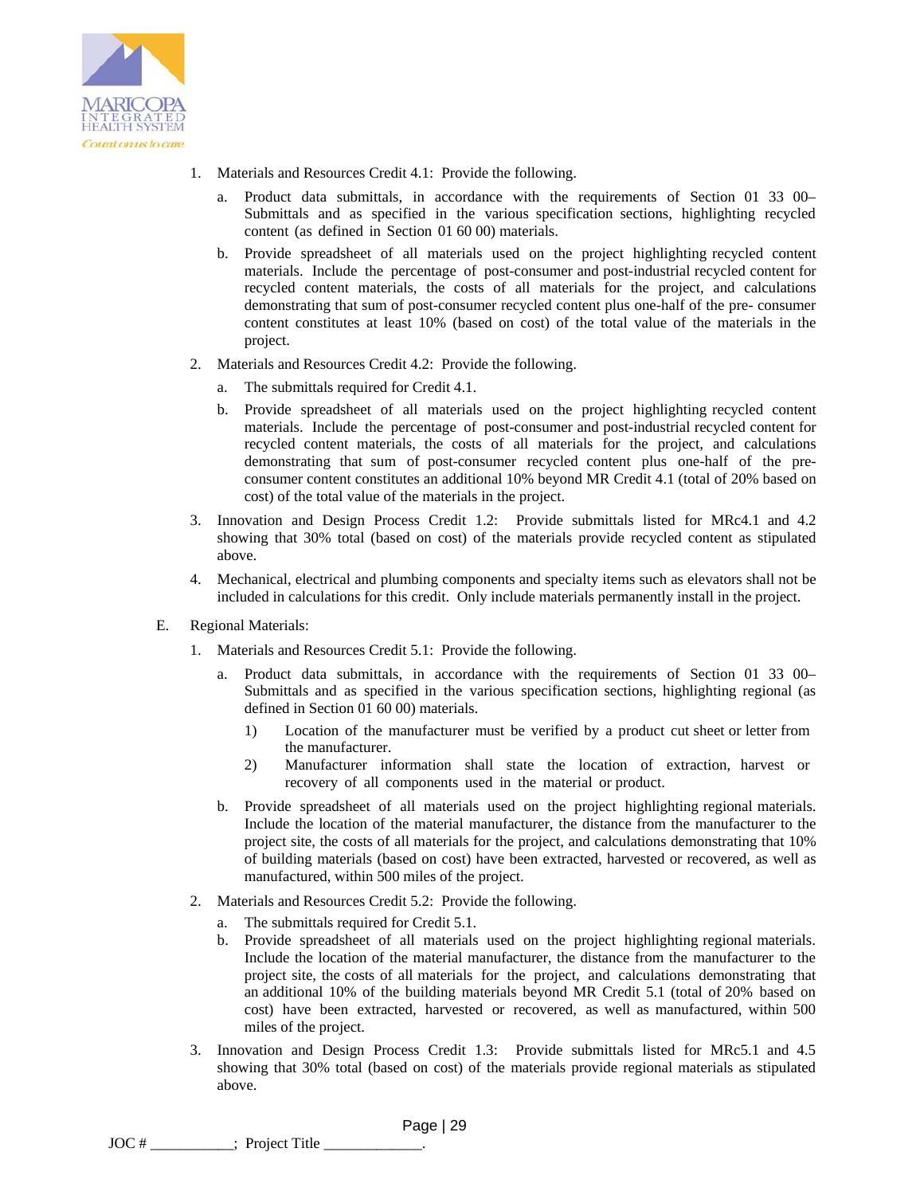1. Materials and Resources Credit 4.1: Provide the following.

   a. Product data submittals, in accordance with the requirements of Section 01 33 00– Submittals and as specified in the various specification sections, highlighting recycled content (as defined in Section 01 60 00) materials.

   b. Provide spreadsheet of all materials used on the project highlighting recycled content materials. Include the percentage of post-consumer and post-industrial recycled content for recycled content materials, the costs of all materials for the project, and calculations demonstrating that sum of post-consumer recycled content plus one-half of the pre- consumer content constitutes at least 10% (based on cost) of the total value of the materials in the project.

2. Materials and Resources Credit 4.2: Provide the following.

   a. The submittals required for Credit 4.1.

   b. Provide spreadsheet of all materials used on the project highlighting recycled content materials. Include the percentage of post-consumer and post-industrial recycled content for recycled content materials, the costs of all materials for the project, and calculations demonstrating that sum of post-consumer recycled content plus one-half of the pre-consumer content constitutes an additional 10% beyond MR Credit 4.1 (total of 20% based on cost) of the total value of the materials in the project.

3. Innovation and Design Process Credit 1.2: Provide submittals listed for MRc4.1 and 4.2 showing that 30% total (based on cost) of the materials provide recycled content as stipulated above.

4. Mechanical, electrical and plumbing components and specialty items such as elevators shall not be included in calculations for this credit. Only include materials permanently install in the project.

E. Regional Materials:

1. Materials and Resources Credit 5.1: Provide the following.

   a. Product data submittals, in accordance with the requirements of Section 01 33 00– Submittals and as specified in the various specification sections, highlighting regional (as defined in Section 01 60 00) materials.

      1) Location of the manufacturer must be verified by a product cut sheet or letter from the manufacturer.

      2) Manufacturer information shall state the location of extraction, harvest or recovery of all components used in the material or product.

   b. Provide spreadsheet of all materials used on the project highlighting regional materials. Include the location of the material manufacturer, the distance from the manufacturer to the project site, the costs of all materials for the project, and calculations demonstrating that 10% of building materials (based on cost) have been extracted, harvested or recovered, as well as manufactured, within 500 miles of the project.

2. Materials and Resources Credit 5.2: Provide the following.

   a. The submittals required for Credit 5.1.

   b. Provide spreadsheet of all materials used on the project highlighting regional materials. Include the location of the material manufacturer, the distance from the manufacturer to the project site, the costs of all materials for the project, and calculations demonstrating that an additional 10% of the building materials beyond MR Credit 5.1 (total of 20% based on cost) have been extracted, harvested or recovered, as well as manufactured, within 500 miles of the project.

3. Innovation and Design Process Credit 1.3: Provide submittals listed for MRc5.1 and 4.5 showing that 30% total (based on cost) of the materials provide regional materials as stipulated above.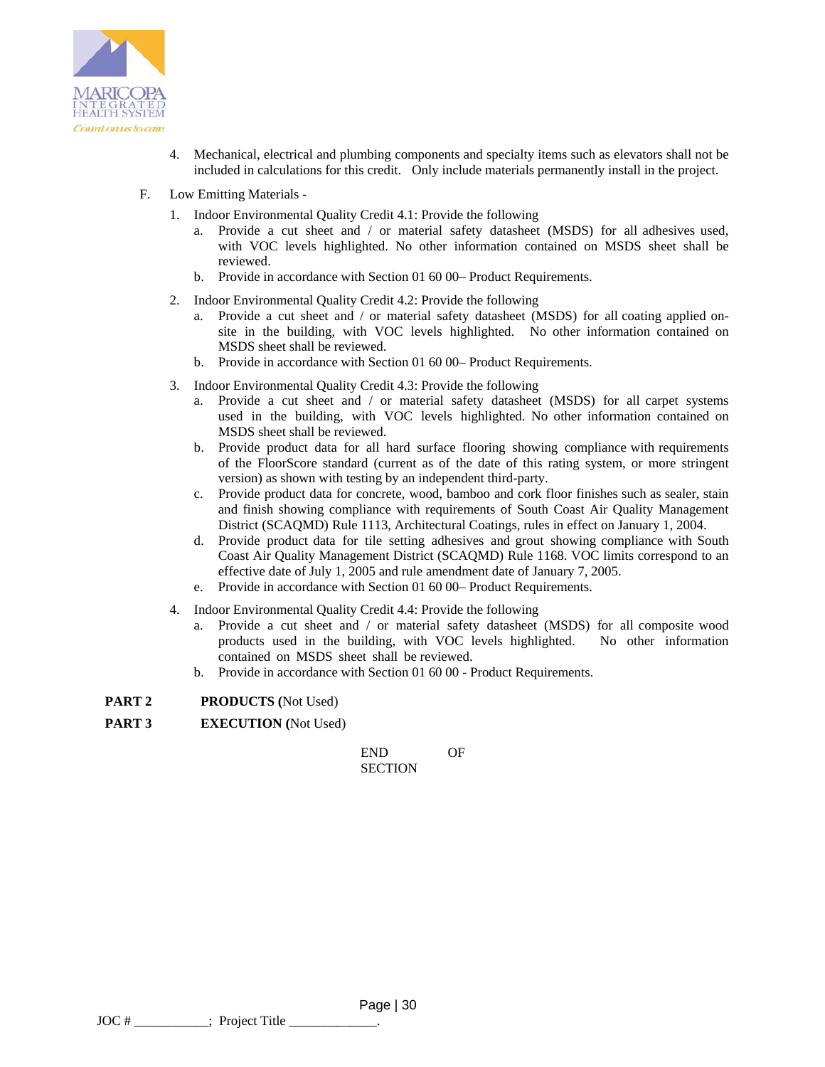4. Mechanical, electrical and plumbing components and specialty items such as elevators shall not be included in calculations for this credit. Only include materials permanently install in the project.

F. Low Emitting Materials -

1. Indoor Environmental Quality Credit 4.1: Provide the following
   a. Provide a cut sheet and / or material safety datasheet (MSDS) for all adhesives used, with VOC levels highlighted. No other information contained on MSDS sheet shall be reviewed.
   b. Provide in accordance with Section 01 60 00– Product Requirements.

2. Indoor Environmental Quality Credit 4.2: Provide the following
   a. Provide a cut sheet and / or material safety datasheet (MSDS) for all coating applied on-site in the building, with VOC levels highlighted. No other information contained on MSDS sheet shall be reviewed.
   b. Provide in accordance with Section 01 60 00– Product Requirements.

3. Indoor Environmental Quality Credit 4.3: Provide the following
   a. Provide a cut sheet and / or material safety datasheet (MSDS) for all carpet systems used in the building, with VOC levels highlighted. No other information contained on MSDS sheet shall be reviewed.
   b. Provide product data for all hard surface flooring showing compliance with requirements of the FloorScore standard (current as of the date of this rating system, or more stringent version) as shown with testing by an independent third-party.
   c. Provide product data for concrete, wood, bamboo and cork floor finishes such as sealer, stain and finish showing compliance with requirements of South Coast Air Quality Management District (SCAQMD) Rule 1113, Architectural Coatings, rules in effect on January 1, 2004.
   d. Provide product data for tile setting adhesives and grout showing compliance with South Coast Air Quality Management District (SCAQMD) Rule 1168. VOC limits correspond to an effective date of July 1, 2005 and rule amendment date of January 7, 2005.
   e. Provide in accordance with Section 01 60 00– Product Requirements.

4. Indoor Environmental Quality Credit 4.4: Provide the following
   a. Provide a cut sheet and / or material safety datasheet (MSDS) for all composite wood products used in the building, with VOC levels highlighted. No other information contained on MSDS sheet shall be reviewed.
   b. Provide in accordance with Section 01 60 00 - Product Requirements.

**PART 2 PRODUCTS (**Not Used)

**PART 3 EXECUTION (**Not Used)

END OF SECTION

JOC # ___________; Project Title _____________.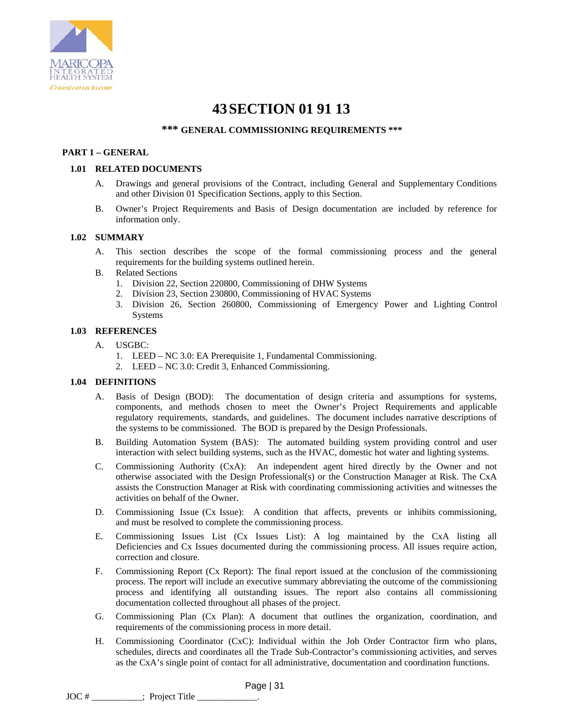# 43 SECTION 01 91 13

**\*\*\* GENERAL COMMISSIONING REQUIREMENTS \*\*\***

## PART 1 – GENERAL

### 1.01 RELATED DOCUMENTS

A. Drawings and general provisions of the Contract, including General and Supplementary Conditions and other Division 01 Specification Sections, apply to this Section.

B. Owner's Project Requirements and Basis of Design documentation are included by reference for information only.

### 1.02 SUMMARY

A. This section describes the scope of the formal commissioning process and the general requirements for the building systems outlined herein.

B. Related Sections
   1. Division 22, Section 220800, Commissioning of DHW Systems
   2. Division 23, Section 230800, Commissioning of HVAC Systems
   3. Division 26, Section 260800, Commissioning of Emergency Power and Lighting Control Systems

### 1.03 REFERENCES

A. USGBC:
   1. LEED – NC 3.0: EA Prerequisite 1, Fundamental Commissioning.
   2. LEED – NC 3.0: Credit 3, Enhanced Commissioning.

### 1.04 DEFINITIONS

A. Basis of Design (BOD): The documentation of design criteria and assumptions for systems, components, and methods chosen to meet the Owner's Project Requirements and applicable regulatory requirements, standards, and guidelines. The document includes narrative descriptions of the systems to be commissioned. The BOD is prepared by the Design Professionals.

B. Building Automation System (BAS): The automated building system providing control and user interaction with select building systems, such as the HVAC, domestic hot water and lighting systems.

C. Commissioning Authority (CxA): An independent agent hired directly by the Owner and not otherwise associated with the Design Professional(s) or the Construction Manager at Risk. The CxA assists the Construction Manager at Risk with coordinating commissioning activities and witnesses the activities on behalf of the Owner.

D. Commissioning Issue (Cx Issue): A condition that affects, prevents or inhibits commissioning, and must be resolved to complete the commissioning process.

E. Commissioning Issues List (Cx Issues List): A log maintained by the CxA listing all Deficiencies and Cx Issues documented during the commissioning process. All issues require action, correction and closure.

F. Commissioning Report (Cx Report): The final report issued at the conclusion of the commissioning process. The report will include an executive summary abbreviating the outcome of the commissioning process and identifying all outstanding issues. The report also contains all commissioning documentation collected throughout all phases of the project.

G. Commissioning Plan (Cx Plan): A document that outlines the organization, coordination, and requirements of the commissioning process in more detail.

H. Commissioning Coordinator (CxC): Individual within the Job Order Contractor firm who plans, schedules, directs and coordinates all the Trade Sub-Contractor's commissioning activities, and serves as the CxA's single point of contact for all administrative, documentation and coordination functions.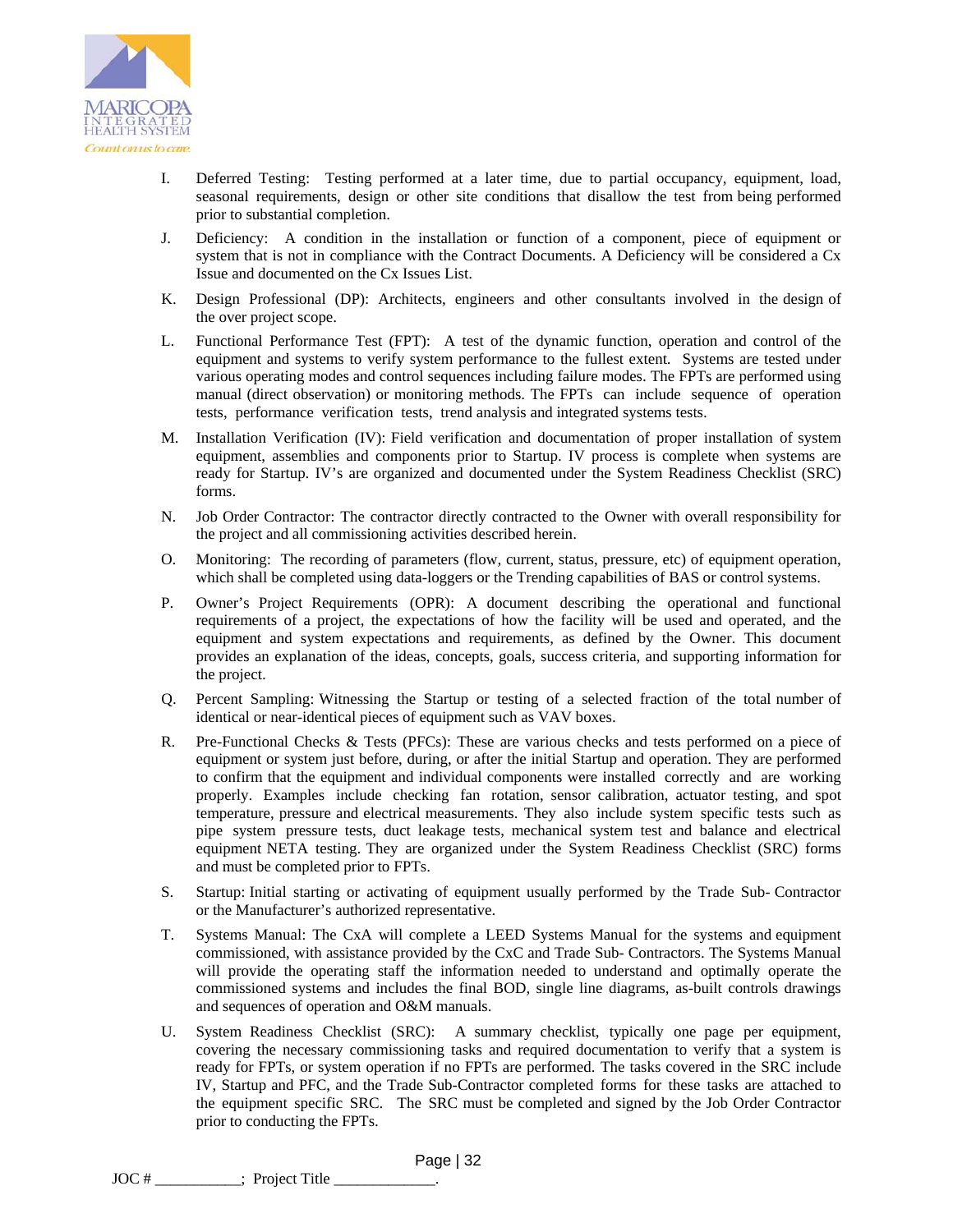I. Deferred Testing: Testing performed at a later time, due to partial occupancy, equipment, load, seasonal requirements, design or other site conditions that disallow the test from being performed prior to substantial completion.

J. Deficiency: A condition in the installation or function of a component, piece of equipment or system that is not in compliance with the Contract Documents. A Deficiency will be considered a Cx Issue and documented on the Cx Issues List.

K. Design Professional (DP): Architects, engineers and other consultants involved in the design of the over project scope.

L. Functional Performance Test (FPT): A test of the dynamic function, operation and control of the equipment and systems to verify system performance to the fullest extent. Systems are tested under various operating modes and control sequences including failure modes. The FPTs are performed using manual (direct observation) or monitoring methods. The FPTs can include sequence of operation tests, performance verification tests, trend analysis and integrated systems tests.

M. Installation Verification (IV): Field verification and documentation of proper installation of system equipment, assemblies and components prior to Startup. IV process is complete when systems are ready for Startup. IV's are organized and documented under the System Readiness Checklist (SRC) forms.

N. Job Order Contractor: The contractor directly contracted to the Owner with overall responsibility for the project and all commissioning activities described herein.

O. Monitoring: The recording of parameters (flow, current, status, pressure, etc) of equipment operation, which shall be completed using data-loggers or the Trending capabilities of BAS or control systems.

P. Owner's Project Requirements (OPR): A document describing the operational and functional requirements of a project, the expectations of how the facility will be used and operated, and the equipment and system expectations and requirements, as defined by the Owner. This document provides an explanation of the ideas, concepts, goals, success criteria, and supporting information for the project.

Q. Percent Sampling: Witnessing the Startup or testing of a selected fraction of the total number of identical or near-identical pieces of equipment such as VAV boxes.

R. Pre-Functional Checks & Tests (PFCs): These are various checks and tests performed on a piece of equipment or system just before, during, or after the initial Startup and operation. They are performed to confirm that the equipment and individual components were installed correctly and are working properly. Examples include checking fan rotation, sensor calibration, actuator testing, and spot temperature, pressure and electrical measurements. They also include system specific tests such as pipe system pressure tests, duct leakage tests, mechanical system test and balance and electrical equipment NETA testing. They are organized under the System Readiness Checklist (SRC) forms and must be completed prior to FPTs.

S. Startup: Initial starting or activating of equipment usually performed by the Trade Sub- Contractor or the Manufacturer's authorized representative.

T. Systems Manual: The CxA will complete a LEED Systems Manual for the systems and equipment commissioned, with assistance provided by the CxC and Trade Sub- Contractors. The Systems Manual will provide the operating staff the information needed to understand and optimally operate the commissioned systems and includes the final BOD, single line diagrams, as-built controls drawings and sequences of operation and O&M manuals.

U. System Readiness Checklist (SRC): A summary checklist, typically one page per equipment, covering the necessary commissioning tasks and required documentation to verify that a system is ready for FPTs, or system operation if no FPTs are performed. The tasks covered in the SRC include IV, Startup and PFC, and the Trade Sub-Contractor completed forms for these tasks are attached to the equipment specific SRC. The SRC must be completed and signed by the Job Order Contractor prior to conducting the FPTs.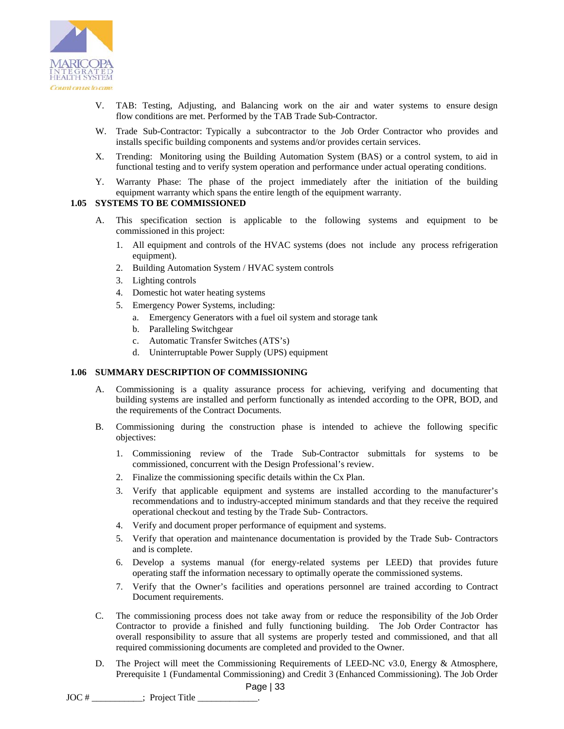V. TAB: Testing, Adjusting, and Balancing work on the air and water systems to ensure design flow conditions are met. Performed by the TAB Trade Sub-Contractor.

W. Trade Sub-Contractor: Typically a subcontractor to the Job Order Contractor who provides and installs specific building components and systems and/or provides certain services.

X. Trending: Monitoring using the Building Automation System (BAS) or a control system, to aid in functional testing and to verify system operation and performance under actual operating conditions.

Y. Warranty Phase: The phase of the project immediately after the initiation of the building equipment warranty which spans the entire length of the equipment warranty.

### 1.05 SYSTEMS TO BE COMMISSIONED

A. This specification section is applicable to the following systems and equipment to be commissioned in this project:

1. All equipment and controls of the HVAC systems (does not include any process refrigeration equipment).
2. Building Automation System / HVAC system controls
3. Lighting controls
4. Domestic hot water heating systems
5. Emergency Power Systems, including:
   a. Emergency Generators with a fuel oil system and storage tank
   b. Paralleling Switchgear
   c. Automatic Transfer Switches (ATS's)
   d. Uninterruptable Power Supply (UPS) equipment

### 1.06 SUMMARY DESCRIPTION OF COMMISSIONING

A. Commissioning is a quality assurance process for achieving, verifying and documenting that building systems are installed and perform functionally as intended according to the OPR, BOD, and the requirements of the Contract Documents.

B. Commissioning during the construction phase is intended to achieve the following specific objectives:

1. Commissioning review of the Trade Sub-Contractor submittals for systems to be commissioned, concurrent with the Design Professional's review.
2. Finalize the commissioning specific details within the Cx Plan.
3. Verify that applicable equipment and systems are installed according to the manufacturer's recommendations and to industry-accepted minimum standards and that they receive the required operational checkout and testing by the Trade Sub- Contractors.
4. Verify and document proper performance of equipment and systems.
5. Verify that operation and maintenance documentation is provided by the Trade Sub- Contractors and is complete.
6. Develop a systems manual (for energy-related systems per LEED) that provides future operating staff the information necessary to optimally operate the commissioned systems.
7. Verify that the Owner's facilities and operations personnel are trained according to Contract Document requirements.

C. The commissioning process does not take away from or reduce the responsibility of the Job Order Contractor to provide a finished and fully functioning building. The Job Order Contractor has overall responsibility to assure that all systems are properly tested and commissioned, and that all required commissioning documents are completed and provided to the Owner.

D. The Project will meet the Commissioning Requirements of LEED-NC v3.0, Energy & Atmosphere, Prerequisite 1 (Fundamental Commissioning) and Credit 3 (Enhanced Commissioning). The Job Order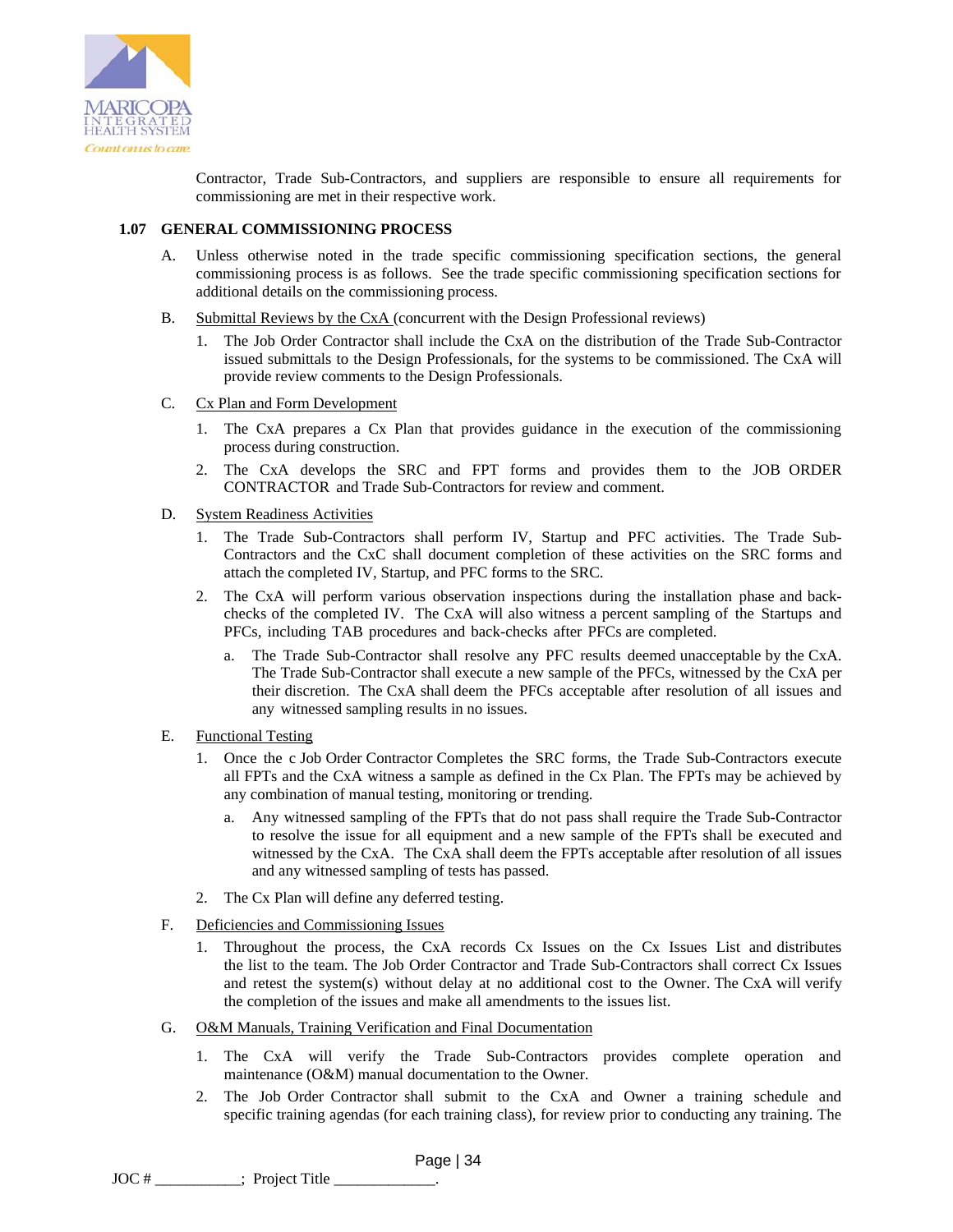Contractor, Trade Sub-Contractors, and suppliers are responsible to ensure all requirements for commissioning are met in their respective work.

### 1.07 GENERAL COMMISSIONING PROCESS

A. Unless otherwise noted in the trade specific commissioning specification sections, the general commissioning process is as follows. See the trade specific commissioning specification sections for additional details on the commissioning process.

B. Submittal Reviews by the CxA (concurrent with the Design Professional reviews)

1. The Job Order Contractor shall include the CxA on the distribution of the Trade Sub-Contractor issued submittals to the Design Professionals, for the systems to be commissioned. The CxA will provide review comments to the Design Professionals.

C. Cx Plan and Form Development

1. The CxA prepares a Cx Plan that provides guidance in the execution of the commissioning process during construction.
2. The CxA develops the SRC and FPT forms and provides them to the JOB ORDER CONTRACTOR and Trade Sub-Contractors for review and comment.

D. System Readiness Activities

1. The Trade Sub-Contractors shall perform IV, Startup and PFC activities. The Trade Sub-Contractors and the CxC shall document completion of these activities on the SRC forms and attach the completed IV, Startup, and PFC forms to the SRC.
2. The CxA will perform various observation inspections during the installation phase and back-checks of the completed IV. The CxA will also witness a percent sampling of the Startups and PFCs, including TAB procedures and back-checks after PFCs are completed.
   a. The Trade Sub-Contractor shall resolve any PFC results deemed unacceptable by the CxA. The Trade Sub-Contractor shall execute a new sample of the PFCs, witnessed by the CxA per their discretion. The CxA shall deem the PFCs acceptable after resolution of all issues and any witnessed sampling results in no issues.

E. Functional Testing

1. Once the c Job Order Contractor Completes the SRC forms, the Trade Sub-Contractors execute all FPTs and the CxA witness a sample as defined in the Cx Plan. The FPTs may be achieved by any combination of manual testing, monitoring or trending.
   a. Any witnessed sampling of the FPTs that do not pass shall require the Trade Sub-Contractor to resolve the issue for all equipment and a new sample of the FPTs shall be executed and witnessed by the CxA. The CxA shall deem the FPTs acceptable after resolution of all issues and any witnessed sampling of tests has passed.
2. The Cx Plan will define any deferred testing.

F. Deficiencies and Commissioning Issues

1. Throughout the process, the CxA records Cx Issues on the Cx Issues List and distributes the list to the team. The Job Order Contractor and Trade Sub-Contractors shall correct Cx Issues and retest the system(s) without delay at no additional cost to the Owner. The CxA will verify the completion of the issues and make all amendments to the issues list.

G. O&M Manuals, Training Verification and Final Documentation

1. The CxA will verify the Trade Sub-Contractors provides complete operation and maintenance (O&M) manual documentation to the Owner.
2. The Job Order Contractor shall submit to the CxA and Owner a training schedule and specific training agendas (for each training class), for review prior to conducting any training. The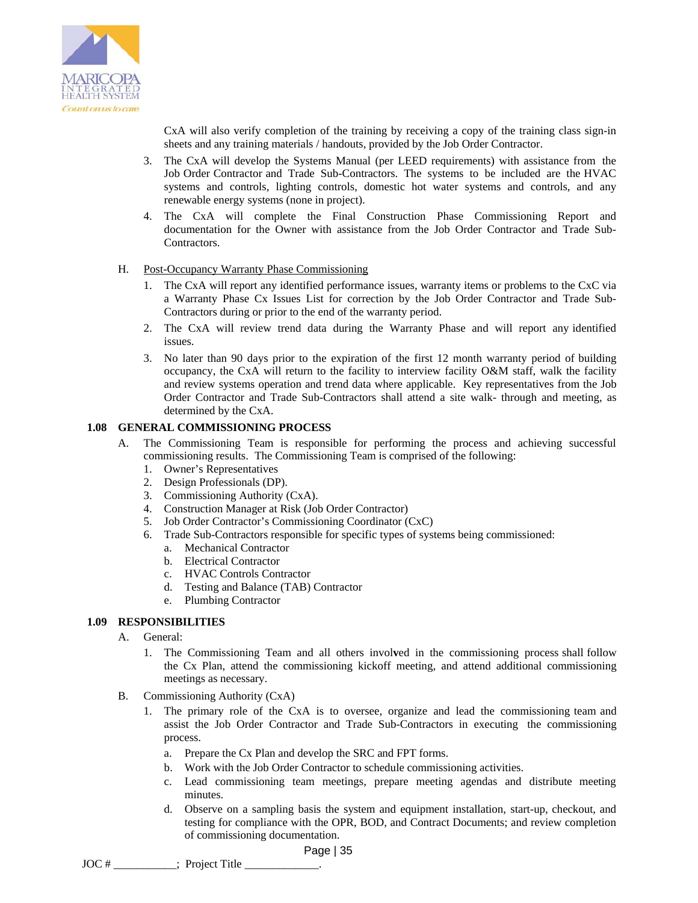CxA will also verify completion of the training by receiving a copy of the training class sign-in sheets and any training materials / handouts, provided by the Job Order Contractor.

3. The CxA will develop the Systems Manual (per LEED requirements) with assistance from the Job Order Contractor and Trade Sub-Contractors. The systems to be included are the HVAC systems and controls, lighting controls, domestic hot water systems and controls, and any renewable energy systems (none in project).
4. The CxA will complete the Final Construction Phase Commissioning Report and documentation for the Owner with assistance from the Job Order Contractor and Trade Sub-Contractors.

H. Post-Occupancy Warranty Phase Commissioning

1. The CxA will report any identified performance issues, warranty items or problems to the CxC via a Warranty Phase Cx Issues List for correction by the Job Order Contractor and Trade Sub-Contractors during or prior to the end of the warranty period.
2. The CxA will review trend data during the Warranty Phase and will report any identified issues.
3. No later than 90 days prior to the expiration of the first 12 month warranty period of building occupancy, the CxA will return to the facility to interview facility O&M staff, walk the facility and review systems operation and trend data where applicable. Key representatives from the Job Order Contractor and Trade Sub-Contractors shall attend a site walk- through and meeting, as determined by the CxA.

**1.08 GENERAL COMMISSIONING PROCESS**

A. The Commissioning Team is responsible for performing the process and achieving successful commissioning results. The Commissioning Team is comprised of the following:

1. Owner's Representatives
2. Design Professionals (DP).
3. Commissioning Authority (CxA).
4. Construction Manager at Risk (Job Order Contractor)
5. Job Order Contractor's Commissioning Coordinator (CxC)
6. Trade Sub-Contractors responsible for specific types of systems being commissioned:
   a. Mechanical Contractor
   b. Electrical Contractor
   c. HVAC Controls Contractor
   d. Testing and Balance (TAB) Contractor
   e. Plumbing Contractor

**1.09 RESPONSIBILITIES**

A. General:

1. The Commissioning Team and all others involved in the commissioning process shall follow the Cx Plan, attend the commissioning kickoff meeting, and attend additional commissioning meetings as necessary.

B. Commissioning Authority (CxA)

1. The primary role of the CxA is to oversee, organize and lead the commissioning team and assist the Job Order Contractor and Trade Sub-Contractors in executing the commissioning process.
   a. Prepare the Cx Plan and develop the SRC and FPT forms.
   b. Work with the Job Order Contractor to schedule commissioning activities.
   c. Lead commissioning team meetings, prepare meeting agendas and distribute meeting minutes.
   d. Observe on a sampling basis the system and equipment installation, start-up, checkout, and testing for compliance with the OPR, BOD, and Contract Documents; and review completion of commissioning documentation.

JOC # \_\_\_\_\_\_\_\_\_\_\_; Project Title \_\_\_\_\_\_\_\_\_\_\_\_\_.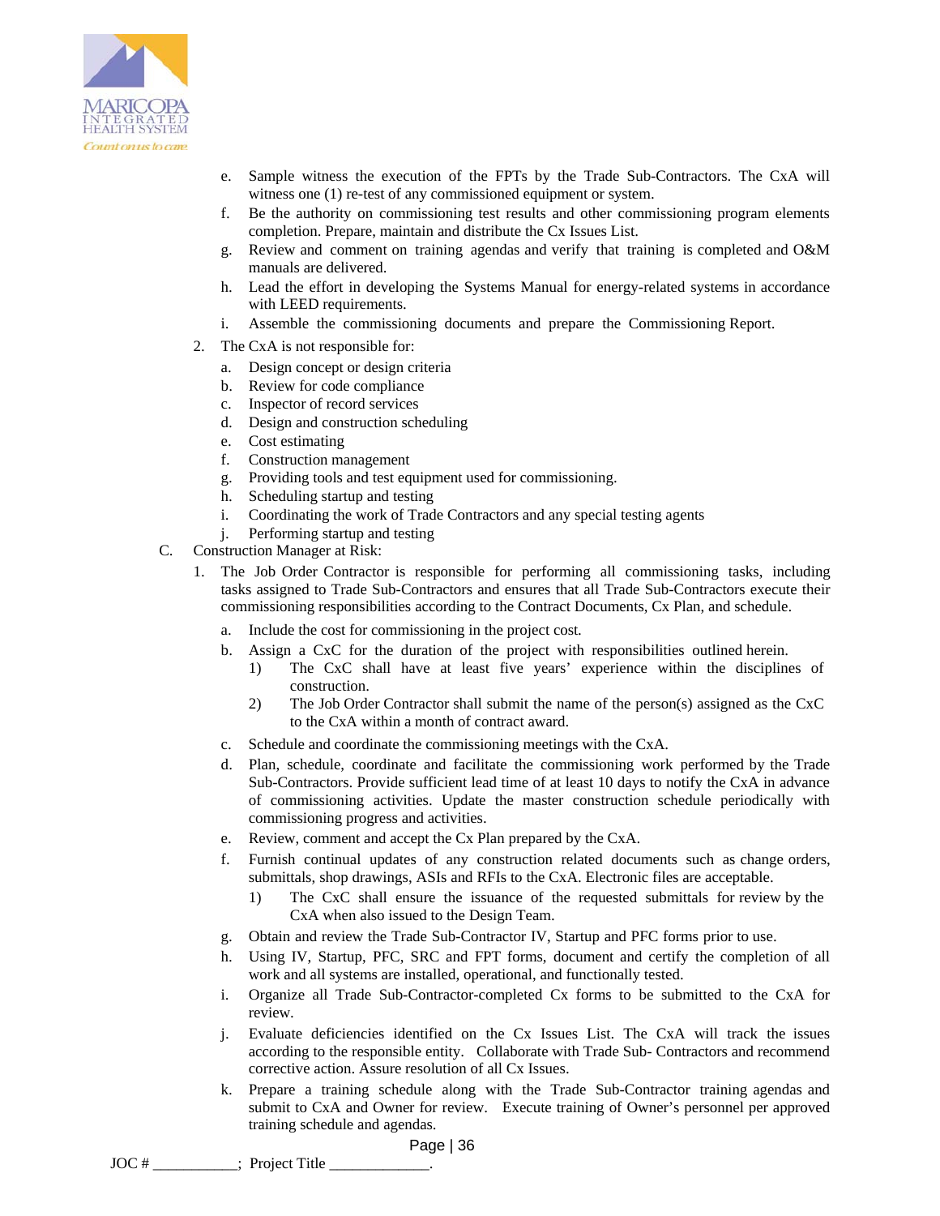e. Sample witness the execution of the FPTs by the Trade Sub-Contractors. The CxA will witness one (1) re-test of any commissioned equipment or system.

f. Be the authority on commissioning test results and other commissioning program elements completion. Prepare, maintain and distribute the Cx Issues List.

g. Review and comment on training agendas and verify that training is completed and O&M manuals are delivered.

h. Lead the effort in developing the Systems Manual for energy-related systems in accordance with LEED requirements.

i. Assemble the commissioning documents and prepare the Commissioning Report.

2. The CxA is not responsible for:

   a. Design concept or design criteria
   b. Review for code compliance
   c. Inspector of record services
   d. Design and construction scheduling
   e. Cost estimating
   f. Construction management
   g. Providing tools and test equipment used for commissioning.
   h. Scheduling startup and testing
   i. Coordinating the work of Trade Contractors and any special testing agents
   j. Performing startup and testing

C. Construction Manager at Risk:

1. The Job Order Contractor is responsible for performing all commissioning tasks, including tasks assigned to Trade Sub-Contractors and ensures that all Trade Sub-Contractors execute their commissioning responsibilities according to the Contract Documents, Cx Plan, and schedule.

   a. Include the cost for commissioning in the project cost.

   b. Assign a CxC for the duration of the project with responsibilities outlined herein.
      1) The CxC shall have at least five years' experience within the disciplines of construction.
      2) The Job Order Contractor shall submit the name of the person(s) assigned as the CxC to the CxA within a month of contract award.

   c. Schedule and coordinate the commissioning meetings with the CxA.

   d. Plan, schedule, coordinate and facilitate the commissioning work performed by the Trade Sub-Contractors. Provide sufficient lead time of at least 10 days to notify the CxA in advance of commissioning activities. Update the master construction schedule periodically with commissioning progress and activities.

   e. Review, comment and accept the Cx Plan prepared by the CxA.

   f. Furnish continual updates of any construction related documents such as change orders, submittals, shop drawings, ASIs and RFIs to the CxA. Electronic files are acceptable.
      1) The CxC shall ensure the issuance of the requested submittals for review by the CxA when also issued to the Design Team.

   g. Obtain and review the Trade Sub-Contractor IV, Startup and PFC forms prior to use.

   h. Using IV, Startup, PFC, SRC and FPT forms, document and certify the completion of all work and all systems are installed, operational, and functionally tested.

   i. Organize all Trade Sub-Contractor-completed Cx forms to be submitted to the CxA for review.

   j. Evaluate deficiencies identified on the Cx Issues List. The CxA will track the issues according to the responsible entity. Collaborate with Trade Sub- Contractors and recommend corrective action. Assure resolution of all Cx Issues.

   k. Prepare a training schedule along with the Trade Sub-Contractor training agendas and submit to CxA and Owner for review. Execute training of Owner's personnel per approved training schedule and agendas.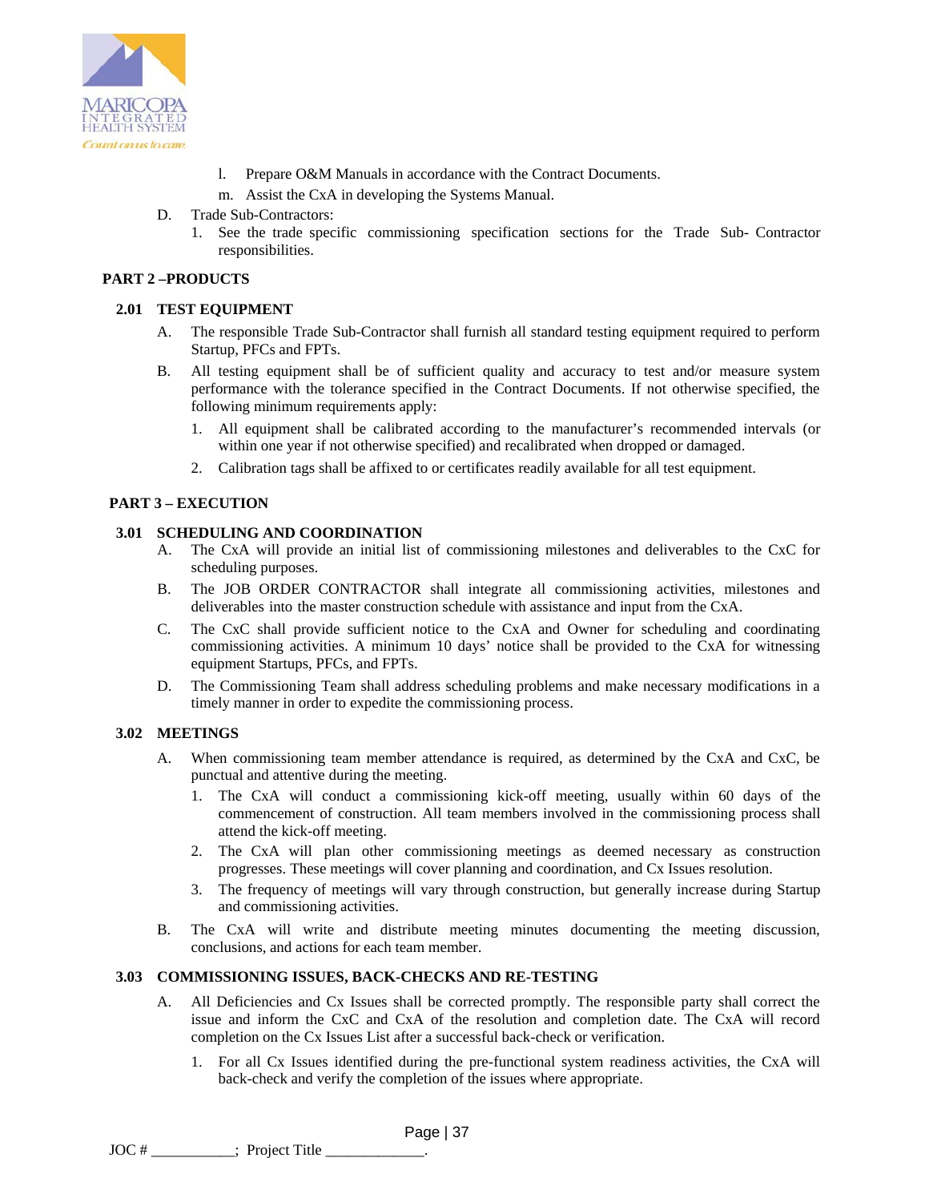l. Prepare O&M Manuals in accordance with the Contract Documents.

m. Assist the CxA in developing the Systems Manual.

D. Trade Sub-Contractors:

1. See the trade specific commissioning specification sections for the Trade Sub- Contractor responsibilities.

**PART 2 –PRODUCTS**

**2.01 TEST EQUIPMENT**

A. The responsible Trade Sub-Contractor shall furnish all standard testing equipment required to perform Startup, PFCs and FPTs.

B. All testing equipment shall be of sufficient quality and accuracy to test and/or measure system performance with the tolerance specified in the Contract Documents. If not otherwise specified, the following minimum requirements apply:

1. All equipment shall be calibrated according to the manufacturer's recommended intervals (or within one year if not otherwise specified) and recalibrated when dropped or damaged.
2. Calibration tags shall be affixed to or certificates readily available for all test equipment.

**PART 3 – EXECUTION**

**3.01 SCHEDULING AND COORDINATION**

A. The CxA will provide an initial list of commissioning milestones and deliverables to the CxC for scheduling purposes.

B. The JOB ORDER CONTRACTOR shall integrate all commissioning activities, milestones and deliverables into the master construction schedule with assistance and input from the CxA.

C. The CxC shall provide sufficient notice to the CxA and Owner for scheduling and coordinating commissioning activities. A minimum 10 days' notice shall be provided to the CxA for witnessing equipment Startups, PFCs, and FPTs.

D. The Commissioning Team shall address scheduling problems and make necessary modifications in a timely manner in order to expedite the commissioning process.

**3.02 MEETINGS**

A. When commissioning team member attendance is required, as determined by the CxA and CxC, be punctual and attentive during the meeting.

1. The CxA will conduct a commissioning kick-off meeting, usually within 60 days of the commencement of construction. All team members involved in the commissioning process shall attend the kick-off meeting.
2. The CxA will plan other commissioning meetings as deemed necessary as construction progresses. These meetings will cover planning and coordination, and Cx Issues resolution.
3. The frequency of meetings will vary through construction, but generally increase during Startup and commissioning activities.

B. The CxA will write and distribute meeting minutes documenting the meeting discussion, conclusions, and actions for each team member.

**3.03 COMMISSIONING ISSUES, BACK-CHECKS AND RE-TESTING**

A. All Deficiencies and Cx Issues shall be corrected promptly. The responsible party shall correct the issue and inform the CxC and CxA of the resolution and completion date. The CxA will record completion on the Cx Issues List after a successful back-check or verification.

1. For all Cx Issues identified during the pre-functional system readiness activities, the CxA will back-check and verify the completion of the issues where appropriate.

JOC # ___________; Project Title _____________.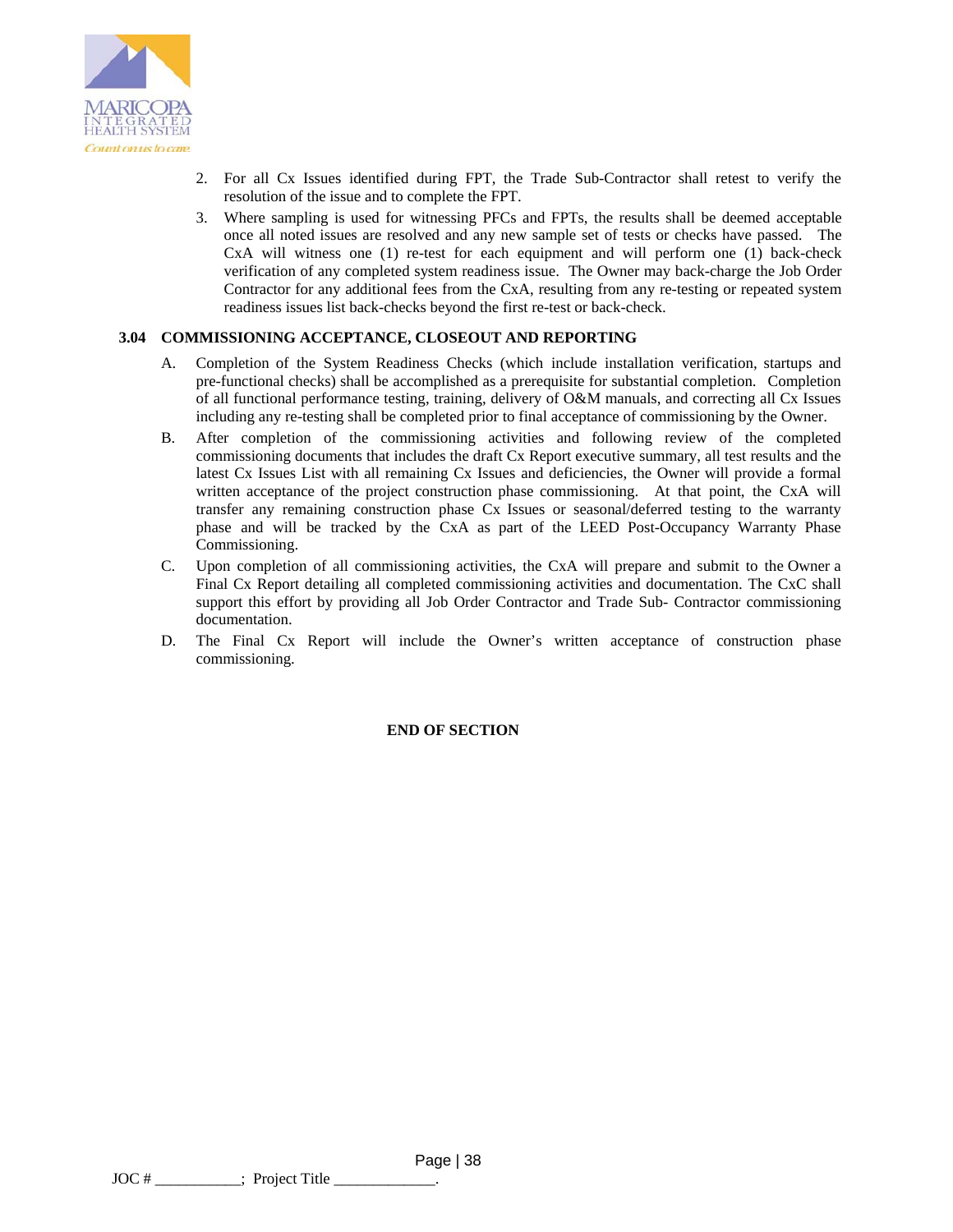2. For all Cx Issues identified during FPT, the Trade Sub-Contractor shall retest to verify the resolution of the issue and to complete the FPT.
3. Where sampling is used for witnessing PFCs and FPTs, the results shall be deemed acceptable once all noted issues are resolved and any new sample set of tests or checks have passed. The CxA will witness one (1) re-test for each equipment and will perform one (1) back-check verification of any completed system readiness issue. The Owner may back-charge the Job Order Contractor for any additional fees from the CxA, resulting from any re-testing or repeated system readiness issues list back-checks beyond the first re-test or back-check.

### 3.04 COMMISSIONING ACCEPTANCE, CLOSEOUT AND REPORTING

A. Completion of the System Readiness Checks (which include installation verification, startups and pre-functional checks) shall be accomplished as a prerequisite for substantial completion. Completion of all functional performance testing, training, delivery of O&M manuals, and correcting all Cx Issues including any re-testing shall be completed prior to final acceptance of commissioning by the Owner.

B. After completion of the commissioning activities and following review of the completed commissioning documents that includes the draft Cx Report executive summary, all test results and the latest Cx Issues List with all remaining Cx Issues and deficiencies, the Owner will provide a formal written acceptance of the project construction phase commissioning. At that point, the CxA will transfer any remaining construction phase Cx Issues or seasonal/deferred testing to the warranty phase and will be tracked by the CxA as part of the LEED Post-Occupancy Warranty Phase Commissioning.

C. Upon completion of all commissioning activities, the CxA will prepare and submit to the Owner a Final Cx Report detailing all completed commissioning activities and documentation. The CxC shall support this effort by providing all Job Order Contractor and Trade Sub- Contractor commissioning documentation.

D. The Final Cx Report will include the Owner's written acceptance of construction phase commissioning.

**END OF SECTION**